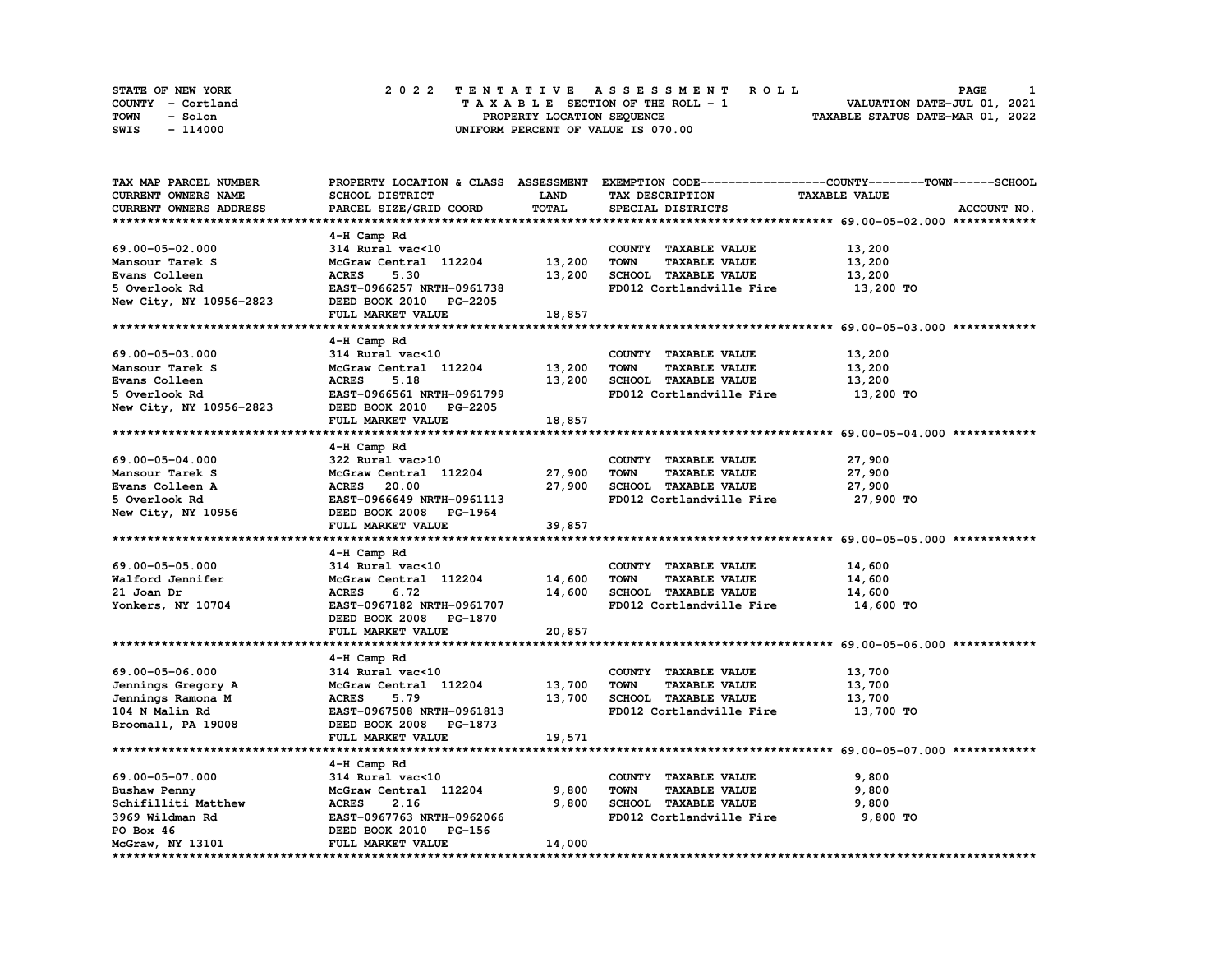STATE OF NEW YORK — 2022 TENTATIVE ASSESSMENT ROLL
COUNTY - Cortland — TAXABLE SECTION OF THE ROLL - 1 — VALUATION DATE-JUL 01, 2021
TOWN - Solon — PROPERTY LOCATION SEQUENCE — TAXABLE STATUS DATE-MAR 01, 2022
SWIS - 114000 — UNIFORM PERCENT OF VALUE IS 070.00

| TAX MAP PARCEL NUMBER / CURRENT OWNERS NAME / CURRENT OWNERS ADDRESS | PROPERTY LOCATION & CLASS / SCHOOL DISTRICT / PARCEL SIZE/GRID COORD | ASSESSMENT LAND / TOTAL | EXEMPTION CODE / TAX DESCRIPTION / SPECIAL DISTRICTS | TAXABLE VALUE (COUNTY / TOWN / SCHOOL) | ACCOUNT NO. |
|---|---|---|---|---|---|
| **69.00-05-02.000** | 4-H Camp Rd | | | | |
| 69.00-05-02.000 | 314 Rural vac<10 | | COUNTY TAXABLE VALUE | 13,200 | |
| Mansour Tarek S | McGraw Central 112204 | 13,200 | TOWN TAXABLE VALUE | 13,200 | |
| Evans Colleen | ACRES 5.30 | 13,200 | SCHOOL TAXABLE VALUE | 13,200 | |
| 5 Overlook Rd | EAST-0966257 NRTH-0961738 | | FD012 Cortlandville Fire | 13,200 TO | |
| New City, NY 10956-2823 | DEED BOOK 2010 PG-2205 | | | | |
| | FULL MARKET VALUE | 18,857 | | | |
| **69.00-05-03.000** | 4-H Camp Rd | | | | |
| 69.00-05-03.000 | 314 Rural vac<10 | | COUNTY TAXABLE VALUE | 13,200 | |
| Mansour Tarek S | McGraw Central 112204 | 13,200 | TOWN TAXABLE VALUE | 13,200 | |
| Evans Colleen | ACRES 5.18 | 13,200 | SCHOOL TAXABLE VALUE | 13,200 | |
| 5 Overlook Rd | EAST-0966561 NRTH-0961799 | | FD012 Cortlandville Fire | 13,200 TO | |
| New City, NY 10956-2823 | DEED BOOK 2010 PG-2205 | | | | |
| | FULL MARKET VALUE | 18,857 | | | |
| **69.00-05-04.000** | 4-H Camp Rd | | | | |
| 69.00-05-04.000 | 322 Rural vac>10 | | COUNTY TAXABLE VALUE | 27,900 | |
| Mansour Tarek S | McGraw Central 112204 | 27,900 | TOWN TAXABLE VALUE | 27,900 | |
| Evans Colleen A | ACRES 20.00 | 27,900 | SCHOOL TAXABLE VALUE | 27,900 | |
| 5 Overlook Rd | EAST-0966649 NRTH-0961113 | | FD012 Cortlandville Fire | 27,900 TO | |
| New City, NY 10956 | DEED BOOK 2008 PG-1964 | | | | |
| | FULL MARKET VALUE | 39,857 | | | |
| **69.00-05-05.000** | 4-H Camp Rd | | | | |
| 69.00-05-05.000 | 314 Rural vac<10 | | COUNTY TAXABLE VALUE | 14,600 | |
| Walford Jennifer | McGraw Central 112204 | 14,600 | TOWN TAXABLE VALUE | 14,600 | |
| 21 Joan Dr | ACRES 6.72 | 14,600 | SCHOOL TAXABLE VALUE | 14,600 | |
| Yonkers, NY 10704 | EAST-0967182 NRTH-0961707 | | FD012 Cortlandville Fire | 14,600 TO | |
| | DEED BOOK 2008 PG-1870 | | | | |
| | FULL MARKET VALUE | 20,857 | | | |
| **69.00-05-06.000** | 4-H Camp Rd | | | | |
| 69.00-05-06.000 | 314 Rural vac<10 | | COUNTY TAXABLE VALUE | 13,700 | |
| Jennings Gregory A | McGraw Central 112204 | 13,700 | TOWN TAXABLE VALUE | 13,700 | |
| Jennings Ramona M | ACRES 5.79 | 13,700 | SCHOOL TAXABLE VALUE | 13,700 | |
| 104 N Malin Rd | EAST-0967508 NRTH-0961813 | | FD012 Cortlandville Fire | 13,700 TO | |
| Broomall, PA 19008 | DEED BOOK 2008 PG-1873 | | | | |
| | FULL MARKET VALUE | 19,571 | | | |
| **69.00-05-07.000** | 4-H Camp Rd | | | | |
| 69.00-05-07.000 | 314 Rural vac<10 | | COUNTY TAXABLE VALUE | 9,800 | |
| Bushaw Penny | McGraw Central 112204 | 9,800 | TOWN TAXABLE VALUE | 9,800 | |
| Schifilliti Matthew | ACRES 2.16 | 9,800 | SCHOOL TAXABLE VALUE | 9,800 | |
| 3969 Wildman Rd | EAST-0967763 NRTH-0962066 | | FD012 Cortlandville Fire | 9,800 TO | |
| PO Box 46 | DEED BOOK 2010 PG-156 | | | | |
| McGraw, NY 13101 | FULL MARKET VALUE | 14,000 | | | |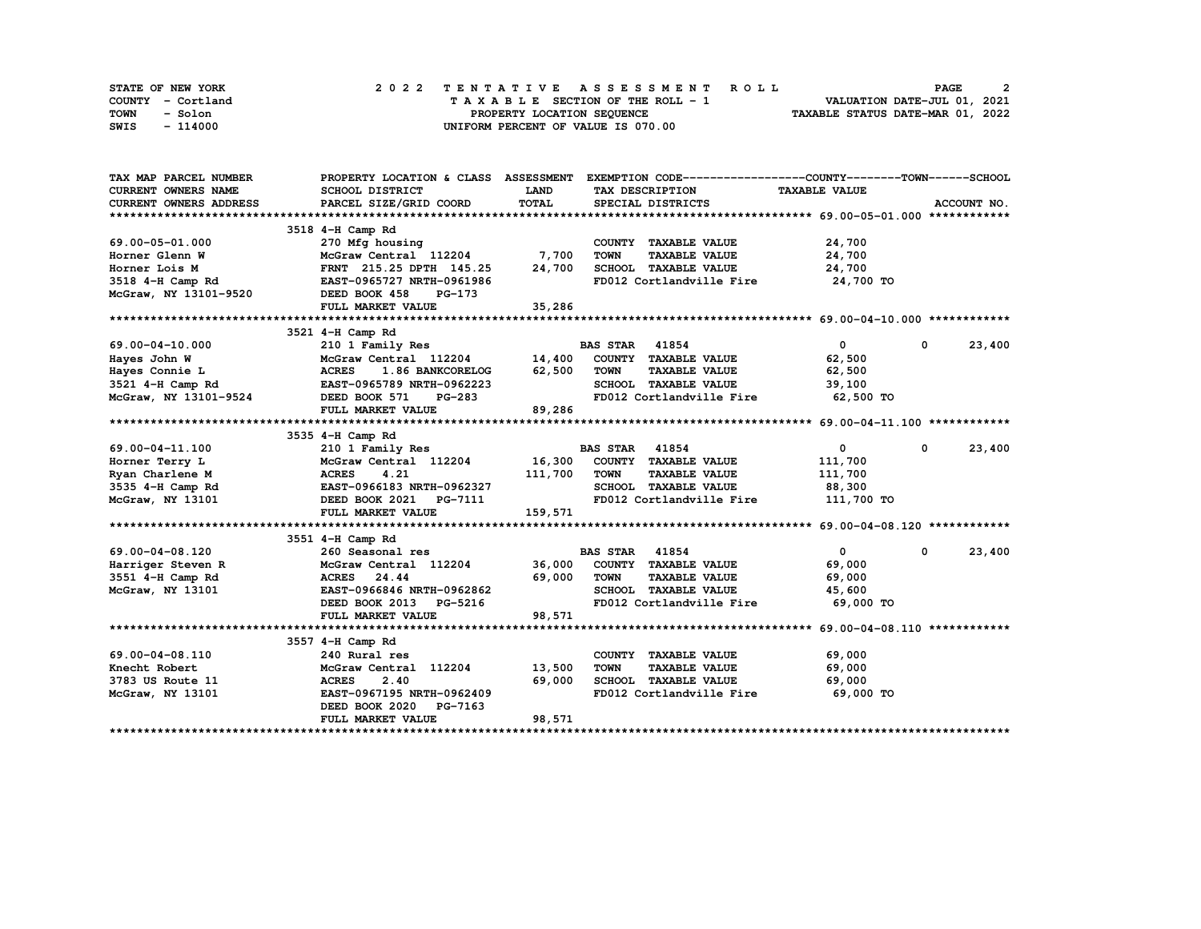STATE OF NEW YORK
COUNTY - Cortland
TOWN - Solon
SWIS - 114000

# 2022 TENTATIVE ASSESSMENT ROLL

TAXABLE SECTION OF THE ROLL - 1
PROPERTY LOCATION SEQUENCE
UNIFORM PERCENT OF VALUE IS 070.00

VALUATION DATE-JUL 01, 2021
TAXABLE STATUS DATE-MAR 01, 2022

| TAX MAP PARCEL NUMBER / CURRENT OWNERS NAME / CURRENT OWNERS ADDRESS | PROPERTY LOCATION & CLASS / SCHOOL DISTRICT / PARCEL SIZE/GRID COORD | ASSESSMENT LAND / TOTAL | EXEMPTION CODE / TAX DESCRIPTION / SPECIAL DISTRICTS | COUNTY TAXABLE VALUE | TOWN | SCHOOL |
|---|---|---|---|---|---|---|
| **69.00-05-01.000** | 3518 4-H Camp Rd | | | | | |
| 69.00-05-01.000 | 270 Mfg housing | | COUNTY TAXABLE VALUE | 24,700 | | |
| Horner Glenn W | McGraw Central 112204 | 7,700 | TOWN TAXABLE VALUE | 24,700 | | |
| Horner Lois M | FRNT 215.25 DPTH 145.25 | 24,700 | SCHOOL TAXABLE VALUE | 24,700 | | |
| 3518 4-H Camp Rd | EAST-0965727 NRTH-0961986 | | FD012 Cortlandville Fire | 24,700 TO | | |
| McGraw, NY 13101-9520 | DEED BOOK 458 PG-173 | | | | | |
| | FULL MARKET VALUE | 35,286 | | | | |
| **69.00-04-10.000** | 3521 4-H Camp Rd | | | | | |
| 69.00-04-10.000 | 210 1 Family Res | | BAS STAR 41854 | 0 | 0 | 23,400 |
| Hayes John W | McGraw Central 112204 | 14,400 | COUNTY TAXABLE VALUE | 62,500 | | |
| Hayes Connie L | ACRES 1.86 BANKCORELOG | 62,500 | TOWN TAXABLE VALUE | 62,500 | | |
| 3521 4-H Camp Rd | EAST-0965789 NRTH-0962223 | | SCHOOL TAXABLE VALUE | 39,100 | | |
| McGraw, NY 13101-9524 | DEED BOOK 571 PG-283 | | FD012 Cortlandville Fire | 62,500 TO | | |
| | FULL MARKET VALUE | 89,286 | | | | |
| **69.00-04-11.100** | 3535 4-H Camp Rd | | | | | |
| 69.00-04-11.100 | 210 1 Family Res | | BAS STAR 41854 | 0 | 0 | 23,400 |
| Horner Terry L | McGraw Central 112204 | 16,300 | COUNTY TAXABLE VALUE | 111,700 | | |
| Ryan Charlene M | ACRES 4.21 | 111,700 | TOWN TAXABLE VALUE | 111,700 | | |
| 3535 4-H Camp Rd | EAST-0966183 NRTH-0962327 | | SCHOOL TAXABLE VALUE | 88,300 | | |
| McGraw, NY 13101 | DEED BOOK 2021 PG-7111 | | FD012 Cortlandville Fire | 111,700 TO | | |
| | FULL MARKET VALUE | 159,571 | | | | |
| **69.00-04-08.120** | 3551 4-H Camp Rd | | | | | |
| 69.00-04-08.120 | 260 Seasonal res | | BAS STAR 41854 | 0 | 0 | 23,400 |
| Harriger Steven R | McGraw Central 112204 | 36,000 | COUNTY TAXABLE VALUE | 69,000 | | |
| 3551 4-H Camp Rd | ACRES 24.44 | 69,000 | TOWN TAXABLE VALUE | 69,000 | | |
| McGraw, NY 13101 | EAST-0966846 NRTH-0962862 | | SCHOOL TAXABLE VALUE | 45,600 | | |
| | DEED BOOK 2013 PG-5216 | | FD012 Cortlandville Fire | 69,000 TO | | |
| | FULL MARKET VALUE | 98,571 | | | | |
| **69.00-04-08.110** | 3557 4-H Camp Rd | | | | | |
| 69.00-04-08.110 | 240 Rural res | | COUNTY TAXABLE VALUE | 69,000 | | |
| Knecht Robert | McGraw Central 112204 | 13,500 | TOWN TAXABLE VALUE | 69,000 | | |
| 3783 US Route 11 | ACRES 2.40 | 69,000 | SCHOOL TAXABLE VALUE | 69,000 | | |
| McGraw, NY 13101 | EAST-0967195 NRTH-0962409 | | FD012 Cortlandville Fire | 69,000 TO | | |
| | DEED BOOK 2020 PG-7163 | | | | | |
| | FULL MARKET VALUE | 98,571 | | | | |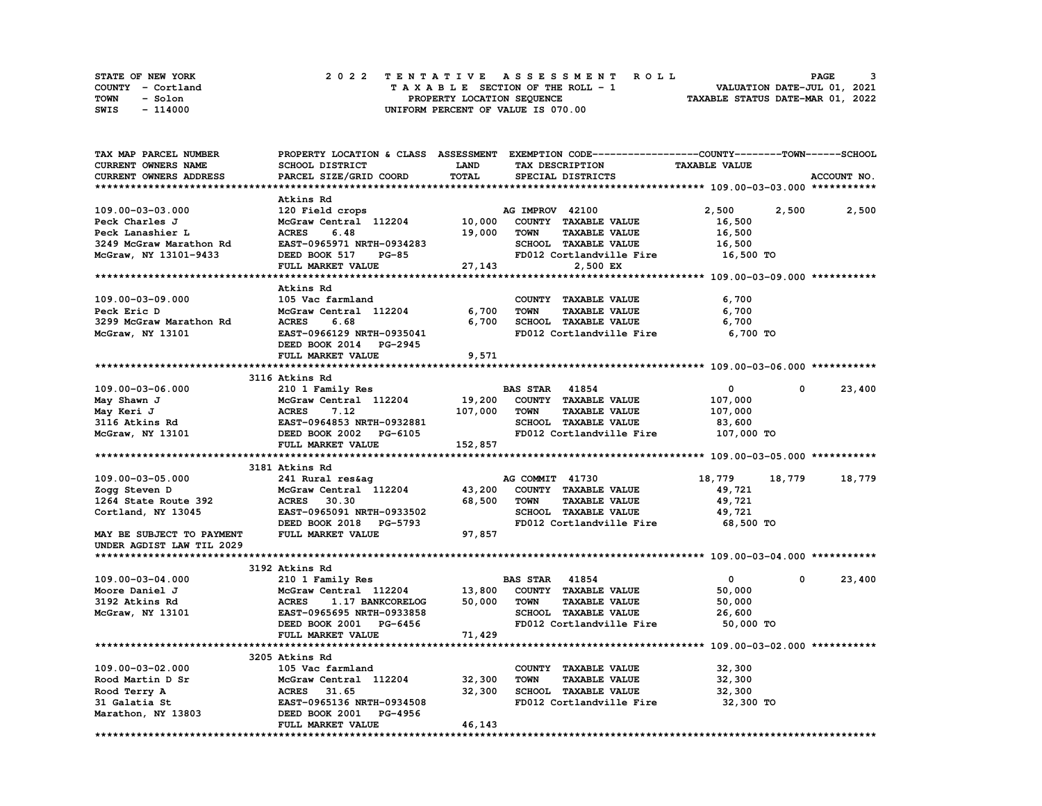STATE OF NEW YORK — COUNTY - Cortland — TOWN - Solon — SWIS - 114000

2022 TENTATIVE ASSESSMENT ROLL
TAXABLE SECTION OF THE ROLL - 1
PROPERTY LOCATION SEQUENCE
UNIFORM PERCENT OF VALUE IS 070.00

VALUATION DATE-JUL 01, 2021
TAXABLE STATUS DATE-MAR 01, 2022

| TAX MAP PARCEL NUMBER / CURRENT OWNERS NAME / CURRENT OWNERS ADDRESS | PROPERTY LOCATION & CLASS / SCHOOL DISTRICT / PARCEL SIZE/GRID COORD | ASSESSMENT LAND / TOTAL | EXEMPTION CODE / TAX DESCRIPTION / SPECIAL DISTRICTS | COUNTY | TOWN | SCHOOL |
|---|---|---|---|---|---|---|
| **109.00-03-03.000** | Atkins Rd | | | | | |
| 109.00-03-03.000 | 120 Field crops | | AG IMPROV 42100 | 2,500 | 2,500 | 2,500 |
| Peck Charles J | McGraw Central 112204 | 10,000 | COUNTY TAXABLE VALUE | 16,500 | | |
| Peck Lanashier L | ACRES 6.48 | 19,000 | TOWN TAXABLE VALUE | | 16,500 | |
| 3249 McGraw Marathon Rd | EAST-0965971 NRTH-0934283 | | SCHOOL TAXABLE VALUE | | | 16,500 |
| McGraw, NY 13101-9433 | DEED BOOK 517 PG-85 | | FD012 Cortlandville Fire | 16,500 TO | | |
| | FULL MARKET VALUE | 27,143 | 2,500 EX | | | |
| **109.00-03-09.000** | Atkins Rd | | | | | |
| 109.00-03-09.000 | 105 Vac farmland | | COUNTY TAXABLE VALUE | 6,700 | | |
| Peck Eric D | McGraw Central 112204 | 6,700 | TOWN TAXABLE VALUE | | 6,700 | |
| 3299 McGraw Marathon Rd | ACRES 6.68 | 6,700 | SCHOOL TAXABLE VALUE | | | 6,700 |
| McGraw, NY 13101 | EAST-0966129 NRTH-0935041 | | FD012 Cortlandville Fire | 6,700 TO | | |
| | DEED BOOK 2014 PG-2945 | | | | | |
| | FULL MARKET VALUE | 9,571 | | | | |
| **109.00-03-06.000** | 3116 Atkins Rd | | | | | |
| 109.00-03-06.000 | 210 1 Family Res | | BAS STAR 41854 | 0 | 0 | 23,400 |
| May Shawn J | McGraw Central 112204 | 19,200 | COUNTY TAXABLE VALUE | 107,000 | | |
| May Keri J | ACRES 7.12 | 107,000 | TOWN TAXABLE VALUE | | 107,000 | |
| 3116 Atkins Rd | EAST-0964853 NRTH-0932881 | | SCHOOL TAXABLE VALUE | | | 83,600 |
| McGraw, NY 13101 | DEED BOOK 2002 PG-6105 | | FD012 Cortlandville Fire | 107,000 TO | | |
| | FULL MARKET VALUE | 152,857 | | | | |
| **109.00-03-05.000** | 3181 Atkins Rd | | | | | |
| 109.00-03-05.000 | 241 Rural res&ag | | AG COMMIT 41730 | 18,779 | 18,779 | 18,779 |
| Zogg Steven D | McGraw Central 112204 | 43,200 | COUNTY TAXABLE VALUE | 49,721 | | |
| 1264 State Route 392 | ACRES 30.30 | 68,500 | TOWN TAXABLE VALUE | | 49,721 | |
| Cortland, NY 13045 | EAST-0965091 NRTH-0933502 | | SCHOOL TAXABLE VALUE | | | 49,721 |
| | DEED BOOK 2018 PG-5793 | | FD012 Cortlandville Fire | 68,500 TO | | |
| MAY BE SUBJECT TO PAYMENT UNDER AGDIST LAW TIL 2029 | FULL MARKET VALUE | 97,857 | | | | |
| **109.00-03-04.000** | 3192 Atkins Rd | | | | | |
| 109.00-03-04.000 | 210 1 Family Res | | BAS STAR 41854 | 0 | 0 | 23,400 |
| Moore Daniel J | McGraw Central 112204 | 13,800 | COUNTY TAXABLE VALUE | 50,000 | | |
| 3192 Atkins Rd | ACRES 1.17 BANKCORELOG | 50,000 | TOWN TAXABLE VALUE | | 50,000 | |
| McGraw, NY 13101 | EAST-0965695 NRTH-0933858 | | SCHOOL TAXABLE VALUE | | | 26,600 |
| | DEED BOOK 2001 PG-6456 | | FD012 Cortlandville Fire | 50,000 TO | | |
| | FULL MARKET VALUE | 71,429 | | | | |
| **109.00-03-02.000** | 3205 Atkins Rd | | | | | |
| 109.00-03-02.000 | 105 Vac farmland | | COUNTY TAXABLE VALUE | 32,300 | | |
| Rood Martin D Sr | McGraw Central 112204 | 32,300 | TOWN TAXABLE VALUE | | 32,300 | |
| Rood Terry A | ACRES 31.65 | 32,300 | SCHOOL TAXABLE VALUE | | | 32,300 |
| 31 Galatia St | EAST-0965136 NRTH-0934508 | | FD012 Cortlandville Fire | 32,300 TO | | |
| Marathon, NY 13803 | DEED BOOK 2001 PG-4956 | | | | | |
| | FULL MARKET VALUE | 46,143 | | | | |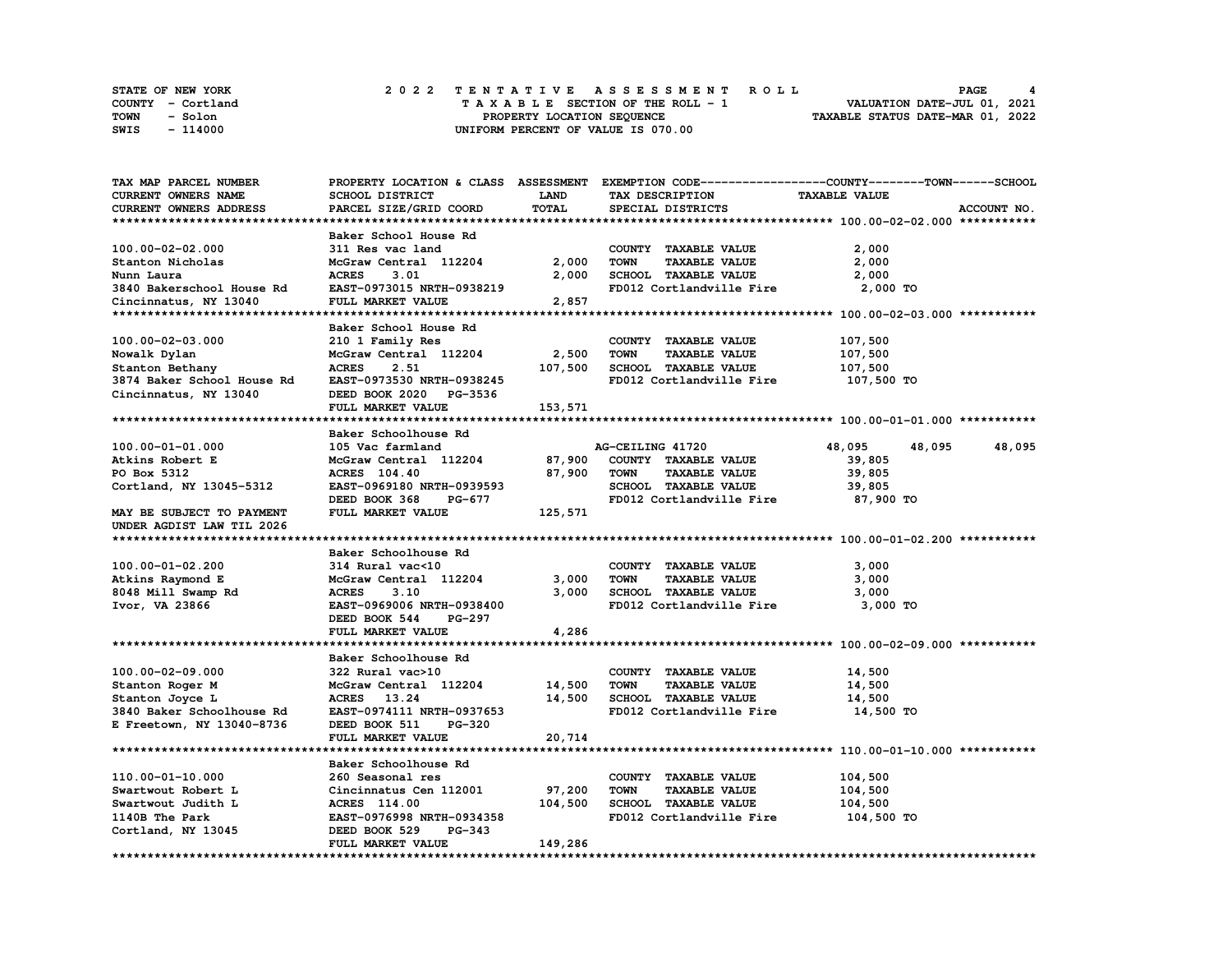STATE OF NEW YORK
COUNTY - Cortland
TOWN - Solon
SWIS - 114000

2022 TENTATIVE ASSESSMENT ROLL
TAXABLE SECTION OF THE ROLL - 1
PROPERTY LOCATION SEQUENCE
UNIFORM PERCENT OF VALUE IS 070.00

VALUATION DATE-JUL 01, 2021
TAXABLE STATUS DATE-MAR 01, 2022

| TAX MAP PARCEL NUMBER / CURRENT OWNERS NAME / CURRENT OWNERS ADDRESS | PROPERTY LOCATION & CLASS / SCHOOL DISTRICT / PARCEL SIZE/GRID COORD | ASSESSMENT LAND / TOTAL | EXEMPTION CODE / TAX DESCRIPTION / SPECIAL DISTRICTS | COUNTY | TOWN | SCHOOL |
|---|---|---|---|---|---|---|
| **100.00-02-02.000** | Baker School House Rd | | | | | |
| 100.00-02-02.000 | 311 Res vac land | | COUNTY TAXABLE VALUE | 2,000 | | |
| Stanton Nicholas | McGraw Central 112204 | 2,000 | TOWN TAXABLE VALUE | 2,000 | | |
| Nunn Laura | ACRES 3.01 | 2,000 | SCHOOL TAXABLE VALUE | 2,000 | | |
| 3840 Bakerschool House Rd | EAST-0973015 NRTH-0938219 | | FD012 Cortlandville Fire | 2,000 TO | | |
| Cincinnatus, NY 13040 | FULL MARKET VALUE | 2,857 | | | | |
| **100.00-02-03.000** | Baker School House Rd | | | | | |
| 100.00-02-03.000 | 210 1 Family Res | | COUNTY TAXABLE VALUE | 107,500 | | |
| Nowalk Dylan | McGraw Central 112204 | 2,500 | TOWN TAXABLE VALUE | 107,500 | | |
| Stanton Bethany | ACRES 2.51 | 107,500 | SCHOOL TAXABLE VALUE | 107,500 | | |
| 3874 Baker School House Rd | EAST-0973530 NRTH-0938245 | | FD012 Cortlandville Fire | 107,500 TO | | |
| Cincinnatus, NY 13040 | DEED BOOK 2020 PG-3536 | | | | | |
| | FULL MARKET VALUE | 153,571 | | | | |
| **100.00-01-01.000** | Baker Schoolhouse Rd | | | | | |
| 100.00-01-01.000 | 105 Vac farmland | | AG-CEILING 41720 | 48,095 | 48,095 | 48,095 |
| Atkins Robert E | McGraw Central 112204 | 87,900 | COUNTY TAXABLE VALUE | 39,805 | | |
| PO Box 5312 | ACRES 104.40 | 87,900 | TOWN TAXABLE VALUE | 39,805 | | |
| Cortland, NY 13045-5312 | EAST-0969180 NRTH-0939593 | | SCHOOL TAXABLE VALUE | 39,805 | | |
| | DEED BOOK 368 PG-677 | | FD012 Cortlandville Fire | 87,900 TO | | |
| MAY BE SUBJECT TO PAYMENT | FULL MARKET VALUE | 125,571 | | | | |
| UNDER AGDIST LAW TIL 2026 | | | | | | |
| **100.00-01-02.200** | Baker Schoolhouse Rd | | | | | |
| 100.00-01-02.200 | 314 Rural vac<10 | | COUNTY TAXABLE VALUE | 3,000 | | |
| Atkins Raymond E | McGraw Central 112204 | 3,000 | TOWN TAXABLE VALUE | 3,000 | | |
| 8048 Mill Swamp Rd | ACRES 3.10 | 3,000 | SCHOOL TAXABLE VALUE | 3,000 | | |
| Ivor, VA 23866 | EAST-0969006 NRTH-0938400 | | FD012 Cortlandville Fire | 3,000 TO | | |
| | DEED BOOK 544 PG-297 | | | | | |
| | FULL MARKET VALUE | 4,286 | | | | |
| **100.00-02-09.000** | Baker Schoolhouse Rd | | | | | |
| 100.00-02-09.000 | 322 Rural vac>10 | | COUNTY TAXABLE VALUE | 14,500 | | |
| Stanton Roger M | McGraw Central 112204 | 14,500 | TOWN TAXABLE VALUE | 14,500 | | |
| Stanton Joyce L | ACRES 13.24 | 14,500 | SCHOOL TAXABLE VALUE | 14,500 | | |
| 3840 Baker Schoolhouse Rd | EAST-0974111 NRTH-0937653 | | FD012 Cortlandville Fire | 14,500 TO | | |
| E Freetown, NY 13040-8736 | DEED BOOK 511 PG-320 | | | | | |
| | FULL MARKET VALUE | 20,714 | | | | |
| **110.00-01-10.000** | Baker Schoolhouse Rd | | | | | |
| 110.00-01-10.000 | 260 Seasonal res | | COUNTY TAXABLE VALUE | 104,500 | | |
| Swartwout Robert L | Cincinnatus Cen 112001 | 97,200 | TOWN TAXABLE VALUE | 104,500 | | |
| Swartwout Judith L | ACRES 114.00 | 104,500 | SCHOOL TAXABLE VALUE | 104,500 | | |
| 1140B The Park | EAST-0976998 NRTH-0934358 | | FD012 Cortlandville Fire | 104,500 TO | | |
| Cortland, NY 13045 | DEED BOOK 529 PG-343 | | | | | |
| | FULL MARKET VALUE | 149,286 | | | | |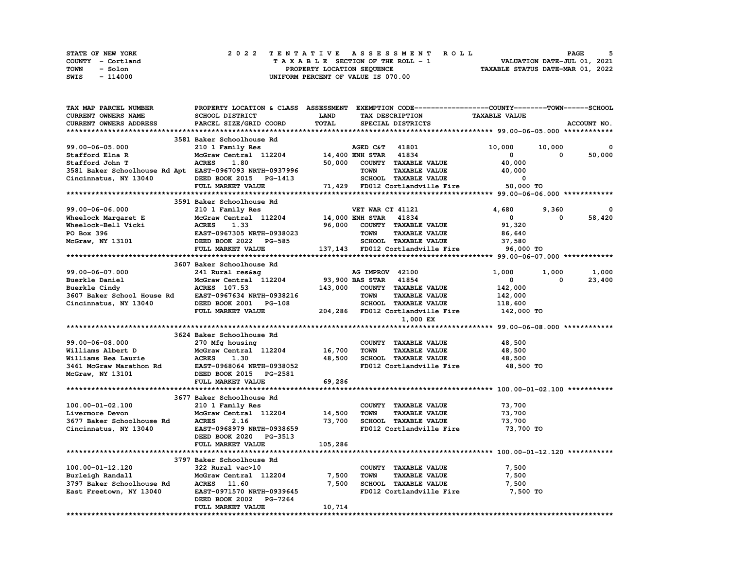STATE OF NEW YORK
COUNTY - Cortland
TOWN - Solon
SWIS - 114000

# 2022 TENTATIVE ASSESSMENT ROLL

TAXABLE SECTION OF THE ROLL - 1
PROPERTY LOCATION SEQUENCE
UNIFORM PERCENT OF VALUE IS 070.00

VALUATION DATE-JUL 01, 2021
TAXABLE STATUS DATE-MAR 01, 2022

| TAX MAP PARCEL NUMBER / CURRENT OWNERS NAME / CURRENT OWNERS ADDRESS | PROPERTY LOCATION & CLASS / SCHOOL DISTRICT / PARCEL SIZE/GRID COORD | ASSESSMENT LAND / TOTAL | EXEMPTION CODE / TAX DESCRIPTION / SPECIAL DISTRICTS | COUNTY TAXABLE VALUE | TOWN | SCHOOL / ACCOUNT NO. |
|---|---|---|---|---|---|---|
| **99.00-06-05.000** | 3581 Baker Schoolhouse Rd | | | | | |
| 99.00-06-05.000 | 210 1 Family Res | | AGED C&T 41801 | 10,000 | 10,000 | 0 |
| Stafford Elna R | McGraw Central 112204 | 14,400 | ENH STAR 41834 | 0 | 0 | 50,000 |
| Stafford John T | ACRES 1.80 | 50,000 | COUNTY TAXABLE VALUE | 40,000 | | |
| 3581 Baker Schoolhouse Rd Apt | EAST-0967093 NRTH-0937996 | | TOWN TAXABLE VALUE | 40,000 | | |
| Cincinnatus, NY 13040 | DEED BOOK 2015 PG-1413 | | SCHOOL TAXABLE VALUE | 0 | | |
| | FULL MARKET VALUE | 71,429 | FD012 Cortlandville Fire | 50,000 TO | | |
| **99.00-06-06.000** | 3591 Baker Schoolhouse Rd | | | | | |
| 99.00-06-06.000 | 210 1 Family Res | | VET WAR CT 41121 | 4,680 | 9,360 | 0 |
| Wheelock Margaret E | McGraw Central 112204 | 14,000 | ENH STAR 41834 | 0 | 0 | 58,420 |
| Wheelock-Bell Vicki | ACRES 1.33 | 96,000 | COUNTY TAXABLE VALUE | 91,320 | | |
| PO Box 396 | EAST-0967305 NRTH-0938023 | | TOWN TAXABLE VALUE | 86,640 | | |
| McGraw, NY 13101 | DEED BOOK 2022 PG-585 | | SCHOOL TAXABLE VALUE | 37,580 | | |
| | FULL MARKET VALUE | 137,143 | FD012 Cortlandville Fire | 96,000 TO | | |
| **99.00-06-07.000** | 3607 Baker Schoolhouse Rd | | | | | |
| 99.00-06-07.000 | 241 Rural res&ag | | AG IMPROV 42100 | 1,000 | 1,000 | 1,000 |
| Buerkle Daniel | McGraw Central 112204 | 93,900 | BAS STAR 41854 | 0 | 0 | 23,400 |
| Buerkle Cindy | ACRES 107.53 | 143,000 | COUNTY TAXABLE VALUE | 142,000 | | |
| 3607 Baker School House Rd | EAST-0967634 NRTH-0938216 | | TOWN TAXABLE VALUE | 142,000 | | |
| Cincinnatus, NY 13040 | DEED BOOK 2001 PG-108 | | SCHOOL TAXABLE VALUE | 118,600 | | |
| | FULL MARKET VALUE | 204,286 | FD012 Cortlandville Fire | 142,000 TO | | |
| | | | 1,000 EX | | | |
| **99.00-06-08.000** | 3624 Baker Schoolhouse Rd | | | | | |
| 99.00-06-08.000 | 270 Mfg housing | | COUNTY TAXABLE VALUE | 48,500 | | |
| Williams Albert D | McGraw Central 112204 | 16,700 | TOWN TAXABLE VALUE | 48,500 | | |
| Williams Bea Laurie | ACRES 1.30 | 48,500 | SCHOOL TAXABLE VALUE | 48,500 | | |
| 3461 McGraw Marathon Rd | EAST-0968064 NRTH-0938052 | | FD012 Cortlandville Fire | 48,500 TO | | |
| McGraw, NY 13101 | DEED BOOK 2015 PG-2581 | | | | | |
| | FULL MARKET VALUE | 69,286 | | | | |
| **100.00-01-02.100** | 3677 Baker Schoolhouse Rd | | | | | |
| 100.00-01-02.100 | 210 1 Family Res | | COUNTY TAXABLE VALUE | 73,700 | | |
| Livermore Devon | McGraw Central 112204 | 14,500 | TOWN TAXABLE VALUE | 73,700 | | |
| 3677 Baker Schoolhouse Rd | ACRES 2.16 | 73,700 | SCHOOL TAXABLE VALUE | 73,700 | | |
| Cincinnatus, NY 13040 | EAST-0968979 NRTH-0938659 | | FD012 Cortlandville Fire | 73,700 TO | | |
| | DEED BOOK 2020 PG-3513 | | | | | |
| | FULL MARKET VALUE | 105,286 | | | | |
| **100.00-01-12.120** | 3797 Baker Schoolhouse Rd | | | | | |
| 100.00-01-12.120 | 322 Rural vac>10 | | COUNTY TAXABLE VALUE | 7,500 | | |
| Burleigh Randall | McGraw Central 112204 | 7,500 | TOWN TAXABLE VALUE | 7,500 | | |
| 3797 Baker Schoolhouse Rd | ACRES 11.60 | 7,500 | SCHOOL TAXABLE VALUE | 7,500 | | |
| East Freetown, NY 13040 | EAST-0971570 NRTH-0939645 | | FD012 Cortlandville Fire | 7,500 TO | | |
| | DEED BOOK 2002 PG-7264 | | | | | |
| | FULL MARKET VALUE | 10,714 | | | | |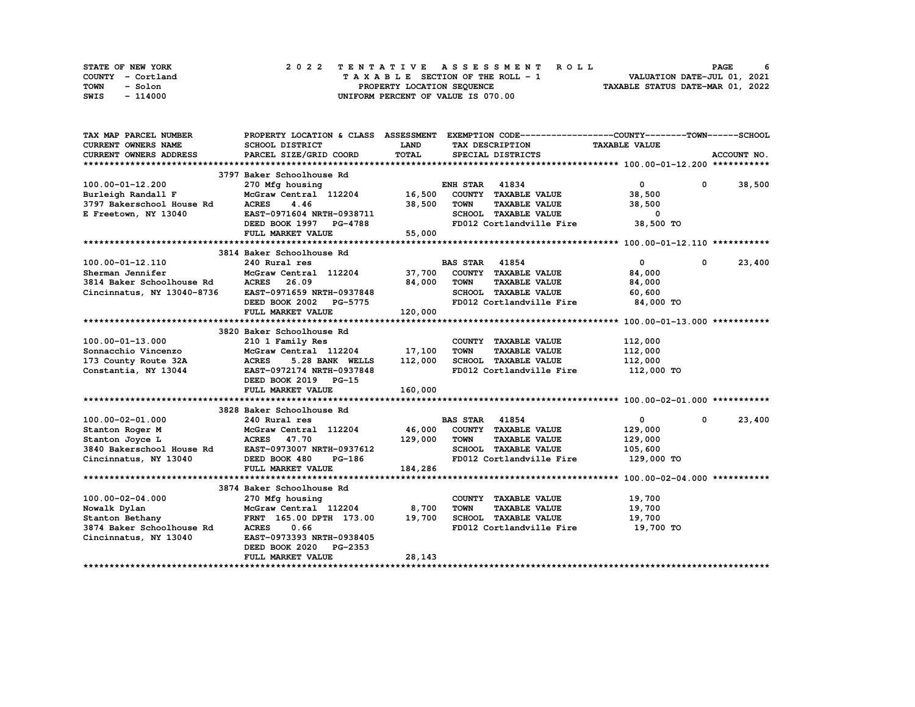STATE OF NEW YORK — 2022 TENTATIVE ASSESSMENT ROLL
COUNTY - Cortland — TAXABLE SECTION OF THE ROLL - 1 — VALUATION DATE-JUL 01, 2021
TOWN - Solon — PROPERTY LOCATION SEQUENCE — TAXABLE STATUS DATE-MAR 01, 2022
SWIS - 114000 — UNIFORM PERCENT OF VALUE IS 070.00

| TAX MAP PARCEL NUMBER / CURRENT OWNERS NAME / CURRENT OWNERS ADDRESS | PROPERTY LOCATION & CLASS / SCHOOL DISTRICT / PARCEL SIZE/GRID COORD | ASSESSMENT LAND / TOTAL | EXEMPTION CODE / TAX DESCRIPTION / SPECIAL DISTRICTS | COUNTY TAXABLE VALUE | TOWN | SCHOOL | ACCOUNT NO. |
|---|---|---|---|---|---|---|---|
| **100.00-01-12.200** | 3797 Baker Schoolhouse Rd | | | | | | |
| 100.00-01-12.200 | 270 Mfg housing | | ENH STAR 41834 | 0 | 0 | 38,500 | |
| Burleigh Randall F | McGraw Central 112204 | 16,500 | COUNTY TAXABLE VALUE | 38,500 | | | |
| 3797 Bakerschool House Rd | ACRES 4.46 | 38,500 | TOWN TAXABLE VALUE | 38,500 | | | |
| E Freetown, NY 13040 | EAST-0971604 NRTH-0938711 | | SCHOOL TAXABLE VALUE | 0 | | | |
| | DEED BOOK 1997 PG-4788 | | FD012 Cortlandville Fire | 38,500 TO | | | |
| | FULL MARKET VALUE | 55,000 | | | | | |
| **100.00-01-12.110** | 3814 Baker Schoolhouse Rd | | | | | | |
| 100.00-01-12.110 | 240 Rural res | | BAS STAR 41854 | 0 | 0 | 23,400 | |
| Sherman Jennifer | McGraw Central 112204 | 37,700 | COUNTY TAXABLE VALUE | 84,000 | | | |
| 3814 Baker Schoolhouse Rd | ACRES 26.09 | 84,000 | TOWN TAXABLE VALUE | 84,000 | | | |
| Cincinnatus, NY 13040-8736 | EAST-0971659 NRTH-0937848 | | SCHOOL TAXABLE VALUE | 60,600 | | | |
| | DEED BOOK 2002 PG-5775 | | FD012 Cortlandville Fire | 84,000 TO | | | |
| | FULL MARKET VALUE | 120,000 | | | | | |
| **100.00-01-13.000** | 3820 Baker Schoolhouse Rd | | | | | | |
| 100.00-01-13.000 | 210 1 Family Res | | COUNTY TAXABLE VALUE | 112,000 | | | |
| Sonnacchio Vincenzo | McGraw Central 112204 | 17,100 | TOWN TAXABLE VALUE | 112,000 | | | |
| 173 County Route 32A | ACRES 5.28 BANK WELLS | 112,000 | SCHOOL TAXABLE VALUE | 112,000 | | | |
| Constantia, NY 13044 | EAST-0972174 NRTH-0937848 | | FD012 Cortlandville Fire | 112,000 TO | | | |
| | DEED BOOK 2019 PG-15 | | | | | | |
| | FULL MARKET VALUE | 160,000 | | | | | |
| **100.00-02-01.000** | 3828 Baker Schoolhouse Rd | | | | | | |
| 100.00-02-01.000 | 240 Rural res | | BAS STAR 41854 | 0 | 0 | 23,400 | |
| Stanton Roger M | McGraw Central 112204 | 46,000 | COUNTY TAXABLE VALUE | 129,000 | | | |
| Stanton Joyce L | ACRES 47.70 | 129,000 | TOWN TAXABLE VALUE | 129,000 | | | |
| 3840 Bakerschool House Rd | EAST-0973007 NRTH-0937612 | | SCHOOL TAXABLE VALUE | 105,600 | | | |
| Cincinnatus, NY 13040 | DEED BOOK 480 PG-186 | | FD012 Cortlandville Fire | 129,000 TO | | | |
| | FULL MARKET VALUE | 184,286 | | | | | |
| **100.00-02-04.000** | 3874 Baker Schoolhouse Rd | | | | | | |
| 100.00-02-04.000 | 270 Mfg housing | | COUNTY TAXABLE VALUE | 19,700 | | | |
| Nowalk Dylan | McGraw Central 112204 | 8,700 | TOWN TAXABLE VALUE | 19,700 | | | |
| Stanton Bethany | FRNT 165.00 DPTH 173.00 | 19,700 | SCHOOL TAXABLE VALUE | 19,700 | | | |
| 3874 Baker Schoolhouse Rd | ACRES 0.66 | | FD012 Cortlandville Fire | 19,700 TO | | | |
| Cincinnatus, NY 13040 | EAST-0973393 NRTH-0938405 | | | | | | |
| | DEED BOOK 2020 PG-2353 | | | | | | |
| | FULL MARKET VALUE | 28,143 | | | | | |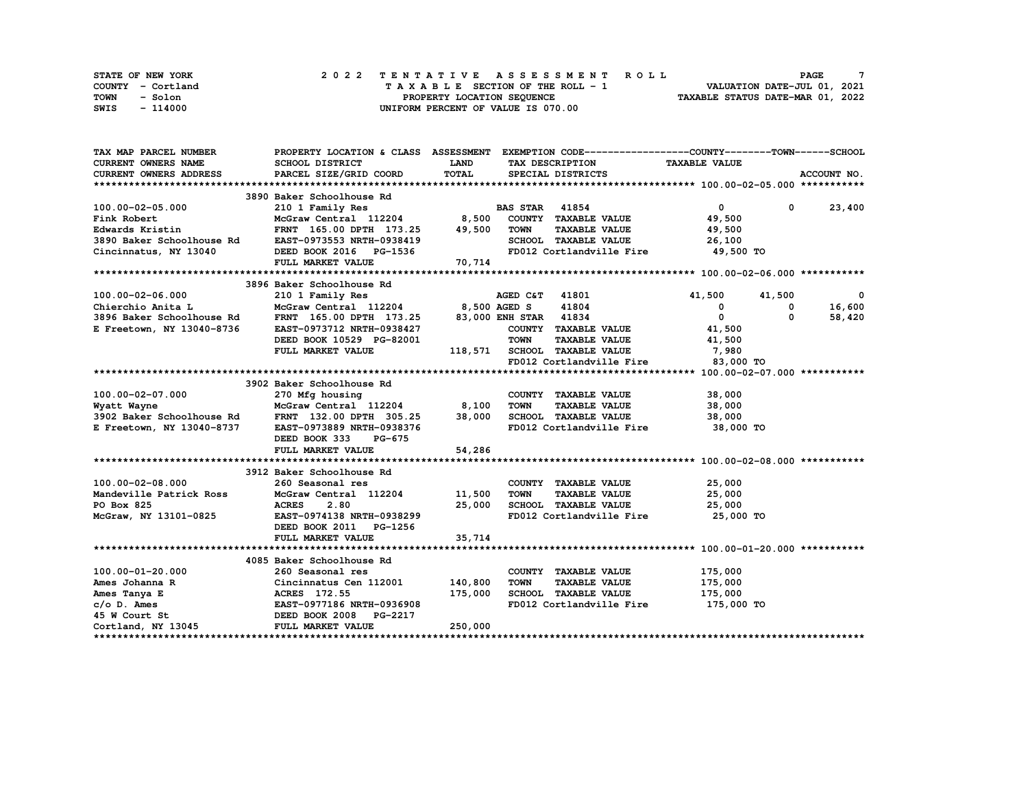STATE OF NEW YORK
COUNTY - Cortland
TOWN - Solon
SWIS - 114000

# 2022 TENTATIVE ASSESSMENT ROLL

TAXABLE SECTION OF THE ROLL - 1
PROPERTY LOCATION SEQUENCE
UNIFORM PERCENT OF VALUE IS 070.00

VALUATION DATE-JUL 01, 2021
TAXABLE STATUS DATE-MAR 01, 2022

| TAX MAP PARCEL NUMBER / CURRENT OWNERS NAME / CURRENT OWNERS ADDRESS | PROPERTY LOCATION & CLASS / SCHOOL DISTRICT / PARCEL SIZE/GRID COORD | ASSESSMENT LAND / TOTAL | EXEMPTION CODE / TAX DESCRIPTION / SPECIAL DISTRICTS | COUNTY TAXABLE VALUE | TOWN | SCHOOL |
|---|---|---|---|---|---|---|
| **100.00-02-05.000** | 3890 Baker Schoolhouse Rd | | | | | |
| 100.00-02-05.000 | 210 1 Family Res | | BAS STAR 41854 | 0 | 0 | 23,400 |
| Fink Robert | McGraw Central 112204 | 8,500 | COUNTY TAXABLE VALUE | 49,500 | | |
| Edwards Kristin | FRNT 165.00 DPTH 173.25 | 49,500 | TOWN TAXABLE VALUE | 49,500 | | |
| 3890 Baker Schoolhouse Rd | EAST-0973553 NRTH-0938419 | | SCHOOL TAXABLE VALUE | 26,100 | | |
| Cincinnatus, NY 13040 | DEED BOOK 2016 PG-1536 | | FD012 Cortlandville Fire | 49,500 TO | | |
| | FULL MARKET VALUE | 70,714 | | | | |
| **100.00-02-06.000** | 3896 Baker Schoolhouse Rd | | | | | |
| 100.00-02-06.000 | 210 1 Family Res | | AGED C&T 41801 | 41,500 | 41,500 | 0 |
| Chierchio Anita L | McGraw Central 112204 | 8,500 | AGED S 41804 | 0 | 0 | 16,600 |
| 3896 Baker Schoolhouse Rd | FRNT 165.00 DPTH 173.25 | 83,000 | ENH STAR 41834 | 0 | 0 | 58,420 |
| E Freetown, NY 13040-8736 | EAST-0973712 NRTH-0938427 | | COUNTY TAXABLE VALUE | 41,500 | | |
| | DEED BOOK 10529 PG-82001 | | TOWN TAXABLE VALUE | 41,500 | | |
| | FULL MARKET VALUE | 118,571 | SCHOOL TAXABLE VALUE | 7,980 | | |
| | | | FD012 Cortlandville Fire | 83,000 TO | | |
| **100.00-02-07.000** | 3902 Baker Schoolhouse Rd | | | | | |
| 100.00-02-07.000 | 270 Mfg housing | | COUNTY TAXABLE VALUE | 38,000 | | |
| Wyatt Wayne | McGraw Central 112204 | 8,100 | TOWN TAXABLE VALUE | 38,000 | | |
| 3902 Baker Schoolhouse Rd | FRNT 132.00 DPTH 305.25 | 38,000 | SCHOOL TAXABLE VALUE | 38,000 | | |
| E Freetown, NY 13040-8737 | EAST-0973889 NRTH-0938376 | | FD012 Cortlandville Fire | 38,000 TO | | |
| | DEED BOOK 333 PG-675 | | | | | |
| | FULL MARKET VALUE | 54,286 | | | | |
| **100.00-02-08.000** | 3912 Baker Schoolhouse Rd | | | | | |
| 100.00-02-08.000 | 260 Seasonal res | | COUNTY TAXABLE VALUE | 25,000 | | |
| Mandeville Patrick Ross | McGraw Central 112204 | 11,500 | TOWN TAXABLE VALUE | 25,000 | | |
| PO Box 825 | ACRES 2.80 | 25,000 | SCHOOL TAXABLE VALUE | 25,000 | | |
| McGraw, NY 13101-0825 | EAST-0974138 NRTH-0938299 | | FD012 Cortlandville Fire | 25,000 TO | | |
| | DEED BOOK 2011 PG-1256 | | | | | |
| | FULL MARKET VALUE | 35,714 | | | | |
| **100.00-01-20.000** | 4085 Baker Schoolhouse Rd | | | | | |
| 100.00-01-20.000 | 260 Seasonal res | | COUNTY TAXABLE VALUE | 175,000 | | |
| Ames Johanna R | Cincinnatus Cen 112001 | 140,800 | TOWN TAXABLE VALUE | 175,000 | | |
| Ames Tanya E | ACRES 172.55 | 175,000 | SCHOOL TAXABLE VALUE | 175,000 | | |
| c/o D. Ames | EAST-0977186 NRTH-0936908 | | FD012 Cortlandville Fire | 175,000 TO | | |
| 45 W Court St | DEED BOOK 2008 PG-2217 | | | | | |
| Cortland, NY 13045 | FULL MARKET VALUE | 250,000 | | | | |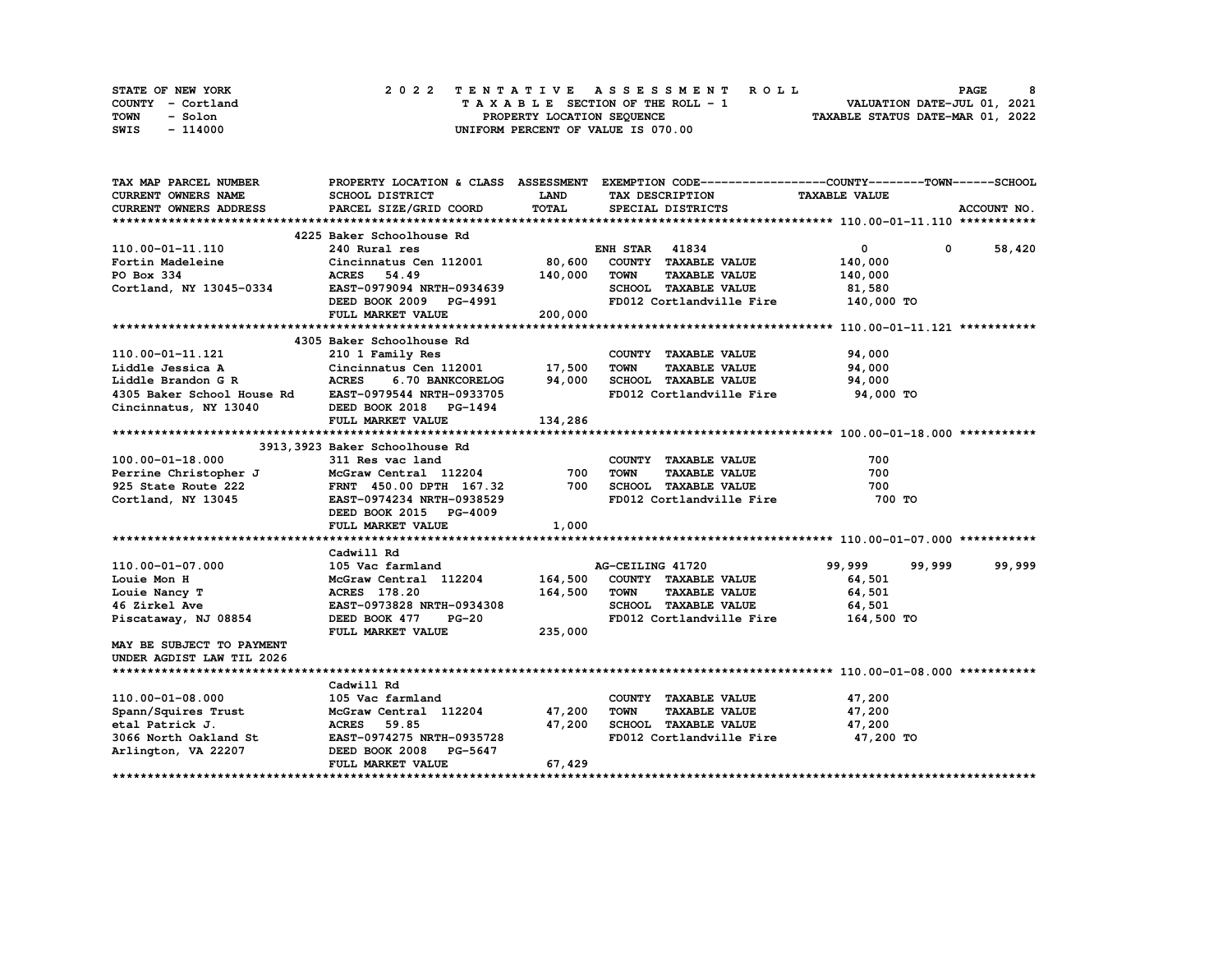STATE OF NEW YORK — COUNTY - Cortland — TOWN - Solon — SWIS - 114000

**2022 TENTATIVE ASSESSMENT ROLL**
TAXABLE SECTION OF THE ROLL - 1
PROPERTY LOCATION SEQUENCE
UNIFORM PERCENT OF VALUE IS 070.00

VALUATION DATE-JUL 01, 2021
TAXABLE STATUS DATE-MAR 01, 2022

| TAX MAP PARCEL NUMBER / CURRENT OWNERS NAME / CURRENT OWNERS ADDRESS | PROPERTY LOCATION & CLASS / SCHOOL DISTRICT / PARCEL SIZE/GRID COORD | ASSESSMENT LAND / TOTAL | EXEMPTION CODE / TAX DESCRIPTION / SPECIAL DISTRICTS | COUNTY | TOWN | SCHOOL |
|---|---|---|---|---|---|---|
| **110.00-01-11.110** | 4225 Baker Schoolhouse Rd | | | | | |
| 110.00-01-11.110 | 240 Rural res | | ENH STAR 41834 | 0 | 0 | 58,420 |
| Fortin Madeleine | Cincinnatus Cen 112001 | 80,600 | COUNTY TAXABLE VALUE | 140,000 | | |
| PO Box 334 | ACRES 54.49 | 140,000 | TOWN TAXABLE VALUE | 140,000 | | |
| Cortland, NY 13045-0334 | EAST-0979094 NRTH-0934639 | | SCHOOL TAXABLE VALUE | 81,580 | | |
| | DEED BOOK 2009 PG-4991 | | FD012 Cortlandville Fire | 140,000 TO | | |
| | FULL MARKET VALUE | 200,000 | | | | |
| **110.00-01-11.121** | 4305 Baker Schoolhouse Rd | | | | | |
| 110.00-01-11.121 | 210 1 Family Res | | COUNTY TAXABLE VALUE | 94,000 | | |
| Liddle Jessica A | Cincinnatus Cen 112001 | 17,500 | TOWN TAXABLE VALUE | 94,000 | | |
| Liddle Brandon G R | ACRES 6.70 BANKCORELOG | 94,000 | SCHOOL TAXABLE VALUE | 94,000 | | |
| 4305 Baker School House Rd | EAST-0979544 NRTH-0933705 | | FD012 Cortlandville Fire | 94,000 TO | | |
| Cincinnatus, NY 13040 | DEED BOOK 2018 PG-1494 | | | | | |
| | FULL MARKET VALUE | 134,286 | | | | |
| **100.00-01-18.000** | 3913,3923 Baker Schoolhouse Rd | | | | | |
| 100.00-01-18.000 | 311 Res vac land | | COUNTY TAXABLE VALUE | 700 | | |
| Perrine Christopher J | McGraw Central 112204 | 700 | TOWN TAXABLE VALUE | 700 | | |
| 925 State Route 222 | FRNT 450.00 DPTH 167.32 | 700 | SCHOOL TAXABLE VALUE | 700 | | |
| Cortland, NY 13045 | EAST-0974234 NRTH-0938529 | | FD012 Cortlandville Fire | 700 TO | | |
| | DEED BOOK 2015 PG-4009 | | | | | |
| | FULL MARKET VALUE | 1,000 | | | | |
| **110.00-01-07.000** | Cadwill Rd | | | | | |
| 110.00-01-07.000 | 105 Vac farmland | | AG-CEILING 41720 | 99,999 | 99,999 | 99,999 |
| Louie Mon H | McGraw Central 112204 | 164,500 | COUNTY TAXABLE VALUE | 64,501 | | |
| Louie Nancy T | ACRES 178.20 | 164,500 | TOWN TAXABLE VALUE | 64,501 | | |
| 46 Zirkel Ave | EAST-0973828 NRTH-0934308 | | SCHOOL TAXABLE VALUE | 64,501 | | |
| Piscataway, NJ 08854 | DEED BOOK 477 PG-20 | | FD012 Cortlandville Fire | 164,500 TO | | |
| | FULL MARKET VALUE | 235,000 | | | | |
| MAY BE SUBJECT TO PAYMENT UNDER AGDIST LAW TIL 2026 | | | | | | |
| **110.00-01-08.000** | Cadwill Rd | | | | | |
| 110.00-01-08.000 | 105 Vac farmland | | COUNTY TAXABLE VALUE | 47,200 | | |
| Spann/Squires Trust | McGraw Central 112204 | 47,200 | TOWN TAXABLE VALUE | 47,200 | | |
| etal Patrick J. | ACRES 59.85 | 47,200 | SCHOOL TAXABLE VALUE | 47,200 | | |
| 3066 North Oakland St | EAST-0974275 NRTH-0935728 | | FD012 Cortlandville Fire | 47,200 TO | | |
| Arlington, VA 22207 | DEED BOOK 2008 PG-5647 | | | | | |
| | FULL MARKET VALUE | 67,429 | | | | |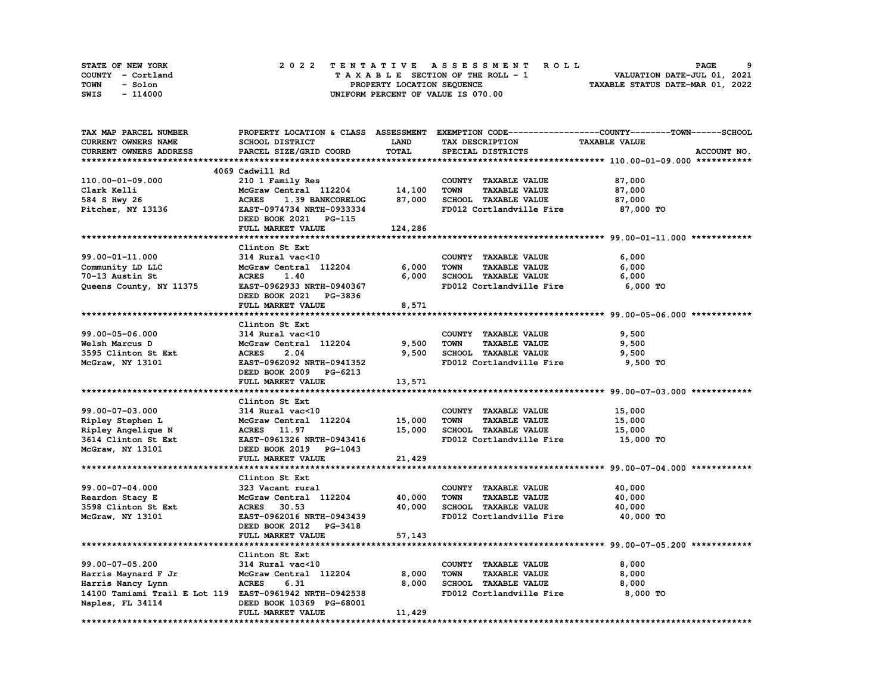STATE OF NEW YORK
COUNTY - Cortland
TOWN - Solon
SWIS - 114000

# 2022 TENTATIVE ASSESSMENT ROLL
TAXABLE SECTION OF THE ROLL - 1
PROPERTY LOCATION SEQUENCE
UNIFORM PERCENT OF VALUE IS 070.00

VALUATION DATE-JUL 01, 2021
TAXABLE STATUS DATE-MAR 01, 2022

| TAX MAP PARCEL NUMBER / CURRENT OWNERS NAME / CURRENT OWNERS ADDRESS | PROPERTY LOCATION & CLASS / SCHOOL DISTRICT / PARCEL SIZE/GRID COORD | ASSESSMENT LAND / TOTAL | EXEMPTION CODE / TAX DESCRIPTION / SPECIAL DISTRICTS | COUNTY / TOWN / SCHOOL TAXABLE VALUE | ACCOUNT NO. |
|---|---|---|---|---|---|
| **110.00-01-09.000** | 4069 Cadwill Rd | | | | |
| 110.00-01-09.000 | 210 1 Family Res | | COUNTY TAXABLE VALUE | 87,000 | |
| Clark Kelli | McGraw Central 112204 | 14,100 | TOWN TAXABLE VALUE | 87,000 | |
| 584 S Hwy 26 | ACRES 1.39 BANKCORELOG | 87,000 | SCHOOL TAXABLE VALUE | 87,000 | |
| Pitcher, NY 13136 | EAST-0974734 NRTH-0933334 | | FD012 Cortlandville Fire | 87,000 TO | |
| | DEED BOOK 2021 PG-115 | | | | |
| | FULL MARKET VALUE | 124,286 | | | |
| **99.00-01-11.000** | Clinton St Ext | | | | |
| 99.00-01-11.000 | 314 Rural vac<10 | | COUNTY TAXABLE VALUE | 6,000 | |
| Community LD LLC | McGraw Central 112204 | 6,000 | TOWN TAXABLE VALUE | 6,000 | |
| 70-13 Austin St | ACRES 1.40 | 6,000 | SCHOOL TAXABLE VALUE | 6,000 | |
| Queens County, NY 11375 | EAST-0962933 NRTH-0940367 | | FD012 Cortlandville Fire | 6,000 TO | |
| | DEED BOOK 2021 PG-3836 | | | | |
| | FULL MARKET VALUE | 8,571 | | | |
| **99.00-05-06.000** | Clinton St Ext | | | | |
| 99.00-05-06.000 | 314 Rural vac<10 | | COUNTY TAXABLE VALUE | 9,500 | |
| Welsh Marcus D | McGraw Central 112204 | 9,500 | TOWN TAXABLE VALUE | 9,500 | |
| 3595 Clinton St Ext | ACRES 2.04 | 9,500 | SCHOOL TAXABLE VALUE | 9,500 | |
| McGraw, NY 13101 | EAST-0962092 NRTH-0941352 | | FD012 Cortlandville Fire | 9,500 TO | |
| | DEED BOOK 2009 PG-6213 | | | | |
| | FULL MARKET VALUE | 13,571 | | | |
| **99.00-07-03.000** | Clinton St Ext | | | | |
| 99.00-07-03.000 | 314 Rural vac<10 | | COUNTY TAXABLE VALUE | 15,000 | |
| Ripley Stephen L | McGraw Central 112204 | 15,000 | TOWN TAXABLE VALUE | 15,000 | |
| Ripley Angelique N | ACRES 11.97 | 15,000 | SCHOOL TAXABLE VALUE | 15,000 | |
| 3614 Clinton St Ext | EAST-0961326 NRTH-0943416 | | FD012 Cortlandville Fire | 15,000 TO | |
| McGraw, NY 13101 | DEED BOOK 2019 PG-1043 | | | | |
| | FULL MARKET VALUE | 21,429 | | | |
| **99.00-07-04.000** | Clinton St Ext | | | | |
| 99.00-07-04.000 | 323 Vacant rural | | COUNTY TAXABLE VALUE | 40,000 | |
| Reardon Stacy E | McGraw Central 112204 | 40,000 | TOWN TAXABLE VALUE | 40,000 | |
| 3598 Clinton St Ext | ACRES 30.53 | 40,000 | SCHOOL TAXABLE VALUE | 40,000 | |
| McGraw, NY 13101 | EAST-0962016 NRTH-0943439 | | FD012 Cortlandville Fire | 40,000 TO | |
| | DEED BOOK 2012 PG-3418 | | | | |
| | FULL MARKET VALUE | 57,143 | | | |
| **99.00-07-05.200** | Clinton St Ext | | | | |
| 99.00-07-05.200 | 314 Rural vac<10 | | COUNTY TAXABLE VALUE | 8,000 | |
| Harris Maynard F Jr | McGraw Central 112204 | 8,000 | TOWN TAXABLE VALUE | 8,000 | |
| Harris Nancy Lynn | ACRES 6.31 | 8,000 | SCHOOL TAXABLE VALUE | 8,000 | |
| 14100 Tamiami Trail E Lot 119 | EAST-0961942 NRTH-0942538 | | FD012 Cortlandville Fire | 8,000 TO | |
| Naples, FL 34114 | DEED BOOK 10369 PG-68001 | | | | |
| | FULL MARKET VALUE | 11,429 | | | |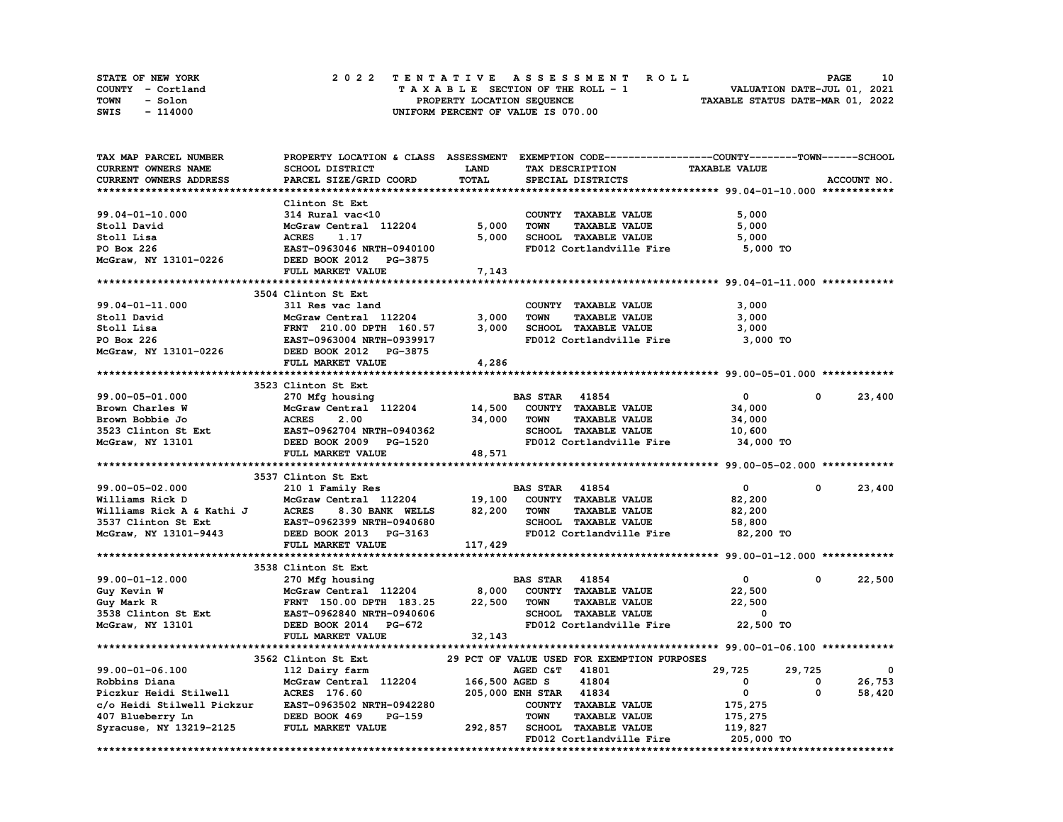STATE OF NEW YORK — 2022 TENTATIVE ASSESSMENT ROLL
COUNTY - Cortland — TAXABLE SECTION OF THE ROLL - 1 — VALUATION DATE-JUL 01, 2021
TOWN - Solon — PROPERTY LOCATION SEQUENCE — TAXABLE STATUS DATE-MAR 01, 2022
SWIS - 114000 — UNIFORM PERCENT OF VALUE IS 070.00

| TAX MAP PARCEL NUMBER / CURRENT OWNERS NAME / CURRENT OWNERS ADDRESS | PROPERTY LOCATION & CLASS / SCHOOL DISTRICT / PARCEL SIZE/GRID COORD | ASSESSMENT LAND | TOTAL | EXEMPTION CODE / TAX DESCRIPTION / SPECIAL DISTRICTS | COUNTY TAXABLE VALUE | TOWN | SCHOOL |
|---|---|---|---|---|---|---|---|
| **99.04-01-10.000** | Clinton St Ext | | | | | | |
| 99.04-01-10.000 | 314 Rural vac<10 | | | COUNTY TAXABLE VALUE | 5,000 | | |
| Stoll David | McGraw Central 112204 | 5,000 | | TOWN TAXABLE VALUE | 5,000 | | |
| Stoll Lisa | ACRES 1.17 | | 5,000 | SCHOOL TAXABLE VALUE | 5,000 | | |
| PO Box 226 | EAST-0963046 NRTH-0940100 | | | FD012 Cortlandville Fire | 5,000 TO | | |
| McGraw, NY 13101-0226 | DEED BOOK 2012 PG-3875 | | | | | | |
| | FULL MARKET VALUE | | 7,143 | | | | |
| **99.04-01-11.000** | 3504 Clinton St Ext | | | | | | |
| 99.04-01-11.000 | 311 Res vac land | | | COUNTY TAXABLE VALUE | 3,000 | | |
| Stoll David | McGraw Central 112204 | 3,000 | | TOWN TAXABLE VALUE | 3,000 | | |
| Stoll Lisa | FRNT 210.00 DPTH 160.57 | | 3,000 | SCHOOL TAXABLE VALUE | 3,000 | | |
| PO Box 226 | EAST-0963004 NRTH-0939917 | | | FD012 Cortlandville Fire | 3,000 TO | | |
| McGraw, NY 13101-0226 | DEED BOOK 2012 PG-3875 | | | | | | |
| | FULL MARKET VALUE | | 4,286 | | | | |
| **99.00-05-01.000** | 3523 Clinton St Ext | | | | | | |
| 99.00-05-01.000 | 270 Mfg housing | | | BAS STAR 41854 | 0 | 0 | 23,400 |
| Brown Charles W | McGraw Central 112204 | 14,500 | | COUNTY TAXABLE VALUE | 34,000 | | |
| Brown Bobbie Jo | ACRES 2.00 | | 34,000 | TOWN TAXABLE VALUE | 34,000 | | |
| 3523 Clinton St Ext | EAST-0962704 NRTH-0940362 | | | SCHOOL TAXABLE VALUE | 10,600 | | |
| McGraw, NY 13101 | DEED BOOK 2009 PG-1520 | | | FD012 Cortlandville Fire | 34,000 TO | | |
| | FULL MARKET VALUE | | 48,571 | | | | |
| **99.00-05-02.000** | 3537 Clinton St Ext | | | | | | |
| 99.00-05-02.000 | 210 1 Family Res | | | BAS STAR 41854 | 0 | 0 | 23,400 |
| Williams Rick D | McGraw Central 112204 | 19,100 | | COUNTY TAXABLE VALUE | 82,200 | | |
| Williams Rick A & Kathi J | ACRES 8.30 BANK WELLS | | 82,200 | TOWN TAXABLE VALUE | 82,200 | | |
| 3537 Clinton St Ext | EAST-0962399 NRTH-0940680 | | | SCHOOL TAXABLE VALUE | 58,800 | | |
| McGraw, NY 13101-9443 | DEED BOOK 2013 PG-3163 | | | FD012 Cortlandville Fire | 82,200 TO | | |
| | FULL MARKET VALUE | | 117,429 | | | | |
| **99.00-01-12.000** | 3538 Clinton St Ext | | | | | | |
| 99.00-01-12.000 | 270 Mfg housing | | | BAS STAR 41854 | 0 | 0 | 22,500 |
| Guy Kevin W | McGraw Central 112204 | 8,000 | | COUNTY TAXABLE VALUE | 22,500 | | |
| Guy Mark R | FRNT 150.00 DPTH 183.25 | | 22,500 | TOWN TAXABLE VALUE | 22,500 | | |
| 3538 Clinton St Ext | EAST-0962840 NRTH-0940606 | | | SCHOOL TAXABLE VALUE | 0 | | |
| McGraw, NY 13101 | DEED BOOK 2014 PG-672 | | | FD012 Cortlandville Fire | 22,500 TO | | |
| | FULL MARKET VALUE | | 32,143 | | | | |
| **99.00-01-06.100** | 3562 Clinton St Ext | | | 29 PCT OF VALUE USED FOR EXEMPTION PURPOSES | | | |
| 99.00-01-06.100 | 112 Dairy farm | | | AGED C&T 41801 | 29,725 | 29,725 | 0 |
| Robbins Diana | McGraw Central 112204 | 166,500 | | AGED S 41804 | 0 | 0 | 26,753 |
| Piczkur Heidi Stilwell | ACRES 176.60 | | 205,000 | ENH STAR 41834 | 0 | 0 | 58,420 |
| c/o Heidi Stilwell Pickzur | EAST-0963502 NRTH-0942280 | | | COUNTY TAXABLE VALUE | 175,275 | | |
| 407 Blueberry Ln | DEED BOOK 469 PG-159 | | | TOWN TAXABLE VALUE | 175,275 | | |
| Syracuse, NY 13219-2125 | FULL MARKET VALUE | | 292,857 | SCHOOL TAXABLE VALUE | 119,827 | | |
| | | | | FD012 Cortlandville Fire | 205,000 TO | | |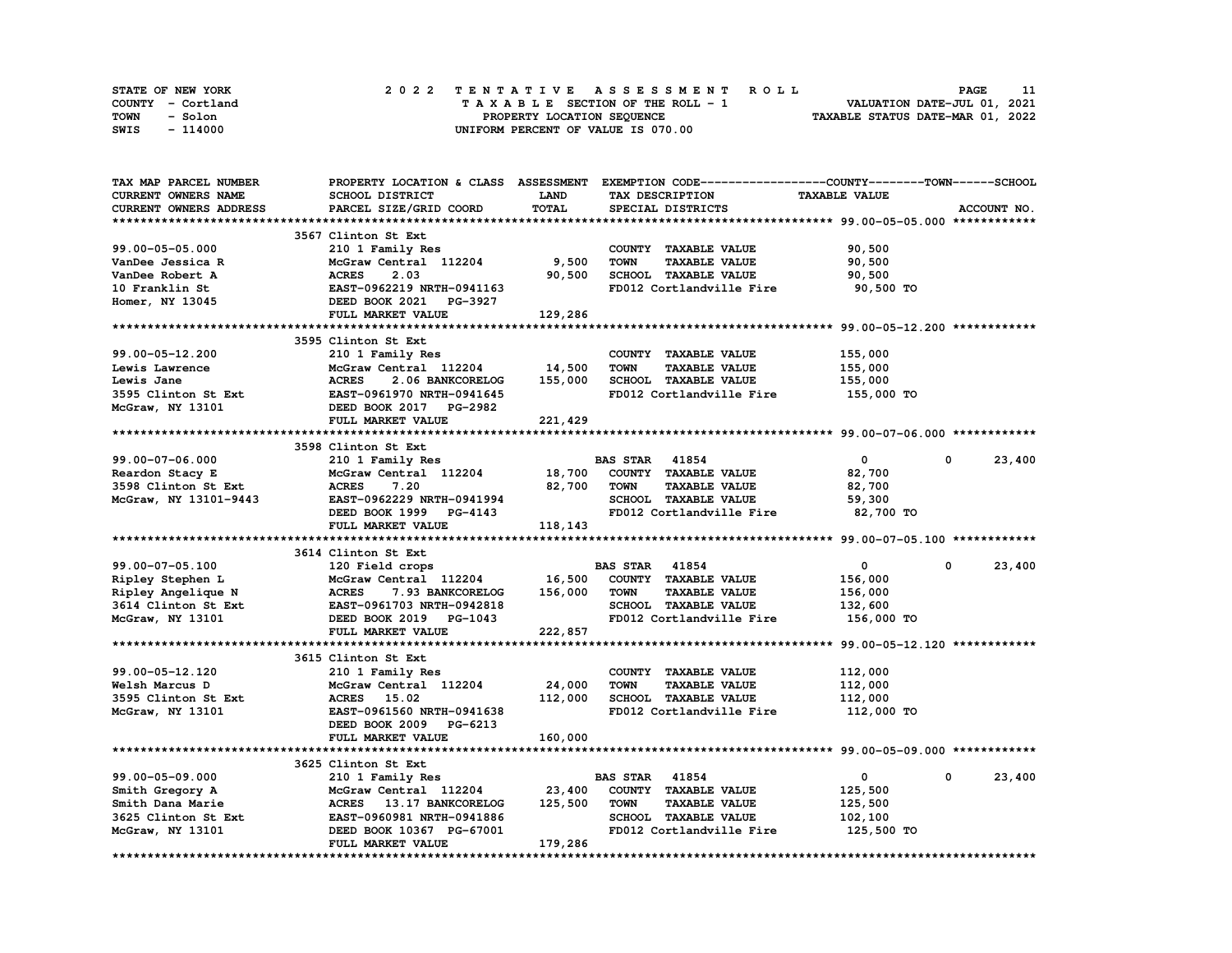STATE OF NEW YORK
COUNTY - Cortland
TOWN - Solon
SWIS - 114000

# 2022 TENTATIVE ASSESSMENT ROLL
TAXABLE SECTION OF THE ROLL - 1
PROPERTY LOCATION SEQUENCE
UNIFORM PERCENT OF VALUE IS 070.00

VALUATION DATE-JUL 01, 2021
TAXABLE STATUS DATE-MAR 01, 2022

| TAX MAP PARCEL NUMBER / CURRENT OWNERS NAME / CURRENT OWNERS ADDRESS | PROPERTY LOCATION & CLASS / SCHOOL DISTRICT / PARCEL SIZE/GRID COORD | ASSESSMENT LAND / TOTAL | EXEMPTION CODE / TAX DESCRIPTION / SPECIAL DISTRICTS | COUNTY | TOWN | SCHOOL / ACCOUNT NO. |
|---|---|---|---|---|---|---|
| **99.00-05-05.000** | 3567 Clinton St Ext | | | | | |
| 99.00-05-05.000 | 210 1 Family Res | | COUNTY TAXABLE VALUE | 90,500 | | |
| VanDee Jessica R | McGraw Central 112204 | 9,500 | TOWN TAXABLE VALUE | | 90,500 | |
| VanDee Robert A | ACRES 2.03 | 90,500 | SCHOOL TAXABLE VALUE | | | 90,500 |
| 10 Franklin St | EAST-0962219 NRTH-0941163 | | FD012 Cortlandville Fire | 90,500 TO | | |
| Homer, NY 13045 | DEED BOOK 2021 PG-3927 | | | | | |
| | FULL MARKET VALUE | 129,286 | | | | |
| **99.00-05-12.200** | 3595 Clinton St Ext | | | | | |
| 99.00-05-12.200 | 210 1 Family Res | | COUNTY TAXABLE VALUE | 155,000 | | |
| Lewis Lawrence | McGraw Central 112204 | 14,500 | TOWN TAXABLE VALUE | | 155,000 | |
| Lewis Jane | ACRES 2.06 BANKCORELOG | 155,000 | SCHOOL TAXABLE VALUE | | | 155,000 |
| 3595 Clinton St Ext | EAST-0961970 NRTH-0941645 | | FD012 Cortlandville Fire | 155,000 TO | | |
| McGraw, NY 13101 | DEED BOOK 2017 PG-2982 | | | | | |
| | FULL MARKET VALUE | 221,429 | | | | |
| **99.00-07-06.000** | 3598 Clinton St Ext | | | | | |
| 99.00-07-06.000 | 210 1 Family Res | | BAS STAR 41854 | 0 | 0 | 23,400 |
| Reardon Stacy E | McGraw Central 112204 | 18,700 | COUNTY TAXABLE VALUE | 82,700 | | |
| 3598 Clinton St Ext | ACRES 7.20 | 82,700 | TOWN TAXABLE VALUE | | 82,700 | |
| McGraw, NY 13101-9443 | EAST-0962229 NRTH-0941994 | | SCHOOL TAXABLE VALUE | | | 59,300 |
| | DEED BOOK 1999 PG-4143 | | FD012 Cortlandville Fire | 82,700 TO | | |
| | FULL MARKET VALUE | 118,143 | | | | |
| **99.00-07-05.100** | 3614 Clinton St Ext | | | | | |
| 99.00-07-05.100 | 120 Field crops | | BAS STAR 41854 | 0 | 0 | 23,400 |
| Ripley Stephen L | McGraw Central 112204 | 16,500 | COUNTY TAXABLE VALUE | 156,000 | | |
| Ripley Angelique N | ACRES 7.93 BANKCORELOG | 156,000 | TOWN TAXABLE VALUE | | 156,000 | |
| 3614 Clinton St Ext | EAST-0961703 NRTH-0942818 | | SCHOOL TAXABLE VALUE | | | 132,600 |
| McGraw, NY 13101 | DEED BOOK 2019 PG-1043 | | FD012 Cortlandville Fire | 156,000 TO | | |
| | FULL MARKET VALUE | 222,857 | | | | |
| **99.00-05-12.120** | 3615 Clinton St Ext | | | | | |
| 99.00-05-12.120 | 210 1 Family Res | | COUNTY TAXABLE VALUE | 112,000 | | |
| Welsh Marcus D | McGraw Central 112204 | 24,000 | TOWN TAXABLE VALUE | | 112,000 | |
| 3595 Clinton St Ext | ACRES 15.02 | 112,000 | SCHOOL TAXABLE VALUE | | | 112,000 |
| McGraw, NY 13101 | EAST-0961560 NRTH-0941638 | | FD012 Cortlandville Fire | 112,000 TO | | |
| | DEED BOOK 2009 PG-6213 | | | | | |
| | FULL MARKET VALUE | 160,000 | | | | |
| **99.00-05-09.000** | 3625 Clinton St Ext | | | | | |
| 99.00-05-09.000 | 210 1 Family Res | | BAS STAR 41854 | 0 | 0 | 23,400 |
| Smith Gregory A | McGraw Central 112204 | 23,400 | COUNTY TAXABLE VALUE | 125,500 | | |
| Smith Dana Marie | ACRES 13.17 BANKCORELOG | 125,500 | TOWN TAXABLE VALUE | | 125,500 | |
| 3625 Clinton St Ext | EAST-0960981 NRTH-0941886 | | SCHOOL TAXABLE VALUE | | | 102,100 |
| McGraw, NY 13101 | DEED BOOK 10367 PG-67001 | | FD012 Cortlandville Fire | 125,500 TO | | |
| | FULL MARKET VALUE | 179,286 | | | | |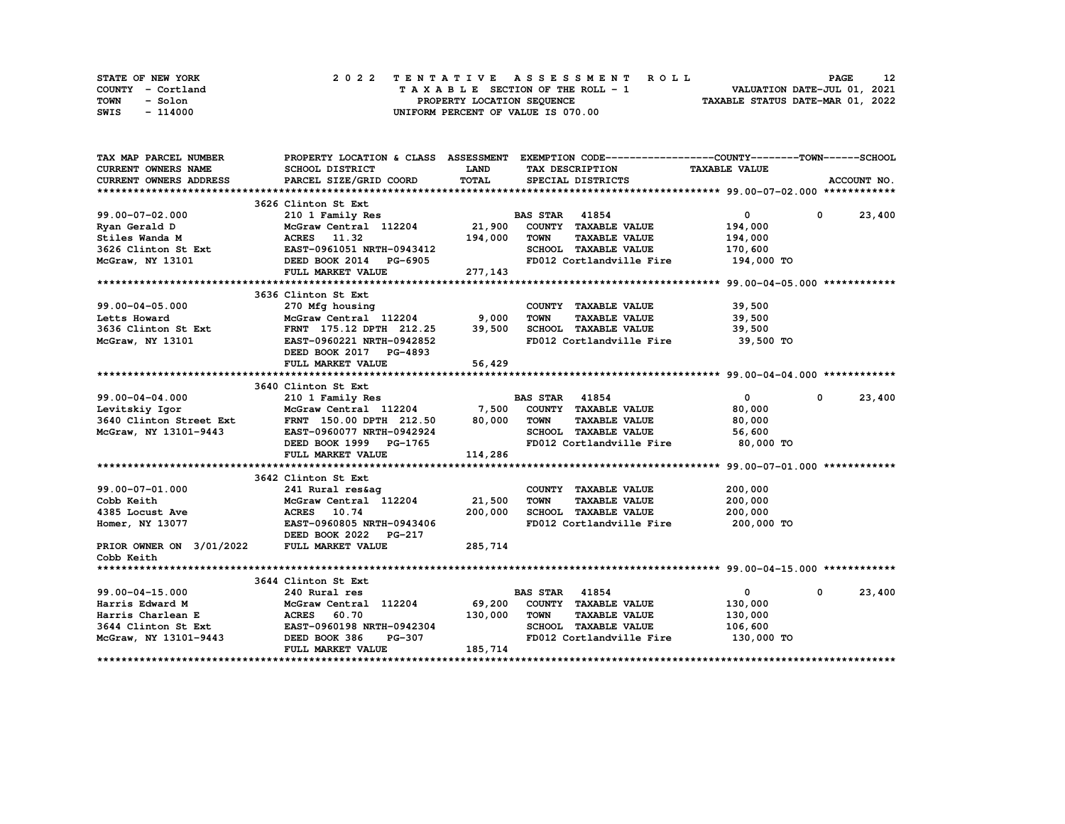STATE OF NEW YORK
COUNTY - Cortland
TOWN - Solon
SWIS - 114000

# 2022 TENTATIVE ASSESSMENT ROLL

TAXABLE SECTION OF THE ROLL - 1
PROPERTY LOCATION SEQUENCE
UNIFORM PERCENT OF VALUE IS 070.00

VALUATION DATE-JUL 01, 2021
TAXABLE STATUS DATE-MAR 01, 2022

| TAX MAP PARCEL NUMBER / CURRENT OWNERS NAME / CURRENT OWNERS ADDRESS | PROPERTY LOCATION & CLASS / SCHOOL DISTRICT / PARCEL SIZE/GRID COORD | ASSESSMENT LAND / TOTAL | EXEMPTION CODE / TAX DESCRIPTION / SPECIAL DISTRICTS | COUNTY | TOWN | SCHOOL / ACCOUNT NO. |
|---|---|---|---|---|---|---|
| **99.00-07-02.000** | 3626 Clinton St Ext | | | | | |
| 99.00-07-02.000 | 210 1 Family Res | | BAS STAR 41854 | 0 | 0 | 23,400 |
| Ryan Gerald D | McGraw Central 112204 | 21,900 | COUNTY TAXABLE VALUE | 194,000 | | |
| Stiles Wanda M | ACRES 11.32 | 194,000 | TOWN TAXABLE VALUE | | 194,000 | |
| 3626 Clinton St Ext | EAST-0961051 NRTH-0943412 | | SCHOOL TAXABLE VALUE | | | 170,600 |
| McGraw, NY 13101 | DEED BOOK 2014 PG-6905 | | FD012 Cortlandville Fire | 194,000 TO | | |
| | FULL MARKET VALUE | 277,143 | | | | |
| **99.00-04-05.000** | 3636 Clinton St Ext | | | | | |
| 99.00-04-05.000 | 270 Mfg housing | | COUNTY TAXABLE VALUE | 39,500 | | |
| Letts Howard | McGraw Central 112204 | 9,000 | TOWN TAXABLE VALUE | | 39,500 | |
| 3636 Clinton St Ext | FRNT 175.12 DPTH 212.25 | 39,500 | SCHOOL TAXABLE VALUE | | | 39,500 |
| McGraw, NY 13101 | EAST-0960221 NRTH-0942852 | | FD012 Cortlandville Fire | 39,500 TO | | |
| | DEED BOOK 2017 PG-4893 | | | | | |
| | FULL MARKET VALUE | 56,429 | | | | |
| **99.00-04-04.000** | 3640 Clinton St Ext | | | | | |
| 99.00-04-04.000 | 210 1 Family Res | | BAS STAR 41854 | 0 | 0 | 23,400 |
| Levitskiy Igor | McGraw Central 112204 | 7,500 | COUNTY TAXABLE VALUE | 80,000 | | |
| 3640 Clinton Street Ext | FRNT 150.00 DPTH 212.50 | 80,000 | TOWN TAXABLE VALUE | | 80,000 | |
| McGraw, NY 13101-9443 | EAST-0960077 NRTH-0942924 | | SCHOOL TAXABLE VALUE | | | 56,600 |
| | DEED BOOK 1999 PG-1765 | | FD012 Cortlandville Fire | 80,000 TO | | |
| | FULL MARKET VALUE | 114,286 | | | | |
| **99.00-07-01.000** | 3642 Clinton St Ext | | | | | |
| 99.00-07-01.000 | 241 Rural res&ag | | COUNTY TAXABLE VALUE | 200,000 | | |
| Cobb Keith | McGraw Central 112204 | 21,500 | TOWN TAXABLE VALUE | | 200,000 | |
| 4385 Locust Ave | ACRES 10.74 | 200,000 | SCHOOL TAXABLE VALUE | | | 200,000 |
| Homer, NY 13077 | EAST-0960805 NRTH-0943406 | | FD012 Cortlandville Fire | 200,000 TO | | |
| | DEED BOOK 2022 PG-217 | | | | | |
| PRIOR OWNER ON 3/01/2022 | FULL MARKET VALUE | 285,714 | | | | |
| Cobb Keith | | | | | | |
| **99.00-04-15.000** | 3644 Clinton St Ext | | | | | |
| 99.00-04-15.000 | 240 Rural res | | BAS STAR 41854 | 0 | 0 | 23,400 |
| Harris Edward M | McGraw Central 112204 | 69,200 | COUNTY TAXABLE VALUE | 130,000 | | |
| Harris Charlean E | ACRES 60.70 | 130,000 | TOWN TAXABLE VALUE | | 130,000 | |
| 3644 Clinton St Ext | EAST-0960198 NRTH-0942304 | | SCHOOL TAXABLE VALUE | | | 106,600 |
| McGraw, NY 13101-9443 | DEED BOOK 386 PG-307 | | FD012 Cortlandville Fire | 130,000 TO | | |
| | FULL MARKET VALUE | 185,714 | | | | |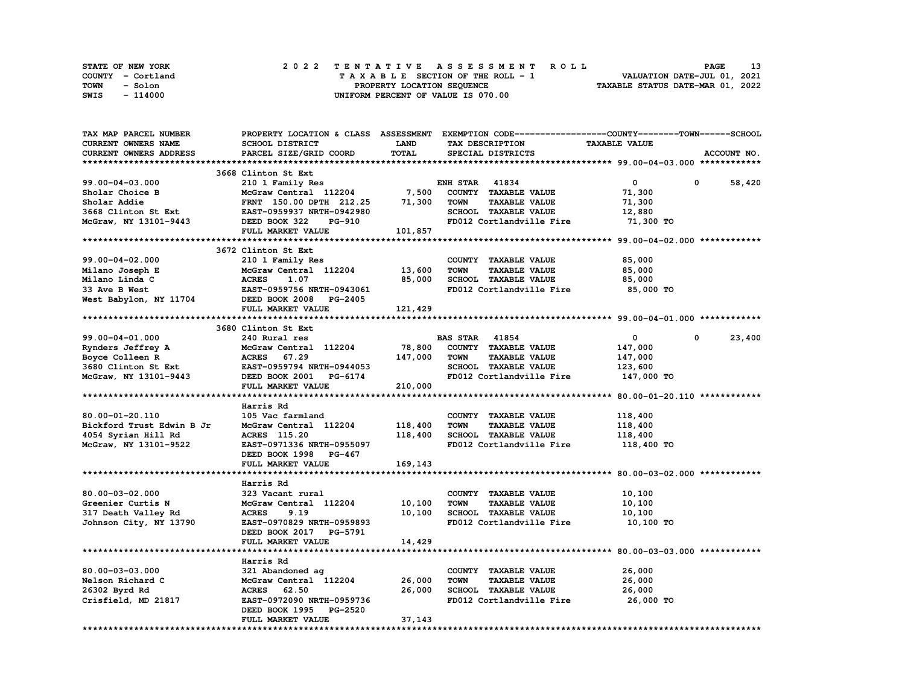STATE OF NEW YORK
COUNTY - Cortland
TOWN - Solon
SWIS - 114000

# 2022 TENTATIVE ASSESSMENT ROLL

TAXABLE SECTION OF THE ROLL - 1
PROPERTY LOCATION SEQUENCE
UNIFORM PERCENT OF VALUE IS 070.00

VALUATION DATE-JUL 01, 2021
TAXABLE STATUS DATE-MAR 01, 2022

| TAX MAP PARCEL NUMBER / CURRENT OWNERS NAME / CURRENT OWNERS ADDRESS | PROPERTY LOCATION & CLASS / SCHOOL DISTRICT / PARCEL SIZE/GRID COORD | ASSESSMENT LAND | TOTAL | EXEMPTION CODE / TAX DESCRIPTION / SPECIAL DISTRICTS | COUNTY TAXABLE VALUE | TOWN | SCHOOL | ACCOUNT NO. |
|---|---|---|---|---|---|---|---|---|
| 99.00-04-03.000 | 3668 Clinton St Ext | | | | | | | |
| | 210 1 Family Res | | | ENH STAR 41834 | 0 | 0 | 58,420 | |
| Sholar Choice B | McGraw Central 112204 | 7,500 | | COUNTY TAXABLE VALUE | 71,300 | | | |
| Sholar Addie | FRNT 150.00 DPTH 212.25 | | 71,300 | TOWN TAXABLE VALUE | 71,300 | | | |
| 3668 Clinton St Ext | EAST-0959937 NRTH-0942980 | | | SCHOOL TAXABLE VALUE | 12,880 | | | |
| McGraw, NY 13101-9443 | DEED BOOK 322 PG-910 | | | FD012 Cortlandville Fire | 71,300 TO | | | |
| | FULL MARKET VALUE | | 101,857 | | | | | |
| 99.00-04-02.000 | 3672 Clinton St Ext | | | | | | | |
| | 210 1 Family Res | | | COUNTY TAXABLE VALUE | 85,000 | | | |
| Milano Joseph E | McGraw Central 112204 | 13,600 | | TOWN TAXABLE VALUE | 85,000 | | | |
| Milano Linda C | ACRES 1.07 | | 85,000 | SCHOOL TAXABLE VALUE | 85,000 | | | |
| 33 Ave B West | EAST-0959756 NRTH-0943061 | | | FD012 Cortlandville Fire | 85,000 TO | | | |
| West Babylon, NY 11704 | DEED BOOK 2008 PG-2405 | | | | | | | |
| | FULL MARKET VALUE | | 121,429 | | | | | |
| 99.00-04-01.000 | 3680 Clinton St Ext | | | | | | | |
| | 240 Rural res | | | BAS STAR 41854 | 0 | 0 | 23,400 | |
| Rynders Jeffrey A | McGraw Central 112204 | 78,800 | | COUNTY TAXABLE VALUE | 147,000 | | | |
| Boyce Colleen R | ACRES 67.29 | | 147,000 | TOWN TAXABLE VALUE | 147,000 | | | |
| 3680 Clinton St Ext | EAST-0959794 NRTH-0944053 | | | SCHOOL TAXABLE VALUE | 123,600 | | | |
| McGraw, NY 13101-9443 | DEED BOOK 2001 PG-6174 | | | FD012 Cortlandville Fire | 147,000 TO | | | |
| | FULL MARKET VALUE | | 210,000 | | | | | |
| 80.00-01-20.110 | Harris Rd | | | | | | | |
| | 105 Vac farmland | | | COUNTY TAXABLE VALUE | 118,400 | | | |
| Bickford Trust Edwin B Jr | McGraw Central 112204 | 118,400 | | TOWN TAXABLE VALUE | 118,400 | | | |
| 4054 Syrian Hill Rd | ACRES 115.20 | | 118,400 | SCHOOL TAXABLE VALUE | 118,400 | | | |
| McGraw, NY 13101-9522 | EAST-0971336 NRTH-0955097 | | | FD012 Cortlandville Fire | 118,400 TO | | | |
| | DEED BOOK 1998 PG-467 | | | | | | | |
| | FULL MARKET VALUE | | 169,143 | | | | | |
| 80.00-03-02.000 | Harris Rd | | | | | | | |
| | 323 Vacant rural | | | COUNTY TAXABLE VALUE | 10,100 | | | |
| Greenier Curtis N | McGraw Central 112204 | 10,100 | | TOWN TAXABLE VALUE | 10,100 | | | |
| 317 Death Valley Rd | ACRES 9.19 | | 10,100 | SCHOOL TAXABLE VALUE | 10,100 | | | |
| Johnson City, NY 13790 | EAST-0970829 NRTH-0959893 | | | FD012 Cortlandville Fire | 10,100 TO | | | |
| | DEED BOOK 2017 PG-5791 | | | | | | | |
| | FULL MARKET VALUE | | 14,429 | | | | | |
| 80.00-03-03.000 | Harris Rd | | | | | | | |
| | 321 Abandoned ag | | | COUNTY TAXABLE VALUE | 26,000 | | | |
| Nelson Richard C | McGraw Central 112204 | 26,000 | | TOWN TAXABLE VALUE | 26,000 | | | |
| 26302 Byrd Rd | ACRES 62.50 | | 26,000 | SCHOOL TAXABLE VALUE | 26,000 | | | |
| Crisfield, MD 21817 | EAST-0972090 NRTH-0959736 | | | FD012 Cortlandville Fire | 26,000 TO | | | |
| | DEED BOOK 1995 PG-2520 | | | | | | | |
| | FULL MARKET VALUE | | 37,143 | | | | | |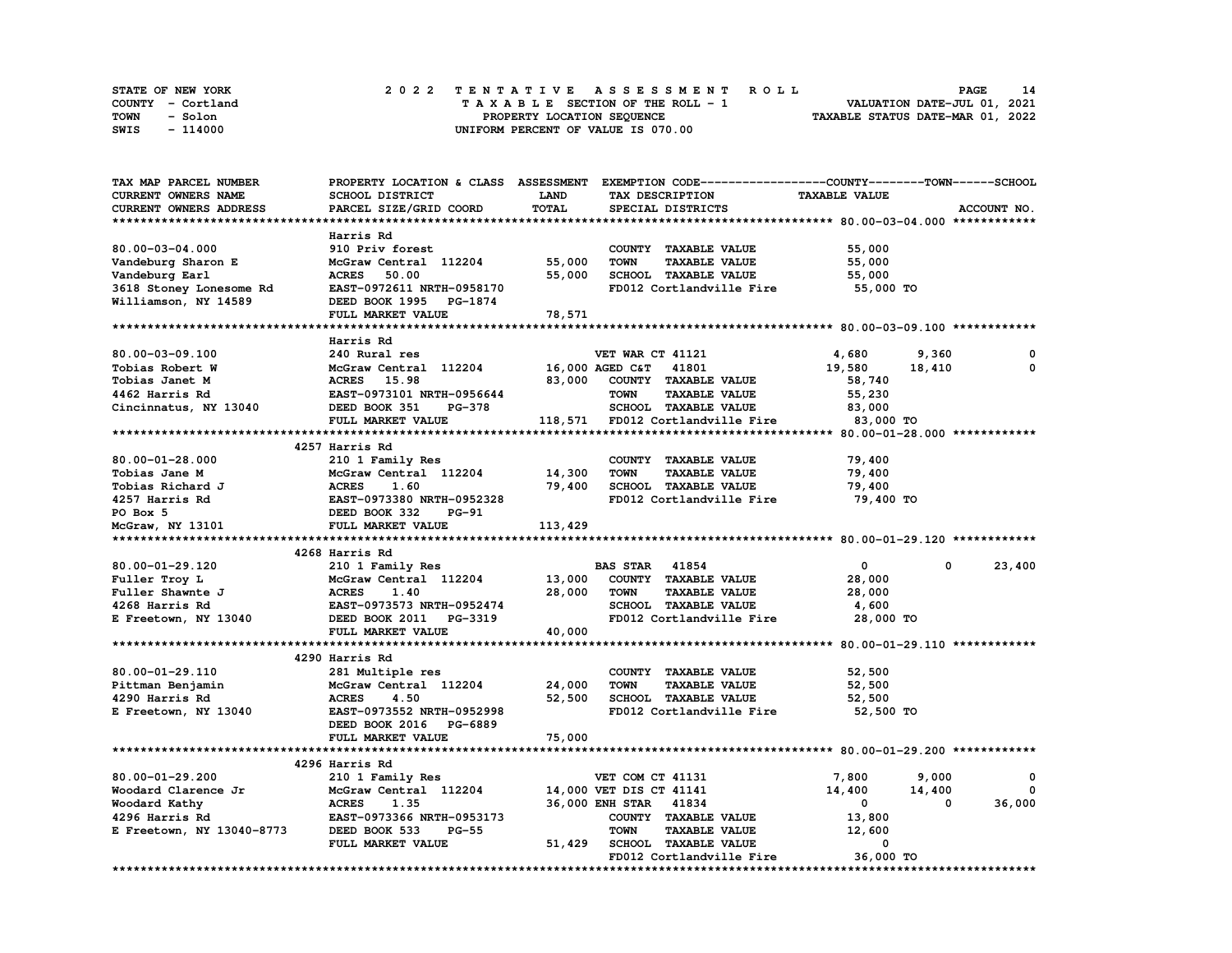STATE OF NEW YORK
COUNTY - Cortland
TOWN - Solon
SWIS - 114000

2022 TENTATIVE ASSESSMENT ROLL
TAXABLE SECTION OF THE ROLL - 1
PROPERTY LOCATION SEQUENCE
UNIFORM PERCENT OF VALUE IS 070.00

VALUATION DATE-JUL 01, 2021
TAXABLE STATUS DATE-MAR 01, 2022

| TAX MAP PARCEL NUMBER / CURRENT OWNERS NAME / CURRENT OWNERS ADDRESS | PROPERTY LOCATION & CLASS / SCHOOL DISTRICT / PARCEL SIZE/GRID COORD | ASSESSMENT LAND | ASSESSMENT TOTAL | EXEMPTION CODE / TAX DESCRIPTION / SPECIAL DISTRICTS | COUNTY TAXABLE VALUE | TOWN | SCHOOL |
|---|---|---|---|---|---|---|---|
| **80.00-03-04.000** | Harris Rd | | | | | | |
| 80.00-03-04.000 | 910 Priv forest | | | COUNTY TAXABLE VALUE | 55,000 | | |
| Vandeburg Sharon E | McGraw Central 112204 | 55,000 | | TOWN TAXABLE VALUE | 55,000 | | |
| Vandeburg Earl | ACRES 50.00 | | 55,000 | SCHOOL TAXABLE VALUE | 55,000 | | |
| 3618 Stoney Lonesome Rd | EAST-0972611 NRTH-0958170 | | | FD012 Cortlandville Fire | 55,000 TO | | |
| Williamson, NY 14589 | DEED BOOK 1995 PG-1874 | | | | | | |
| | FULL MARKET VALUE | | 78,571 | | | | |
| **80.00-03-09.100** | Harris Rd | | | | | | |
| 80.00-03-09.100 | 240 Rural res | | | VET WAR CT 41121 | 4,680 | 9,360 | 0 |
| Tobias Robert W | McGraw Central 112204 | 16,000 | | AGED C&T 41801 | 19,580 | 18,410 | 0 |
| Tobias Janet M | ACRES 15.98 | | 83,000 | COUNTY TAXABLE VALUE | 58,740 | | |
| 4462 Harris Rd | EAST-0973101 NRTH-0956644 | | | TOWN TAXABLE VALUE | 55,230 | | |
| Cincinnatus, NY 13040 | DEED BOOK 351 PG-378 | | | SCHOOL TAXABLE VALUE | 83,000 | | |
| | FULL MARKET VALUE | | 118,571 | FD012 Cortlandville Fire | 83,000 TO | | |
| **80.00-01-28.000** | 4257 Harris Rd | | | | | | |
| 80.00-01-28.000 | 210 1 Family Res | | | COUNTY TAXABLE VALUE | 79,400 | | |
| Tobias Jane M | McGraw Central 112204 | 14,300 | | TOWN TAXABLE VALUE | 79,400 | | |
| Tobias Richard J | ACRES 1.60 | | 79,400 | SCHOOL TAXABLE VALUE | 79,400 | | |
| 4257 Harris Rd | EAST-0973380 NRTH-0952328 | | | FD012 Cortlandville Fire | 79,400 TO | | |
| PO Box 5 | DEED BOOK 332 PG-91 | | | | | | |
| McGraw, NY 13101 | FULL MARKET VALUE | | 113,429 | | | | |
| **80.00-01-29.120** | 4268 Harris Rd | | | | | | |
| 80.00-01-29.120 | 210 1 Family Res | | | BAS STAR 41854 | 0 | 0 | 23,400 |
| Fuller Troy L | McGraw Central 112204 | 13,000 | | COUNTY TAXABLE VALUE | 28,000 | | |
| Fuller Shawnte J | ACRES 1.40 | | 28,000 | TOWN TAXABLE VALUE | 28,000 | | |
| 4268 Harris Rd | EAST-0973573 NRTH-0952474 | | | SCHOOL TAXABLE VALUE | 4,600 | | |
| E Freetown, NY 13040 | DEED BOOK 2011 PG-3319 | | | FD012 Cortlandville Fire | 28,000 TO | | |
| | FULL MARKET VALUE | | 40,000 | | | | |
| **80.00-01-29.110** | 4290 Harris Rd | | | | | | |
| 80.00-01-29.110 | 281 Multiple res | | | COUNTY TAXABLE VALUE | 52,500 | | |
| Pittman Benjamin | McGraw Central 112204 | 24,000 | | TOWN TAXABLE VALUE | 52,500 | | |
| 4290 Harris Rd | ACRES 4.50 | | 52,500 | SCHOOL TAXABLE VALUE | 52,500 | | |
| E Freetown, NY 13040 | EAST-0973552 NRTH-0952998 | | | FD012 Cortlandville Fire | 52,500 TO | | |
| | DEED BOOK 2016 PG-6889 | | | | | | |
| | FULL MARKET VALUE | | 75,000 | | | | |
| **80.00-01-29.200** | 4296 Harris Rd | | | | | | |
| 80.00-01-29.200 | 210 1 Family Res | | | VET COM CT 41131 | 7,800 | 9,000 | 0 |
| Woodard Clarence Jr | McGraw Central 112204 | 14,000 | | VET DIS CT 41141 | 14,400 | 14,400 | 0 |
| Woodard Kathy | ACRES 1.35 | | 36,000 | ENH STAR 41834 | 0 | 0 | 36,000 |
| 4296 Harris Rd | EAST-0973366 NRTH-0953173 | | | COUNTY TAXABLE VALUE | 13,800 | | |
| E Freetown, NY 13040-8773 | DEED BOOK 533 PG-55 | | | TOWN TAXABLE VALUE | 12,600 | | |
| | FULL MARKET VALUE | | 51,429 | SCHOOL TAXABLE VALUE | 0 | | |
| | | | | FD012 Cortlandville Fire | 36,000 TO | | |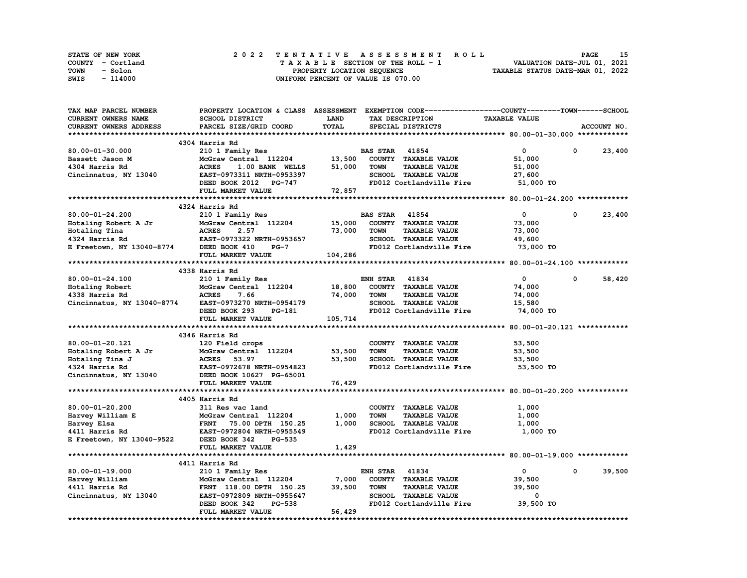STATE OF NEW YORK
COUNTY - Cortland
TOWN - Solon
SWIS - 114000

# 2022 TENTATIVE ASSESSMENT ROLL

TAXABLE SECTION OF THE ROLL - 1
PROPERTY LOCATION SEQUENCE
UNIFORM PERCENT OF VALUE IS 070.00

VALUATION DATE-JUL 01, 2021
TAXABLE STATUS DATE-MAR 01, 2022

| TAX MAP PARCEL NUMBER / CURRENT OWNERS NAME / CURRENT OWNERS ADDRESS | PROPERTY LOCATION & CLASS / SCHOOL DISTRICT / PARCEL SIZE/GRID COORD | ASSESSMENT LAND / TOTAL | EXEMPTION CODE / TAX DESCRIPTION / SPECIAL DISTRICTS | COUNTY TAXABLE VALUE | TOWN | SCHOOL |
|---|---|---|---|---|---|---|
| **80.00-01-30.000** | 4304 Harris Rd | | | | | |
| 80.00-01-30.000 | 210 1 Family Res | | BAS STAR 41854 | 0 | 0 | 23,400 |
| Bassett Jason M | McGraw Central 112204 | 13,500 | COUNTY TAXABLE VALUE | 51,000 | | |
| 4304 Harris Rd | ACRES 1.00 BANK WELLS | 51,000 | TOWN TAXABLE VALUE | 51,000 | | |
| Cincinnatus, NY 13040 | EAST-0973311 NRTH-0953397 | | SCHOOL TAXABLE VALUE | 27,600 | | |
| | DEED BOOK 2012 PG-747 | | FD012 Cortlandville Fire | 51,000 TO | | |
| | FULL MARKET VALUE | 72,857 | | | | |
| **80.00-01-24.200** | 4324 Harris Rd | | | | | |
| 80.00-01-24.200 | 210 1 Family Res | | BAS STAR 41854 | 0 | 0 | 23,400 |
| Hotaling Robert A Jr | McGraw Central 112204 | 15,000 | COUNTY TAXABLE VALUE | 73,000 | | |
| Hotaling Tina | ACRES 2.57 | 73,000 | TOWN TAXABLE VALUE | 73,000 | | |
| 4324 Harris Rd | EAST-0973322 NRTH-0953657 | | SCHOOL TAXABLE VALUE | 49,600 | | |
| E Freetown, NY 13040-8774 | DEED BOOK 410 PG-7 | | FD012 Cortlandville Fire | 73,000 TO | | |
| | FULL MARKET VALUE | 104,286 | | | | |
| **80.00-01-24.100** | 4338 Harris Rd | | | | | |
| 80.00-01-24.100 | 210 1 Family Res | | ENH STAR 41834 | 0 | 0 | 58,420 |
| Hotaling Robert | McGraw Central 112204 | 18,800 | COUNTY TAXABLE VALUE | 74,000 | | |
| 4338 Harris Rd | ACRES 7.66 | 74,000 | TOWN TAXABLE VALUE | 74,000 | | |
| Cincinnatus, NY 13040-8774 | EAST-0973270 NRTH-0954179 | | SCHOOL TAXABLE VALUE | 15,580 | | |
| | DEED BOOK 293 PG-181 | | FD012 Cortlandville Fire | 74,000 TO | | |
| | FULL MARKET VALUE | 105,714 | | | | |
| **80.00-01-20.121** | 4346 Harris Rd | | | | | |
| 80.00-01-20.121 | 120 Field crops | | COUNTY TAXABLE VALUE | 53,500 | | |
| Hotaling Robert A Jr | McGraw Central 112204 | 53,500 | TOWN TAXABLE VALUE | 53,500 | | |
| Hotaling Tina J | ACRES 53.97 | 53,500 | SCHOOL TAXABLE VALUE | 53,500 | | |
| 4324 Harris Rd | EAST-0972678 NRTH-0954823 | | FD012 Cortlandville Fire | 53,500 TO | | |
| Cincinnatus, NY 13040 | DEED BOOK 10627 PG-65001 | | | | | |
| | FULL MARKET VALUE | 76,429 | | | | |
| **80.00-01-20.200** | 4405 Harris Rd | | | | | |
| 80.00-01-20.200 | 311 Res vac land | | COUNTY TAXABLE VALUE | 1,000 | | |
| Harvey William E | McGraw Central 112204 | 1,000 | TOWN TAXABLE VALUE | 1,000 | | |
| Harvey Elsa | FRNT 75.00 DPTH 150.25 | 1,000 | SCHOOL TAXABLE VALUE | 1,000 | | |
| 4411 Harris Rd | EAST-0972804 NRTH-0955549 | | FD012 Cortlandville Fire | 1,000 TO | | |
| E Freetown, NY 13040-9522 | DEED BOOK 342 PG-535 | | | | | |
| | FULL MARKET VALUE | 1,429 | | | | |
| **80.00-01-19.000** | 4411 Harris Rd | | | | | |
| 80.00-01-19.000 | 210 1 Family Res | | ENH STAR 41834 | 0 | 0 | 39,500 |
| Harvey William | McGraw Central 112204 | 7,000 | COUNTY TAXABLE VALUE | 39,500 | | |
| 4411 Harris Rd | FRNT 118.00 DPTH 150.25 | 39,500 | TOWN TAXABLE VALUE | 39,500 | | |
| Cincinnatus, NY 13040 | EAST-0972809 NRTH-0955647 | | SCHOOL TAXABLE VALUE | 0 | | |
| | DEED BOOK 342 PG-538 | | FD012 Cortlandville Fire | 39,500 TO | | |
| | FULL MARKET VALUE | 56,429 | | | | |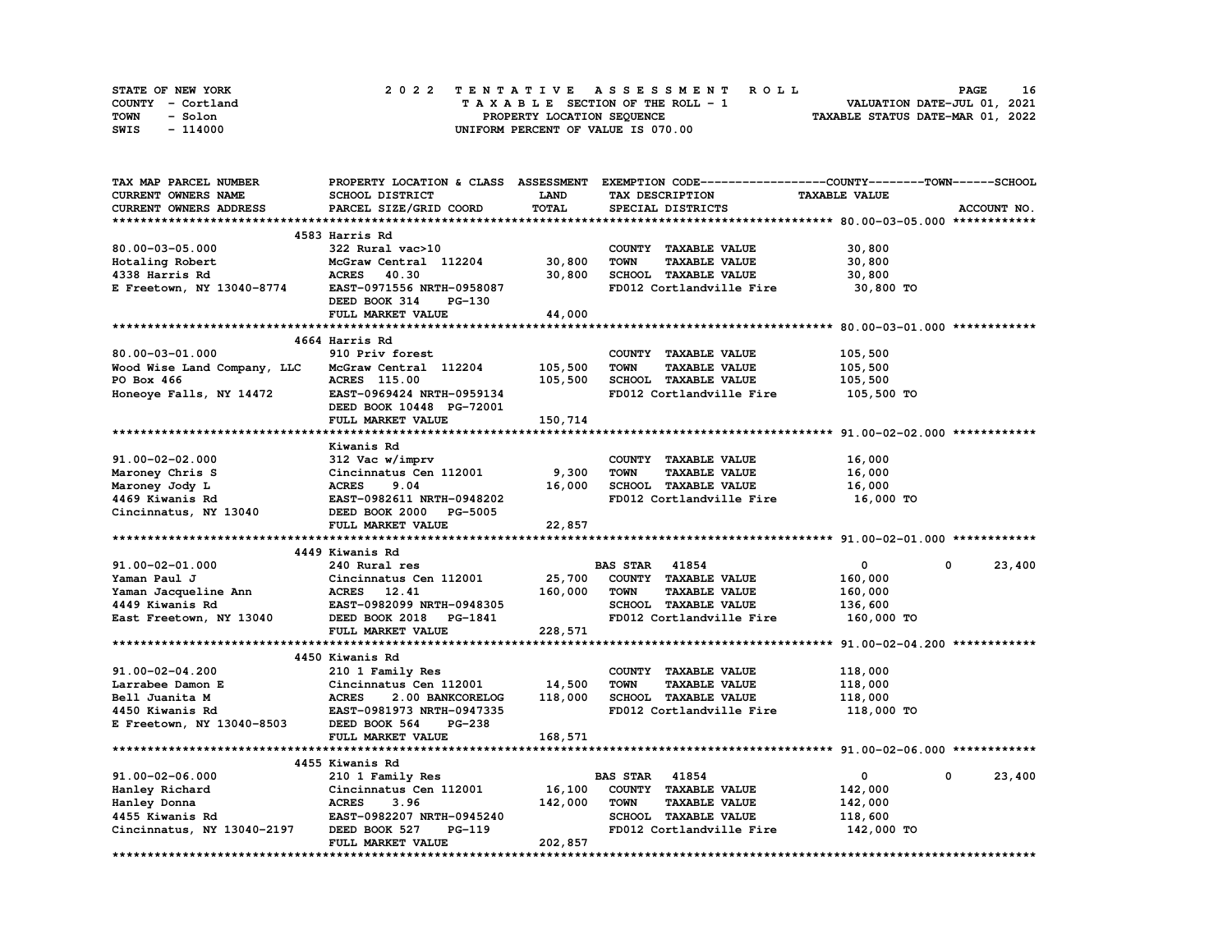STATE OF NEW YORK — COUNTY - Cortland — TOWN - Solon — SWIS - 114000

**2022 TENTATIVE ASSESSMENT ROLL**
TAXABLE SECTION OF THE ROLL - 1
PROPERTY LOCATION SEQUENCE
UNIFORM PERCENT OF VALUE IS 070.00

VALUATION DATE-JUL 01, 2021
TAXABLE STATUS DATE-MAR 01, 2022

| TAX MAP PARCEL NUMBER / CURRENT OWNERS NAME / CURRENT OWNERS ADDRESS | PROPERTY LOCATION & CLASS / SCHOOL DISTRICT / PARCEL SIZE/GRID COORD | ASSESSMENT LAND / TOTAL | EXEMPTION CODE / TAX DESCRIPTION / SPECIAL DISTRICTS | COUNTY TAXABLE VALUE | TOWN | SCHOOL | ACCOUNT NO. |
|---|---|---|---|---|---|---|---|
| **80.00-03-05.000** | 4583 Harris Rd | | | | | | |
| 80.00-03-05.000 | 322 Rural vac>10 | | COUNTY TAXABLE VALUE | 30,800 | | | |
| Hotaling Robert | McGraw Central 112204 | 30,800 | TOWN TAXABLE VALUE | 30,800 | | | |
| 4338 Harris Rd | ACRES 40.30 | 30,800 | SCHOOL TAXABLE VALUE | 30,800 | | | |
| E Freetown, NY 13040-8774 | EAST-0971556 NRTH-0958087 | | FD012 Cortlandville Fire | 30,800 TO | | | |
| | DEED BOOK 314 PG-130 | | | | | | |
| | FULL MARKET VALUE | 44,000 | | | | | |
| **80.00-03-01.000** | 4664 Harris Rd | | | | | | |
| 80.00-03-01.000 | 910 Priv forest | | COUNTY TAXABLE VALUE | 105,500 | | | |
| Wood Wise Land Company, LLC | McGraw Central 112204 | 105,500 | TOWN TAXABLE VALUE | 105,500 | | | |
| PO Box 466 | ACRES 115.00 | 105,500 | SCHOOL TAXABLE VALUE | 105,500 | | | |
| Honeoye Falls, NY 14472 | EAST-0969424 NRTH-0959134 | | FD012 Cortlandville Fire | 105,500 TO | | | |
| | DEED BOOK 10448 PG-72001 | | | | | | |
| | FULL MARKET VALUE | 150,714 | | | | | |
| **91.00-02-02.000** | Kiwanis Rd | | | | | | |
| 91.00-02-02.000 | 312 Vac w/imprv | | COUNTY TAXABLE VALUE | 16,000 | | | |
| Maroney Chris S | Cincinnatus Cen 112001 | 9,300 | TOWN TAXABLE VALUE | 16,000 | | | |
| Maroney Jody L | ACRES 9.04 | 16,000 | SCHOOL TAXABLE VALUE | 16,000 | | | |
| 4469 Kiwanis Rd | EAST-0982611 NRTH-0948202 | | FD012 Cortlandville Fire | 16,000 TO | | | |
| Cincinnatus, NY 13040 | DEED BOOK 2000 PG-5005 | | | | | | |
| | FULL MARKET VALUE | 22,857 | | | | | |
| **91.00-02-01.000** | 4449 Kiwanis Rd | | | | | | |
| 91.00-02-01.000 | 240 Rural res | | BAS STAR 41854 | 0 | 0 | 23,400 | |
| Yaman Paul J | Cincinnatus Cen 112001 | 25,700 | COUNTY TAXABLE VALUE | 160,000 | | | |
| Yaman Jacqueline Ann | ACRES 12.41 | 160,000 | TOWN TAXABLE VALUE | 160,000 | | | |
| 4449 Kiwanis Rd | EAST-0982099 NRTH-0948305 | | SCHOOL TAXABLE VALUE | 136,600 | | | |
| East Freetown, NY 13040 | DEED BOOK 2018 PG-1841 | | FD012 Cortlandville Fire | 160,000 TO | | | |
| | FULL MARKET VALUE | 228,571 | | | | | |
| **91.00-02-04.200** | 4450 Kiwanis Rd | | | | | | |
| 91.00-02-04.200 | 210 1 Family Res | | COUNTY TAXABLE VALUE | 118,000 | | | |
| Larrabee Damon E | Cincinnatus Cen 112001 | 14,500 | TOWN TAXABLE VALUE | 118,000 | | | |
| Bell Juanita M | ACRES 2.00 BANKCORELOG | 118,000 | SCHOOL TAXABLE VALUE | 118,000 | | | |
| 4450 Kiwanis Rd | EAST-0981973 NRTH-0947335 | | FD012 Cortlandville Fire | 118,000 TO | | | |
| E Freetown, NY 13040-8503 | DEED BOOK 564 PG-238 | | | | | | |
| | FULL MARKET VALUE | 168,571 | | | | | |
| **91.00-02-06.000** | 4455 Kiwanis Rd | | | | | | |
| 91.00-02-06.000 | 210 1 Family Res | | BAS STAR 41854 | 0 | 0 | 23,400 | |
| Hanley Richard | Cincinnatus Cen 112001 | 16,100 | COUNTY TAXABLE VALUE | 142,000 | | | |
| Hanley Donna | ACRES 3.96 | 142,000 | TOWN TAXABLE VALUE | 142,000 | | | |
| 4455 Kiwanis Rd | EAST-0982207 NRTH-0945240 | | SCHOOL TAXABLE VALUE | 118,600 | | | |
| Cincinnatus, NY 13040-2197 | DEED BOOK 527 PG-119 | | FD012 Cortlandville Fire | 142,000 TO | | | |
| | FULL MARKET VALUE | 202,857 | | | | | |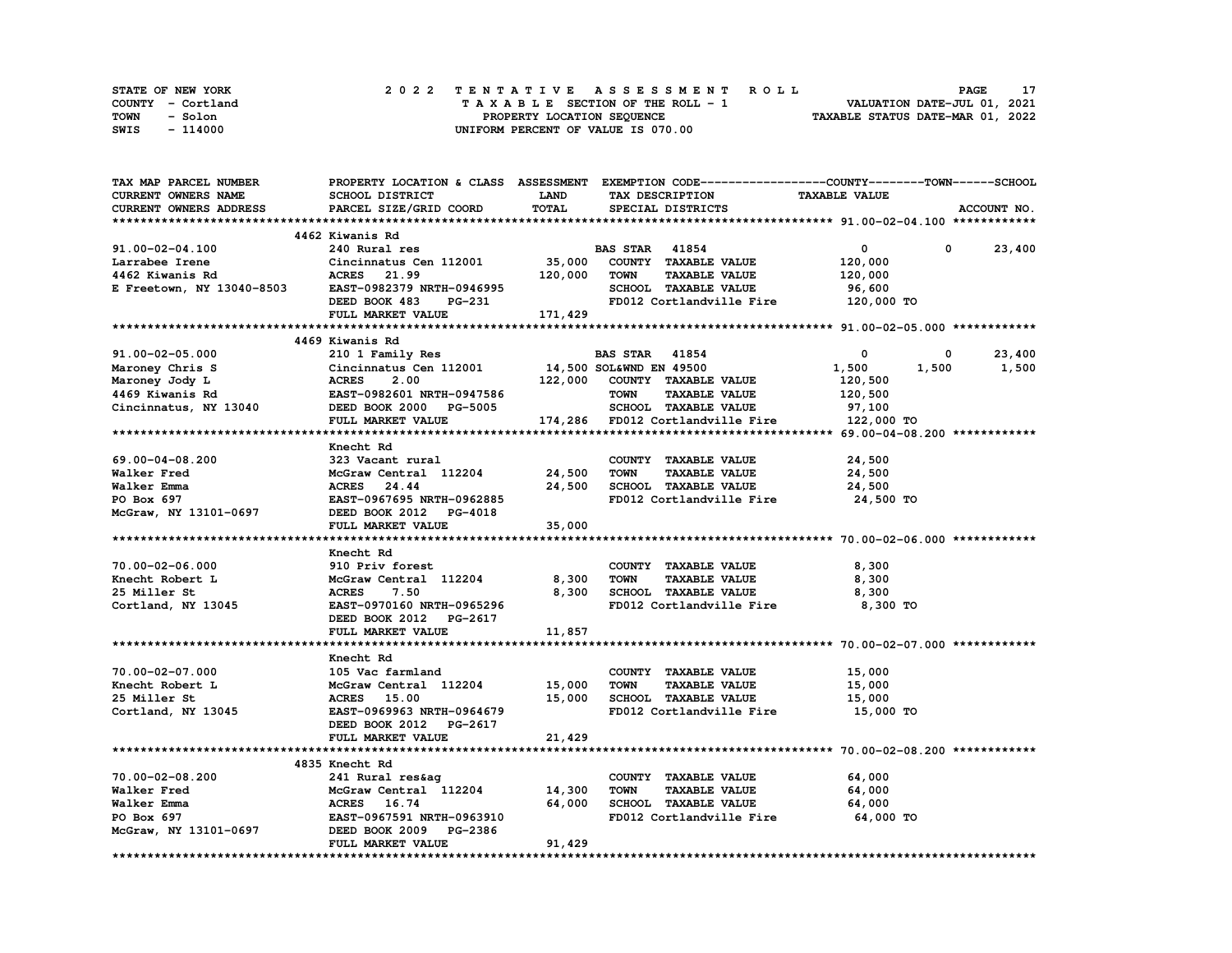STATE OF NEW YORK
COUNTY - Cortland
TOWN - Solon
SWIS - 114000

# 2022 TENTATIVE ASSESSMENT ROLL

TAXABLE SECTION OF THE ROLL - 1
PROPERTY LOCATION SEQUENCE
UNIFORM PERCENT OF VALUE IS 070.00

VALUATION DATE-JUL 01, 2021
TAXABLE STATUS DATE-MAR 01, 2022

| TAX MAP PARCEL NUMBER / CURRENT OWNERS NAME / CURRENT OWNERS ADDRESS | PROPERTY LOCATION & CLASS / SCHOOL DISTRICT / PARCEL SIZE/GRID COORD | ASSESSMENT LAND / TOTAL | EXEMPTION CODE / TAX DESCRIPTION / SPECIAL DISTRICTS | COUNTY TAXABLE VALUE | TOWN | SCHOOL / ACCOUNT NO. |
|---|---|---|---|---|---|---|
| **91.00-02-04.100** | 4462 Kiwanis Rd | | | | | |
| 91.00-02-04.100 | 240 Rural res | | BAS STAR 41854 | 0 | 0 | 23,400 |
| Larrabee Irene | Cincinnatus Cen 112001 | 35,000 | COUNTY TAXABLE VALUE | 120,000 | | |
| 4462 Kiwanis Rd | ACRES 21.99 | 120,000 | TOWN TAXABLE VALUE | 120,000 | | |
| E Freetown, NY 13040-8503 | EAST-0982379 NRTH-0946995 | | SCHOOL TAXABLE VALUE | 96,600 | | |
| | DEED BOOK 483 PG-231 | | FD012 Cortlandville Fire | 120,000 TO | | |
| | FULL MARKET VALUE | 171,429 | | | | |
| **91.00-02-05.000** | 4469 Kiwanis Rd | | | | | |
| 91.00-02-05.000 | 210 1 Family Res | | BAS STAR 41854 | 0 | 0 | 23,400 |
| Maroney Chris S | Cincinnatus Cen 112001 | 14,500 | SOL&WND EN 49500 | 1,500 | 1,500 | 1,500 |
| Maroney Jody L | ACRES 2.00 | 122,000 | COUNTY TAXABLE VALUE | 120,500 | | |
| 4469 Kiwanis Rd | EAST-0982601 NRTH-0947586 | | TOWN TAXABLE VALUE | 120,500 | | |
| Cincinnatus, NY 13040 | DEED BOOK 2000 PG-5005 | | SCHOOL TAXABLE VALUE | 97,100 | | |
| | FULL MARKET VALUE | 174,286 | FD012 Cortlandville Fire | 122,000 TO | | |
| **69.00-04-08.200** | Knecht Rd | | | | | |
| 69.00-04-08.200 | 323 Vacant rural | | COUNTY TAXABLE VALUE | 24,500 | | |
| Walker Fred | McGraw Central 112204 | 24,500 | TOWN TAXABLE VALUE | 24,500 | | |
| Walker Emma | ACRES 24.44 | 24,500 | SCHOOL TAXABLE VALUE | 24,500 | | |
| PO Box 697 | EAST-0967695 NRTH-0962885 | | FD012 Cortlandville Fire | 24,500 TO | | |
| McGraw, NY 13101-0697 | DEED BOOK 2012 PG-4018 | | | | | |
| | FULL MARKET VALUE | 35,000 | | | | |
| **70.00-02-06.000** | Knecht Rd | | | | | |
| 70.00-02-06.000 | 910 Priv forest | | COUNTY TAXABLE VALUE | 8,300 | | |
| Knecht Robert L | McGraw Central 112204 | 8,300 | TOWN TAXABLE VALUE | 8,300 | | |
| 25 Miller St | ACRES 7.50 | 8,300 | SCHOOL TAXABLE VALUE | 8,300 | | |
| Cortland, NY 13045 | EAST-0970160 NRTH-0965296 | | FD012 Cortlandville Fire | 8,300 TO | | |
| | DEED BOOK 2012 PG-2617 | | | | | |
| | FULL MARKET VALUE | 11,857 | | | | |
| **70.00-02-07.000** | Knecht Rd | | | | | |
| 70.00-02-07.000 | 105 Vac farmland | | COUNTY TAXABLE VALUE | 15,000 | | |
| Knecht Robert L | McGraw Central 112204 | 15,000 | TOWN TAXABLE VALUE | 15,000 | | |
| 25 Miller St | ACRES 15.00 | 15,000 | SCHOOL TAXABLE VALUE | 15,000 | | |
| Cortland, NY 13045 | EAST-0969963 NRTH-0964679 | | FD012 Cortlandville Fire | 15,000 TO | | |
| | DEED BOOK 2012 PG-2617 | | | | | |
| | FULL MARKET VALUE | 21,429 | | | | |
| **70.00-02-08.200** | 4835 Knecht Rd | | | | | |
| 70.00-02-08.200 | 241 Rural res&ag | | COUNTY TAXABLE VALUE | 64,000 | | |
| Walker Fred | McGraw Central 112204 | 14,300 | TOWN TAXABLE VALUE | 64,000 | | |
| Walker Emma | ACRES 16.74 | 64,000 | SCHOOL TAXABLE VALUE | 64,000 | | |
| PO Box 697 | EAST-0967591 NRTH-0963910 | | FD012 Cortlandville Fire | 64,000 TO | | |
| McGraw, NY 13101-0697 | DEED BOOK 2009 PG-2386 | | | | | |
| | FULL MARKET VALUE | 91,429 | | | | |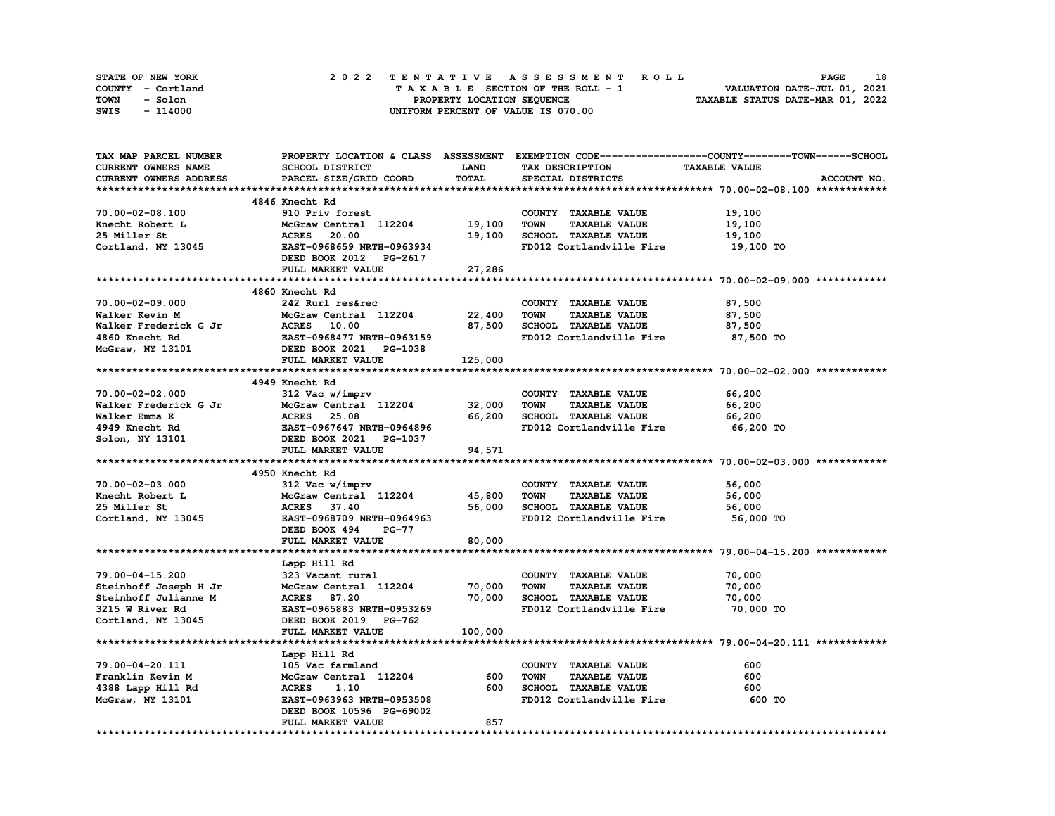STATE OF NEW YORK — 2022 TENTATIVE ASSESSMENT ROLL
COUNTY - Cortland — TAXABLE SECTION OF THE ROLL - 1 — VALUATION DATE-JUL 01, 2021
TOWN - Solon — PROPERTY LOCATION SEQUENCE — TAXABLE STATUS DATE-MAR 01, 2022
SWIS - 114000 — UNIFORM PERCENT OF VALUE IS 070.00

| TAX MAP PARCEL NUMBER / CURRENT OWNERS NAME / CURRENT OWNERS ADDRESS | PROPERTY LOCATION & CLASS / SCHOOL DISTRICT / PARCEL SIZE/GRID COORD | ASSESSMENT LAND / TOTAL | EXEMPTION CODE / TAX DESCRIPTION / SPECIAL DISTRICTS | TAXABLE VALUE (COUNTY / TOWN / SCHOOL) | ACCOUNT NO. |
|---|---|---|---|---|---|
| **70.00-02-08.100** | 4846 Knecht Rd | | | | |
| 70.00-02-08.100 | 910 Priv forest | | COUNTY TAXABLE VALUE | 19,100 | |
| Knecht Robert L | McGraw Central 112204 | 19,100 | TOWN TAXABLE VALUE | 19,100 | |
| 25 Miller St | ACRES 20.00 | 19,100 | SCHOOL TAXABLE VALUE | 19,100 | |
| Cortland, NY 13045 | EAST-0968659 NRTH-0963934 | | FD012 Cortlandville Fire | 19,100 TO | |
| | DEED BOOK 2012 PG-2617 | | | | |
| | FULL MARKET VALUE | 27,286 | | | |
| **70.00-02-09.000** | 4860 Knecht Rd | | | | |
| 70.00-02-09.000 | 242 Rurl res&rec | | COUNTY TAXABLE VALUE | 87,500 | |
| Walker Kevin M | McGraw Central 112204 | 22,400 | TOWN TAXABLE VALUE | 87,500 | |
| Walker Frederick G Jr | ACRES 10.00 | 87,500 | SCHOOL TAXABLE VALUE | 87,500 | |
| 4860 Knecht Rd | EAST-0968477 NRTH-0963159 | | FD012 Cortlandville Fire | 87,500 TO | |
| McGraw, NY 13101 | DEED BOOK 2021 PG-1038 | | | | |
| | FULL MARKET VALUE | 125,000 | | | |
| **70.00-02-02.000** | 4949 Knecht Rd | | | | |
| 70.00-02-02.000 | 312 Vac w/imprv | | COUNTY TAXABLE VALUE | 66,200 | |
| Walker Frederick G Jr | McGraw Central 112204 | 32,000 | TOWN TAXABLE VALUE | 66,200 | |
| Walker Emma E | ACRES 25.08 | 66,200 | SCHOOL TAXABLE VALUE | 66,200 | |
| 4949 Knecht Rd | EAST-0967647 NRTH-0964896 | | FD012 Cortlandville Fire | 66,200 TO | |
| Solon, NY 13101 | DEED BOOK 2021 PG-1037 | | | | |
| | FULL MARKET VALUE | 94,571 | | | |
| **70.00-02-03.000** | 4950 Knecht Rd | | | | |
| 70.00-02-03.000 | 312 Vac w/imprv | | COUNTY TAXABLE VALUE | 56,000 | |
| Knecht Robert L | McGraw Central 112204 | 45,800 | TOWN TAXABLE VALUE | 56,000 | |
| 25 Miller St | ACRES 37.40 | 56,000 | SCHOOL TAXABLE VALUE | 56,000 | |
| Cortland, NY 13045 | EAST-0968709 NRTH-0964963 | | FD012 Cortlandville Fire | 56,000 TO | |
| | DEED BOOK 494 PG-77 | | | | |
| | FULL MARKET VALUE | 80,000 | | | |
| **79.00-04-15.200** | Lapp Hill Rd | | | | |
| 79.00-04-15.200 | 323 Vacant rural | | COUNTY TAXABLE VALUE | 70,000 | |
| Steinhoff Joseph H Jr | McGraw Central 112204 | 70,000 | TOWN TAXABLE VALUE | 70,000 | |
| Steinhoff Julianne M | ACRES 87.20 | 70,000 | SCHOOL TAXABLE VALUE | 70,000 | |
| 3215 W River Rd | EAST-0965883 NRTH-0953269 | | FD012 Cortlandville Fire | 70,000 TO | |
| Cortland, NY 13045 | DEED BOOK 2019 PG-762 | | | | |
| | FULL MARKET VALUE | 100,000 | | | |
| **79.00-04-20.111** | Lapp Hill Rd | | | | |
| 79.00-04-20.111 | 105 Vac farmland | | COUNTY TAXABLE VALUE | 600 | |
| Franklin Kevin M | McGraw Central 112204 | 600 | TOWN TAXABLE VALUE | 600 | |
| 4388 Lapp Hill Rd | ACRES 1.10 | 600 | SCHOOL TAXABLE VALUE | 600 | |
| McGraw, NY 13101 | EAST-0963963 NRTH-0953508 | | FD012 Cortlandville Fire | 600 TO | |
| | DEED BOOK 10596 PG-69002 | | | | |
| | FULL MARKET VALUE | 857 | | | |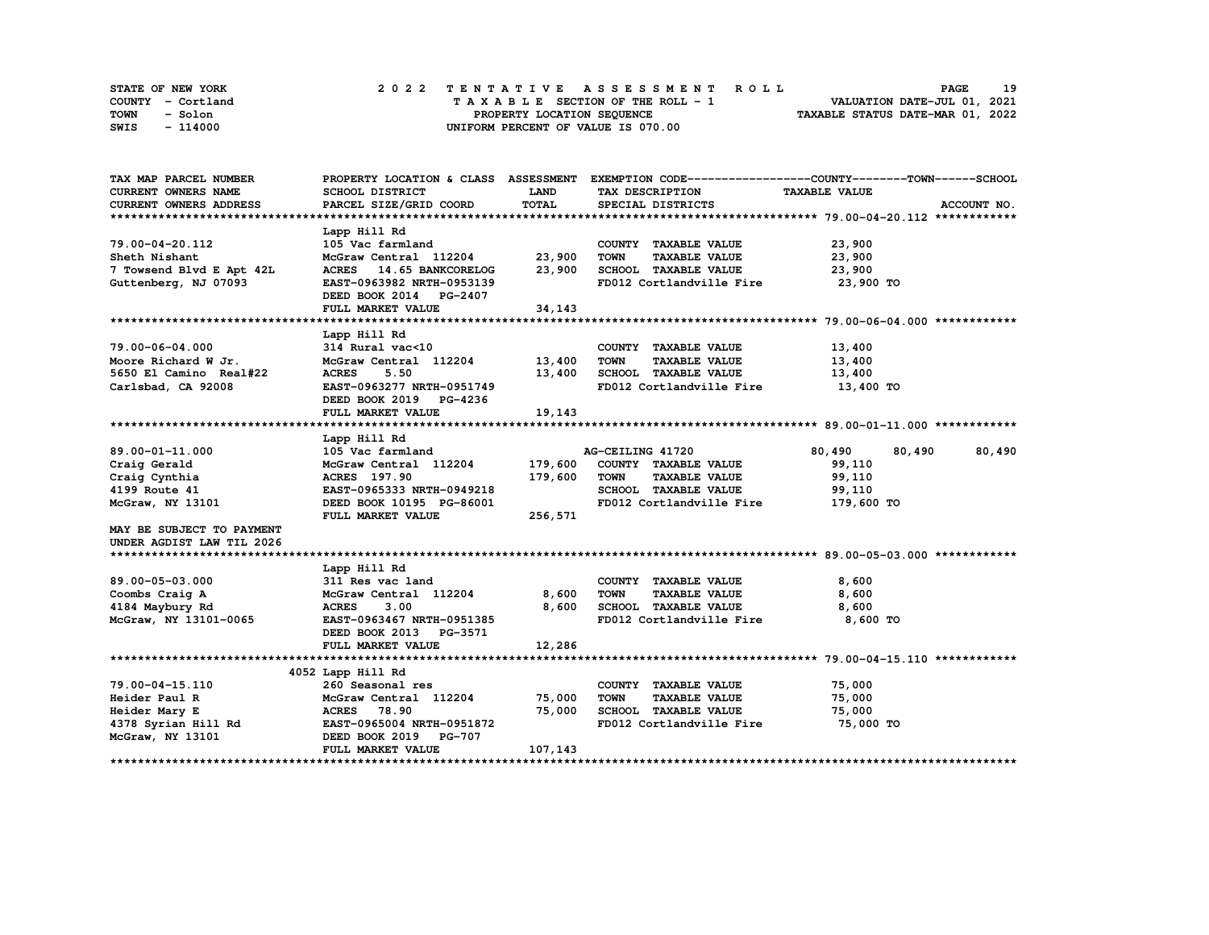STATE OF NEW YORK — COUNTY - Cortland — TOWN - Solon — SWIS - 114000

**2022 TENTATIVE ASSESSMENT ROLL**
TAXABLE SECTION OF THE ROLL - 1
PROPERTY LOCATION SEQUENCE
UNIFORM PERCENT OF VALUE IS 070.00

VALUATION DATE-JUL 01, 2021
TAXABLE STATUS DATE-MAR 01, 2022

| TAX MAP PARCEL NUMBER / CURRENT OWNERS NAME / CURRENT OWNERS ADDRESS | PROPERTY LOCATION & CLASS / SCHOOL DISTRICT / PARCEL SIZE/GRID COORD | ASSESSMENT LAND / TOTAL | EXEMPTION CODE / TAX DESCRIPTION / SPECIAL DISTRICTS | COUNTY TAXABLE VALUE | TOWN | SCHOOL | ACCOUNT NO. |
|---|---|---|---|---|---|---|---|
| **79.00-04-20.112** | Lapp Hill Rd | | | | | | |
| 79.00-04-20.112 | 105 Vac farmland | | COUNTY TAXABLE VALUE | 23,900 | | | |
| Sheth Nishant | McGraw Central 112204 | 23,900 | TOWN TAXABLE VALUE | 23,900 | | | |
| 7 Towsend Blvd E Apt 42L | ACRES 14.65 BANKCORELOG | 23,900 | SCHOOL TAXABLE VALUE | 23,900 | | | |
| Guttenberg, NJ 07093 | EAST-0963982 NRTH-0953139 | | FD012 Cortlandville Fire | 23,900 TO | | | |
| | DEED BOOK 2014 PG-2407 | | | | | | |
| | FULL MARKET VALUE | 34,143 | | | | | |
| **79.00-06-04.000** | Lapp Hill Rd | | | | | | |
| 79.00-06-04.000 | 314 Rural vac<10 | | COUNTY TAXABLE VALUE | 13,400 | | | |
| Moore Richard W Jr. | McGraw Central 112204 | 13,400 | TOWN TAXABLE VALUE | 13,400 | | | |
| 5650 El Camino Real#22 | ACRES 5.50 | 13,400 | SCHOOL TAXABLE VALUE | 13,400 | | | |
| Carlsbad, CA 92008 | EAST-0963277 NRTH-0951749 | | FD012 Cortlandville Fire | 13,400 TO | | | |
| | DEED BOOK 2019 PG-4236 | | | | | | |
| | FULL MARKET VALUE | 19,143 | | | | | |
| **89.00-01-11.000** | Lapp Hill Rd | | | | | | |
| 89.00-01-11.000 | 105 Vac farmland | | AG-CEILING 41720 | 80,490 | 80,490 | 80,490 | |
| Craig Gerald | McGraw Central 112204 | 179,600 | COUNTY TAXABLE VALUE | 99,110 | | | |
| Craig Cynthia | ACRES 197.90 | 179,600 | TOWN TAXABLE VALUE | 99,110 | | | |
| 4199 Route 41 | EAST-0965333 NRTH-0949218 | | SCHOOL TAXABLE VALUE | 99,110 | | | |
| McGraw, NY 13101 | DEED BOOK 10195 PG-86001 | | FD012 Cortlandville Fire | 179,600 TO | | | |
| | FULL MARKET VALUE | 256,571 | | | | | |
| MAY BE SUBJECT TO PAYMENT UNDER AGDIST LAW TIL 2026 | | | | | | | |
| **89.00-05-03.000** | Lapp Hill Rd | | | | | | |
| 89.00-05-03.000 | 311 Res vac land | | COUNTY TAXABLE VALUE | 8,600 | | | |
| Coombs Craig A | McGraw Central 112204 | 8,600 | TOWN TAXABLE VALUE | 8,600 | | | |
| 4184 Maybury Rd | ACRES 3.00 | 8,600 | SCHOOL TAXABLE VALUE | 8,600 | | | |
| McGraw, NY 13101-0065 | EAST-0963467 NRTH-0951385 | | FD012 Cortlandville Fire | 8,600 TO | | | |
| | DEED BOOK 2013 PG-3571 | | | | | | |
| | FULL MARKET VALUE | 12,286 | | | | | |
| **79.00-04-15.110** | 4052 Lapp Hill Rd | | | | | | |
| 79.00-04-15.110 | 260 Seasonal res | | COUNTY TAXABLE VALUE | 75,000 | | | |
| Heider Paul R | McGraw Central 112204 | 75,000 | TOWN TAXABLE VALUE | 75,000 | | | |
| Heider Mary E | ACRES 78.90 | 75,000 | SCHOOL TAXABLE VALUE | 75,000 | | | |
| 4378 Syrian Hill Rd | EAST-0965004 NRTH-0951872 | | FD012 Cortlandville Fire | 75,000 TO | | | |
| McGraw, NY 13101 | DEED BOOK 2019 PG-707 | | | | | | |
| | FULL MARKET VALUE | 107,143 | | | | | |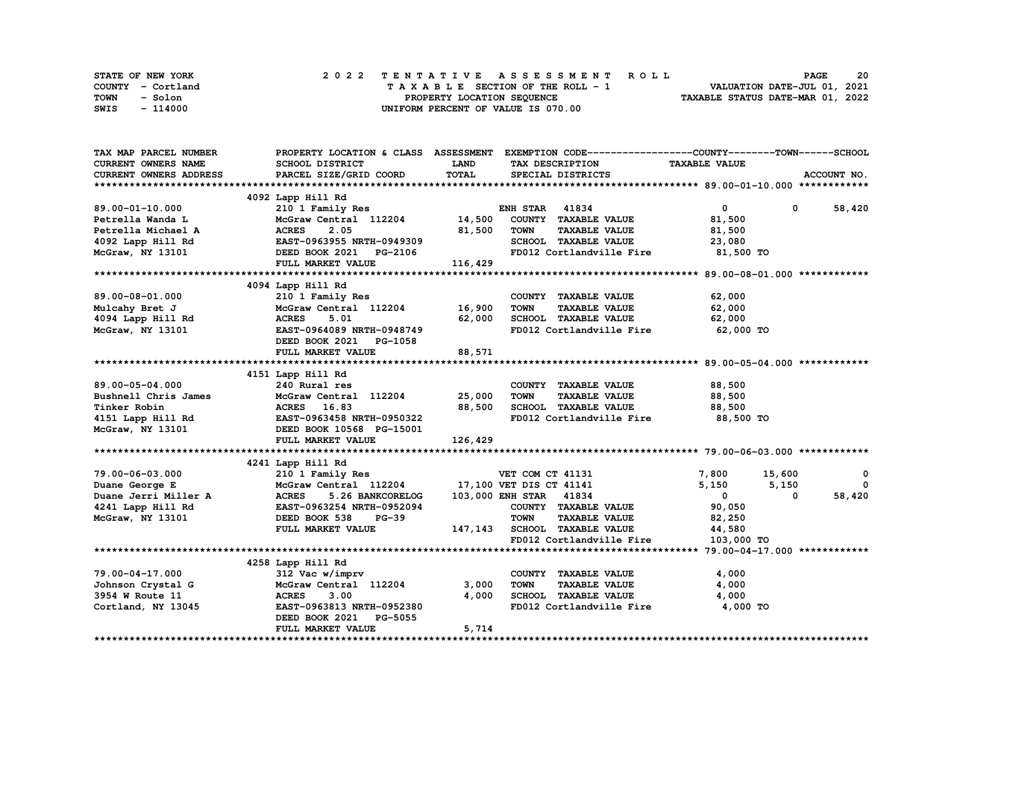STATE OF NEW YORK — 2022 TENTATIVE ASSESSMENT ROLL
COUNTY - Cortland — TAXABLE SECTION OF THE ROLL - 1 — VALUATION DATE-JUL 01, 2021
TOWN - Solon — PROPERTY LOCATION SEQUENCE — TAXABLE STATUS DATE-MAR 01, 2022
SWIS - 114000 — UNIFORM PERCENT OF VALUE IS 070.00

| TAX MAP PARCEL NUMBER / CURRENT OWNERS NAME / CURRENT OWNERS ADDRESS | PROPERTY LOCATION & CLASS / SCHOOL DISTRICT / PARCEL SIZE/GRID COORD | ASSESSMENT LAND / TOTAL | EXEMPTION CODE / TAX DESCRIPTION / SPECIAL DISTRICTS | COUNTY TAXABLE VALUE | TOWN | SCHOOL / ACCOUNT NO. |
|---|---|---|---|---|---|---|
| **89.00-01-10.000** | 4092 Lapp Hill Rd | | | | | |
| 89.00-01-10.000 | 210 1 Family Res | | ENH STAR 41834 | 0 | 0 | 58,420 |
| Petrella Wanda L | McGraw Central 112204 | 14,500 | COUNTY TAXABLE VALUE | 81,500 | | |
| Petrella Michael A | ACRES 2.05 | 81,500 | TOWN TAXABLE VALUE | 81,500 | | |
| 4092 Lapp Hill Rd | EAST-0963955 NRTH-0949309 | | SCHOOL TAXABLE VALUE | 23,080 | | |
| McGraw, NY 13101 | DEED BOOK 2021 PG-2106 | | FD012 Cortlandville Fire | 81,500 TO | | |
| | FULL MARKET VALUE | 116,429 | | | | |
| **89.00-08-01.000** | 4094 Lapp Hill Rd | | | | | |
| 89.00-08-01.000 | 210 1 Family Res | | COUNTY TAXABLE VALUE | 62,000 | | |
| Mulcahy Bret J | McGraw Central 112204 | 16,900 | TOWN TAXABLE VALUE | 62,000 | | |
| 4094 Lapp Hill Rd | ACRES 5.01 | 62,000 | SCHOOL TAXABLE VALUE | 62,000 | | |
| McGraw, NY 13101 | EAST-0964089 NRTH-0948749 | | FD012 Cortlandville Fire | 62,000 TO | | |
| | DEED BOOK 2021 PG-1058 | | | | | |
| | FULL MARKET VALUE | 88,571 | | | | |
| **89.00-05-04.000** | 4151 Lapp Hill Rd | | | | | |
| 89.00-05-04.000 | 240 Rural res | | COUNTY TAXABLE VALUE | 88,500 | | |
| Bushnell Chris James | McGraw Central 112204 | 25,000 | TOWN TAXABLE VALUE | 88,500 | | |
| Tinker Robin | ACRES 16.83 | 88,500 | SCHOOL TAXABLE VALUE | 88,500 | | |
| 4151 Lapp Hill Rd | EAST-0963458 NRTH-0950322 | | FD012 Cortlandville Fire | 88,500 TO | | |
| McGraw, NY 13101 | DEED BOOK 10568 PG-15001 | | | | | |
| | FULL MARKET VALUE | 126,429 | | | | |
| **79.00-06-03.000** | 4241 Lapp Hill Rd | | | | | |
| 79.00-06-03.000 | 210 1 Family Res | | VET COM CT 41131 | 7,800 | 15,600 | 0 |
| Duane George E | McGraw Central 112204 | 17,100 | VET DIS CT 41141 | 5,150 | 5,150 | 0 |
| Duane Jerri Miller A | ACRES 5.26 BANKCORELOG | 103,000 | ENH STAR 41834 | 0 | 0 | 58,420 |
| 4241 Lapp Hill Rd | EAST-0963254 NRTH-0952094 | | COUNTY TAXABLE VALUE | 90,050 | | |
| McGraw, NY 13101 | DEED BOOK 538 PG-39 | | TOWN TAXABLE VALUE | 82,250 | | |
| | FULL MARKET VALUE | 147,143 | SCHOOL TAXABLE VALUE | 44,580 | | |
| | | | FD012 Cortlandville Fire | 103,000 TO | | |
| **79.00-04-17.000** | 4258 Lapp Hill Rd | | | | | |
| 79.00-04-17.000 | 312 Vac w/imprv | | COUNTY TAXABLE VALUE | 4,000 | | |
| Johnson Crystal G | McGraw Central 112204 | 3,000 | TOWN TAXABLE VALUE | 4,000 | | |
| 3954 W Route 11 | ACRES 3.00 | 4,000 | SCHOOL TAXABLE VALUE | 4,000 | | |
| Cortland, NY 13045 | EAST-0963813 NRTH-0952380 | | FD012 Cortlandville Fire | 4,000 TO | | |
| | DEED BOOK 2021 PG-5055 | | | | | |
| | FULL MARKET VALUE | 5,714 | | | | |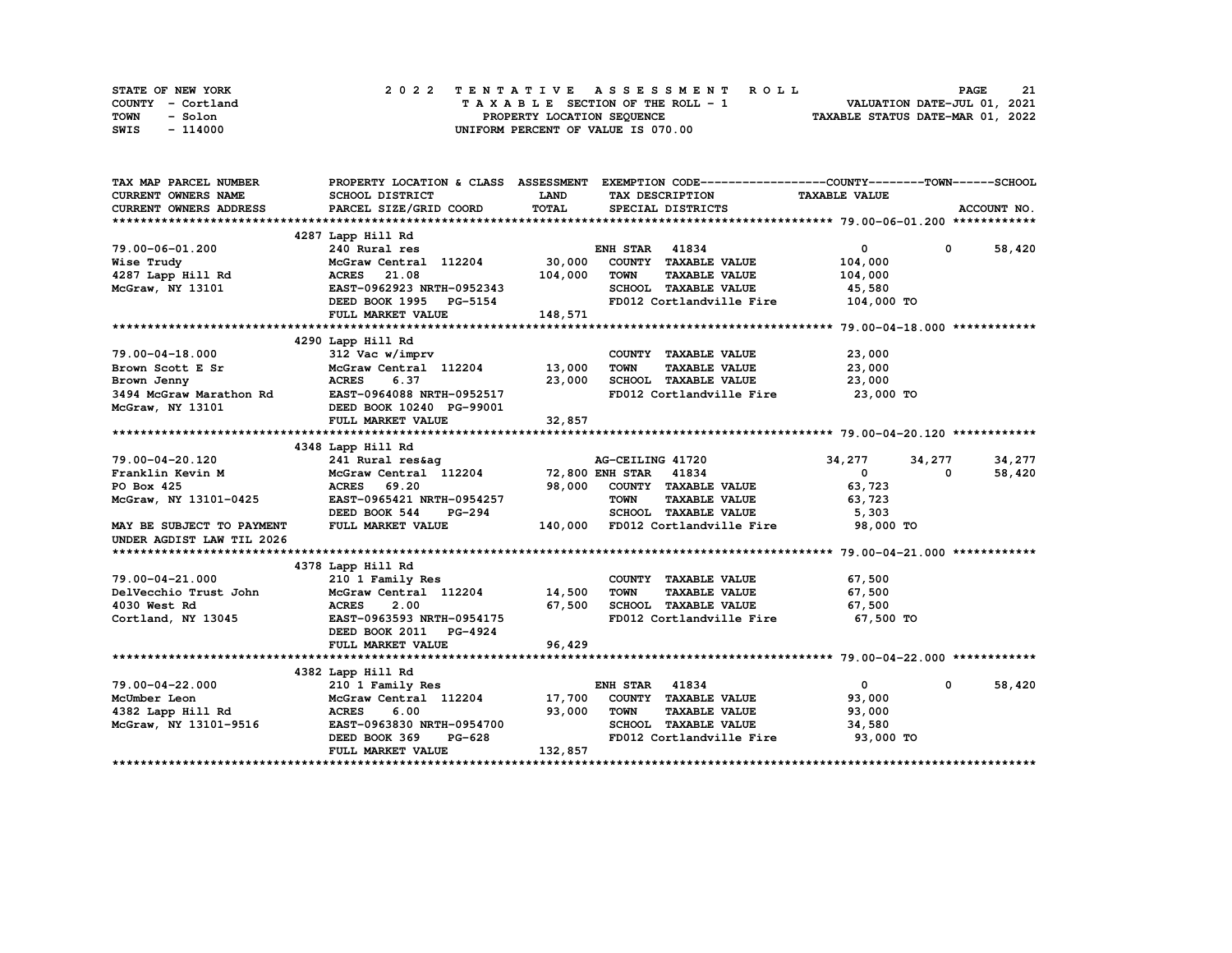STATE OF NEW YORK
COUNTY - Cortland
TOWN - Solon
SWIS - 114000

2 0 2 2 T E N T A T I V E A S S E S S M E N T R O L L
T A X A B L E SECTION OF THE ROLL - 1
PROPERTY LOCATION SEQUENCE
UNIFORM PERCENT OF VALUE IS 070.00

VALUATION DATE-JUL 01, 2021
TAXABLE STATUS DATE-MAR 01, 2022

| TAX MAP PARCEL NUMBER / CURRENT OWNERS NAME / CURRENT OWNERS ADDRESS | PROPERTY LOCATION & CLASS / SCHOOL DISTRICT / PARCEL SIZE/GRID COORD | ASSESSMENT LAND / TOTAL | EXEMPTION CODE / TAX DESCRIPTION / SPECIAL DISTRICTS | COUNTY TAXABLE VALUE | TOWN | SCHOOL | ACCOUNT NO. |
|---|---|---|---|---|---|---|---|
| **79.00-06-01.200** | 4287 Lapp Hill Rd | | | | | | |
| 79.00-06-01.200 | 240 Rural res | | ENH STAR 41834 | 0 | 0 | 58,420 | |
| Wise Trudy | McGraw Central 112204 | 30,000 | COUNTY TAXABLE VALUE | 104,000 | | | |
| 4287 Lapp Hill Rd | ACRES 21.08 | 104,000 | TOWN TAXABLE VALUE | 104,000 | | | |
| McGraw, NY 13101 | EAST-0962923 NRTH-0952343 | | SCHOOL TAXABLE VALUE | 45,580 | | | |
| | DEED BOOK 1995 PG-5154 | | FD012 Cortlandville Fire | 104,000 TO | | | |
| | FULL MARKET VALUE | 148,571 | | | | | |
| **79.00-04-18.000** | 4290 Lapp Hill Rd | | | | | | |
| 79.00-04-18.000 | 312 Vac w/imprv | | COUNTY TAXABLE VALUE | 23,000 | | | |
| Brown Scott E Sr | McGraw Central 112204 | 13,000 | TOWN TAXABLE VALUE | 23,000 | | | |
| Brown Jenny | ACRES 6.37 | 23,000 | SCHOOL TAXABLE VALUE | 23,000 | | | |
| 3494 McGraw Marathon Rd | EAST-0964088 NRTH-0952517 | | FD012 Cortlandville Fire | 23,000 TO | | | |
| McGraw, NY 13101 | DEED BOOK 10240 PG-99001 | | | | | | |
| | FULL MARKET VALUE | 32,857 | | | | | |
| **79.00-04-20.120** | 4348 Lapp Hill Rd | | | | | | |
| 79.00-04-20.120 | 241 Rural res&ag | | AG-CEILING 41720 | 34,277 | 34,277 | 34,277 | |
| Franklin Kevin M | McGraw Central 112204 | 72,800 | ENH STAR 41834 | 0 | 0 | 58,420 | |
| PO Box 425 | ACRES 69.20 | 98,000 | COUNTY TAXABLE VALUE | 63,723 | | | |
| McGraw, NY 13101-0425 | EAST-0965421 NRTH-0954257 | | TOWN TAXABLE VALUE | 63,723 | | | |
| | DEED BOOK 544 PG-294 | | SCHOOL TAXABLE VALUE | 5,303 | | | |
| MAY BE SUBJECT TO PAYMENT | FULL MARKET VALUE | 140,000 | FD012 Cortlandville Fire | 98,000 TO | | | |
| UNDER AGDIST LAW TIL 2026 | | | | | | | |
| **79.00-04-21.000** | 4378 Lapp Hill Rd | | | | | | |
| 79.00-04-21.000 | 210 1 Family Res | | COUNTY TAXABLE VALUE | 67,500 | | | |
| DelVecchio Trust John | McGraw Central 112204 | 14,500 | TOWN TAXABLE VALUE | 67,500 | | | |
| 4030 West Rd | ACRES 2.00 | 67,500 | SCHOOL TAXABLE VALUE | 67,500 | | | |
| Cortland, NY 13045 | EAST-0963593 NRTH-0954175 | | FD012 Cortlandville Fire | 67,500 TO | | | |
| | DEED BOOK 2011 PG-4924 | | | | | | |
| | FULL MARKET VALUE | 96,429 | | | | | |
| **79.00-04-22.000** | 4382 Lapp Hill Rd | | | | | | |
| 79.00-04-22.000 | 210 1 Family Res | | ENH STAR 41834 | 0 | 0 | 58,420 | |
| McUmber Leon | McGraw Central 112204 | 17,700 | COUNTY TAXABLE VALUE | 93,000 | | | |
| 4382 Lapp Hill Rd | ACRES 6.00 | 93,000 | TOWN TAXABLE VALUE | 93,000 | | | |
| McGraw, NY 13101-9516 | EAST-0963830 NRTH-0954700 | | SCHOOL TAXABLE VALUE | 34,580 | | | |
| | DEED BOOK 369 PG-628 | | FD012 Cortlandville Fire | 93,000 TO | | | |
| | FULL MARKET VALUE | 132,857 | | | | | |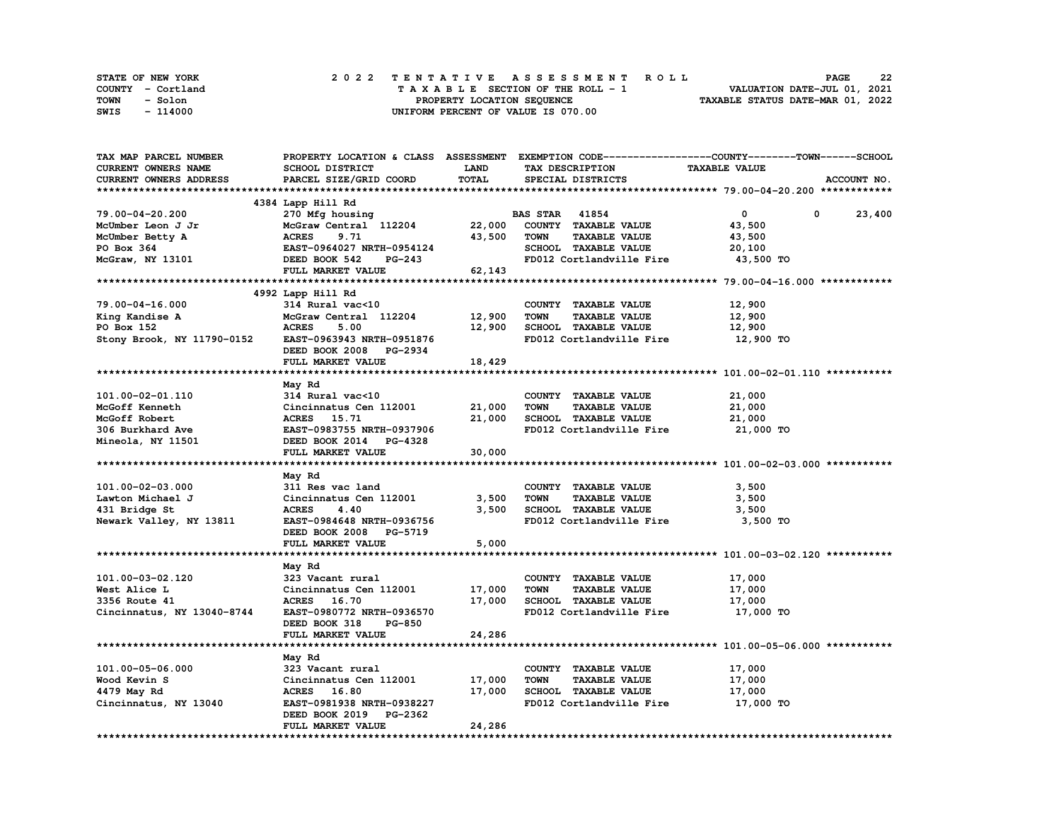STATE OF NEW YORK — 2022 TENTATIVE ASSESSMENT ROLL
COUNTY - Cortland — TAXABLE SECTION OF THE ROLL - 1 — VALUATION DATE-JUL 01, 2021
TOWN - Solon — PROPERTY LOCATION SEQUENCE — TAXABLE STATUS DATE-MAR 01, 2022
SWIS - 114000 — UNIFORM PERCENT OF VALUE IS 070.00

| TAX MAP PARCEL NUMBER / CURRENT OWNERS NAME / CURRENT OWNERS ADDRESS | PROPERTY LOCATION & CLASS / SCHOOL DISTRICT / PARCEL SIZE/GRID COORD | ASSESSMENT LAND | ASSESSMENT TOTAL | EXEMPTION CODE / TAX DESCRIPTION / SPECIAL DISTRICTS | COUNTY TAXABLE VALUE | TOWN | SCHOOL |
|---|---|---|---|---|---|---|---|
| **79.00-04-20.200** | 4384 Lapp Hill Rd | | | | | | |
| 79.00-04-20.200 | 270 Mfg housing | | | BAS STAR 41854 | 0 | 0 | 23,400 |
| McUmber Leon J Jr | McGraw Central 112204 | 22,000 | | COUNTY TAXABLE VALUE | 43,500 | | |
| McUmber Betty A | ACRES 9.71 | | 43,500 | TOWN TAXABLE VALUE | 43,500 | | |
| PO Box 364 | EAST-0964027 NRTH-0954124 | | | SCHOOL TAXABLE VALUE | 20,100 | | |
| McGraw, NY 13101 | DEED BOOK 542 PG-243 | | | FD012 Cortlandville Fire | 43,500 TO | | |
| | FULL MARKET VALUE | | 62,143 | | | | |
| **79.00-04-16.000** | 4992 Lapp Hill Rd | | | | | | |
| 79.00-04-16.000 | 314 Rural vac<10 | | | COUNTY TAXABLE VALUE | 12,900 | | |
| King Kandise A | McGraw Central 112204 | 12,900 | | TOWN TAXABLE VALUE | 12,900 | | |
| PO Box 152 | ACRES 5.00 | | 12,900 | SCHOOL TAXABLE VALUE | 12,900 | | |
| Stony Brook, NY 11790-0152 | EAST-0963943 NRTH-0951876 | | | FD012 Cortlandville Fire | 12,900 TO | | |
| | DEED BOOK 2008 PG-2934 | | | | | | |
| | FULL MARKET VALUE | | 18,429 | | | | |
| **101.00-02-01.110** | May Rd | | | | | | |
| 101.00-02-01.110 | 314 Rural vac<10 | | | COUNTY TAXABLE VALUE | 21,000 | | |
| McGoff Kenneth | Cincinnatus Cen 112001 | 21,000 | | TOWN TAXABLE VALUE | 21,000 | | |
| McGoff Robert | ACRES 15.71 | | 21,000 | SCHOOL TAXABLE VALUE | 21,000 | | |
| 306 Burkhard Ave | EAST-0983755 NRTH-0937906 | | | FD012 Cortlandville Fire | 21,000 TO | | |
| Mineola, NY 11501 | DEED BOOK 2014 PG-4328 | | | | | | |
| | FULL MARKET VALUE | | 30,000 | | | | |
| **101.00-02-03.000** | May Rd | | | | | | |
| 101.00-02-03.000 | 311 Res vac land | | | COUNTY TAXABLE VALUE | 3,500 | | |
| Lawton Michael J | Cincinnatus Cen 112001 | 3,500 | | TOWN TAXABLE VALUE | 3,500 | | |
| 431 Bridge St | ACRES 4.40 | | 3,500 | SCHOOL TAXABLE VALUE | 3,500 | | |
| Newark Valley, NY 13811 | EAST-0984648 NRTH-0936756 | | | FD012 Cortlandville Fire | 3,500 TO | | |
| | DEED BOOK 2008 PG-5719 | | | | | | |
| | FULL MARKET VALUE | | 5,000 | | | | |
| **101.00-03-02.120** | May Rd | | | | | | |
| 101.00-03-02.120 | 323 Vacant rural | | | COUNTY TAXABLE VALUE | 17,000 | | |
| West Alice L | Cincinnatus Cen 112001 | 17,000 | | TOWN TAXABLE VALUE | 17,000 | | |
| 3356 Route 41 | ACRES 16.70 | | 17,000 | SCHOOL TAXABLE VALUE | 17,000 | | |
| Cincinnatus, NY 13040-8744 | EAST-0980772 NRTH-0936570 | | | FD012 Cortlandville Fire | 17,000 TO | | |
| | DEED BOOK 318 PG-850 | | | | | | |
| | FULL MARKET VALUE | | 24,286 | | | | |
| **101.00-05-06.000** | May Rd | | | | | | |
| 101.00-05-06.000 | 323 Vacant rural | | | COUNTY TAXABLE VALUE | 17,000 | | |
| Wood Kevin S | Cincinnatus Cen 112001 | 17,000 | | TOWN TAXABLE VALUE | 17,000 | | |
| 4479 May Rd | ACRES 16.80 | | 17,000 | SCHOOL TAXABLE VALUE | 17,000 | | |
| Cincinnatus, NY 13040 | EAST-0981938 NRTH-0938227 | | | FD012 Cortlandville Fire | 17,000 TO | | |
| | DEED BOOK 2019 PG-2362 | | | | | | |
| | FULL MARKET VALUE | | 24,286 | | | | |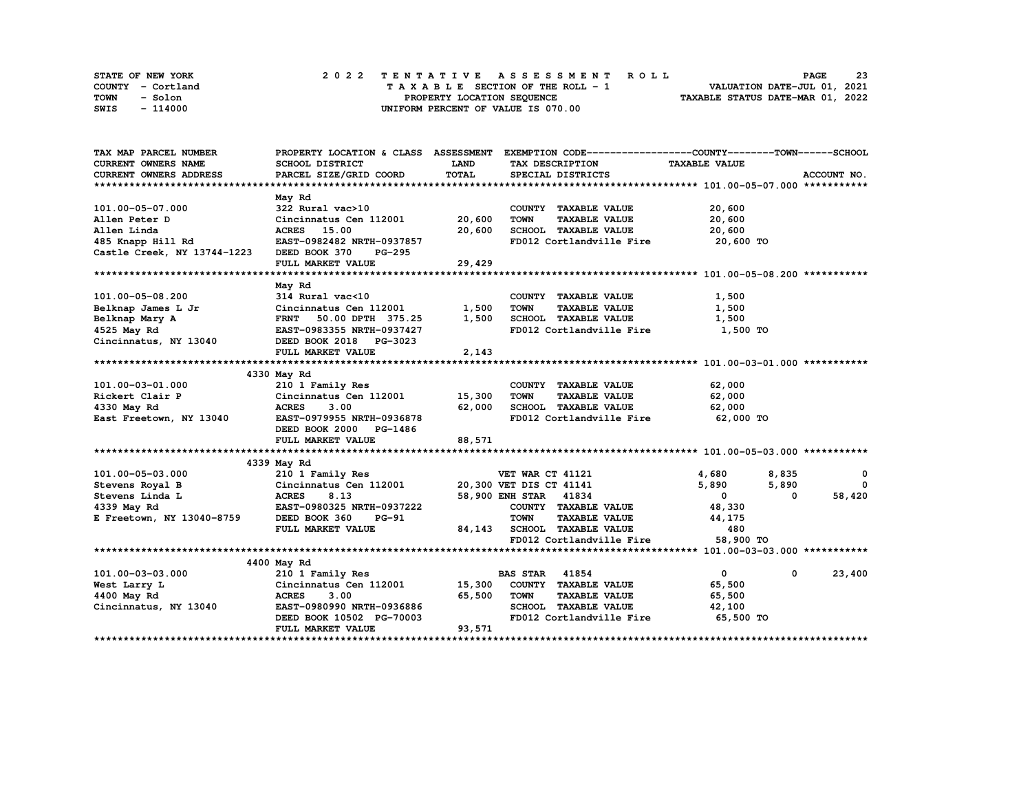STATE OF NEW YORK
COUNTY - Cortland
TOWN - Solon
SWIS - 114000

# 2022 TENTATIVE ASSESSMENT ROLL

TAXABLE SECTION OF THE ROLL - 1
PROPERTY LOCATION SEQUENCE
UNIFORM PERCENT OF VALUE IS 070.00

VALUATION DATE-JUL 01, 2021
TAXABLE STATUS DATE-MAR 01, 2022

| TAX MAP PARCEL NUMBER / CURRENT OWNERS NAME / CURRENT OWNERS ADDRESS | PROPERTY LOCATION & CLASS / SCHOOL DISTRICT / PARCEL SIZE/GRID COORD | ASSESSMENT LAND / TOTAL | EXEMPTION CODE / TAX DESCRIPTION / SPECIAL DISTRICTS | COUNTY TAXABLE VALUE | TOWN | SCHOOL / ACCOUNT NO. |
|---|---|---|---|---|---|---|
| **101.00-05-07.000** | May Rd | | | | | |
| 101.00-05-07.000 | 322 Rural vac>10 | | COUNTY TAXABLE VALUE | 20,600 | | |
| Allen Peter D | Cincinnatus Cen 112001 | 20,600 | TOWN TAXABLE VALUE | 20,600 | | |
| Allen Linda | ACRES 15.00 | 20,600 | SCHOOL TAXABLE VALUE | 20,600 | | |
| 485 Knapp Hill Rd | EAST-0982482 NRTH-0937857 | | FD012 Cortlandville Fire | 20,600 TO | | |
| Castle Creek, NY 13744-1223 | DEED BOOK 370 PG-295 | | | | | |
| | FULL MARKET VALUE | 29,429 | | | | |
| **101.00-05-08.200** | May Rd | | | | | |
| 101.00-05-08.200 | 314 Rural vac<10 | | COUNTY TAXABLE VALUE | 1,500 | | |
| Belknap James L Jr | Cincinnatus Cen 112001 | 1,500 | TOWN TAXABLE VALUE | 1,500 | | |
| Belknap Mary A | FRNT 50.00 DPTH 375.25 | 1,500 | SCHOOL TAXABLE VALUE | 1,500 | | |
| 4525 May Rd | EAST-0983355 NRTH-0937427 | | FD012 Cortlandville Fire | 1,500 TO | | |
| Cincinnatus, NY 13040 | DEED BOOK 2018 PG-3023 | | | | | |
| | FULL MARKET VALUE | 2,143 | | | | |
| **101.00-03-01.000** | 4330 May Rd | | | | | |
| 101.00-03-01.000 | 210 1 Family Res | | COUNTY TAXABLE VALUE | 62,000 | | |
| Rickert Clair P | Cincinnatus Cen 112001 | 15,300 | TOWN TAXABLE VALUE | 62,000 | | |
| 4330 May Rd | ACRES 3.00 | 62,000 | SCHOOL TAXABLE VALUE | 62,000 | | |
| East Freetown, NY 13040 | EAST-0979955 NRTH-0936878 | | FD012 Cortlandville Fire | 62,000 TO | | |
| | DEED BOOK 2000 PG-1486 | | | | | |
| | FULL MARKET VALUE | 88,571 | | | | |
| **101.00-05-03.000** | 4339 May Rd | | | | | |
| 101.00-05-03.000 | 210 1 Family Res | | VET WAR CT 41121 | 4,680 | 8,835 | 0 |
| Stevens Royal B | Cincinnatus Cen 112001 | 20,300 | VET DIS CT 41141 | 5,890 | 5,890 | 0 |
| Stevens Linda L | ACRES 8.13 | 58,900 | ENH STAR 41834 | 0 | 0 | 58,420 |
| 4339 May Rd | EAST-0980325 NRTH-0937222 | | COUNTY TAXABLE VALUE | 48,330 | | |
| E Freetown, NY 13040-8759 | DEED BOOK 360 PG-91 | | TOWN TAXABLE VALUE | 44,175 | | |
| | FULL MARKET VALUE | 84,143 | SCHOOL TAXABLE VALUE | 480 | | |
| | | | FD012 Cortlandville Fire | 58,900 TO | | |
| **101.00-03-03.000** | 4400 May Rd | | | | | |
| 101.00-03-03.000 | 210 1 Family Res | | BAS STAR 41854 | 0 | 0 | 23,400 |
| West Larry L | Cincinnatus Cen 112001 | 15,300 | COUNTY TAXABLE VALUE | 65,500 | | |
| 4400 May Rd | ACRES 3.00 | 65,500 | TOWN TAXABLE VALUE | 65,500 | | |
| Cincinnatus, NY 13040 | EAST-0980990 NRTH-0936886 | | SCHOOL TAXABLE VALUE | 42,100 | | |
| | DEED BOOK 10502 PG-70003 | | FD012 Cortlandville Fire | 65,500 TO | | |
| | FULL MARKET VALUE | 93,571 | | | | |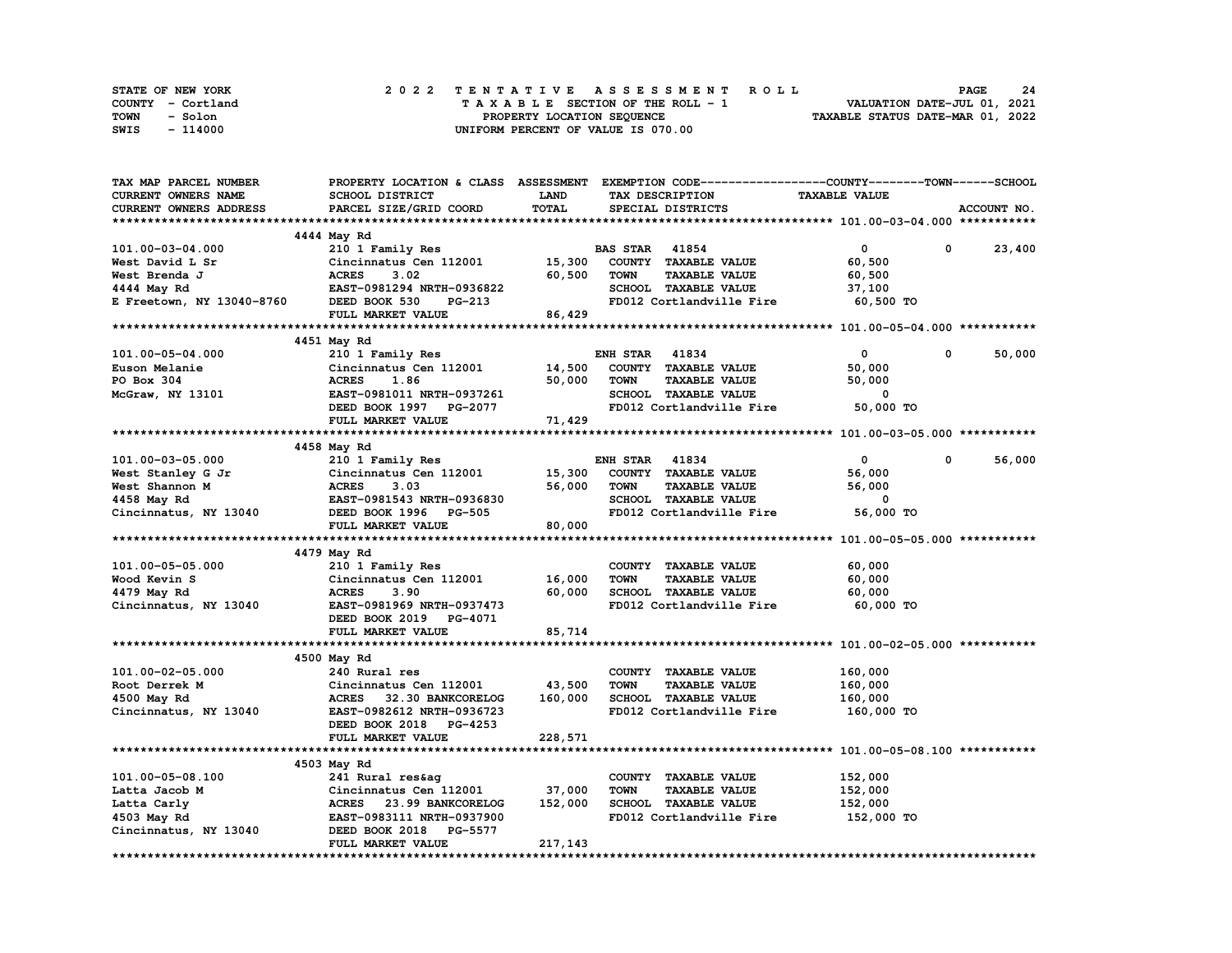STATE OF NEW YORK
COUNTY - Cortland
TOWN - Solon
SWIS - 114000

2022 TENTATIVE ASSESSMENT ROLL
TAXABLE SECTION OF THE ROLL - 1
PROPERTY LOCATION SEQUENCE
UNIFORM PERCENT OF VALUE IS 070.00

VALUATION DATE-JUL 01, 2021
TAXABLE STATUS DATE-MAR 01, 2022

| TAX MAP PARCEL NUMBER / CURRENT OWNERS NAME / CURRENT OWNERS ADDRESS | PROPERTY LOCATION & CLASS / SCHOOL DISTRICT / PARCEL SIZE/GRID COORD | ASSESSMENT LAND / TOTAL | EXEMPTION CODE / TAX DESCRIPTION / SPECIAL DISTRICTS | COUNTY TAXABLE VALUE | TOWN | SCHOOL |
|---|---|---|---|---|---|---|
| **101.00-03-04.000** | 4444 May Rd | | | | | |
| 101.00-03-04.000 | 210 1 Family Res | | BAS STAR 41854 | 0 | 0 | 23,400 |
| West David L Sr | Cincinnatus Cen 112001 | 15,300 | COUNTY TAXABLE VALUE | 60,500 | | |
| West Brenda J | ACRES 3.02 | 60,500 | TOWN TAXABLE VALUE | 60,500 | | |
| 4444 May Rd | EAST-0981294 NRTH-0936822 | | SCHOOL TAXABLE VALUE | 37,100 | | |
| E Freetown, NY 13040-8760 | DEED BOOK 530 PG-213 | | FD012 Cortlandville Fire | 60,500 TO | | |
| | FULL MARKET VALUE | 86,429 | | | | |
| **101.00-05-04.000** | 4451 May Rd | | | | | |
| 101.00-05-04.000 | 210 1 Family Res | | ENH STAR 41834 | 0 | 0 | 50,000 |
| Euson Melanie | Cincinnatus Cen 112001 | 14,500 | COUNTY TAXABLE VALUE | 50,000 | | |
| PO Box 304 | ACRES 1.86 | 50,000 | TOWN TAXABLE VALUE | 50,000 | | |
| McGraw, NY 13101 | EAST-0981011 NRTH-0937261 | | SCHOOL TAXABLE VALUE | 0 | | |
| | DEED BOOK 1997 PG-2077 | | FD012 Cortlandville Fire | 50,000 TO | | |
| | FULL MARKET VALUE | 71,429 | | | | |
| **101.00-03-05.000** | 4458 May Rd | | | | | |
| 101.00-03-05.000 | 210 1 Family Res | | ENH STAR 41834 | 0 | 0 | 56,000 |
| West Stanley G Jr | Cincinnatus Cen 112001 | 15,300 | COUNTY TAXABLE VALUE | 56,000 | | |
| West Shannon M | ACRES 3.03 | 56,000 | TOWN TAXABLE VALUE | 56,000 | | |
| 4458 May Rd | EAST-0981543 NRTH-0936830 | | SCHOOL TAXABLE VALUE | 0 | | |
| Cincinnatus, NY 13040 | DEED BOOK 1996 PG-505 | | FD012 Cortlandville Fire | 56,000 TO | | |
| | FULL MARKET VALUE | 80,000 | | | | |
| **101.00-05-05.000** | 4479 May Rd | | | | | |
| 101.00-05-05.000 | 210 1 Family Res | | COUNTY TAXABLE VALUE | 60,000 | | |
| Wood Kevin S | Cincinnatus Cen 112001 | 16,000 | TOWN TAXABLE VALUE | 60,000 | | |
| 4479 May Rd | ACRES 3.90 | 60,000 | SCHOOL TAXABLE VALUE | 60,000 | | |
| Cincinnatus, NY 13040 | EAST-0981969 NRTH-0937473 | | FD012 Cortlandville Fire | 60,000 TO | | |
| | DEED BOOK 2019 PG-4071 | | | | | |
| | FULL MARKET VALUE | 85,714 | | | | |
| **101.00-02-05.000** | 4500 May Rd | | | | | |
| 101.00-02-05.000 | 240 Rural res | | COUNTY TAXABLE VALUE | 160,000 | | |
| Root Derrek M | Cincinnatus Cen 112001 | 43,500 | TOWN TAXABLE VALUE | 160,000 | | |
| 4500 May Rd | ACRES 32.30 BANKCORELOG | 160,000 | SCHOOL TAXABLE VALUE | 160,000 | | |
| Cincinnatus, NY 13040 | EAST-0982612 NRTH-0936723 | | FD012 Cortlandville Fire | 160,000 TO | | |
| | DEED BOOK 2018 PG-4253 | | | | | |
| | FULL MARKET VALUE | 228,571 | | | | |
| **101.00-05-08.100** | 4503 May Rd | | | | | |
| 101.00-05-08.100 | 241 Rural res&ag | | COUNTY TAXABLE VALUE | 152,000 | | |
| Latta Jacob M | Cincinnatus Cen 112001 | 37,000 | TOWN TAXABLE VALUE | 152,000 | | |
| Latta Carly | ACRES 23.99 BANKCORELOG | 152,000 | SCHOOL TAXABLE VALUE | 152,000 | | |
| 4503 May Rd | EAST-0983111 NRTH-0937900 | | FD012 Cortlandville Fire | 152,000 TO | | |
| Cincinnatus, NY 13040 | DEED BOOK 2018 PG-5577 | | | | | |
| | FULL MARKET VALUE | 217,143 | | | | |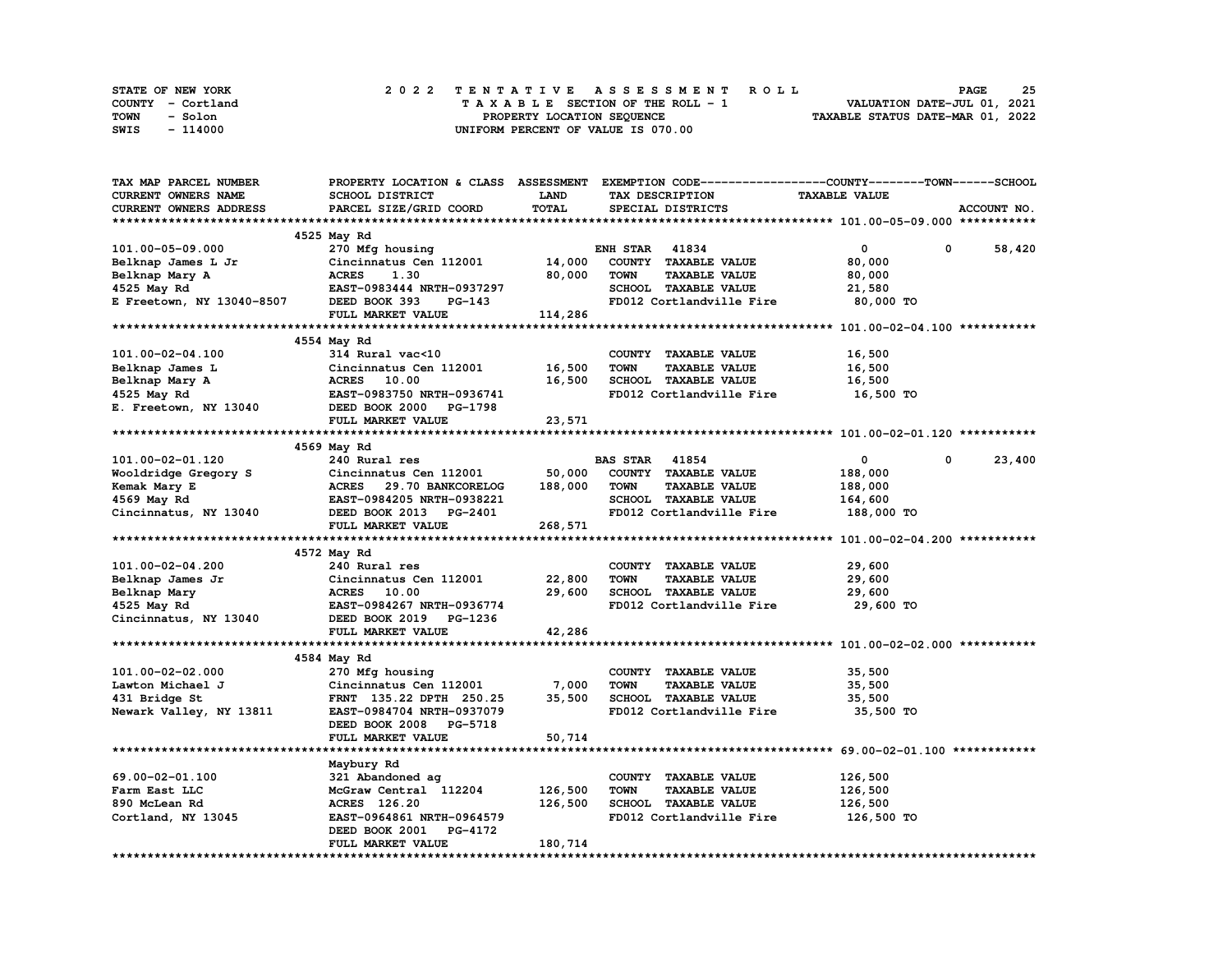STATE OF NEW YORK
COUNTY - Cortland
TOWN - Solon
SWIS - 114000

# 2022 TENTATIVE ASSESSMENT ROLL

TAXABLE SECTION OF THE ROLL - 1
PROPERTY LOCATION SEQUENCE
UNIFORM PERCENT OF VALUE IS 070.00

VALUATION DATE-JUL 01, 2021
TAXABLE STATUS DATE-MAR 01, 2022

| TAX MAP PARCEL NUMBER<br>CURRENT OWNERS NAME<br>CURRENT OWNERS ADDRESS | PROPERTY LOCATION & CLASS<br>SCHOOL DISTRICT<br>PARCEL SIZE/GRID COORD | ASSESSMENT<br>LAND<br>TOTAL | EXEMPTION CODE<br>TAX DESCRIPTION<br>SPECIAL DISTRICTS | COUNTY | TOWN | SCHOOL<br>TAXABLE VALUE<br>ACCOUNT NO. |
|---|---|---|---|---|---|---|
| **101.00-05-09.000** | 4525 May Rd | | | | | |
| 101.00-05-09.000 | 270 Mfg housing | | ENH STAR 41834 | 0 | 0 | 58,420 |
| Belknap James L Jr | Cincinnatus Cen 112001 | 14,000 | COUNTY TAXABLE VALUE | 80,000 | | |
| Belknap Mary A | ACRES 1.30 | 80,000 | TOWN TAXABLE VALUE | 80,000 | | |
| 4525 May Rd | EAST-0983444 NRTH-0937297 | | SCHOOL TAXABLE VALUE | 21,580 | | |
| E Freetown, NY 13040-8507 | DEED BOOK 393 PG-143 | | FD012 Cortlandville Fire | 80,000 TO | | |
| | FULL MARKET VALUE | 114,286 | | | | |
| **101.00-02-04.100** | 4554 May Rd | | | | | |
| 101.00-02-04.100 | 314 Rural vac<10 | | COUNTY TAXABLE VALUE | 16,500 | | |
| Belknap James L | Cincinnatus Cen 112001 | 16,500 | TOWN TAXABLE VALUE | 16,500 | | |
| Belknap Mary A | ACRES 10.00 | 16,500 | SCHOOL TAXABLE VALUE | 16,500 | | |
| 4525 May Rd | EAST-0983750 NRTH-0936741 | | FD012 Cortlandville Fire | 16,500 TO | | |
| E. Freetown, NY 13040 | DEED BOOK 2000 PG-1798 | | | | | |
| | FULL MARKET VALUE | 23,571 | | | | |
| **101.00-02-01.120** | 4569 May Rd | | | | | |
| 101.00-02-01.120 | 240 Rural res | | BAS STAR 41854 | 0 | 0 | 23,400 |
| Wooldridge Gregory S | Cincinnatus Cen 112001 | 50,000 | COUNTY TAXABLE VALUE | 188,000 | | |
| Kemak Mary E | ACRES 29.70 BANKCORELOG | 188,000 | TOWN TAXABLE VALUE | 188,000 | | |
| 4569 May Rd | EAST-0984205 NRTH-0938221 | | SCHOOL TAXABLE VALUE | 164,600 | | |
| Cincinnatus, NY 13040 | DEED BOOK 2013 PG-2401 | | FD012 Cortlandville Fire | 188,000 TO | | |
| | FULL MARKET VALUE | 268,571 | | | | |
| **101.00-02-04.200** | 4572 May Rd | | | | | |
| 101.00-02-04.200 | 240 Rural res | | COUNTY TAXABLE VALUE | 29,600 | | |
| Belknap James Jr | Cincinnatus Cen 112001 | 22,800 | TOWN TAXABLE VALUE | 29,600 | | |
| Belknap Mary | ACRES 10.00 | 29,600 | SCHOOL TAXABLE VALUE | 29,600 | | |
| 4525 May Rd | EAST-0984267 NRTH-0936774 | | FD012 Cortlandville Fire | 29,600 TO | | |
| Cincinnatus, NY 13040 | DEED BOOK 2019 PG-1236 | | | | | |
| | FULL MARKET VALUE | 42,286 | | | | |
| **101.00-02-02.000** | 4584 May Rd | | | | | |
| 101.00-02-02.000 | 270 Mfg housing | | COUNTY TAXABLE VALUE | 35,500 | | |
| Lawton Michael J | Cincinnatus Cen 112001 | 7,000 | TOWN TAXABLE VALUE | 35,500 | | |
| 431 Bridge St | FRNT 135.22 DPTH 250.25 | 35,500 | SCHOOL TAXABLE VALUE | 35,500 | | |
| Newark Valley, NY 13811 | EAST-0984704 NRTH-0937079 | | FD012 Cortlandville Fire | 35,500 TO | | |
| | DEED BOOK 2008 PG-5718 | | | | | |
| | FULL MARKET VALUE | 50,714 | | | | |
| **69.00-02-01.100** | Maybury Rd | | | | | |
| 69.00-02-01.100 | 321 Abandoned ag | | COUNTY TAXABLE VALUE | 126,500 | | |
| Farm East LLC | McGraw Central 112204 | 126,500 | TOWN TAXABLE VALUE | 126,500 | | |
| 890 McLean Rd | ACRES 126.20 | 126,500 | SCHOOL TAXABLE VALUE | 126,500 | | |
| Cortland, NY 13045 | EAST-0964861 NRTH-0964579 | | FD012 Cortlandville Fire | 126,500 TO | | |
| | DEED BOOK 2001 PG-4172 | | | | | |
| | FULL MARKET VALUE | 180,714 | | | | |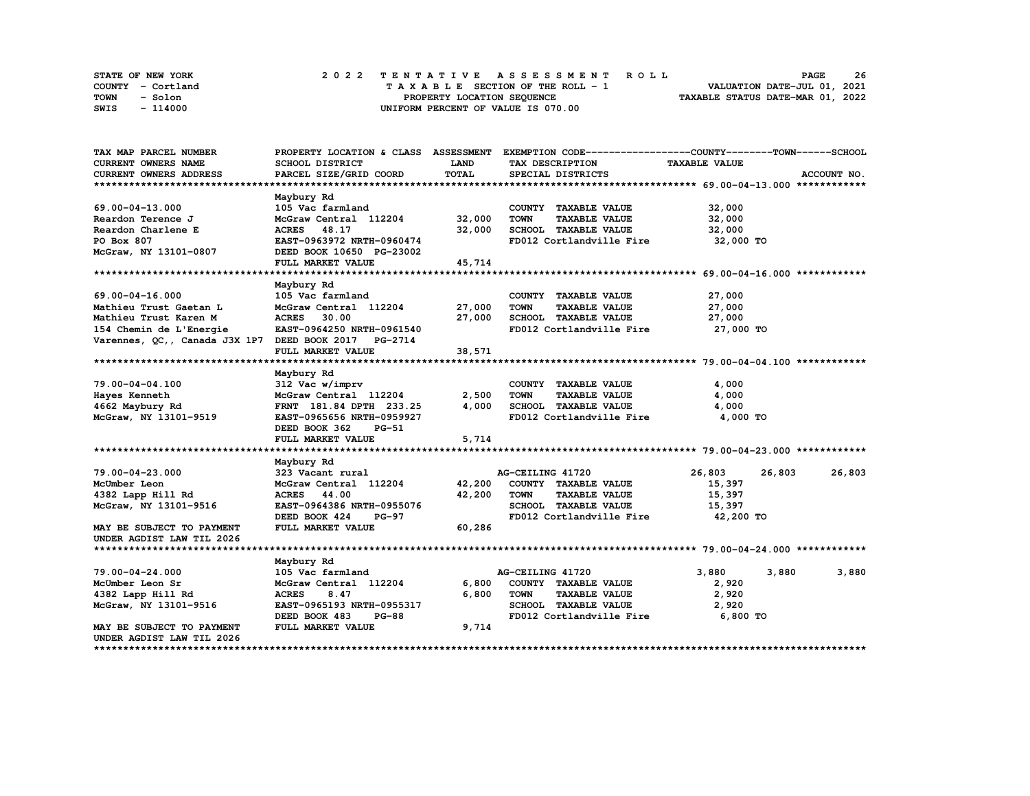STATE OF NEW YORK 2022 TENTATIVE ASSESSMENT ROLL
COUNTY - Cortland TAXABLE SECTION OF THE ROLL - 1 VALUATION DATE-JUL 01, 2021
TOWN - Solon PROPERTY LOCATION SEQUENCE TAXABLE STATUS DATE-MAR 01, 2022
SWIS - 114000 UNIFORM PERCENT OF VALUE IS 070.00

| TAX MAP PARCEL NUMBER / CURRENT OWNERS NAME / CURRENT OWNERS ADDRESS | PROPERTY LOCATION & CLASS / SCHOOL DISTRICT / PARCEL SIZE/GRID COORD | ASSESSMENT LAND / TOTAL | EXEMPTION CODE / TAX DESCRIPTION / SPECIAL DISTRICTS | COUNTY TAXABLE VALUE | TOWN | SCHOOL | ACCOUNT NO. |
|---|---|---|---|---|---|---|---|
| **69.00-04-13.000** | Maybury Rd | | | | | | |
| 69.00-04-13.000 | 105 Vac farmland | | COUNTY TAXABLE VALUE | 32,000 | | | |
| Reardon Terence J | McGraw Central 112204 | 32,000 | TOWN TAXABLE VALUE | 32,000 | | | |
| Reardon Charlene E | ACRES 48.17 | 32,000 | SCHOOL TAXABLE VALUE | 32,000 | | | |
| PO Box 807 | EAST-0963972 NRTH-0960474 | | FD012 Cortlandville Fire | 32,000 TO | | | |
| McGraw, NY 13101-0807 | DEED BOOK 10650 PG-23002 | | | | | | |
| | FULL MARKET VALUE | 45,714 | | | | | |
| **69.00-04-16.000** | Maybury Rd | | | | | | |
| 69.00-04-16.000 | 105 Vac farmland | | COUNTY TAXABLE VALUE | 27,000 | | | |
| Mathieu Trust Gaetan L | McGraw Central 112204 | 27,000 | TOWN TAXABLE VALUE | 27,000 | | | |
| Mathieu Trust Karen M | ACRES 30.00 | 27,000 | SCHOOL TAXABLE VALUE | 27,000 | | | |
| 154 Chemin de L'Energie | EAST-0964250 NRTH-0961540 | | FD012 Cortlandville Fire | 27,000 TO | | | |
| Varennes, QC,, Canada J3X 1P7 | DEED BOOK 2017 PG-2714 | | | | | | |
| | FULL MARKET VALUE | 38,571 | | | | | |
| **79.00-04-04.100** | Maybury Rd | | | | | | |
| 79.00-04-04.100 | 312 Vac w/imprv | | COUNTY TAXABLE VALUE | 4,000 | | | |
| Hayes Kenneth | McGraw Central 112204 | 2,500 | TOWN TAXABLE VALUE | 4,000 | | | |
| 4662 Maybury Rd | FRNT 181.84 DPTH 233.25 | 4,000 | SCHOOL TAXABLE VALUE | 4,000 | | | |
| McGraw, NY 13101-9519 | EAST-0965656 NRTH-0959927 | | FD012 Cortlandville Fire | 4,000 TO | | | |
| | DEED BOOK 362 PG-51 | | | | | | |
| | FULL MARKET VALUE | 5,714 | | | | | |
| **79.00-04-23.000** | Maybury Rd | | | | | | |
| 79.00-04-23.000 | 323 Vacant rural | | AG-CEILING 41720 | 26,803 | 26,803 | 26,803 | |
| McUmber Leon | McGraw Central 112204 | 42,200 | COUNTY TAXABLE VALUE | 15,397 | | | |
| 4382 Lapp Hill Rd | ACRES 44.00 | 42,200 | TOWN TAXABLE VALUE | 15,397 | | | |
| McGraw, NY 13101-9516 | EAST-0964386 NRTH-0955076 | | SCHOOL TAXABLE VALUE | 15,397 | | | |
| | DEED BOOK 424 PG-97 | | FD012 Cortlandville Fire | 42,200 TO | | | |
| MAY BE SUBJECT TO PAYMENT | FULL MARKET VALUE | 60,286 | | | | | |
| UNDER AGDIST LAW TIL 2026 | | | | | | | |
| **79.00-04-24.000** | Maybury Rd | | | | | | |
| 79.00-04-24.000 | 105 Vac farmland | | AG-CEILING 41720 | 3,880 | 3,880 | 3,880 | |
| McUmber Leon Sr | McGraw Central 112204 | 6,800 | COUNTY TAXABLE VALUE | 2,920 | | | |
| 4382 Lapp Hill Rd | ACRES 8.47 | 6,800 | TOWN TAXABLE VALUE | 2,920 | | | |
| McGraw, NY 13101-9516 | EAST-0965193 NRTH-0955317 | | SCHOOL TAXABLE VALUE | 2,920 | | | |
| | DEED BOOK 483 PG-88 | | FD012 Cortlandville Fire | 6,800 TO | | | |
| MAY BE SUBJECT TO PAYMENT | FULL MARKET VALUE | 9,714 | | | | | |
| UNDER AGDIST LAW TIL 2026 | | | | | | | |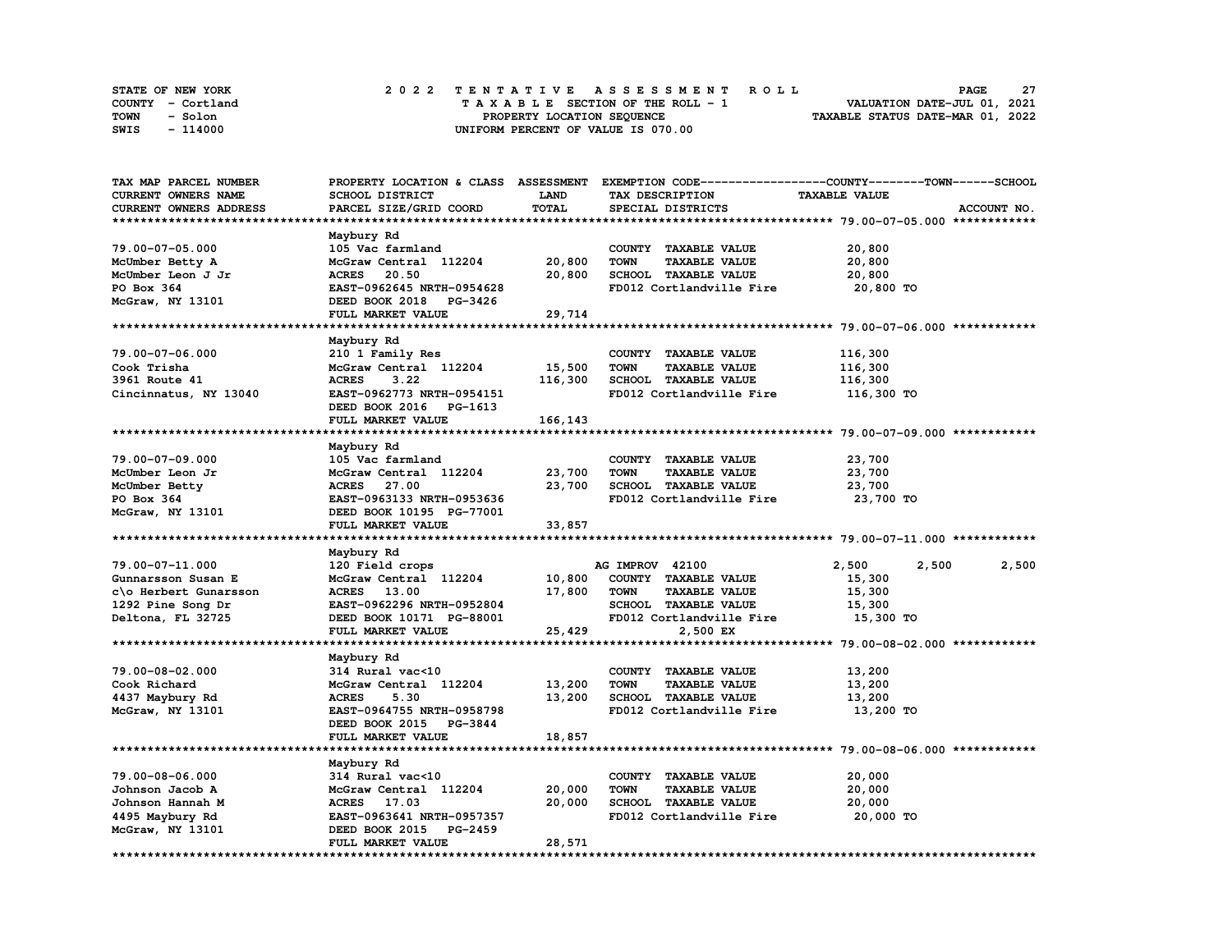STATE OF NEW YORK
COUNTY - Cortland
TOWN - Solon
SWIS - 114000

# 2022 TENTATIVE ASSESSMENT ROLL

TAXABLE SECTION OF THE ROLL - 1
PROPERTY LOCATION SEQUENCE
UNIFORM PERCENT OF VALUE IS 070.00

VALUATION DATE-JUL 01, 2021
TAXABLE STATUS DATE-MAR 01, 2022

| TAX MAP PARCEL NUMBER<br>CURRENT OWNERS NAME<br>CURRENT OWNERS ADDRESS | PROPERTY LOCATION & CLASS<br>SCHOOL DISTRICT<br>PARCEL SIZE/GRID COORD | ASSESSMENT<br>LAND<br>TOTAL | EXEMPTION CODE<br>TAX DESCRIPTION<br>SPECIAL DISTRICTS | COUNTY<br>TAXABLE VALUE | TOWN | SCHOOL<br>ACCOUNT NO. |
|---|---|---|---|---|---|---|
| **79.00-07-05.000** | Maybury Rd | | | | | |
| 79.00-07-05.000 | 105 Vac farmland | | COUNTY TAXABLE VALUE | 20,800 | | |
| McUmber Betty A | McGraw Central 112204 | 20,800 | TOWN TAXABLE VALUE | 20,800 | | |
| McUmber Leon J Jr | ACRES 20.50 | 20,800 | SCHOOL TAXABLE VALUE | 20,800 | | |
| PO Box 364 | EAST-0962645 NRTH-0954628 | | FD012 Cortlandville Fire | 20,800 TO | | |
| McGraw, NY 13101 | DEED BOOK 2018 PG-3426 | | | | | |
| | FULL MARKET VALUE | 29,714 | | | | |
| **79.00-07-06.000** | Maybury Rd | | | | | |
| 79.00-07-06.000 | 210 1 Family Res | | COUNTY TAXABLE VALUE | 116,300 | | |
| Cook Trisha | McGraw Central 112204 | 15,500 | TOWN TAXABLE VALUE | 116,300 | | |
| 3961 Route 41 | ACRES 3.22 | 116,300 | SCHOOL TAXABLE VALUE | 116,300 | | |
| Cincinnatus, NY 13040 | EAST-0962773 NRTH-0954151 | | FD012 Cortlandville Fire | 116,300 TO | | |
| | DEED BOOK 2016 PG-1613 | | | | | |
| | FULL MARKET VALUE | 166,143 | | | | |
| **79.00-07-09.000** | Maybury Rd | | | | | |
| 79.00-07-09.000 | 105 Vac farmland | | COUNTY TAXABLE VALUE | 23,700 | | |
| McUmber Leon Jr | McGraw Central 112204 | 23,700 | TOWN TAXABLE VALUE | 23,700 | | |
| McUmber Betty | ACRES 27.00 | 23,700 | SCHOOL TAXABLE VALUE | 23,700 | | |
| PO Box 364 | EAST-0963133 NRTH-0953636 | | FD012 Cortlandville Fire | 23,700 TO | | |
| McGraw, NY 13101 | DEED BOOK 10195 PG-77001 | | | | | |
| | FULL MARKET VALUE | 33,857 | | | | |
| **79.00-07-11.000** | Maybury Rd | | | | | |
| 79.00-07-11.000 | 120 Field crops | | AG IMPROV 42100 | 2,500 | 2,500 | 2,500 |
| Gunnarsson Susan E | McGraw Central 112204 | 10,800 | COUNTY TAXABLE VALUE | 15,300 | | |
| c\o Herbert Gunarsson | ACRES 13.00 | 17,800 | TOWN TAXABLE VALUE | 15,300 | | |
| 1292 Pine Song Dr | EAST-0962296 NRTH-0952804 | | SCHOOL TAXABLE VALUE | 15,300 | | |
| Deltona, FL 32725 | DEED BOOK 10171 PG-88001 | | FD012 Cortlandville Fire | 15,300 TO | | |
| | FULL MARKET VALUE | 25,429 | 2,500 EX | | | |
| **79.00-08-02.000** | Maybury Rd | | | | | |
| 79.00-08-02.000 | 314 Rural vac<10 | | COUNTY TAXABLE VALUE | 13,200 | | |
| Cook Richard | McGraw Central 112204 | 13,200 | TOWN TAXABLE VALUE | 13,200 | | |
| 4437 Maybury Rd | ACRES 5.30 | 13,200 | SCHOOL TAXABLE VALUE | 13,200 | | |
| McGraw, NY 13101 | EAST-0964755 NRTH-0958798 | | FD012 Cortlandville Fire | 13,200 TO | | |
| | DEED BOOK 2015 PG-3844 | | | | | |
| | FULL MARKET VALUE | 18,857 | | | | |
| **79.00-08-06.000** | Maybury Rd | | | | | |
| 79.00-08-06.000 | 314 Rural vac<10 | | COUNTY TAXABLE VALUE | 20,000 | | |
| Johnson Jacob A | McGraw Central 112204 | 20,000 | TOWN TAXABLE VALUE | 20,000 | | |
| Johnson Hannah M | ACRES 17.03 | 20,000 | SCHOOL TAXABLE VALUE | 20,000 | | |
| 4495 Maybury Rd | EAST-0963641 NRTH-0957357 | | FD012 Cortlandville Fire | 20,000 TO | | |
| McGraw, NY 13101 | DEED BOOK 2015 PG-2459 | | | | | |
| | FULL MARKET VALUE | 28,571 | | | | |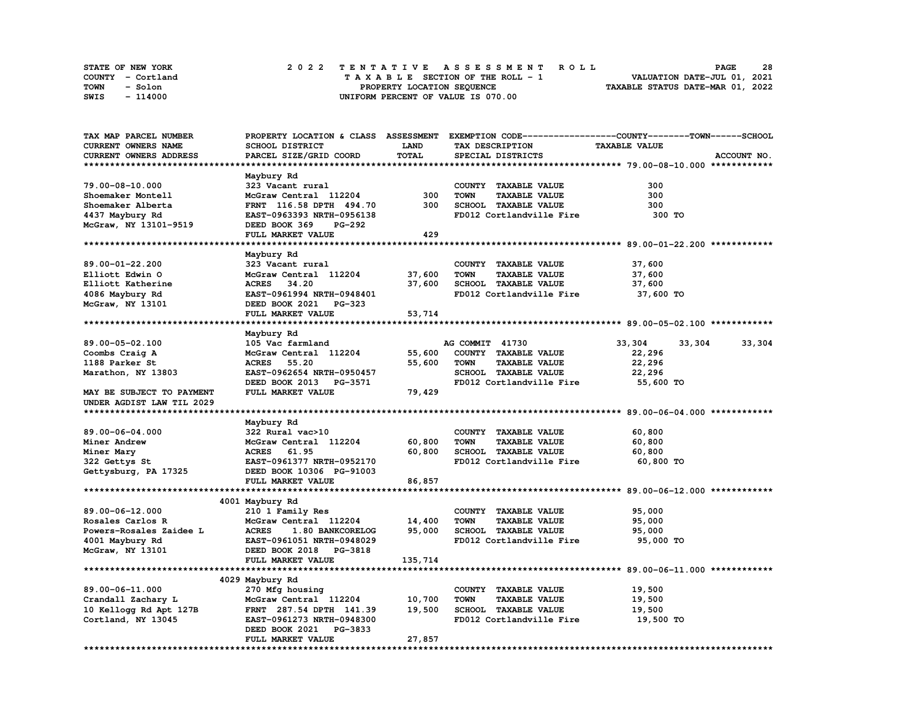STATE OF NEW YORK | COUNTY - Cortland | TOWN - Solon | SWIS - 114000

**2022 TENTATIVE ASSESSMENT ROLL**
TAXABLE SECTION OF THE ROLL - 1
PROPERTY LOCATION SEQUENCE
UNIFORM PERCENT OF VALUE IS 070.00

VALUATION DATE-JUL 01, 2021
TAXABLE STATUS DATE-MAR 01, 2022

| TAX MAP PARCEL NUMBER / CURRENT OWNERS NAME / CURRENT OWNERS ADDRESS | PROPERTY LOCATION & CLASS / SCHOOL DISTRICT / PARCEL SIZE/GRID COORD | ASSESSMENT LAND | TOTAL | EXEMPTION CODE / TAX DESCRIPTION / SPECIAL DISTRICTS | COUNTY TAXABLE VALUE | TOWN | SCHOOL | ACCOUNT NO. |
|---|---|---|---|---|---|---|---|---|
| **79.00-08-10.000** | Maybury Rd | | | | | | | |
| 79.00-08-10.000 | 323 Vacant rural | | | COUNTY TAXABLE VALUE | 300 | | | |
| Shoemaker Montell | McGraw Central 112204 | 300 | | TOWN TAXABLE VALUE | 300 | | | |
| Shoemaker Alberta | FRNT 116.58 DPTH 494.70 | | 300 | SCHOOL TAXABLE VALUE | 300 | | | |
| 4437 Maybury Rd | EAST-0963393 NRTH-0956138 | | | FD012 Cortlandville Fire | 300 TO | | | |
| McGraw, NY 13101-9519 | DEED BOOK 369 PG-292 | | | | | | | |
| | FULL MARKET VALUE | | 429 | | | | | |
| **89.00-01-22.200** | Maybury Rd | | | | | | | |
| 89.00-01-22.200 | 323 Vacant rural | | | COUNTY TAXABLE VALUE | 37,600 | | | |
| Elliott Edwin O | McGraw Central 112204 | 37,600 | | TOWN TAXABLE VALUE | 37,600 | | | |
| Elliott Katherine | ACRES 34.20 | | 37,600 | SCHOOL TAXABLE VALUE | 37,600 | | | |
| 4086 Maybury Rd | EAST-0961994 NRTH-0948401 | | | FD012 Cortlandville Fire | 37,600 TO | | | |
| McGraw, NY 13101 | DEED BOOK 2021 PG-323 | | | | | | | |
| | FULL MARKET VALUE | | 53,714 | | | | | |
| **89.00-05-02.100** | Maybury Rd | | | | | | | |
| 89.00-05-02.100 | 105 Vac farmland | | | AG COMMIT 41730 | 33,304 | 33,304 | 33,304 | |
| Coombs Craig A | McGraw Central 112204 | 55,600 | | COUNTY TAXABLE VALUE | 22,296 | | | |
| 1188 Parker St | ACRES 55.20 | | 55,600 | TOWN TAXABLE VALUE | 22,296 | | | |
| Marathon, NY 13803 | EAST-0962654 NRTH-0950457 | | | SCHOOL TAXABLE VALUE | 22,296 | | | |
| | DEED BOOK 2013 PG-3571 | | | FD012 Cortlandville Fire | 55,600 TO | | | |
| MAY BE SUBJECT TO PAYMENT | FULL MARKET VALUE | | 79,429 | | | | | |
| UNDER AGDIST LAW TIL 2029 | | | | | | | | |
| **89.00-06-04.000** | Maybury Rd | | | | | | | |
| 89.00-06-04.000 | 322 Rural vac>10 | | | COUNTY TAXABLE VALUE | 60,800 | | | |
| Miner Andrew | McGraw Central 112204 | 60,800 | | TOWN TAXABLE VALUE | 60,800 | | | |
| Miner Mary | ACRES 61.95 | | 60,800 | SCHOOL TAXABLE VALUE | 60,800 | | | |
| 322 Gettys St | EAST-0961377 NRTH-0952170 | | | FD012 Cortlandville Fire | 60,800 TO | | | |
| Gettysburg, PA 17325 | DEED BOOK 10306 PG-91003 | | | | | | | |
| | FULL MARKET VALUE | | 86,857 | | | | | |
| **89.00-06-12.000** | 4001 Maybury Rd | | | | | | | |
| 89.00-06-12.000 | 210 1 Family Res | | | COUNTY TAXABLE VALUE | 95,000 | | | |
| Rosales Carlos R | McGraw Central 112204 | 14,400 | | TOWN TAXABLE VALUE | 95,000 | | | |
| Powers-Rosales Zaidee L | ACRES 1.80 BANKCORELOG | | 95,000 | SCHOOL TAXABLE VALUE | 95,000 | | | |
| 4001 Maybury Rd | EAST-0961051 NRTH-0948029 | | | FD012 Cortlandville Fire | 95,000 TO | | | |
| McGraw, NY 13101 | DEED BOOK 2018 PG-3818 | | | | | | | |
| | FULL MARKET VALUE | | 135,714 | | | | | |
| **89.00-06-11.000** | 4029 Maybury Rd | | | | | | | |
| 89.00-06-11.000 | 270 Mfg housing | | | COUNTY TAXABLE VALUE | 19,500 | | | |
| Crandall Zachary L | McGraw Central 112204 | 10,700 | | TOWN TAXABLE VALUE | 19,500 | | | |
| 10 Kellogg Rd Apt 127B | FRNT 287.54 DPTH 141.39 | | 19,500 | SCHOOL TAXABLE VALUE | 19,500 | | | |
| Cortland, NY 13045 | EAST-0961273 NRTH-0948300 | | | FD012 Cortlandville Fire | 19,500 TO | | | |
| | DEED BOOK 2021 PG-3833 | | | | | | | |
| | FULL MARKET VALUE | | 27,857 | | | | | |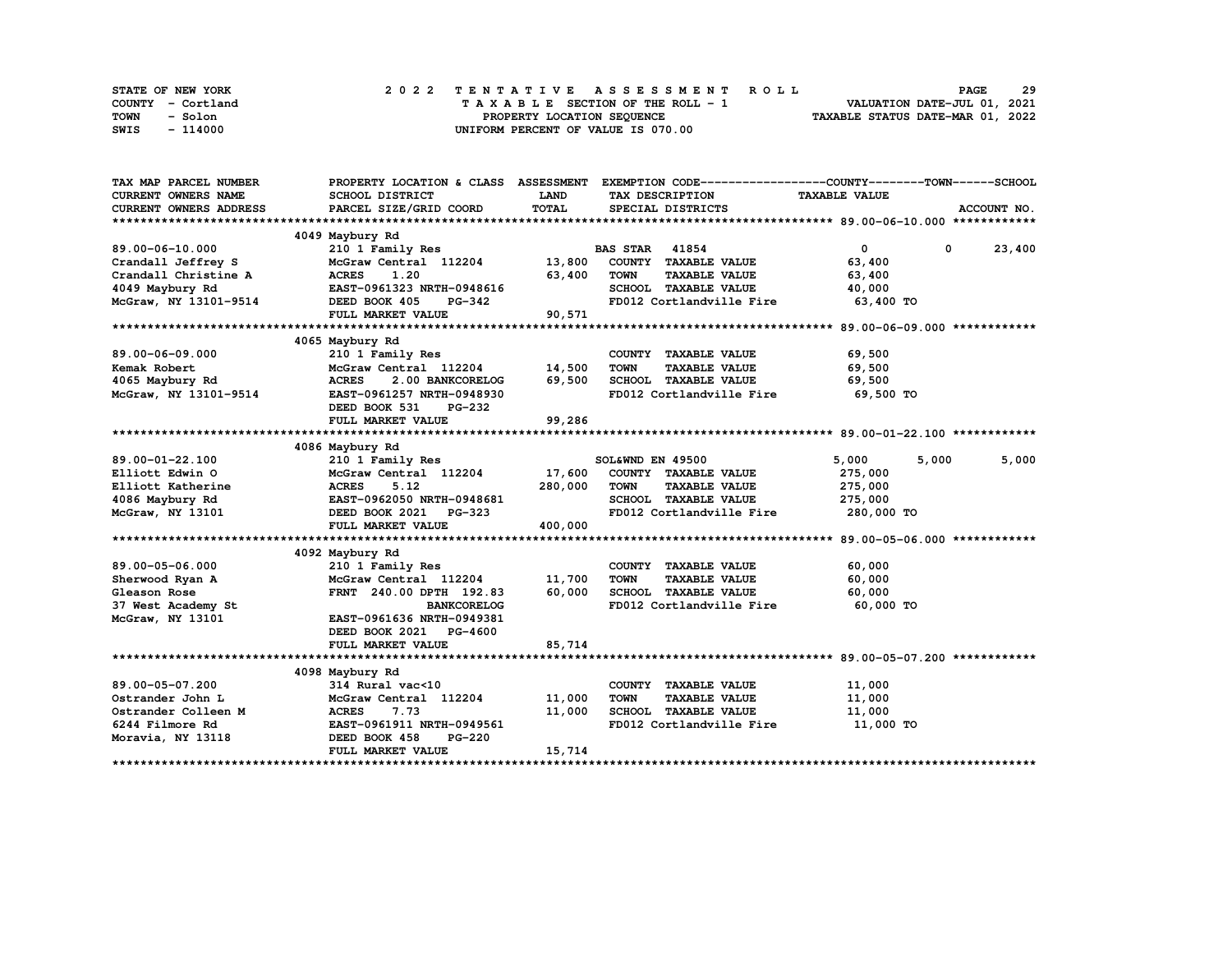STATE OF NEW YORK | COUNTY - Cortland | TOWN - Solon | SWIS - 114000

# 2022 TENTATIVE ASSESSMENT ROLL

TAXABLE SECTION OF THE ROLL - 1
PROPERTY LOCATION SEQUENCE
UNIFORM PERCENT OF VALUE IS 070.00

VALUATION DATE-JUL 01, 2021
TAXABLE STATUS DATE-MAR 01, 2022

| TAX MAP PARCEL NUMBER / CURRENT OWNERS NAME / CURRENT OWNERS ADDRESS | PROPERTY LOCATION & CLASS / SCHOOL DISTRICT / PARCEL SIZE/GRID COORD | ASSESSMENT LAND / TOTAL | EXEMPTION CODE / TAX DESCRIPTION / SPECIAL DISTRICTS | COUNTY | TOWN | SCHOOL |
|---|---|---|---|---|---|---|
| **89.00-06-10.000** | 4049 Maybury Rd | | | | | |
| 89.00-06-10.000 | 210 1 Family Res | | BAS STAR 41854 | 0 | 0 | 23,400 |
| Crandall Jeffrey S | McGraw Central 112204 | 13,800 | COUNTY TAXABLE VALUE | 63,400 | | |
| Crandall Christine A | ACRES 1.20 | 63,400 | TOWN TAXABLE VALUE | 63,400 | | |
| 4049 Maybury Rd | EAST-0961323 NRTH-0948616 | | SCHOOL TAXABLE VALUE | 40,000 | | |
| McGraw, NY 13101-9514 | DEED BOOK 405 PG-342 | | FD012 Cortlandville Fire | 63,400 TO | | |
| | FULL MARKET VALUE | 90,571 | | | | |
| **89.00-06-09.000** | 4065 Maybury Rd | | | | | |
| 89.00-06-09.000 | 210 1 Family Res | | COUNTY TAXABLE VALUE | 69,500 | | |
| Kemak Robert | McGraw Central 112204 | 14,500 | TOWN TAXABLE VALUE | 69,500 | | |
| 4065 Maybury Rd | ACRES 2.00 BANKCORELOG | 69,500 | SCHOOL TAXABLE VALUE | 69,500 | | |
| McGraw, NY 13101-9514 | EAST-0961257 NRTH-0948930 | | FD012 Cortlandville Fire | 69,500 TO | | |
| | DEED BOOK 531 PG-232 | | | | | |
| | FULL MARKET VALUE | 99,286 | | | | |
| **89.00-01-22.100** | 4086 Maybury Rd | | | | | |
| 89.00-01-22.100 | 210 1 Family Res | | SOL&WND EN 49500 | 5,000 | 5,000 | 5,000 |
| Elliott Edwin O | McGraw Central 112204 | 17,600 | COUNTY TAXABLE VALUE | 275,000 | | |
| Elliott Katherine | ACRES 5.12 | 280,000 | TOWN TAXABLE VALUE | 275,000 | | |
| 4086 Maybury Rd | EAST-0962050 NRTH-0948681 | | SCHOOL TAXABLE VALUE | 275,000 | | |
| McGraw, NY 13101 | DEED BOOK 2021 PG-323 | | FD012 Cortlandville Fire | 280,000 TO | | |
| | FULL MARKET VALUE | 400,000 | | | | |
| **89.00-05-06.000** | 4092 Maybury Rd | | | | | |
| 89.00-05-06.000 | 210 1 Family Res | | COUNTY TAXABLE VALUE | 60,000 | | |
| Sherwood Ryan A | McGraw Central 112204 | 11,700 | TOWN TAXABLE VALUE | 60,000 | | |
| Gleason Rose | FRNT 240.00 DPTH 192.83 | 60,000 | SCHOOL TAXABLE VALUE | 60,000 | | |
| 37 West Academy St | BANKCORELOG | | FD012 Cortlandville Fire | 60,000 TO | | |
| McGraw, NY 13101 | EAST-0961636 NRTH-0949381 | | | | | |
| | DEED BOOK 2021 PG-4600 | | | | | |
| | FULL MARKET VALUE | 85,714 | | | | |
| **89.00-05-07.200** | 4098 Maybury Rd | | | | | |
| 89.00-05-07.200 | 314 Rural vac<10 | | COUNTY TAXABLE VALUE | 11,000 | | |
| Ostrander John L | McGraw Central 112204 | 11,000 | TOWN TAXABLE VALUE | 11,000 | | |
| Ostrander Colleen M | ACRES 7.73 | 11,000 | SCHOOL TAXABLE VALUE | 11,000 | | |
| 6244 Filmore Rd | EAST-0961911 NRTH-0949561 | | FD012 Cortlandville Fire | 11,000 TO | | |
| Moravia, NY 13118 | DEED BOOK 458 PG-220 | | | | | |
| | FULL MARKET VALUE | 15,714 | | | | |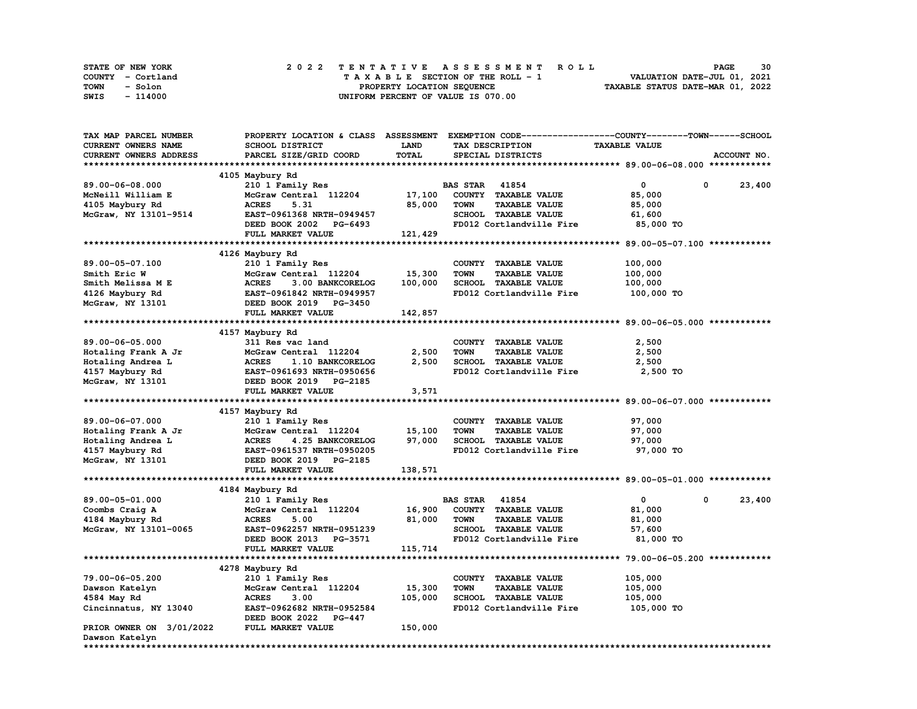STATE OF NEW YORK — COUNTY - Cortland — TOWN - Solon — SWIS - 114000

**2022 TENTATIVE ASSESSMENT ROLL**
TAXABLE SECTION OF THE ROLL - 1
PROPERTY LOCATION SEQUENCE
UNIFORM PERCENT OF VALUE IS 070.00

VALUATION DATE-JUL 01, 2021
TAXABLE STATUS DATE-MAR 01, 2022

| TAX MAP PARCEL NUMBER / CURRENT OWNERS NAME / CURRENT OWNERS ADDRESS | PROPERTY LOCATION & CLASS / SCHOOL DISTRICT / PARCEL SIZE/GRID COORD | ASSESSMENT LAND | TOTAL | EXEMPTION CODE / TAX DESCRIPTION / SPECIAL DISTRICTS | COUNTY TAXABLE VALUE | TOWN | SCHOOL |
|---|---|---|---|---|---|---|---|
| **89.00-06-08.000** | 4105 Maybury Rd | | | | | | |
| 89.00-06-08.000 | 210 1 Family Res | | | BAS STAR 41854 | 0 | 0 | 23,400 |
| McNeill William E | McGraw Central 112204 | 17,100 | | COUNTY TAXABLE VALUE | 85,000 | | |
| 4105 Maybury Rd | ACRES 5.31 | | 85,000 | TOWN TAXABLE VALUE | 85,000 | | |
| McGraw, NY 13101-9514 | EAST-0961368 NRTH-0949457 | | | SCHOOL TAXABLE VALUE | 61,600 | | |
| | DEED BOOK 2002 PG-6493 | | | FD012 Cortlandville Fire | 85,000 TO | | |
| | FULL MARKET VALUE | | 121,429 | | | | |
| **89.00-05-07.100** | 4126 Maybury Rd | | | | | | |
| 89.00-05-07.100 | 210 1 Family Res | | | COUNTY TAXABLE VALUE | 100,000 | | |
| Smith Eric W | McGraw Central 112204 | 15,300 | | TOWN TAXABLE VALUE | 100,000 | | |
| Smith Melissa M E | ACRES 3.00 BANKCORELOG | | 100,000 | SCHOOL TAXABLE VALUE | 100,000 | | |
| 4126 Maybury Rd | EAST-0961842 NRTH-0949957 | | | FD012 Cortlandville Fire | 100,000 TO | | |
| McGraw, NY 13101 | DEED BOOK 2019 PG-3450 | | | | | | |
| | FULL MARKET VALUE | | 142,857 | | | | |
| **89.00-06-05.000** | 4157 Maybury Rd | | | | | | |
| 89.00-06-05.000 | 311 Res vac land | | | COUNTY TAXABLE VALUE | 2,500 | | |
| Hotaling Frank A Jr | McGraw Central 112204 | 2,500 | | TOWN TAXABLE VALUE | 2,500 | | |
| Hotaling Andrea L | ACRES 1.10 BANKCORELOG | | 2,500 | SCHOOL TAXABLE VALUE | 2,500 | | |
| 4157 Maybury Rd | EAST-0961693 NRTH-0950656 | | | FD012 Cortlandville Fire | 2,500 TO | | |
| McGraw, NY 13101 | DEED BOOK 2019 PG-2185 | | | | | | |
| | FULL MARKET VALUE | | 3,571 | | | | |
| **89.00-06-07.000** | 4157 Maybury Rd | | | | | | |
| 89.00-06-07.000 | 210 1 Family Res | | | COUNTY TAXABLE VALUE | 97,000 | | |
| Hotaling Frank A Jr | McGraw Central 112204 | 15,100 | | TOWN TAXABLE VALUE | 97,000 | | |
| Hotaling Andrea L | ACRES 4.25 BANKCORELOG | | 97,000 | SCHOOL TAXABLE VALUE | 97,000 | | |
| 4157 Maybury Rd | EAST-0961537 NRTH-0950205 | | | FD012 Cortlandville Fire | 97,000 TO | | |
| McGraw, NY 13101 | DEED BOOK 2019 PG-2185 | | | | | | |
| | FULL MARKET VALUE | | 138,571 | | | | |
| **89.00-05-01.000** | 4184 Maybury Rd | | | | | | |
| 89.00-05-01.000 | 210 1 Family Res | | | BAS STAR 41854 | 0 | 0 | 23,400 |
| Coombs Craig A | McGraw Central 112204 | 16,900 | | COUNTY TAXABLE VALUE | 81,000 | | |
| 4184 Maybury Rd | ACRES 5.00 | | 81,000 | TOWN TAXABLE VALUE | 81,000 | | |
| McGraw, NY 13101-0065 | EAST-0962257 NRTH-0951239 | | | SCHOOL TAXABLE VALUE | 57,600 | | |
| | DEED BOOK 2013 PG-3571 | | | FD012 Cortlandville Fire | 81,000 TO | | |
| | FULL MARKET VALUE | | 115,714 | | | | |
| **79.00-06-05.200** | 4278 Maybury Rd | | | | | | |
| 79.00-06-05.200 | 210 1 Family Res | | | COUNTY TAXABLE VALUE | 105,000 | | |
| Dawson Katelyn | McGraw Central 112204 | 15,300 | | TOWN TAXABLE VALUE | 105,000 | | |
| 4584 May Rd | ACRES 3.00 | | 105,000 | SCHOOL TAXABLE VALUE | 105,000 | | |
| Cincinnatus, NY 13040 | EAST-0962682 NRTH-0952584 | | | FD012 Cortlandville Fire | 105,000 TO | | |
| | DEED BOOK 2022 PG-447 | | | | | | |
| PRIOR OWNER ON 3/01/2022 | FULL MARKET VALUE | | 150,000 | | | | |
| Dawson Katelyn | | | | | | | |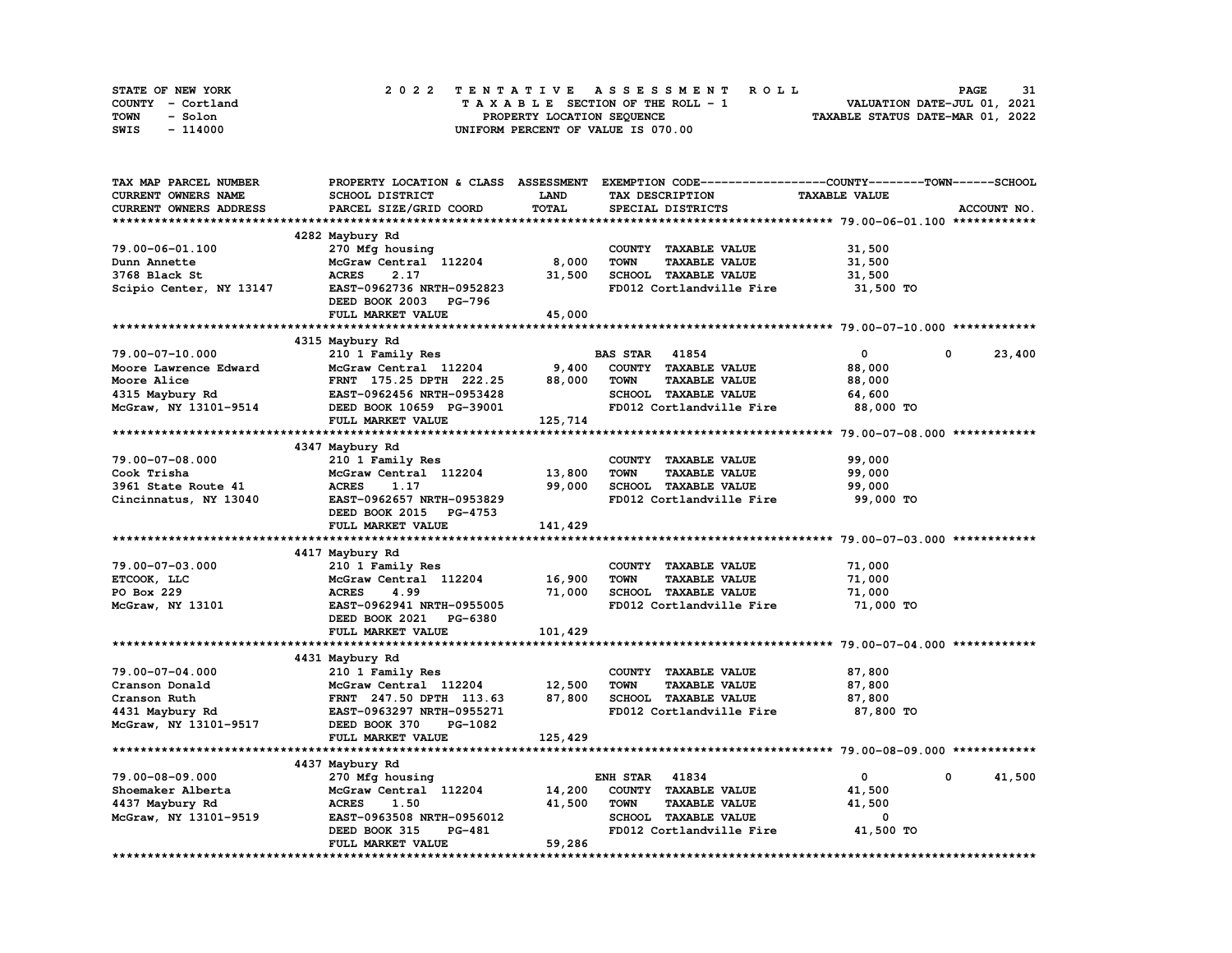STATE OF NEW YORK — COUNTY - Cortland — TOWN - Solon — SWIS - 114000

**2022 TENTATIVE ASSESSMENT ROLL**
TAXABLE SECTION OF THE ROLL - 1
PROPERTY LOCATION SEQUENCE
UNIFORM PERCENT OF VALUE IS 070.00

VALUATION DATE-JUL 01, 2021
TAXABLE STATUS DATE-MAR 01, 2022

| TAX MAP PARCEL NUMBER / CURRENT OWNERS NAME / CURRENT OWNERS ADDRESS | PROPERTY LOCATION & CLASS / SCHOOL DISTRICT / PARCEL SIZE/GRID COORD | ASSESSMENT LAND / TOTAL | EXEMPTION CODE / TAX DESCRIPTION / SPECIAL DISTRICTS | COUNTY | TOWN | SCHOOL / TAXABLE VALUE |
|---|---|---|---|---|---|---|
| **79.00-06-01.100** | 4282 Maybury Rd | | | | | |
| 79.00-06-01.100 | 270 Mfg housing | | COUNTY TAXABLE VALUE | 31,500 | | |
| Dunn Annette | McGraw Central 112204 | 8,000 | TOWN TAXABLE VALUE | | 31,500 | |
| 3768 Black St | ACRES 2.17 | 31,500 | SCHOOL TAXABLE VALUE | | | 31,500 |
| Scipio Center, NY 13147 | EAST-0962736 NRTH-0952823 | | FD012 Cortlandville Fire | 31,500 TO | | |
| | DEED BOOK 2003 PG-796 | | | | | |
| | FULL MARKET VALUE | 45,000 | | | | |
| **79.00-07-10.000** | 4315 Maybury Rd | | | | | |
| 79.00-07-10.000 | 210 1 Family Res | | BAS STAR 41854 | 0 | 0 | 23,400 |
| Moore Lawrence Edward | McGraw Central 112204 | 9,400 | COUNTY TAXABLE VALUE | 88,000 | | |
| Moore Alice | FRNT 175.25 DPTH 222.25 | 88,000 | TOWN TAXABLE VALUE | | 88,000 | |
| 4315 Maybury Rd | EAST-0962456 NRTH-0953428 | | SCHOOL TAXABLE VALUE | | | 64,600 |
| McGraw, NY 13101-9514 | DEED BOOK 10659 PG-39001 | | FD012 Cortlandville Fire | 88,000 TO | | |
| | FULL MARKET VALUE | 125,714 | | | | |
| **79.00-07-08.000** | 4347 Maybury Rd | | | | | |
| 79.00-07-08.000 | 210 1 Family Res | | COUNTY TAXABLE VALUE | 99,000 | | |
| Cook Trisha | McGraw Central 112204 | 13,800 | TOWN TAXABLE VALUE | | 99,000 | |
| 3961 State Route 41 | ACRES 1.17 | 99,000 | SCHOOL TAXABLE VALUE | | | 99,000 |
| Cincinnatus, NY 13040 | EAST-0962657 NRTH-0953829 | | FD012 Cortlandville Fire | 99,000 TO | | |
| | DEED BOOK 2015 PG-4753 | | | | | |
| | FULL MARKET VALUE | 141,429 | | | | |
| **79.00-07-03.000** | 4417 Maybury Rd | | | | | |
| 79.00-07-03.000 | 210 1 Family Res | | COUNTY TAXABLE VALUE | 71,000 | | |
| ETCOOK, LLC | McGraw Central 112204 | 16,900 | TOWN TAXABLE VALUE | | 71,000 | |
| PO Box 229 | ACRES 4.99 | 71,000 | SCHOOL TAXABLE VALUE | | | 71,000 |
| McGraw, NY 13101 | EAST-0962941 NRTH-0955005 | | FD012 Cortlandville Fire | 71,000 TO | | |
| | DEED BOOK 2021 PG-6380 | | | | | |
| | FULL MARKET VALUE | 101,429 | | | | |
| **79.00-07-04.000** | 4431 Maybury Rd | | | | | |
| 79.00-07-04.000 | 210 1 Family Res | | COUNTY TAXABLE VALUE | 87,800 | | |
| Cranson Donald | McGraw Central 112204 | 12,500 | TOWN TAXABLE VALUE | | 87,800 | |
| Cranson Ruth | FRNT 247.50 DPTH 113.63 | 87,800 | SCHOOL TAXABLE VALUE | | | 87,800 |
| 4431 Maybury Rd | EAST-0963297 NRTH-0955271 | | FD012 Cortlandville Fire | 87,800 TO | | |
| McGraw, NY 13101-9517 | DEED BOOK 370 PG-1082 | | | | | |
| | FULL MARKET VALUE | 125,429 | | | | |
| **79.00-08-09.000** | 4437 Maybury Rd | | | | | |
| 79.00-08-09.000 | 270 Mfg housing | | ENH STAR 41834 | 0 | 0 | 41,500 |
| Shoemaker Alberta | McGraw Central 112204 | 14,200 | COUNTY TAXABLE VALUE | 41,500 | | |
| 4437 Maybury Rd | ACRES 1.50 | 41,500 | TOWN TAXABLE VALUE | | 41,500 | |
| McGraw, NY 13101-9519 | EAST-0963508 NRTH-0956012 | | SCHOOL TAXABLE VALUE | | | 0 |
| | DEED BOOK 315 PG-481 | | FD012 Cortlandville Fire | 41,500 TO | | |
| | FULL MARKET VALUE | 59,286 | | | | |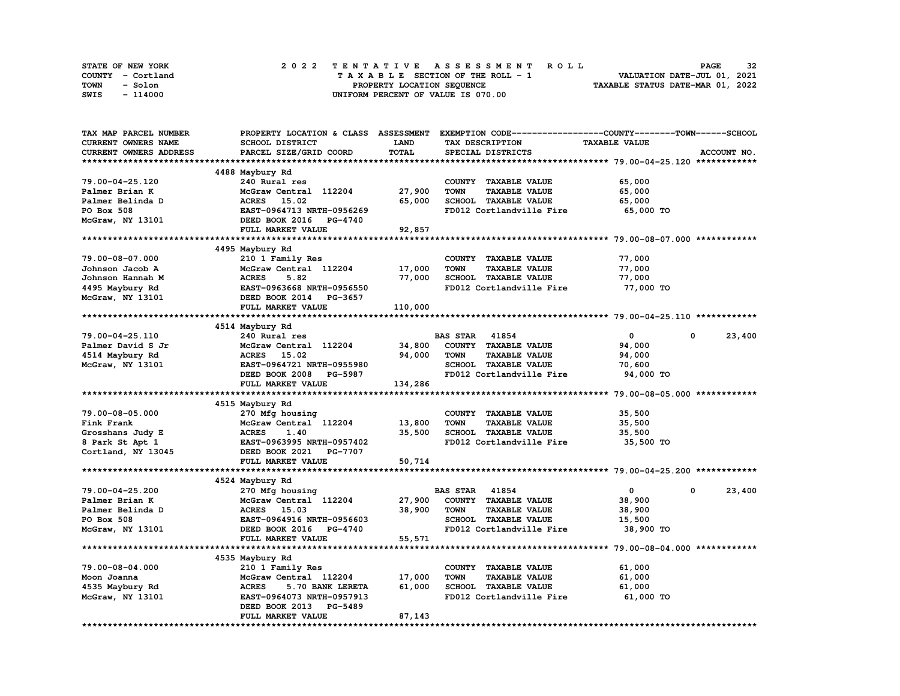STATE OF NEW YORK
COUNTY - Cortland
TOWN - Solon
SWIS - 114000

**2022 TENTATIVE ASSESSMENT ROLL**
TAXABLE SECTION OF THE ROLL - 1
PROPERTY LOCATION SEQUENCE
UNIFORM PERCENT OF VALUE IS 070.00

VALUATION DATE-JUL 01, 2021
TAXABLE STATUS DATE-MAR 01, 2022

| TAX MAP PARCEL NUMBER / CURRENT OWNERS NAME / CURRENT OWNERS ADDRESS | PROPERTY LOCATION & CLASS / SCHOOL DISTRICT / PARCEL SIZE/GRID COORD | ASSESSMENT LAND / TOTAL | EXEMPTION CODE / TAX DESCRIPTION / SPECIAL DISTRICTS | COUNTY TAXABLE VALUE | TOWN | SCHOOL | ACCOUNT NO. |
|---|---|---|---|---|---|---|---|
| **79.00-04-25.120** | 4488 Maybury Rd | | | | | | |
| 79.00-04-25.120 | 240 Rural res | | COUNTY TAXABLE VALUE | 65,000 | | | |
| Palmer Brian K | McGraw Central 112204 | 27,900 | TOWN TAXABLE VALUE | 65,000 | | | |
| Palmer Belinda D | ACRES 15.02 | 65,000 | SCHOOL TAXABLE VALUE | 65,000 | | | |
| PO Box 508 | EAST-0964713 NRTH-0956269 | | FD012 Cortlandville Fire | 65,000 TO | | | |
| McGraw, NY 13101 | DEED BOOK 2016 PG-4740 | | | | | | |
| | FULL MARKET VALUE | 92,857 | | | | | |
| **79.00-08-07.000** | 4495 Maybury Rd | | | | | | |
| 79.00-08-07.000 | 210 1 Family Res | | COUNTY TAXABLE VALUE | 77,000 | | | |
| Johnson Jacob A | McGraw Central 112204 | 17,000 | TOWN TAXABLE VALUE | 77,000 | | | |
| Johnson Hannah M | ACRES 5.82 | 77,000 | SCHOOL TAXABLE VALUE | 77,000 | | | |
| 4495 Maybury Rd | EAST-0963668 NRTH-0956550 | | FD012 Cortlandville Fire | 77,000 TO | | | |
| McGraw, NY 13101 | DEED BOOK 2014 PG-3657 | | | | | | |
| | FULL MARKET VALUE | 110,000 | | | | | |
| **79.00-04-25.110** | 4514 Maybury Rd | | | | | | |
| 79.00-04-25.110 | 240 Rural res | | BAS STAR 41854 | 0 | 0 | 23,400 | |
| Palmer David S Jr | McGraw Central 112204 | 34,800 | COUNTY TAXABLE VALUE | 94,000 | | | |
| 4514 Maybury Rd | ACRES 15.02 | 94,000 | TOWN TAXABLE VALUE | 94,000 | | | |
| McGraw, NY 13101 | EAST-0964721 NRTH-0955980 | | SCHOOL TAXABLE VALUE | 70,600 | | | |
| | DEED BOOK 2008 PG-5987 | | FD012 Cortlandville Fire | 94,000 TO | | | |
| | FULL MARKET VALUE | 134,286 | | | | | |
| **79.00-08-05.000** | 4515 Maybury Rd | | | | | | |
| 79.00-08-05.000 | 270 Mfg housing | | COUNTY TAXABLE VALUE | 35,500 | | | |
| Fink Frank | McGraw Central 112204 | 13,800 | TOWN TAXABLE VALUE | 35,500 | | | |
| Grosshans Judy E | ACRES 1.40 | 35,500 | SCHOOL TAXABLE VALUE | 35,500 | | | |
| 8 Park St Apt 1 | EAST-0963995 NRTH-0957402 | | FD012 Cortlandville Fire | 35,500 TO | | | |
| Cortland, NY 13045 | DEED BOOK 2021 PG-7707 | | | | | | |
| | FULL MARKET VALUE | 50,714 | | | | | |
| **79.00-04-25.200** | 4524 Maybury Rd | | | | | | |
| 79.00-04-25.200 | 270 Mfg housing | | BAS STAR 41854 | 0 | 0 | 23,400 | |
| Palmer Brian K | McGraw Central 112204 | 27,900 | COUNTY TAXABLE VALUE | 38,900 | | | |
| Palmer Belinda D | ACRES 15.03 | 38,900 | TOWN TAXABLE VALUE | 38,900 | | | |
| PO Box 508 | EAST-0964916 NRTH-0956603 | | SCHOOL TAXABLE VALUE | 15,500 | | | |
| McGraw, NY 13101 | DEED BOOK 2016 PG-4740 | | FD012 Cortlandville Fire | 38,900 TO | | | |
| | FULL MARKET VALUE | 55,571 | | | | | |
| **79.00-08-04.000** | 4535 Maybury Rd | | | | | | |
| 79.00-08-04.000 | 210 1 Family Res | | COUNTY TAXABLE VALUE | 61,000 | | | |
| Moon Joanna | McGraw Central 112204 | 17,000 | TOWN TAXABLE VALUE | 61,000 | | | |
| 4535 Maybury Rd | ACRES 5.70 BANK LERETA | 61,000 | SCHOOL TAXABLE VALUE | 61,000 | | | |
| McGraw, NY 13101 | EAST-0964073 NRTH-0957913 | | FD012 Cortlandville Fire | 61,000 TO | | | |
| | DEED BOOK 2013 PG-5489 | | | | | | |
| | FULL MARKET VALUE | 87,143 | | | | | |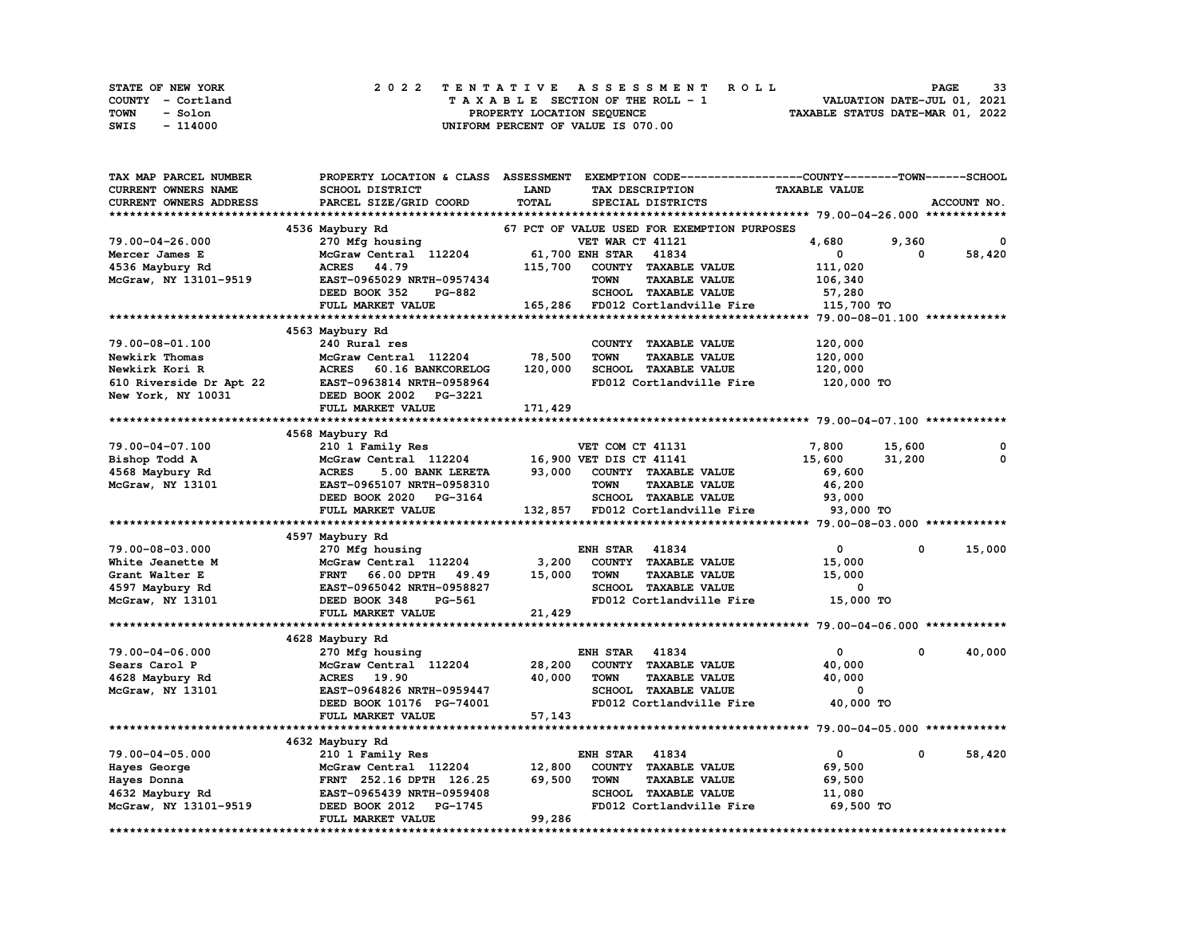STATE OF NEW YORK
COUNTY - Cortland
TOWN - Solon
SWIS - 114000

# 2022 TENTATIVE ASSESSMENT ROLL
TAXABLE SECTION OF THE ROLL - 1
PROPERTY LOCATION SEQUENCE
UNIFORM PERCENT OF VALUE IS 070.00

VALUATION DATE-JUL 01, 2021
TAXABLE STATUS DATE-MAR 01, 2022

```
TAX MAP PARCEL NUMBER          PROPERTY LOCATION & CLASS  ASSESSMENT  EXEMPTION CODE------------------COUNTY--------TOWN------SCHOOL
CURRENT OWNERS NAME            SCHOOL DISTRICT               LAND      TAX DESCRIPTION            TAXABLE VALUE
CURRENT OWNERS ADDRESS         PARCEL SIZE/GRID COORD        TOTAL     SPECIAL DISTRICTS                                    ACCOUNT NO.
****************************************************************************************************** 79.00-04-26.000 ************
                               4536 Maybury Rd                          67 PCT OF VALUE USED FOR EXEMPTION PURPOSES
79.00-04-26.000                270 Mfg housing                          VET WAR CT 41121              4,680       9,360          0
Mercer James E                 McGraw Central  112204        61,700 ENH STAR   41834                  0           0     58,420
4536 Maybury Rd                ACRES   44.79                115,700    COUNTY  TAXABLE VALUE        111,020
McGraw, NY 13101-9519          EAST-0965029 NRTH-0957434               TOWN    TAXABLE VALUE        106,340
                               DEED BOOK 352     PG-882                SCHOOL  TAXABLE VALUE         57,280
                               FULL MARKET VALUE            165,286    FD012 Cortlandville Fire      115,700 TO
****************************************************************************************************** 79.00-08-01.100 ************
                               4563 Maybury Rd
79.00-08-01.100                240 Rural res                           COUNTY  TAXABLE VALUE        120,000
Newkirk Thomas                 McGraw Central  112204        78,500    TOWN    TAXABLE VALUE        120,000
Newkirk Kori R                 ACRES   60.16 BANKCORELOG    120,000    SCHOOL  TAXABLE VALUE        120,000
610 Riverside Dr Apt 22        EAST-0963814 NRTH-0958964               FD012 Cortlandville Fire      120,000 TO
New York, NY 10031             DEED BOOK 2002    PG-3221
                               FULL MARKET VALUE            171,429
****************************************************************************************************** 79.00-04-07.100 ************
                               4568 Maybury Rd
79.00-04-07.100                210 1 Family Res                         VET COM CT 41131              7,800      15,600          0
Bishop Todd A                  McGraw Central  112204        16,900 VET DIS CT 41141               15,600      31,200          0
4568 Maybury Rd                ACRES    5.00 BANK LERETA     93,000    COUNTY  TAXABLE VALUE         69,600
McGraw, NY 13101               EAST-0965107 NRTH-0958310               TOWN    TAXABLE VALUE         46,200
                               DEED BOOK 2020    PG-3164               SCHOOL  TAXABLE VALUE         93,000
                               FULL MARKET VALUE            132,857    FD012 Cortlandville Fire       93,000 TO
****************************************************************************************************** 79.00-08-03.000 ************
                               4597 Maybury Rd
79.00-08-03.000                270 Mfg housing                          ENH STAR   41834                  0           0     15,000
White Jeanette M               McGraw Central  112204         3,200    COUNTY  TAXABLE VALUE         15,000
Grant Walter E                 FRNT   66.00 DPTH   49.49     15,000    TOWN    TAXABLE VALUE         15,000
4597 Maybury Rd                EAST-0965042 NRTH-0958827               SCHOOL  TAXABLE VALUE              0
McGraw, NY 13101               DEED BOOK 348     PG-561                FD012 Cortlandville Fire       15,000 TO
                               FULL MARKET VALUE             21,429
****************************************************************************************************** 79.00-04-06.000 ************
                               4628 Maybury Rd
79.00-04-06.000                270 Mfg housing                          ENH STAR   41834                  0           0     40,000
Sears Carol P                  McGraw Central  112204        28,200    COUNTY  TAXABLE VALUE         40,000
4628 Maybury Rd                ACRES   19.90                 40,000    TOWN    TAXABLE VALUE         40,000
McGraw, NY 13101               EAST-0964826 NRTH-0959447               SCHOOL  TAXABLE VALUE              0
                               DEED BOOK 10176   PG-74001              FD012 Cortlandville Fire       40,000 TO
                               FULL MARKET VALUE             57,143
****************************************************************************************************** 79.00-04-05.000 ************
                               4632 Maybury Rd
79.00-04-05.000                210 1 Family Res                         ENH STAR   41834                  0           0     58,420
Hayes George                   McGraw Central  112204        12,800    COUNTY  TAXABLE VALUE         69,500
Hayes Donna                    FRNT  252.16 DPTH  126.25     69,500    TOWN    TAXABLE VALUE         69,500
4632 Maybury Rd                EAST-0965439 NRTH-0959408               SCHOOL  TAXABLE VALUE         11,080
McGraw, NY 13101-9519          DEED BOOK 2012    PG-1745               FD012 Cortlandville Fire       69,500 TO
                               FULL MARKET VALUE             99,286
************************************************************************************************************************************
```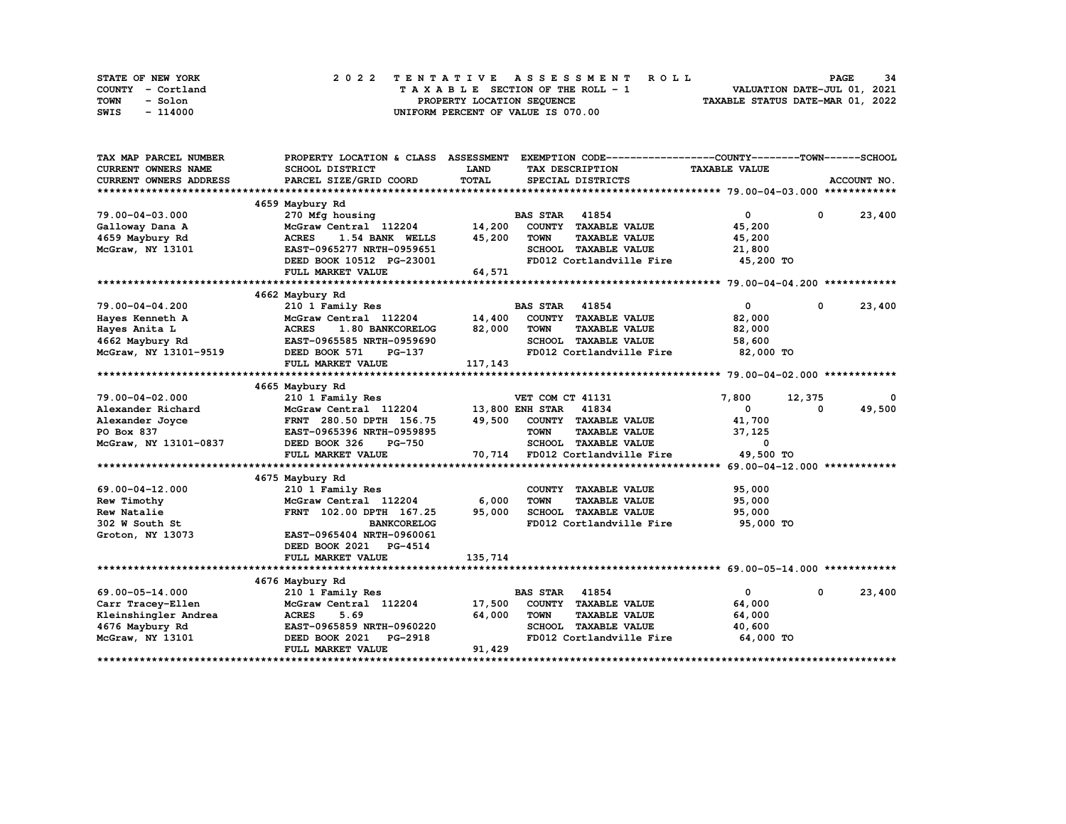STATE OF NEW YORK
COUNTY - Cortland
TOWN - Solon
SWIS - 114000

# 2022 TENTATIVE ASSESSMENT ROLL

TAXABLE SECTION OF THE ROLL - 1
PROPERTY LOCATION SEQUENCE
UNIFORM PERCENT OF VALUE IS 070.00

VALUATION DATE-JUL 01, 2021
TAXABLE STATUS DATE-MAR 01, 2022

| TAX MAP PARCEL NUMBER<br>CURRENT OWNERS NAME<br>CURRENT OWNERS ADDRESS | PROPERTY LOCATION & CLASS<br>SCHOOL DISTRICT<br>PARCEL SIZE/GRID COORD | ASSESSMENT<br>LAND<br>TOTAL | EXEMPTION CODE<br>TAX DESCRIPTION<br>SPECIAL DISTRICTS | COUNTY<br>TAXABLE VALUE | TOWN | SCHOOL<br>ACCOUNT NO. |
|---|---|---|---|---|---|---|
| **79.00-04-03.000** | 4659 Maybury Rd | | | | | |
| 79.00-04-03.000 | 270 Mfg housing | | BAS STAR 41854 | 0 | 0 | 23,400 |
| Galloway Dana A | McGraw Central 112204 | 14,200 | COUNTY TAXABLE VALUE | 45,200 | | |
| 4659 Maybury Rd | ACRES 1.54 BANK WELLS | 45,200 | TOWN TAXABLE VALUE | 45,200 | | |
| McGraw, NY 13101 | EAST-0965277 NRTH-0959651 | | SCHOOL TAXABLE VALUE | 21,800 | | |
| | DEED BOOK 10512 PG-23001 | | FD012 Cortlandville Fire | 45,200 TO | | |
| | FULL MARKET VALUE | 64,571 | | | | |
| **79.00-04-04.200** | 4662 Maybury Rd | | | | | |
| 79.00-04-04.200 | 210 1 Family Res | | BAS STAR 41854 | 0 | 0 | 23,400 |
| Hayes Kenneth A | McGraw Central 112204 | 14,400 | COUNTY TAXABLE VALUE | 82,000 | | |
| Hayes Anita L | ACRES 1.80 BANKCORELOG | 82,000 | TOWN TAXABLE VALUE | 82,000 | | |
| 4662 Maybury Rd | EAST-0965585 NRTH-0959690 | | SCHOOL TAXABLE VALUE | 58,600 | | |
| McGraw, NY 13101-9519 | DEED BOOK 571 PG-137 | | FD012 Cortlandville Fire | 82,000 TO | | |
| | FULL MARKET VALUE | 117,143 | | | | |
| **79.00-04-02.000** | 4665 Maybury Rd | | | | | |
| 79.00-04-02.000 | 210 1 Family Res | | VET COM CT 41131 | 7,800 | 12,375 | 0 |
| Alexander Richard | McGraw Central 112204 | 13,800 | ENH STAR 41834 | 0 | 0 | 49,500 |
| Alexander Joyce | FRNT 280.50 DPTH 156.75 | 49,500 | COUNTY TAXABLE VALUE | 41,700 | | |
| PO Box 837 | EAST-0965396 NRTH-0959895 | | TOWN TAXABLE VALUE | 37,125 | | |
| McGraw, NY 13101-0837 | DEED BOOK 326 PG-750 | | SCHOOL TAXABLE VALUE | 0 | | |
| | FULL MARKET VALUE | 70,714 | FD012 Cortlandville Fire | 49,500 TO | | |
| **69.00-04-12.000** | 4675 Maybury Rd | | | | | |
| 69.00-04-12.000 | 210 1 Family Res | | COUNTY TAXABLE VALUE | 95,000 | | |
| Rew Timothy | McGraw Central 112204 | 6,000 | TOWN TAXABLE VALUE | 95,000 | | |
| Rew Natalie | FRNT 102.00 DPTH 167.25 | 95,000 | SCHOOL TAXABLE VALUE | 95,000 | | |
| 302 W South St | BANKCORELOG | | FD012 Cortlandville Fire | 95,000 TO | | |
| Groton, NY 13073 | EAST-0965404 NRTH-0960061 | | | | | |
| | DEED BOOK 2021 PG-4514 | | | | | |
| | FULL MARKET VALUE | 135,714 | | | | |
| **69.00-05-14.000** | 4676 Maybury Rd | | | | | |
| 69.00-05-14.000 | 210 1 Family Res | | BAS STAR 41854 | 0 | 0 | 23,400 |
| Carr Tracey-Ellen | McGraw Central 112204 | 17,500 | COUNTY TAXABLE VALUE | 64,000 | | |
| Kleinshingler Andrea | ACRES 5.69 | 64,000 | TOWN TAXABLE VALUE | 64,000 | | |
| 4676 Maybury Rd | EAST-0965859 NRTH-0960220 | | SCHOOL TAXABLE VALUE | 40,600 | | |
| McGraw, NY 13101 | DEED BOOK 2021 PG-2918 | | FD012 Cortlandville Fire | 64,000 TO | | |
| | FULL MARKET VALUE | 91,429 | | | | |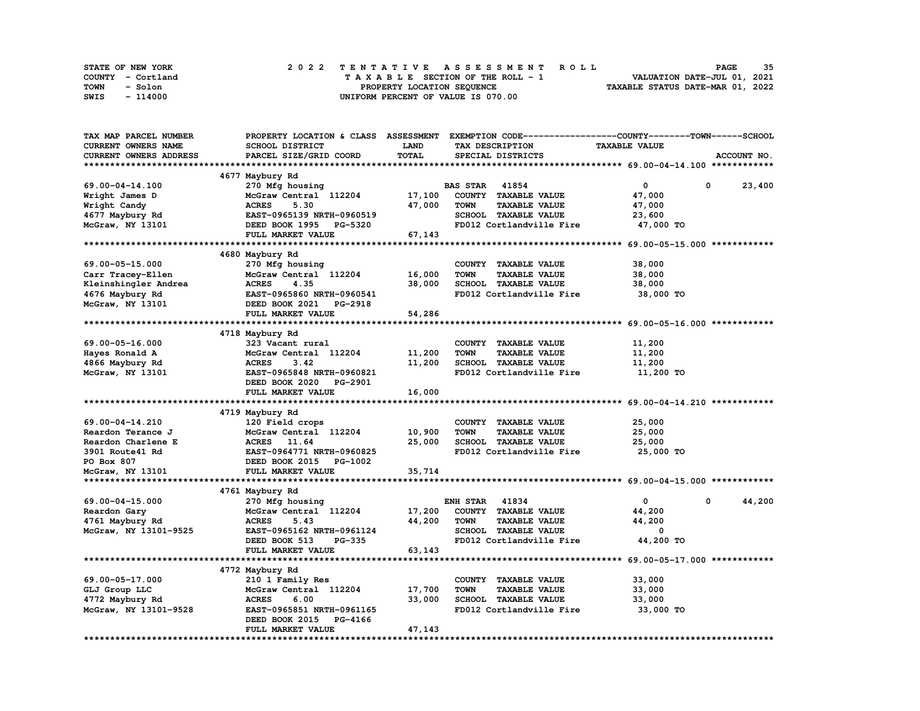STATE OF NEW YORK — 2022 TENTATIVE ASSESSMENT ROLL
COUNTY - Cortland — TAXABLE SECTION OF THE ROLL - 1 — VALUATION DATE-JUL 01, 2021
TOWN - Solon — PROPERTY LOCATION SEQUENCE — TAXABLE STATUS DATE-MAR 01, 2022
SWIS - 114000 — UNIFORM PERCENT OF VALUE IS 070.00

| TAX MAP PARCEL NUMBER / CURRENT OWNERS NAME / CURRENT OWNERS ADDRESS | PROPERTY LOCATION & CLASS / SCHOOL DISTRICT / PARCEL SIZE/GRID COORD | ASSESSMENT LAND / TOTAL | EXEMPTION CODE / TAX DESCRIPTION / SPECIAL DISTRICTS | COUNTY TAXABLE VALUE | TOWN | SCHOOL |
|---|---|---|---|---|---|---|
| **69.00-04-14.100** | 4677 Maybury Rd | | | | | |
| | 270 Mfg housing | | BAS STAR 41854 | 0 | 0 | 23,400 |
| Wright James D | McGraw Central 112204 | 17,100 | COUNTY TAXABLE VALUE | 47,000 | | |
| Wright Candy | ACRES 5.30 | 47,000 | TOWN TAXABLE VALUE | 47,000 | | |
| 4677 Maybury Rd | EAST-0965139 NRTH-0960519 | | SCHOOL TAXABLE VALUE | 23,600 | | |
| McGraw, NY 13101 | DEED BOOK 1995 PG-5320 | | FD012 Cortlandville Fire | 47,000 TO | | |
| | FULL MARKET VALUE | 67,143 | | | | |
| **69.00-05-15.000** | 4680 Maybury Rd | | | | | |
| | 270 Mfg housing | | COUNTY TAXABLE VALUE | 38,000 | | |
| Carr Tracey-Ellen | McGraw Central 112204 | 16,000 | TOWN TAXABLE VALUE | 38,000 | | |
| Kleinshingler Andrea | ACRES 4.35 | 38,000 | SCHOOL TAXABLE VALUE | 38,000 | | |
| 4676 Maybury Rd | EAST-0965860 NRTH-0960541 | | FD012 Cortlandville Fire | 38,000 TO | | |
| McGraw, NY 13101 | DEED BOOK 2021 PG-2918 | | | | | |
| | FULL MARKET VALUE | 54,286 | | | | |
| **69.00-05-16.000** | 4718 Maybury Rd | | | | | |
| | 323 Vacant rural | | COUNTY TAXABLE VALUE | 11,200 | | |
| Hayes Ronald A | McGraw Central 112204 | 11,200 | TOWN TAXABLE VALUE | 11,200 | | |
| 4866 Maybury Rd | ACRES 3.42 | 11,200 | SCHOOL TAXABLE VALUE | 11,200 | | |
| McGraw, NY 13101 | EAST-0965848 NRTH-0960821 | | FD012 Cortlandville Fire | 11,200 TO | | |
| | DEED BOOK 2020 PG-2901 | | | | | |
| | FULL MARKET VALUE | 16,000 | | | | |
| **69.00-04-14.210** | 4719 Maybury Rd | | | | | |
| | 120 Field crops | | COUNTY TAXABLE VALUE | 25,000 | | |
| Reardon Terance J | McGraw Central 112204 | 10,900 | TOWN TAXABLE VALUE | 25,000 | | |
| Reardon Charlene E | ACRES 11.64 | 25,000 | SCHOOL TAXABLE VALUE | 25,000 | | |
| 3901 Route41 Rd | EAST-0964771 NRTH-0960825 | | FD012 Cortlandville Fire | 25,000 TO | | |
| PO Box 807 | DEED BOOK 2015 PG-1002 | | | | | |
| McGraw, NY 13101 | FULL MARKET VALUE | 35,714 | | | | |
| **69.00-04-15.000** | 4761 Maybury Rd | | | | | |
| | 270 Mfg housing | | ENH STAR 41834 | 0 | 0 | 44,200 |
| Reardon Gary | McGraw Central 112204 | 17,200 | COUNTY TAXABLE VALUE | 44,200 | | |
| 4761 Maybury Rd | ACRES 5.43 | 44,200 | TOWN TAXABLE VALUE | 44,200 | | |
| McGraw, NY 13101-9525 | EAST-0965162 NRTH-0961124 | | SCHOOL TAXABLE VALUE | 0 | | |
| | DEED BOOK 513 PG-335 | | FD012 Cortlandville Fire | 44,200 TO | | |
| | FULL MARKET VALUE | 63,143 | | | | |
| **69.00-05-17.000** | 4772 Maybury Rd | | | | | |
| | 210 1 Family Res | | COUNTY TAXABLE VALUE | 33,000 | | |
| GLJ Group LLC | McGraw Central 112204 | 17,700 | TOWN TAXABLE VALUE | 33,000 | | |
| 4772 Maybury Rd | ACRES 6.00 | 33,000 | SCHOOL TAXABLE VALUE | 33,000 | | |
| McGraw, NY 13101-9528 | EAST-0965851 NRTH-0961165 | | FD012 Cortlandville Fire | 33,000 TO | | |
| | DEED BOOK 2015 PG-4166 | | | | | |
| | FULL MARKET VALUE | 47,143 | | | | |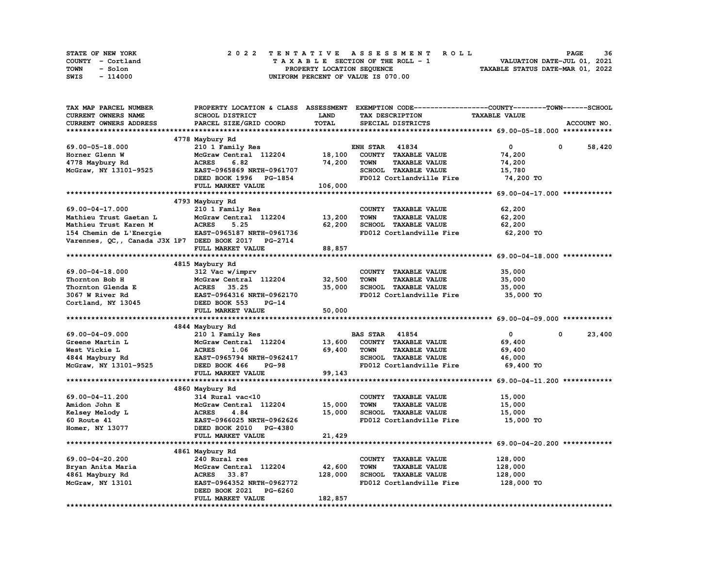STATE OF NEW YORK — 2022 TENTATIVE ASSESSMENT ROLL
COUNTY - Cortland — TAXABLE SECTION OF THE ROLL - 1 — VALUATION DATE-JUL 01, 2021
TOWN - Solon — PROPERTY LOCATION SEQUENCE — TAXABLE STATUS DATE-MAR 01, 2022
SWIS - 114000 — UNIFORM PERCENT OF VALUE IS 070.00

| TAX MAP PARCEL NUMBER / CURRENT OWNERS NAME / CURRENT OWNERS ADDRESS | PROPERTY LOCATION & CLASS / SCHOOL DISTRICT / PARCEL SIZE/GRID COORD | ASSESSMENT LAND | TOTAL | EXEMPTION CODE / TAX DESCRIPTION / SPECIAL DISTRICTS | COUNTY TAXABLE VALUE | TOWN | SCHOOL |
|---|---|---|---|---|---|---|---|
| **69.00-05-18.000** | 4778 Maybury Rd | | | | | | |
| 69.00-05-18.000 | 210 1 Family Res | | | ENH STAR 41834 | 0 | 0 | 58,420 |
| Horner Glenn W | McGraw Central 112204 | 18,100 | | COUNTY TAXABLE VALUE | 74,200 | | |
| 4778 Maybury Rd | ACRES 6.82 | | 74,200 | TOWN TAXABLE VALUE | 74,200 | | |
| McGraw, NY 13101-9525 | EAST-0965869 NRTH-0961707 | | | SCHOOL TAXABLE VALUE | 15,780 | | |
| | DEED BOOK 1996 PG-1854 | | | FD012 Cortlandville Fire | 74,200 TO | | |
| | FULL MARKET VALUE | | 106,000 | | | | |
| **69.00-04-17.000** | 4793 Maybury Rd | | | | | | |
| 69.00-04-17.000 | 210 1 Family Res | | | COUNTY TAXABLE VALUE | 62,200 | | |
| Mathieu Trust Gaetan L | McGraw Central 112204 | 13,200 | | TOWN TAXABLE VALUE | 62,200 | | |
| Mathieu Trust Karen M | ACRES 5.25 | | 62,200 | SCHOOL TAXABLE VALUE | 62,200 | | |
| 154 Chemin de L'Energie | EAST-0965187 NRTH-0961736 | | | FD012 Cortlandville Fire | 62,200 TO | | |
| Varennes, QC,, Canada J3X 1P7 | DEED BOOK 2017 PG-2714 | | | | | | |
| | FULL MARKET VALUE | | 88,857 | | | | |
| **69.00-04-18.000** | 4815 Maybury Rd | | | | | | |
| 69.00-04-18.000 | 312 Vac w/imprv | | | COUNTY TAXABLE VALUE | 35,000 | | |
| Thornton Bob H | McGraw Central 112204 | 32,500 | | TOWN TAXABLE VALUE | 35,000 | | |
| Thornton Glenda E | ACRES 35.25 | | 35,000 | SCHOOL TAXABLE VALUE | 35,000 | | |
| 3067 W River Rd | EAST-0964316 NRTH-0962170 | | | FD012 Cortlandville Fire | 35,000 TO | | |
| Cortland, NY 13045 | DEED BOOK 553 PG-14 | | | | | | |
| | FULL MARKET VALUE | | 50,000 | | | | |
| **69.00-04-09.000** | 4844 Maybury Rd | | | | | | |
| 69.00-04-09.000 | 210 1 Family Res | | | BAS STAR 41854 | 0 | 0 | 23,400 |
| Greene Martin L | McGraw Central 112204 | 13,600 | | COUNTY TAXABLE VALUE | 69,400 | | |
| West Vickie L | ACRES 1.06 | | 69,400 | TOWN TAXABLE VALUE | 69,400 | | |
| 4844 Maybury Rd | EAST-0965794 NRTH-0962417 | | | SCHOOL TAXABLE VALUE | 46,000 | | |
| McGraw, NY 13101-9525 | DEED BOOK 466 PG-98 | | | FD012 Cortlandville Fire | 69,400 TO | | |
| | FULL MARKET VALUE | | 99,143 | | | | |
| **69.00-04-11.200** | 4860 Maybury Rd | | | | | | |
| 69.00-04-11.200 | 314 Rural vac<10 | | | COUNTY TAXABLE VALUE | 15,000 | | |
| Amidon John E | McGraw Central 112204 | 15,000 | | TOWN TAXABLE VALUE | 15,000 | | |
| Kelsey Melody L | ACRES 4.84 | | 15,000 | SCHOOL TAXABLE VALUE | 15,000 | | |
| 60 Route 41 | EAST-0966025 NRTH-0962626 | | | FD012 Cortlandville Fire | 15,000 TO | | |
| Homer, NY 13077 | DEED BOOK 2010 PG-4380 | | | | | | |
| | FULL MARKET VALUE | | 21,429 | | | | |
| **69.00-04-20.200** | 4861 Maybury Rd | | | | | | |
| 69.00-04-20.200 | 240 Rural res | | | COUNTY TAXABLE VALUE | 128,000 | | |
| Bryan Anita Maria | McGraw Central 112204 | 42,600 | | TOWN TAXABLE VALUE | 128,000 | | |
| 4861 Maybury Rd | ACRES 33.87 | | 128,000 | SCHOOL TAXABLE VALUE | 128,000 | | |
| McGraw, NY 13101 | EAST-0964352 NRTH-0962772 | | | FD012 Cortlandville Fire | 128,000 TO | | |
| | DEED BOOK 2021 PG-6260 | | | | | | |
| | FULL MARKET VALUE | | 182,857 | | | | |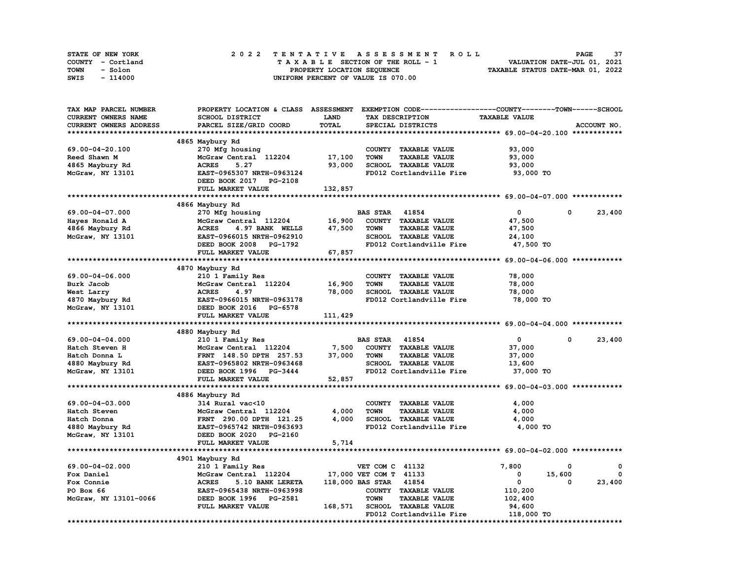STATE OF NEW YORK — 2022 TENTATIVE ASSESSMENT ROLL
COUNTY - Cortland — TAXABLE SECTION OF THE ROLL - 1 — VALUATION DATE-JUL 01, 2021
TOWN - Solon — PROPERTY LOCATION SEQUENCE — TAXABLE STATUS DATE-MAR 01, 2022
SWIS - 114000 — UNIFORM PERCENT OF VALUE IS 070.00

| TAX MAP PARCEL NUMBER / CURRENT OWNERS NAME / CURRENT OWNERS ADDRESS | PROPERTY LOCATION & CLASS / SCHOOL DISTRICT / PARCEL SIZE/GRID COORD | ASSESSMENT LAND | TOTAL | EXEMPTION CODE / TAX DESCRIPTION / SPECIAL DISTRICTS | COUNTY TAXABLE VALUE | TOWN | SCHOOL | ACCOUNT NO. |
|---|---|---|---|---|---|---|---|---|
| **69.00-04-20.100** | 4865 Maybury Rd | | | | | | | |
| 69.00-04-20.100 | 270 Mfg housing | | | COUNTY TAXABLE VALUE | 93,000 | | | |
| Reed Shawn M | McGraw Central 112204 | 17,100 | | TOWN TAXABLE VALUE | 93,000 | | | |
| 4865 Maybury Rd | ACRES 5.27 | | 93,000 | SCHOOL TAXABLE VALUE | 93,000 | | | |
| McGraw, NY 13101 | EAST-0965307 NRTH-0963124 | | | FD012 Cortlandville Fire | 93,000 TO | | | |
| | DEED BOOK 2017 PG-2108 | | | | | | | |
| | FULL MARKET VALUE | | 132,857 | | | | | |
| **69.00-04-07.000** | 4866 Maybury Rd | | | | | | | |
| 69.00-04-07.000 | 270 Mfg housing | | | BAS STAR 41854 | 0 | 0 | 23,400 | |
| Hayes Ronald A | McGraw Central 112204 | 16,900 | | COUNTY TAXABLE VALUE | 47,500 | | | |
| 4866 Maybury Rd | ACRES 4.97 BANK WELLS | | 47,500 | TOWN TAXABLE VALUE | 47,500 | | | |
| McGraw, NY 13101 | EAST-0966015 NRTH-0962910 | | | SCHOOL TAXABLE VALUE | 24,100 | | | |
| | DEED BOOK 2008 PG-1792 | | | FD012 Cortlandville Fire | 47,500 TO | | | |
| | FULL MARKET VALUE | | 67,857 | | | | | |
| **69.00-04-06.000** | 4870 Maybury Rd | | | | | | | |
| 69.00-04-06.000 | 210 1 Family Res | | | COUNTY TAXABLE VALUE | 78,000 | | | |
| Burk Jacob | McGraw Central 112204 | 16,900 | | TOWN TAXABLE VALUE | 78,000 | | | |
| West Larry | ACRES 4.97 | | 78,000 | SCHOOL TAXABLE VALUE | 78,000 | | | |
| 4870 Maybury Rd | EAST-0966015 NRTH-0963178 | | | FD012 Cortlandville Fire | 78,000 TO | | | |
| McGraw, NY 13101 | DEED BOOK 2016 PG-6578 | | | | | | | |
| | FULL MARKET VALUE | | 111,429 | | | | | |
| **69.00-04-04.000** | 4880 Maybury Rd | | | | | | | |
| 69.00-04-04.000 | 210 1 Family Res | | | BAS STAR 41854 | 0 | 0 | 23,400 | |
| Hatch Steven H | McGraw Central 112204 | 7,500 | | COUNTY TAXABLE VALUE | 37,000 | | | |
| Hatch Donna L | FRNT 148.50 DPTH 257.53 | | 37,000 | TOWN TAXABLE VALUE | 37,000 | | | |
| 4880 Maybury Rd | EAST-0965802 NRTH-0963468 | | | SCHOOL TAXABLE VALUE | 13,600 | | | |
| McGraw, NY 13101 | DEED BOOK 1996 PG-3444 | | | FD012 Cortlandville Fire | 37,000 TO | | | |
| | FULL MARKET VALUE | | 52,857 | | | | | |
| **69.00-04-03.000** | 4886 Maybury Rd | | | | | | | |
| 69.00-04-03.000 | 314 Rural vac<10 | | | COUNTY TAXABLE VALUE | 4,000 | | | |
| Hatch Steven | McGraw Central 112204 | 4,000 | | TOWN TAXABLE VALUE | 4,000 | | | |
| Hatch Donna | FRNT 290.00 DPTH 121.25 | | 4,000 | SCHOOL TAXABLE VALUE | 4,000 | | | |
| 4880 Maybury Rd | EAST-0965742 NRTH-0963693 | | | FD012 Cortlandville Fire | 4,000 TO | | | |
| McGraw, NY 13101 | DEED BOOK 2020 PG-2160 | | | | | | | |
| | FULL MARKET VALUE | | 5,714 | | | | | |
| **69.00-04-02.000** | 4901 Maybury Rd | | | | | | | |
| 69.00-04-02.000 | 210 1 Family Res | | | VET COM C 41132 | 7,800 | 0 | 0 | |
| Fox Daniel | McGraw Central 112204 | 17,000 | | VET COM T 41133 | 0 | 15,600 | 0 | |
| Fox Connie | ACRES 5.10 BANK LERETA | | 118,000 | BAS STAR 41854 | 0 | 0 | 23,400 | |
| PO Box 66 | EAST-0965438 NRTH-0963998 | | | COUNTY TAXABLE VALUE | 110,200 | | | |
| McGraw, NY 13101-0066 | DEED BOOK 1996 PG-2581 | | | TOWN TAXABLE VALUE | 102,400 | | | |
| | FULL MARKET VALUE | | 168,571 | SCHOOL TAXABLE VALUE | 94,600 | | | |
| | | | | FD012 Cortlandville Fire | 118,000 TO | | | |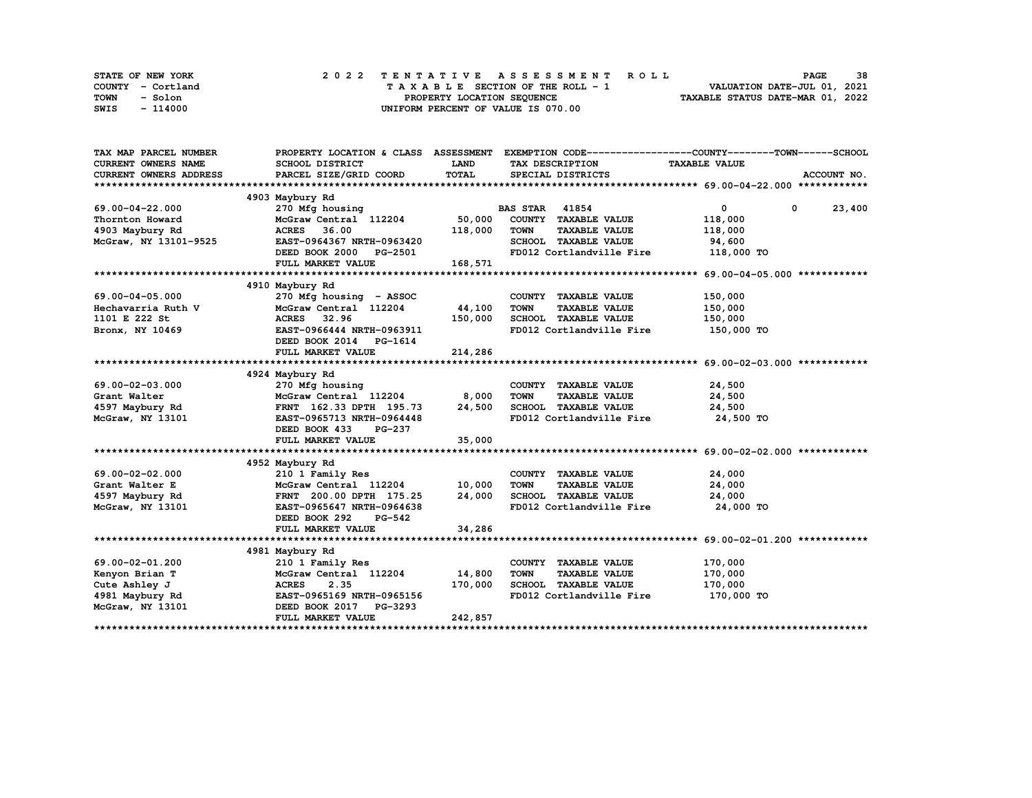STATE OF NEW YORK · COUNTY - Cortland · TOWN - Solon · SWIS - 114000

**2022 TENTATIVE ASSESSMENT ROLL**
TAXABLE SECTION OF THE ROLL - 1
PROPERTY LOCATION SEQUENCE
UNIFORM PERCENT OF VALUE IS 070.00

VALUATION DATE-JUL 01, 2021
TAXABLE STATUS DATE-MAR 01, 2022

| TAX MAP PARCEL NUMBER / CURRENT OWNERS NAME / CURRENT OWNERS ADDRESS | PROPERTY LOCATION & CLASS / SCHOOL DISTRICT / PARCEL SIZE/GRID COORD | ASSESSMENT LAND / TOTAL | EXEMPTION CODE / TAX DESCRIPTION / SPECIAL DISTRICTS | COUNTY | TOWN | SCHOOL | ACCOUNT NO. |
|---|---|---|---|---|---|---|---|
| **69.00-04-22.000** | 4903 Maybury Rd | | | | | | |
| 69.00-04-22.000 | 270 Mfg housing | | BAS STAR 41854 | 0 | 0 | 23,400 | |
| Thornton Howard | McGraw Central 112204 | 50,000 | COUNTY TAXABLE VALUE | 118,000 | | | |
| 4903 Maybury Rd | ACRES 36.00 | 118,000 | TOWN TAXABLE VALUE | 118,000 | | | |
| McGraw, NY 13101-9525 | EAST-0964367 NRTH-0963420 | | SCHOOL TAXABLE VALUE | 94,600 | | | |
| | DEED BOOK 2000 PG-2501 | | FD012 Cortlandville Fire | 118,000 TO | | | |
| | FULL MARKET VALUE | 168,571 | | | | | |
| **69.00-04-05.000** | 4910 Maybury Rd | | | | | | |
| 69.00-04-05.000 | 270 Mfg housing - ASSOC | | COUNTY TAXABLE VALUE | 150,000 | | | |
| Hechavarria Ruth V | McGraw Central 112204 | 44,100 | TOWN TAXABLE VALUE | 150,000 | | | |
| 1101 E 222 St | ACRES 32.96 | 150,000 | SCHOOL TAXABLE VALUE | 150,000 | | | |
| Bronx, NY 10469 | EAST-0966444 NRTH-0963911 | | FD012 Cortlandville Fire | 150,000 TO | | | |
| | DEED BOOK 2014 PG-1614 | | | | | | |
| | FULL MARKET VALUE | 214,286 | | | | | |
| **69.00-02-03.000** | 4924 Maybury Rd | | | | | | |
| 69.00-02-03.000 | 270 Mfg housing | | COUNTY TAXABLE VALUE | 24,500 | | | |
| Grant Walter | McGraw Central 112204 | 8,000 | TOWN TAXABLE VALUE | 24,500 | | | |
| 4597 Maybury Rd | FRNT 162.33 DPTH 195.73 | 24,500 | SCHOOL TAXABLE VALUE | 24,500 | | | |
| McGraw, NY 13101 | EAST-0965713 NRTH-0964448 | | FD012 Cortlandville Fire | 24,500 TO | | | |
| | DEED BOOK 433 PG-237 | | | | | | |
| | FULL MARKET VALUE | 35,000 | | | | | |
| **69.00-02-02.000** | 4952 Maybury Rd | | | | | | |
| 69.00-02-02.000 | 210 1 Family Res | | COUNTY TAXABLE VALUE | 24,000 | | | |
| Grant Walter E | McGraw Central 112204 | 10,000 | TOWN TAXABLE VALUE | 24,000 | | | |
| 4597 Maybury Rd | FRNT 200.00 DPTH 175.25 | 24,000 | SCHOOL TAXABLE VALUE | 24,000 | | | |
| McGraw, NY 13101 | EAST-0965647 NRTH-0964638 | | FD012 Cortlandville Fire | 24,000 TO | | | |
| | DEED BOOK 292 PG-542 | | | | | | |
| | FULL MARKET VALUE | 34,286 | | | | | |
| **69.00-02-01.200** | 4981 Maybury Rd | | | | | | |
| 69.00-02-01.200 | 210 1 Family Res | | COUNTY TAXABLE VALUE | 170,000 | | | |
| Kenyon Brian T | McGraw Central 112204 | 14,800 | TOWN TAXABLE VALUE | 170,000 | | | |
| Cute Ashley J | ACRES 2.35 | 170,000 | SCHOOL TAXABLE VALUE | 170,000 | | | |
| 4981 Maybury Rd | EAST-0965169 NRTH-0965156 | | FD012 Cortlandville Fire | 170,000 TO | | | |
| McGraw, NY 13101 | DEED BOOK 2017 PG-3293 | | | | | | |
| | FULL MARKET VALUE | 242,857 | | | | | |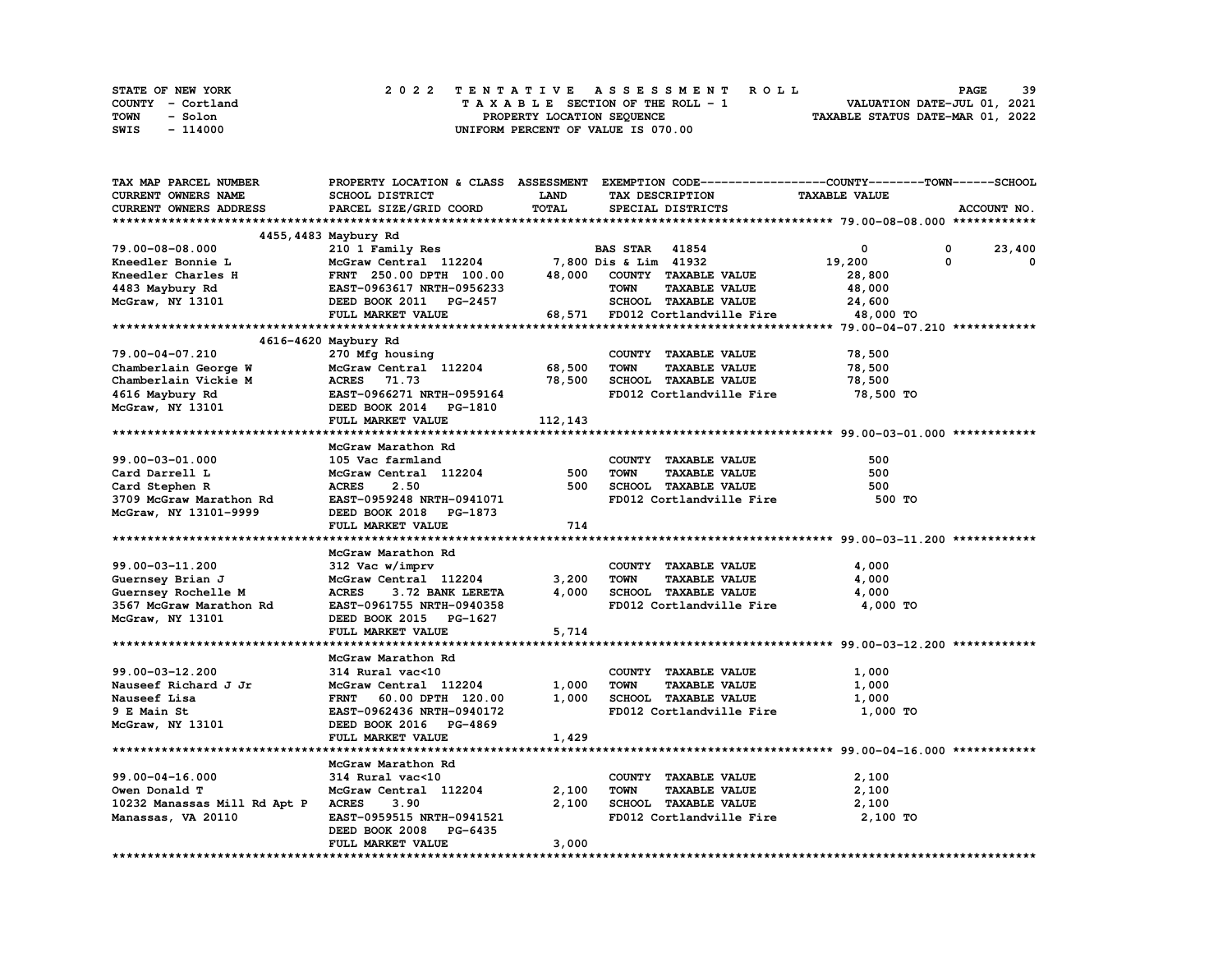STATE OF NEW YORK　　　　2 0 2 2　T E N T A T I V E　A S S E S S M E N T　R O L L
COUNTY - Cortland　　　　T A X A B L E SECTION OF THE ROLL - 1　　　　VALUATION DATE-JUL 01, 2021
TOWN - Solon　　　　PROPERTY LOCATION SEQUENCE　　　　TAXABLE STATUS DATE-MAR 01, 2022
SWIS - 114000　　　　UNIFORM PERCENT OF VALUE IS 070.00

| TAX MAP PARCEL NUMBER / CURRENT OWNERS NAME / CURRENT OWNERS ADDRESS | PROPERTY LOCATION & CLASS / SCHOOL DISTRICT / PARCEL SIZE/GRID COORD | ASSESSMENT LAND / TOTAL | EXEMPTION CODE / TAX DESCRIPTION / SPECIAL DISTRICTS | COUNTY TAXABLE VALUE | TOWN | SCHOOL |
|---|---|---|---|---|---|---|
| **79.00-08-08.000** | 4455,4483 Maybury Rd | | | | | |
| 79.00-08-08.000 | 210 1 Family Res | | BAS STAR 41854 | 0 | 0 | 23,400 |
| Kneedler Bonnie L | McGraw Central 112204 | 7,800 | Dis & Lim 41932 | 19,200 | 0 | 0 |
| Kneedler Charles H | FRNT 250.00 DPTH 100.00 | 48,000 | COUNTY TAXABLE VALUE | 28,800 | | |
| 4483 Maybury Rd | EAST-0963617 NRTH-0956233 | | TOWN TAXABLE VALUE | 48,000 | | |
| McGraw, NY 13101 | DEED BOOK 2011 PG-2457 | | SCHOOL TAXABLE VALUE | 24,600 | | |
| | FULL MARKET VALUE | 68,571 | FD012 Cortlandville Fire | 48,000 TO | | |
| **79.00-04-07.210** | 4616-4620 Maybury Rd | | | | | |
| 79.00-04-07.210 | 270 Mfg housing | | COUNTY TAXABLE VALUE | 78,500 | | |
| Chamberlain George W | McGraw Central 112204 | 68,500 | TOWN TAXABLE VALUE | 78,500 | | |
| Chamberlain Vickie M | ACRES 71.73 | 78,500 | SCHOOL TAXABLE VALUE | 78,500 | | |
| 4616 Maybury Rd | EAST-0966271 NRTH-0959164 | | FD012 Cortlandville Fire | 78,500 TO | | |
| McGraw, NY 13101 | DEED BOOK 2014 PG-1810 | | | | | |
| | FULL MARKET VALUE | 112,143 | | | | |
| **99.00-03-01.000** | McGraw Marathon Rd | | | | | |
| 99.00-03-01.000 | 105 Vac farmland | | COUNTY TAXABLE VALUE | 500 | | |
| Card Darrell L | McGraw Central 112204 | 500 | TOWN TAXABLE VALUE | 500 | | |
| Card Stephen R | ACRES 2.50 | 500 | SCHOOL TAXABLE VALUE | 500 | | |
| 3709 McGraw Marathon Rd | EAST-0959248 NRTH-0941071 | | FD012 Cortlandville Fire | 500 TO | | |
| McGraw, NY 13101-9999 | DEED BOOK 2018 PG-1873 | | | | | |
| | FULL MARKET VALUE | 714 | | | | |
| **99.00-03-11.200** | McGraw Marathon Rd | | | | | |
| 99.00-03-11.200 | 312 Vac w/imprv | | COUNTY TAXABLE VALUE | 4,000 | | |
| Guernsey Brian J | McGraw Central 112204 | 3,200 | TOWN TAXABLE VALUE | 4,000 | | |
| Guernsey Rochelle M | ACRES 3.72 BANK LERETA | 4,000 | SCHOOL TAXABLE VALUE | 4,000 | | |
| 3567 McGraw Marathon Rd | EAST-0961755 NRTH-0940358 | | FD012 Cortlandville Fire | 4,000 TO | | |
| McGraw, NY 13101 | DEED BOOK 2015 PG-1627 | | | | | |
| | FULL MARKET VALUE | 5,714 | | | | |
| **99.00-03-12.200** | McGraw Marathon Rd | | | | | |
| 99.00-03-12.200 | 314 Rural vac<10 | | COUNTY TAXABLE VALUE | 1,000 | | |
| Nauseef Richard J Jr | McGraw Central 112204 | 1,000 | TOWN TAXABLE VALUE | 1,000 | | |
| Nauseef Lisa | FRNT 60.00 DPTH 120.00 | 1,000 | SCHOOL TAXABLE VALUE | 1,000 | | |
| 9 E Main St | EAST-0962436 NRTH-0940172 | | FD012 Cortlandville Fire | 1,000 TO | | |
| McGraw, NY 13101 | DEED BOOK 2016 PG-4869 | | | | | |
| | FULL MARKET VALUE | 1,429 | | | | |
| **99.00-04-16.000** | McGraw Marathon Rd | | | | | |
| 99.00-04-16.000 | 314 Rural vac<10 | | COUNTY TAXABLE VALUE | 2,100 | | |
| Owen Donald T | McGraw Central 112204 | 2,100 | TOWN TAXABLE VALUE | 2,100 | | |
| 10232 Manassas Mill Rd Apt P | ACRES 3.90 | 2,100 | SCHOOL TAXABLE VALUE | 2,100 | | |
| Manassas, VA 20110 | EAST-0959515 NRTH-0941521 | | FD012 Cortlandville Fire | 2,100 TO | | |
| | DEED BOOK 2008 PG-6435 | | | | | |
| | FULL MARKET VALUE | 3,000 | | | | |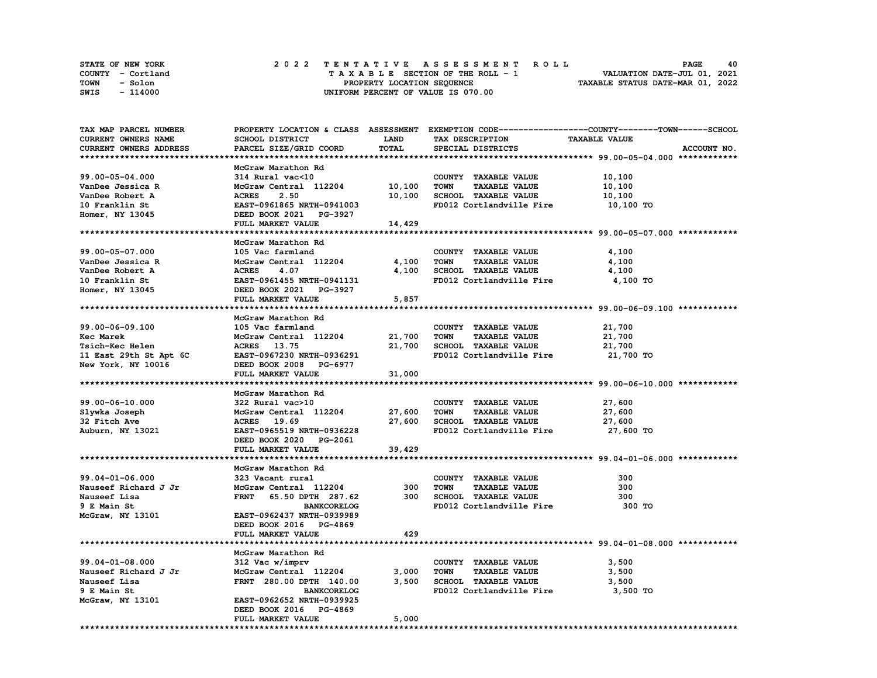STATE OF NEW YORK　　　　　　　　2 0 2 2　T E N T A T I V E　A S S E S S M E N T　R O L L
COUNTY - Cortland　　　　　　　　T A X A B L E SECTION OF THE ROLL - 1　　　　　　VALUATION DATE-JUL 01, 2021
TOWN - Solon　　　　　　　　　　PROPERTY LOCATION SEQUENCE　　　　　　　　TAXABLE STATUS DATE-MAR 01, 2022
SWIS - 114000　　　　　　　　　　UNIFORM PERCENT OF VALUE IS 070.00

| TAX MAP PARCEL NUMBER<br>CURRENT OWNERS NAME<br>CURRENT OWNERS ADDRESS | PROPERTY LOCATION & CLASS<br>SCHOOL DISTRICT<br>PARCEL SIZE/GRID COORD | ASSESSMENT<br>LAND<br>TOTAL | EXEMPTION CODE<br>TAX DESCRIPTION<br>SPECIAL DISTRICTS | COUNTY--------TOWN------SCHOOL<br>TAXABLE VALUE<br>ACCOUNT NO. |
|---|---|---|---|---|
| **99.00-05-04.000** | McGraw Marathon Rd | | | |
| 99.00-05-04.000 | 314 Rural vac<10 | | COUNTY TAXABLE VALUE | 10,100 |
| VanDee Jessica R | McGraw Central 112204 | 10,100 | TOWN TAXABLE VALUE | 10,100 |
| VanDee Robert A | ACRES 2.50 | 10,100 | SCHOOL TAXABLE VALUE | 10,100 |
| 10 Franklin St | EAST-0961865 NRTH-0941003 | | FD012 Cortlandville Fire | 10,100 TO |
| Homer, NY 13045 | DEED BOOK 2021 PG-3927 | | | |
| | FULL MARKET VALUE | 14,429 | | |
| **99.00-05-07.000** | McGraw Marathon Rd | | | |
| 99.00-05-07.000 | 105 Vac farmland | | COUNTY TAXABLE VALUE | 4,100 |
| VanDee Jessica R | McGraw Central 112204 | 4,100 | TOWN TAXABLE VALUE | 4,100 |
| VanDee Robert A | ACRES 4.07 | 4,100 | SCHOOL TAXABLE VALUE | 4,100 |
| 10 Franklin St | EAST-0961455 NRTH-0941131 | | FD012 Cortlandville Fire | 4,100 TO |
| Homer, NY 13045 | DEED BOOK 2021 PG-3927 | | | |
| | FULL MARKET VALUE | 5,857 | | |
| **99.00-06-09.100** | McGraw Marathon Rd | | | |
| 99.00-06-09.100 | 105 Vac farmland | | COUNTY TAXABLE VALUE | 21,700 |
| Kec Marek | McGraw Central 112204 | 21,700 | TOWN TAXABLE VALUE | 21,700 |
| Tsich-Kec Helen | ACRES 13.75 | 21,700 | SCHOOL TAXABLE VALUE | 21,700 |
| 11 East 29th St Apt 6C | EAST-0967230 NRTH-0936291 | | FD012 Cortlandville Fire | 21,700 TO |
| New York, NY 10016 | DEED BOOK 2008 PG-6977 | | | |
| | FULL MARKET VALUE | 31,000 | | |
| **99.00-06-10.000** | McGraw Marathon Rd | | | |
| 99.00-06-10.000 | 322 Rural vac>10 | | COUNTY TAXABLE VALUE | 27,600 |
| Slywka Joseph | McGraw Central 112204 | 27,600 | TOWN TAXABLE VALUE | 27,600 |
| 32 Fitch Ave | ACRES 19.69 | 27,600 | SCHOOL TAXABLE VALUE | 27,600 |
| Auburn, NY 13021 | EAST-0965519 NRTH-0936228 | | FD012 Cortlandville Fire | 27,600 TO |
| | DEED BOOK 2020 PG-2061 | | | |
| | FULL MARKET VALUE | 39,429 | | |
| **99.04-01-06.000** | McGraw Marathon Rd | | | |
| 99.04-01-06.000 | 323 Vacant rural | | COUNTY TAXABLE VALUE | 300 |
| Nauseef Richard J Jr | McGraw Central 112204 | 300 | TOWN TAXABLE VALUE | 300 |
| Nauseef Lisa | FRNT 65.50 DPTH 287.62 | 300 | SCHOOL TAXABLE VALUE | 300 |
| 9 E Main St | BANKCORELOG | | FD012 Cortlandville Fire | 300 TO |
| McGraw, NY 13101 | EAST-0962437 NRTH-0939989 | | | |
| | DEED BOOK 2016 PG-4869 | | | |
| | FULL MARKET VALUE | 429 | | |
| **99.04-01-08.000** | McGraw Marathon Rd | | | |
| 99.04-01-08.000 | 312 Vac w/imprv | | COUNTY TAXABLE VALUE | 3,500 |
| Nauseef Richard J Jr | McGraw Central 112204 | 3,000 | TOWN TAXABLE VALUE | 3,500 |
| Nauseef Lisa | FRNT 280.00 DPTH 140.00 | 3,500 | SCHOOL TAXABLE VALUE | 3,500 |
| 9 E Main St | BANKCORELOG | | FD012 Cortlandville Fire | 3,500 TO |
| McGraw, NY 13101 | EAST-0962652 NRTH-0939925 | | | |
| | DEED BOOK 2016 PG-4869 | | | |
| | FULL MARKET VALUE | 5,000 | | |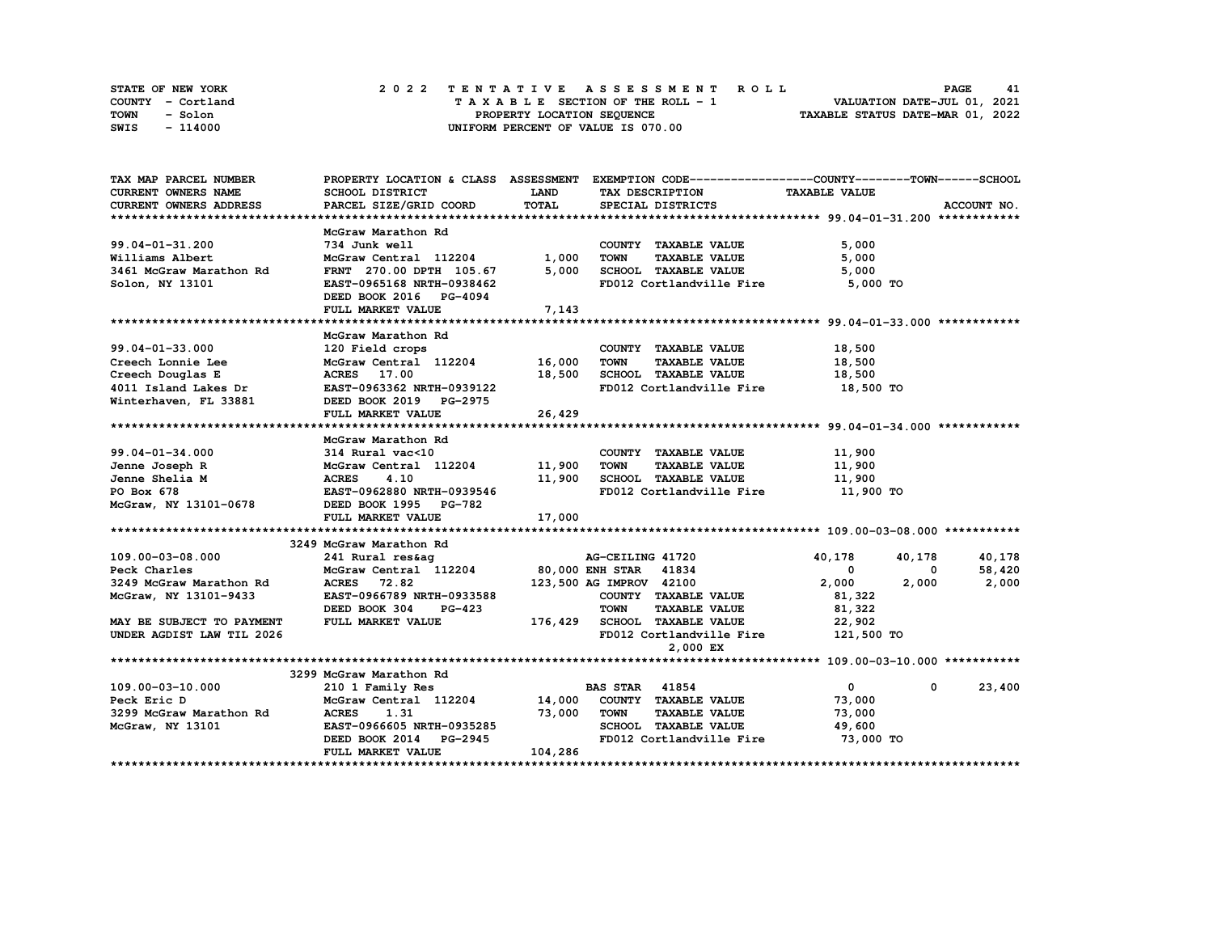STATE OF NEW YORK — COUNTY - Cortland — TOWN - Solon — SWIS - 114000

**2022 TENTATIVE ASSESSMENT ROLL**
TAXABLE SECTION OF THE ROLL - 1
PROPERTY LOCATION SEQUENCE
UNIFORM PERCENT OF VALUE IS 070.00

VALUATION DATE-JUL 01, 2021
TAXABLE STATUS DATE-MAR 01, 2022

| TAX MAP PARCEL NUMBER / CURRENT OWNERS NAME / CURRENT OWNERS ADDRESS | PROPERTY LOCATION & CLASS / SCHOOL DISTRICT / PARCEL SIZE/GRID COORD | ASSESSMENT LAND / TOTAL | EXEMPTION CODE / TAX DESCRIPTION / SPECIAL DISTRICTS | COUNTY TAXABLE VALUE | TOWN | SCHOOL | ACCOUNT NO. |
|---|---|---|---|---|---|---|---|
| **99.04-01-31.200** | McGraw Marathon Rd | | | | | | |
| 99.04-01-31.200 | 734 Junk well | | COUNTY TAXABLE VALUE | 5,000 | | | |
| Williams Albert | McGraw Central 112204 | 1,000 | TOWN TAXABLE VALUE | 5,000 | | | |
| 3461 McGraw Marathon Rd | FRNT 270.00 DPTH 105.67 | 5,000 | SCHOOL TAXABLE VALUE | 5,000 | | | |
| Solon, NY 13101 | EAST-0965168 NRTH-0938462 | | FD012 Cortlandville Fire | 5,000 TO | | | |
| | DEED BOOK 2016 PG-4094 | | | | | | |
| | FULL MARKET VALUE | 7,143 | | | | | |
| **99.04-01-33.000** | McGraw Marathon Rd | | | | | | |
| 99.04-01-33.000 | 120 Field crops | | COUNTY TAXABLE VALUE | 18,500 | | | |
| Creech Lonnie Lee | McGraw Central 112204 | 16,000 | TOWN TAXABLE VALUE | 18,500 | | | |
| Creech Douglas E | ACRES 17.00 | 18,500 | SCHOOL TAXABLE VALUE | 18,500 | | | |
| 4011 Island Lakes Dr | EAST-0963362 NRTH-0939122 | | FD012 Cortlandville Fire | 18,500 TO | | | |
| Winterhaven, FL 33881 | DEED BOOK 2019 PG-2975 | | | | | | |
| | FULL MARKET VALUE | 26,429 | | | | | |
| **99.04-01-34.000** | McGraw Marathon Rd | | | | | | |
| 99.04-01-34.000 | 314 Rural vac<10 | | COUNTY TAXABLE VALUE | 11,900 | | | |
| Jenne Joseph R | McGraw Central 112204 | 11,900 | TOWN TAXABLE VALUE | 11,900 | | | |
| Jenne Shelia M | ACRES 4.10 | 11,900 | SCHOOL TAXABLE VALUE | 11,900 | | | |
| PO Box 678 | EAST-0962880 NRTH-0939546 | | FD012 Cortlandville Fire | 11,900 TO | | | |
| McGraw, NY 13101-0678 | DEED BOOK 1995 PG-782 | | | | | | |
| | FULL MARKET VALUE | 17,000 | | | | | |
| **109.00-03-08.000** | 3249 McGraw Marathon Rd | | | | | | |
| 109.00-03-08.000 | 241 Rural res&ag | | AG-CEILING 41720 | 40,178 | 40,178 | 40,178 | |
| Peck Charles | McGraw Central 112204 | 80,000 | ENH STAR 41834 | 0 | 0 | 58,420 | |
| 3249 McGraw Marathon Rd | ACRES 72.82 | 123,500 | AG IMPROV 42100 | 2,000 | 2,000 | 2,000 | |
| McGraw, NY 13101-9433 | EAST-0966789 NRTH-0933588 | | COUNTY TAXABLE VALUE | 81,322 | | | |
| | DEED BOOK 304 PG-423 | | TOWN TAXABLE VALUE | 81,322 | | | |
| MAY BE SUBJECT TO PAYMENT | FULL MARKET VALUE | 176,429 | SCHOOL TAXABLE VALUE | 22,902 | | | |
| UNDER AGDIST LAW TIL 2026 | | | FD012 Cortlandville Fire | 121,500 TO | | | |
| | | | 2,000 EX | | | | |
| **109.00-03-10.000** | 3299 McGraw Marathon Rd | | | | | | |
| 109.00-03-10.000 | 210 1 Family Res | | BAS STAR 41854 | 0 | 0 | 23,400 | |
| Peck Eric D | McGraw Central 112204 | 14,000 | COUNTY TAXABLE VALUE | 73,000 | | | |
| 3299 McGraw Marathon Rd | ACRES 1.31 | 73,000 | TOWN TAXABLE VALUE | 73,000 | | | |
| McGraw, NY 13101 | EAST-0966605 NRTH-0935285 | | SCHOOL TAXABLE VALUE | 49,600 | | | |
| | DEED BOOK 2014 PG-2945 | | FD012 Cortlandville Fire | 73,000 TO | | | |
| | FULL MARKET VALUE | 104,286 | | | | | |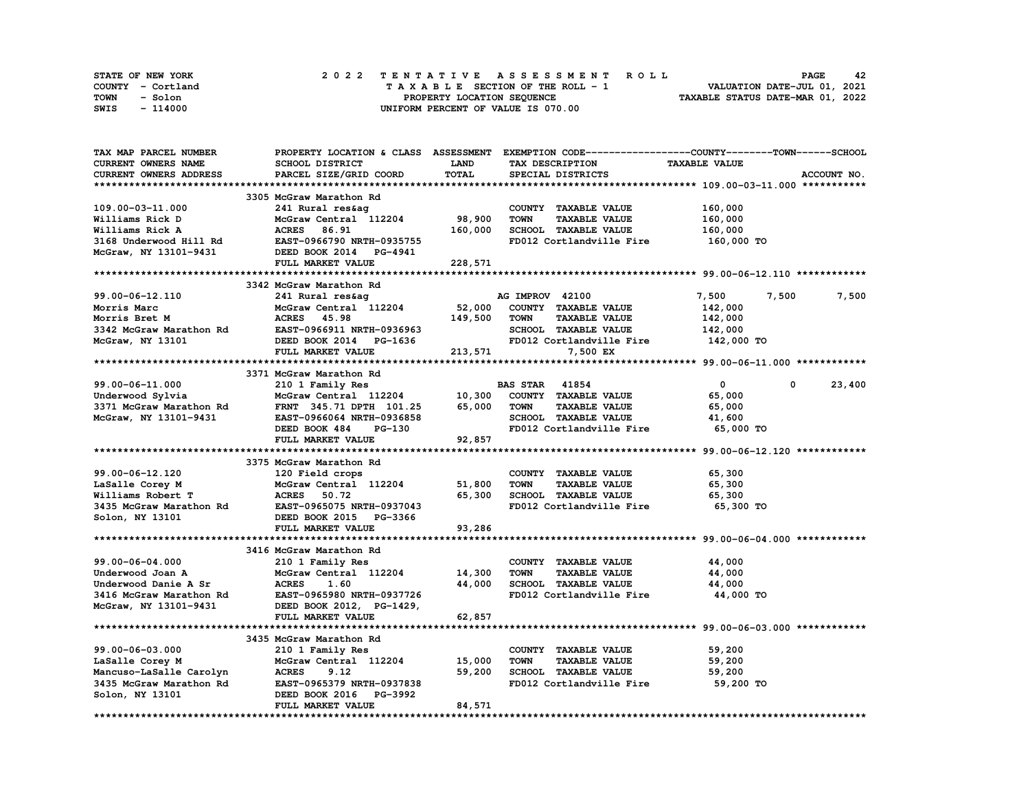STATE OF NEW YORK | COUNTY - Cortland | TOWN - Solon | SWIS - 114000

**2022 TENTATIVE ASSESSMENT ROLL**
TAXABLE SECTION OF THE ROLL - 1
PROPERTY LOCATION SEQUENCE
UNIFORM PERCENT OF VALUE IS 070.00

VALUATION DATE-JUL 01, 2021
TAXABLE STATUS DATE-MAR 01, 2022

| TAX MAP PARCEL NUMBER / CURRENT OWNERS NAME / CURRENT OWNERS ADDRESS | PROPERTY LOCATION & CLASS / SCHOOL DISTRICT / PARCEL SIZE/GRID COORD | ASSESSMENT LAND | TOTAL | EXEMPTION CODE / TAX DESCRIPTION / SPECIAL DISTRICTS | COUNTY TAXABLE VALUE | TOWN | SCHOOL |
|---|---|---|---|---|---|---|---|
| **109.00-03-11.000** | 3305 McGraw Marathon Rd | | | | | | |
| 109.00-03-11.000 | 241 Rural res&ag | | | COUNTY TAXABLE VALUE | 160,000 | | |
| Williams Rick D | McGraw Central 112204 | 98,900 | | TOWN TAXABLE VALUE | 160,000 | | |
| Williams Rick A | ACRES 86.91 | | 160,000 | SCHOOL TAXABLE VALUE | 160,000 | | |
| 3168 Underwood Hill Rd | EAST-0966790 NRTH-0935755 | | | FD012 Cortlandville Fire | 160,000 TO | | |
| McGraw, NY 13101-9431 | DEED BOOK 2014 PG-4941 | | | | | | |
| | FULL MARKET VALUE | | 228,571 | | | | |
| **99.00-06-12.110** | 3342 McGraw Marathon Rd | | | | | | |
| 99.00-06-12.110 | 241 Rural res&ag | | | AG IMPROV 42100 | 7,500 | 7,500 | 7,500 |
| Morris Marc | McGraw Central 112204 | 52,000 | | COUNTY TAXABLE VALUE | 142,000 | | |
| Morris Bret M | ACRES 45.98 | | 149,500 | TOWN TAXABLE VALUE | 142,000 | | |
| 3342 McGraw Marathon Rd | EAST-0966911 NRTH-0936963 | | | SCHOOL TAXABLE VALUE | 142,000 | | |
| McGraw, NY 13101 | DEED BOOK 2014 PG-1636 | | | FD012 Cortlandville Fire | 142,000 TO | | |
| | FULL MARKET VALUE | | 213,571 | 7,500 EX | | | |
| **99.00-06-11.000** | 3371 McGraw Marathon Rd | | | | | | |
| 99.00-06-11.000 | 210 1 Family Res | | | BAS STAR 41854 | 0 | 0 | 23,400 |
| Underwood Sylvia | McGraw Central 112204 | 10,300 | | COUNTY TAXABLE VALUE | 65,000 | | |
| 3371 McGraw Marathon Rd | FRNT 345.71 DPTH 101.25 | | 65,000 | TOWN TAXABLE VALUE | 65,000 | | |
| McGraw, NY 13101-9431 | EAST-0966064 NRTH-0936858 | | | SCHOOL TAXABLE VALUE | 41,600 | | |
| | DEED BOOK 484 PG-130 | | | FD012 Cortlandville Fire | 65,000 TO | | |
| | FULL MARKET VALUE | | 92,857 | | | | |
| **99.00-06-12.120** | 3375 McGraw Marathon Rd | | | | | | |
| 99.00-06-12.120 | 120 Field crops | | | COUNTY TAXABLE VALUE | 65,300 | | |
| LaSalle Corey M | McGraw Central 112204 | 51,800 | | TOWN TAXABLE VALUE | 65,300 | | |
| Williams Robert T | ACRES 50.72 | | 65,300 | SCHOOL TAXABLE VALUE | 65,300 | | |
| 3435 McGraw Marathon Rd | EAST-0965075 NRTH-0937043 | | | FD012 Cortlandville Fire | 65,300 TO | | |
| Solon, NY 13101 | DEED BOOK 2015 PG-3366 | | | | | | |
| | FULL MARKET VALUE | | 93,286 | | | | |
| **99.00-06-04.000** | 3416 McGraw Marathon Rd | | | | | | |
| 99.00-06-04.000 | 210 1 Family Res | | | COUNTY TAXABLE VALUE | 44,000 | | |
| Underwood Joan A | McGraw Central 112204 | 14,300 | | TOWN TAXABLE VALUE | 44,000 | | |
| Underwood Danie A Sr | ACRES 1.60 | | 44,000 | SCHOOL TAXABLE VALUE | 44,000 | | |
| 3416 McGraw Marathon Rd | EAST-0965980 NRTH-0937726 | | | FD012 Cortlandville Fire | 44,000 TO | | |
| McGraw, NY 13101-9431 | DEED BOOK 2012, PG-1429, | | | | | | |
| | FULL MARKET VALUE | | 62,857 | | | | |
| **99.00-06-03.000** | 3435 McGraw Marathon Rd | | | | | | |
| 99.00-06-03.000 | 210 1 Family Res | | | COUNTY TAXABLE VALUE | 59,200 | | |
| LaSalle Corey M | McGraw Central 112204 | 15,000 | | TOWN TAXABLE VALUE | 59,200 | | |
| Mancuso-LaSalle Carolyn | ACRES 9.12 | | 59,200 | SCHOOL TAXABLE VALUE | 59,200 | | |
| 3435 McGraw Marathon Rd | EAST-0965379 NRTH-0937838 | | | FD012 Cortlandville Fire | 59,200 TO | | |
| Solon, NY 13101 | DEED BOOK 2016 PG-3992 | | | | | | |
| | FULL MARKET VALUE | | 84,571 | | | | |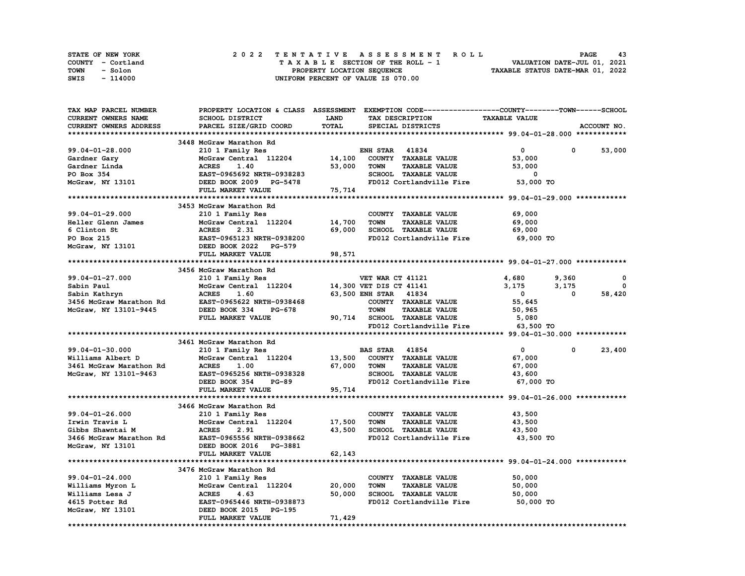STATE OF NEW YORK — 2022 TENTATIVE ASSESSMENT ROLL
COUNTY - Cortland — TAXABLE SECTION OF THE ROLL - 1 — VALUATION DATE-JUL 01, 2021
TOWN - Solon — PROPERTY LOCATION SEQUENCE — TAXABLE STATUS DATE-MAR 01, 2022
SWIS - 114000 — UNIFORM PERCENT OF VALUE IS 070.00

| TAX MAP PARCEL NUMBER / CURRENT OWNERS NAME / CURRENT OWNERS ADDRESS | PROPERTY LOCATION & CLASS / SCHOOL DISTRICT / PARCEL SIZE/GRID COORD | ASSESSMENT LAND | TOTAL | EXEMPTION CODE / TAX DESCRIPTION / SPECIAL DISTRICTS | COUNTY TAXABLE VALUE | TOWN | SCHOOL |
|---|---|---|---|---|---|---|---|
| **99.04-01-28.000** | 3448 McGraw Marathon Rd | | | | | | |
| 99.04-01-28.000 | 210 1 Family Res | | | ENH STAR 41834 | 0 | 0 | 53,000 |
| Gardner Gary | McGraw Central 112204 | 14,100 | | COUNTY TAXABLE VALUE | 53,000 | | |
| Gardner Linda | ACRES 1.40 | | 53,000 | TOWN TAXABLE VALUE | 53,000 | | |
| PO Box 354 | EAST-0965692 NRTH-0938283 | | | SCHOOL TAXABLE VALUE | 0 | | |
| McGraw, NY 13101 | DEED BOOK 2009 PG-5478 | | | FD012 Cortlandville Fire | 53,000 TO | | |
| | FULL MARKET VALUE | | 75,714 | | | | |
| **99.04-01-29.000** | 3453 McGraw Marathon Rd | | | | | | |
| 99.04-01-29.000 | 210 1 Family Res | | | COUNTY TAXABLE VALUE | 69,000 | | |
| Heller Glenn James | McGraw Central 112204 | 14,700 | | TOWN TAXABLE VALUE | 69,000 | | |
| 6 Clinton St | ACRES 2.31 | | 69,000 | SCHOOL TAXABLE VALUE | 69,000 | | |
| PO Box 215 | EAST-0965123 NRTH-0938200 | | | FD012 Cortlandville Fire | 69,000 TO | | |
| McGraw, NY 13101 | DEED BOOK 2022 PG-579 | | | | | | |
| | FULL MARKET VALUE | | 98,571 | | | | |
| **99.04-01-27.000** | 3456 McGraw Marathon Rd | | | | | | |
| 99.04-01-27.000 | 210 1 Family Res | | | VET WAR CT 41121 | 4,680 | 9,360 | 0 |
| Sabin Paul | McGraw Central 112204 | 14,300 | | VET DIS CT 41141 | 3,175 | 3,175 | 0 |
| Sabin Kathryn | ACRES 1.60 | | 63,500 | ENH STAR 41834 | 0 | 0 | 58,420 |
| 3456 McGraw Marathon Rd | EAST-0965622 NRTH-0938468 | | | COUNTY TAXABLE VALUE | 55,645 | | |
| McGraw, NY 13101-9445 | DEED BOOK 334 PG-678 | | | TOWN TAXABLE VALUE | 50,965 | | |
| | FULL MARKET VALUE | | 90,714 | SCHOOL TAXABLE VALUE | 5,080 | | |
| | | | | FD012 Cortlandville Fire | 63,500 TO | | |
| **99.04-01-30.000** | 3461 McGraw Marathon Rd | | | | | | |
| 99.04-01-30.000 | 210 1 Family Res | | | BAS STAR 41854 | 0 | 0 | 23,400 |
| Williams Albert D | McGraw Central 112204 | 13,500 | | COUNTY TAXABLE VALUE | 67,000 | | |
| 3461 McGraw Marathon Rd | ACRES 1.00 | | 67,000 | TOWN TAXABLE VALUE | 67,000 | | |
| McGraw, NY 13101-9463 | EAST-0965256 NRTH-0938328 | | | SCHOOL TAXABLE VALUE | 43,600 | | |
| | DEED BOOK 354 PG-89 | | | FD012 Cortlandville Fire | 67,000 TO | | |
| | FULL MARKET VALUE | | 95,714 | | | | |
| **99.04-01-26.000** | 3466 McGraw Marathon Rd | | | | | | |
| 99.04-01-26.000 | 210 1 Family Res | | | COUNTY TAXABLE VALUE | 43,500 | | |
| Irwin Travis L | McGraw Central 112204 | 17,500 | | TOWN TAXABLE VALUE | 43,500 | | |
| Gibbs Shawntai M | ACRES 2.91 | | 43,500 | SCHOOL TAXABLE VALUE | 43,500 | | |
| 3466 McGraw Marathon Rd | EAST-0965556 NRTH-0938662 | | | FD012 Cortlandville Fire | 43,500 TO | | |
| McGraw, NY 13101 | DEED BOOK 2016 PG-3881 | | | | | | |
| | FULL MARKET VALUE | | 62,143 | | | | |
| **99.04-01-24.000** | 3476 McGraw Marathon Rd | | | | | | |
| 99.04-01-24.000 | 210 1 Family Res | | | COUNTY TAXABLE VALUE | 50,000 | | |
| Williams Myron L | McGraw Central 112204 | 20,000 | | TOWN TAXABLE VALUE | 50,000 | | |
| Williams Lesa J | ACRES 4.63 | | 50,000 | SCHOOL TAXABLE VALUE | 50,000 | | |
| 4615 Potter Rd | EAST-0965446 NRTH-0938873 | | | FD012 Cortlandville Fire | 50,000 TO | | |
| McGraw, NY 13101 | DEED BOOK 2015 PG-195 | | | | | | |
| | FULL MARKET VALUE | | 71,429 | | | | |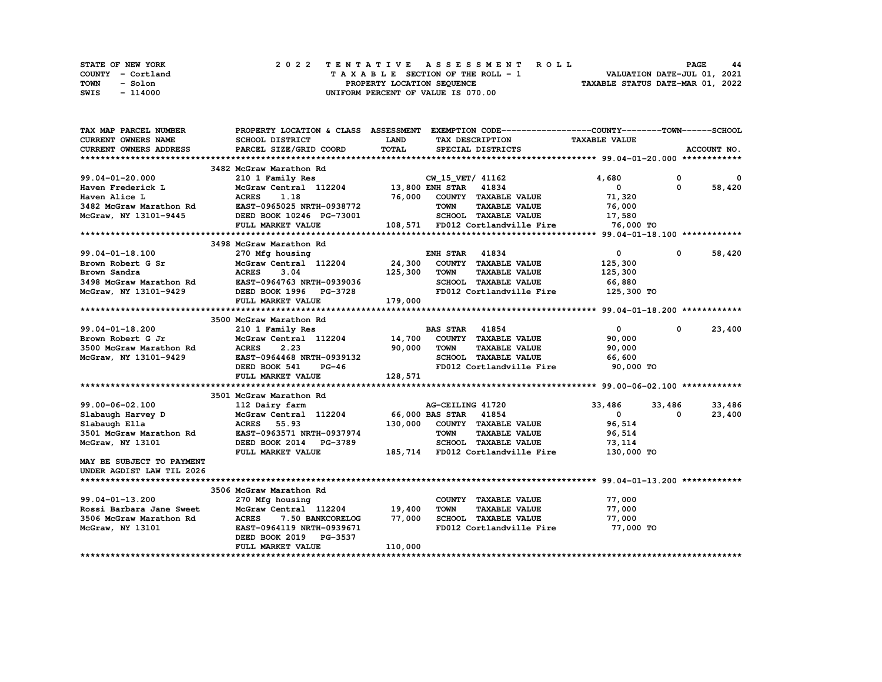STATE OF NEW YORK | COUNTY - Cortland | TOWN - Solon | SWIS - 114000

**2022 TENTATIVE ASSESSMENT ROLL**
TAXABLE SECTION OF THE ROLL - 1
PROPERTY LOCATION SEQUENCE
UNIFORM PERCENT OF VALUE IS 070.00

VALUATION DATE-JUL 01, 2021
TAXABLE STATUS DATE-MAR 01, 2022

| TAX MAP PARCEL NUMBER / CURRENT OWNERS NAME / CURRENT OWNERS ADDRESS | PROPERTY LOCATION & CLASS / SCHOOL DISTRICT / PARCEL SIZE/GRID COORD | ASSESSMENT LAND / TOTAL | EXEMPTION CODE / TAX DESCRIPTION / SPECIAL DISTRICTS | COUNTY TAXABLE VALUE | TOWN | SCHOOL |
|---|---|---|---|---|---|---|
| **99.04-01-20.000** | 3482 McGraw Marathon Rd | | | | | |
| 99.04-01-20.000 | 210 1 Family Res | | CW_15_VET/ 41162 | 4,680 | 0 | 0 |
| Haven Frederick L | McGraw Central 112204 | 13,800 | ENH STAR 41834 | 0 | 0 | 58,420 |
| Haven Alice L | ACRES 1.18 | 76,000 | COUNTY TAXABLE VALUE | 71,320 | | |
| 3482 McGraw Marathon Rd | EAST-0965025 NRTH-0938772 | | TOWN TAXABLE VALUE | 76,000 | | |
| McGraw, NY 13101-9445 | DEED BOOK 10246 PG-73001 | | SCHOOL TAXABLE VALUE | 17,580 | | |
| | FULL MARKET VALUE | 108,571 | FD012 Cortlandville Fire | 76,000 TO | | |
| **99.04-01-18.100** | 3498 McGraw Marathon Rd | | | | | |
| 99.04-01-18.100 | 270 Mfg housing | | ENH STAR 41834 | 0 | 0 | 58,420 |
| Brown Robert G Sr | McGraw Central 112204 | 24,300 | COUNTY TAXABLE VALUE | 125,300 | | |
| Brown Sandra | ACRES 3.04 | 125,300 | TOWN TAXABLE VALUE | 125,300 | | |
| 3498 McGraw Marathon Rd | EAST-0964763 NRTH-0939036 | | SCHOOL TAXABLE VALUE | 66,880 | | |
| McGraw, NY 13101-9429 | DEED BOOK 1996 PG-3728 | | FD012 Cortlandville Fire | 125,300 TO | | |
| | FULL MARKET VALUE | 179,000 | | | | |
| **99.04-01-18.200** | 3500 McGraw Marathon Rd | | | | | |
| 99.04-01-18.200 | 210 1 Family Res | | BAS STAR 41854 | 0 | 0 | 23,400 |
| Brown Robert G Jr | McGraw Central 112204 | 14,700 | COUNTY TAXABLE VALUE | 90,000 | | |
| 3500 McGraw Marathon Rd | ACRES 2.23 | 90,000 | TOWN TAXABLE VALUE | 90,000 | | |
| McGraw, NY 13101-9429 | EAST-0964468 NRTH-0939132 | | SCHOOL TAXABLE VALUE | 66,600 | | |
| | DEED BOOK 541 PG-46 | | FD012 Cortlandville Fire | 90,000 TO | | |
| | FULL MARKET VALUE | 128,571 | | | | |
| **99.00-06-02.100** | 3501 McGraw Marathon Rd | | | | | |
| 99.00-06-02.100 | 112 Dairy farm | | AG-CEILING 41720 | 33,486 | 33,486 | 33,486 |
| Slabaugh Harvey D | McGraw Central 112204 | 66,000 | BAS STAR 41854 | 0 | 0 | 23,400 |
| Slabaugh Ella | ACRES 55.93 | 130,000 | COUNTY TAXABLE VALUE | 96,514 | | |
| 3501 McGraw Marathon Rd | EAST-0963571 NRTH-0937974 | | TOWN TAXABLE VALUE | 96,514 | | |
| McGraw, NY 13101 | DEED BOOK 2014 PG-3789 | | SCHOOL TAXABLE VALUE | 73,114 | | |
| | FULL MARKET VALUE | 185,714 | FD012 Cortlandville Fire | 130,000 TO | | |
| MAY BE SUBJECT TO PAYMENT UNDER AGDIST LAW TIL 2026 | | | | | | |
| **99.04-01-13.200** | 3506 McGraw Marathon Rd | | | | | |
| 99.04-01-13.200 | 270 Mfg housing | | COUNTY TAXABLE VALUE | 77,000 | | |
| Rossi Barbara Jane Sweet | McGraw Central 112204 | 19,400 | TOWN TAXABLE VALUE | 77,000 | | |
| 3506 McGraw Marathon Rd | ACRES 7.50 BANKCORELOG | 77,000 | SCHOOL TAXABLE VALUE | 77,000 | | |
| McGraw, NY 13101 | EAST-0964119 NRTH-0939671 | | FD012 Cortlandville Fire | 77,000 TO | | |
| | DEED BOOK 2019 PG-3537 | | | | | |
| | FULL MARKET VALUE | 110,000 | | | | |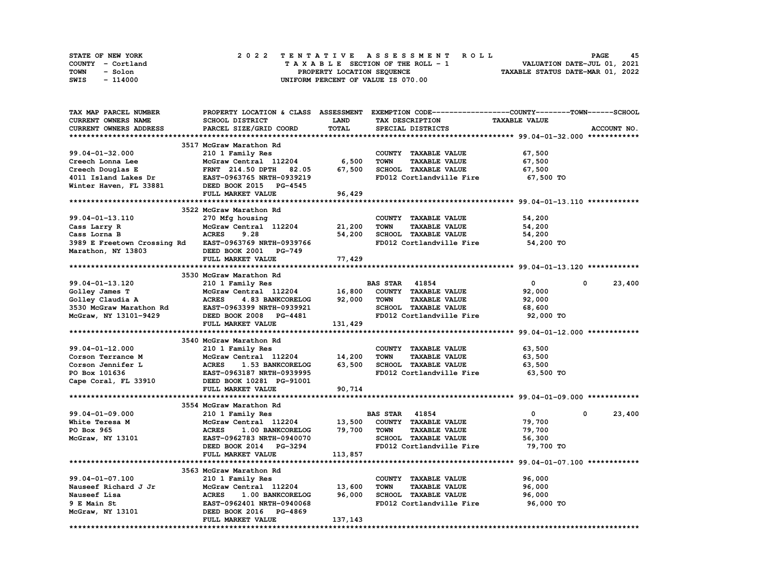STATE OF NEW YORK
COUNTY - Cortland
TOWN - Solon
SWIS - 114000

2022 TENTATIVE ASSESSMENT ROLL
TAXABLE SECTION OF THE ROLL - 1
PROPERTY LOCATION SEQUENCE
UNIFORM PERCENT OF VALUE IS 070.00

VALUATION DATE-JUL 01, 2021
TAXABLE STATUS DATE-MAR 01, 2022

| TAX MAP PARCEL NUMBER / CURRENT OWNERS NAME / CURRENT OWNERS ADDRESS | PROPERTY LOCATION & CLASS / SCHOOL DISTRICT / PARCEL SIZE/GRID COORD | ASSESSMENT LAND / TOTAL | EXEMPTION CODE / TAX DESCRIPTION / SPECIAL DISTRICTS | COUNTY TAXABLE VALUE | TOWN | SCHOOL | ACCOUNT NO. |
|---|---|---|---|---|---|---|---|
| **99.04-01-32.000** | 3517 McGraw Marathon Rd | | | | | | |
| 99.04-01-32.000 | 210 1 Family Res | | COUNTY TAXABLE VALUE | 67,500 | | | |
| Creech Lonna Lee | McGraw Central 112204 | 6,500 | TOWN TAXABLE VALUE | 67,500 | | | |
| Creech Douglas E | FRNT 214.50 DPTH 82.05 | 67,500 | SCHOOL TAXABLE VALUE | 67,500 | | | |
| 4011 Island Lakes Dr | EAST-0963765 NRTH-0939219 | | FD012 Cortlandville Fire | 67,500 TO | | | |
| Winter Haven, FL 33881 | DEED BOOK 2015 PG-4545 | | | | | | |
| | FULL MARKET VALUE | 96,429 | | | | | |
| **99.04-01-13.110** | 3522 McGraw Marathon Rd | | | | | | |
| 99.04-01-13.110 | 270 Mfg housing | | COUNTY TAXABLE VALUE | 54,200 | | | |
| Cass Larry R | McGraw Central 112204 | 21,200 | TOWN TAXABLE VALUE | 54,200 | | | |
| Cass Lorna B | ACRES 9.28 | 54,200 | SCHOOL TAXABLE VALUE | 54,200 | | | |
| 3989 E Freetown Crossing Rd | EAST-0963769 NRTH-0939766 | | FD012 Cortlandville Fire | 54,200 TO | | | |
| Marathon, NY 13803 | DEED BOOK 2001 PG-749 | | | | | | |
| | FULL MARKET VALUE | 77,429 | | | | | |
| **99.04-01-13.120** | 3530 McGraw Marathon Rd | | | | | | |
| 99.04-01-13.120 | 210 1 Family Res | | BAS STAR 41854 | 0 | 0 | 23,400 | |
| Golley James T | McGraw Central 112204 | 16,800 | COUNTY TAXABLE VALUE | 92,000 | | | |
| Golley Claudia A | ACRES 4.83 BANKCORELOG | 92,000 | TOWN TAXABLE VALUE | 92,000 | | | |
| 3530 McGraw Marathon Rd | EAST-0963399 NRTH-0939921 | | SCHOOL TAXABLE VALUE | 68,600 | | | |
| McGraw, NY 13101-9429 | DEED BOOK 2008 PG-4481 | | FD012 Cortlandville Fire | 92,000 TO | | | |
| | FULL MARKET VALUE | 131,429 | | | | | |
| **99.04-01-12.000** | 3540 McGraw Marathon Rd | | | | | | |
| 99.04-01-12.000 | 210 1 Family Res | | COUNTY TAXABLE VALUE | 63,500 | | | |
| Corson Terrance M | McGraw Central 112204 | 14,200 | TOWN TAXABLE VALUE | 63,500 | | | |
| Corson Jennifer L | ACRES 1.53 BANKCORELOG | 63,500 | SCHOOL TAXABLE VALUE | 63,500 | | | |
| PO Box 101636 | EAST-0963187 NRTH-0939995 | | FD012 Cortlandville Fire | 63,500 TO | | | |
| Cape Coral, FL 33910 | DEED BOOK 10281 PG-91001 | | | | | | |
| | FULL MARKET VALUE | 90,714 | | | | | |
| **99.04-01-09.000** | 3554 McGraw Marathon Rd | | | | | | |
| 99.04-01-09.000 | 210 1 Family Res | | BAS STAR 41854 | 0 | 0 | 23,400 | |
| White Teresa M | McGraw Central 112204 | 13,500 | COUNTY TAXABLE VALUE | 79,700 | | | |
| PO Box 965 | ACRES 1.00 BANKCORELOG | 79,700 | TOWN TAXABLE VALUE | 79,700 | | | |
| McGraw, NY 13101 | EAST-0962783 NRTH-0940070 | | SCHOOL TAXABLE VALUE | 56,300 | | | |
| | DEED BOOK 2014 PG-3294 | | FD012 Cortlandville Fire | 79,700 TO | | | |
| | FULL MARKET VALUE | 113,857 | | | | | |
| **99.04-01-07.100** | 3563 McGraw Marathon Rd | | | | | | |
| 99.04-01-07.100 | 210 1 Family Res | | COUNTY TAXABLE VALUE | 96,000 | | | |
| Nauseef Richard J Jr | McGraw Central 112204 | 13,600 | TOWN TAXABLE VALUE | 96,000 | | | |
| Nauseef Lisa | ACRES 1.00 BANKCORELOG | 96,000 | SCHOOL TAXABLE VALUE | 96,000 | | | |
| 9 E Main St | EAST-0962401 NRTH-0940068 | | FD012 Cortlandville Fire | 96,000 TO | | | |
| McGraw, NY 13101 | DEED BOOK 2016 PG-4869 | | | | | | |
| | FULL MARKET VALUE | 137,143 | | | | | |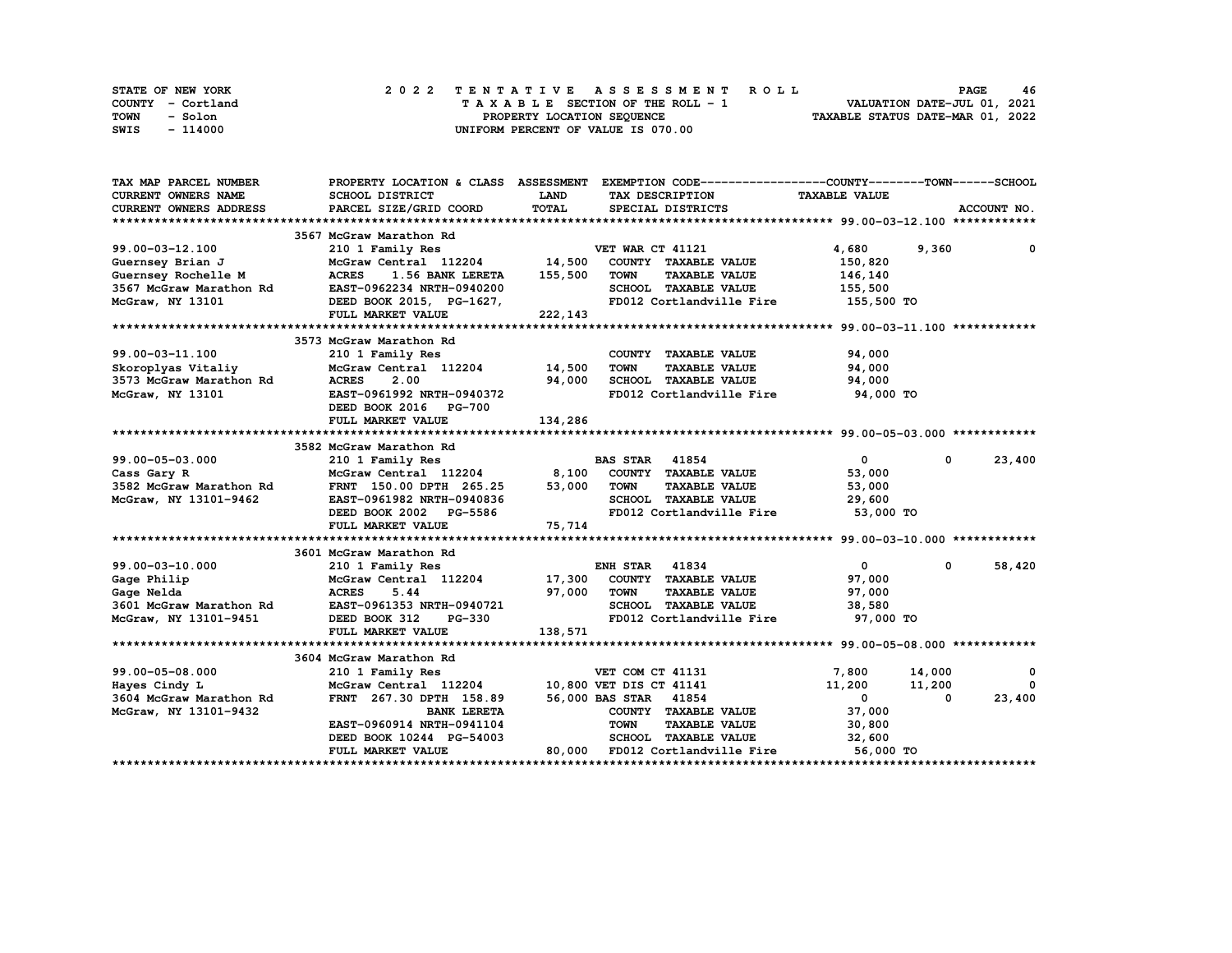STATE OF NEW YORK
COUNTY - Cortland
TOWN - Solon
SWIS - 114000

2022 TENTATIVE ASSESSMENT ROLL
TAXABLE SECTION OF THE ROLL - 1
PROPERTY LOCATION SEQUENCE
UNIFORM PERCENT OF VALUE IS 070.00

VALUATION DATE-JUL 01, 2021
TAXABLE STATUS DATE-MAR 01, 2022

| TAX MAP PARCEL NUMBER / CURRENT OWNERS NAME / CURRENT OWNERS ADDRESS | PROPERTY LOCATION & CLASS / SCHOOL DISTRICT / PARCEL SIZE/GRID COORD | ASSESSMENT LAND / TOTAL | EXEMPTION CODE / TAX DESCRIPTION / SPECIAL DISTRICTS | COUNTY TAXABLE VALUE | TOWN | SCHOOL / ACCOUNT NO. |
|---|---|---|---|---|---|---|
| **99.00-03-12.100** | 3567 McGraw Marathon Rd | | | | | |
| 99.00-03-12.100 | 210 1 Family Res | | VET WAR CT 41121 | 4,680 | 9,360 | 0 |
| Guernsey Brian J | McGraw Central 112204 | 14,500 | COUNTY TAXABLE VALUE | 150,820 | | |
| Guernsey Rochelle M | ACRES 1.56 BANK LERETA | 155,500 | TOWN TAXABLE VALUE | 146,140 | | |
| 3567 McGraw Marathon Rd | EAST-0962234 NRTH-0940200 | | SCHOOL TAXABLE VALUE | 155,500 | | |
| McGraw, NY 13101 | DEED BOOK 2015, PG-1627, | | FD012 Cortlandville Fire | 155,500 TO | | |
| | FULL MARKET VALUE | 222,143 | | | | |
| **99.00-03-11.100** | 3573 McGraw Marathon Rd | | | | | |
| 99.00-03-11.100 | 210 1 Family Res | | COUNTY TAXABLE VALUE | 94,000 | | |
| Skoroplyas Vitaliy | McGraw Central 112204 | 14,500 | TOWN TAXABLE VALUE | 94,000 | | |
| 3573 McGraw Marathon Rd | ACRES 2.00 | 94,000 | SCHOOL TAXABLE VALUE | 94,000 | | |
| McGraw, NY 13101 | EAST-0961992 NRTH-0940372 | | FD012 Cortlandville Fire | 94,000 TO | | |
| | DEED BOOK 2016 PG-700 | | | | | |
| | FULL MARKET VALUE | 134,286 | | | | |
| **99.00-05-03.000** | 3582 McGraw Marathon Rd | | | | | |
| 99.00-05-03.000 | 210 1 Family Res | | BAS STAR 41854 | 0 | 0 | 23,400 |
| Cass Gary R | McGraw Central 112204 | 8,100 | COUNTY TAXABLE VALUE | 53,000 | | |
| 3582 McGraw Marathon Rd | FRNT 150.00 DPTH 265.25 | 53,000 | TOWN TAXABLE VALUE | 53,000 | | |
| McGraw, NY 13101-9462 | EAST-0961982 NRTH-0940836 | | SCHOOL TAXABLE VALUE | 29,600 | | |
| | DEED BOOK 2002 PG-5586 | | FD012 Cortlandville Fire | 53,000 TO | | |
| | FULL MARKET VALUE | 75,714 | | | | |
| **99.00-03-10.000** | 3601 McGraw Marathon Rd | | | | | |
| 99.00-03-10.000 | 210 1 Family Res | | ENH STAR 41834 | 0 | 0 | 58,420 |
| Gage Philip | McGraw Central 112204 | 17,300 | COUNTY TAXABLE VALUE | 97,000 | | |
| Gage Nelda | ACRES 5.44 | 97,000 | TOWN TAXABLE VALUE | 97,000 | | |
| 3601 McGraw Marathon Rd | EAST-0961353 NRTH-0940721 | | SCHOOL TAXABLE VALUE | 38,580 | | |
| McGraw, NY 13101-9451 | DEED BOOK 312 PG-330 | | FD012 Cortlandville Fire | 97,000 TO | | |
| | FULL MARKET VALUE | 138,571 | | | | |
| **99.00-05-08.000** | 3604 McGraw Marathon Rd | | | | | |
| 99.00-05-08.000 | 210 1 Family Res | | VET COM CT 41131 | 7,800 | 14,000 | 0 |
| Hayes Cindy L | McGraw Central 112204 | 10,800 | VET DIS CT 41141 | 11,200 | 11,200 | 0 |
| 3604 McGraw Marathon Rd | FRNT 267.30 DPTH 158.89 | 56,000 | BAS STAR 41854 | 0 | 0 | 23,400 |
| McGraw, NY 13101-9432 | BANK LERETA | | COUNTY TAXABLE VALUE | 37,000 | | |
| | EAST-0960914 NRTH-0941104 | | TOWN TAXABLE VALUE | 30,800 | | |
| | DEED BOOK 10244 PG-54003 | | SCHOOL TAXABLE VALUE | 32,600 | | |
| | FULL MARKET VALUE | 80,000 | FD012 Cortlandville Fire | 56,000 TO | | |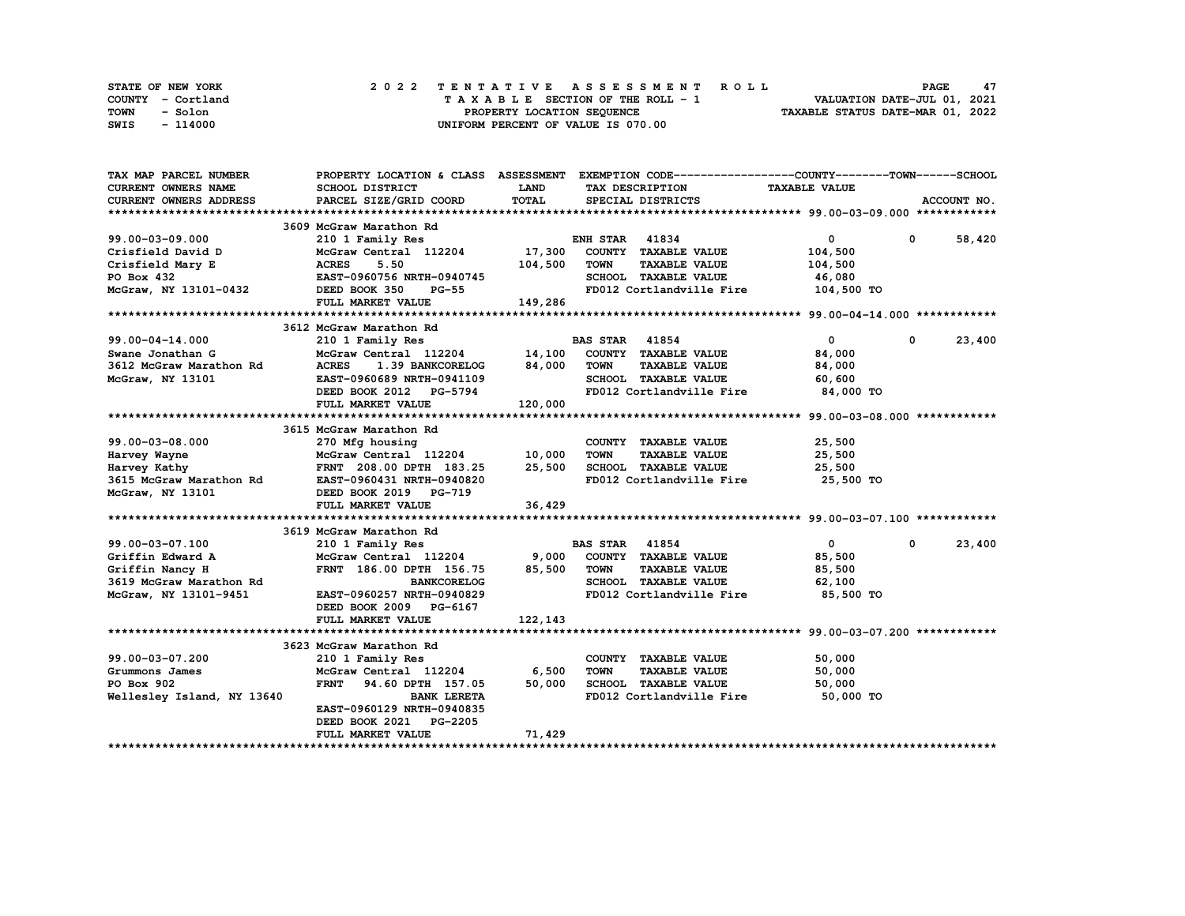STATE OF NEW YORK | COUNTY - Cortland | TOWN - Solon | SWIS - 114000

**2022 TENTATIVE ASSESSMENT ROLL**
TAXABLE SECTION OF THE ROLL - 1
PROPERTY LOCATION SEQUENCE
UNIFORM PERCENT OF VALUE IS 070.00

VALUATION DATE-JUL 01, 2021
TAXABLE STATUS DATE-MAR 01, 2022

| TAX MAP PARCEL NUMBER / CURRENT OWNERS NAME / CURRENT OWNERS ADDRESS | PROPERTY LOCATION & CLASS / SCHOOL DISTRICT / PARCEL SIZE/GRID COORD | ASSESSMENT LAND | TOTAL | EXEMPTION CODE / TAX DESCRIPTION / SPECIAL DISTRICTS | COUNTY / TOWN TAXABLE VALUE | SCHOOL |
|---|---|---|---|---|---|---|
| **99.00-03-09.000** | 3609 McGraw Marathon Rd | | | | | |
| | 210 1 Family Res | | | ENH STAR 41834 | 0 | 0 58,420 |
| Crisfield David D | McGraw Central 112204 | 17,300 | | COUNTY TAXABLE VALUE | 104,500 | |
| Crisfield Mary E | ACRES 5.50 | | 104,500 | TOWN TAXABLE VALUE | 104,500 | |
| PO Box 432 | EAST-0960756 NRTH-0940745 | | | SCHOOL TAXABLE VALUE | 46,080 | |
| McGraw, NY 13101-0432 | DEED BOOK 350 PG-55 | | | FD012 Cortlandville Fire | 104,500 TO | |
| | FULL MARKET VALUE | | 149,286 | | | |
| **99.00-04-14.000** | 3612 McGraw Marathon Rd | | | | | |
| | 210 1 Family Res | | | BAS STAR 41854 | 0 | 0 23,400 |
| Swane Jonathan G | McGraw Central 112204 | 14,100 | | COUNTY TAXABLE VALUE | 84,000 | |
| 3612 McGraw Marathon Rd | ACRES 1.39 BANKCORELOG | | 84,000 | TOWN TAXABLE VALUE | 84,000 | |
| McGraw, NY 13101 | EAST-0960689 NRTH-0941109 | | | SCHOOL TAXABLE VALUE | 60,600 | |
| | DEED BOOK 2012 PG-5794 | | | FD012 Cortlandville Fire | 84,000 TO | |
| | FULL MARKET VALUE | | 120,000 | | | |
| **99.00-03-08.000** | 3615 McGraw Marathon Rd | | | | | |
| | 270 Mfg housing | | | COUNTY TAXABLE VALUE | 25,500 | |
| Harvey Wayne | McGraw Central 112204 | 10,000 | | TOWN TAXABLE VALUE | 25,500 | |
| Harvey Kathy | FRNT 208.00 DPTH 183.25 | | 25,500 | SCHOOL TAXABLE VALUE | 25,500 | |
| 3615 McGraw Marathon Rd | EAST-0960431 NRTH-0940820 | | | FD012 Cortlandville Fire | 25,500 TO | |
| McGraw, NY 13101 | DEED BOOK 2019 PG-719 | | | | | |
| | FULL MARKET VALUE | | 36,429 | | | |
| **99.00-03-07.100** | 3619 McGraw Marathon Rd | | | | | |
| | 210 1 Family Res | | | BAS STAR 41854 | 0 | 0 23,400 |
| Griffin Edward A | McGraw Central 112204 | 9,000 | | COUNTY TAXABLE VALUE | 85,500 | |
| Griffin Nancy H | FRNT 186.00 DPTH 156.75 | | 85,500 | TOWN TAXABLE VALUE | 85,500 | |
| 3619 McGraw Marathon Rd | BANKCORELOG | | | SCHOOL TAXABLE VALUE | 62,100 | |
| McGraw, NY 13101-9451 | EAST-0960257 NRTH-0940829 | | | FD012 Cortlandville Fire | 85,500 TO | |
| | DEED BOOK 2009 PG-6167 | | | | | |
| | FULL MARKET VALUE | | 122,143 | | | |
| **99.00-03-07.200** | 3623 McGraw Marathon Rd | | | | | |
| | 210 1 Family Res | | | COUNTY TAXABLE VALUE | 50,000 | |
| Grummons James | McGraw Central 112204 | 6,500 | | TOWN TAXABLE VALUE | 50,000 | |
| PO Box 902 | FRNT 94.60 DPTH 157.05 | | 50,000 | SCHOOL TAXABLE VALUE | 50,000 | |
| Wellesley Island, NY 13640 | BANK LERETA | | | FD012 Cortlandville Fire | 50,000 TO | |
| | EAST-0960129 NRTH-0940835 | | | | | |
| | DEED BOOK 2021 PG-2205 | | | | | |
| | FULL MARKET VALUE | | 71,429 | | | |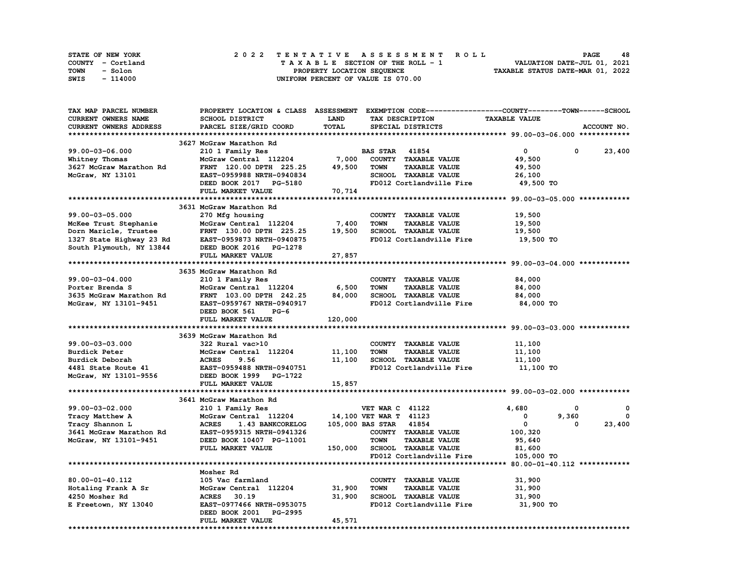STATE OF NEW YORK
COUNTY - Cortland
TOWN - Solon
SWIS - 114000

2022 TENTATIVE ASSESSMENT ROLL
TAXABLE SECTION OF THE ROLL - 1
PROPERTY LOCATION SEQUENCE
UNIFORM PERCENT OF VALUE IS 070.00

VALUATION DATE-JUL 01, 2021
TAXABLE STATUS DATE-MAR 01, 2022

| TAX MAP PARCEL NUMBER / CURRENT OWNERS NAME / CURRENT OWNERS ADDRESS | PROPERTY LOCATION & CLASS / SCHOOL DISTRICT / PARCEL SIZE/GRID COORD | ASSESSMENT LAND / TOTAL | EXEMPTION CODE / TAX DESCRIPTION / SPECIAL DISTRICTS | COUNTY TAXABLE VALUE | TOWN | SCHOOL / ACCOUNT NO. |
|---|---|---|---|---|---|---|
| **99.00-03-06.000** | 3627 McGraw Marathon Rd | | | | | |
| 99.00-03-06.000 | 210 1 Family Res | | BAS STAR 41854 | 0 | 0 | 23,400 |
| Whitney Thomas | McGraw Central 112204 | 7,000 | COUNTY TAXABLE VALUE | 49,500 | | |
| 3627 McGraw Marathon Rd | FRNT 120.00 DPTH 225.25 | 49,500 | TOWN TAXABLE VALUE | 49,500 | | |
| McGraw, NY 13101 | EAST-0959988 NRTH-0940834 | | SCHOOL TAXABLE VALUE | 26,100 | | |
| | DEED BOOK 2017 PG-5180 | | FD012 Cortlandville Fire | 49,500 TO | | |
| | FULL MARKET VALUE | 70,714 | | | | |
| **99.00-03-05.000** | 3631 McGraw Marathon Rd | | | | | |
| 99.00-03-05.000 | 270 Mfg housing | | COUNTY TAXABLE VALUE | 19,500 | | |
| McKee Trust Stephanie | McGraw Central 112204 | 7,400 | TOWN TAXABLE VALUE | 19,500 | | |
| Dorn Maricle, Trustee | FRNT 130.00 DPTH 225.25 | 19,500 | SCHOOL TAXABLE VALUE | 19,500 | | |
| 1327 State Highway 23 Rd | EAST-0959873 NRTH-0940875 | | FD012 Cortlandville Fire | 19,500 TO | | |
| South Plymouth, NY 13844 | DEED BOOK 2016 PG-1278 | | | | | |
| | FULL MARKET VALUE | 27,857 | | | | |
| **99.00-03-04.000** | 3635 McGraw Marathon Rd | | | | | |
| 99.00-03-04.000 | 210 1 Family Res | | COUNTY TAXABLE VALUE | 84,000 | | |
| Porter Brenda S | McGraw Central 112204 | 6,500 | TOWN TAXABLE VALUE | 84,000 | | |
| 3635 McGraw Marathon Rd | FRNT 103.00 DPTH 242.25 | 84,000 | SCHOOL TAXABLE VALUE | 84,000 | | |
| McGraw, NY 13101-9451 | EAST-0959767 NRTH-0940917 | | FD012 Cortlandville Fire | 84,000 TO | | |
| | DEED BOOK 561 PG-6 | | | | | |
| | FULL MARKET VALUE | 120,000 | | | | |
| **99.00-03-03.000** | 3639 McGraw Marathon Rd | | | | | |
| 99.00-03-03.000 | 322 Rural vac>10 | | COUNTY TAXABLE VALUE | 11,100 | | |
| Burdick Peter | McGraw Central 112204 | 11,100 | TOWN TAXABLE VALUE | 11,100 | | |
| Burdick Deborah | ACRES 9.56 | 11,100 | SCHOOL TAXABLE VALUE | 11,100 | | |
| 4481 State Route 41 | EAST-0959488 NRTH-0940751 | | FD012 Cortlandville Fire | 11,100 TO | | |
| McGraw, NY 13101-9556 | DEED BOOK 1999 PG-1722 | | | | | |
| | FULL MARKET VALUE | 15,857 | | | | |
| **99.00-03-02.000** | 3641 McGraw Marathon Rd | | | | | |
| 99.00-03-02.000 | 210 1 Family Res | | VET WAR C 41122 | 4,680 | 0 | 0 |
| Tracy Matthew A | McGraw Central 112204 | 14,100 | VET WAR T 41123 | 0 | 9,360 | 0 |
| Tracy Shannon L | ACRES 1.43 BANKCORELOG | 105,000 | BAS STAR 41854 | 0 | 0 | 23,400 |
| 3641 McGraw Marathon Rd | EAST-0959315 NRTH-0941326 | | COUNTY TAXABLE VALUE | 100,320 | | |
| McGraw, NY 13101-9451 | DEED BOOK 10407 PG-11001 | | TOWN TAXABLE VALUE | 95,640 | | |
| | FULL MARKET VALUE | 150,000 | SCHOOL TAXABLE VALUE | 81,600 | | |
| | | | FD012 Cortlandville Fire | 105,000 TO | | |
| **80.00-01-40.112** | Mosher Rd | | | | | |
| 80.00-01-40.112 | 105 Vac farmland | | COUNTY TAXABLE VALUE | 31,900 | | |
| Hotaling Frank A Sr | McGraw Central 112204 | 31,900 | TOWN TAXABLE VALUE | 31,900 | | |
| 4250 Mosher Rd | ACRES 30.19 | 31,900 | SCHOOL TAXABLE VALUE | 31,900 | | |
| E Freetown, NY 13040 | EAST-0977466 NRTH-0953075 | | FD012 Cortlandville Fire | 31,900 TO | | |
| | DEED BOOK 2001 PG-2995 | | | | | |
| | FULL MARKET VALUE | 45,571 | | | | |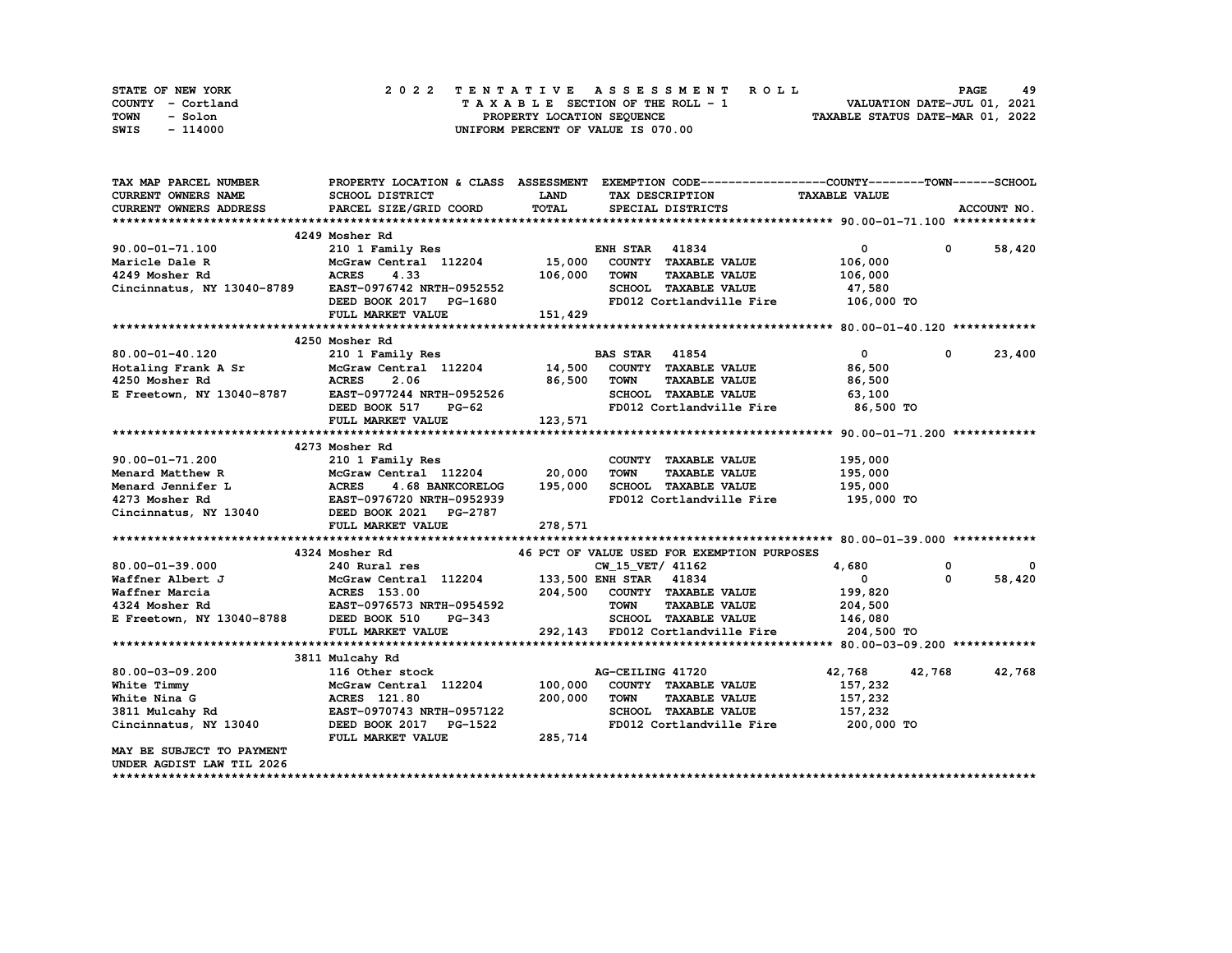STATE OF NEW YORK
COUNTY - Cortland
TOWN - Solon
SWIS - 114000

2 0 2 2 T E N T A T I V E A S S E S S M E N T R O L L
T A X A B L E SECTION OF THE ROLL - 1
PROPERTY LOCATION SEQUENCE
UNIFORM PERCENT OF VALUE IS 070.00

VALUATION DATE-JUL 01, 2021
TAXABLE STATUS DATE-MAR 01, 2022

| TAX MAP PARCEL NUMBER / CURRENT OWNERS NAME / CURRENT OWNERS ADDRESS | PROPERTY LOCATION & CLASS / SCHOOL DISTRICT / PARCEL SIZE/GRID COORD | ASSESSMENT LAND / TOTAL | EXEMPTION CODE / TAX DESCRIPTION / SPECIAL DISTRICTS | COUNTY TAXABLE VALUE | TOWN | SCHOOL / ACCOUNT NO. |
|---|---|---|---|---|---|---|
| | 4249 Mosher Rd | | | | | |
| 90.00-01-71.100 | 210 1 Family Res | | ENH STAR 41834 | 0 | 0 | 58,420 |
| Maricle Dale R | McGraw Central 112204 | 15,000 | COUNTY TAXABLE VALUE | 106,000 | | |
| 4249 Mosher Rd | ACRES 4.33 | 106,000 | TOWN TAXABLE VALUE | 106,000 | | |
| Cincinnatus, NY 13040-8789 | EAST-0976742 NRTH-0952552 | | SCHOOL TAXABLE VALUE | 47,580 | | |
| | DEED BOOK 2017 PG-1680 | | FD012 Cortlandville Fire | 106,000 TO | | |
| | FULL MARKET VALUE | 151,429 | | | | |
| | 4250 Mosher Rd | | | | | |
| 80.00-01-40.120 | 210 1 Family Res | | BAS STAR 41854 | 0 | 0 | 23,400 |
| Hotaling Frank A Sr | McGraw Central 112204 | 14,500 | COUNTY TAXABLE VALUE | 86,500 | | |
| 4250 Mosher Rd | ACRES 2.06 | 86,500 | TOWN TAXABLE VALUE | 86,500 | | |
| E Freetown, NY 13040-8787 | EAST-0977244 NRTH-0952526 | | SCHOOL TAXABLE VALUE | 63,100 | | |
| | DEED BOOK 517 PG-62 | | FD012 Cortlandville Fire | 86,500 TO | | |
| | FULL MARKET VALUE | 123,571 | | | | |
| | 4273 Mosher Rd | | | | | |
| 90.00-01-71.200 | 210 1 Family Res | | COUNTY TAXABLE VALUE | 195,000 | | |
| Menard Matthew R | McGraw Central 112204 | 20,000 | TOWN TAXABLE VALUE | 195,000 | | |
| Menard Jennifer L | ACRES 4.68 BANKCORELOG | 195,000 | SCHOOL TAXABLE VALUE | 195,000 | | |
| 4273 Mosher Rd | EAST-0976720 NRTH-0952939 | | FD012 Cortlandville Fire | 195,000 TO | | |
| Cincinnatus, NY 13040 | DEED BOOK 2021 PG-2787 | | | | | |
| | FULL MARKET VALUE | 278,571 | | | | |
| | 4324 Mosher Rd | | 46 PCT OF VALUE USED FOR EXEMPTION PURPOSES | | | |
| 80.00-01-39.000 | 240 Rural res | | CW_15_VET/ 41162 | 4,680 | 0 | 0 |
| Waffner Albert J | McGraw Central 112204 | 133,500 | ENH STAR 41834 | 0 | 0 | 58,420 |
| Waffner Marcia | ACRES 153.00 | 204,500 | COUNTY TAXABLE VALUE | 199,820 | | |
| 4324 Mosher Rd | EAST-0976573 NRTH-0954592 | | TOWN TAXABLE VALUE | 204,500 | | |
| E Freetown, NY 13040-8788 | DEED BOOK 510 PG-343 | | SCHOOL TAXABLE VALUE | 146,080 | | |
| | FULL MARKET VALUE | 292,143 | FD012 Cortlandville Fire | 204,500 TO | | |
| | 3811 Mulcahy Rd | | | | | |
| 80.00-03-09.200 | 116 Other stock | | AG-CEILING 41720 | 42,768 | 42,768 | 42,768 |
| White Timmy | McGraw Central 112204 | 100,000 | COUNTY TAXABLE VALUE | 157,232 | | |
| White Nina G | ACRES 121.80 | 200,000 | TOWN TAXABLE VALUE | 157,232 | | |
| 3811 Mulcahy Rd | EAST-0970743 NRTH-0957122 | | SCHOOL TAXABLE VALUE | 157,232 | | |
| Cincinnatus, NY 13040 | DEED BOOK 2017 PG-1522 | | FD012 Cortlandville Fire | 200,000 TO | | |
| | FULL MARKET VALUE | 285,714 | | | | |
| MAY BE SUBJECT TO PAYMENT UNDER AGDIST LAW TIL 2026 | | | | | | |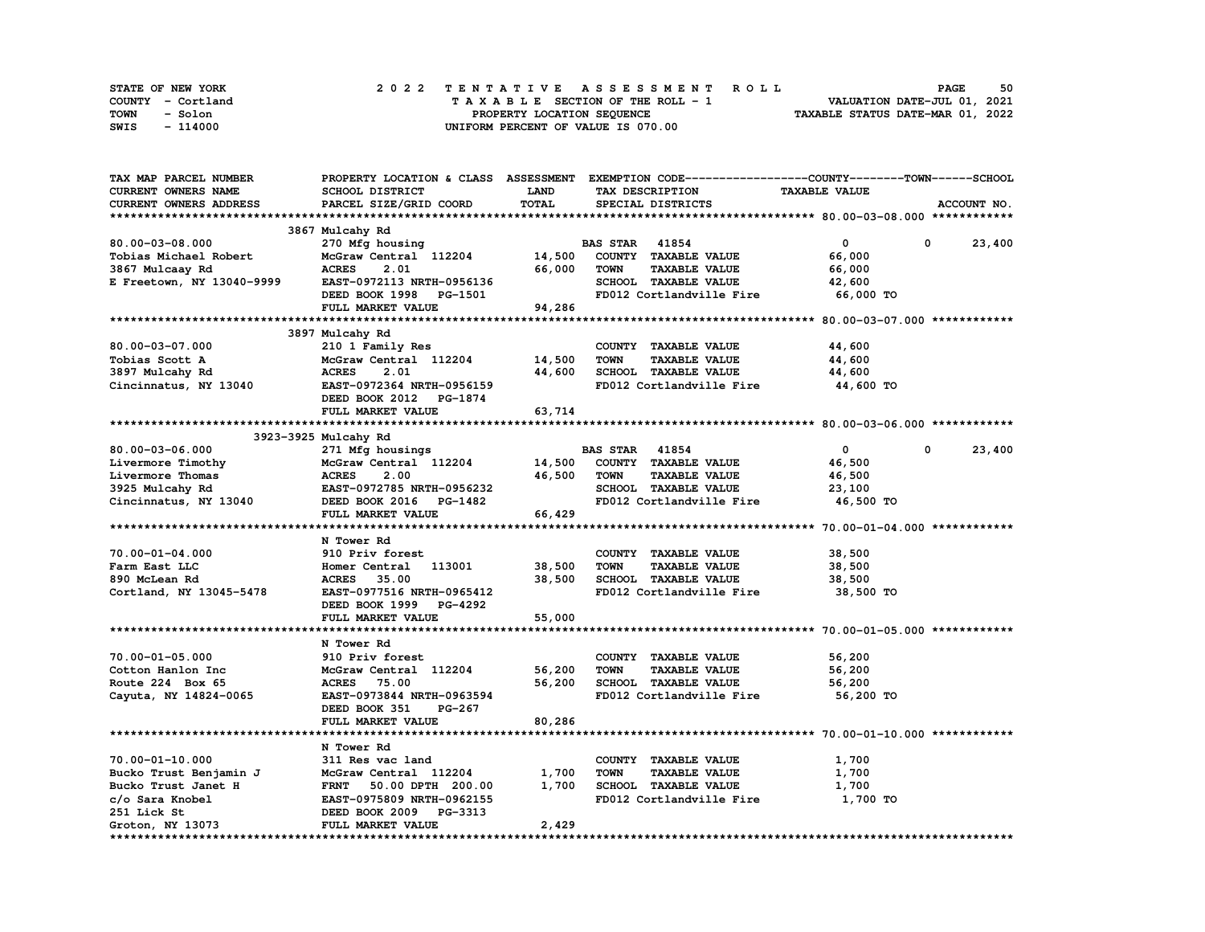STATE OF NEW YORK | 2022 TENTATIVE ASSESSMENT ROLL | VALUATION DATE-JUL 01, 2021
COUNTY - Cortland | TAXABLE SECTION OF THE ROLL - 1 | TAXABLE STATUS DATE-MAR 01, 2022
TOWN - Solon | PROPERTY LOCATION SEQUENCE
SWIS - 114000 | UNIFORM PERCENT OF VALUE IS 070.00

| TAX MAP PARCEL NUMBER / CURRENT OWNERS NAME / CURRENT OWNERS ADDRESS | PROPERTY LOCATION & CLASS / SCHOOL DISTRICT / PARCEL SIZE/GRID COORD | ASSESSMENT LAND / TOTAL | EXEMPTION CODE / TAX DESCRIPTION / SPECIAL DISTRICTS | COUNTY | TOWN | SCHOOL TAXABLE VALUE / ACCOUNT NO. |
|---|---|---|---|---|---|---|
| **80.00-03-08.000** | 3867 Mulcahy Rd | | | | | |
| Tobias Michael Robert | 270 Mfg housing | | BAS STAR 41854 | 0 | 0 | 23,400 |
| 3867 Mulcaay Rd | McGraw Central 112204 | 14,500 | COUNTY TAXABLE VALUE | 66,000 | | |
| E Freetown, NY 13040-9999 | ACRES 2.01 | 66,000 | TOWN TAXABLE VALUE | | 66,000 | |
| | EAST-0972113 NRTH-0956136 | | SCHOOL TAXABLE VALUE | | | 42,600 |
| | DEED BOOK 1998 PG-1501 | | FD012 Cortlandville Fire | 66,000 TO | | |
| | FULL MARKET VALUE | 94,286 | | | | |
| **80.00-03-07.000** | 3897 Mulcahy Rd | | | | | |
| Tobias Scott A | 210 1 Family Res | | COUNTY TAXABLE VALUE | 44,600 | | |
| 3897 Mulcahy Rd | McGraw Central 112204 | 14,500 | TOWN TAXABLE VALUE | | 44,600 | |
| Cincinnatus, NY 13040 | ACRES 2.01 | 44,600 | SCHOOL TAXABLE VALUE | | | 44,600 |
| | EAST-0972364 NRTH-0956159 | | FD012 Cortlandville Fire | 44,600 TO | | |
| | DEED BOOK 2012 PG-1874 | | | | | |
| | FULL MARKET VALUE | 63,714 | | | | |
| **80.00-03-06.000** | 3923-3925 Mulcahy Rd | | | | | |
| Livermore Timothy | 271 Mfg housings | | BAS STAR 41854 | 0 | 0 | 23,400 |
| Livermore Thomas | McGraw Central 112204 | 14,500 | COUNTY TAXABLE VALUE | 46,500 | | |
| 3925 Mulcahy Rd | ACRES 2.00 | 46,500 | TOWN TAXABLE VALUE | | 46,500 | |
| Cincinnatus, NY 13040 | EAST-0972785 NRTH-0956232 | | SCHOOL TAXABLE VALUE | | | 23,100 |
| | DEED BOOK 2016 PG-1482 | | FD012 Cortlandville Fire | 46,500 TO | | |
| | FULL MARKET VALUE | 66,429 | | | | |
| **70.00-01-04.000** | N Tower Rd | | | | | |
| Farm East LLC | 910 Priv forest | | COUNTY TAXABLE VALUE | 38,500 | | |
| 890 McLean Rd | Homer Central 113001 | 38,500 | TOWN TAXABLE VALUE | | 38,500 | |
| Cortland, NY 13045-5478 | ACRES 35.00 | 38,500 | SCHOOL TAXABLE VALUE | | | 38,500 |
| | EAST-0977516 NRTH-0965412 | | FD012 Cortlandville Fire | 38,500 TO | | |
| | DEED BOOK 1999 PG-4292 | | | | | |
| | FULL MARKET VALUE | 55,000 | | | | |
| **70.00-01-05.000** | N Tower Rd | | | | | |
| Cotton Hanlon Inc | 910 Priv forest | | COUNTY TAXABLE VALUE | 56,200 | | |
| Route 224 Box 65 | McGraw Central 112204 | 56,200 | TOWN TAXABLE VALUE | | 56,200 | |
| Cayuta, NY 14824-0065 | ACRES 75.00 | 56,200 | SCHOOL TAXABLE VALUE | | | 56,200 |
| | EAST-0973844 NRTH-0963594 | | FD012 Cortlandville Fire | 56,200 TO | | |
| | DEED BOOK 351 PG-267 | | | | | |
| | FULL MARKET VALUE | 80,286 | | | | |
| **70.00-01-10.000** | N Tower Rd | | | | | |
| Bucko Trust Benjamin J | 311 Res vac land | | COUNTY TAXABLE VALUE | 1,700 | | |
| Bucko Trust Janet H | McGraw Central 112204 | 1,700 | TOWN TAXABLE VALUE | | 1,700 | |
| c/o Sara Knobel | FRNT 50.00 DPTH 200.00 | 1,700 | SCHOOL TAXABLE VALUE | | | 1,700 |
| 251 Lick St | EAST-0975809 NRTH-0962155 | | FD012 Cortlandville Fire | 1,700 TO | | |
| Groton, NY 13073 | DEED BOOK 2009 PG-3313 | | | | | |
| | FULL MARKET VALUE | 2,429 | | | | |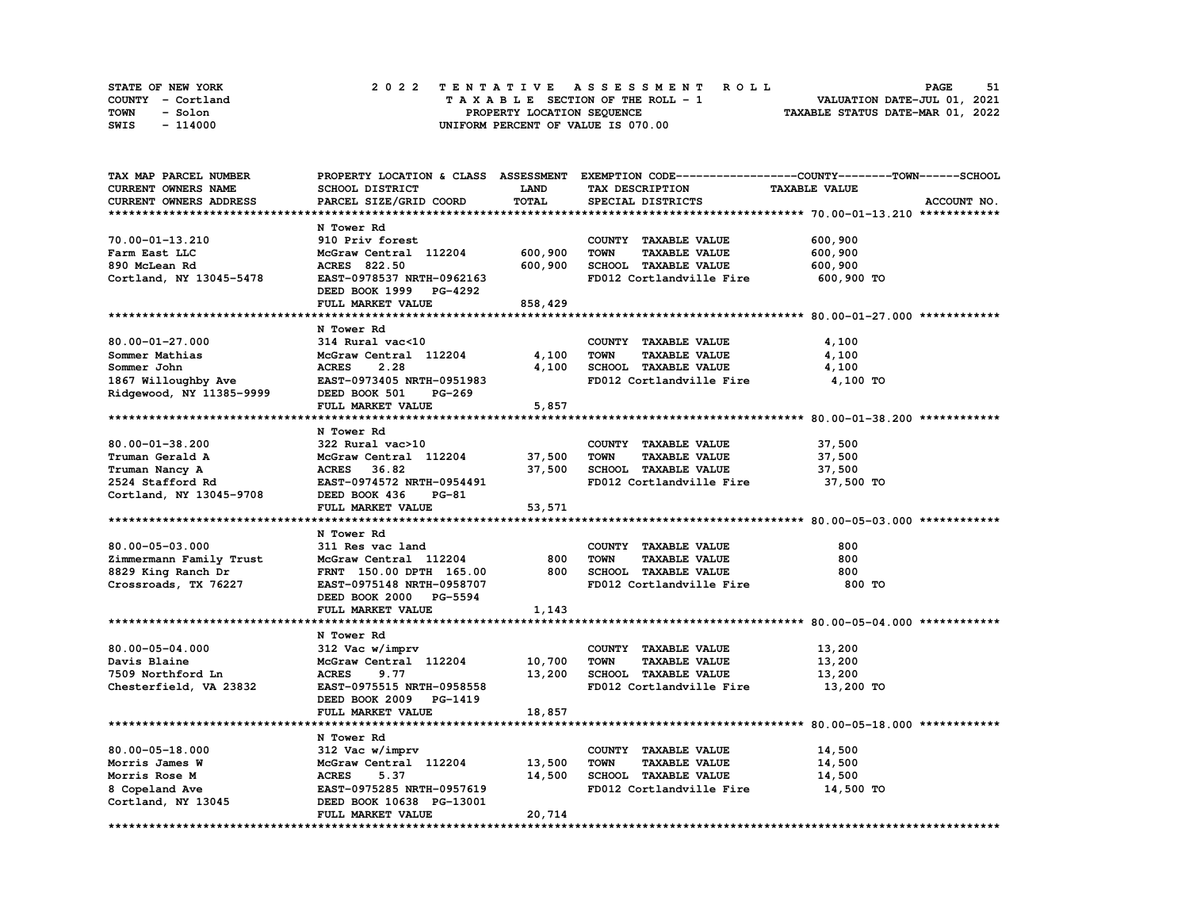STATE OF NEW YORK — 2022 TENTATIVE ASSESSMENT ROLL
COUNTY - Cortland — TAXABLE SECTION OF THE ROLL - 1 — VALUATION DATE-JUL 01, 2021
TOWN - Solon — PROPERTY LOCATION SEQUENCE — TAXABLE STATUS DATE-MAR 01, 2022
SWIS - 114000 — UNIFORM PERCENT OF VALUE IS 070.00

| TAX MAP PARCEL NUMBER / CURRENT OWNERS NAME / CURRENT OWNERS ADDRESS | PROPERTY LOCATION & CLASS / SCHOOL DISTRICT / PARCEL SIZE/GRID COORD | ASSESSMENT LAND | TOTAL | EXEMPTION CODE / TAX DESCRIPTION / SPECIAL DISTRICTS | TAXABLE VALUE (COUNTY / TOWN / SCHOOL) | ACCOUNT NO. |
|---|---|---|---|---|---|---|
| **70.00-01-13.210** | N Tower Rd | | | | | |
| 70.00-01-13.210 | 910 Priv forest | | | COUNTY TAXABLE VALUE | 600,900 | |
| Farm East LLC | McGraw Central 112204 | 600,900 | | TOWN TAXABLE VALUE | 600,900 | |
| 890 McLean Rd | ACRES 822.50 | | 600,900 | SCHOOL TAXABLE VALUE | 600,900 | |
| Cortland, NY 13045-5478 | EAST-0978537 NRTH-0962163 | | | FD012 Cortlandville Fire | 600,900 TO | |
| | DEED BOOK 1999 PG-4292 | | | | | |
| | FULL MARKET VALUE | | 858,429 | | | |
| **80.00-01-27.000** | N Tower Rd | | | | | |
| 80.00-01-27.000 | 314 Rural vac<10 | | | COUNTY TAXABLE VALUE | 4,100 | |
| Sommer Mathias | McGraw Central 112204 | 4,100 | | TOWN TAXABLE VALUE | 4,100 | |
| Sommer John | ACRES 2.28 | | 4,100 | SCHOOL TAXABLE VALUE | 4,100 | |
| 1867 Willoughby Ave | EAST-0973405 NRTH-0951983 | | | FD012 Cortlandville Fire | 4,100 TO | |
| Ridgewood, NY 11385-9999 | DEED BOOK 501 PG-269 | | | | | |
| | FULL MARKET VALUE | | 5,857 | | | |
| **80.00-01-38.200** | N Tower Rd | | | | | |
| 80.00-01-38.200 | 322 Rural vac>10 | | | COUNTY TAXABLE VALUE | 37,500 | |
| Truman Gerald A | McGraw Central 112204 | 37,500 | | TOWN TAXABLE VALUE | 37,500 | |
| Truman Nancy A | ACRES 36.82 | | 37,500 | SCHOOL TAXABLE VALUE | 37,500 | |
| 2524 Stafford Rd | EAST-0974572 NRTH-0954491 | | | FD012 Cortlandville Fire | 37,500 TO | |
| Cortland, NY 13045-9708 | DEED BOOK 436 PG-81 | | | | | |
| | FULL MARKET VALUE | | 53,571 | | | |
| **80.00-05-03.000** | N Tower Rd | | | | | |
| 80.00-05-03.000 | 311 Res vac land | | | COUNTY TAXABLE VALUE | 800 | |
| Zimmermann Family Trust | McGraw Central 112204 | 800 | | TOWN TAXABLE VALUE | 800 | |
| 8829 King Ranch Dr | FRNT 150.00 DPTH 165.00 | | 800 | SCHOOL TAXABLE VALUE | 800 | |
| Crossroads, TX 76227 | EAST-0975148 NRTH-0958707 | | | FD012 Cortlandville Fire | 800 TO | |
| | DEED BOOK 2000 PG-5594 | | | | | |
| | FULL MARKET VALUE | | 1,143 | | | |
| **80.00-05-04.000** | N Tower Rd | | | | | |
| 80.00-05-04.000 | 312 Vac w/imprv | | | COUNTY TAXABLE VALUE | 13,200 | |
| Davis Blaine | McGraw Central 112204 | 10,700 | | TOWN TAXABLE VALUE | 13,200 | |
| 7509 Northford Ln | ACRES 9.77 | | 13,200 | SCHOOL TAXABLE VALUE | 13,200 | |
| Chesterfield, VA 23832 | EAST-0975515 NRTH-0958558 | | | FD012 Cortlandville Fire | 13,200 TO | |
| | DEED BOOK 2009 PG-1419 | | | | | |
| | FULL MARKET VALUE | | 18,857 | | | |
| **80.00-05-18.000** | N Tower Rd | | | | | |
| 80.00-05-18.000 | 312 Vac w/imprv | | | COUNTY TAXABLE VALUE | 14,500 | |
| Morris James W | McGraw Central 112204 | 13,500 | | TOWN TAXABLE VALUE | 14,500 | |
| Morris Rose M | ACRES 5.37 | | 14,500 | SCHOOL TAXABLE VALUE | 14,500 | |
| 8 Copeland Ave | EAST-0975285 NRTH-0957619 | | | FD012 Cortlandville Fire | 14,500 TO | |
| Cortland, NY 13045 | DEED BOOK 10638 PG-13001 | | | | | |
| | FULL MARKET VALUE | | 20,714 | | | |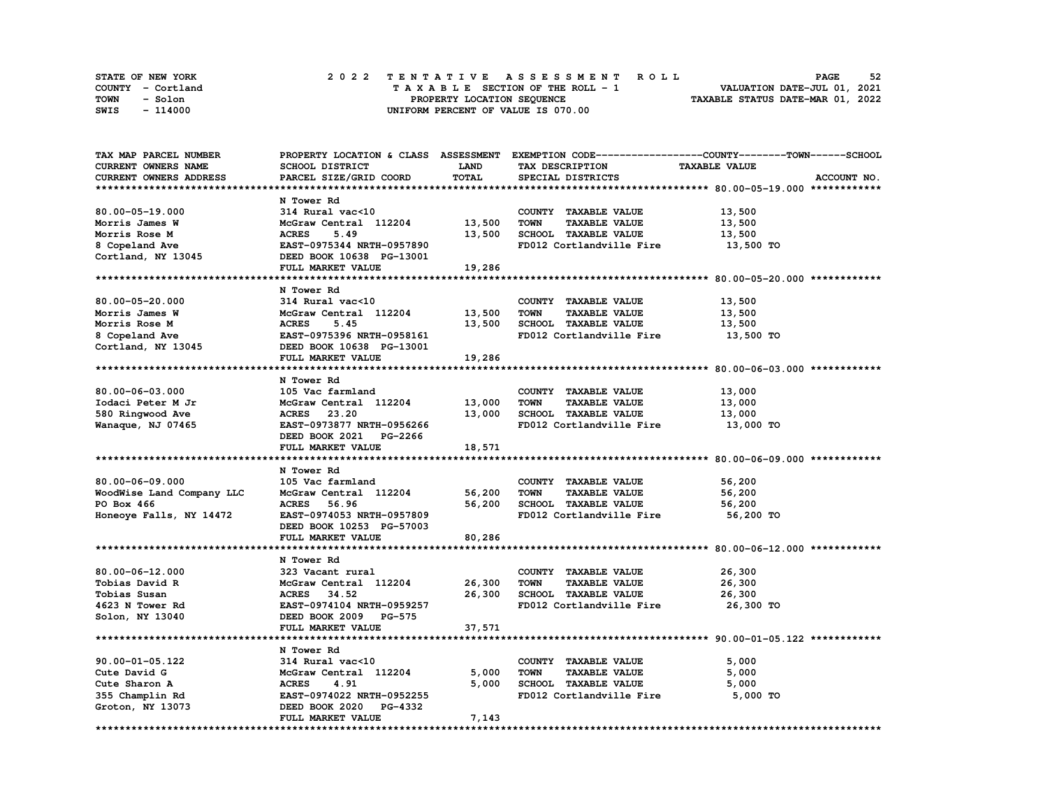STATE OF NEW YORK | 2022 TENTATIVE ASSESSMENT ROLL
COUNTY - Cortland | TAXABLE SECTION OF THE ROLL - 1 | VALUATION DATE-JUL 01, 2021
TOWN - Solon | PROPERTY LOCATION SEQUENCE | TAXABLE STATUS DATE-MAR 01, 2022
SWIS - 114000 | UNIFORM PERCENT OF VALUE IS 070.00

| TAX MAP PARCEL NUMBER / CURRENT OWNERS NAME / CURRENT OWNERS ADDRESS | PROPERTY LOCATION & CLASS / SCHOOL DISTRICT / PARCEL SIZE/GRID COORD | ASSESSMENT LAND | TOTAL | EXEMPTION CODE / TAX DESCRIPTION / SPECIAL DISTRICTS | TAXABLE VALUE (COUNTY/TOWN/SCHOOL) |
|---|---|---|---|---|---|
| **80.00-05-19.000** | N Tower Rd | | | | |
| 80.00-05-19.000 | 314 Rural vac<10 | | | COUNTY TAXABLE VALUE | 13,500 |
| Morris James W | McGraw Central 112204 | 13,500 | | TOWN TAXABLE VALUE | 13,500 |
| Morris Rose M | ACRES 5.49 | | 13,500 | SCHOOL TAXABLE VALUE | 13,500 |
| 8 Copeland Ave | EAST-0975344 NRTH-0957890 | | | FD012 Cortlandville Fire | 13,500 TO |
| Cortland, NY 13045 | DEED BOOK 10638 PG-13001 | | | | |
| | FULL MARKET VALUE | | 19,286 | | |
| **80.00-05-20.000** | N Tower Rd | | | | |
| 80.00-05-20.000 | 314 Rural vac<10 | | | COUNTY TAXABLE VALUE | 13,500 |
| Morris James W | McGraw Central 112204 | 13,500 | | TOWN TAXABLE VALUE | 13,500 |
| Morris Rose M | ACRES 5.45 | | 13,500 | SCHOOL TAXABLE VALUE | 13,500 |
| 8 Copeland Ave | EAST-0975396 NRTH-0958161 | | | FD012 Cortlandville Fire | 13,500 TO |
| Cortland, NY 13045 | DEED BOOK 10638 PG-13001 | | | | |
| | FULL MARKET VALUE | | 19,286 | | |
| **80.00-06-03.000** | N Tower Rd | | | | |
| 80.00-06-03.000 | 105 Vac farmland | | | COUNTY TAXABLE VALUE | 13,000 |
| Iodaci Peter M Jr | McGraw Central 112204 | 13,000 | | TOWN TAXABLE VALUE | 13,000 |
| 580 Ringwood Ave | ACRES 23.20 | | 13,000 | SCHOOL TAXABLE VALUE | 13,000 |
| Wanaque, NJ 07465 | EAST-0973877 NRTH-0956266 | | | FD012 Cortlandville Fire | 13,000 TO |
| | DEED BOOK 2021 PG-2266 | | | | |
| | FULL MARKET VALUE | | 18,571 | | |
| **80.00-06-09.000** | N Tower Rd | | | | |
| 80.00-06-09.000 | 105 Vac farmland | | | COUNTY TAXABLE VALUE | 56,200 |
| WoodWise Land Company LLC | McGraw Central 112204 | 56,200 | | TOWN TAXABLE VALUE | 56,200 |
| PO Box 466 | ACRES 56.96 | | 56,200 | SCHOOL TAXABLE VALUE | 56,200 |
| Honeoye Falls, NY 14472 | EAST-0974053 NRTH-0957809 | | | FD012 Cortlandville Fire | 56,200 TO |
| | DEED BOOK 10253 PG-57003 | | | | |
| | FULL MARKET VALUE | | 80,286 | | |
| **80.00-06-12.000** | N Tower Rd | | | | |
| 80.00-06-12.000 | 323 Vacant rural | | | COUNTY TAXABLE VALUE | 26,300 |
| Tobias David R | McGraw Central 112204 | 26,300 | | TOWN TAXABLE VALUE | 26,300 |
| Tobias Susan | ACRES 34.52 | | 26,300 | SCHOOL TAXABLE VALUE | 26,300 |
| 4623 N Tower Rd | EAST-0974104 NRTH-0959257 | | | FD012 Cortlandville Fire | 26,300 TO |
| Solon, NY 13040 | DEED BOOK 2009 PG-575 | | | | |
| | FULL MARKET VALUE | | 37,571 | | |
| **90.00-01-05.122** | N Tower Rd | | | | |
| 90.00-01-05.122 | 314 Rural vac<10 | | | COUNTY TAXABLE VALUE | 5,000 |
| Cute David G | McGraw Central 112204 | 5,000 | | TOWN TAXABLE VALUE | 5,000 |
| Cute Sharon A | ACRES 4.91 | | 5,000 | SCHOOL TAXABLE VALUE | 5,000 |
| 355 Champlin Rd | EAST-0974022 NRTH-0952255 | | | FD012 Cortlandville Fire | 5,000 TO |
| Groton, NY 13073 | DEED BOOK 2020 PG-4332 | | | | |
| | FULL MARKET VALUE | | 7,143 | | |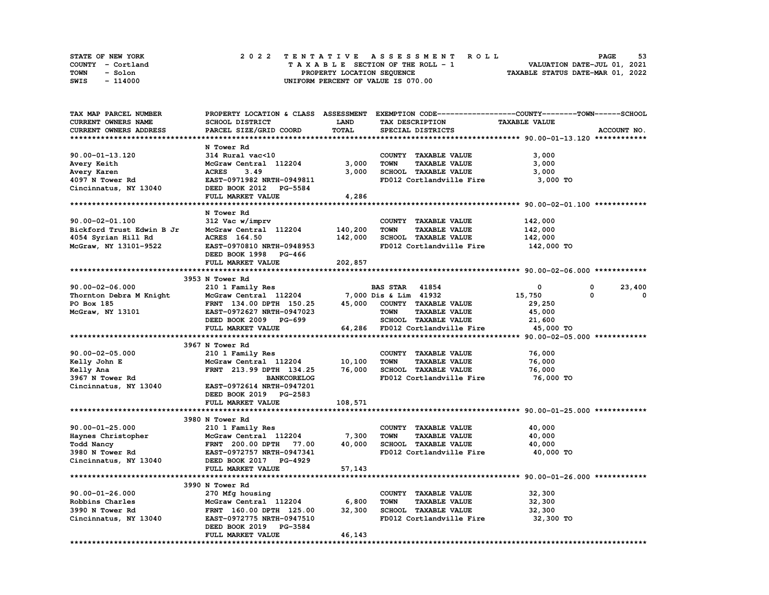STATE OF NEW YORK  
COUNTY - Cortland  
TOWN - Solon  
SWIS - 114000

2 0 2 2 T E N T A T I V E A S S E S S M E N T R O L L  
T A X A B L E SECTION OF THE ROLL - 1  
PROPERTY LOCATION SEQUENCE  
UNIFORM PERCENT OF VALUE IS 070.00

VALUATION DATE-JUL 01, 2021  
TAXABLE STATUS DATE-MAR 01, 2022

| TAX MAP PARCEL NUMBER / CURRENT OWNERS NAME / CURRENT OWNERS ADDRESS | PROPERTY LOCATION & CLASS / SCHOOL DISTRICT / PARCEL SIZE/GRID COORD | ASSESSMENT LAND | ASSESSMENT TOTAL | EXEMPTION CODE / TAX DESCRIPTION / SPECIAL DISTRICTS | COUNTY TAXABLE VALUE | TOWN | SCHOOL | ACCOUNT NO. |
|---|---|---|---|---|---|---|---|---|
| **90.00-01-13.120** | N Tower Rd | | | | | | | |
| 90.00-01-13.120 | 314 Rural vac<10 | | | COUNTY TAXABLE VALUE | 3,000 | | | |
| Avery Keith | McGraw Central 112204 | 3,000 | | TOWN TAXABLE VALUE | 3,000 | | | |
| Avery Karen | ACRES 3.49 | | 3,000 | SCHOOL TAXABLE VALUE | 3,000 | | | |
| 4097 N Tower Rd | EAST-0971982 NRTH-0949811 | | | FD012 Cortlandville Fire | 3,000 TO | | | |
| Cincinnatus, NY 13040 | DEED BOOK 2012 PG-5584 | | | | | | | |
| | FULL MARKET VALUE | | 4,286 | | | | | |
| **90.00-02-01.100** | N Tower Rd | | | | | | | |
| 90.00-02-01.100 | 312 Vac w/imprv | | | COUNTY TAXABLE VALUE | 142,000 | | | |
| Bickford Trust Edwin B Jr | McGraw Central 112204 | 140,200 | | TOWN TAXABLE VALUE | 142,000 | | | |
| 4054 Syrian Hill Rd | ACRES 164.50 | | 142,000 | SCHOOL TAXABLE VALUE | 142,000 | | | |
| McGraw, NY 13101-9522 | EAST-0970810 NRTH-0948953 | | | FD012 Cortlandville Fire | 142,000 TO | | | |
| | DEED BOOK 1998 PG-466 | | | | | | | |
| | FULL MARKET VALUE | | 202,857 | | | | | |
| **90.00-02-06.000** | 3953 N Tower Rd | | | | | | | |
| 90.00-02-06.000 | 210 1 Family Res | | | BAS STAR 41854 | 0 | 0 | 23,400 | |
| Thornton Debra M Knight | McGraw Central 112204 | 7,000 | | Dis & Lim 41932 | 15,750 | 0 | 0 | |
| PO Box 185 | FRNT 134.00 DPTH 150.25 | | 45,000 | COUNTY TAXABLE VALUE | 29,250 | | | |
| McGraw, NY 13101 | EAST-0972627 NRTH-0947023 | | | TOWN TAXABLE VALUE | 45,000 | | | |
| | DEED BOOK 2009 PG-699 | | | SCHOOL TAXABLE VALUE | 21,600 | | | |
| | FULL MARKET VALUE | | 64,286 | FD012 Cortlandville Fire | 45,000 TO | | | |
| **90.00-02-05.000** | 3967 N Tower Rd | | | | | | | |
| 90.00-02-05.000 | 210 1 Family Res | | | COUNTY TAXABLE VALUE | 76,000 | | | |
| Kelly John E | McGraw Central 112204 | 10,100 | | TOWN TAXABLE VALUE | 76,000 | | | |
| Kelly Ana | FRNT 213.99 DPTH 134.25 | | 76,000 | SCHOOL TAXABLE VALUE | 76,000 | | | |
| 3967 N Tower Rd | BANKCORELOG | | | FD012 Cortlandville Fire | 76,000 TO | | | |
| Cincinnatus, NY 13040 | EAST-0972614 NRTH-0947201 | | | | | | | |
| | DEED BOOK 2019 PG-2583 | | | | | | | |
| | FULL MARKET VALUE | | 108,571 | | | | | |
| **90.00-01-25.000** | 3980 N Tower Rd | | | | | | | |
| 90.00-01-25.000 | 210 1 Family Res | | | COUNTY TAXABLE VALUE | 40,000 | | | |
| Haynes Christopher | McGraw Central 112204 | 7,300 | | TOWN TAXABLE VALUE | 40,000 | | | |
| Todd Nancy | FRNT 200.00 DPTH 77.00 | | 40,000 | SCHOOL TAXABLE VALUE | 40,000 | | | |
| 3980 N Tower Rd | EAST-0972757 NRTH-0947341 | | | FD012 Cortlandville Fire | 40,000 TO | | | |
| Cincinnatus, NY 13040 | DEED BOOK 2017 PG-4929 | | | | | | | |
| | FULL MARKET VALUE | | 57,143 | | | | | |
| **90.00-01-26.000** | 3990 N Tower Rd | | | | | | | |
| 90.00-01-26.000 | 270 Mfg housing | | | COUNTY TAXABLE VALUE | 32,300 | | | |
| Robbins Charles | McGraw Central 112204 | 6,800 | | TOWN TAXABLE VALUE | 32,300 | | | |
| 3990 N Tower Rd | FRNT 160.00 DPTH 125.00 | | 32,300 | SCHOOL TAXABLE VALUE | 32,300 | | | |
| Cincinnatus, NY 13040 | EAST-0972775 NRTH-0947510 | | | FD012 Cortlandville Fire | 32,300 TO | | | |
| | DEED BOOK 2019 PG-3584 | | | | | | | |
| | FULL MARKET VALUE | | 46,143 | | | | | |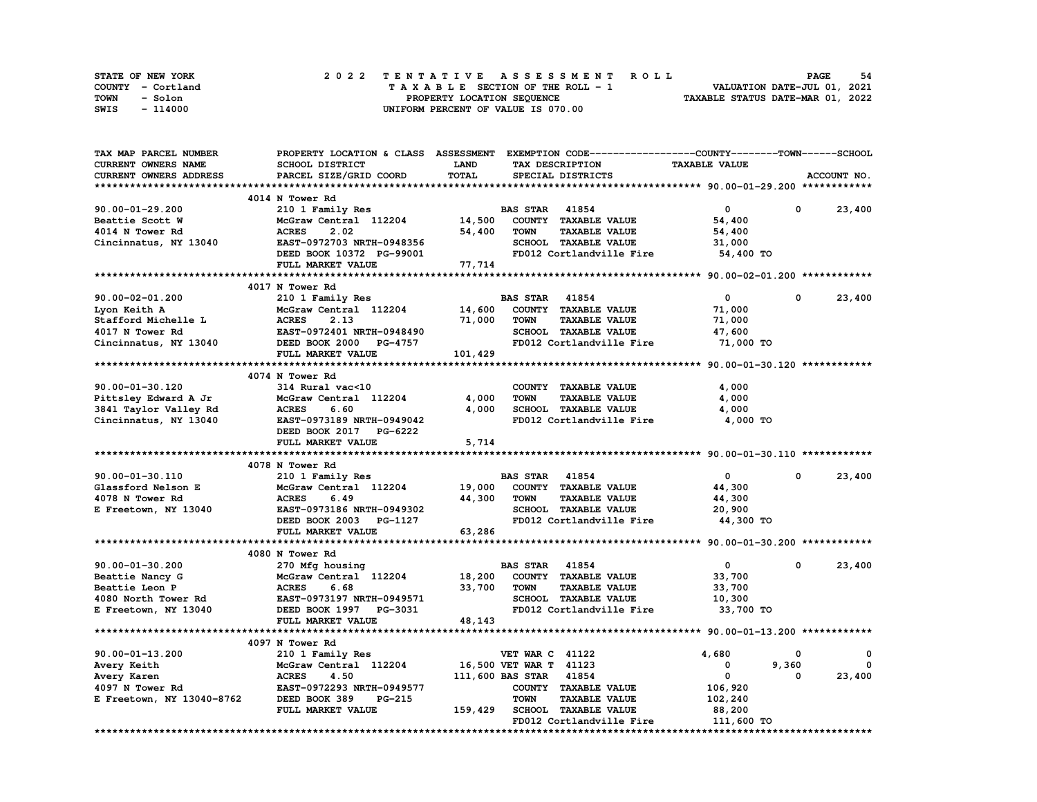STATE OF NEW YORK
COUNTY - Cortland
TOWN - Solon
SWIS - 114000

2022 TENTATIVE ASSESSMENT ROLL
TAXABLE SECTION OF THE ROLL - 1
PROPERTY LOCATION SEQUENCE
UNIFORM PERCENT OF VALUE IS 070.00

VALUATION DATE-JUL 01, 2021
TAXABLE STATUS DATE-MAR 01, 2022

| TAX MAP PARCEL NUMBER / CURRENT OWNERS NAME / CURRENT OWNERS ADDRESS | PROPERTY LOCATION & CLASS / SCHOOL DISTRICT / PARCEL SIZE/GRID COORD | ASSESSMENT LAND / TOTAL | EXEMPTION CODE / TAX DESCRIPTION / SPECIAL DISTRICTS | COUNTY TAXABLE VALUE | TOWN | SCHOOL |
|---|---|---|---|---|---|---|
| **90.00-01-29.200** | 4014 N Tower Rd | | | | | |
| 90.00-01-29.200 | 210 1 Family Res | | BAS STAR 41854 | 0 | 0 | 23,400 |
| Beattie Scott W | McGraw Central 112204 | 14,500 | COUNTY TAXABLE VALUE | 54,400 | | |
| 4014 N Tower Rd | ACRES 2.02 | 54,400 | TOWN TAXABLE VALUE | 54,400 | | |
| Cincinnatus, NY 13040 | EAST-0972703 NRTH-0948356 | | SCHOOL TAXABLE VALUE | 31,000 | | |
| | DEED BOOK 10372 PG-99001 | | FD012 Cortlandville Fire | 54,400 TO | | |
| | FULL MARKET VALUE | 77,714 | | | | |
| **90.00-02-01.200** | 4017 N Tower Rd | | | | | |
| 90.00-02-01.200 | 210 1 Family Res | | BAS STAR 41854 | 0 | 0 | 23,400 |
| Lyon Keith A | McGraw Central 112204 | 14,600 | COUNTY TAXABLE VALUE | 71,000 | | |
| Stafford Michelle L | ACRES 2.13 | 71,000 | TOWN TAXABLE VALUE | 71,000 | | |
| 4017 N Tower Rd | EAST-0972401 NRTH-0948490 | | SCHOOL TAXABLE VALUE | 47,600 | | |
| Cincinnatus, NY 13040 | DEED BOOK 2000 PG-4757 | | FD012 Cortlandville Fire | 71,000 TO | | |
| | FULL MARKET VALUE | 101,429 | | | | |
| **90.00-01-30.120** | 4074 N Tower Rd | | | | | |
| 90.00-01-30.120 | 314 Rural vac<10 | | COUNTY TAXABLE VALUE | 4,000 | | |
| Pittsley Edward A Jr | McGraw Central 112204 | 4,000 | TOWN TAXABLE VALUE | 4,000 | | |
| 3841 Taylor Valley Rd | ACRES 6.60 | 4,000 | SCHOOL TAXABLE VALUE | 4,000 | | |
| Cincinnatus, NY 13040 | EAST-0973189 NRTH-0949042 | | FD012 Cortlandville Fire | 4,000 TO | | |
| | DEED BOOK 2017 PG-6222 | | | | | |
| | FULL MARKET VALUE | 5,714 | | | | |
| **90.00-01-30.110** | 4078 N Tower Rd | | | | | |
| 90.00-01-30.110 | 210 1 Family Res | | BAS STAR 41854 | 0 | 0 | 23,400 |
| Glassford Nelson E | McGraw Central 112204 | 19,000 | COUNTY TAXABLE VALUE | 44,300 | | |
| 4078 N Tower Rd | ACRES 6.49 | 44,300 | TOWN TAXABLE VALUE | 44,300 | | |
| E Freetown, NY 13040 | EAST-0973186 NRTH-0949302 | | SCHOOL TAXABLE VALUE | 20,900 | | |
| | DEED BOOK 2003 PG-1127 | | FD012 Cortlandville Fire | 44,300 TO | | |
| | FULL MARKET VALUE | 63,286 | | | | |
| **90.00-01-30.200** | 4080 N Tower Rd | | | | | |
| 90.00-01-30.200 | 270 Mfg housing | | BAS STAR 41854 | 0 | 0 | 23,400 |
| Beattie Nancy G | McGraw Central 112204 | 18,200 | COUNTY TAXABLE VALUE | 33,700 | | |
| Beattie Leon P | ACRES 6.68 | 33,700 | TOWN TAXABLE VALUE | 33,700 | | |
| 4080 North Tower Rd | EAST-0973197 NRTH-0949571 | | SCHOOL TAXABLE VALUE | 10,300 | | |
| E Freetown, NY 13040 | DEED BOOK 1997 PG-3031 | | FD012 Cortlandville Fire | 33,700 TO | | |
| | FULL MARKET VALUE | 48,143 | | | | |
| **90.00-01-13.200** | 4097 N Tower Rd | | | | | |
| 90.00-01-13.200 | 210 1 Family Res | | VET WAR C 41122 | 4,680 | 0 | 0 |
| Avery Keith | McGraw Central 112204 | 16,500 | VET WAR T 41123 | 0 | 9,360 | 0 |
| Avery Karen | ACRES 4.50 | 111,600 | BAS STAR 41854 | 0 | 0 | 23,400 |
| 4097 N Tower Rd | EAST-0972293 NRTH-0949577 | | COUNTY TAXABLE VALUE | 106,920 | | |
| E Freetown, NY 13040-8762 | DEED BOOK 389 PG-215 | | TOWN TAXABLE VALUE | 102,240 | | |
| | FULL MARKET VALUE | 159,429 | SCHOOL TAXABLE VALUE | 88,200 | | |
| | | | FD012 Cortlandville Fire | 111,600 TO | | |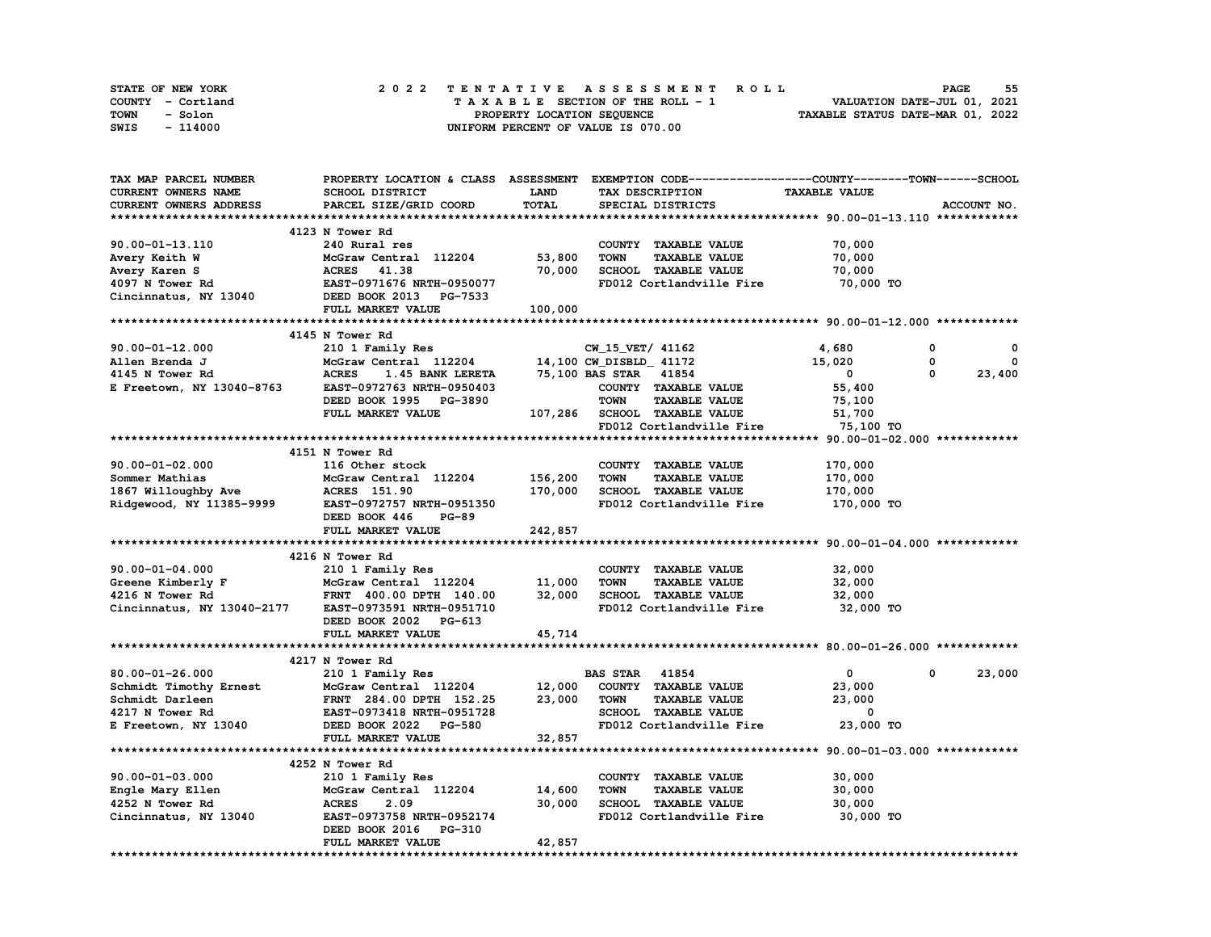STATE OF NEW YORK
COUNTY - Cortland
TOWN - Solon
SWIS - 114000

# 2022 TENTATIVE ASSESSMENT ROLL

TAXABLE SECTION OF THE ROLL - 1
PROPERTY LOCATION SEQUENCE
UNIFORM PERCENT OF VALUE IS 070.00

VALUATION DATE-JUL 01, 2021
TAXABLE STATUS DATE-MAR 01, 2022

| TAX MAP PARCEL NUMBER / CURRENT OWNERS NAME / CURRENT OWNERS ADDRESS | PROPERTY LOCATION & CLASS / SCHOOL DISTRICT / PARCEL SIZE/GRID COORD | ASSESSMENT LAND / TOTAL | EXEMPTION CODE / TAX DESCRIPTION / SPECIAL DISTRICTS | COUNTY TAXABLE VALUE | TOWN | SCHOOL / ACCOUNT NO. |
|---|---|---|---|---|---|---|
| **90.00-01-13.110** | 4123 N Tower Rd | | | | | |
| 90.00-01-13.110 | 240 Rural res | | COUNTY TAXABLE VALUE | 70,000 | | |
| Avery Keith W | McGraw Central 112204 | 53,800 | TOWN TAXABLE VALUE | 70,000 | | |
| Avery Karen S | ACRES 41.38 | 70,000 | SCHOOL TAXABLE VALUE | 70,000 | | |
| 4097 N Tower Rd | EAST-0971676 NRTH-0950077 | | FD012 Cortlandville Fire | 70,000 TO | | |
| Cincinnatus, NY 13040 | DEED BOOK 2013 PG-7533 | | | | | |
| | FULL MARKET VALUE | 100,000 | | | | |
| **90.00-01-12.000** | 4145 N Tower Rd | | | | | |
| 90.00-01-12.000 | 210 1 Family Res | | CW_15_VET/ 41162 | 4,680 | 0 | 0 |
| Allen Brenda J | McGraw Central 112204 | 14,100 | CW_DISBLD_ 41172 | 15,020 | 0 | 0 |
| 4145 N Tower Rd | ACRES 1.45 BANK LERETA | 75,100 | BAS STAR 41854 | 0 | 0 | 23,400 |
| E Freetown, NY 13040-8763 | EAST-0972763 NRTH-0950403 | | COUNTY TAXABLE VALUE | 55,400 | | |
| | DEED BOOK 1995 PG-3890 | | TOWN TAXABLE VALUE | 75,100 | | |
| | FULL MARKET VALUE | 107,286 | SCHOOL TAXABLE VALUE | 51,700 | | |
| | | | FD012 Cortlandville Fire | 75,100 TO | | |
| **90.00-01-02.000** | 4151 N Tower Rd | | | | | |
| 90.00-01-02.000 | 116 Other stock | | COUNTY TAXABLE VALUE | 170,000 | | |
| Sommer Mathias | McGraw Central 112204 | 156,200 | TOWN TAXABLE VALUE | 170,000 | | |
| 1867 Willoughby Ave | ACRES 151.90 | 170,000 | SCHOOL TAXABLE VALUE | 170,000 | | |
| Ridgewood, NY 11385-9999 | EAST-0972757 NRTH-0951350 | | FD012 Cortlandville Fire | 170,000 TO | | |
| | DEED BOOK 446 PG-89 | | | | | |
| | FULL MARKET VALUE | 242,857 | | | | |
| **90.00-01-04.000** | 4216 N Tower Rd | | | | | |
| 90.00-01-04.000 | 210 1 Family Res | | COUNTY TAXABLE VALUE | 32,000 | | |
| Greene Kimberly F | McGraw Central 112204 | 11,000 | TOWN TAXABLE VALUE | 32,000 | | |
| 4216 N Tower Rd | FRNT 400.00 DPTH 140.00 | 32,000 | SCHOOL TAXABLE VALUE | 32,000 | | |
| Cincinnatus, NY 13040-2177 | EAST-0973591 NRTH-0951710 | | FD012 Cortlandville Fire | 32,000 TO | | |
| | DEED BOOK 2002 PG-613 | | | | | |
| | FULL MARKET VALUE | 45,714 | | | | |
| **80.00-01-26.000** | 4217 N Tower Rd | | | | | |
| 80.00-01-26.000 | 210 1 Family Res | | BAS STAR 41854 | 0 | 0 | 23,000 |
| Schmidt Timothy Ernest | McGraw Central 112204 | 12,000 | COUNTY TAXABLE VALUE | 23,000 | | |
| Schmidt Darleen | FRNT 284.00 DPTH 152.25 | 23,000 | TOWN TAXABLE VALUE | 23,000 | | |
| 4217 N Tower Rd | EAST-0973418 NRTH-0951728 | | SCHOOL TAXABLE VALUE | 0 | | |
| E Freetown, NY 13040 | DEED BOOK 2022 PG-580 | | FD012 Cortlandville Fire | 23,000 TO | | |
| | FULL MARKET VALUE | 32,857 | | | | |
| **90.00-01-03.000** | 4252 N Tower Rd | | | | | |
| 90.00-01-03.000 | 210 1 Family Res | | COUNTY TAXABLE VALUE | 30,000 | | |
| Engle Mary Ellen | McGraw Central 112204 | 14,600 | TOWN TAXABLE VALUE | 30,000 | | |
| 4252 N Tower Rd | ACRES 2.09 | 30,000 | SCHOOL TAXABLE VALUE | 30,000 | | |
| Cincinnatus, NY 13040 | EAST-0973758 NRTH-0952174 | | FD012 Cortlandville Fire | 30,000 TO | | |
| | DEED BOOK 2016 PG-310 | | | | | |
| | FULL MARKET VALUE | 42,857 | | | | |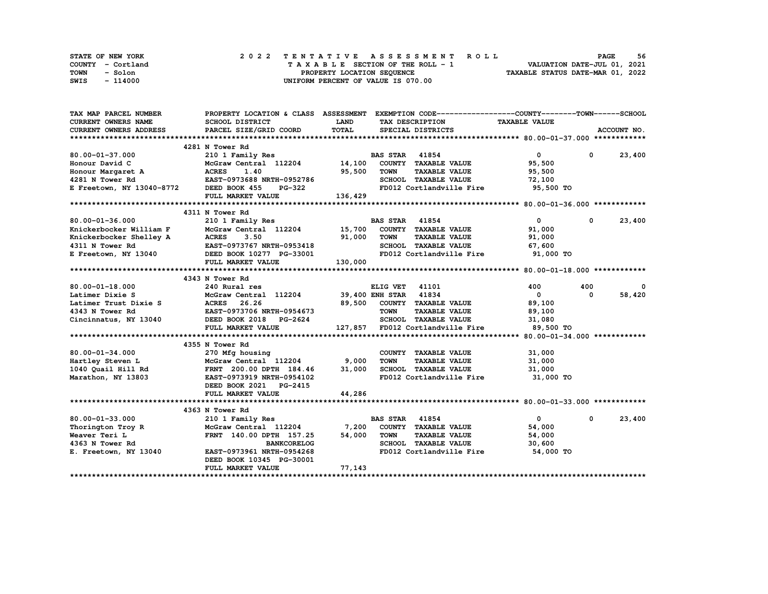STATE OF NEW YORK
COUNTY - Cortland
TOWN - Solon
SWIS - 114000

2 0 2 2 T E N T A T I V E A S S E S S M E N T R O L L
T A X A B L E SECTION OF THE ROLL - 1
PROPERTY LOCATION SEQUENCE
UNIFORM PERCENT OF VALUE IS 070.00

VALUATION DATE-JUL 01, 2021
TAXABLE STATUS DATE-MAR 01, 2022

| TAX MAP PARCEL NUMBER / CURRENT OWNERS NAME / CURRENT OWNERS ADDRESS | PROPERTY LOCATION & CLASS / SCHOOL DISTRICT / PARCEL SIZE/GRID COORD | ASSESSMENT LAND / TOTAL | EXEMPTION CODE / TAX DESCRIPTION / SPECIAL DISTRICTS | COUNTY TAXABLE VALUE | TOWN | SCHOOL / ACCOUNT NO. |
|---|---|---|---|---|---|---|
| | 4281 N Tower Rd | | | | | |
| 80.00-01-37.000 | 210 1 Family Res | | BAS STAR 41854 | 0 | 0 | 23,400 |
| Honour David C | McGraw Central 112204 | 14,100 | COUNTY TAXABLE VALUE | 95,500 | | |
| Honour Margaret A | ACRES 1.40 | 95,500 | TOWN TAXABLE VALUE | 95,500 | | |
| 4281 N Tower Rd | EAST-0973688 NRTH-0952786 | | SCHOOL TAXABLE VALUE | 72,100 | | |
| E Freetown, NY 13040-8772 | DEED BOOK 455 PG-322 | | FD012 Cortlandville Fire | 95,500 TO | | |
| | FULL MARKET VALUE | 136,429 | | | | |
| | 4311 N Tower Rd | | | | | |
| 80.00-01-36.000 | 210 1 Family Res | | BAS STAR 41854 | 0 | 0 | 23,400 |
| Knickerbocker William F | McGraw Central 112204 | 15,700 | COUNTY TAXABLE VALUE | 91,000 | | |
| Knickerbocker Shelley A | ACRES 3.50 | 91,000 | TOWN TAXABLE VALUE | 91,000 | | |
| 4311 N Tower Rd | EAST-0973767 NRTH-0953418 | | SCHOOL TAXABLE VALUE | 67,600 | | |
| E Freetown, NY 13040 | DEED BOOK 10277 PG-33001 | | FD012 Cortlandville Fire | 91,000 TO | | |
| | FULL MARKET VALUE | 130,000 | | | | |
| | 4343 N Tower Rd | | | | | |
| 80.00-01-18.000 | 240 Rural res | | ELIG VET 41101 | 400 | 400 | 0 |
| Latimer Dixie S | McGraw Central 112204 | 39,400 | ENH STAR 41834 | 0 | 0 | 58,420 |
| Latimer Trust Dixie S | ACRES 26.26 | 89,500 | COUNTY TAXABLE VALUE | 89,100 | | |
| 4343 N Tower Rd | EAST-0973706 NRTH-0954673 | | TOWN TAXABLE VALUE | 89,100 | | |
| Cincinnatus, NY 13040 | DEED BOOK 2018 PG-2624 | | SCHOOL TAXABLE VALUE | 31,080 | | |
| | FULL MARKET VALUE | 127,857 | FD012 Cortlandville Fire | 89,500 TO | | |
| | 4355 N Tower Rd | | | | | |
| 80.00-01-34.000 | 270 Mfg housing | | COUNTY TAXABLE VALUE | 31,000 | | |
| Hartley Steven L | McGraw Central 112204 | 9,000 | TOWN TAXABLE VALUE | 31,000 | | |
| 1040 Quail Hill Rd | FRNT 200.00 DPTH 184.46 | 31,000 | SCHOOL TAXABLE VALUE | 31,000 | | |
| Marathon, NY 13803 | EAST-0973919 NRTH-0954102 | | FD012 Cortlandville Fire | 31,000 TO | | |
| | DEED BOOK 2021 PG-2415 | | | | | |
| | FULL MARKET VALUE | 44,286 | | | | |
| | 4363 N Tower Rd | | | | | |
| 80.00-01-33.000 | 210 1 Family Res | | BAS STAR 41854 | 0 | 0 | 23,400 |
| Thorington Troy R | McGraw Central 112204 | 7,200 | COUNTY TAXABLE VALUE | 54,000 | | |
| Weaver Teri L | FRNT 140.00 DPTH 157.25 | 54,000 | TOWN TAXABLE VALUE | 54,000 | | |
| 4363 N Tower Rd | BANKCORELOG | | SCHOOL TAXABLE VALUE | 30,600 | | |
| E. Freetown, NY 13040 | EAST-0973961 NRTH-0954268 | | FD012 Cortlandville Fire | 54,000 TO | | |
| | DEED BOOK 10345 PG-30001 | | | | | |
| | FULL MARKET VALUE | 77,143 | | | | |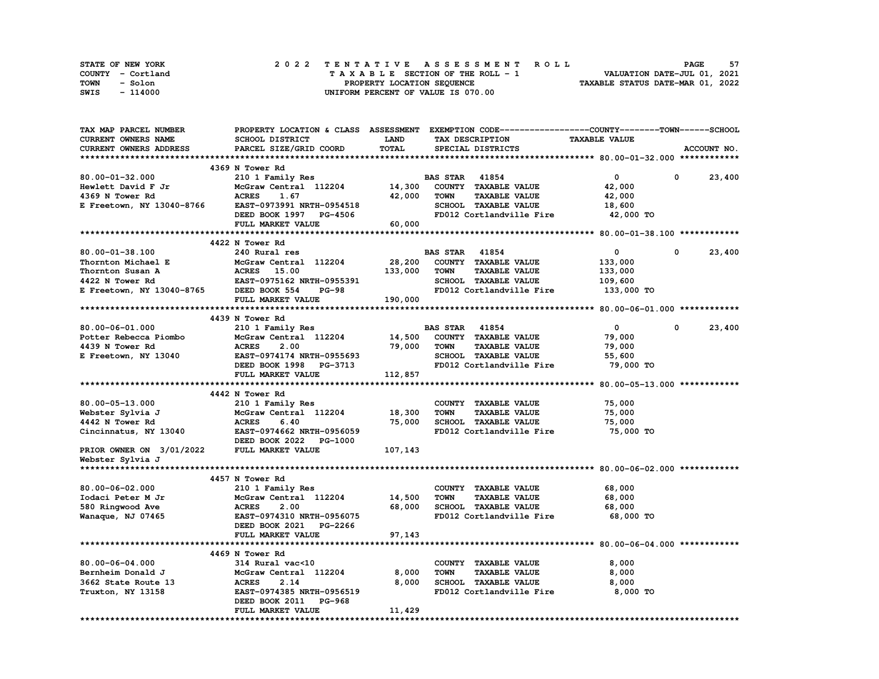STATE OF NEW YORK
COUNTY - Cortland
TOWN - Solon
SWIS - 114000

# 2022 TENTATIVE ASSESSMENT ROLL
TAXABLE SECTION OF THE ROLL - 1
PROPERTY LOCATION SEQUENCE
UNIFORM PERCENT OF VALUE IS 070.00

VALUATION DATE-JUL 01, 2021
TAXABLE STATUS DATE-MAR 01, 2022

| TAX MAP PARCEL NUMBER / CURRENT OWNERS NAME / CURRENT OWNERS ADDRESS | PROPERTY LOCATION & CLASS / SCHOOL DISTRICT / PARCEL SIZE/GRID COORD | ASSESSMENT LAND | TOTAL | EXEMPTION CODE / TAX DESCRIPTION / SPECIAL DISTRICTS | COUNTY TAXABLE VALUE | TOWN | SCHOOL / ACCOUNT NO. |
|---|---|---|---|---|---|---|---|
| **80.00-01-32.000** | 4369 N Tower Rd | | | | | | |
| 80.00-01-32.000 | 210 1 Family Res | | | BAS STAR 41854 | 0 | 0 | 23,400 |
| Hewlett David F Jr | McGraw Central 112204 | 14,300 | | COUNTY TAXABLE VALUE | 42,000 | | |
| 4369 N Tower Rd | ACRES 1.67 | | 42,000 | TOWN TAXABLE VALUE | 42,000 | | |
| E Freetown, NY 13040-8766 | EAST-0973991 NRTH-0954518 | | | SCHOOL TAXABLE VALUE | 18,600 | | |
| | DEED BOOK 1997 PG-4506 | | | FD012 Cortlandville Fire | 42,000 TO | | |
| | FULL MARKET VALUE | | 60,000 | | | | |
| **80.00-01-38.100** | 4422 N Tower Rd | | | | | | |
| 80.00-01-38.100 | 240 Rural res | | | BAS STAR 41854 | 0 | 0 | 23,400 |
| Thornton Michael E | McGraw Central 112204 | 28,200 | | COUNTY TAXABLE VALUE | 133,000 | | |
| Thornton Susan A | ACRES 15.00 | | 133,000 | TOWN TAXABLE VALUE | 133,000 | | |
| 4422 N Tower Rd | EAST-0975162 NRTH-0955391 | | | SCHOOL TAXABLE VALUE | 109,600 | | |
| E Freetown, NY 13040-8765 | DEED BOOK 554 PG-98 | | | FD012 Cortlandville Fire | 133,000 TO | | |
| | FULL MARKET VALUE | | 190,000 | | | | |
| **80.00-06-01.000** | 4439 N Tower Rd | | | | | | |
| 80.00-06-01.000 | 210 1 Family Res | | | BAS STAR 41854 | 0 | 0 | 23,400 |
| Potter Rebecca Piombo | McGraw Central 112204 | 14,500 | | COUNTY TAXABLE VALUE | 79,000 | | |
| 4439 N Tower Rd | ACRES 2.00 | | 79,000 | TOWN TAXABLE VALUE | 79,000 | | |
| E Freetown, NY 13040 | EAST-0974174 NRTH-0955693 | | | SCHOOL TAXABLE VALUE | 55,600 | | |
| | DEED BOOK 1998 PG-3713 | | | FD012 Cortlandville Fire | 79,000 TO | | |
| | FULL MARKET VALUE | | 112,857 | | | | |
| **80.00-05-13.000** | 4442 N Tower Rd | | | | | | |
| 80.00-05-13.000 | 210 1 Family Res | | | COUNTY TAXABLE VALUE | 75,000 | | |
| Webster Sylvia J | McGraw Central 112204 | 18,300 | | TOWN TAXABLE VALUE | 75,000 | | |
| 4442 N Tower Rd | ACRES 6.40 | | 75,000 | SCHOOL TAXABLE VALUE | 75,000 | | |
| Cincinnatus, NY 13040 | EAST-0974662 NRTH-0956059 | | | FD012 Cortlandville Fire | 75,000 TO | | |
| | DEED BOOK 2022 PG-1000 | | | | | | |
| PRIOR OWNER ON 3/01/2022 | FULL MARKET VALUE | | 107,143 | | | | |
| Webster Sylvia J | | | | | | | |
| **80.00-06-02.000** | 4457 N Tower Rd | | | | | | |
| 80.00-06-02.000 | 210 1 Family Res | | | COUNTY TAXABLE VALUE | 68,000 | | |
| Iodaci Peter M Jr | McGraw Central 112204 | 14,500 | | TOWN TAXABLE VALUE | 68,000 | | |
| 580 Ringwood Ave | ACRES 2.00 | | 68,000 | SCHOOL TAXABLE VALUE | 68,000 | | |
| Wanaque, NJ 07465 | EAST-0974310 NRTH-0956075 | | | FD012 Cortlandville Fire | 68,000 TO | | |
| | DEED BOOK 2021 PG-2266 | | | | | | |
| | FULL MARKET VALUE | | 97,143 | | | | |
| **80.00-06-04.000** | 4469 N Tower Rd | | | | | | |
| 80.00-06-04.000 | 314 Rural vac<10 | | | COUNTY TAXABLE VALUE | 8,000 | | |
| Bernheim Donald J | McGraw Central 112204 | 8,000 | | TOWN TAXABLE VALUE | 8,000 | | |
| 3662 State Route 13 | ACRES 2.14 | | 8,000 | SCHOOL TAXABLE VALUE | 8,000 | | |
| Truxton, NY 13158 | EAST-0974385 NRTH-0956519 | | | FD012 Cortlandville Fire | 8,000 TO | | |
| | DEED BOOK 2011 PG-968 | | | | | | |
| | FULL MARKET VALUE | | 11,429 | | | | |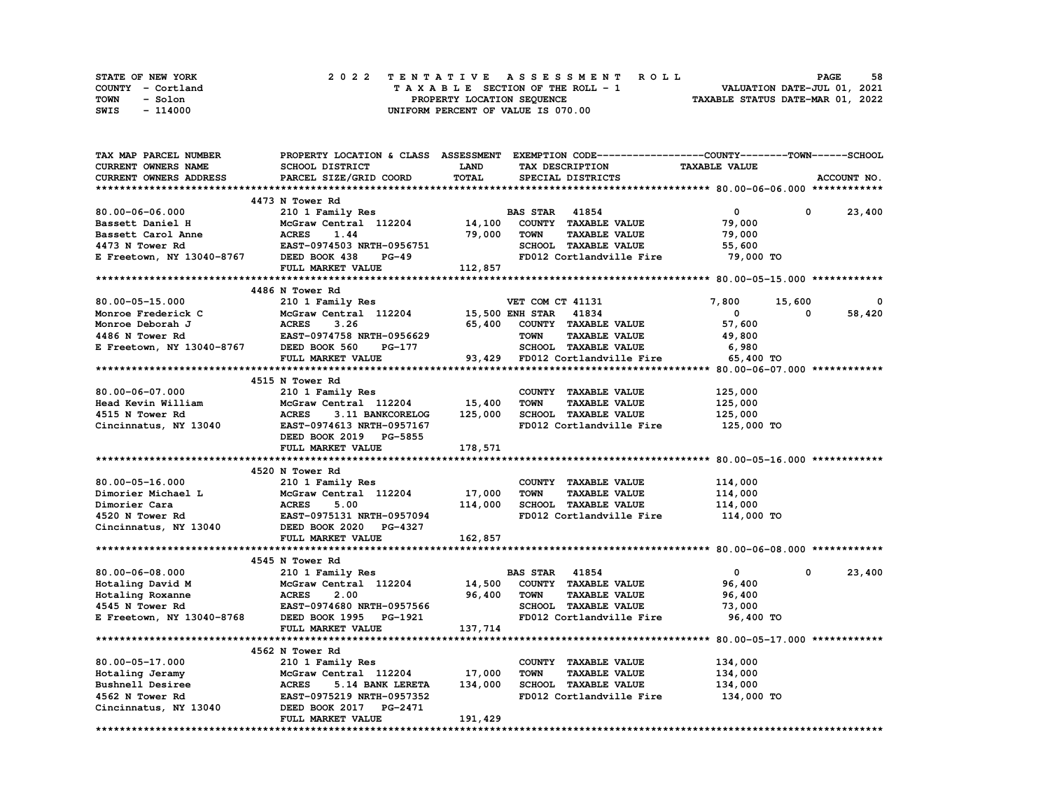STATE OF NEW YORK
COUNTY - Cortland
TOWN - Solon
SWIS - 114000

# 2022 TENTATIVE ASSESSMENT ROLL
TAXABLE SECTION OF THE ROLL - 1
PROPERTY LOCATION SEQUENCE
UNIFORM PERCENT OF VALUE IS 070.00

VALUATION DATE-JUL 01, 2021
TAXABLE STATUS DATE-MAR 01, 2022

| TAX MAP PARCEL NUMBER / CURRENT OWNERS NAME / CURRENT OWNERS ADDRESS | PROPERTY LOCATION & CLASS / SCHOOL DISTRICT / PARCEL SIZE/GRID COORD | ASSESSMENT LAND / TOTAL | EXEMPTION CODE / TAX DESCRIPTION / SPECIAL DISTRICTS | COUNTY TAXABLE VALUE | TOWN | SCHOOL / ACCOUNT NO. |
|---|---|---|---|---|---|---|
| | 4473 N Tower Rd | | | | | |
| 80.00-06-06.000 | 210 1 Family Res | | BAS STAR 41854 | 0 | 0 | 23,400 |
| Bassett Daniel H | McGraw Central 112204 | 14,100 | COUNTY TAXABLE VALUE | 79,000 | | |
| Bassett Carol Anne | ACRES 1.44 | 79,000 | TOWN TAXABLE VALUE | 79,000 | | |
| 4473 N Tower Rd | EAST-0974503 NRTH-0956751 | | SCHOOL TAXABLE VALUE | 55,600 | | |
| E Freetown, NY 13040-8767 | DEED BOOK 438 PG-49 | | FD012 Cortlandville Fire | 79,000 TO | | |
| | FULL MARKET VALUE | 112,857 | | | | |
| | 4486 N Tower Rd | | | | | |
| 80.00-05-15.000 | 210 1 Family Res | | VET COM CT 41131 | 7,800 | 15,600 | 0 |
| Monroe Frederick C | McGraw Central 112204 | 15,500 | ENH STAR 41834 | 0 | 0 | 58,420 |
| Monroe Deborah J | ACRES 3.26 | 65,400 | COUNTY TAXABLE VALUE | 57,600 | | |
| 4486 N Tower Rd | EAST-0974758 NRTH-0956629 | | TOWN TAXABLE VALUE | 49,800 | | |
| E Freetown, NY 13040-8767 | DEED BOOK 560 PG-177 | | SCHOOL TAXABLE VALUE | 6,980 | | |
| | FULL MARKET VALUE | 93,429 | FD012 Cortlandville Fire | 65,400 TO | | |
| | 4515 N Tower Rd | | | | | |
| 80.00-06-07.000 | 210 1 Family Res | | COUNTY TAXABLE VALUE | 125,000 | | |
| Head Kevin William | McGraw Central 112204 | 15,400 | TOWN TAXABLE VALUE | 125,000 | | |
| 4515 N Tower Rd | ACRES 3.11 BANKCORELOG | 125,000 | SCHOOL TAXABLE VALUE | 125,000 | | |
| Cincinnatus, NY 13040 | EAST-0974613 NRTH-0957167 | | FD012 Cortlandville Fire | 125,000 TO | | |
| | DEED BOOK 2019 PG-5855 | | | | | |
| | FULL MARKET VALUE | 178,571 | | | | |
| | 4520 N Tower Rd | | | | | |
| 80.00-05-16.000 | 210 1 Family Res | | COUNTY TAXABLE VALUE | 114,000 | | |
| Dimorier Michael L | McGraw Central 112204 | 17,000 | TOWN TAXABLE VALUE | 114,000 | | |
| Dimorier Cara | ACRES 5.00 | 114,000 | SCHOOL TAXABLE VALUE | 114,000 | | |
| 4520 N Tower Rd | EAST-0975131 NRTH-0957094 | | FD012 Cortlandville Fire | 114,000 TO | | |
| Cincinnatus, NY 13040 | DEED BOOK 2020 PG-4327 | | | | | |
| | FULL MARKET VALUE | 162,857 | | | | |
| | 4545 N Tower Rd | | | | | |
| 80.00-06-08.000 | 210 1 Family Res | | BAS STAR 41854 | 0 | 0 | 23,400 |
| Hotaling David M | McGraw Central 112204 | 14,500 | COUNTY TAXABLE VALUE | 96,400 | | |
| Hotaling Roxanne | ACRES 2.00 | 96,400 | TOWN TAXABLE VALUE | 96,400 | | |
| 4545 N Tower Rd | EAST-0974680 NRTH-0957566 | | SCHOOL TAXABLE VALUE | 73,000 | | |
| E Freetown, NY 13040-8768 | DEED BOOK 1995 PG-1921 | | FD012 Cortlandville Fire | 96,400 TO | | |
| | FULL MARKET VALUE | 137,714 | | | | |
| | 4562 N Tower Rd | | | | | |
| 80.00-05-17.000 | 210 1 Family Res | | COUNTY TAXABLE VALUE | 134,000 | | |
| Hotaling Jeramy | McGraw Central 112204 | 17,000 | TOWN TAXABLE VALUE | 134,000 | | |
| Bushnell Desiree | ACRES 5.14 BANK LERETA | 134,000 | SCHOOL TAXABLE VALUE | 134,000 | | |
| 4562 N Tower Rd | EAST-0975219 NRTH-0957352 | | FD012 Cortlandville Fire | 134,000 TO | | |
| Cincinnatus, NY 13040 | DEED BOOK 2017 PG-2471 | | | | | |
| | FULL MARKET VALUE | 191,429 | | | | |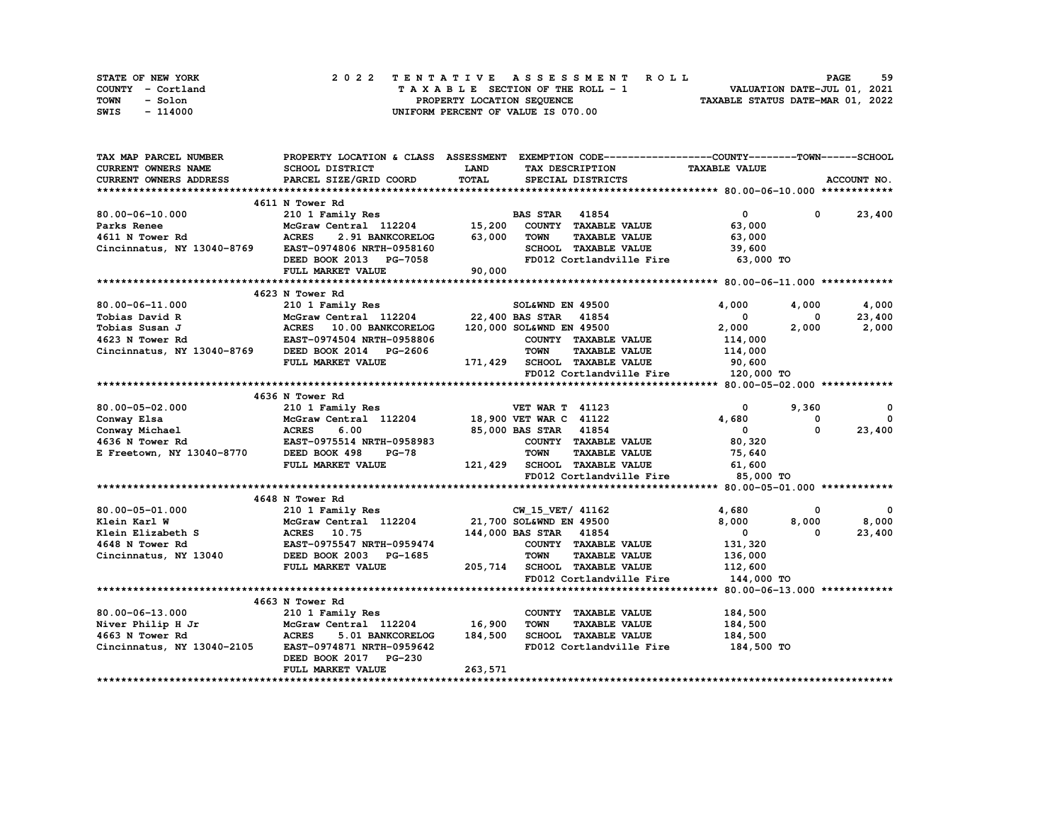STATE OF NEW YORK | 2022 TENTATIVE ASSESSMENT ROLL
COUNTY - Cortland | TAXABLE SECTION OF THE ROLL - 1 | VALUATION DATE-JUL 01, 2021
TOWN - Solon | PROPERTY LOCATION SEQUENCE | TAXABLE STATUS DATE-MAR 01, 2022
SWIS - 114000 | UNIFORM PERCENT OF VALUE IS 070.00

| TAX MAP PARCEL NUMBER / CURRENT OWNERS NAME / CURRENT OWNERS ADDRESS | PROPERTY LOCATION & CLASS / SCHOOL DISTRICT / PARCEL SIZE/GRID COORD | ASSESSMENT LAND / TOTAL | EXEMPTION CODE / TAX DESCRIPTION / SPECIAL DISTRICTS | COUNTY TAXABLE VALUE | TOWN | SCHOOL / ACCOUNT NO. |
|---|---|---|---|---|---|---|
| **80.00-06-10.000** | 4611 N Tower Rd | | | | | |
| 80.00-06-10.000 | 210 1 Family Res | | BAS STAR 41854 | 0 | 0 | 23,400 |
| Parks Renee | McGraw Central 112204 | 15,200 | COUNTY TAXABLE VALUE | 63,000 | | |
| 4611 N Tower Rd | ACRES 2.91 BANKCORELOG | 63,000 | TOWN TAXABLE VALUE | 63,000 | | |
| Cincinnatus, NY 13040-8769 | EAST-0974806 NRTH-0958160 | | SCHOOL TAXABLE VALUE | 39,600 | | |
| | DEED BOOK 2013 PG-7058 | | FD012 Cortlandville Fire | 63,000 TO | | |
| | FULL MARKET VALUE | 90,000 | | | | |
| **80.00-06-11.000** | 4623 N Tower Rd | | | | | |
| 80.00-06-11.000 | 210 1 Family Res | | SOL&WND EN 49500 | 4,000 | 4,000 | 4,000 |
| Tobias David R | McGraw Central 112204 | 22,400 | BAS STAR 41854 | 0 | 0 | 23,400 |
| Tobias Susan J | ACRES 10.00 BANKCORELOG | 120,000 | SOL&WND EN 49500 | 2,000 | 2,000 | 2,000 |
| 4623 N Tower Rd | EAST-0974504 NRTH-0958806 | | COUNTY TAXABLE VALUE | 114,000 | | |
| Cincinnatus, NY 13040-8769 | DEED BOOK 2014 PG-2606 | | TOWN TAXABLE VALUE | 114,000 | | |
| | FULL MARKET VALUE | 171,429 | SCHOOL TAXABLE VALUE | 90,600 | | |
| | | | FD012 Cortlandville Fire | 120,000 TO | | |
| **80.00-05-02.000** | 4636 N Tower Rd | | | | | |
| 80.00-05-02.000 | 210 1 Family Res | | VET WAR T 41123 | 0 | 9,360 | 0 |
| Conway Elsa | McGraw Central 112204 | 18,900 | VET WAR C 41122 | 4,680 | 0 | 0 |
| Conway Michael | ACRES 6.00 | 85,000 | BAS STAR 41854 | 0 | 0 | 23,400 |
| 4636 N Tower Rd | EAST-0975514 NRTH-0958983 | | COUNTY TAXABLE VALUE | 80,320 | | |
| E Freetown, NY 13040-8770 | DEED BOOK 498 PG-78 | | TOWN TAXABLE VALUE | 75,640 | | |
| | FULL MARKET VALUE | 121,429 | SCHOOL TAXABLE VALUE | 61,600 | | |
| | | | FD012 Cortlandville Fire | 85,000 TO | | |
| **80.00-05-01.000** | 4648 N Tower Rd | | | | | |
| 80.00-05-01.000 | 210 1 Family Res | | CW_15_VET/ 41162 | 4,680 | 0 | 0 |
| Klein Karl W | McGraw Central 112204 | 21,700 | SOL&WND EN 49500 | 8,000 | 8,000 | 8,000 |
| Klein Elizabeth S | ACRES 10.75 | 144,000 | BAS STAR 41854 | 0 | 0 | 23,400 |
| 4648 N Tower Rd | EAST-0975547 NRTH-0959474 | | COUNTY TAXABLE VALUE | 131,320 | | |
| Cincinnatus, NY 13040 | DEED BOOK 2003 PG-1685 | | TOWN TAXABLE VALUE | 136,000 | | |
| | FULL MARKET VALUE | 205,714 | SCHOOL TAXABLE VALUE | 112,600 | | |
| | | | FD012 Cortlandville Fire | 144,000 TO | | |
| **80.00-06-13.000** | 4663 N Tower Rd | | | | | |
| 80.00-06-13.000 | 210 1 Family Res | | COUNTY TAXABLE VALUE | 184,500 | | |
| Niver Philip H Jr | McGraw Central 112204 | 16,900 | TOWN TAXABLE VALUE | 184,500 | | |
| 4663 N Tower Rd | ACRES 5.01 BANKCORELOG | 184,500 | SCHOOL TAXABLE VALUE | 184,500 | | |
| Cincinnatus, NY 13040-2105 | EAST-0974871 NRTH-0959642 | | FD012 Cortlandville Fire | 184,500 TO | | |
| | DEED BOOK 2017 PG-230 | | | | | |
| | FULL MARKET VALUE | 263,571 | | | | |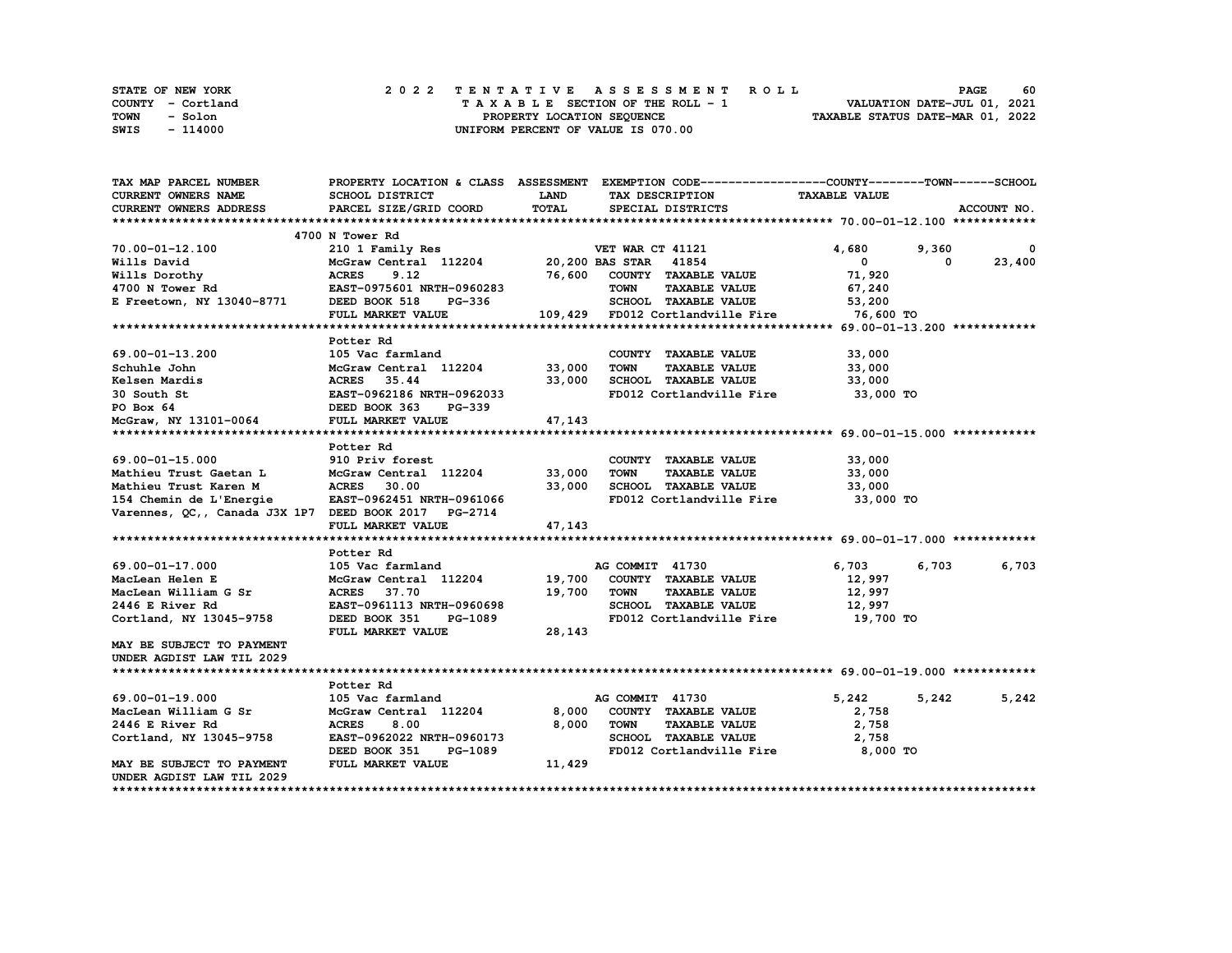STATE OF NEW YORK
COUNTY - Cortland
TOWN - Solon
SWIS - 114000

# 2022 TENTATIVE ASSESSMENT ROLL

TAXABLE SECTION OF THE ROLL - 1
PROPERTY LOCATION SEQUENCE
UNIFORM PERCENT OF VALUE IS 070.00

VALUATION DATE-JUL 01, 2021
TAXABLE STATUS DATE-MAR 01, 2022

| TAX MAP PARCEL NUMBER / CURRENT OWNERS NAME / CURRENT OWNERS ADDRESS | PROPERTY LOCATION & CLASS / SCHOOL DISTRICT / PARCEL SIZE/GRID COORD | ASSESSMENT LAND / TOTAL | EXEMPTION CODE / TAX DESCRIPTION / SPECIAL DISTRICTS | COUNTY | TOWN | SCHOOL |
|---|---|---|---|---|---|---|
| **70.00-01-12.100** | 4700 N Tower Rd | | | | | |
| 70.00-01-12.100 | 210 1 Family Res | | VET WAR CT 41121 | 4,680 | 9,360 | 0 |
| Wills David | McGraw Central 112204 | 20,200 | BAS STAR 41854 | 0 | 0 | 23,400 |
| Wills Dorothy | ACRES 9.12 | 76,600 | COUNTY TAXABLE VALUE | 71,920 | | |
| 4700 N Tower Rd | EAST-0975601 NRTH-0960283 | | TOWN TAXABLE VALUE | 67,240 | | |
| E Freetown, NY 13040-8771 | DEED BOOK 518 PG-336 | | SCHOOL TAXABLE VALUE | 53,200 | | |
| | FULL MARKET VALUE | 109,429 | FD012 Cortlandville Fire | 76,600 TO | | |
| **69.00-01-13.200** | Potter Rd | | | | | |
| 69.00-01-13.200 | 105 Vac farmland | | COUNTY TAXABLE VALUE | 33,000 | | |
| Schuhle John | McGraw Central 112204 | 33,000 | TOWN TAXABLE VALUE | 33,000 | | |
| Kelsen Mardis | ACRES 35.44 | 33,000 | SCHOOL TAXABLE VALUE | 33,000 | | |
| 30 South St | EAST-0962186 NRTH-0962033 | | FD012 Cortlandville Fire | 33,000 TO | | |
| PO Box 64 | DEED BOOK 363 PG-339 | | | | | |
| McGraw, NY 13101-0064 | FULL MARKET VALUE | 47,143 | | | | |
| **69.00-01-15.000** | Potter Rd | | | | | |
| 69.00-01-15.000 | 910 Priv forest | | COUNTY TAXABLE VALUE | 33,000 | | |
| Mathieu Trust Gaetan L | McGraw Central 112204 | 33,000 | TOWN TAXABLE VALUE | 33,000 | | |
| Mathieu Trust Karen M | ACRES 30.00 | 33,000 | SCHOOL TAXABLE VALUE | 33,000 | | |
| 154 Chemin de L'Energie | EAST-0962451 NRTH-0961066 | | FD012 Cortlandville Fire | 33,000 TO | | |
| Varennes, QC,, Canada J3X 1P7 | DEED BOOK 2017 PG-2714 | | | | | |
| | FULL MARKET VALUE | 47,143 | | | | |
| **69.00-01-17.000** | Potter Rd | | | | | |
| 69.00-01-17.000 | 105 Vac farmland | | AG COMMIT 41730 | 6,703 | 6,703 | 6,703 |
| MacLean Helen E | McGraw Central 112204 | 19,700 | COUNTY TAXABLE VALUE | 12,997 | | |
| MacLean William G Sr | ACRES 37.70 | 19,700 | TOWN TAXABLE VALUE | 12,997 | | |
| 2446 E River Rd | EAST-0961113 NRTH-0960698 | | SCHOOL TAXABLE VALUE | 12,997 | | |
| Cortland, NY 13045-9758 | DEED BOOK 351 PG-1089 | | FD012 Cortlandville Fire | 19,700 TO | | |
| | FULL MARKET VALUE | 28,143 | | | | |
| MAY BE SUBJECT TO PAYMENT UNDER AGDIST LAW TIL 2029 | | | | | | |
| **69.00-01-19.000** | Potter Rd | | | | | |
| 69.00-01-19.000 | 105 Vac farmland | | AG COMMIT 41730 | 5,242 | 5,242 | 5,242 |
| MacLean William G Sr | McGraw Central 112204 | 8,000 | COUNTY TAXABLE VALUE | 2,758 | | |
| 2446 E River Rd | ACRES 8.00 | 8,000 | TOWN TAXABLE VALUE | 2,758 | | |
| Cortland, NY 13045-9758 | EAST-0962022 NRTH-0960173 | | SCHOOL TAXABLE VALUE | 2,758 | | |
| | DEED BOOK 351 PG-1089 | | FD012 Cortlandville Fire | 8,000 TO | | |
| MAY BE SUBJECT TO PAYMENT UNDER AGDIST LAW TIL 2029 | FULL MARKET VALUE | 11,429 | | | | |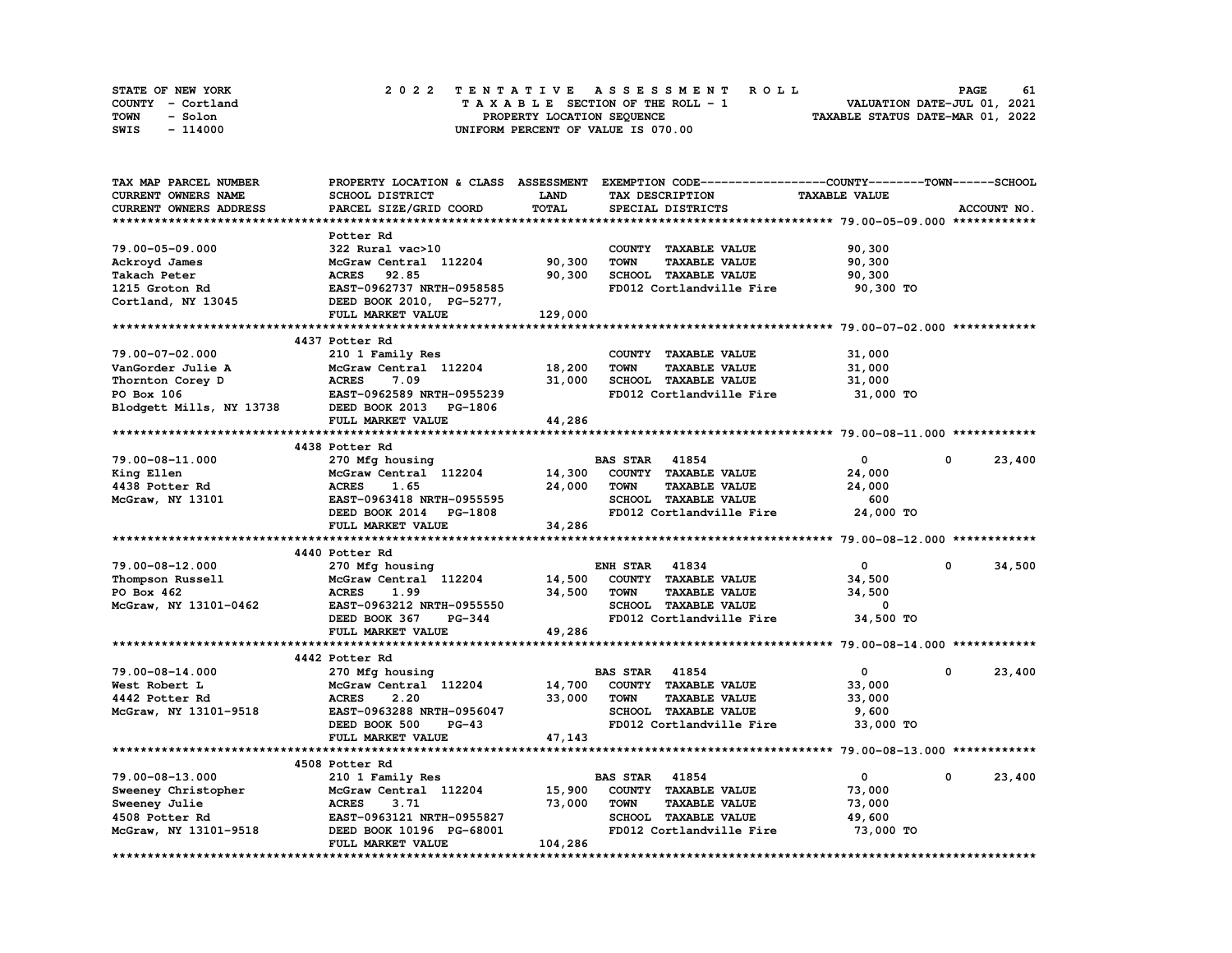STATE OF NEW YORK
COUNTY - Cortland
TOWN - Solon
SWIS - 114000

2 0 2 2 T E N T A T I V E A S S E S S M E N T R O L L
T A X A B L E SECTION OF THE ROLL - 1
PROPERTY LOCATION SEQUENCE
UNIFORM PERCENT OF VALUE IS 070.00

VALUATION DATE-JUL 01, 2021
TAXABLE STATUS DATE-MAR 01, 2022

| TAX MAP PARCEL NUMBER / CURRENT OWNERS NAME / CURRENT OWNERS ADDRESS | PROPERTY LOCATION & CLASS / SCHOOL DISTRICT / PARCEL SIZE/GRID COORD | ASSESSMENT LAND / TOTAL | EXEMPTION CODE / TAX DESCRIPTION / SPECIAL DISTRICTS | COUNTY TAXABLE VALUE | TOWN | SCHOOL | ACCOUNT NO. |
|---|---|---|---|---|---|---|---|
| **79.00-05-09.000** | Potter Rd | | | | | | |
| 79.00-05-09.000 | 322 Rural vac>10 | | COUNTY TAXABLE VALUE | 90,300 | | | |
| Ackroyd James | McGraw Central 112204 | 90,300 | TOWN TAXABLE VALUE | 90,300 | | | |
| Takach Peter | ACRES 92.85 | 90,300 | SCHOOL TAXABLE VALUE | 90,300 | | | |
| 1215 Groton Rd | EAST-0962737 NRTH-0958585 | | FD012 Cortlandville Fire | 90,300 TO | | | |
| Cortland, NY 13045 | DEED BOOK 2010, PG-5277, | | | | | | |
| | FULL MARKET VALUE | 129,000 | | | | | |
| **79.00-07-02.000** | 4437 Potter Rd | | | | | | |
| 79.00-07-02.000 | 210 1 Family Res | | COUNTY TAXABLE VALUE | 31,000 | | | |
| VanGorder Julie A | McGraw Central 112204 | 18,200 | TOWN TAXABLE VALUE | 31,000 | | | |
| Thornton Corey D | ACRES 7.09 | 31,000 | SCHOOL TAXABLE VALUE | 31,000 | | | |
| PO Box 106 | EAST-0962589 NRTH-0955239 | | FD012 Cortlandville Fire | 31,000 TO | | | |
| Blodgett Mills, NY 13738 | DEED BOOK 2013 PG-1806 | | | | | | |
| | FULL MARKET VALUE | 44,286 | | | | | |
| **79.00-08-11.000** | 4438 Potter Rd | | | | | | |
| 79.00-08-11.000 | 270 Mfg housing | | BAS STAR 41854 | 0 | 0 | 23,400 | |
| King Ellen | McGraw Central 112204 | 14,300 | COUNTY TAXABLE VALUE | 24,000 | | | |
| 4438 Potter Rd | ACRES 1.65 | 24,000 | TOWN TAXABLE VALUE | 24,000 | | | |
| McGraw, NY 13101 | EAST-0963418 NRTH-0955595 | | SCHOOL TAXABLE VALUE | 600 | | | |
| | DEED BOOK 2014 PG-1808 | | FD012 Cortlandville Fire | 24,000 TO | | | |
| | FULL MARKET VALUE | 34,286 | | | | | |
| **79.00-08-12.000** | 4440 Potter Rd | | | | | | |
| 79.00-08-12.000 | 270 Mfg housing | | ENH STAR 41834 | 0 | 0 | 34,500 | |
| Thompson Russell | McGraw Central 112204 | 14,500 | COUNTY TAXABLE VALUE | 34,500 | | | |
| PO Box 462 | ACRES 1.99 | 34,500 | TOWN TAXABLE VALUE | 34,500 | | | |
| McGraw, NY 13101-0462 | EAST-0963212 NRTH-0955550 | | SCHOOL TAXABLE VALUE | 0 | | | |
| | DEED BOOK 367 PG-344 | | FD012 Cortlandville Fire | 34,500 TO | | | |
| | FULL MARKET VALUE | 49,286 | | | | | |
| **79.00-08-14.000** | 4442 Potter Rd | | | | | | |
| 79.00-08-14.000 | 270 Mfg housing | | BAS STAR 41854 | 0 | 0 | 23,400 | |
| West Robert L | McGraw Central 112204 | 14,700 | COUNTY TAXABLE VALUE | 33,000 | | | |
| 4442 Potter Rd | ACRES 2.20 | 33,000 | TOWN TAXABLE VALUE | 33,000 | | | |
| McGraw, NY 13101-9518 | EAST-0963288 NRTH-0956047 | | SCHOOL TAXABLE VALUE | 9,600 | | | |
| | DEED BOOK 500 PG-43 | | FD012 Cortlandville Fire | 33,000 TO | | | |
| | FULL MARKET VALUE | 47,143 | | | | | |
| **79.00-08-13.000** | 4508 Potter Rd | | | | | | |
| 79.00-08-13.000 | 210 1 Family Res | | BAS STAR 41854 | 0 | 0 | 23,400 | |
| Sweeney Christopher | McGraw Central 112204 | 15,900 | COUNTY TAXABLE VALUE | 73,000 | | | |
| Sweeney Julie | ACRES 3.71 | 73,000 | TOWN TAXABLE VALUE | 73,000 | | | |
| 4508 Potter Rd | EAST-0963121 NRTH-0955827 | | SCHOOL TAXABLE VALUE | 49,600 | | | |
| McGraw, NY 13101-9518 | DEED BOOK 10196 PG-68001 | | FD012 Cortlandville Fire | 73,000 TO | | | |
| | FULL MARKET VALUE | 104,286 | | | | | |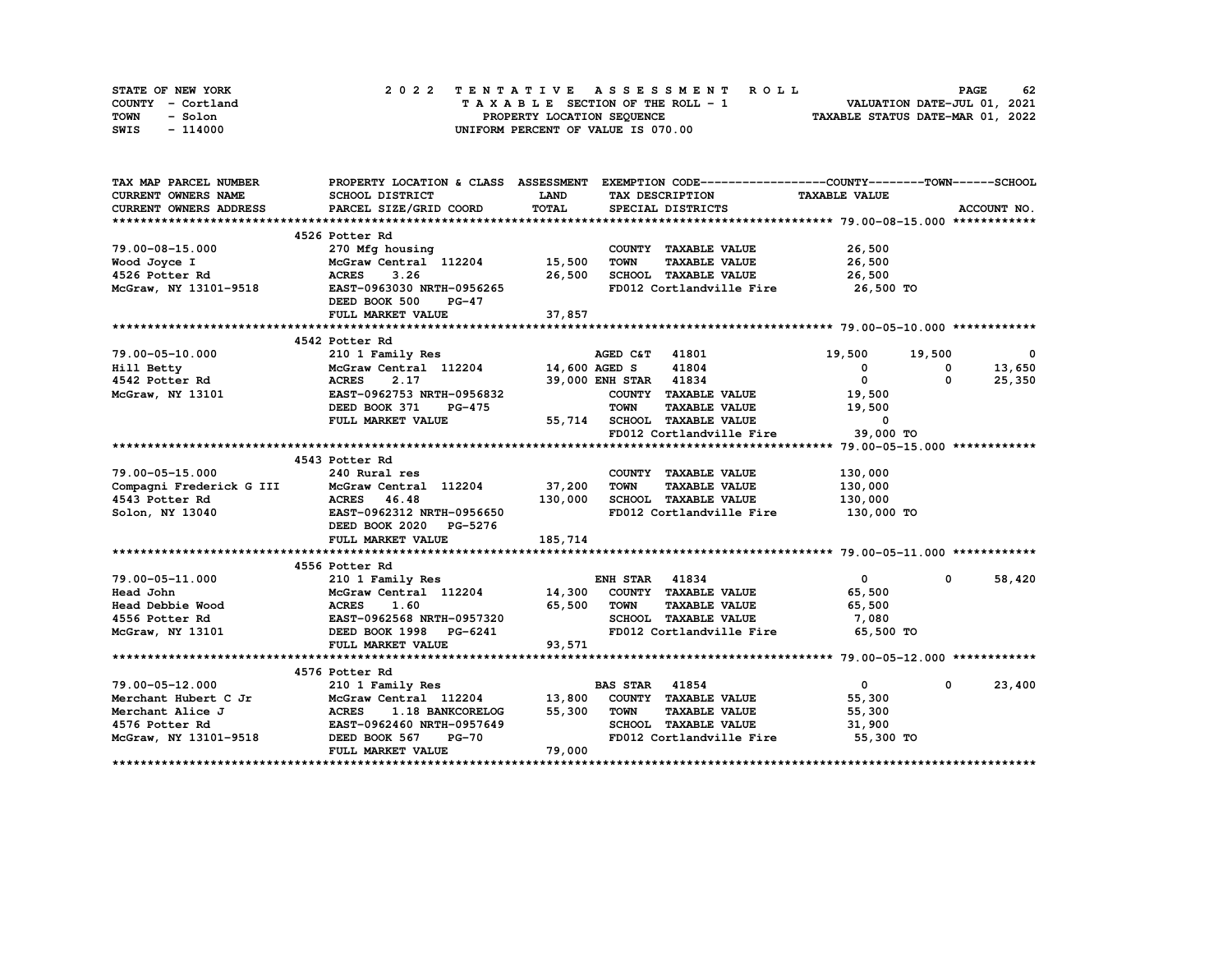STATE OF NEW YORK
COUNTY - Cortland
TOWN - Solon
SWIS - 114000

# 2022 TENTATIVE ASSESSMENT ROLL

TAXABLE SECTION OF THE ROLL - 1
PROPERTY LOCATION SEQUENCE
UNIFORM PERCENT OF VALUE IS 070.00

VALUATION DATE-JUL 01, 2021
TAXABLE STATUS DATE-MAR 01, 2022

| TAX MAP PARCEL NUMBER / CURRENT OWNERS NAME / CURRENT OWNERS ADDRESS | PROPERTY LOCATION & CLASS / SCHOOL DISTRICT / PARCEL SIZE/GRID COORD | ASSESSMENT LAND / TOTAL | EXEMPTION CODE / TAX DESCRIPTION / SPECIAL DISTRICTS | COUNTY TAXABLE VALUE | TOWN | SCHOOL | ACCOUNT NO. |
|---|---|---|---|---|---|---|---|
| ******** 79.00-08-15.000 ******** | | | | | | | |
| | 4526 Potter Rd | | | | | | |
| 79.00-08-15.000 | 270 Mfg housing | | COUNTY TAXABLE VALUE | 26,500 | | | |
| Wood Joyce I | McGraw Central 112204 | 15,500 | TOWN TAXABLE VALUE | 26,500 | | | |
| 4526 Potter Rd | ACRES 3.26 | 26,500 | SCHOOL TAXABLE VALUE | 26,500 | | | |
| McGraw, NY 13101-9518 | EAST-0963030 NRTH-0956265 | | FD012 Cortlandville Fire | 26,500 TO | | | |
| | DEED BOOK 500 PG-47 | | | | | | |
| | FULL MARKET VALUE | 37,857 | | | | | |
| ******** 79.00-05-10.000 ******** | | | | | | | |
| | 4542 Potter Rd | | | | | | |
| 79.00-05-10.000 | 210 1 Family Res | | AGED C&T 41801 | 19,500 | 19,500 | 0 | |
| Hill Betty | McGraw Central 112204 | 14,600 | AGED S 41804 | 0 | 0 | 13,650 | |
| 4542 Potter Rd | ACRES 2.17 | 39,000 | ENH STAR 41834 | 0 | 0 | 25,350 | |
| McGraw, NY 13101 | EAST-0962753 NRTH-0956832 | | COUNTY TAXABLE VALUE | 19,500 | | | |
| | DEED BOOK 371 PG-475 | | TOWN TAXABLE VALUE | 19,500 | | | |
| | FULL MARKET VALUE | 55,714 | SCHOOL TAXABLE VALUE | 0 | | | |
| | | | FD012 Cortlandville Fire | 39,000 TO | | | |
| ******** 79.00-05-15.000 ******** | | | | | | | |
| | 4543 Potter Rd | | | | | | |
| 79.00-05-15.000 | 240 Rural res | | COUNTY TAXABLE VALUE | 130,000 | | | |
| Compagni Frederick G III | McGraw Central 112204 | 37,200 | TOWN TAXABLE VALUE | 130,000 | | | |
| 4543 Potter Rd | ACRES 46.48 | 130,000 | SCHOOL TAXABLE VALUE | 130,000 | | | |
| Solon, NY 13040 | EAST-0962312 NRTH-0956650 | | FD012 Cortlandville Fire | 130,000 TO | | | |
| | DEED BOOK 2020 PG-5276 | | | | | | |
| | FULL MARKET VALUE | 185,714 | | | | | |
| ******** 79.00-05-11.000 ******** | | | | | | | |
| | 4556 Potter Rd | | | | | | |
| 79.00-05-11.000 | 210 1 Family Res | | ENH STAR 41834 | 0 | 0 | 58,420 | |
| Head John | McGraw Central 112204 | 14,300 | COUNTY TAXABLE VALUE | 65,500 | | | |
| Head Debbie Wood | ACRES 1.60 | 65,500 | TOWN TAXABLE VALUE | 65,500 | | | |
| 4556 Potter Rd | EAST-0962568 NRTH-0957320 | | SCHOOL TAXABLE VALUE | 7,080 | | | |
| McGraw, NY 13101 | DEED BOOK 1998 PG-6241 | | FD012 Cortlandville Fire | 65,500 TO | | | |
| | FULL MARKET VALUE | 93,571 | | | | | |
| ******** 79.00-05-12.000 ******** | | | | | | | |
| | 4576 Potter Rd | | | | | | |
| 79.00-05-12.000 | 210 1 Family Res | | BAS STAR 41854 | 0 | 0 | 23,400 | |
| Merchant Hubert C Jr | McGraw Central 112204 | 13,800 | COUNTY TAXABLE VALUE | 55,300 | | | |
| Merchant Alice J | ACRES 1.18 BANKCORELOG | 55,300 | TOWN TAXABLE VALUE | 55,300 | | | |
| 4576 Potter Rd | EAST-0962460 NRTH-0957649 | | SCHOOL TAXABLE VALUE | 31,900 | | | |
| McGraw, NY 13101-9518 | DEED BOOK 567 PG-70 | | FD012 Cortlandville Fire | 55,300 TO | | | |
| | FULL MARKET VALUE | 79,000 | | | | | |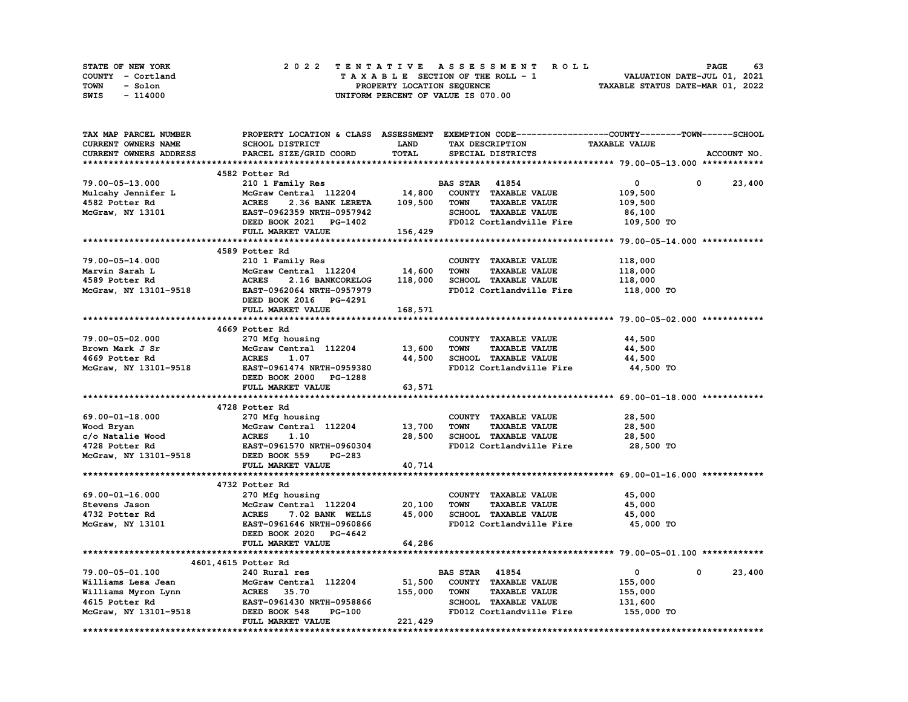STATE OF NEW YORK | COUNTY - Cortland | TOWN - Solon | SWIS - 114000

**2022 TENTATIVE ASSESSMENT ROLL**
TAXABLE SECTION OF THE ROLL - 1
PROPERTY LOCATION SEQUENCE
UNIFORM PERCENT OF VALUE IS 070.00

VALUATION DATE-JUL 01, 2021
TAXABLE STATUS DATE-MAR 01, 2022

| TAX MAP PARCEL NUMBER / CURRENT OWNERS NAME / CURRENT OWNERS ADDRESS | PROPERTY LOCATION & CLASS / SCHOOL DISTRICT / PARCEL SIZE/GRID COORD | ASSESSMENT LAND / TOTAL | EXEMPTION CODE / TAX DESCRIPTION / SPECIAL DISTRICTS | TAXABLE VALUE COUNTY | TOWN | SCHOOL / ACCOUNT NO. |
|---|---|---|---|---|---|---|
| **79.00-05-13.000** | 4582 Potter Rd | | | | | |
| 79.00-05-13.000 | 210 1 Family Res | | BAS STAR 41854 | 0 | 0 | 23,400 |
| Mulcahy Jennifer L | McGraw Central 112204 | 14,800 | COUNTY TAXABLE VALUE | 109,500 | | |
| 4582 Potter Rd | ACRES 2.36 BANK LERETA | 109,500 | TOWN TAXABLE VALUE | 109,500 | | |
| McGraw, NY 13101 | EAST-0962359 NRTH-0957942 | | SCHOOL TAXABLE VALUE | 86,100 | | |
| | DEED BOOK 2021 PG-1402 | | FD012 Cortlandville Fire | 109,500 TO | | |
| | FULL MARKET VALUE | 156,429 | | | | |
| **79.00-05-14.000** | 4589 Potter Rd | | | | | |
| 79.00-05-14.000 | 210 1 Family Res | | COUNTY TAXABLE VALUE | 118,000 | | |
| Marvin Sarah L | McGraw Central 112204 | 14,600 | TOWN TAXABLE VALUE | 118,000 | | |
| 4589 Potter Rd | ACRES 2.16 BANKCORELOG | 118,000 | SCHOOL TAXABLE VALUE | 118,000 | | |
| McGraw, NY 13101-9518 | EAST-0962064 NRTH-0957979 | | FD012 Cortlandville Fire | 118,000 TO | | |
| | DEED BOOK 2016 PG-4291 | | | | | |
| | FULL MARKET VALUE | 168,571 | | | | |
| **79.00-05-02.000** | 4669 Potter Rd | | | | | |
| 79.00-05-02.000 | 270 Mfg housing | | COUNTY TAXABLE VALUE | 44,500 | | |
| Brown Mark J Sr | McGraw Central 112204 | 13,600 | TOWN TAXABLE VALUE | 44,500 | | |
| 4669 Potter Rd | ACRES 1.07 | 44,500 | SCHOOL TAXABLE VALUE | 44,500 | | |
| McGraw, NY 13101-9518 | EAST-0961474 NRTH-0959380 | | FD012 Cortlandville Fire | 44,500 TO | | |
| | DEED BOOK 2000 PG-1288 | | | | | |
| | FULL MARKET VALUE | 63,571 | | | | |
| **69.00-01-18.000** | 4728 Potter Rd | | | | | |
| 69.00-01-18.000 | 270 Mfg housing | | COUNTY TAXABLE VALUE | 28,500 | | |
| Wood Bryan | McGraw Central 112204 | 13,700 | TOWN TAXABLE VALUE | 28,500 | | |
| c/o Natalie Wood | ACRES 1.10 | 28,500 | SCHOOL TAXABLE VALUE | 28,500 | | |
| 4728 Potter Rd | EAST-0961570 NRTH-0960304 | | FD012 Cortlandville Fire | 28,500 TO | | |
| McGraw, NY 13101-9518 | DEED BOOK 559 PG-283 | | | | | |
| | FULL MARKET VALUE | 40,714 | | | | |
| **69.00-01-16.000** | 4732 Potter Rd | | | | | |
| 69.00-01-16.000 | 270 Mfg housing | | COUNTY TAXABLE VALUE | 45,000 | | |
| Stevens Jason | McGraw Central 112204 | 20,100 | TOWN TAXABLE VALUE | 45,000 | | |
| 4732 Potter Rd | ACRES 7.02 BANK WELLS | 45,000 | SCHOOL TAXABLE VALUE | 45,000 | | |
| McGraw, NY 13101 | EAST-0961646 NRTH-0960866 | | FD012 Cortlandville Fire | 45,000 TO | | |
| | DEED BOOK 2020 PG-4642 | | | | | |
| | FULL MARKET VALUE | 64,286 | | | | |
| **79.00-05-01.100** | 4601,4615 Potter Rd | | | | | |
| 79.00-05-01.100 | 240 Rural res | | BAS STAR 41854 | 0 | 0 | 23,400 |
| Williams Lesa Jean | McGraw Central 112204 | 51,500 | COUNTY TAXABLE VALUE | 155,000 | | |
| Williams Myron Lynn | ACRES 35.70 | 155,000 | TOWN TAXABLE VALUE | 155,000 | | |
| 4615 Potter Rd | EAST-0961430 NRTH-0958866 | | SCHOOL TAXABLE VALUE | 131,600 | | |
| McGraw, NY 13101-9518 | DEED BOOK 548 PG-100 | | FD012 Cortlandville Fire | 155,000 TO | | |
| | FULL MARKET VALUE | 221,429 | | | | |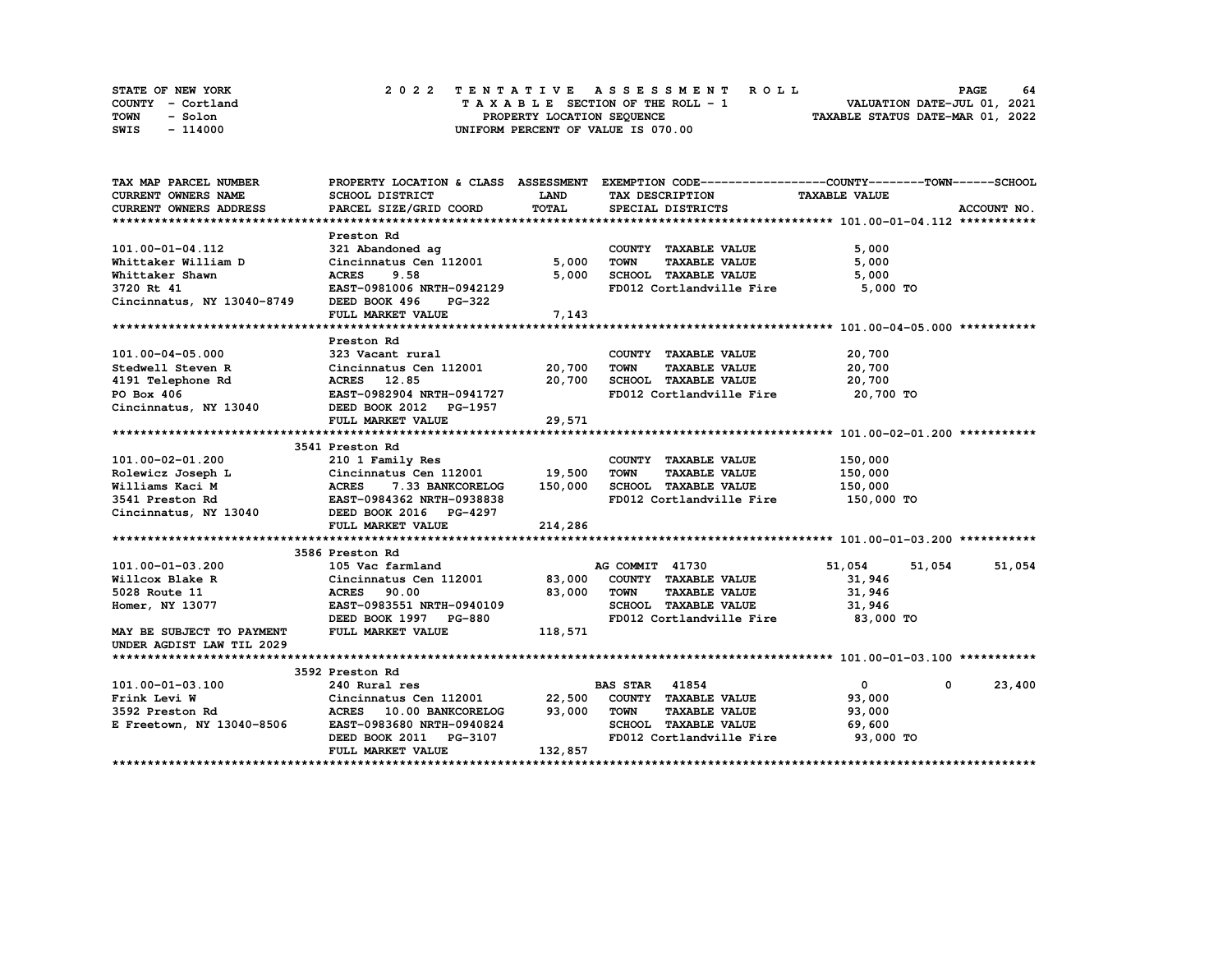STATE OF NEW YORK — 2022 TENTATIVE ASSESSMENT ROLL
COUNTY - Cortland — TAXABLE SECTION OF THE ROLL - 1 — VALUATION DATE-JUL 01, 2021
TOWN - Solon — PROPERTY LOCATION SEQUENCE — TAXABLE STATUS DATE-MAR 01, 2022
SWIS - 114000 — UNIFORM PERCENT OF VALUE IS 070.00

| TAX MAP PARCEL NUMBER / CURRENT OWNERS NAME / CURRENT OWNERS ADDRESS | PROPERTY LOCATION & CLASS / SCHOOL DISTRICT / PARCEL SIZE/GRID COORD | ASSESSMENT LAND | TOTAL | EXEMPTION CODE / TAX DESCRIPTION / SPECIAL DISTRICTS | COUNTY TAXABLE VALUE | TOWN | SCHOOL | ACCOUNT NO. |
|---|---|---|---|---|---|---|---|---|
| **101.00-01-04.112** | Preston Rd | | | | | | | |
| 101.00-01-04.112 | 321 Abandoned ag | | | COUNTY TAXABLE VALUE | 5,000 | | | |
| Whittaker William D | Cincinnatus Cen 112001 | 5,000 | | TOWN TAXABLE VALUE | 5,000 | | | |
| Whittaker Shawn | ACRES 9.58 | | 5,000 | SCHOOL TAXABLE VALUE | 5,000 | | | |
| 3720 Rt 41 | EAST-0981006 NRTH-0942129 | | | FD012 Cortlandville Fire | 5,000 TO | | | |
| Cincinnatus, NY 13040-8749 | DEED BOOK 496 PG-322 | | | | | | | |
| | FULL MARKET VALUE | | 7,143 | | | | | |
| **101.00-04-05.000** | Preston Rd | | | | | | | |
| 101.00-04-05.000 | 323 Vacant rural | | | COUNTY TAXABLE VALUE | 20,700 | | | |
| Stedwell Steven R | Cincinnatus Cen 112001 | 20,700 | | TOWN TAXABLE VALUE | 20,700 | | | |
| 4191 Telephone Rd | ACRES 12.85 | | 20,700 | SCHOOL TAXABLE VALUE | 20,700 | | | |
| PO Box 406 | EAST-0982904 NRTH-0941727 | | | FD012 Cortlandville Fire | 20,700 TO | | | |
| Cincinnatus, NY 13040 | DEED BOOK 2012 PG-1957 | | | | | | | |
| | FULL MARKET VALUE | | 29,571 | | | | | |
| **101.00-02-01.200** | 3541 Preston Rd | | | | | | | |
| 101.00-02-01.200 | 210 1 Family Res | | | COUNTY TAXABLE VALUE | 150,000 | | | |
| Rolewicz Joseph L | Cincinnatus Cen 112001 | 19,500 | | TOWN TAXABLE VALUE | 150,000 | | | |
| Williams Kaci M | ACRES 7.33 BANKCORELOG | | 150,000 | SCHOOL TAXABLE VALUE | 150,000 | | | |
| 3541 Preston Rd | EAST-0984362 NRTH-0938838 | | | FD012 Cortlandville Fire | 150,000 TO | | | |
| Cincinnatus, NY 13040 | DEED BOOK 2016 PG-4297 | | | | | | | |
| | FULL MARKET VALUE | | 214,286 | | | | | |
| **101.00-01-03.200** | 3586 Preston Rd | | | | | | | |
| 101.00-01-03.200 | 105 Vac farmland | | | AG COMMIT 41730 | 51,054 | 51,054 | 51,054 | |
| Willcox Blake R | Cincinnatus Cen 112001 | 83,000 | | COUNTY TAXABLE VALUE | 31,946 | | | |
| 5028 Route 11 | ACRES 90.00 | | 83,000 | TOWN TAXABLE VALUE | 31,946 | | | |
| Homer, NY 13077 | EAST-0983551 NRTH-0940109 | | | SCHOOL TAXABLE VALUE | 31,946 | | | |
| | DEED BOOK 1997 PG-880 | | | FD012 Cortlandville Fire | 83,000 TO | | | |
| MAY BE SUBJECT TO PAYMENT | FULL MARKET VALUE | | 118,571 | | | | | |
| UNDER AGDIST LAW TIL 2029 | | | | | | | | |
| **101.00-01-03.100** | 3592 Preston Rd | | | | | | | |
| 101.00-01-03.100 | 240 Rural res | | | BAS STAR 41854 | 0 | 0 | 23,400 | |
| Frink Levi W | Cincinnatus Cen 112001 | 22,500 | | COUNTY TAXABLE VALUE | 93,000 | | | |
| 3592 Preston Rd | ACRES 10.00 BANKCORELOG | | 93,000 | TOWN TAXABLE VALUE | 93,000 | | | |
| E Freetown, NY 13040-8506 | EAST-0983680 NRTH-0940824 | | | SCHOOL TAXABLE VALUE | 69,600 | | | |
| | DEED BOOK 2011 PG-3107 | | | FD012 Cortlandville Fire | 93,000 TO | | | |
| | FULL MARKET VALUE | | 132,857 | | | | | |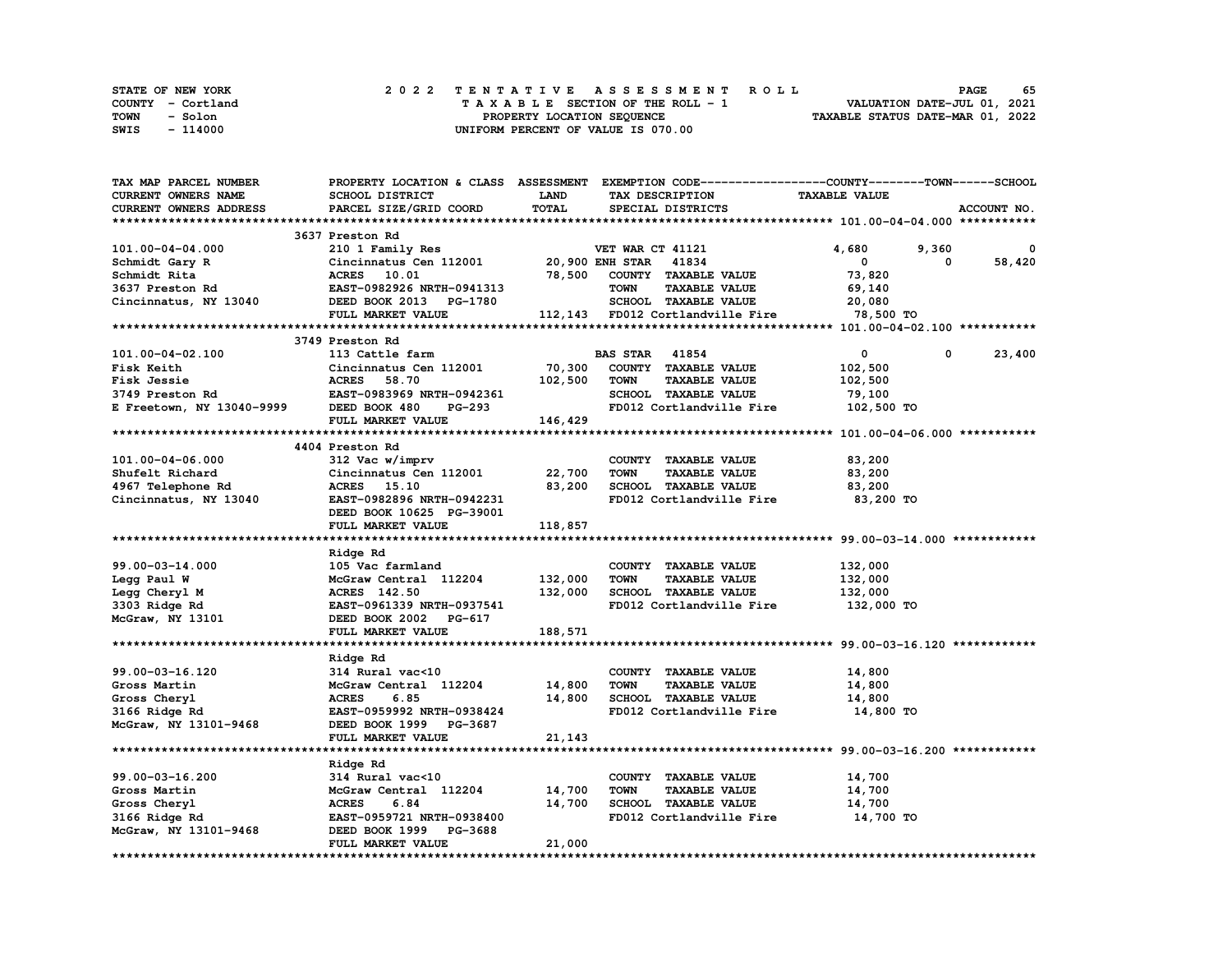STATE OF NEW YORK — 2022 TENTATIVE ASSESSMENT ROLL
COUNTY - Cortland — TAXABLE SECTION OF THE ROLL - 1 — VALUATION DATE-JUL 01, 2021
TOWN - Solon — PROPERTY LOCATION SEQUENCE — TAXABLE STATUS DATE-MAR 01, 2022
SWIS - 114000 — UNIFORM PERCENT OF VALUE IS 070.00

| TAX MAP PARCEL NUMBER / CURRENT OWNERS NAME / CURRENT OWNERS ADDRESS | PROPERTY LOCATION & CLASS / SCHOOL DISTRICT / PARCEL SIZE/GRID COORD | ASSESSMENT LAND | TOTAL | EXEMPTION CODE / TAX DESCRIPTION / SPECIAL DISTRICTS | COUNTY TAXABLE VALUE | TOWN | SCHOOL | ACCOUNT NO. |
|---|---|---|---|---|---|---|---|---|
| **101.00-04-04.000** | 3637 Preston Rd | | | | | | | |
| 101.00-04-04.000 | 210 1 Family Res | | | VET WAR CT 41121 | 4,680 | 9,360 | 0 | |
| Schmidt Gary R | Cincinnatus Cen 112001 | 20,900 | | ENH STAR 41834 | 0 | 0 | 58,420 | |
| Schmidt Rita | ACRES 10.01 | | 78,500 | COUNTY TAXABLE VALUE | 73,820 | | | |
| 3637 Preston Rd | EAST-0982926 NRTH-0941313 | | | TOWN TAXABLE VALUE | 69,140 | | | |
| Cincinnatus, NY 13040 | DEED BOOK 2013 PG-1780 | | | SCHOOL TAXABLE VALUE | 20,080 | | | |
| | FULL MARKET VALUE | | 112,143 | FD012 Cortlandville Fire | 78,500 TO | | | |
| **101.00-04-02.100** | 3749 Preston Rd | | | | | | | |
| 101.00-04-02.100 | 113 Cattle farm | | | BAS STAR 41854 | 0 | 0 | 23,400 | |
| Fisk Keith | Cincinnatus Cen 112001 | 70,300 | | COUNTY TAXABLE VALUE | 102,500 | | | |
| Fisk Jessie | ACRES 58.70 | | 102,500 | TOWN TAXABLE VALUE | 102,500 | | | |
| 3749 Preston Rd | EAST-0983969 NRTH-0942361 | | | SCHOOL TAXABLE VALUE | 79,100 | | | |
| E Freetown, NY 13040-9999 | DEED BOOK 480 PG-293 | | | FD012 Cortlandville Fire | 102,500 TO | | | |
| | FULL MARKET VALUE | | 146,429 | | | | | |
| **101.00-04-06.000** | 4404 Preston Rd | | | | | | | |
| 101.00-04-06.000 | 312 Vac w/imprv | | | COUNTY TAXABLE VALUE | 83,200 | | | |
| Shufelt Richard | Cincinnatus Cen 112001 | 22,700 | | TOWN TAXABLE VALUE | 83,200 | | | |
| 4967 Telephone Rd | ACRES 15.10 | | 83,200 | SCHOOL TAXABLE VALUE | 83,200 | | | |
| Cincinnatus, NY 13040 | EAST-0982896 NRTH-0942231 | | | FD012 Cortlandville Fire | 83,200 TO | | | |
| | DEED BOOK 10625 PG-39001 | | | | | | | |
| | FULL MARKET VALUE | | 118,857 | | | | | |
| **99.00-03-14.000** | Ridge Rd | | | | | | | |
| 99.00-03-14.000 | 105 Vac farmland | | | COUNTY TAXABLE VALUE | 132,000 | | | |
| Legg Paul W | McGraw Central 112204 | 132,000 | | TOWN TAXABLE VALUE | 132,000 | | | |
| Legg Cheryl M | ACRES 142.50 | | 132,000 | SCHOOL TAXABLE VALUE | 132,000 | | | |
| 3303 Ridge Rd | EAST-0961339 NRTH-0937541 | | | FD012 Cortlandville Fire | 132,000 TO | | | |
| McGraw, NY 13101 | DEED BOOK 2002 PG-617 | | | | | | | |
| | FULL MARKET VALUE | | 188,571 | | | | | |
| **99.00-03-16.120** | Ridge Rd | | | | | | | |
| 99.00-03-16.120 | 314 Rural vac<10 | | | COUNTY TAXABLE VALUE | 14,800 | | | |
| Gross Martin | McGraw Central 112204 | 14,800 | | TOWN TAXABLE VALUE | 14,800 | | | |
| Gross Cheryl | ACRES 6.85 | | 14,800 | SCHOOL TAXABLE VALUE | 14,800 | | | |
| 3166 Ridge Rd | EAST-0959992 NRTH-0938424 | | | FD012 Cortlandville Fire | 14,800 TO | | | |
| McGraw, NY 13101-9468 | DEED BOOK 1999 PG-3687 | | | | | | | |
| | FULL MARKET VALUE | | 21,143 | | | | | |
| **99.00-03-16.200** | Ridge Rd | | | | | | | |
| 99.00-03-16.200 | 314 Rural vac<10 | | | COUNTY TAXABLE VALUE | 14,700 | | | |
| Gross Martin | McGraw Central 112204 | 14,700 | | TOWN TAXABLE VALUE | 14,700 | | | |
| Gross Cheryl | ACRES 6.84 | | 14,700 | SCHOOL TAXABLE VALUE | 14,700 | | | |
| 3166 Ridge Rd | EAST-0959721 NRTH-0938400 | | | FD012 Cortlandville Fire | 14,700 TO | | | |
| McGraw, NY 13101-9468 | DEED BOOK 1999 PG-3688 | | | | | | | |
| | FULL MARKET VALUE | | 21,000 | | | | | |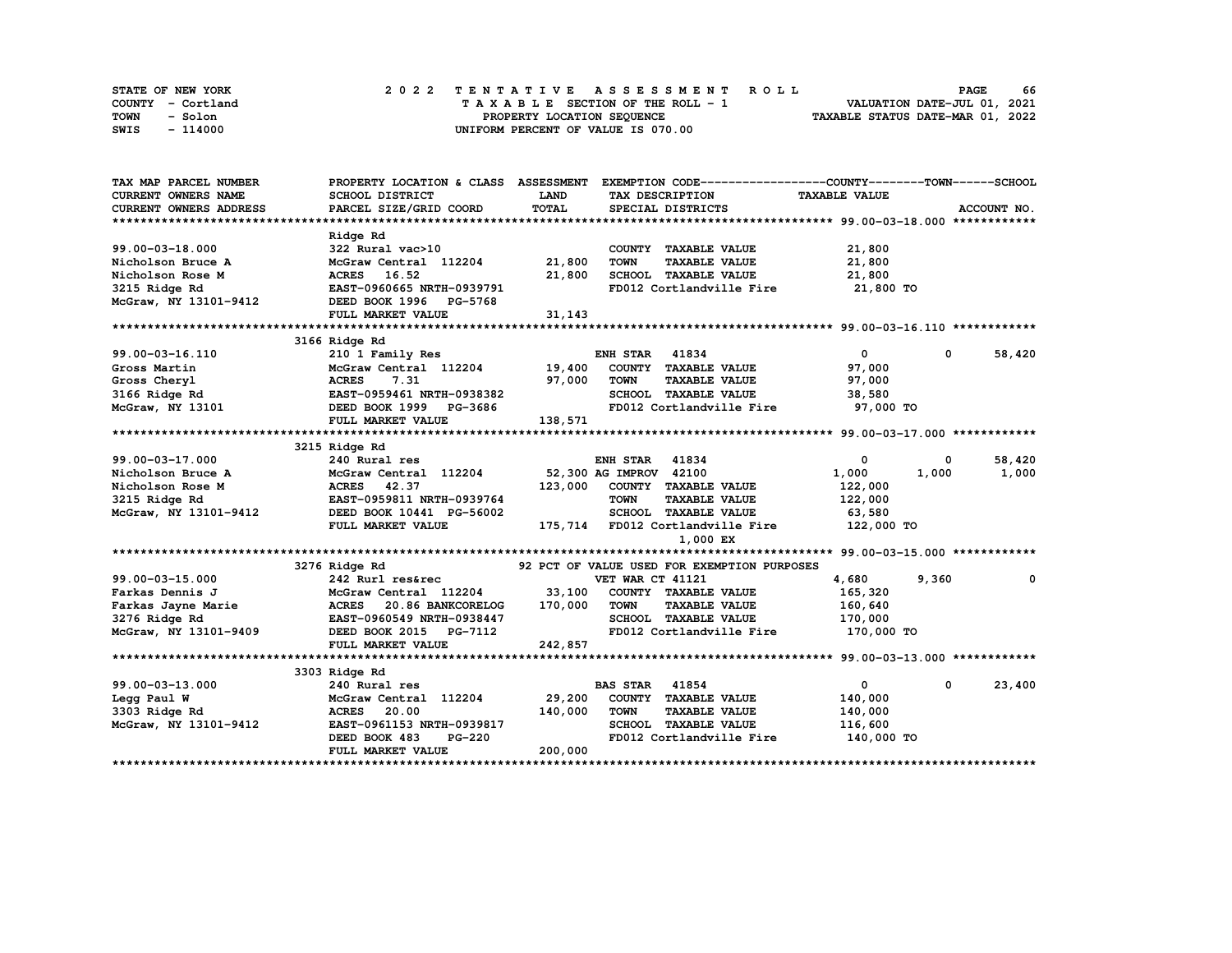STATE OF NEW YORK — COUNTY - Cortland — TOWN - Solon — SWIS - 114000

**2 0 2 2 T E N T A T I V E A S S E S S M E N T R O L L**
**T A X A B L E SECTION OF THE ROLL - 1**
**PROPERTY LOCATION SEQUENCE**
**UNIFORM PERCENT OF VALUE IS 070.00**

VALUATION DATE-JUL 01, 2021
TAXABLE STATUS DATE-MAR 01, 2022

| TAX MAP PARCEL NUMBER / CURRENT OWNERS NAME / CURRENT OWNERS ADDRESS | PROPERTY LOCATION & CLASS / SCHOOL DISTRICT / PARCEL SIZE/GRID COORD | ASSESSMENT LAND / TOTAL | EXEMPTION CODE / TAX DESCRIPTION / SPECIAL DISTRICTS | COUNTY TAXABLE VALUE | TOWN | SCHOOL | ACCOUNT NO. |
|---|---|---|---|---|---|---|---|
| **99.00-03-18.000** | Ridge Rd | | | | | | |
| 99.00-03-18.000 | 322 Rural vac>10 | | COUNTY TAXABLE VALUE | 21,800 | | | |
| Nicholson Bruce A | McGraw Central 112204 | 21,800 | TOWN TAXABLE VALUE | 21,800 | | | |
| Nicholson Rose M | ACRES 16.52 | 21,800 | SCHOOL TAXABLE VALUE | 21,800 | | | |
| 3215 Ridge Rd | EAST-0960665 NRTH-0939791 | | FD012 Cortlandville Fire | 21,800 TO | | | |
| McGraw, NY 13101-9412 | DEED BOOK 1996 PG-5768 | | | | | | |
| | FULL MARKET VALUE | 31,143 | | | | | |
| **99.00-03-16.110** | 3166 Ridge Rd | | | | | | |
| 99.00-03-16.110 | 210 1 Family Res | | ENH STAR 41834 | 0 | 0 | 58,420 | |
| Gross Martin | McGraw Central 112204 | 19,400 | COUNTY TAXABLE VALUE | 97,000 | | | |
| Gross Cheryl | ACRES 7.31 | 97,000 | TOWN TAXABLE VALUE | 97,000 | | | |
| 3166 Ridge Rd | EAST-0959461 NRTH-0938382 | | SCHOOL TAXABLE VALUE | 38,580 | | | |
| McGraw, NY 13101 | DEED BOOK 1999 PG-3686 | | FD012 Cortlandville Fire | 97,000 TO | | | |
| | FULL MARKET VALUE | 138,571 | | | | | |
| **99.00-03-17.000** | 3215 Ridge Rd | | | | | | |
| 99.00-03-17.000 | 240 Rural res | | ENH STAR 41834 | 0 | 0 | 58,420 | |
| Nicholson Bruce A | McGraw Central 112204 | 52,300 | AG IMPROV 42100 | 1,000 | 1,000 | 1,000 | |
| Nicholson Rose M | ACRES 42.37 | 123,000 | COUNTY TAXABLE VALUE | 122,000 | | | |
| 3215 Ridge Rd | EAST-0959811 NRTH-0939764 | | TOWN TAXABLE VALUE | 122,000 | | | |
| McGraw, NY 13101-9412 | DEED BOOK 10441 PG-56002 | | SCHOOL TAXABLE VALUE | 63,580 | | | |
| | FULL MARKET VALUE | 175,714 | FD012 Cortlandville Fire | 122,000 TO | | | |
| | | | 1,000 EX | | | | |
| **99.00-03-15.000** | 3276 Ridge Rd | | 92 PCT OF VALUE USED FOR EXEMPTION PURPOSES | | | | |
| 99.00-03-15.000 | 242 Rurl res&rec | | VET WAR CT 41121 | 4,680 | 9,360 | 0 | |
| Farkas Dennis J | McGraw Central 112204 | 33,100 | COUNTY TAXABLE VALUE | 165,320 | | | |
| Farkas Jayne Marie | ACRES 20.86 BANKCORELOG | 170,000 | TOWN TAXABLE VALUE | 160,640 | | | |
| 3276 Ridge Rd | EAST-0960549 NRTH-0938447 | | SCHOOL TAXABLE VALUE | 170,000 | | | |
| McGraw, NY 13101-9409 | DEED BOOK 2015 PG-7112 | | FD012 Cortlandville Fire | 170,000 TO | | | |
| | FULL MARKET VALUE | 242,857 | | | | | |
| **99.00-03-13.000** | 3303 Ridge Rd | | | | | | |
| 99.00-03-13.000 | 240 Rural res | | BAS STAR 41854 | 0 | 0 | 23,400 | |
| Legg Paul W | McGraw Central 112204 | 29,200 | COUNTY TAXABLE VALUE | 140,000 | | | |
| 3303 Ridge Rd | ACRES 20.00 | 140,000 | TOWN TAXABLE VALUE | 140,000 | | | |
| McGraw, NY 13101-9412 | EAST-0961153 NRTH-0939817 | | SCHOOL TAXABLE VALUE | 116,600 | | | |
| | DEED BOOK 483 PG-220 | | FD012 Cortlandville Fire | 140,000 TO | | | |
| | FULL MARKET VALUE | 200,000 | | | | | |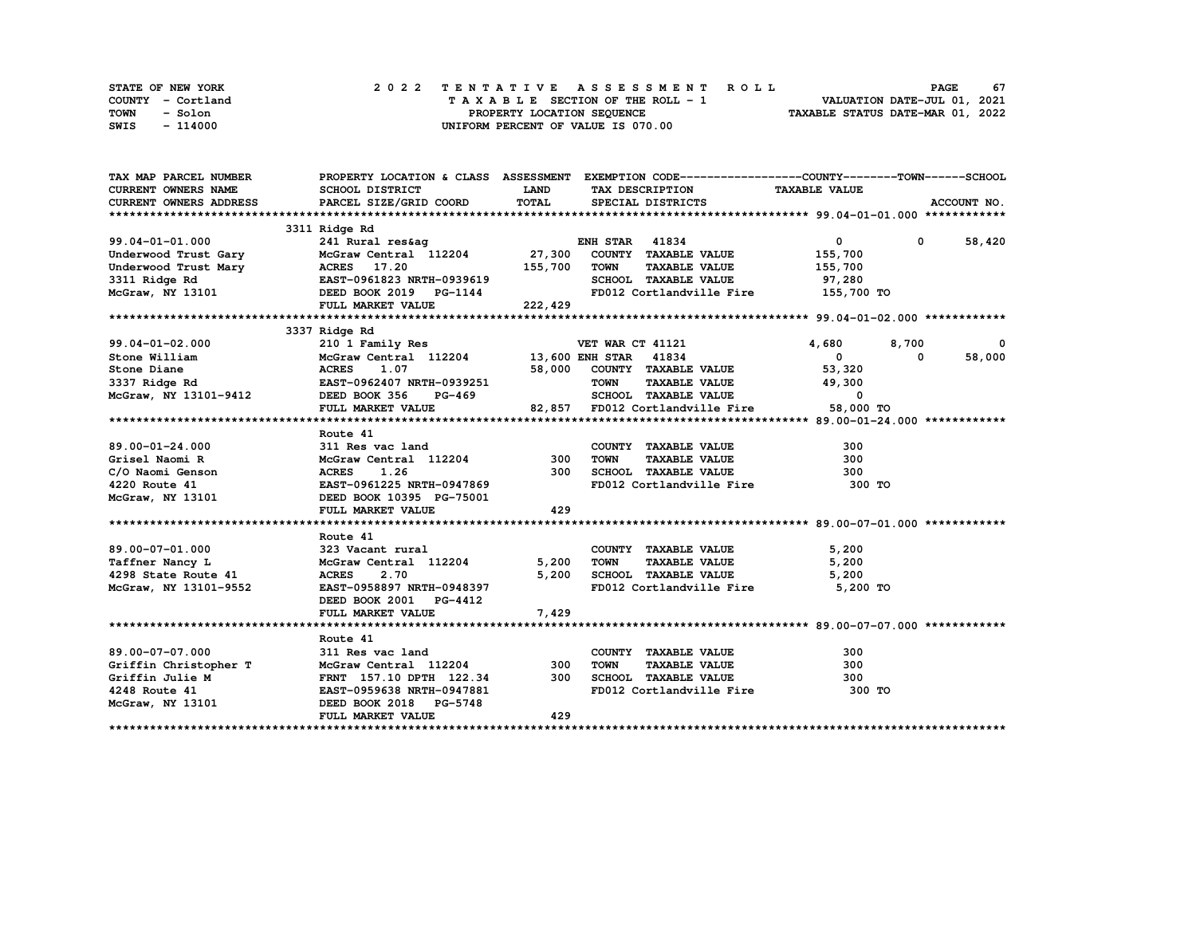STATE OF NEW YORK
COUNTY - Cortland
TOWN - Solon
SWIS - 114000

# 2022 TENTATIVE ASSESSMENT ROLL

TAXABLE SECTION OF THE ROLL - 1
PROPERTY LOCATION SEQUENCE
UNIFORM PERCENT OF VALUE IS 070.00

VALUATION DATE-JUL 01, 2021
TAXABLE STATUS DATE-MAR 01, 2022

| TAX MAP PARCEL NUMBER / CURRENT OWNERS NAME / CURRENT OWNERS ADDRESS | PROPERTY LOCATION & CLASS / SCHOOL DISTRICT / PARCEL SIZE/GRID COORD | ASSESSMENT LAND / TOTAL | EXEMPTION CODE / TAX DESCRIPTION / SPECIAL DISTRICTS | COUNTY TAXABLE VALUE | TOWN | SCHOOL | ACCOUNT NO. |
|---|---|---|---|---|---|---|---|
| **99.04-01-01.000** | 3311 Ridge Rd | | | | | | |
| 99.04-01-01.000 | 241 Rural res&ag | | ENH STAR 41834 | 0 | 0 | 58,420 | |
| Underwood Trust Gary | McGraw Central 112204 | 27,300 | COUNTY TAXABLE VALUE | 155,700 | | | |
| Underwood Trust Mary | ACRES 17.20 | 155,700 | TOWN TAXABLE VALUE | 155,700 | | | |
| 3311 Ridge Rd | EAST-0961823 NRTH-0939619 | | SCHOOL TAXABLE VALUE | 97,280 | | | |
| McGraw, NY 13101 | DEED BOOK 2019 PG-1144 | | FD012 Cortlandville Fire | 155,700 TO | | | |
| | FULL MARKET VALUE | 222,429 | | | | | |
| **99.04-01-02.000** | 3337 Ridge Rd | | | | | | |
| 99.04-01-02.000 | 210 1 Family Res | | VET WAR CT 41121 | 4,680 | 8,700 | 0 | |
| Stone William | McGraw Central 112204 | 13,600 | ENH STAR 41834 | 0 | 0 | 58,000 | |
| Stone Diane | ACRES 1.07 | 58,000 | COUNTY TAXABLE VALUE | 53,320 | | | |
| 3337 Ridge Rd | EAST-0962407 NRTH-0939251 | | TOWN TAXABLE VALUE | 49,300 | | | |
| McGraw, NY 13101-9412 | DEED BOOK 356 PG-469 | | SCHOOL TAXABLE VALUE | 0 | | | |
| | FULL MARKET VALUE | 82,857 | FD012 Cortlandville Fire | 58,000 TO | | | |
| **89.00-01-24.000** | Route 41 | | | | | | |
| 89.00-01-24.000 | 311 Res vac land | | COUNTY TAXABLE VALUE | 300 | | | |
| Grisel Naomi R | McGraw Central 112204 | 300 | TOWN TAXABLE VALUE | 300 | | | |
| C/O Naomi Genson | ACRES 1.26 | 300 | SCHOOL TAXABLE VALUE | 300 | | | |
| 4220 Route 41 | EAST-0961225 NRTH-0947869 | | FD012 Cortlandville Fire | 300 TO | | | |
| McGraw, NY 13101 | DEED BOOK 10395 PG-75001 | | | | | | |
| | FULL MARKET VALUE | 429 | | | | | |
| **89.00-07-01.000** | Route 41 | | | | | | |
| 89.00-07-01.000 | 323 Vacant rural | | COUNTY TAXABLE VALUE | 5,200 | | | |
| Taffner Nancy L | McGraw Central 112204 | 5,200 | TOWN TAXABLE VALUE | 5,200 | | | |
| 4298 State Route 41 | ACRES 2.70 | 5,200 | SCHOOL TAXABLE VALUE | 5,200 | | | |
| McGraw, NY 13101-9552 | EAST-0958897 NRTH-0948397 | | FD012 Cortlandville Fire | 5,200 TO | | | |
| | DEED BOOK 2001 PG-4412 | | | | | | |
| | FULL MARKET VALUE | 7,429 | | | | | |
| **89.00-07-07.000** | Route 41 | | | | | | |
| 89.00-07-07.000 | 311 Res vac land | | COUNTY TAXABLE VALUE | 300 | | | |
| Griffin Christopher T | McGraw Central 112204 | 300 | TOWN TAXABLE VALUE | 300 | | | |
| Griffin Julie M | FRNT 157.10 DPTH 122.34 | 300 | SCHOOL TAXABLE VALUE | 300 | | | |
| 4248 Route 41 | EAST-0959638 NRTH-0947881 | | FD012 Cortlandville Fire | 300 TO | | | |
| McGraw, NY 13101 | DEED BOOK 2018 PG-5748 | | | | | | |
| | FULL MARKET VALUE | 429 | | | | | |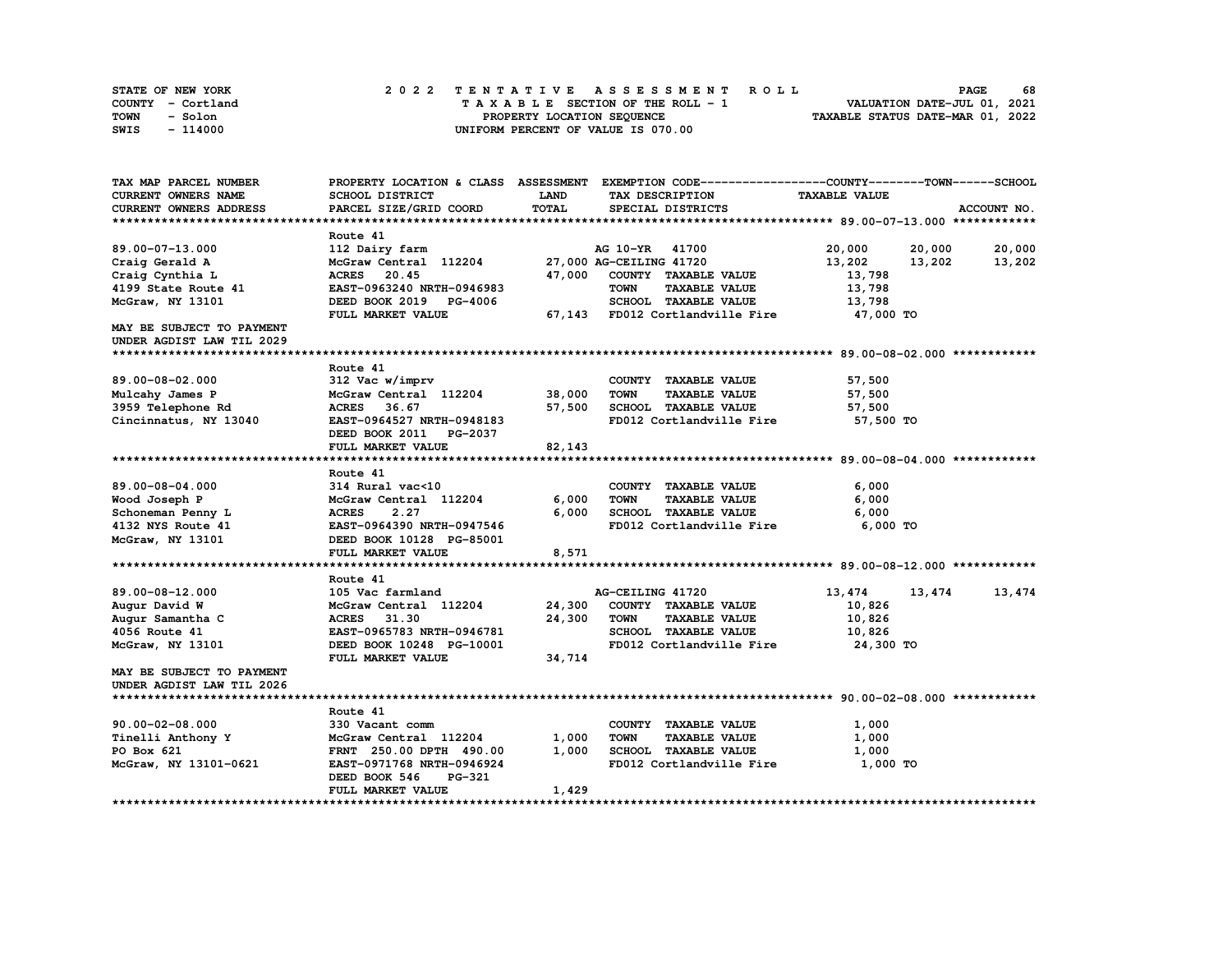STATE OF NEW YORK — 2022 TENTATIVE ASSESSMENT ROLL
COUNTY - Cortland — TAXABLE SECTION OF THE ROLL - 1 — VALUATION DATE-JUL 01, 2021
TOWN - Solon — PROPERTY LOCATION SEQUENCE — TAXABLE STATUS DATE-MAR 01, 2022
SWIS - 114000 — UNIFORM PERCENT OF VALUE IS 070.00

| TAX MAP PARCEL NUMBER / CURRENT OWNERS NAME / CURRENT OWNERS ADDRESS | PROPERTY LOCATION & CLASS / SCHOOL DISTRICT / PARCEL SIZE/GRID COORD | ASSESSMENT LAND | TOTAL | EXEMPTION CODE / TAX DESCRIPTION / SPECIAL DISTRICTS | COUNTY TAXABLE VALUE | TOWN | SCHOOL |
|---|---|---|---|---|---|---|---|
| **89.00-07-13.000** | Route 41 | | | | | | |
| 89.00-07-13.000 | 112 Dairy farm | | | AG 10-YR 41700 | 20,000 | 20,000 | 20,000 |
| Craig Gerald A | McGraw Central 112204 | 27,000 | | AG-CEILING 41720 | 13,202 | 13,202 | 13,202 |
| Craig Cynthia L | ACRES 20.45 | | 47,000 | COUNTY TAXABLE VALUE | 13,798 | | |
| 4199 State Route 41 | EAST-0963240 NRTH-0946983 | | | TOWN TAXABLE VALUE | 13,798 | | |
| McGraw, NY 13101 | DEED BOOK 2019 PG-4006 | | | SCHOOL TAXABLE VALUE | 13,798 | | |
| | FULL MARKET VALUE | | 67,143 | FD012 Cortlandville Fire | 47,000 TO | | |
| MAY BE SUBJECT TO PAYMENT UNDER AGDIST LAW TIL 2029 | | | | | | | |
| **89.00-08-02.000** | Route 41 | | | | | | |
| 89.00-08-02.000 | 312 Vac w/imprv | | | COUNTY TAXABLE VALUE | 57,500 | | |
| Mulcahy James P | McGraw Central 112204 | 38,000 | | TOWN TAXABLE VALUE | 57,500 | | |
| 3959 Telephone Rd | ACRES 36.67 | | 57,500 | SCHOOL TAXABLE VALUE | 57,500 | | |
| Cincinnatus, NY 13040 | EAST-0964527 NRTH-0948183 | | | FD012 Cortlandville Fire | 57,500 TO | | |
| | DEED BOOK 2011 PG-2037 | | | | | | |
| | FULL MARKET VALUE | | 82,143 | | | | |
| **89.00-08-04.000** | Route 41 | | | | | | |
| 89.00-08-04.000 | 314 Rural vac<10 | | | COUNTY TAXABLE VALUE | 6,000 | | |
| Wood Joseph P | McGraw Central 112204 | 6,000 | | TOWN TAXABLE VALUE | 6,000 | | |
| Schoneman Penny L | ACRES 2.27 | | 6,000 | SCHOOL TAXABLE VALUE | 6,000 | | |
| 4132 NYS Route 41 | EAST-0964390 NRTH-0947546 | | | FD012 Cortlandville Fire | 6,000 TO | | |
| McGraw, NY 13101 | DEED BOOK 10128 PG-85001 | | | | | | |
| | FULL MARKET VALUE | | 8,571 | | | | |
| **89.00-08-12.000** | Route 41 | | | | | | |
| 89.00-08-12.000 | 105 Vac farmland | | | AG-CEILING 41720 | 13,474 | 13,474 | 13,474 |
| Augur David W | McGraw Central 112204 | 24,300 | | COUNTY TAXABLE VALUE | 10,826 | | |
| Augur Samantha C | ACRES 31.30 | | 24,300 | TOWN TAXABLE VALUE | 10,826 | | |
| 4056 Route 41 | EAST-0965783 NRTH-0946781 | | | SCHOOL TAXABLE VALUE | 10,826 | | |
| McGraw, NY 13101 | DEED BOOK 10248 PG-10001 | | | FD012 Cortlandville Fire | 24,300 TO | | |
| | FULL MARKET VALUE | | 34,714 | | | | |
| MAY BE SUBJECT TO PAYMENT UNDER AGDIST LAW TIL 2026 | | | | | | | |
| **90.00-02-08.000** | Route 41 | | | | | | |
| 90.00-02-08.000 | 330 Vacant comm | | | COUNTY TAXABLE VALUE | 1,000 | | |
| Tinelli Anthony Y | McGraw Central 112204 | 1,000 | | TOWN TAXABLE VALUE | 1,000 | | |
| PO Box 621 | FRNT 250.00 DPTH 490.00 | | 1,000 | SCHOOL TAXABLE VALUE | 1,000 | | |
| McGraw, NY 13101-0621 | EAST-0971768 NRTH-0946924 | | | FD012 Cortlandville Fire | 1,000 TO | | |
| | DEED BOOK 546 PG-321 | | | | | | |
| | FULL MARKET VALUE | | 1,429 | | | | |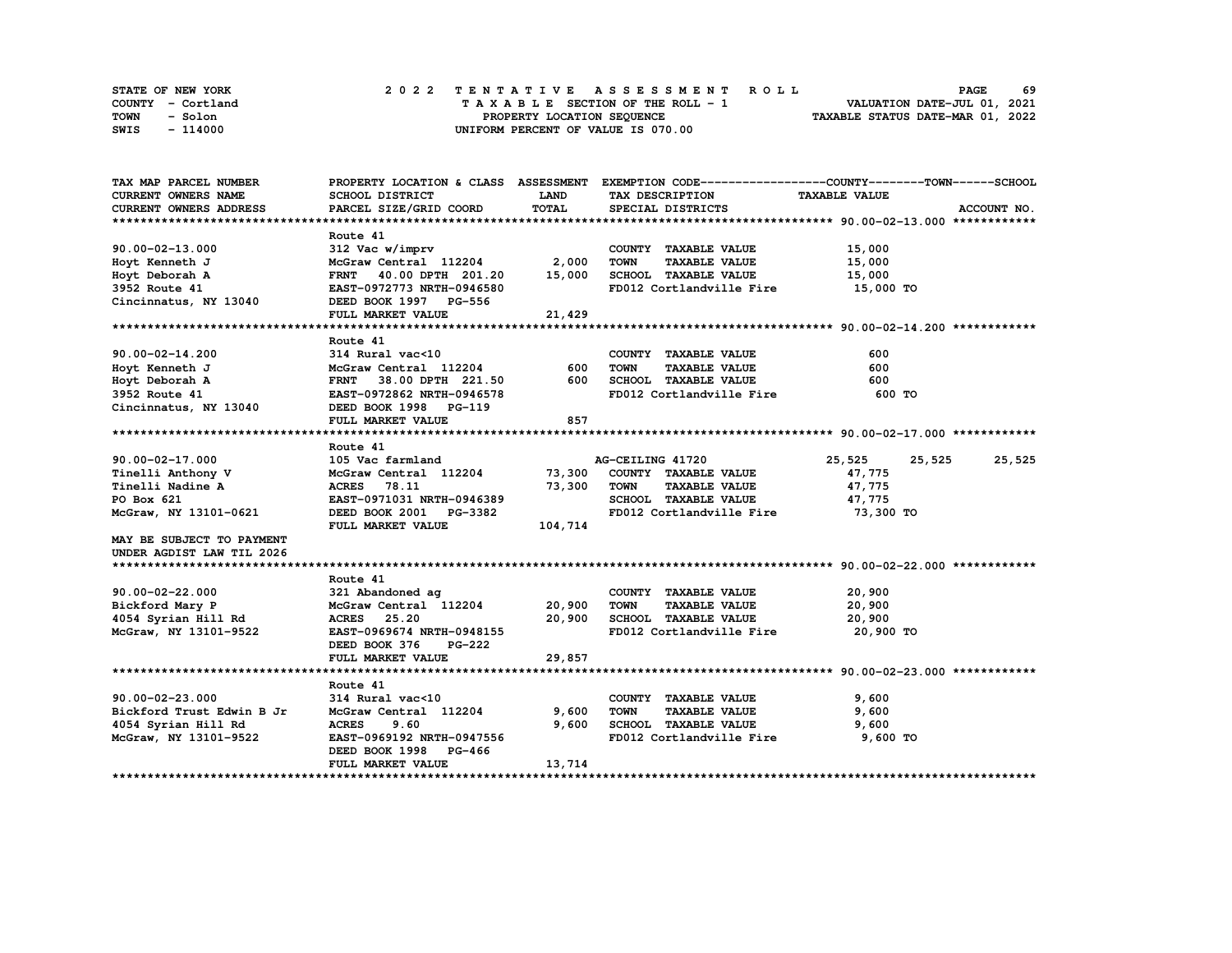STATE OF NEW YORK
COUNTY - Cortland
TOWN - Solon
SWIS - 114000

**2022 TENTATIVE ASSESSMENT ROLL**
TAXABLE SECTION OF THE ROLL - 1
PROPERTY LOCATION SEQUENCE
UNIFORM PERCENT OF VALUE IS 070.00

VALUATION DATE-JUL 01, 2021
TAXABLE STATUS DATE-MAR 01, 2022

| TAX MAP PARCEL NUMBER / CURRENT OWNERS NAME / CURRENT OWNERS ADDRESS | PROPERTY LOCATION & CLASS / SCHOOL DISTRICT / PARCEL SIZE/GRID COORD | ASSESSMENT LAND / TOTAL | EXEMPTION CODE / TAX DESCRIPTION / SPECIAL DISTRICTS | COUNTY TAXABLE VALUE | TOWN | SCHOOL |
|---|---|---|---|---|---|---|
| **90.00-02-13.000** | Route 41 | | | | | |
| 90.00-02-13.000 | 312 Vac w/imprv | | COUNTY TAXABLE VALUE | 15,000 | | |
| Hoyt Kenneth J | McGraw Central 112204 | 2,000 | TOWN TAXABLE VALUE | 15,000 | | |
| Hoyt Deborah A | FRNT 40.00 DPTH 201.20 | 15,000 | SCHOOL TAXABLE VALUE | 15,000 | | |
| 3952 Route 41 | EAST-0972773 NRTH-0946580 | | FD012 Cortlandville Fire | 15,000 TO | | |
| Cincinnatus, NY 13040 | DEED BOOK 1997 PG-556 | | | | | |
| | FULL MARKET VALUE | 21,429 | | | | |
| **90.00-02-14.200** | Route 41 | | | | | |
| 90.00-02-14.200 | 314 Rural vac<10 | | COUNTY TAXABLE VALUE | 600 | | |
| Hoyt Kenneth J | McGraw Central 112204 | 600 | TOWN TAXABLE VALUE | 600 | | |
| Hoyt Deborah A | FRNT 38.00 DPTH 221.50 | 600 | SCHOOL TAXABLE VALUE | 600 | | |
| 3952 Route 41 | EAST-0972862 NRTH-0946578 | | FD012 Cortlandville Fire | 600 TO | | |
| Cincinnatus, NY 13040 | DEED BOOK 1998 PG-119 | | | | | |
| | FULL MARKET VALUE | 857 | | | | |
| **90.00-02-17.000** | Route 41 | | | | | |
| 90.00-02-17.000 | 105 Vac farmland | | AG-CEILING 41720 | 25,525 | 25,525 | 25,525 |
| Tinelli Anthony V | McGraw Central 112204 | 73,300 | COUNTY TAXABLE VALUE | 47,775 | | |
| Tinelli Nadine A | ACRES 78.11 | 73,300 | TOWN TAXABLE VALUE | 47,775 | | |
| PO Box 621 | EAST-0971031 NRTH-0946389 | | SCHOOL TAXABLE VALUE | 47,775 | | |
| McGraw, NY 13101-0621 | DEED BOOK 2001 PG-3382 | | FD012 Cortlandville Fire | 73,300 TO | | |
| | FULL MARKET VALUE | 104,714 | | | | |
| MAY BE SUBJECT TO PAYMENT UNDER AGDIST LAW TIL 2026 | | | | | | |
| **90.00-02-22.000** | Route 41 | | | | | |
| 90.00-02-22.000 | 321 Abandoned ag | | COUNTY TAXABLE VALUE | 20,900 | | |
| Bickford Mary P | McGraw Central 112204 | 20,900 | TOWN TAXABLE VALUE | 20,900 | | |
| 4054 Syrian Hill Rd | ACRES 25.20 | 20,900 | SCHOOL TAXABLE VALUE | 20,900 | | |
| McGraw, NY 13101-9522 | EAST-0969674 NRTH-0948155 | | FD012 Cortlandville Fire | 20,900 TO | | |
| | DEED BOOK 376 PG-222 | | | | | |
| | FULL MARKET VALUE | 29,857 | | | | |
| **90.00-02-23.000** | Route 41 | | | | | |
| 90.00-02-23.000 | 314 Rural vac<10 | | COUNTY TAXABLE VALUE | 9,600 | | |
| Bickford Trust Edwin B Jr | McGraw Central 112204 | 9,600 | TOWN TAXABLE VALUE | 9,600 | | |
| 4054 Syrian Hill Rd | ACRES 9.60 | 9,600 | SCHOOL TAXABLE VALUE | 9,600 | | |
| McGraw, NY 13101-9522 | EAST-0969192 NRTH-0947556 | | FD012 Cortlandville Fire | 9,600 TO | | |
| | DEED BOOK 1998 PG-466 | | | | | |
| | FULL MARKET VALUE | 13,714 | | | | |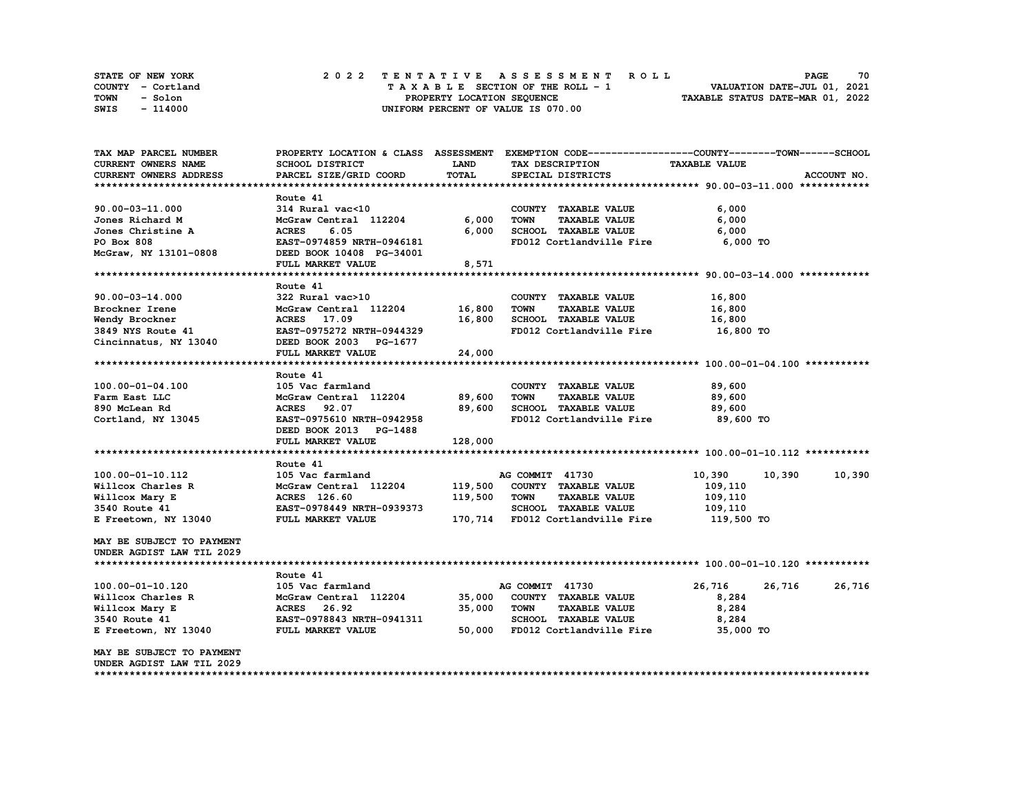STATE OF NEW YORK
COUNTY - Cortland
TOWN - Solon
SWIS - 114000

**2022 TENTATIVE ASSESSMENT ROLL**
TAXABLE SECTION OF THE ROLL - 1
PROPERTY LOCATION SEQUENCE
UNIFORM PERCENT OF VALUE IS 070.00

VALUATION DATE-JUL 01, 2021
TAXABLE STATUS DATE-MAR 01, 2022

| TAX MAP PARCEL NUMBER / CURRENT OWNERS NAME / CURRENT OWNERS ADDRESS | PROPERTY LOCATION & CLASS / SCHOOL DISTRICT / PARCEL SIZE/GRID COORD | ASSESSMENT LAND / TOTAL | EXEMPTION CODE / TAX DESCRIPTION / SPECIAL DISTRICTS | COUNTY TAXABLE VALUE | TOWN | SCHOOL |
|---|---|---|---|---|---|---|
| **90.00-03-11.000** | Route 41 | | | | | |
| 90.00-03-11.000 | 314 Rural vac<10 | | COUNTY TAXABLE VALUE | 6,000 | | |
| Jones Richard M | McGraw Central 112204 | 6,000 | TOWN TAXABLE VALUE | 6,000 | | |
| Jones Christine A | ACRES 6.05 | 6,000 | SCHOOL TAXABLE VALUE | 6,000 | | |
| PO Box 808 | EAST-0974859 NRTH-0946181 | | FD012 Cortlandville Fire | 6,000 TO | | |
| McGraw, NY 13101-0808 | DEED BOOK 10408 PG-34001 | | | | | |
| | FULL MARKET VALUE | 8,571 | | | | |
| **90.00-03-14.000** | Route 41 | | | | | |
| 90.00-03-14.000 | 322 Rural vac>10 | | COUNTY TAXABLE VALUE | 16,800 | | |
| Brockner Irene | McGraw Central 112204 | 16,800 | TOWN TAXABLE VALUE | 16,800 | | |
| Wendy Brockner | ACRES 17.09 | 16,800 | SCHOOL TAXABLE VALUE | 16,800 | | |
| 3849 NYS Route 41 | EAST-0975272 NRTH-0944329 | | FD012 Cortlandville Fire | 16,800 TO | | |
| Cincinnatus, NY 13040 | DEED BOOK 2003 PG-1677 | | | | | |
| | FULL MARKET VALUE | 24,000 | | | | |
| **100.00-01-04.100** | Route 41 | | | | | |
| 100.00-01-04.100 | 105 Vac farmland | | COUNTY TAXABLE VALUE | 89,600 | | |
| Farm East LLC | McGraw Central 112204 | 89,600 | TOWN TAXABLE VALUE | 89,600 | | |
| 890 McLean Rd | ACRES 92.07 | 89,600 | SCHOOL TAXABLE VALUE | 89,600 | | |
| Cortland, NY 13045 | EAST-0975610 NRTH-0942958 | | FD012 Cortlandville Fire | 89,600 TO | | |
| | DEED BOOK 2013 PG-1488 | | | | | |
| | FULL MARKET VALUE | 128,000 | | | | |
| **100.00-01-10.112** | Route 41 | | | | | |
| 100.00-01-10.112 | 105 Vac farmland | | AG COMMIT 41730 | 10,390 | 10,390 | 10,390 |
| Willcox Charles R | McGraw Central 112204 | 119,500 | COUNTY TAXABLE VALUE | 109,110 | | |
| Willcox Mary E | ACRES 126.60 | 119,500 | TOWN TAXABLE VALUE | 109,110 | | |
| 3540 Route 41 | EAST-0978449 NRTH-0939373 | | SCHOOL TAXABLE VALUE | 109,110 | | |
| E Freetown, NY 13040 | FULL MARKET VALUE | 170,714 | FD012 Cortlandville Fire | 119,500 TO | | |
| MAY BE SUBJECT TO PAYMENT UNDER AGDIST LAW TIL 2029 | | | | | | |
| **100.00-01-10.120** | Route 41 | | | | | |
| 100.00-01-10.120 | 105 Vac farmland | | AG COMMIT 41730 | 26,716 | 26,716 | 26,716 |
| Willcox Charles R | McGraw Central 112204 | 35,000 | COUNTY TAXABLE VALUE | 8,284 | | |
| Willcox Mary E | ACRES 26.92 | 35,000 | TOWN TAXABLE VALUE | 8,284 | | |
| 3540 Route 41 | EAST-0978843 NRTH-0941311 | | SCHOOL TAXABLE VALUE | 8,284 | | |
| E Freetown, NY 13040 | FULL MARKET VALUE | 50,000 | FD012 Cortlandville Fire | 35,000 TO | | |
| MAY BE SUBJECT TO PAYMENT UNDER AGDIST LAW TIL 2029 | | | | | | |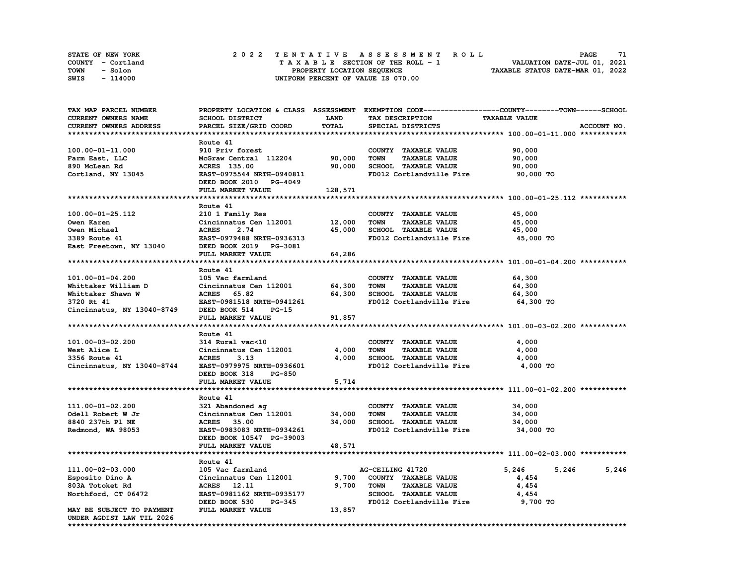STATE OF NEW YORK
COUNTY - Cortland
TOWN - Solon
SWIS - 114000

# 2022 TENTATIVE ASSESSMENT ROLL
TAXABLE SECTION OF THE ROLL - 1
PROPERTY LOCATION SEQUENCE
UNIFORM PERCENT OF VALUE IS 070.00

VALUATION DATE-JUL 01, 2021
TAXABLE STATUS DATE-MAR 01, 2022

| TAX MAP PARCEL NUMBER / CURRENT OWNERS NAME / CURRENT OWNERS ADDRESS | PROPERTY LOCATION & CLASS / SCHOOL DISTRICT / PARCEL SIZE/GRID COORD | ASSESSMENT LAND | ASSESSMENT TOTAL | EXEMPTION CODE / TAX DESCRIPTION / SPECIAL DISTRICTS | COUNTY TAXABLE VALUE | TOWN | SCHOOL | ACCOUNT NO. |
|---|---|---|---|---|---|---|---|---|
| **100.00-01-11.000** | Route 41 | | | | | | | |
| 100.00-01-11.000 | 910 Priv forest | | | COUNTY TAXABLE VALUE | 90,000 | | | |
| Farm East, LLC | McGraw Central 112204 | 90,000 | | TOWN TAXABLE VALUE | 90,000 | | | |
| 890 McLean Rd | ACRES 135.00 | | 90,000 | SCHOOL TAXABLE VALUE | 90,000 | | | |
| Cortland, NY 13045 | EAST-0975544 NRTH-0940811 | | | FD012 Cortlandville Fire | 90,000 TO | | | |
| | DEED BOOK 2010 PG-4049 | | | | | | | |
| | FULL MARKET VALUE | | 128,571 | | | | | |
| **100.00-01-25.112** | Route 41 | | | | | | | |
| 100.00-01-25.112 | 210 1 Family Res | | | COUNTY TAXABLE VALUE | 45,000 | | | |
| Owen Karen | Cincinnatus Cen 112001 | 12,000 | | TOWN TAXABLE VALUE | 45,000 | | | |
| Owen Michael | ACRES 2.74 | | 45,000 | SCHOOL TAXABLE VALUE | 45,000 | | | |
| 3389 Route 41 | EAST-0979488 NRTH-0936313 | | | FD012 Cortlandville Fire | 45,000 TO | | | |
| East Freetown, NY 13040 | DEED BOOK 2019 PG-3081 | | | | | | | |
| | FULL MARKET VALUE | | 64,286 | | | | | |
| **101.00-01-04.200** | Route 41 | | | | | | | |
| 101.00-01-04.200 | 105 Vac farmland | | | COUNTY TAXABLE VALUE | 64,300 | | | |
| Whittaker William D | Cincinnatus Cen 112001 | 64,300 | | TOWN TAXABLE VALUE | 64,300 | | | |
| Whittaker Shawn W | ACRES 65.82 | | 64,300 | SCHOOL TAXABLE VALUE | 64,300 | | | |
| 3720 Rt 41 | EAST-0981518 NRTH-0941261 | | | FD012 Cortlandville Fire | 64,300 TO | | | |
| Cincinnatus, NY 13040-8749 | DEED BOOK 514 PG-15 | | | | | | | |
| | FULL MARKET VALUE | | 91,857 | | | | | |
| **101.00-03-02.200** | Route 41 | | | | | | | |
| 101.00-03-02.200 | 314 Rural vac<10 | | | COUNTY TAXABLE VALUE | 4,000 | | | |
| West Alice L | Cincinnatus Cen 112001 | 4,000 | | TOWN TAXABLE VALUE | 4,000 | | | |
| 3356 Route 41 | ACRES 3.13 | | 4,000 | SCHOOL TAXABLE VALUE | 4,000 | | | |
| Cincinnatus, NY 13040-8744 | EAST-0979975 NRTH-0936601 | | | FD012 Cortlandville Fire | 4,000 TO | | | |
| | DEED BOOK 318 PG-850 | | | | | | | |
| | FULL MARKET VALUE | | 5,714 | | | | | |
| **111.00-01-02.200** | Route 41 | | | | | | | |
| 111.00-01-02.200 | 321 Abandoned ag | | | COUNTY TAXABLE VALUE | 34,000 | | | |
| Odell Robert W Jr | Cincinnatus Cen 112001 | 34,000 | | TOWN TAXABLE VALUE | 34,000 | | | |
| 8840 237th Pl NE | ACRES 35.00 | | 34,000 | SCHOOL TAXABLE VALUE | 34,000 | | | |
| Redmond, WA 98053 | EAST-0983083 NRTH-0934261 | | | FD012 Cortlandville Fire | 34,000 TO | | | |
| | DEED BOOK 10547 PG-39003 | | | | | | | |
| | FULL MARKET VALUE | | 48,571 | | | | | |
| **111.00-02-03.000** | Route 41 | | | | | | | |
| 111.00-02-03.000 | 105 Vac farmland | | | AG-CEILING 41720 | 5,246 | 5,246 | 5,246 | |
| Esposito Dino A | Cincinnatus Cen 112001 | 9,700 | | COUNTY TAXABLE VALUE | 4,454 | | | |
| 803A Totoket Rd | ACRES 12.11 | | 9,700 | TOWN TAXABLE VALUE | 4,454 | | | |
| Northford, CT 06472 | EAST-0981162 NRTH-0935177 | | | SCHOOL TAXABLE VALUE | 4,454 | | | |
| | DEED BOOK 530 PG-345 | | | FD012 Cortlandville Fire | 9,700 TO | | | |
| MAY BE SUBJECT TO PAYMENT | FULL MARKET VALUE | | 13,857 | | | | | |
| UNDER AGDIST LAW TIL 2026 | | | | | | | | |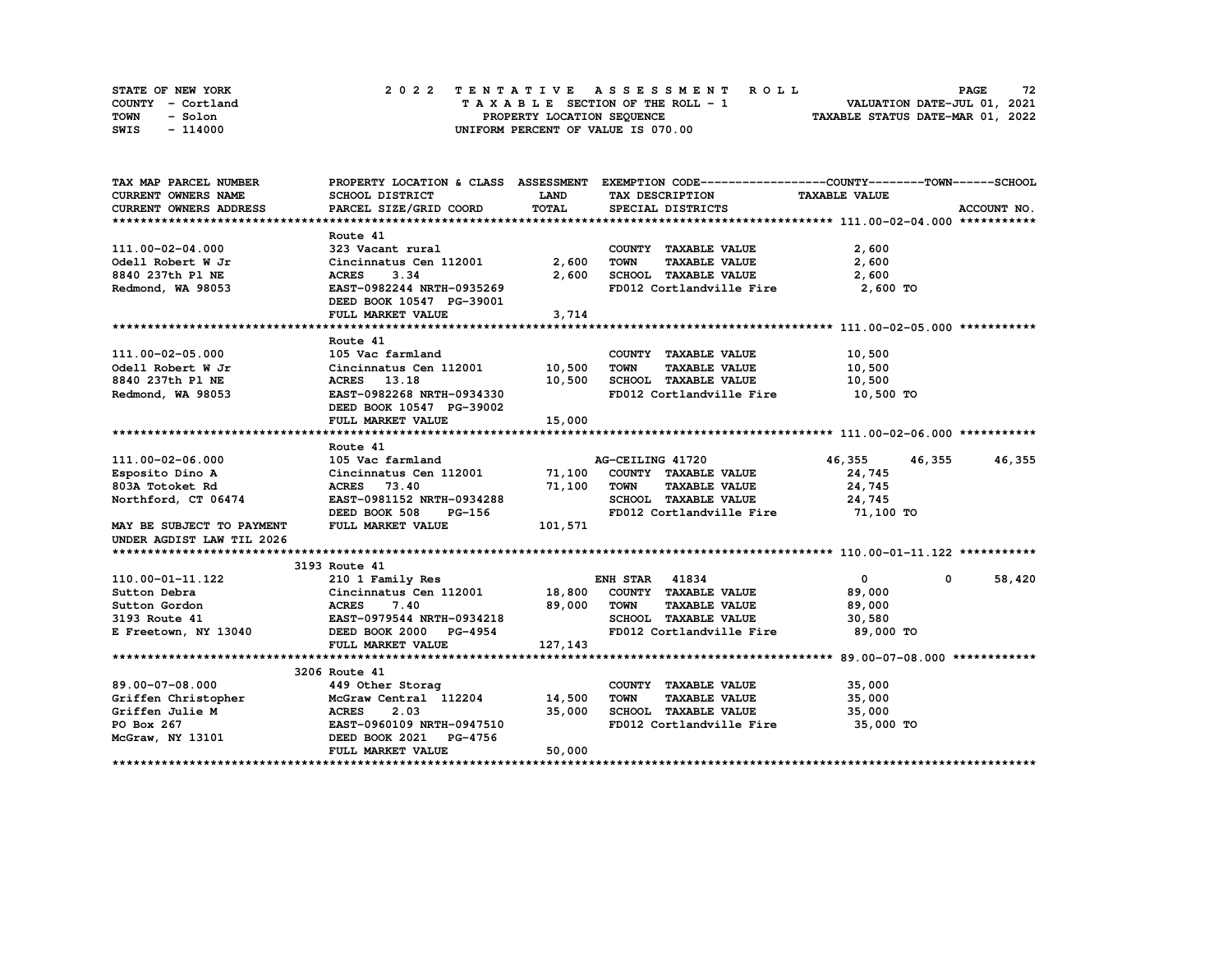STATE OF NEW YORK
COUNTY - Cortland
TOWN - Solon
SWIS - 114000

# 2022 TENTATIVE ASSESSMENT ROLL

TAXABLE SECTION OF THE ROLL - 1
PROPERTY LOCATION SEQUENCE
UNIFORM PERCENT OF VALUE IS 070.00

VALUATION DATE-JUL 01, 2021
TAXABLE STATUS DATE-MAR 01, 2022

| TAX MAP PARCEL NUMBER / CURRENT OWNERS NAME / CURRENT OWNERS ADDRESS | PROPERTY LOCATION & CLASS / SCHOOL DISTRICT / PARCEL SIZE/GRID COORD | ASSESSMENT LAND | ASSESSMENT TOTAL | EXEMPTION CODE / TAX DESCRIPTION / SPECIAL DISTRICTS | COUNTY TAXABLE VALUE | TOWN | SCHOOL |
|---|---|---|---|---|---|---|---|
| **111.00-02-04.000** | Route 41 | | | | | | |
| 111.00-02-04.000 | 323 Vacant rural | | | COUNTY TAXABLE VALUE | 2,600 | | |
| Odell Robert W Jr | Cincinnatus Cen 112001 | 2,600 | | TOWN TAXABLE VALUE | 2,600 | | |
| 8840 237th Pl NE | ACRES 3.34 | | 2,600 | SCHOOL TAXABLE VALUE | 2,600 | | |
| Redmond, WA 98053 | EAST-0982244 NRTH-0935269 | | | FD012 Cortlandville Fire | 2,600 TO | | |
| | DEED BOOK 10547 PG-39001 | | | | | | |
| | FULL MARKET VALUE | | 3,714 | | | | |
| **111.00-02-05.000** | Route 41 | | | | | | |
| 111.00-02-05.000 | 105 Vac farmland | | | COUNTY TAXABLE VALUE | 10,500 | | |
| Odell Robert W Jr | Cincinnatus Cen 112001 | 10,500 | | TOWN TAXABLE VALUE | 10,500 | | |
| 8840 237th Pl NE | ACRES 13.18 | | 10,500 | SCHOOL TAXABLE VALUE | 10,500 | | |
| Redmond, WA 98053 | EAST-0982268 NRTH-0934330 | | | FD012 Cortlandville Fire | 10,500 TO | | |
| | DEED BOOK 10547 PG-39002 | | | | | | |
| | FULL MARKET VALUE | | 15,000 | | | | |
| **111.00-02-06.000** | Route 41 | | | | | | |
| 111.00-02-06.000 | 105 Vac farmland | | | AG-CEILING 41720 | 46,355 | 46,355 | 46,355 |
| Esposito Dino A | Cincinnatus Cen 112001 | 71,100 | | COUNTY TAXABLE VALUE | 24,745 | | |
| 803A Totoket Rd | ACRES 73.40 | | 71,100 | TOWN TAXABLE VALUE | 24,745 | | |
| Northford, CT 06474 | EAST-0981152 NRTH-0934288 | | | SCHOOL TAXABLE VALUE | 24,745 | | |
| | DEED BOOK 508 PG-156 | | | FD012 Cortlandville Fire | 71,100 TO | | |
| MAY BE SUBJECT TO PAYMENT | FULL MARKET VALUE | | 101,571 | | | | |
| UNDER AGDIST LAW TIL 2026 | | | | | | | |
| **110.00-01-11.122** | 3193 Route 41 | | | | | | |
| 110.00-01-11.122 | 210 1 Family Res | | | ENH STAR 41834 | 0 | 0 | 58,420 |
| Sutton Debra | Cincinnatus Cen 112001 | 18,800 | | COUNTY TAXABLE VALUE | 89,000 | | |
| Sutton Gordon | ACRES 7.40 | | 89,000 | TOWN TAXABLE VALUE | 89,000 | | |
| 3193 Route 41 | EAST-0979544 NRTH-0934218 | | | SCHOOL TAXABLE VALUE | 30,580 | | |
| E Freetown, NY 13040 | DEED BOOK 2000 PG-4954 | | | FD012 Cortlandville Fire | 89,000 TO | | |
| | FULL MARKET VALUE | | 127,143 | | | | |
| **89.00-07-08.000** | 3206 Route 41 | | | | | | |
| 89.00-07-08.000 | 449 Other Storag | | | COUNTY TAXABLE VALUE | 35,000 | | |
| Griffen Christopher | McGraw Central 112204 | 14,500 | | TOWN TAXABLE VALUE | 35,000 | | |
| Griffen Julie M | ACRES 2.03 | | 35,000 | SCHOOL TAXABLE VALUE | 35,000 | | |
| PO Box 267 | EAST-0960109 NRTH-0947510 | | | FD012 Cortlandville Fire | 35,000 TO | | |
| McGraw, NY 13101 | DEED BOOK 2021 PG-4756 | | | | | | |
| | FULL MARKET VALUE | | 50,000 | | | | |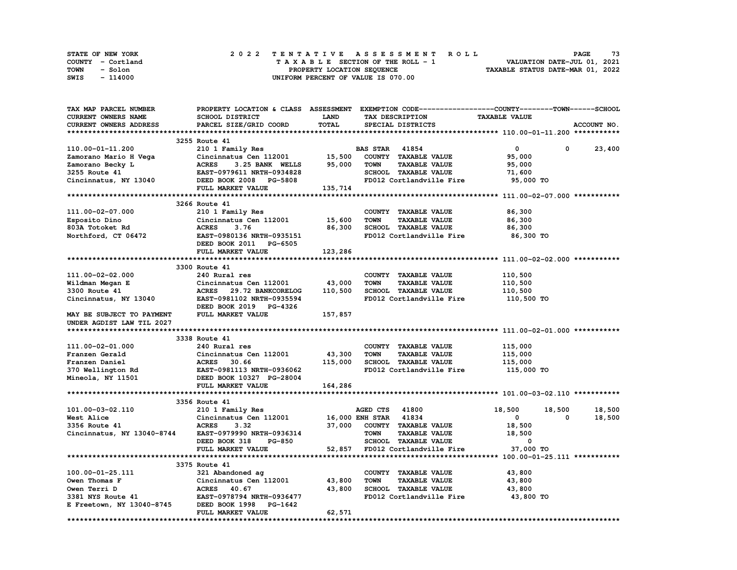STATE OF NEW YORK | COUNTY - Cortland | TOWN - Solon | SWIS - 114000

# 2022 TENTATIVE ASSESSMENT ROLL

TAXABLE SECTION OF THE ROLL - 1
PROPERTY LOCATION SEQUENCE
UNIFORM PERCENT OF VALUE IS 070.00

VALUATION DATE-JUL 01, 2021
TAXABLE STATUS DATE-MAR 01, 2022

| TAX MAP PARCEL NUMBER / CURRENT OWNERS NAME / CURRENT OWNERS ADDRESS | PROPERTY LOCATION & CLASS / SCHOOL DISTRICT / PARCEL SIZE/GRID COORD | ASSESSMENT LAND / TOTAL | EXEMPTION CODE / TAX DESCRIPTION / SPECIAL DISTRICTS | COUNTY TAXABLE VALUE | TOWN | SCHOOL | ACCOUNT NO. |
|---|---|---|---|---|---|---|---|
| **110.00-01-11.200** | 3255 Route 41 | | | | | | |
| 110.00-01-11.200 | 210 1 Family Res | | BAS STAR 41854 | 0 | 0 | 23,400 | |
| Zamorano Mario H Vega | Cincinnatus Cen 112001 | 15,500 | COUNTY TAXABLE VALUE | 95,000 | | | |
| Zamorano Becky L | ACRES 3.25 BANK WELLS | 95,000 | TOWN TAXABLE VALUE | 95,000 | | | |
| 3255 Route 41 | EAST-0979611 NRTH-0934828 | | SCHOOL TAXABLE VALUE | 71,600 | | | |
| Cincinnatus, NY 13040 | DEED BOOK 2008 PG-5808 | | FD012 Cortlandville Fire | 95,000 TO | | | |
| | FULL MARKET VALUE | 135,714 | | | | | |
| **111.00-02-07.000** | 3266 Route 41 | | | | | | |
| 111.00-02-07.000 | 210 1 Family Res | | COUNTY TAXABLE VALUE | 86,300 | | | |
| Esposito Dino | Cincinnatus Cen 112001 | 15,600 | TOWN TAXABLE VALUE | 86,300 | | | |
| 803A Totoket Rd | ACRES 3.76 | 86,300 | SCHOOL TAXABLE VALUE | 86,300 | | | |
| Northford, CT 06472 | EAST-0980136 NRTH-0935151 | | FD012 Cortlandville Fire | 86,300 TO | | | |
| | DEED BOOK 2011 PG-6505 | | | | | | |
| | FULL MARKET VALUE | 123,286 | | | | | |
| **111.00-02-02.000** | 3300 Route 41 | | | | | | |
| 111.00-02-02.000 | 240 Rural res | | COUNTY TAXABLE VALUE | 110,500 | | | |
| Wildman Megan E | Cincinnatus Cen 112001 | 43,000 | TOWN TAXABLE VALUE | 110,500 | | | |
| 3300 Route 41 | ACRES 29.72 BANKCORELOG | 110,500 | SCHOOL TAXABLE VALUE | 110,500 | | | |
| Cincinnatus, NY 13040 | EAST-0981102 NRTH-0935594 | | FD012 Cortlandville Fire | 110,500 TO | | | |
| | DEED BOOK 2019 PG-4326 | | | | | | |
| MAY BE SUBJECT TO PAYMENT | FULL MARKET VALUE | 157,857 | | | | | |
| UNDER AGDIST LAW TIL 2027 | | | | | | | |
| **111.00-02-01.000** | 3338 Route 41 | | | | | | |
| 111.00-02-01.000 | 240 Rural res | | COUNTY TAXABLE VALUE | 115,000 | | | |
| Franzen Gerald | Cincinnatus Cen 112001 | 43,300 | TOWN TAXABLE VALUE | 115,000 | | | |
| Franzen Daniel | ACRES 30.66 | 115,000 | SCHOOL TAXABLE VALUE | 115,000 | | | |
| 370 Wellington Rd | EAST-0981113 NRTH-0936062 | | FD012 Cortlandville Fire | 115,000 TO | | | |
| Mineola, NY 11501 | DEED BOOK 10327 PG-28004 | | | | | | |
| | FULL MARKET VALUE | 164,286 | | | | | |
| **101.00-03-02.110** | 3356 Route 41 | | | | | | |
| 101.00-03-02.110 | 210 1 Family Res | | AGED CTS 41800 | 18,500 | 18,500 | 18,500 | |
| West Alice | Cincinnatus Cen 112001 | 16,000 | ENH STAR 41834 | 0 | 0 | 18,500 | |
| 3356 Route 41 | ACRES 3.32 | 37,000 | COUNTY TAXABLE VALUE | 18,500 | | | |
| Cincinnatus, NY 13040-8744 | EAST-0979990 NRTH-0936314 | | TOWN TAXABLE VALUE | 18,500 | | | |
| | DEED BOOK 318 PG-850 | | SCHOOL TAXABLE VALUE | 0 | | | |
| | FULL MARKET VALUE | 52,857 | FD012 Cortlandville Fire | 37,000 TO | | | |
| **100.00-01-25.111** | 3375 Route 41 | | | | | | |
| 100.00-01-25.111 | 321 Abandoned ag | | COUNTY TAXABLE VALUE | 43,800 | | | |
| Owen Thomas F | Cincinnatus Cen 112001 | 43,800 | TOWN TAXABLE VALUE | 43,800 | | | |
| Owen Terri D | ACRES 40.67 | 43,800 | SCHOOL TAXABLE VALUE | 43,800 | | | |
| 3381 NYS Route 41 | EAST-0978794 NRTH-0936477 | | FD012 Cortlandville Fire | 43,800 TO | | | |
| E Freetown, NY 13040-8745 | DEED BOOK 1998 PG-1642 | | | | | | |
| | FULL MARKET VALUE | 62,571 | | | | | |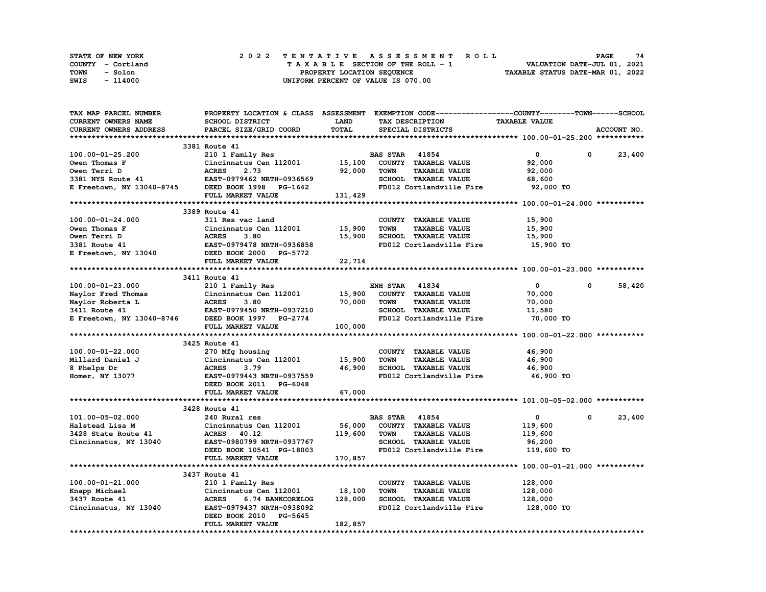STATE OF NEW YORK — COUNTY - Cortland — TOWN - Solon — SWIS - 114000

**2022 TENTATIVE ASSESSMENT ROLL**
TAXABLE SECTION OF THE ROLL - 1
PROPERTY LOCATION SEQUENCE
UNIFORM PERCENT OF VALUE IS 070.00

VALUATION DATE-JUL 01, 2021
TAXABLE STATUS DATE-MAR 01, 2022

| TAX MAP PARCEL NUMBER / CURRENT OWNERS NAME / CURRENT OWNERS ADDRESS | PROPERTY LOCATION & CLASS / SCHOOL DISTRICT / PARCEL SIZE/GRID COORD | ASSESSMENT LAND | TOTAL | EXEMPTION CODE / TAX DESCRIPTION / SPECIAL DISTRICTS | COUNTY TAXABLE VALUE | TOWN | SCHOOL | ACCOUNT NO. |
|---|---|---|---|---|---|---|---|---|
| **100.00-01-25.200** | 3381 Route 41 | | | | | | | |
| 100.00-01-25.200 | 210 1 Family Res | | | BAS STAR 41854 | 0 | 0 | 23,400 | |
| Owen Thomas F | Cincinnatus Cen 112001 | 15,100 | | COUNTY TAXABLE VALUE | 92,000 | | | |
| Owen Terri D | ACRES 2.73 | | 92,000 | TOWN TAXABLE VALUE | 92,000 | | | |
| 3381 NYS Route 41 | EAST-0979462 NRTH-0936569 | | | SCHOOL TAXABLE VALUE | 68,600 | | | |
| E Freetown, NY 13040-8745 | DEED BOOK 1998 PG-1642 | | | FD012 Cortlandville Fire | 92,000 TO | | | |
| | FULL MARKET VALUE | | 131,429 | | | | | |
| **100.00-01-24.000** | 3389 Route 41 | | | | | | | |
| 100.00-01-24.000 | 311 Res vac land | | | COUNTY TAXABLE VALUE | 15,900 | | | |
| Owen Thomas F | Cincinnatus Cen 112001 | 15,900 | | TOWN TAXABLE VALUE | 15,900 | | | |
| Owen Terri D | ACRES 3.80 | | 15,900 | SCHOOL TAXABLE VALUE | 15,900 | | | |
| 3381 Route 41 | EAST-0979478 NRTH-0936858 | | | FD012 Cortlandville Fire | 15,900 TO | | | |
| E Freetown, NY 13040 | DEED BOOK 2000 PG-5772 | | | | | | | |
| | FULL MARKET VALUE | | 22,714 | | | | | |
| **100.00-01-23.000** | 3411 Route 41 | | | | | | | |
| 100.00-01-23.000 | 210 1 Family Res | | | ENH STAR 41834 | 0 | 0 | 58,420 | |
| Naylor Fred Thomas | Cincinnatus Cen 112001 | 15,900 | | COUNTY TAXABLE VALUE | 70,000 | | | |
| Naylor Roberta L | ACRES 3.80 | | 70,000 | TOWN TAXABLE VALUE | 70,000 | | | |
| 3411 Route 41 | EAST-0979450 NRTH-0937210 | | | SCHOOL TAXABLE VALUE | 11,580 | | | |
| E Freetown, NY 13040-8746 | DEED BOOK 1997 PG-2774 | | | FD012 Cortlandville Fire | 70,000 TO | | | |
| | FULL MARKET VALUE | | 100,000 | | | | | |
| **100.00-01-22.000** | 3425 Route 41 | | | | | | | |
| 100.00-01-22.000 | 270 Mfg housing | | | COUNTY TAXABLE VALUE | 46,900 | | | |
| Millard Daniel J | Cincinnatus Cen 112001 | 15,900 | | TOWN TAXABLE VALUE | 46,900 | | | |
| 8 Phelps Dr | ACRES 3.79 | | 46,900 | SCHOOL TAXABLE VALUE | 46,900 | | | |
| Homer, NY 13077 | EAST-0979443 NRTH-0937559 | | | FD012 Cortlandville Fire | 46,900 TO | | | |
| | DEED BOOK 2011 PG-6048 | | | | | | | |
| | FULL MARKET VALUE | | 67,000 | | | | | |
| **101.00-05-02.000** | 3428 Route 41 | | | | | | | |
| 101.00-05-02.000 | 240 Rural res | | | BAS STAR 41854 | 0 | 0 | 23,400 | |
| Halstead Lisa M | Cincinnatus Cen 112001 | 56,000 | | COUNTY TAXABLE VALUE | 119,600 | | | |
| 3428 State Route 41 | ACRES 40.12 | | 119,600 | TOWN TAXABLE VALUE | 119,600 | | | |
| Cincinnatus, NY 13040 | EAST-0980799 NRTH-0937767 | | | SCHOOL TAXABLE VALUE | 96,200 | | | |
| | DEED BOOK 10541 PG-18003 | | | FD012 Cortlandville Fire | 119,600 TO | | | |
| | FULL MARKET VALUE | | 170,857 | | | | | |
| **100.00-01-21.000** | 3437 Route 41 | | | | | | | |
| 100.00-01-21.000 | 210 1 Family Res | | | COUNTY TAXABLE VALUE | 128,000 | | | |
| Knapp Michael | Cincinnatus Cen 112001 | 18,100 | | TOWN TAXABLE VALUE | 128,000 | | | |
| 3437 Route 41 | ACRES 6.74 BANKCORELOG | | 128,000 | SCHOOL TAXABLE VALUE | 128,000 | | | |
| Cincinnatus, NY 13040 | EAST-0979437 NRTH-0938092 | | | FD012 Cortlandville Fire | 128,000 TO | | | |
| | DEED BOOK 2010 PG-5645 | | | | | | | |
| | FULL MARKET VALUE | | 182,857 | | | | | |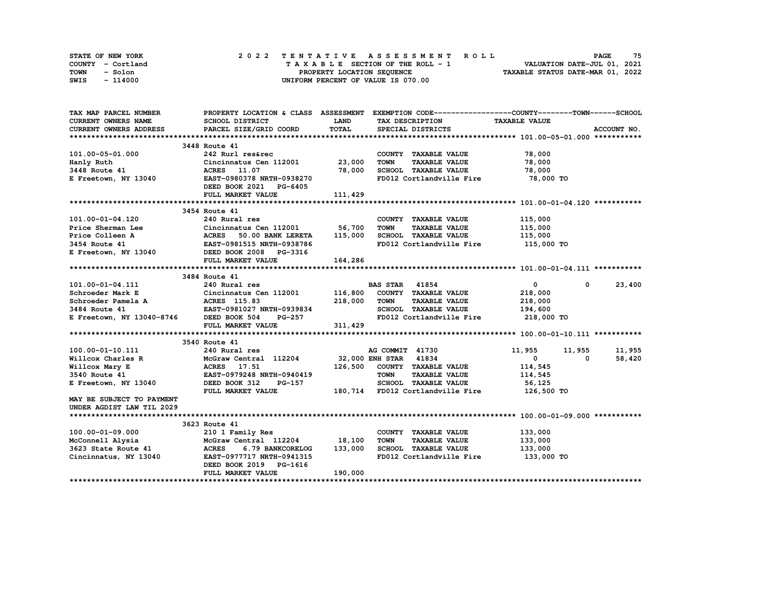STATE OF NEW YORK
COUNTY - Cortland
TOWN - Solon
SWIS - 114000

# 2022 TENTATIVE ASSESSMENT ROLL

TAXABLE SECTION OF THE ROLL - 1
PROPERTY LOCATION SEQUENCE
UNIFORM PERCENT OF VALUE IS 070.00

VALUATION DATE-JUL 01, 2021
TAXABLE STATUS DATE-MAR 01, 2022

| TAX MAP PARCEL NUMBER / CURRENT OWNERS NAME / CURRENT OWNERS ADDRESS | PROPERTY LOCATION & CLASS / SCHOOL DISTRICT / PARCEL SIZE/GRID COORD | ASSESSMENT LAND / TOTAL | EXEMPTION CODE / TAX DESCRIPTION / SPECIAL DISTRICTS | COUNTY TAXABLE VALUE | TOWN | SCHOOL |
|---|---|---|---|---|---|---|
| | **3448 Route 41** | | | | | |
| 101.00-05-01.000 | 242 Rurl res&rec | | COUNTY TAXABLE VALUE | 78,000 | | |
| Hanly Ruth | Cincinnatus Cen 112001 | 23,000 | TOWN TAXABLE VALUE | 78,000 | | |
| 3448 Route 41 | ACRES 11.07 | 78,000 | SCHOOL TAXABLE VALUE | 78,000 | | |
| E Freetown, NY 13040 | EAST-0980378 NRTH-0938270 | | FD012 Cortlandville Fire | 78,000 TO | | |
| | DEED BOOK 2021 PG-6405 | | | | | |
| | FULL MARKET VALUE | 111,429 | | | | |
| | **3454 Route 41** | | | | | |
| 101.00-01-04.120 | 240 Rural res | | COUNTY TAXABLE VALUE | 115,000 | | |
| Price Sherman Lee | Cincinnatus Cen 112001 | 56,700 | TOWN TAXABLE VALUE | 115,000 | | |
| Price Colleen A | ACRES 50.00 BANK LERETA | 115,000 | SCHOOL TAXABLE VALUE | 115,000 | | |
| 3454 Route 41 | EAST-0981515 NRTH-0938786 | | FD012 Cortlandville Fire | 115,000 TO | | |
| E Freetown, NY 13040 | DEED BOOK 2008 PG-3316 | | | | | |
| | FULL MARKET VALUE | 164,286 | | | | |
| | **3484 Route 41** | | | | | |
| 101.00-01-04.111 | 240 Rural res | | BAS STAR 41854 | 0 | 0 | 23,400 |
| Schroeder Mark E | Cincinnatus Cen 112001 | 116,800 | COUNTY TAXABLE VALUE | 218,000 | | |
| Schroeder Pamela A | ACRES 115.83 | 218,000 | TOWN TAXABLE VALUE | 218,000 | | |
| 3484 Route 41 | EAST-0981027 NRTH-0939834 | | SCHOOL TAXABLE VALUE | 194,600 | | |
| E Freetown, NY 13040-8746 | DEED BOOK 504 PG-257 | | FD012 Cortlandville Fire | 218,000 TO | | |
| | FULL MARKET VALUE | 311,429 | | | | |
| | **3540 Route 41** | | | | | |
| 100.00-01-10.111 | 240 Rural res | | AG COMMIT 41730 | 11,955 | 11,955 | 11,955 |
| Willcox Charles R | McGraw Central 112204 | 32,000 | ENH STAR 41834 | 0 | 0 | 58,420 |
| Willcox Mary E | ACRES 17.51 | 126,500 | COUNTY TAXABLE VALUE | 114,545 | | |
| 3540 Route 41 | EAST-0979248 NRTH-0940419 | | TOWN TAXABLE VALUE | 114,545 | | |
| E Freetown, NY 13040 | DEED BOOK 312 PG-157 | | SCHOOL TAXABLE VALUE | 56,125 | | |
| | FULL MARKET VALUE | 180,714 | FD012 Cortlandville Fire | 126,500 TO | | |
| MAY BE SUBJECT TO PAYMENT UNDER AGDIST LAW TIL 2029 | | | | | | |
| | **3623 Route 41** | | | | | |
| 100.00-01-09.000 | 210 1 Family Res | | COUNTY TAXABLE VALUE | 133,000 | | |
| McConnell Alysia | McGraw Central 112204 | 18,100 | TOWN TAXABLE VALUE | 133,000 | | |
| 3623 State Route 41 | ACRES 6.79 BANKCORELOG | 133,000 | SCHOOL TAXABLE VALUE | 133,000 | | |
| Cincinnatus, NY 13040 | EAST-0977717 NRTH-0941315 | | FD012 Cortlandville Fire | 133,000 TO | | |
| | DEED BOOK 2019 PG-1616 | | | | | |
| | FULL MARKET VALUE | 190,000 | | | | |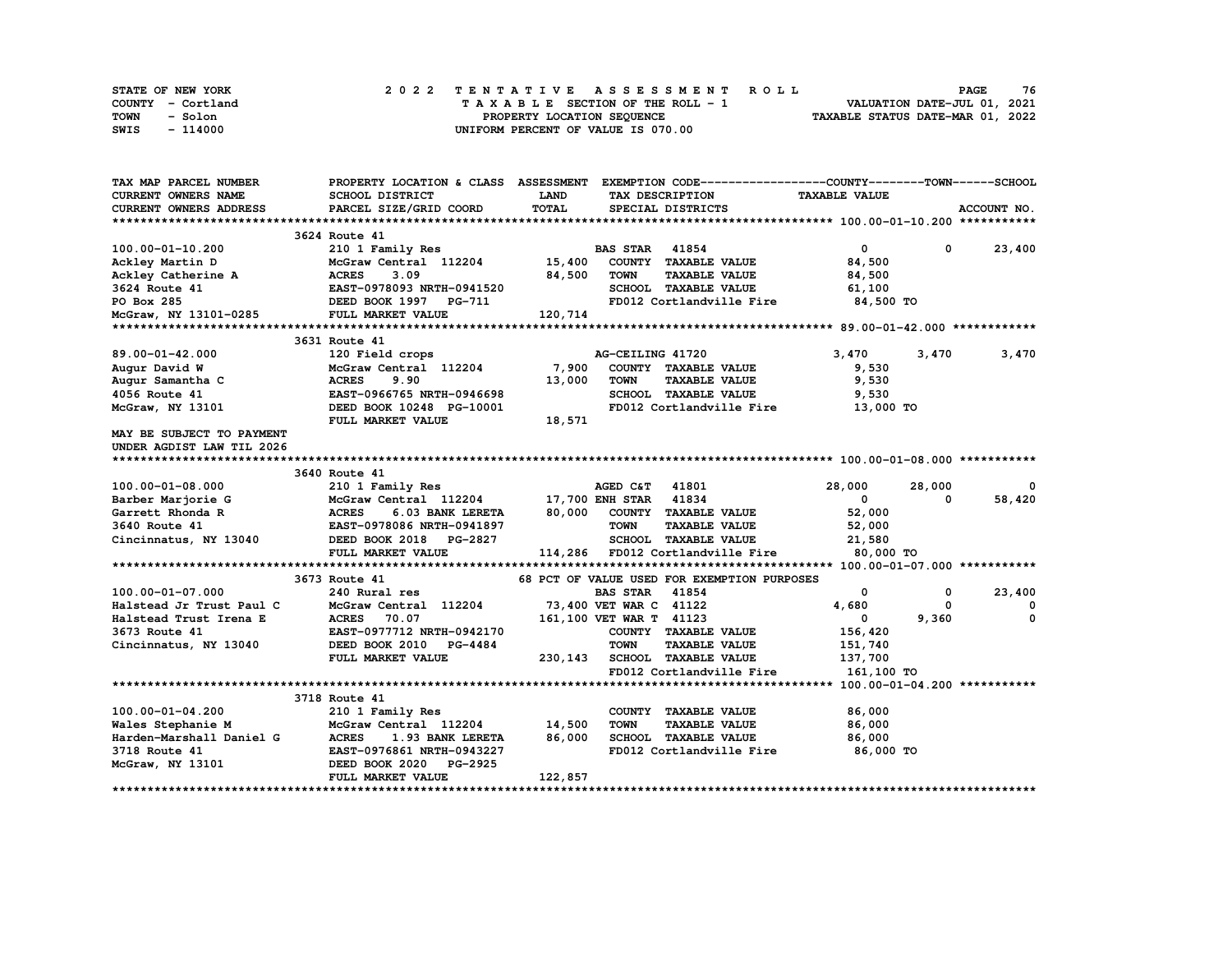STATE OF NEW YORK — 2022 TENTATIVE ASSESSMENT ROLL

COUNTY - Cortland — TAXABLE SECTION OF THE ROLL - 1 — VALUATION DATE-JUL 01, 2021

TOWN - Solon — PROPERTY LOCATION SEQUENCE — TAXABLE STATUS DATE-MAR 01, 2022

SWIS - 114000 — UNIFORM PERCENT OF VALUE IS 070.00

| TAX MAP PARCEL NUMBER / CURRENT OWNERS NAME / CURRENT OWNERS ADDRESS | PROPERTY LOCATION & CLASS / SCHOOL DISTRICT / PARCEL SIZE/GRID COORD | ASSESSMENT LAND / TOTAL | EXEMPTION CODE / TAX DESCRIPTION / SPECIAL DISTRICTS | COUNTY TAXABLE VALUE | TOWN | SCHOOL / ACCOUNT NO. |
|---|---|---|---|---|---|---|
| **100.00-01-10.200** | 3624 Route 41 | | | | | |
| 100.00-01-10.200 | 210 1 Family Res | | BAS STAR 41854 | 0 | 0 | 23,400 |
| Ackley Martin D | McGraw Central 112204 | 15,400 | COUNTY TAXABLE VALUE | 84,500 | | |
| Ackley Catherine A | ACRES 3.09 | 84,500 | TOWN TAXABLE VALUE | 84,500 | | |
| 3624 Route 41 | EAST-0978093 NRTH-0941520 | | SCHOOL TAXABLE VALUE | 61,100 | | |
| PO Box 285 | DEED BOOK 1997 PG-711 | | FD012 Cortlandville Fire | 84,500 TO | | |
| McGraw, NY 13101-0285 | FULL MARKET VALUE | 120,714 | | | | |
| **89.00-01-42.000** | 3631 Route 41 | | | | | |
| 89.00-01-42.000 | 120 Field crops | | AG-CEILING 41720 | 3,470 | 3,470 | 3,470 |
| Augur David W | McGraw Central 112204 | 7,900 | COUNTY TAXABLE VALUE | 9,530 | | |
| Augur Samantha C | ACRES 9.90 | 13,000 | TOWN TAXABLE VALUE | 9,530 | | |
| 4056 Route 41 | EAST-0966765 NRTH-0946698 | | SCHOOL TAXABLE VALUE | 9,530 | | |
| McGraw, NY 13101 | DEED BOOK 10248 PG-10001 | | FD012 Cortlandville Fire | 13,000 TO | | |
| | FULL MARKET VALUE | 18,571 | | | | |
| MAY BE SUBJECT TO PAYMENT UNDER AGDIST LAW TIL 2026 | | | | | | |
| **100.00-01-08.000** | 3640 Route 41 | | | | | |
| 100.00-01-08.000 | 210 1 Family Res | | AGED C&T 41801 | 28,000 | 28,000 | 0 |
| Barber Marjorie G | McGraw Central 112204 | 17,700 | ENH STAR 41834 | 0 | 0 | 58,420 |
| Garrett Rhonda R | ACRES 6.03 BANK LERETA | 80,000 | COUNTY TAXABLE VALUE | 52,000 | | |
| 3640 Route 41 | EAST-0978086 NRTH-0941897 | | TOWN TAXABLE VALUE | 52,000 | | |
| Cincinnatus, NY 13040 | DEED BOOK 2018 PG-2827 | | SCHOOL TAXABLE VALUE | 21,580 | | |
| | FULL MARKET VALUE | 114,286 | FD012 Cortlandville Fire | 80,000 TO | | |
| **100.00-01-07.000** | 3673 Route 41 | | 68 PCT OF VALUE USED FOR EXEMPTION PURPOSES | | | |
| 100.00-01-07.000 | 240 Rural res | | BAS STAR 41854 | 0 | 0 | 23,400 |
| Halstead Jr Trust Paul C | McGraw Central 112204 | 73,400 | VET WAR C 41122 | 4,680 | 0 | 0 |
| Halstead Trust Irena E | ACRES 70.07 | 161,100 | VET WAR T 41123 | 0 | 9,360 | 0 |
| 3673 Route 41 | EAST-0977712 NRTH-0942170 | | COUNTY TAXABLE VALUE | 156,420 | | |
| Cincinnatus, NY 13040 | DEED BOOK 2010 PG-4484 | | TOWN TAXABLE VALUE | 151,740 | | |
| | FULL MARKET VALUE | 230,143 | SCHOOL TAXABLE VALUE | 137,700 | | |
| | | | FD012 Cortlandville Fire | 161,100 TO | | |
| **100.00-01-04.200** | 3718 Route 41 | | | | | |
| 100.00-01-04.200 | 210 1 Family Res | | COUNTY TAXABLE VALUE | 86,000 | | |
| Wales Stephanie M | McGraw Central 112204 | 14,500 | TOWN TAXABLE VALUE | 86,000 | | |
| Harden-Marshall Daniel G | ACRES 1.93 BANK LERETA | 86,000 | SCHOOL TAXABLE VALUE | 86,000 | | |
| 3718 Route 41 | EAST-0976861 NRTH-0943227 | | FD012 Cortlandville Fire | 86,000 TO | | |
| McGraw, NY 13101 | DEED BOOK 2020 PG-2925 | | | | | |
| | FULL MARKET VALUE | 122,857 | | | | |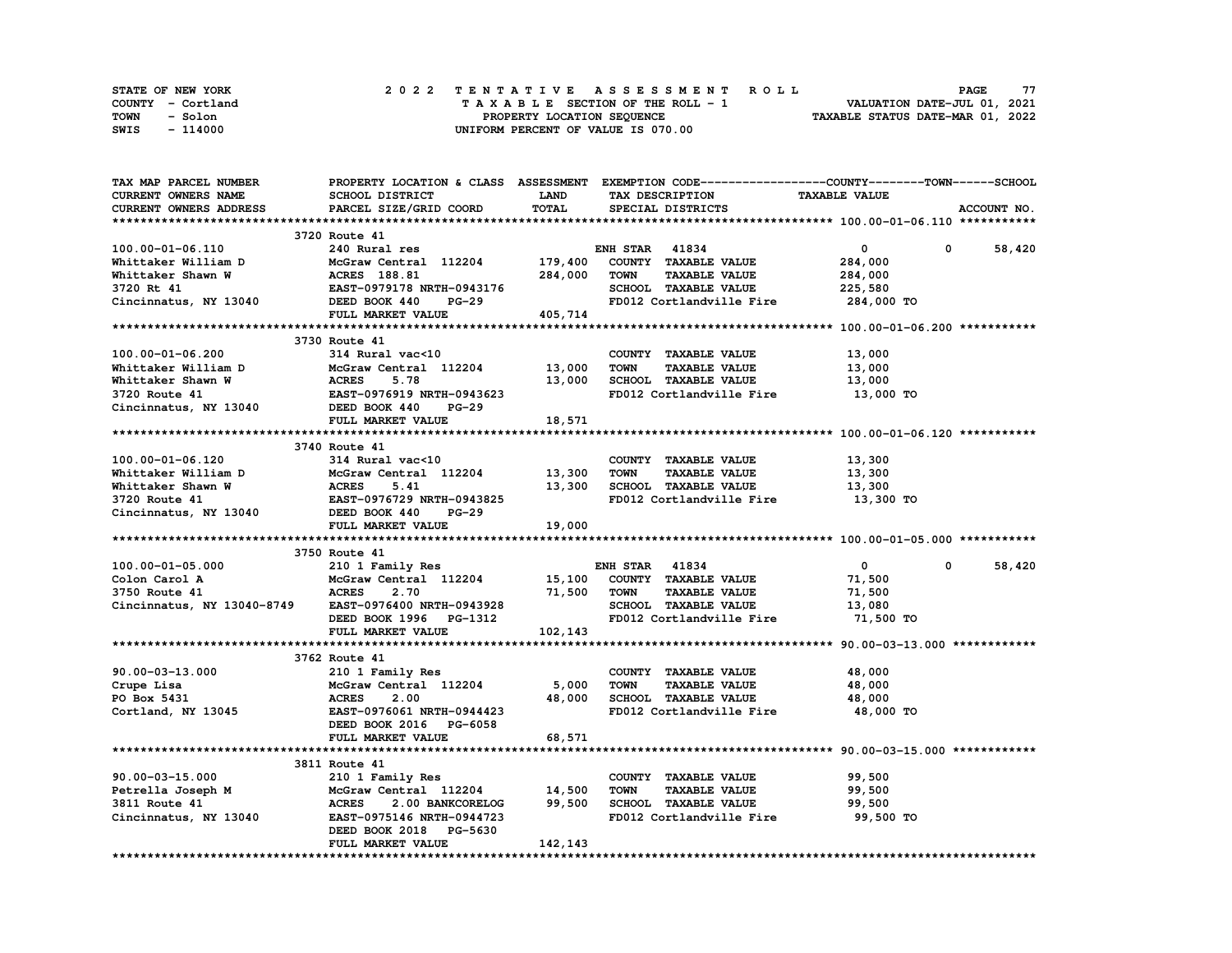STATE OF NEW YORK
COUNTY - Cortland
TOWN - Solon
SWIS - 114000

2022 TENTATIVE ASSESSMENT ROLL
TAXABLE SECTION OF THE ROLL - 1
PROPERTY LOCATION SEQUENCE
UNIFORM PERCENT OF VALUE IS 070.00

VALUATION DATE-JUL 01, 2021
TAXABLE STATUS DATE-MAR 01, 2022

| TAX MAP PARCEL NUMBER / CURRENT OWNERS NAME / CURRENT OWNERS ADDRESS | PROPERTY LOCATION & CLASS / SCHOOL DISTRICT / PARCEL SIZE/GRID COORD | ASSESSMENT LAND / TOTAL | EXEMPTION CODE / TAX DESCRIPTION / SPECIAL DISTRICTS | COUNTY TAXABLE VALUE | TOWN | SCHOOL |
|---|---|---|---|---|---|---|
| **100.00-01-06.110** | 3720 Route 41 | | | | | |
| 100.00-01-06.110 | 240 Rural res | | ENH STAR 41834 | 0 | 0 | 58,420 |
| Whittaker William D | McGraw Central 112204 | 179,400 | COUNTY TAXABLE VALUE | 284,000 | | |
| Whittaker Shawn W | ACRES 188.81 | 284,000 | TOWN TAXABLE VALUE | 284,000 | | |
| 3720 Rt 41 | EAST-0979178 NRTH-0943176 | | SCHOOL TAXABLE VALUE | 225,580 | | |
| Cincinnatus, NY 13040 | DEED BOOK 440 PG-29 | | FD012 Cortlandville Fire | 284,000 TO | | |
| | FULL MARKET VALUE | 405,714 | | | | |
| **100.00-01-06.200** | 3730 Route 41 | | | | | |
| 100.00-01-06.200 | 314 Rural vac<10 | | COUNTY TAXABLE VALUE | 13,000 | | |
| Whittaker William D | McGraw Central 112204 | 13,000 | TOWN TAXABLE VALUE | 13,000 | | |
| Whittaker Shawn W | ACRES 5.78 | 13,000 | SCHOOL TAXABLE VALUE | 13,000 | | |
| 3720 Route 41 | EAST-0976919 NRTH-0943623 | | FD012 Cortlandville Fire | 13,000 TO | | |
| Cincinnatus, NY 13040 | DEED BOOK 440 PG-29 | | | | | |
| | FULL MARKET VALUE | 18,571 | | | | |
| **100.00-01-06.120** | 3740 Route 41 | | | | | |
| 100.00-01-06.120 | 314 Rural vac<10 | | COUNTY TAXABLE VALUE | 13,300 | | |
| Whittaker William D | McGraw Central 112204 | 13,300 | TOWN TAXABLE VALUE | 13,300 | | |
| Whittaker Shawn W | ACRES 5.41 | 13,300 | SCHOOL TAXABLE VALUE | 13,300 | | |
| 3720 Route 41 | EAST-0976729 NRTH-0943825 | | FD012 Cortlandville Fire | 13,300 TO | | |
| Cincinnatus, NY 13040 | DEED BOOK 440 PG-29 | | | | | |
| | FULL MARKET VALUE | 19,000 | | | | |
| **100.00-01-05.000** | 3750 Route 41 | | | | | |
| 100.00-01-05.000 | 210 1 Family Res | | ENH STAR 41834 | 0 | 0 | 58,420 |
| Colon Carol A | McGraw Central 112204 | 15,100 | COUNTY TAXABLE VALUE | 71,500 | | |
| 3750 Route 41 | ACRES 2.70 | 71,500 | TOWN TAXABLE VALUE | 71,500 | | |
| Cincinnatus, NY 13040-8749 | EAST-0976400 NRTH-0943928 | | SCHOOL TAXABLE VALUE | 13,080 | | |
| | DEED BOOK 1996 PG-1312 | | FD012 Cortlandville Fire | 71,500 TO | | |
| | FULL MARKET VALUE | 102,143 | | | | |
| **90.00-03-13.000** | 3762 Route 41 | | | | | |
| 90.00-03-13.000 | 210 1 Family Res | | COUNTY TAXABLE VALUE | 48,000 | | |
| Crupe Lisa | McGraw Central 112204 | 5,000 | TOWN TAXABLE VALUE | 48,000 | | |
| PO Box 5431 | ACRES 2.00 | 48,000 | SCHOOL TAXABLE VALUE | 48,000 | | |
| Cortland, NY 13045 | EAST-0976061 NRTH-0944423 | | FD012 Cortlandville Fire | 48,000 TO | | |
| | DEED BOOK 2016 PG-6058 | | | | | |
| | FULL MARKET VALUE | 68,571 | | | | |
| **90.00-03-15.000** | 3811 Route 41 | | | | | |
| 90.00-03-15.000 | 210 1 Family Res | | COUNTY TAXABLE VALUE | 99,500 | | |
| Petrella Joseph M | McGraw Central 112204 | 14,500 | TOWN TAXABLE VALUE | 99,500 | | |
| 3811 Route 41 | ACRES 2.00 BANKCORELOG | 99,500 | SCHOOL TAXABLE VALUE | 99,500 | | |
| Cincinnatus, NY 13040 | EAST-0975146 NRTH-0944723 | | FD012 Cortlandville Fire | 99,500 TO | | |
| | DEED BOOK 2018 PG-5630 | | | | | |
| | FULL MARKET VALUE | 142,143 | | | | |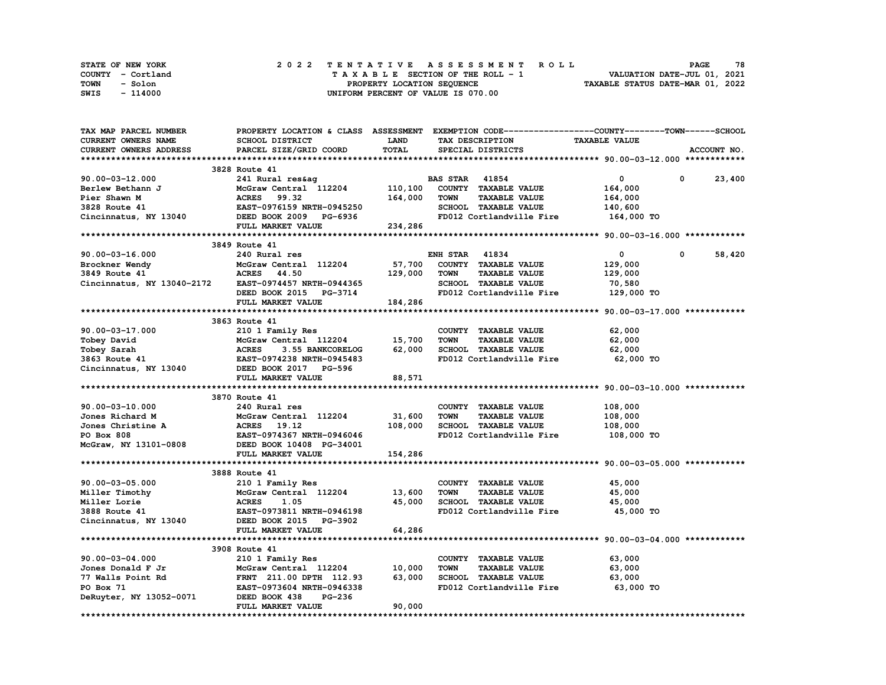STATE OF NEW YORK 2022 TENTATIVE ASSESSMENT ROLL
COUNTY - Cortland TAXABLE SECTION OF THE ROLL - 1 VALUATION DATE-JUL 01, 2021
TOWN - Solon PROPERTY LOCATION SEQUENCE TAXABLE STATUS DATE-MAR 01, 2022
SWIS - 114000 UNIFORM PERCENT OF VALUE IS 070.00

| TAX MAP PARCEL NUMBER / CURRENT OWNERS NAME / CURRENT OWNERS ADDRESS | PROPERTY LOCATION & CLASS / SCHOOL DISTRICT / PARCEL SIZE/GRID COORD | ASSESSMENT LAND | TOTAL | EXEMPTION CODE / TAX DESCRIPTION / SPECIAL DISTRICTS | COUNTY TAXABLE VALUE | TOWN | SCHOOL |
|---|---|---|---|---|---|---|---|
| **90.00-03-12.000** | 3828 Route 41 | | | | | | |
| 90.00-03-12.000 | 241 Rural res&ag | | | BAS STAR 41854 | 0 | 0 | 23,400 |
| Berlew Bethann J | McGraw Central 112204 | 110,100 | | COUNTY TAXABLE VALUE | 164,000 | | |
| Pier Shawn M | ACRES 99.32 | | 164,000 | TOWN TAXABLE VALUE | 164,000 | | |
| 3828 Route 41 | EAST-0976159 NRTH-0945250 | | | SCHOOL TAXABLE VALUE | 140,600 | | |
| Cincinnatus, NY 13040 | DEED BOOK 2009 PG-6936 | | | FD012 Cortlandville Fire | 164,000 TO | | |
| | FULL MARKET VALUE | | 234,286 | | | | |
| **90.00-03-16.000** | 3849 Route 41 | | | | | | |
| 90.00-03-16.000 | 240 Rural res | | | ENH STAR 41834 | 0 | 0 | 58,420 |
| Brockner Wendy | McGraw Central 112204 | 57,700 | | COUNTY TAXABLE VALUE | 129,000 | | |
| 3849 Route 41 | ACRES 44.50 | | 129,000 | TOWN TAXABLE VALUE | 129,000 | | |
| Cincinnatus, NY 13040-2172 | EAST-0974457 NRTH-0944365 | | | SCHOOL TAXABLE VALUE | 70,580 | | |
| | DEED BOOK 2015 PG-3714 | | | FD012 Cortlandville Fire | 129,000 TO | | |
| | FULL MARKET VALUE | | 184,286 | | | | |
| **90.00-03-17.000** | 3863 Route 41 | | | | | | |
| 90.00-03-17.000 | 210 1 Family Res | | | COUNTY TAXABLE VALUE | 62,000 | | |
| Tobey David | McGraw Central 112204 | 15,700 | | TOWN TAXABLE VALUE | 62,000 | | |
| Tobey Sarah | ACRES 3.55 BANKCORELOG | | 62,000 | SCHOOL TAXABLE VALUE | 62,000 | | |
| 3863 Route 41 | EAST-0974238 NRTH-0945483 | | | FD012 Cortlandville Fire | 62,000 TO | | |
| Cincinnatus, NY 13040 | DEED BOOK 2017 PG-596 | | | | | | |
| | FULL MARKET VALUE | | 88,571 | | | | |
| **90.00-03-10.000** | 3870 Route 41 | | | | | | |
| 90.00-03-10.000 | 240 Rural res | | | COUNTY TAXABLE VALUE | 108,000 | | |
| Jones Richard M | McGraw Central 112204 | 31,600 | | TOWN TAXABLE VALUE | 108,000 | | |
| Jones Christine A | ACRES 19.12 | | 108,000 | SCHOOL TAXABLE VALUE | 108,000 | | |
| PO Box 808 | EAST-0974367 NRTH-0946046 | | | FD012 Cortlandville Fire | 108,000 TO | | |
| McGraw, NY 13101-0808 | DEED BOOK 10408 PG-34001 | | | | | | |
| | FULL MARKET VALUE | | 154,286 | | | | |
| **90.00-03-05.000** | 3888 Route 41 | | | | | | |
| 90.00-03-05.000 | 210 1 Family Res | | | COUNTY TAXABLE VALUE | 45,000 | | |
| Miller Timothy | McGraw Central 112204 | 13,600 | | TOWN TAXABLE VALUE | 45,000 | | |
| Miller Lorie | ACRES 1.05 | | 45,000 | SCHOOL TAXABLE VALUE | 45,000 | | |
| 3888 Route 41 | EAST-0973811 NRTH-0946198 | | | FD012 Cortlandville Fire | 45,000 TO | | |
| Cincinnatus, NY 13040 | DEED BOOK 2015 PG-3902 | | | | | | |
| | FULL MARKET VALUE | | 64,286 | | | | |
| **90.00-03-04.000** | 3908 Route 41 | | | | | | |
| 90.00-03-04.000 | 210 1 Family Res | | | COUNTY TAXABLE VALUE | 63,000 | | |
| Jones Donald F Jr | McGraw Central 112204 | 10,000 | | TOWN TAXABLE VALUE | 63,000 | | |
| 77 Walls Point Rd | FRNT 211.00 DPTH 112.93 | | 63,000 | SCHOOL TAXABLE VALUE | 63,000 | | |
| PO Box 71 | EAST-0973604 NRTH-0946338 | | | FD012 Cortlandville Fire | 63,000 TO | | |
| DeRuyter, NY 13052-0071 | DEED BOOK 438 PG-236 | | | | | | |
| | FULL MARKET VALUE | | 90,000 | | | | |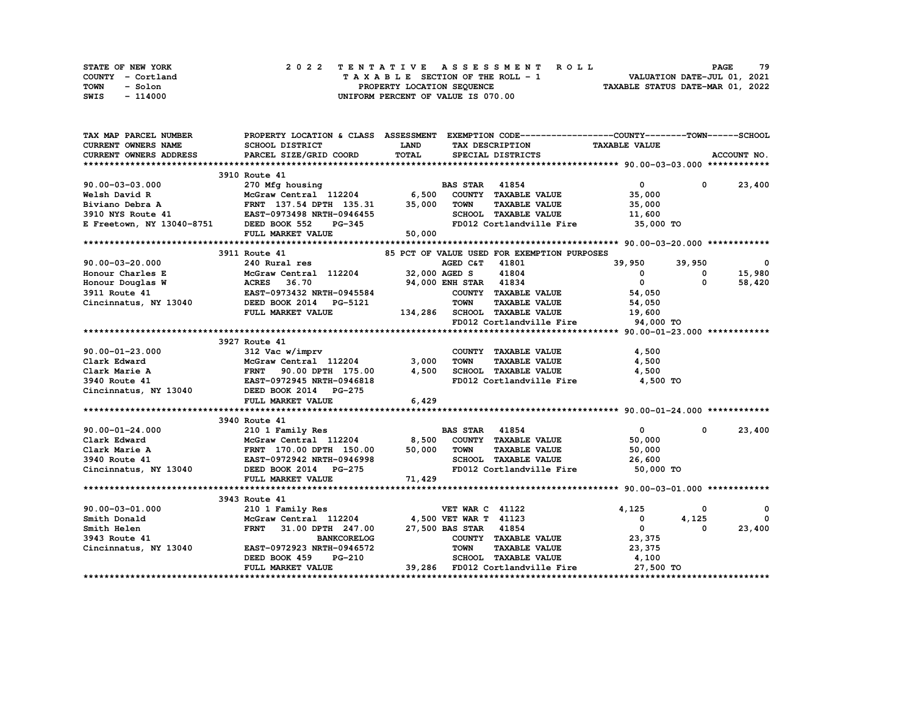STATE OF NEW YORK — COUNTY - Cortland — TOWN - Solon — SWIS - 114000

**2022 TENTATIVE ASSESSMENT ROLL**
TAXABLE SECTION OF THE ROLL - 1
PROPERTY LOCATION SEQUENCE
UNIFORM PERCENT OF VALUE IS 070.00

VALUATION DATE-JUL 01, 2021
TAXABLE STATUS DATE-MAR 01, 2022

| TAX MAP PARCEL NUMBER / CURRENT OWNERS NAME / CURRENT OWNERS ADDRESS | PROPERTY LOCATION & CLASS / SCHOOL DISTRICT / PARCEL SIZE/GRID COORD | ASSESSMENT LAND / TOTAL | EXEMPTION CODE / TAX DESCRIPTION / SPECIAL DISTRICTS | COUNTY TAXABLE VALUE | TOWN | SCHOOL |
|---|---|---|---|---|---|---|
| **90.00-03-03.000** | 3910 Route 41 | | | | | |
| 90.00-03-03.000 | 270 Mfg housing | | BAS STAR 41854 | 0 | 0 | 23,400 |
| Welsh David R | McGraw Central 112204 | 6,500 | COUNTY TAXABLE VALUE | 35,000 | | |
| Biviano Debra A | FRNT 137.54 DPTH 135.31 | 35,000 | TOWN TAXABLE VALUE | 35,000 | | |
| 3910 NYS Route 41 | EAST-0973498 NRTH-0946455 | | SCHOOL TAXABLE VALUE | 11,600 | | |
| E Freetown, NY 13040-8751 | DEED BOOK 552 PG-345 | | FD012 Cortlandville Fire | 35,000 TO | | |
| | FULL MARKET VALUE | 50,000 | | | | |
| **90.00-03-20.000** | 3911 Route 41 | | 85 PCT OF VALUE USED FOR EXEMPTION PURPOSES | | | |
| 90.00-03-20.000 | 240 Rural res | | AGED C&T 41801 | 39,950 | 39,950 | 0 |
| Honour Charles E | McGraw Central 112204 | 32,000 | AGED S 41804 | 0 | 0 | 15,980 |
| Honour Douglas W | ACRES 36.70 | 94,000 | ENH STAR 41834 | 0 | 0 | 58,420 |
| 3911 Route 41 | EAST-0973432 NRTH-0945584 | | COUNTY TAXABLE VALUE | 54,050 | | |
| Cincinnatus, NY 13040 | DEED BOOK 2014 PG-5121 | | TOWN TAXABLE VALUE | 54,050 | | |
| | FULL MARKET VALUE | 134,286 | SCHOOL TAXABLE VALUE | 19,600 | | |
| | | | FD012 Cortlandville Fire | 94,000 TO | | |
| **90.00-01-23.000** | 3927 Route 41 | | | | | |
| 90.00-01-23.000 | 312 Vac w/imprv | | COUNTY TAXABLE VALUE | 4,500 | | |
| Clark Edward | McGraw Central 112204 | 3,000 | TOWN TAXABLE VALUE | 4,500 | | |
| Clark Marie A | FRNT 90.00 DPTH 175.00 | 4,500 | SCHOOL TAXABLE VALUE | 4,500 | | |
| 3940 Route 41 | EAST-0972945 NRTH-0946818 | | FD012 Cortlandville Fire | 4,500 TO | | |
| Cincinnatus, NY 13040 | DEED BOOK 2014 PG-275 | | | | | |
| | FULL MARKET VALUE | 6,429 | | | | |
| **90.00-01-24.000** | 3940 Route 41 | | | | | |
| 90.00-01-24.000 | 210 1 Family Res | | BAS STAR 41854 | 0 | 0 | 23,400 |
| Clark Edward | McGraw Central 112204 | 8,500 | COUNTY TAXABLE VALUE | 50,000 | | |
| Clark Marie A | FRNT 170.00 DPTH 150.00 | 50,000 | TOWN TAXABLE VALUE | 50,000 | | |
| 3940 Route 41 | EAST-0972942 NRTH-0946998 | | SCHOOL TAXABLE VALUE | 26,600 | | |
| Cincinnatus, NY 13040 | DEED BOOK 2014 PG-275 | | FD012 Cortlandville Fire | 50,000 TO | | |
| | FULL MARKET VALUE | 71,429 | | | | |
| **90.00-03-01.000** | 3943 Route 41 | | | | | |
| 90.00-03-01.000 | 210 1 Family Res | | VET WAR C 41122 | 4,125 | 0 | 0 |
| Smith Donald | McGraw Central 112204 | 4,500 | VET WAR T 41123 | 0 | 4,125 | 0 |
| Smith Helen | FRNT 31.00 DPTH 247.00 | 27,500 | BAS STAR 41854 | 0 | 0 | 23,400 |
| 3943 Route 41 | BANKCORELOG | | COUNTY TAXABLE VALUE | 23,375 | | |
| Cincinnatus, NY 13040 | EAST-0972923 NRTH-0946572 | | TOWN TAXABLE VALUE | 23,375 | | |
| | DEED BOOK 459 PG-210 | | SCHOOL TAXABLE VALUE | 4,100 | | |
| | FULL MARKET VALUE | 39,286 | FD012 Cortlandville Fire | 27,500 TO | | |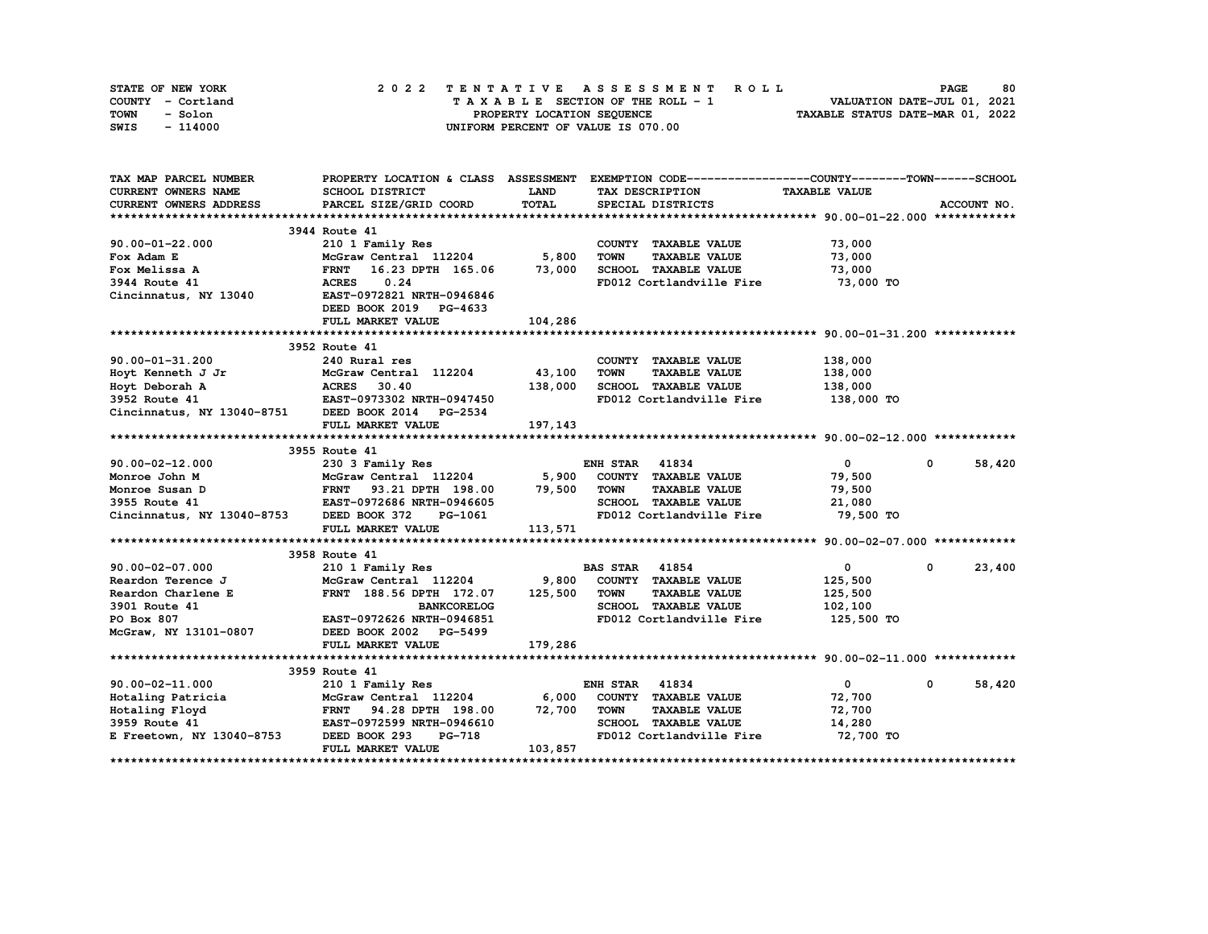STATE OF NEW YORK
COUNTY - Cortland
TOWN - Solon
SWIS - 114000

**2022 TENTATIVE ASSESSMENT ROLL**
TAXABLE SECTION OF THE ROLL - 1
PROPERTY LOCATION SEQUENCE
UNIFORM PERCENT OF VALUE IS 070.00

VALUATION DATE-JUL 01, 2021
TAXABLE STATUS DATE-MAR 01, 2022

| TAX MAP PARCEL NUMBER / CURRENT OWNERS NAME / CURRENT OWNERS ADDRESS | PROPERTY LOCATION & CLASS / SCHOOL DISTRICT / PARCEL SIZE/GRID COORD | ASSESSMENT LAND / TOTAL | EXEMPTION CODE / TAX DESCRIPTION / SPECIAL DISTRICTS | COUNTY TAXABLE VALUE | TOWN | SCHOOL / ACCOUNT NO. |
|---|---|---|---|---|---|---|
| **90.00-01-22.000** | 3944 Route 41 | | | | | |
| 90.00-01-22.000 | 210 1 Family Res | | COUNTY TAXABLE VALUE | 73,000 | | |
| Fox Adam E | McGraw Central 112204 | 5,800 | TOWN TAXABLE VALUE | 73,000 | | |
| Fox Melissa A | FRNT 16.23 DPTH 165.06 | 73,000 | SCHOOL TAXABLE VALUE | 73,000 | | |
| 3944 Route 41 | ACRES 0.24 | | FD012 Cortlandville Fire | 73,000 TO | | |
| Cincinnatus, NY 13040 | EAST-0972821 NRTH-0946846 | | | | | |
| | DEED BOOK 2019 PG-4633 | | | | | |
| | FULL MARKET VALUE | 104,286 | | | | |
| **90.00-01-31.200** | 3952 Route 41 | | | | | |
| 90.00-01-31.200 | 240 Rural res | | COUNTY TAXABLE VALUE | 138,000 | | |
| Hoyt Kenneth J Jr | McGraw Central 112204 | 43,100 | TOWN TAXABLE VALUE | 138,000 | | |
| Hoyt Deborah A | ACRES 30.40 | 138,000 | SCHOOL TAXABLE VALUE | 138,000 | | |
| 3952 Route 41 | EAST-0973302 NRTH-0947450 | | FD012 Cortlandville Fire | 138,000 TO | | |
| Cincinnatus, NY 13040-8751 | DEED BOOK 2014 PG-2534 | | | | | |
| | FULL MARKET VALUE | 197,143 | | | | |
| **90.00-02-12.000** | 3955 Route 41 | | | | | |
| 90.00-02-12.000 | 230 3 Family Res | | ENH STAR 41834 | 0 | 0 | 58,420 |
| Monroe John M | McGraw Central 112204 | 5,900 | COUNTY TAXABLE VALUE | 79,500 | | |
| Monroe Susan D | FRNT 93.21 DPTH 198.00 | 79,500 | TOWN TAXABLE VALUE | 79,500 | | |
| 3955 Route 41 | EAST-0972686 NRTH-0946605 | | SCHOOL TAXABLE VALUE | 21,080 | | |
| Cincinnatus, NY 13040-8753 | DEED BOOK 372 PG-1061 | | FD012 Cortlandville Fire | 79,500 TO | | |
| | FULL MARKET VALUE | 113,571 | | | | |
| **90.00-02-07.000** | 3958 Route 41 | | | | | |
| 90.00-02-07.000 | 210 1 Family Res | | BAS STAR 41854 | 0 | 0 | 23,400 |
| Reardon Terence J | McGraw Central 112204 | 9,800 | COUNTY TAXABLE VALUE | 125,500 | | |
| Reardon Charlene E | FRNT 188.56 DPTH 172.07 | 125,500 | TOWN TAXABLE VALUE | 125,500 | | |
| 3901 Route 41 | BANKCORELOG | | SCHOOL TAXABLE VALUE | 102,100 | | |
| PO Box 807 | EAST-0972626 NRTH-0946851 | | FD012 Cortlandville Fire | 125,500 TO | | |
| McGraw, NY 13101-0807 | DEED BOOK 2002 PG-5499 | | | | | |
| | FULL MARKET VALUE | 179,286 | | | | |
| **90.00-02-11.000** | 3959 Route 41 | | | | | |
| 90.00-02-11.000 | 210 1 Family Res | | ENH STAR 41834 | 0 | 0 | 58,420 |
| Hotaling Patricia | McGraw Central 112204 | 6,000 | COUNTY TAXABLE VALUE | 72,700 | | |
| Hotaling Floyd | FRNT 94.28 DPTH 198.00 | 72,700 | TOWN TAXABLE VALUE | 72,700 | | |
| 3959 Route 41 | EAST-0972599 NRTH-0946610 | | SCHOOL TAXABLE VALUE | 14,280 | | |
| E Freetown, NY 13040-8753 | DEED BOOK 293 PG-718 | | FD012 Cortlandville Fire | 72,700 TO | | |
| | FULL MARKET VALUE | 103,857 | | | | |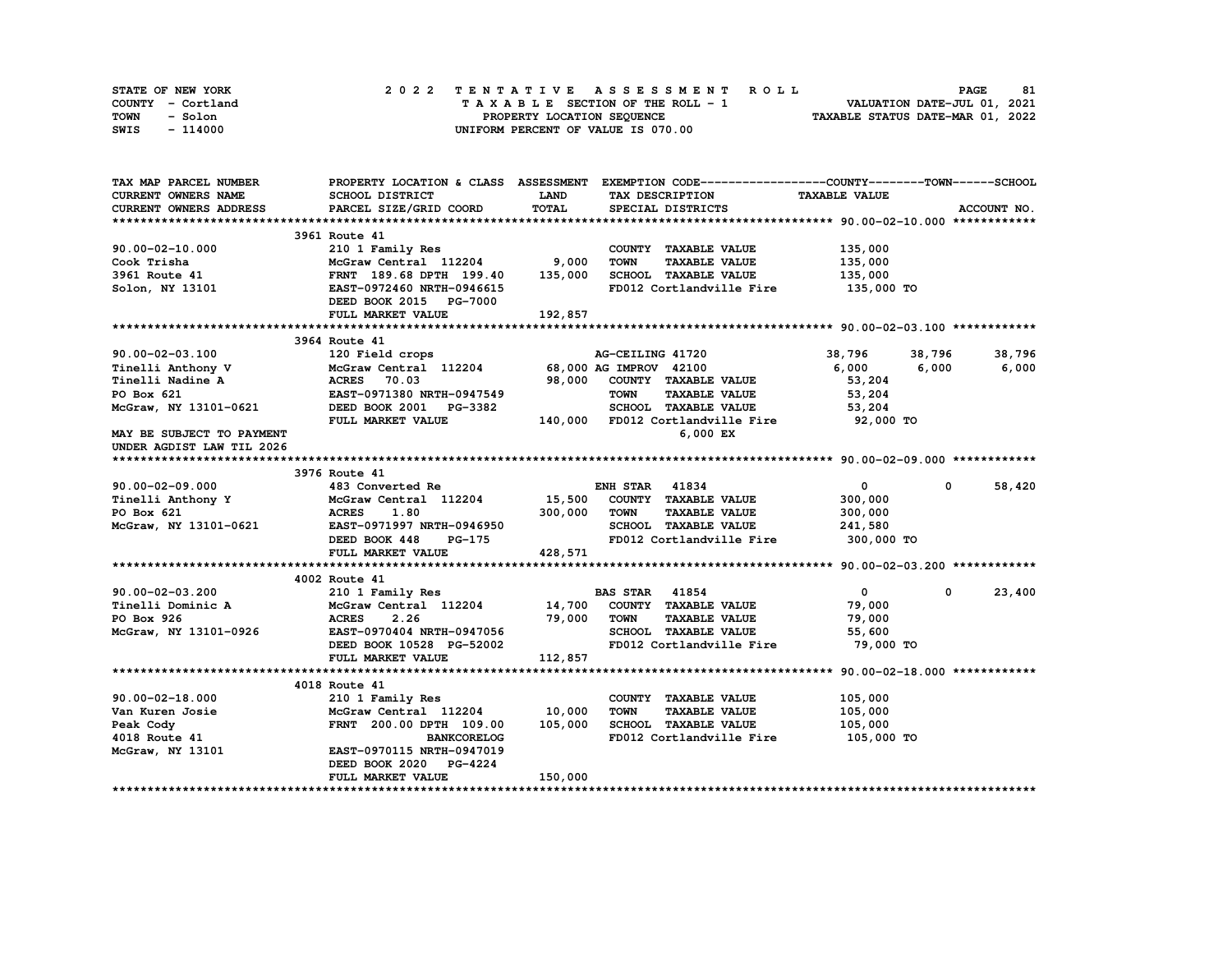STATE OF NEW YORK — 2022 TENTATIVE ASSESSMENT ROLL
COUNTY - Cortland — TAXABLE SECTION OF THE ROLL - 1 — VALUATION DATE-JUL 01, 2021
TOWN - Solon — PROPERTY LOCATION SEQUENCE — TAXABLE STATUS DATE-MAR 01, 2022
SWIS - 114000 — UNIFORM PERCENT OF VALUE IS 070.00

| TAX MAP PARCEL NUMBER / CURRENT OWNERS NAME / CURRENT OWNERS ADDRESS | PROPERTY LOCATION & CLASS / SCHOOL DISTRICT / PARCEL SIZE/GRID COORD | ASSESSMENT LAND / TOTAL | EXEMPTION CODE / TAX DESCRIPTION / SPECIAL DISTRICTS | COUNTY TAXABLE VALUE | TOWN | SCHOOL |
|---|---|---|---|---|---|---|
| **90.00-02-10.000** | 3961 Route 41 | | | | | |
| 90.00-02-10.000 | 210 1 Family Res | | COUNTY TAXABLE VALUE | 135,000 | | |
| Cook Trisha | McGraw Central 112204 | 9,000 | TOWN TAXABLE VALUE | 135,000 | | |
| 3961 Route 41 | FRNT 189.68 DPTH 199.40 | 135,000 | SCHOOL TAXABLE VALUE | 135,000 | | |
| Solon, NY 13101 | EAST-0972460 NRTH-0946615 | | FD012 Cortlandville Fire | 135,000 TO | | |
| | DEED BOOK 2015 PG-7000 | | | | | |
| | FULL MARKET VALUE | 192,857 | | | | |
| **90.00-02-03.100** | 3964 Route 41 | | | | | |
| 90.00-02-03.100 | 120 Field crops | | AG-CEILING 41720 | 38,796 | 38,796 | 38,796 |
| Tinelli Anthony V | McGraw Central 112204 | 68,000 | AG IMPROV 42100 | 6,000 | 6,000 | 6,000 |
| Tinelli Nadine A | ACRES 70.03 | 98,000 | COUNTY TAXABLE VALUE | 53,204 | | |
| PO Box 621 | EAST-0971380 NRTH-0947549 | | TOWN TAXABLE VALUE | 53,204 | | |
| McGraw, NY 13101-0621 | DEED BOOK 2001 PG-3382 | | SCHOOL TAXABLE VALUE | 53,204 | | |
| | FULL MARKET VALUE | 140,000 | FD012 Cortlandville Fire | 92,000 TO | | |
| MAY BE SUBJECT TO PAYMENT | | | 6,000 EX | | | |
| UNDER AGDIST LAW TIL 2026 | | | | | | |
| **90.00-02-09.000** | 3976 Route 41 | | | | | |
| 90.00-02-09.000 | 483 Converted Re | | ENH STAR 41834 | 0 | 0 | 58,420 |
| Tinelli Anthony Y | McGraw Central 112204 | 15,500 | COUNTY TAXABLE VALUE | 300,000 | | |
| PO Box 621 | ACRES 1.80 | 300,000 | TOWN TAXABLE VALUE | 300,000 | | |
| McGraw, NY 13101-0621 | EAST-0971997 NRTH-0946950 | | SCHOOL TAXABLE VALUE | 241,580 | | |
| | DEED BOOK 448 PG-175 | | FD012 Cortlandville Fire | 300,000 TO | | |
| | FULL MARKET VALUE | 428,571 | | | | |
| **90.00-02-03.200** | 4002 Route 41 | | | | | |
| 90.00-02-03.200 | 210 1 Family Res | | BAS STAR 41854 | 0 | 0 | 23,400 |
| Tinelli Dominic A | McGraw Central 112204 | 14,700 | COUNTY TAXABLE VALUE | 79,000 | | |
| PO Box 926 | ACRES 2.26 | 79,000 | TOWN TAXABLE VALUE | 79,000 | | |
| McGraw, NY 13101-0926 | EAST-0970404 NRTH-0947056 | | SCHOOL TAXABLE VALUE | 55,600 | | |
| | DEED BOOK 10528 PG-52002 | | FD012 Cortlandville Fire | 79,000 TO | | |
| | FULL MARKET VALUE | 112,857 | | | | |
| **90.00-02-18.000** | 4018 Route 41 | | | | | |
| 90.00-02-18.000 | 210 1 Family Res | | COUNTY TAXABLE VALUE | 105,000 | | |
| Van Kuren Josie | McGraw Central 112204 | 10,000 | TOWN TAXABLE VALUE | 105,000 | | |
| Peak Cody | FRNT 200.00 DPTH 109.00 | 105,000 | SCHOOL TAXABLE VALUE | 105,000 | | |
| 4018 Route 41 | BANKCORELOG | | FD012 Cortlandville Fire | 105,000 TO | | |
| McGraw, NY 13101 | EAST-0970115 NRTH-0947019 | | | | | |
| | DEED BOOK 2020 PG-4224 | | | | | |
| | FULL MARKET VALUE | 150,000 | | | | |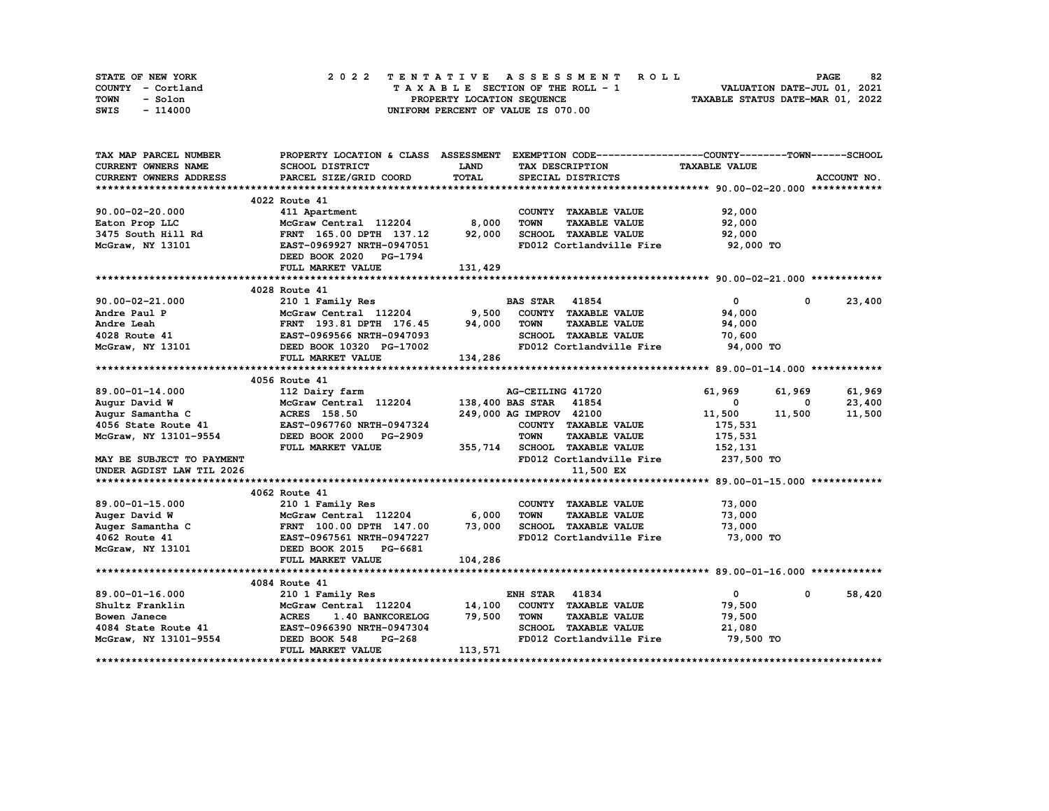STATE OF NEW YORK  
COUNTY - Cortland  
TOWN - Solon  
SWIS - 114000

# 2022 TENTATIVE ASSESSMENT ROLL

TAXABLE SECTION OF THE ROLL - 1  
PROPERTY LOCATION SEQUENCE  
UNIFORM PERCENT OF VALUE IS 070.00

VALUATION DATE-JUL 01, 2021  
TAXABLE STATUS DATE-MAR 01, 2022

| TAX MAP PARCEL NUMBER / CURRENT OWNERS NAME / CURRENT OWNERS ADDRESS | PROPERTY LOCATION & CLASS / SCHOOL DISTRICT / PARCEL SIZE/GRID COORD | ASSESSMENT LAND / TOTAL | EXEMPTION CODE / TAX DESCRIPTION / SPECIAL DISTRICTS | COUNTY | TOWN | SCHOOL / TAXABLE VALUE | ACCOUNT NO. |
|---|---|---|---|---|---|---|---|
| **90.00-02-20.000** | 4022 Route 41 | | | | | | |
| 90.00-02-20.000 | 411 Apartment | | COUNTY TAXABLE VALUE | 92,000 | | | |
| Eaton Prop LLC | McGraw Central 112204 | 8,000 | TOWN TAXABLE VALUE | 92,000 | | | |
| 3475 South Hill Rd | FRNT 165.00 DPTH 137.12 | 92,000 | SCHOOL TAXABLE VALUE | 92,000 | | | |
| McGraw, NY 13101 | EAST-0969927 NRTH-0947051 | | FD012 Cortlandville Fire | 92,000 TO | | | |
| | DEED BOOK 2020 PG-1794 | | | | | | |
| | FULL MARKET VALUE | 131,429 | | | | | |
| **90.00-02-21.000** | 4028 Route 41 | | | | | | |
| 90.00-02-21.000 | 210 1 Family Res | | BAS STAR 41854 | 0 | 0 | 23,400 | |
| Andre Paul P | McGraw Central 112204 | 9,500 | COUNTY TAXABLE VALUE | 94,000 | | | |
| Andre Leah | FRNT 193.81 DPTH 176.45 | 94,000 | TOWN TAXABLE VALUE | 94,000 | | | |
| 4028 Route 41 | EAST-0969566 NRTH-0947093 | | SCHOOL TAXABLE VALUE | 70,600 | | | |
| McGraw, NY 13101 | DEED BOOK 10320 PG-17002 | | FD012 Cortlandville Fire | 94,000 TO | | | |
| | FULL MARKET VALUE | 134,286 | | | | | |
| **89.00-01-14.000** | 4056 Route 41 | | | | | | |
| 89.00-01-14.000 | 112 Dairy farm | | AG-CEILING 41720 | 61,969 | 61,969 | 61,969 | |
| Augur David W | McGraw Central 112204 | 138,400 | BAS STAR 41854 | 0 | 0 | 23,400 | |
| Augur Samantha C | ACRES 158.50 | 249,000 | AG IMPROV 42100 | 11,500 | 11,500 | 11,500 | |
| 4056 State Route 41 | EAST-0967760 NRTH-0947324 | | COUNTY TAXABLE VALUE | 175,531 | | | |
| McGraw, NY 13101-9554 | DEED BOOK 2000 PG-2909 | | TOWN TAXABLE VALUE | 175,531 | | | |
| | FULL MARKET VALUE | 355,714 | SCHOOL TAXABLE VALUE | 152,131 | | | |
| MAY BE SUBJECT TO PAYMENT | | | FD012 Cortlandville Fire | 237,500 TO | | | |
| UNDER AGDIST LAW TIL 2026 | | | 11,500 EX | | | | |
| **89.00-01-15.000** | 4062 Route 41 | | | | | | |
| 89.00-01-15.000 | 210 1 Family Res | | COUNTY TAXABLE VALUE | 73,000 | | | |
| Auger David W | McGraw Central 112204 | 6,000 | TOWN TAXABLE VALUE | 73,000 | | | |
| Auger Samantha C | FRNT 100.00 DPTH 147.00 | 73,000 | SCHOOL TAXABLE VALUE | 73,000 | | | |
| 4062 Route 41 | EAST-0967561 NRTH-0947227 | | FD012 Cortlandville Fire | 73,000 TO | | | |
| McGraw, NY 13101 | DEED BOOK 2015 PG-6681 | | | | | | |
| | FULL MARKET VALUE | 104,286 | | | | | |
| **89.00-01-16.000** | 4084 Route 41 | | | | | | |
| 89.00-01-16.000 | 210 1 Family Res | | ENH STAR 41834 | 0 | 0 | 58,420 | |
| Shultz Franklin | McGraw Central 112204 | 14,100 | COUNTY TAXABLE VALUE | 79,500 | | | |
| Bowen Janece | ACRES 1.40 BANKCORELOG | 79,500 | TOWN TAXABLE VALUE | 79,500 | | | |
| 4084 State Route 41 | EAST-0966390 NRTH-0947304 | | SCHOOL TAXABLE VALUE | 21,080 | | | |
| McGraw, NY 13101-9554 | DEED BOOK 548 PG-268 | | FD012 Cortlandville Fire | 79,500 TO | | | |
| | FULL MARKET VALUE | 113,571 | | | | | |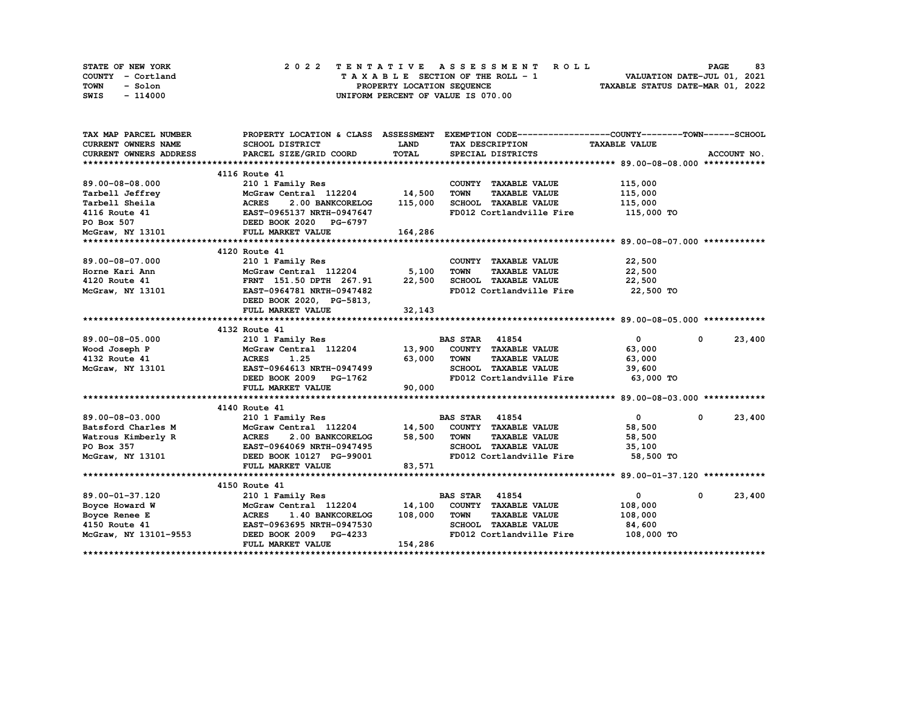STATE OF NEW YORK | COUNTY - Cortland | TOWN - Solon | SWIS - 114000

## 2022 TENTATIVE ASSESSMENT ROLL
TAXABLE SECTION OF THE ROLL - 1
PROPERTY LOCATION SEQUENCE
UNIFORM PERCENT OF VALUE IS 070.00

VALUATION DATE-JUL 01, 2021
TAXABLE STATUS DATE-MAR 01, 2022

| TAX MAP PARCEL NUMBER / CURRENT OWNERS NAME / CURRENT OWNERS ADDRESS | PROPERTY LOCATION & CLASS / SCHOOL DISTRICT / PARCEL SIZE/GRID COORD | ASSESSMENT LAND / TOTAL | EXEMPTION CODE / TAX DESCRIPTION / SPECIAL DISTRICTS | COUNTY TAXABLE VALUE | TOWN | SCHOOL |
|---|---|---|---|---|---|---|
| **89.00-08-08.000** | 4116 Route 41 | | | | | |
| 89.00-08-08.000 | 210 1 Family Res | | COUNTY TAXABLE VALUE | 115,000 | | |
| Tarbell Jeffrey | McGraw Central 112204 | 14,500 | TOWN TAXABLE VALUE | 115,000 | | |
| Tarbell Sheila | ACRES 2.00 BANKCORELOG | 115,000 | SCHOOL TAXABLE VALUE | 115,000 | | |
| 4116 Route 41 | EAST-0965137 NRTH-0947647 | | FD012 Cortlandville Fire | 115,000 TO | | |
| PO Box 507 | DEED BOOK 2020 PG-6797 | | | | | |
| McGraw, NY 13101 | FULL MARKET VALUE | 164,286 | | | | |
| **89.00-08-07.000** | 4120 Route 41 | | | | | |
| 89.00-08-07.000 | 210 1 Family Res | | COUNTY TAXABLE VALUE | 22,500 | | |
| Horne Kari Ann | McGraw Central 112204 | 5,100 | TOWN TAXABLE VALUE | 22,500 | | |
| 4120 Route 41 | FRNT 151.50 DPTH 267.91 | 22,500 | SCHOOL TAXABLE VALUE | 22,500 | | |
| McGraw, NY 13101 | EAST-0964781 NRTH-0947482 | | FD012 Cortlandville Fire | 22,500 TO | | |
| | DEED BOOK 2020, PG-5813, | | | | | |
| | FULL MARKET VALUE | 32,143 | | | | |
| **89.00-08-05.000** | 4132 Route 41 | | | | | |
| 89.00-08-05.000 | 210 1 Family Res | | BAS STAR 41854 | 0 | 0 | 23,400 |
| Wood Joseph P | McGraw Central 112204 | 13,900 | COUNTY TAXABLE VALUE | 63,000 | | |
| 4132 Route 41 | ACRES 1.25 | 63,000 | TOWN TAXABLE VALUE | 63,000 | | |
| McGraw, NY 13101 | EAST-0964613 NRTH-0947499 | | SCHOOL TAXABLE VALUE | 39,600 | | |
| | DEED BOOK 2009 PG-1762 | | FD012 Cortlandville Fire | 63,000 TO | | |
| | FULL MARKET VALUE | 90,000 | | | | |
| **89.00-08-03.000** | 4140 Route 41 | | | | | |
| 89.00-08-03.000 | 210 1 Family Res | | BAS STAR 41854 | 0 | 0 | 23,400 |
| Batsford Charles M | McGraw Central 112204 | 14,500 | COUNTY TAXABLE VALUE | 58,500 | | |
| Watrous Kimberly R | ACRES 2.00 BANKCORELOG | 58,500 | TOWN TAXABLE VALUE | 58,500 | | |
| PO Box 357 | EAST-0964069 NRTH-0947495 | | SCHOOL TAXABLE VALUE | 35,100 | | |
| McGraw, NY 13101 | DEED BOOK 10127 PG-99001 | | FD012 Cortlandville Fire | 58,500 TO | | |
| | FULL MARKET VALUE | 83,571 | | | | |
| **89.00-01-37.120** | 4150 Route 41 | | | | | |
| 89.00-01-37.120 | 210 1 Family Res | | BAS STAR 41854 | 0 | 0 | 23,400 |
| Boyce Howard W | McGraw Central 112204 | 14,100 | COUNTY TAXABLE VALUE | 108,000 | | |
| Boyce Renee E | ACRES 1.40 BANKCORELOG | 108,000 | TOWN TAXABLE VALUE | 108,000 | | |
| 4150 Route 41 | EAST-0963695 NRTH-0947530 | | SCHOOL TAXABLE VALUE | 84,600 | | |
| McGraw, NY 13101-9553 | DEED BOOK 2009 PG-4233 | | FD012 Cortlandville Fire | 108,000 TO | | |
| | FULL MARKET VALUE | 154,286 | | | | |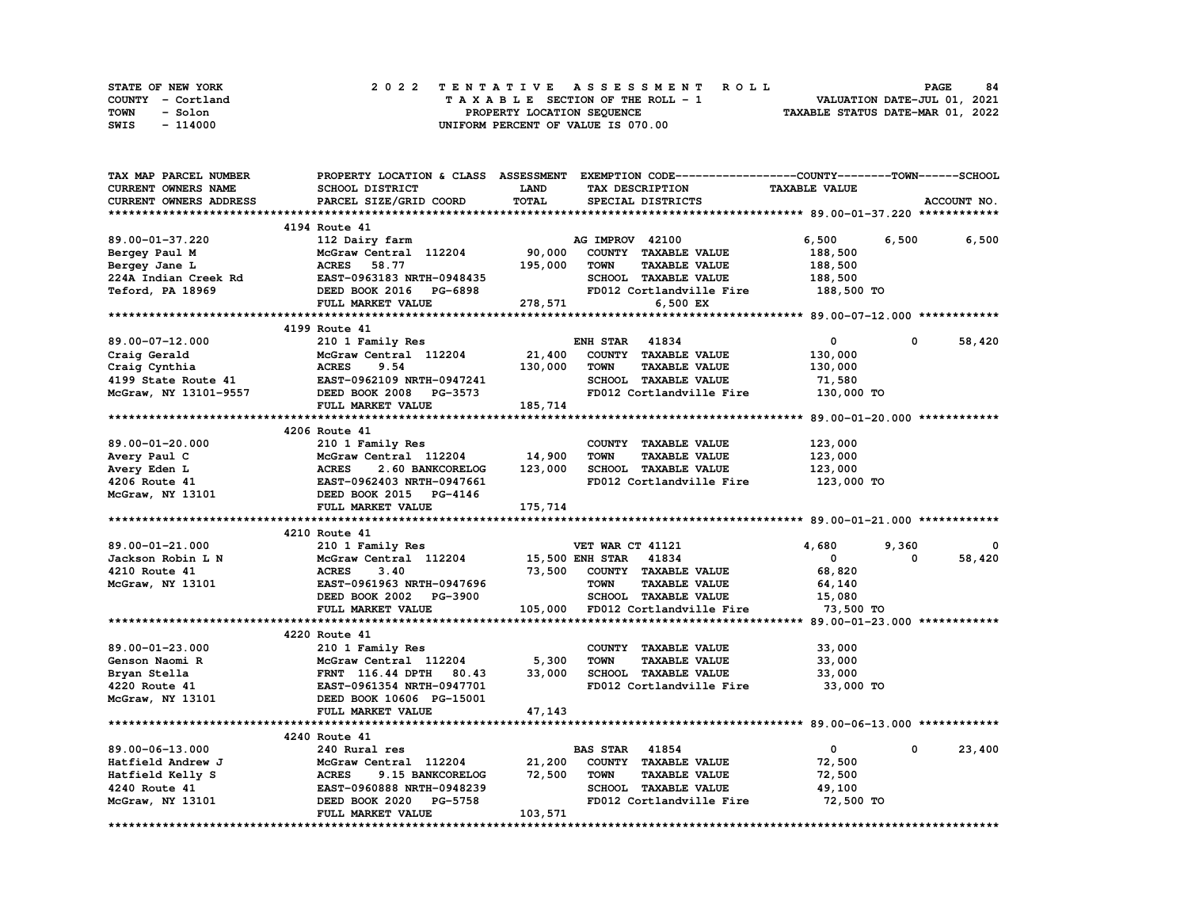STATE OF NEW YORK — COUNTY - Cortland — TOWN - Solon — SWIS - 114000

**2022 TENTATIVE ASSESSMENT ROLL**
TAXABLE SECTION OF THE ROLL - 1
PROPERTY LOCATION SEQUENCE
UNIFORM PERCENT OF VALUE IS 070.00

VALUATION DATE-JUL 01, 2021
TAXABLE STATUS DATE-MAR 01, 2022

| TAX MAP PARCEL NUMBER / CURRENT OWNERS NAME / CURRENT OWNERS ADDRESS | PROPERTY LOCATION & CLASS / SCHOOL DISTRICT / PARCEL SIZE/GRID COORD | ASSESSMENT LAND / TOTAL | EXEMPTION CODE / TAX DESCRIPTION / SPECIAL DISTRICTS | COUNTY TAXABLE VALUE | TOWN | SCHOOL |
|---|---|---|---|---|---|---|
| **89.00-01-37.220** | 4194 Route 41 | | | | | |
| 89.00-01-37.220 | 112 Dairy farm | | AG IMPROV 42100 | 6,500 | 6,500 | 6,500 |
| Bergey Paul M | McGraw Central 112204 | 90,000 | COUNTY TAXABLE VALUE | 188,500 | | |
| Bergey Jane L | ACRES 58.77 | 195,000 | TOWN TAXABLE VALUE | 188,500 | | |
| 224A Indian Creek Rd | EAST-0963183 NRTH-0948435 | | SCHOOL TAXABLE VALUE | 188,500 | | |
| Teford, PA 18969 | DEED BOOK 2016 PG-6898 | | FD012 Cortlandville Fire | 188,500 TO | | |
| | FULL MARKET VALUE | 278,571 | 6,500 EX | | | |
| **89.00-07-12.000** | 4199 Route 41 | | | | | |
| 89.00-07-12.000 | 210 1 Family Res | | ENH STAR 41834 | 0 | 0 | 58,420 |
| Craig Gerald | McGraw Central 112204 | 21,400 | COUNTY TAXABLE VALUE | 130,000 | | |
| Craig Cynthia | ACRES 9.54 | 130,000 | TOWN TAXABLE VALUE | 130,000 | | |
| 4199 State Route 41 | EAST-0962109 NRTH-0947241 | | SCHOOL TAXABLE VALUE | 71,580 | | |
| McGraw, NY 13101-9557 | DEED BOOK 2008 PG-3573 | | FD012 Cortlandville Fire | 130,000 TO | | |
| | FULL MARKET VALUE | 185,714 | | | | |
| **89.00-01-20.000** | 4206 Route 41 | | | | | |
| 89.00-01-20.000 | 210 1 Family Res | | COUNTY TAXABLE VALUE | 123,000 | | |
| Avery Paul C | McGraw Central 112204 | 14,900 | TOWN TAXABLE VALUE | 123,000 | | |
| Avery Eden L | ACRES 2.60 BANKCORELOG | 123,000 | SCHOOL TAXABLE VALUE | 123,000 | | |
| 4206 Route 41 | EAST-0962403 NRTH-0947661 | | FD012 Cortlandville Fire | 123,000 TO | | |
| McGraw, NY 13101 | DEED BOOK 2015 PG-4146 | | | | | |
| | FULL MARKET VALUE | 175,714 | | | | |
| **89.00-01-21.000** | 4210 Route 41 | | | | | |
| 89.00-01-21.000 | 210 1 Family Res | | VET WAR CT 41121 | 4,680 | 9,360 | 0 |
| Jackson Robin L N | McGraw Central 112204 | 15,500 | ENH STAR 41834 | 0 | 0 | 58,420 |
| 4210 Route 41 | ACRES 3.40 | 73,500 | COUNTY TAXABLE VALUE | 68,820 | | |
| McGraw, NY 13101 | EAST-0961963 NRTH-0947696 | | TOWN TAXABLE VALUE | 64,140 | | |
| | DEED BOOK 2002 PG-3900 | | SCHOOL TAXABLE VALUE | 15,080 | | |
| | FULL MARKET VALUE | 105,000 | FD012 Cortlandville Fire | 73,500 TO | | |
| **89.00-01-23.000** | 4220 Route 41 | | | | | |
| 89.00-01-23.000 | 210 1 Family Res | | COUNTY TAXABLE VALUE | 33,000 | | |
| Genson Naomi R | McGraw Central 112204 | 5,300 | TOWN TAXABLE VALUE | 33,000 | | |
| Bryan Stella | FRNT 116.44 DPTH 80.43 | 33,000 | SCHOOL TAXABLE VALUE | 33,000 | | |
| 4220 Route 41 | EAST-0961354 NRTH-0947701 | | FD012 Cortlandville Fire | 33,000 TO | | |
| McGraw, NY 13101 | DEED BOOK 10606 PG-15001 | | | | | |
| | FULL MARKET VALUE | 47,143 | | | | |
| **89.00-06-13.000** | 4240 Route 41 | | | | | |
| 89.00-06-13.000 | 240 Rural res | | BAS STAR 41854 | 0 | 0 | 23,400 |
| Hatfield Andrew J | McGraw Central 112204 | 21,200 | COUNTY TAXABLE VALUE | 72,500 | | |
| Hatfield Kelly S | ACRES 9.15 BANKCORELOG | 72,500 | TOWN TAXABLE VALUE | 72,500 | | |
| 4240 Route 41 | EAST-0960888 NRTH-0948239 | | SCHOOL TAXABLE VALUE | 49,100 | | |
| McGraw, NY 13101 | DEED BOOK 2020 PG-5758 | | FD012 Cortlandville Fire | 72,500 TO | | |
| | FULL MARKET VALUE | 103,571 | | | | |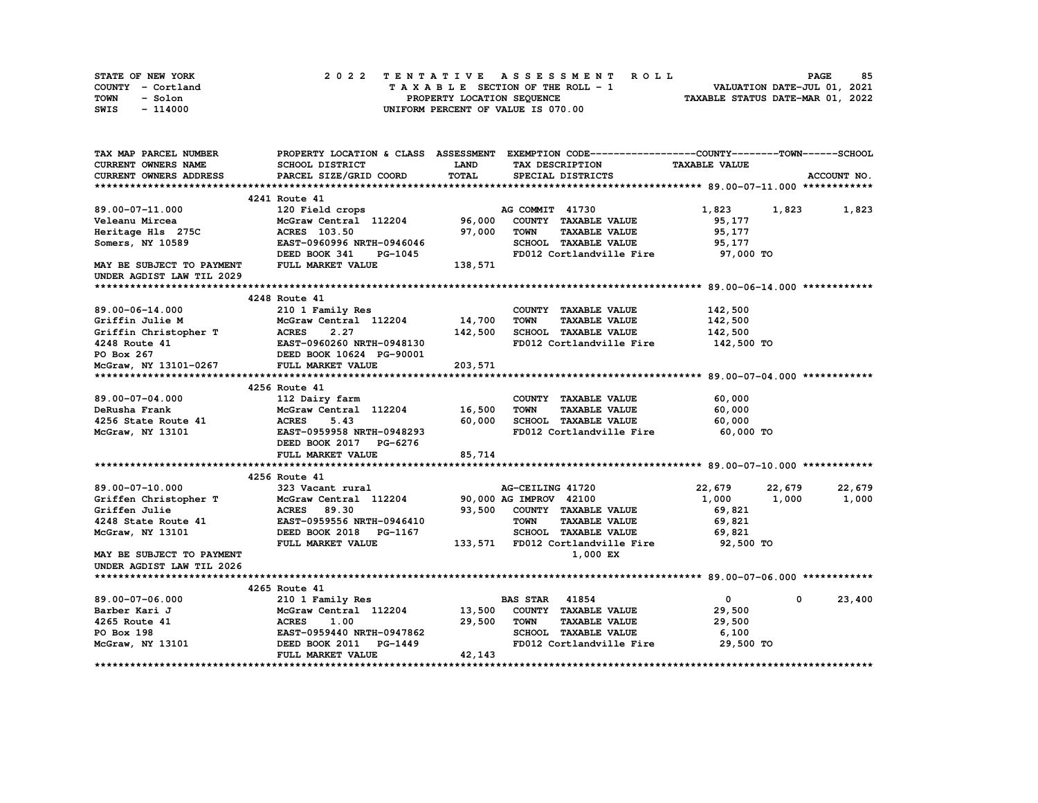STATE OF NEW YORK | COUNTY - Cortland | TOWN - Solon | SWIS - 114000

**2022 TENTATIVE ASSESSMENT ROLL**
TAXABLE SECTION OF THE ROLL - 1
PROPERTY LOCATION SEQUENCE
UNIFORM PERCENT OF VALUE IS 070.00

VALUATION DATE-JUL 01, 2021
TAXABLE STATUS DATE-MAR 01, 2022

| TAX MAP PARCEL NUMBER / CURRENT OWNERS NAME / CURRENT OWNERS ADDRESS | PROPERTY LOCATION & CLASS / SCHOOL DISTRICT / PARCEL SIZE/GRID COORD | ASSESSMENT LAND / TOTAL | EXEMPTION CODE / TAX DESCRIPTION / SPECIAL DISTRICTS | COUNTY TAXABLE VALUE | TOWN | SCHOOL |
|---|---|---|---|---|---|---|
| **89.00-07-11.000** | 4241 Route 41 | | | | | |
| 89.00-07-11.000 | 120 Field crops | | AG COMMIT 41730 | 1,823 | 1,823 | 1,823 |
| Veleanu Mircea | McGraw Central 112204 | 96,000 | COUNTY TAXABLE VALUE | 95,177 | | |
| Heritage Hls 275C | ACRES 103.50 | 97,000 | TOWN TAXABLE VALUE | 95,177 | | |
| Somers, NY 10589 | EAST-0960996 NRTH-0946046 | | SCHOOL TAXABLE VALUE | 95,177 | | |
| | DEED BOOK 341 PG-1045 | | FD012 Cortlandville Fire | 97,000 TO | | |
| MAY BE SUBJECT TO PAYMENT UNDER AGDIST LAW TIL 2029 | FULL MARKET VALUE | 138,571 | | | | |
| **89.00-06-14.000** | 4248 Route 41 | | | | | |
| 89.00-06-14.000 | 210 1 Family Res | | COUNTY TAXABLE VALUE | 142,500 | | |
| Griffin Julie M | McGraw Central 112204 | 14,700 | TOWN TAXABLE VALUE | 142,500 | | |
| Griffin Christopher T | ACRES 2.27 | 142,500 | SCHOOL TAXABLE VALUE | 142,500 | | |
| 4248 Route 41 | EAST-0960260 NRTH-0948130 | | FD012 Cortlandville Fire | 142,500 TO | | |
| PO Box 267 | DEED BOOK 10624 PG-90001 | | | | | |
| McGraw, NY 13101-0267 | FULL MARKET VALUE | 203,571 | | | | |
| **89.00-07-04.000** | 4256 Route 41 | | | | | |
| 89.00-07-04.000 | 112 Dairy farm | | COUNTY TAXABLE VALUE | 60,000 | | |
| DeRusha Frank | McGraw Central 112204 | 16,500 | TOWN TAXABLE VALUE | 60,000 | | |
| 4256 State Route 41 | ACRES 5.43 | 60,000 | SCHOOL TAXABLE VALUE | 60,000 | | |
| McGraw, NY 13101 | EAST-0959958 NRTH-0948293 | | FD012 Cortlandville Fire | 60,000 TO | | |
| | DEED BOOK 2017 PG-6276 | | | | | |
| | FULL MARKET VALUE | 85,714 | | | | |
| **89.00-07-10.000** | 4256 Route 41 | | | | | |
| 89.00-07-10.000 | 323 Vacant rural | | AG-CEILING 41720 | 22,679 | 22,679 | 22,679 |
| Griffen Christopher T | McGraw Central 112204 | 90,000 | AG IMPROV 42100 | 1,000 | 1,000 | 1,000 |
| Griffen Julie | ACRES 89.30 | 93,500 | COUNTY TAXABLE VALUE | 69,821 | | |
| 4248 State Route 41 | EAST-0959556 NRTH-0946410 | | TOWN TAXABLE VALUE | 69,821 | | |
| McGraw, NY 13101 | DEED BOOK 2018 PG-1167 | | SCHOOL TAXABLE VALUE | 69,821 | | |
| | FULL MARKET VALUE | 133,571 | FD012 Cortlandville Fire | 92,500 TO | | |
| MAY BE SUBJECT TO PAYMENT UNDER AGDIST LAW TIL 2026 | | | 1,000 EX | | | |
| **89.00-07-06.000** | 4265 Route 41 | | | | | |
| 89.00-07-06.000 | 210 1 Family Res | | BAS STAR 41854 | 0 | 0 | 23,400 |
| Barber Kari J | McGraw Central 112204 | 13,500 | COUNTY TAXABLE VALUE | 29,500 | | |
| 4265 Route 41 | ACRES 1.00 | 29,500 | TOWN TAXABLE VALUE | 29,500 | | |
| PO Box 198 | EAST-0959440 NRTH-0947862 | | SCHOOL TAXABLE VALUE | 6,100 | | |
| McGraw, NY 13101 | DEED BOOK 2011 PG-1449 | | FD012 Cortlandville Fire | 29,500 TO | | |
| | FULL MARKET VALUE | 42,143 | | | | |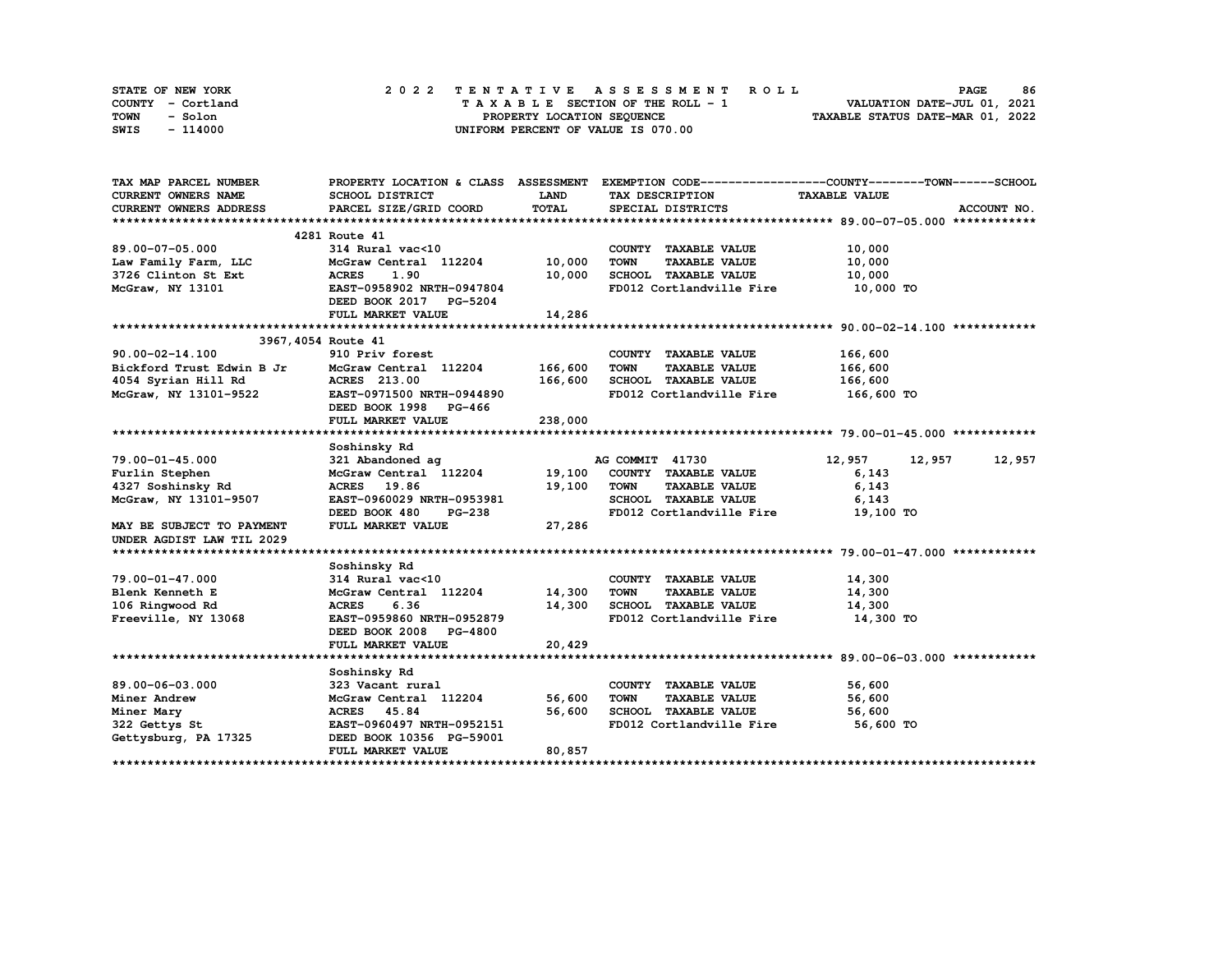STATE OF NEW YORK  
COUNTY - Cortland  
TOWN - Solon  
SWIS - 114000

# 2022 TENTATIVE ASSESSMENT ROLL

TAXABLE SECTION OF THE ROLL - 1  
PROPERTY LOCATION SEQUENCE  
UNIFORM PERCENT OF VALUE IS 070.00

VALUATION DATE-JUL 01, 2021  
TAXABLE STATUS DATE-MAR 01, 2022

| TAX MAP PARCEL NUMBER / CURRENT OWNERS NAME / CURRENT OWNERS ADDRESS | PROPERTY LOCATION & CLASS / SCHOOL DISTRICT / PARCEL SIZE/GRID COORD | ASSESSMENT LAND / TOTAL | EXEMPTION CODE / TAX DESCRIPTION / SPECIAL DISTRICTS | COUNTY TAXABLE VALUE | TOWN | SCHOOL |
|---|---|---|---|---|---|---|
| **89.00-07-05.000** | 4281 Route 41 | | | | | |
| 89.00-07-05.000 | 314 Rural vac<10 | | COUNTY TAXABLE VALUE | 10,000 | | |
| Law Family Farm, LLC | McGraw Central 112204 | 10,000 | TOWN TAXABLE VALUE | 10,000 | | |
| 3726 Clinton St Ext | ACRES 1.90 | 10,000 | SCHOOL TAXABLE VALUE | 10,000 | | |
| McGraw, NY 13101 | EAST-0958902 NRTH-0947804 | | FD012 Cortlandville Fire | 10,000 TO | | |
| | DEED BOOK 2017 PG-5204 | | | | | |
| | FULL MARKET VALUE | 14,286 | | | | |
| **90.00-02-14.100** | 3967,4054 Route 41 | | | | | |
| 90.00-02-14.100 | 910 Priv forest | | COUNTY TAXABLE VALUE | 166,600 | | |
| Bickford Trust Edwin B Jr | McGraw Central 112204 | 166,600 | TOWN TAXABLE VALUE | 166,600 | | |
| 4054 Syrian Hill Rd | ACRES 213.00 | 166,600 | SCHOOL TAXABLE VALUE | 166,600 | | |
| McGraw, NY 13101-9522 | EAST-0971500 NRTH-0944890 | | FD012 Cortlandville Fire | 166,600 TO | | |
| | DEED BOOK 1998 PG-466 | | | | | |
| | FULL MARKET VALUE | 238,000 | | | | |
| **79.00-01-45.000** | Soshinsky Rd | | | | | |
| 79.00-01-45.000 | 321 Abandoned ag | | AG COMMIT 41730 | 12,957 | 12,957 | 12,957 |
| Furlin Stephen | McGraw Central 112204 | 19,100 | COUNTY TAXABLE VALUE | 6,143 | | |
| 4327 Soshinsky Rd | ACRES 19.86 | 19,100 | TOWN TAXABLE VALUE | 6,143 | | |
| McGraw, NY 13101-9507 | EAST-0960029 NRTH-0953981 | | SCHOOL TAXABLE VALUE | 6,143 | | |
| | DEED BOOK 480 PG-238 | | FD012 Cortlandville Fire | 19,100 TO | | |
| MAY BE SUBJECT TO PAYMENT | FULL MARKET VALUE | 27,286 | | | | |
| UNDER AGDIST LAW TIL 2029 | | | | | | |
| **79.00-01-47.000** | Soshinsky Rd | | | | | |
| 79.00-01-47.000 | 314 Rural vac<10 | | COUNTY TAXABLE VALUE | 14,300 | | |
| Blenk Kenneth E | McGraw Central 112204 | 14,300 | TOWN TAXABLE VALUE | 14,300 | | |
| 106 Ringwood Rd | ACRES 6.36 | 14,300 | SCHOOL TAXABLE VALUE | 14,300 | | |
| Freeville, NY 13068 | EAST-0959860 NRTH-0952879 | | FD012 Cortlandville Fire | 14,300 TO | | |
| | DEED BOOK 2008 PG-4800 | | | | | |
| | FULL MARKET VALUE | 20,429 | | | | |
| **89.00-06-03.000** | Soshinsky Rd | | | | | |
| 89.00-06-03.000 | 323 Vacant rural | | COUNTY TAXABLE VALUE | 56,600 | | |
| Miner Andrew | McGraw Central 112204 | 56,600 | TOWN TAXABLE VALUE | 56,600 | | |
| Miner Mary | ACRES 45.84 | 56,600 | SCHOOL TAXABLE VALUE | 56,600 | | |
| 322 Gettys St | EAST-0960497 NRTH-0952151 | | FD012 Cortlandville Fire | 56,600 TO | | |
| Gettysburg, PA 17325 | DEED BOOK 10356 PG-59001 | | | | | |
| | FULL MARKET VALUE | 80,857 | | | | |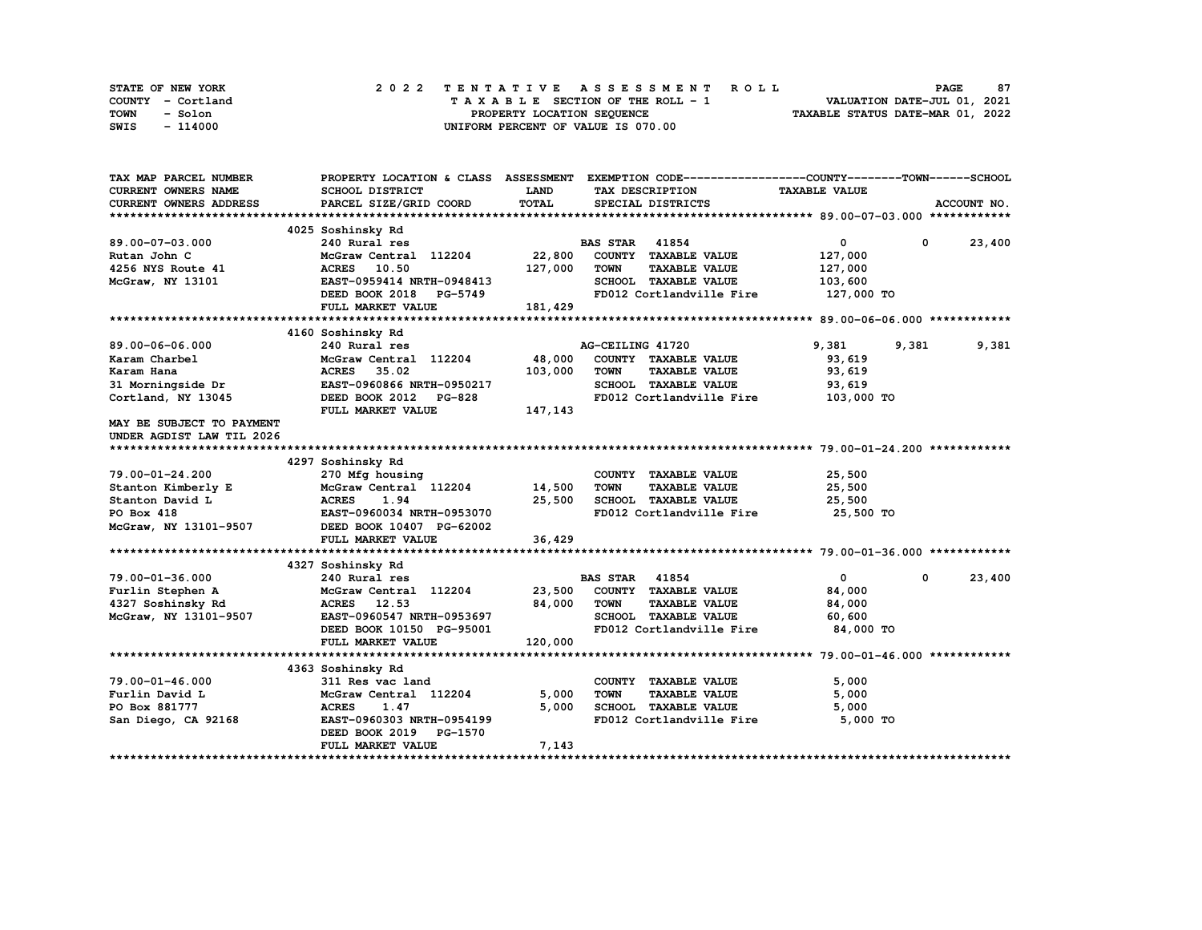STATE OF NEW YORK
COUNTY - Cortland
TOWN - Solon
SWIS - 114000

2 0 2 2 T E N T A T I V E A S S E S S M E N T R O L L
T A X A B L E SECTION OF THE ROLL - 1
PROPERTY LOCATION SEQUENCE
UNIFORM PERCENT OF VALUE IS 070.00

VALUATION DATE-JUL 01, 2021
TAXABLE STATUS DATE-MAR 01, 2022

| TAX MAP PARCEL NUMBER / CURRENT OWNERS NAME / CURRENT OWNERS ADDRESS | PROPERTY LOCATION & CLASS / SCHOOL DISTRICT / PARCEL SIZE/GRID COORD | ASSESSMENT LAND / TOTAL | EXEMPTION CODE / TAX DESCRIPTION / SPECIAL DISTRICTS | COUNTY | TOWN | SCHOOL |
|---|---|---|---|---|---|---|
| **89.00-07-03.000** | 4025 Soshinsky Rd | | | | | |
| 89.00-07-03.000 | 240 Rural res | | BAS STAR 41854 | 0 | 0 | 23,400 |
| Rutan John C | McGraw Central 112204 | 22,800 | COUNTY TAXABLE VALUE | 127,000 | | |
| 4256 NYS Route 41 | ACRES 10.50 | 127,000 | TOWN TAXABLE VALUE | 127,000 | | |
| McGraw, NY 13101 | EAST-0959414 NRTH-0948413 | | SCHOOL TAXABLE VALUE | 103,600 | | |
| | DEED BOOK 2018 PG-5749 | | FD012 Cortlandville Fire | 127,000 TO | | |
| | FULL MARKET VALUE | 181,429 | | | | |
| **89.00-06-06.000** | 4160 Soshinsky Rd | | | | | |
| 89.00-06-06.000 | 240 Rural res | | AG-CEILING 41720 | 9,381 | 9,381 | 9,381 |
| Karam Charbel | McGraw Central 112204 | 48,000 | COUNTY TAXABLE VALUE | 93,619 | | |
| Karam Hana | ACRES 35.02 | 103,000 | TOWN TAXABLE VALUE | 93,619 | | |
| 31 Morningside Dr | EAST-0960866 NRTH-0950217 | | SCHOOL TAXABLE VALUE | 93,619 | | |
| Cortland, NY 13045 | DEED BOOK 2012 PG-828 | | FD012 Cortlandville Fire | 103,000 TO | | |
| | FULL MARKET VALUE | 147,143 | | | | |
| MAY BE SUBJECT TO PAYMENT UNDER AGDIST LAW TIL 2026 | | | | | | |
| **79.00-01-24.200** | 4297 Soshinsky Rd | | | | | |
| 79.00-01-24.200 | 270 Mfg housing | | COUNTY TAXABLE VALUE | 25,500 | | |
| Stanton Kimberly E | McGraw Central 112204 | 14,500 | TOWN TAXABLE VALUE | 25,500 | | |
| Stanton David L | ACRES 1.94 | 25,500 | SCHOOL TAXABLE VALUE | 25,500 | | |
| PO Box 418 | EAST-0960034 NRTH-0953070 | | FD012 Cortlandville Fire | 25,500 TO | | |
| McGraw, NY 13101-9507 | DEED BOOK 10407 PG-62002 | | | | | |
| | FULL MARKET VALUE | 36,429 | | | | |
| **79.00-01-36.000** | 4327 Soshinsky Rd | | | | | |
| 79.00-01-36.000 | 240 Rural res | | BAS STAR 41854 | 0 | 0 | 23,400 |
| Furlin Stephen A | McGraw Central 112204 | 23,500 | COUNTY TAXABLE VALUE | 84,000 | | |
| 4327 Soshinsky Rd | ACRES 12.53 | 84,000 | TOWN TAXABLE VALUE | 84,000 | | |
| McGraw, NY 13101-9507 | EAST-0960547 NRTH-0953697 | | SCHOOL TAXABLE VALUE | 60,600 | | |
| | DEED BOOK 10150 PG-95001 | | FD012 Cortlandville Fire | 84,000 TO | | |
| | FULL MARKET VALUE | 120,000 | | | | |
| **79.00-01-46.000** | 4363 Soshinsky Rd | | | | | |
| 79.00-01-46.000 | 311 Res vac land | | COUNTY TAXABLE VALUE | 5,000 | | |
| Furlin David L | McGraw Central 112204 | 5,000 | TOWN TAXABLE VALUE | 5,000 | | |
| PO Box 881777 | ACRES 1.47 | 5,000 | SCHOOL TAXABLE VALUE | 5,000 | | |
| San Diego, CA 92168 | EAST-0960303 NRTH-0954199 | | FD012 Cortlandville Fire | 5,000 TO | | |
| | DEED BOOK 2019 PG-1570 | | | | | |
| | FULL MARKET VALUE | 7,143 | | | | |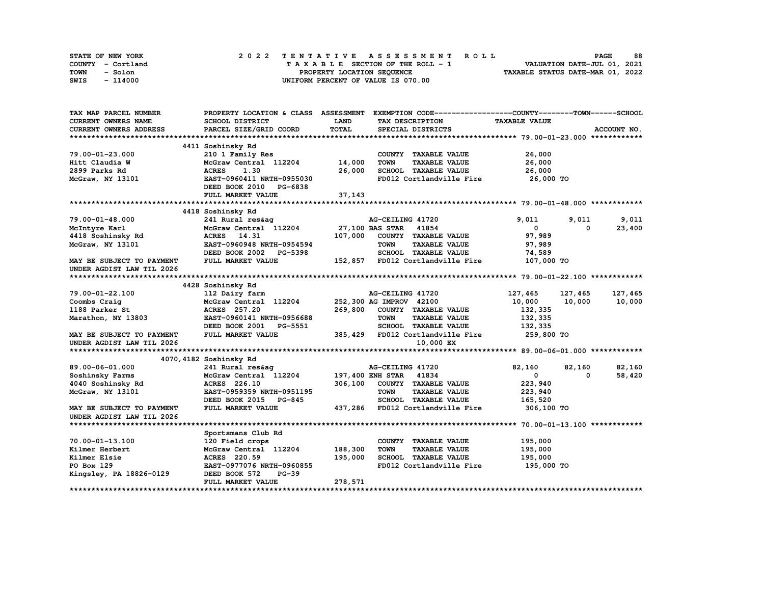STATE OF NEW YORK
COUNTY - Cortland
TOWN - Solon
SWIS - 114000

# 2022 TENTATIVE ASSESSMENT ROLL
TAXABLE SECTION OF THE ROLL - 1
PROPERTY LOCATION SEQUENCE
UNIFORM PERCENT OF VALUE IS 070.00

VALUATION DATE-JUL 01, 2021
TAXABLE STATUS DATE-MAR 01, 2022

| TAX MAP PARCEL NUMBER / CURRENT OWNERS NAME / CURRENT OWNERS ADDRESS | PROPERTY LOCATION & CLASS / SCHOOL DISTRICT / PARCEL SIZE/GRID COORD | ASSESSMENT LAND / TOTAL | EXEMPTION CODE / TAX DESCRIPTION / SPECIAL DISTRICTS | COUNTY TAXABLE VALUE | TOWN | SCHOOL / ACCOUNT NO. |
|---|---|---|---|---|---|---|
| **79.00-01-23.000** | 4411 Soshinsky Rd | | | | | |
| 79.00-01-23.000 | 210 1 Family Res | | COUNTY TAXABLE VALUE | 26,000 | | |
| Hitt Claudia W | McGraw Central 112204 | 14,000 | TOWN TAXABLE VALUE | 26,000 | | |
| 2899 Parks Rd | ACRES 1.30 | 26,000 | SCHOOL TAXABLE VALUE | 26,000 | | |
| McGraw, NY 13101 | EAST-0960411 NRTH-0955030 | | FD012 Cortlandville Fire | 26,000 TO | | |
| | DEED BOOK 2010 PG-6838 | | | | | |
| | FULL MARKET VALUE | 37,143 | | | | |
| **79.00-01-48.000** | 4418 Soshinsky Rd | | | | | |
| 79.00-01-48.000 | 241 Rural res&ag | | AG-CEILING 41720 | 9,011 | 9,011 | 9,011 |
| McIntyre Karl | McGraw Central 112204 | 27,100 | BAS STAR 41854 | 0 | 0 | 23,400 |
| 4418 Soshinsky Rd | ACRES 14.31 | 107,000 | COUNTY TAXABLE VALUE | 97,989 | | |
| McGraw, NY 13101 | EAST-0960948 NRTH-0954594 | | TOWN TAXABLE VALUE | 97,989 | | |
| | DEED BOOK 2002 PG-5398 | | SCHOOL TAXABLE VALUE | 74,589 | | |
| MAY BE SUBJECT TO PAYMENT | FULL MARKET VALUE | 152,857 | FD012 Cortlandville Fire | 107,000 TO | | |
| UNDER AGDIST LAW TIL 2026 | | | | | | |
| **79.00-01-22.100** | 4428 Soshinsky Rd | | | | | |
| 79.00-01-22.100 | 112 Dairy farm | | AG-CEILING 41720 | 127,465 | 127,465 | 127,465 |
| Coombs Craig | McGraw Central 112204 | 252,300 | AG IMPROV 42100 | 10,000 | 10,000 | 10,000 |
| 1188 Parker St | ACRES 257.20 | 269,800 | COUNTY TAXABLE VALUE | 132,335 | | |
| Marathon, NY 13803 | EAST-0960141 NRTH-0956688 | | TOWN TAXABLE VALUE | 132,335 | | |
| | DEED BOOK 2001 PG-5551 | | SCHOOL TAXABLE VALUE | 132,335 | | |
| MAY BE SUBJECT TO PAYMENT | FULL MARKET VALUE | 385,429 | FD012 Cortlandville Fire | 259,800 TO | | |
| UNDER AGDIST LAW TIL 2026 | | | 10,000 EX | | | |
| **89.00-06-01.000** | 4070,4182 Soshinsky Rd | | | | | |
| 89.00-06-01.000 | 241 Rural res&ag | | AG-CEILING 41720 | 82,160 | 82,160 | 82,160 |
| Soshinsky Farms | McGraw Central 112204 | 197,400 | ENH STAR 41834 | 0 | 0 | 58,420 |
| 4040 Soshinsky Rd | ACRES 226.10 | 306,100 | COUNTY TAXABLE VALUE | 223,940 | | |
| McGraw, NY 13101 | EAST-0959359 NRTH-0951195 | | TOWN TAXABLE VALUE | 223,940 | | |
| | DEED BOOK 2015 PG-845 | | SCHOOL TAXABLE VALUE | 165,520 | | |
| MAY BE SUBJECT TO PAYMENT | FULL MARKET VALUE | 437,286 | FD012 Cortlandville Fire | 306,100 TO | | |
| UNDER AGDIST LAW TIL 2026 | | | | | | |
| **70.00-01-13.100** | Sportsmans Club Rd | | | | | |
| 70.00-01-13.100 | 120 Field crops | | COUNTY TAXABLE VALUE | 195,000 | | |
| Kilmer Herbert | McGraw Central 112204 | 188,300 | TOWN TAXABLE VALUE | 195,000 | | |
| Kilmer Elsie | ACRES 220.59 | 195,000 | SCHOOL TAXABLE VALUE | 195,000 | | |
| PO Box 129 | EAST-0977076 NRTH-0960855 | | FD012 Cortlandville Fire | 195,000 TO | | |
| Kingsley, PA 18826-0129 | DEED BOOK 572 PG-39 | | | | | |
| | FULL MARKET VALUE | 278,571 | | | | |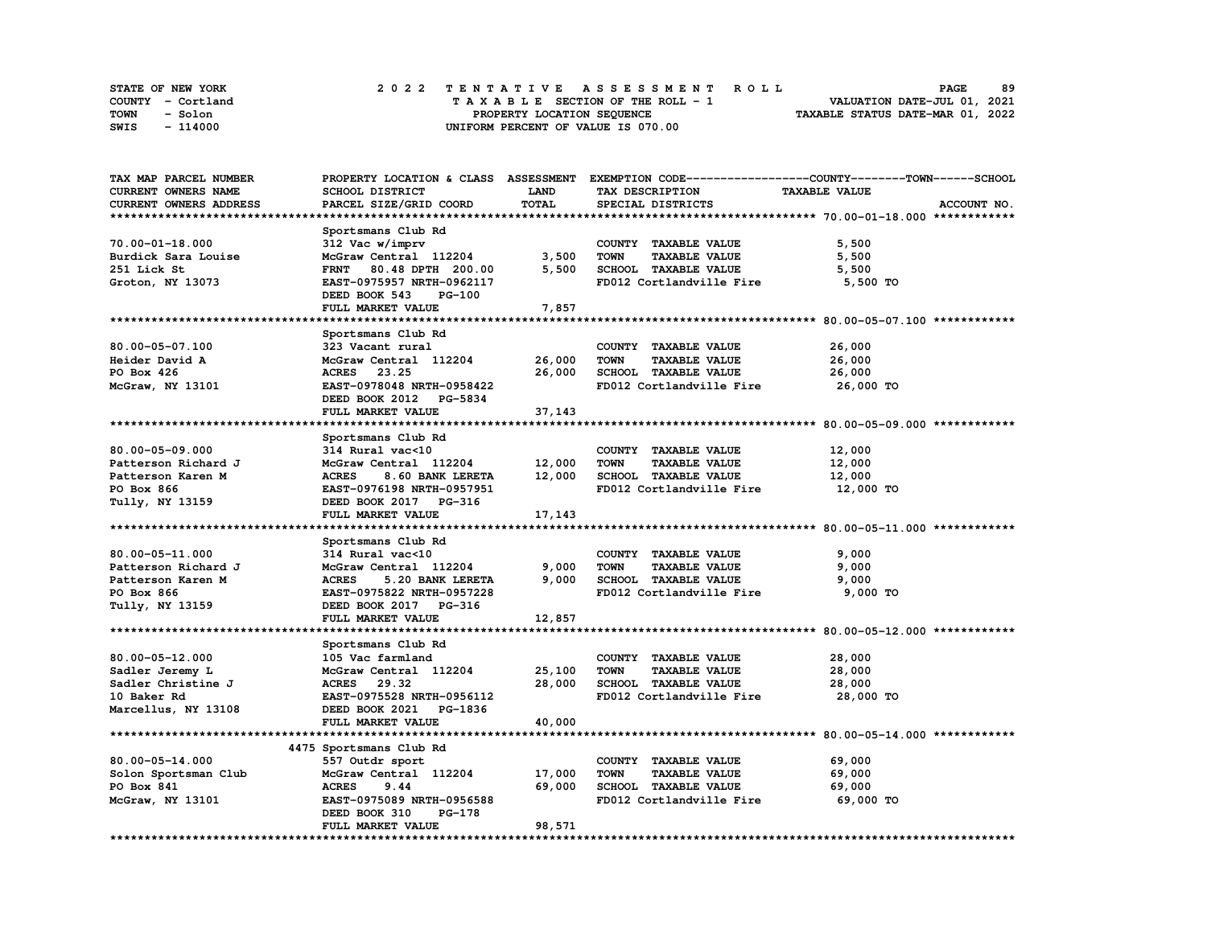STATE OF NEW YORK — 2022 TENTATIVE ASSESSMENT ROLL
COUNTY - Cortland — TAXABLE SECTION OF THE ROLL - 1 — VALUATION DATE-JUL 01, 2021
TOWN - Solon — PROPERTY LOCATION SEQUENCE — TAXABLE STATUS DATE-MAR 01, 2022
SWIS - 114000 — UNIFORM PERCENT OF VALUE IS 070.00

| TAX MAP PARCEL NUMBER / CURRENT OWNERS NAME / CURRENT OWNERS ADDRESS | PROPERTY LOCATION & CLASS / SCHOOL DISTRICT / PARCEL SIZE/GRID COORD | ASSESSMENT LAND | ASSESSMENT TOTAL | EXEMPTION CODE / TAX DESCRIPTION / SPECIAL DISTRICTS | TAXABLE VALUE (COUNTY--TOWN--SCHOOL) | ACCOUNT NO. |
|---|---|---|---|---|---|---|
| **70.00-01-18.000** | Sportsmans Club Rd | | | | | |
| 70.00-01-18.000 | 312 Vac w/imprv | | | COUNTY TAXABLE VALUE | 5,500 | |
| Burdick Sara Louise | McGraw Central 112204 | 3,500 | | TOWN TAXABLE VALUE | 5,500 | |
| 251 Lick St | FRNT 80.48 DPTH 200.00 | | 5,500 | SCHOOL TAXABLE VALUE | 5,500 | |
| Groton, NY 13073 | EAST-0975957 NRTH-0962117 | | | FD012 Cortlandville Fire | 5,500 TO | |
| | DEED BOOK 543 PG-100 | | | | | |
| | FULL MARKET VALUE | | 7,857 | | | |
| **80.00-05-07.100** | Sportsmans Club Rd | | | | | |
| 80.00-05-07.100 | 323 Vacant rural | | | COUNTY TAXABLE VALUE | 26,000 | |
| Heider David A | McGraw Central 112204 | 26,000 | | TOWN TAXABLE VALUE | 26,000 | |
| PO Box 426 | ACRES 23.25 | | 26,000 | SCHOOL TAXABLE VALUE | 26,000 | |
| McGraw, NY 13101 | EAST-0978048 NRTH-0958422 | | | FD012 Cortlandville Fire | 26,000 TO | |
| | DEED BOOK 2012 PG-5834 | | | | | |
| | FULL MARKET VALUE | | 37,143 | | | |
| **80.00-05-09.000** | Sportsmans Club Rd | | | | | |
| 80.00-05-09.000 | 314 Rural vac<10 | | | COUNTY TAXABLE VALUE | 12,000 | |
| Patterson Richard J | McGraw Central 112204 | 12,000 | | TOWN TAXABLE VALUE | 12,000 | |
| Patterson Karen M | ACRES 8.60 BANK LERETA | | 12,000 | SCHOOL TAXABLE VALUE | 12,000 | |
| PO Box 866 | EAST-0976198 NRTH-0957951 | | | FD012 Cortlandville Fire | 12,000 TO | |
| Tully, NY 13159 | DEED BOOK 2017 PG-316 | | | | | |
| | FULL MARKET VALUE | | 17,143 | | | |
| **80.00-05-11.000** | Sportsmans Club Rd | | | | | |
| 80.00-05-11.000 | 314 Rural vac<10 | | | COUNTY TAXABLE VALUE | 9,000 | |
| Patterson Richard J | McGraw Central 112204 | 9,000 | | TOWN TAXABLE VALUE | 9,000 | |
| Patterson Karen M | ACRES 5.20 BANK LERETA | | 9,000 | SCHOOL TAXABLE VALUE | 9,000 | |
| PO Box 866 | EAST-0975822 NRTH-0957228 | | | FD012 Cortlandville Fire | 9,000 TO | |
| Tully, NY 13159 | DEED BOOK 2017 PG-316 | | | | | |
| | FULL MARKET VALUE | | 12,857 | | | |
| **80.00-05-12.000** | Sportsmans Club Rd | | | | | |
| 80.00-05-12.000 | 105 Vac farmland | | | COUNTY TAXABLE VALUE | 28,000 | |
| Sadler Jeremy L | McGraw Central 112204 | 25,100 | | TOWN TAXABLE VALUE | 28,000 | |
| Sadler Christine J | ACRES 29.32 | | 28,000 | SCHOOL TAXABLE VALUE | 28,000 | |
| 10 Baker Rd | EAST-0975528 NRTH-0956112 | | | FD012 Cortlandville Fire | 28,000 TO | |
| Marcellus, NY 13108 | DEED BOOK 2021 PG-1836 | | | | | |
| | FULL MARKET VALUE | | 40,000 | | | |
| **80.00-05-14.000** | 4475 Sportsmans Club Rd | | | | | |
| 80.00-05-14.000 | 557 Outdr sport | | | COUNTY TAXABLE VALUE | 69,000 | |
| Solon Sportsman Club | McGraw Central 112204 | 17,000 | | TOWN TAXABLE VALUE | 69,000 | |
| PO Box 841 | ACRES 9.44 | | 69,000 | SCHOOL TAXABLE VALUE | 69,000 | |
| McGraw, NY 13101 | EAST-0975089 NRTH-0956588 | | | FD012 Cortlandville Fire | 69,000 TO | |
| | DEED BOOK 310 PG-178 | | | | | |
| | FULL MARKET VALUE | | 98,571 | | | |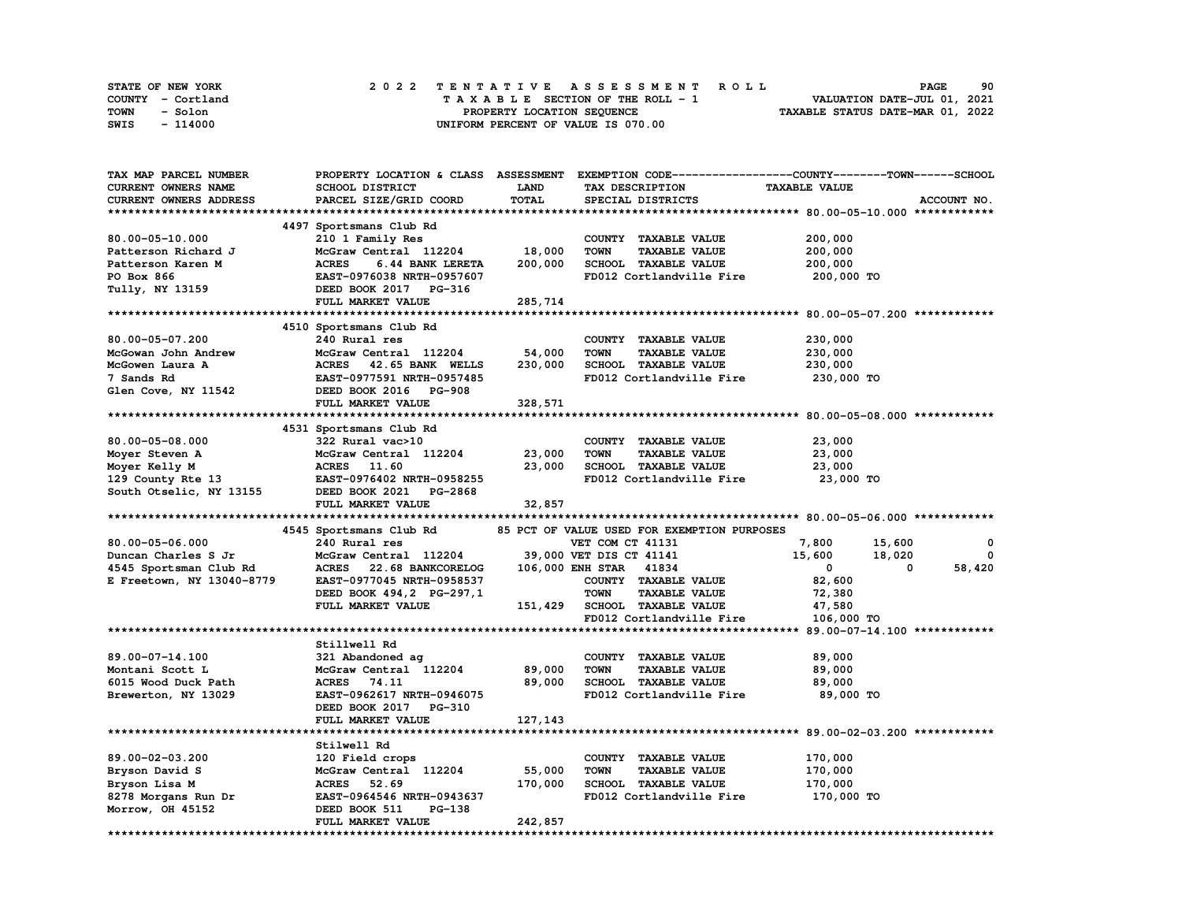STATE OF NEW YORK — COUNTY - Cortland — TOWN - Solon — SWIS - 114000

# 2022 TENTATIVE ASSESSMENT ROLL

TAXABLE SECTION OF THE ROLL - 1
PROPERTY LOCATION SEQUENCE
UNIFORM PERCENT OF VALUE IS 070.00

VALUATION DATE-JUL 01, 2021
TAXABLE STATUS DATE-MAR 01, 2022

| TAX MAP PARCEL NUMBER / CURRENT OWNERS NAME / CURRENT OWNERS ADDRESS | PROPERTY LOCATION & CLASS / SCHOOL DISTRICT / PARCEL SIZE/GRID COORD | ASSESSMENT LAND / TOTAL | EXEMPTION CODE / TAX DESCRIPTION / SPECIAL DISTRICTS | COUNTY TAXABLE VALUE | TOWN | SCHOOL |
|---|---|---|---|---|---|---|
| **80.00-05-10.000** | 4497 Sportsmans Club Rd | | | | | |
| 80.00-05-10.000 | 210 1 Family Res | | COUNTY TAXABLE VALUE | 200,000 | | |
| Patterson Richard J | McGraw Central 112204 | 18,000 | TOWN TAXABLE VALUE | 200,000 | | |
| Patterson Karen M | ACRES 6.44 BANK LERETA | 200,000 | SCHOOL TAXABLE VALUE | 200,000 | | |
| PO Box 866 | EAST-0976038 NRTH-0957607 | | FD012 Cortlandville Fire | 200,000 TO | | |
| Tully, NY 13159 | DEED BOOK 2017 PG-316 | | | | | |
| | FULL MARKET VALUE | 285,714 | | | | |
| **80.00-05-07.200** | 4510 Sportsmans Club Rd | | | | | |
| 80.00-05-07.200 | 240 Rural res | | COUNTY TAXABLE VALUE | 230,000 | | |
| McGowan John Andrew | McGraw Central 112204 | 54,000 | TOWN TAXABLE VALUE | 230,000 | | |
| McGowen Laura A | ACRES 42.65 BANK WELLS | 230,000 | SCHOOL TAXABLE VALUE | 230,000 | | |
| 7 Sands Rd | EAST-0977591 NRTH-0957485 | | FD012 Cortlandville Fire | 230,000 TO | | |
| Glen Cove, NY 11542 | DEED BOOK 2016 PG-908 | | | | | |
| | FULL MARKET VALUE | 328,571 | | | | |
| **80.00-05-08.000** | 4531 Sportsmans Club Rd | | | | | |
| 80.00-05-08.000 | 322 Rural vac>10 | | COUNTY TAXABLE VALUE | 23,000 | | |
| Moyer Steven A | McGraw Central 112204 | 23,000 | TOWN TAXABLE VALUE | 23,000 | | |
| Moyer Kelly M | ACRES 11.60 | 23,000 | SCHOOL TAXABLE VALUE | 23,000 | | |
| 129 County Rte 13 | EAST-0976402 NRTH-0958255 | | FD012 Cortlandville Fire | 23,000 TO | | |
| South Otselic, NY 13155 | DEED BOOK 2021 PG-2868 | | | | | |
| | FULL MARKET VALUE | 32,857 | | | | |
| **80.00-05-06.000** | 4545 Sportsmans Club Rd | | 85 PCT OF VALUE USED FOR EXEMPTION PURPOSES | | | |
| 80.00-05-06.000 | 240 Rural res | | VET COM CT 41131 | 7,800 | 15,600 | 0 |
| Duncan Charles S Jr | McGraw Central 112204 | 39,000 | VET DIS CT 41141 | 15,600 | 18,020 | 0 |
| 4545 Sportsman Club Rd | ACRES 22.68 BANKCORELOG | 106,000 | ENH STAR 41834 | 0 | 0 | 58,420 |
| E Freetown, NY 13040-8779 | EAST-0977045 NRTH-0958537 | | COUNTY TAXABLE VALUE | 82,600 | | |
| | DEED BOOK 494,2 PG-297,1 | | TOWN TAXABLE VALUE | 72,380 | | |
| | FULL MARKET VALUE | 151,429 | SCHOOL TAXABLE VALUE | 47,580 | | |
| | | | FD012 Cortlandville Fire | 106,000 TO | | |
| **89.00-07-14.100** | Stillwell Rd | | | | | |
| 89.00-07-14.100 | 321 Abandoned ag | | COUNTY TAXABLE VALUE | 89,000 | | |
| Montani Scott L | McGraw Central 112204 | 89,000 | TOWN TAXABLE VALUE | 89,000 | | |
| 6015 Wood Duck Path | ACRES 74.11 | 89,000 | SCHOOL TAXABLE VALUE | 89,000 | | |
| Brewerton, NY 13029 | EAST-0962617 NRTH-0946075 | | FD012 Cortlandville Fire | 89,000 TO | | |
| | DEED BOOK 2017 PG-310 | | | | | |
| | FULL MARKET VALUE | 127,143 | | | | |
| **89.00-02-03.200** | Stilwell Rd | | | | | |
| 89.00-02-03.200 | 120 Field crops | | COUNTY TAXABLE VALUE | 170,000 | | |
| Bryson David S | McGraw Central 112204 | 55,000 | TOWN TAXABLE VALUE | 170,000 | | |
| Bryson Lisa M | ACRES 52.69 | 170,000 | SCHOOL TAXABLE VALUE | 170,000 | | |
| 8278 Morgans Run Dr | EAST-0964546 NRTH-0943637 | | FD012 Cortlandville Fire | 170,000 TO | | |
| Morrow, OH 45152 | DEED BOOK 511 PG-138 | | | | | |
| | FULL MARKET VALUE | 242,857 | | | | |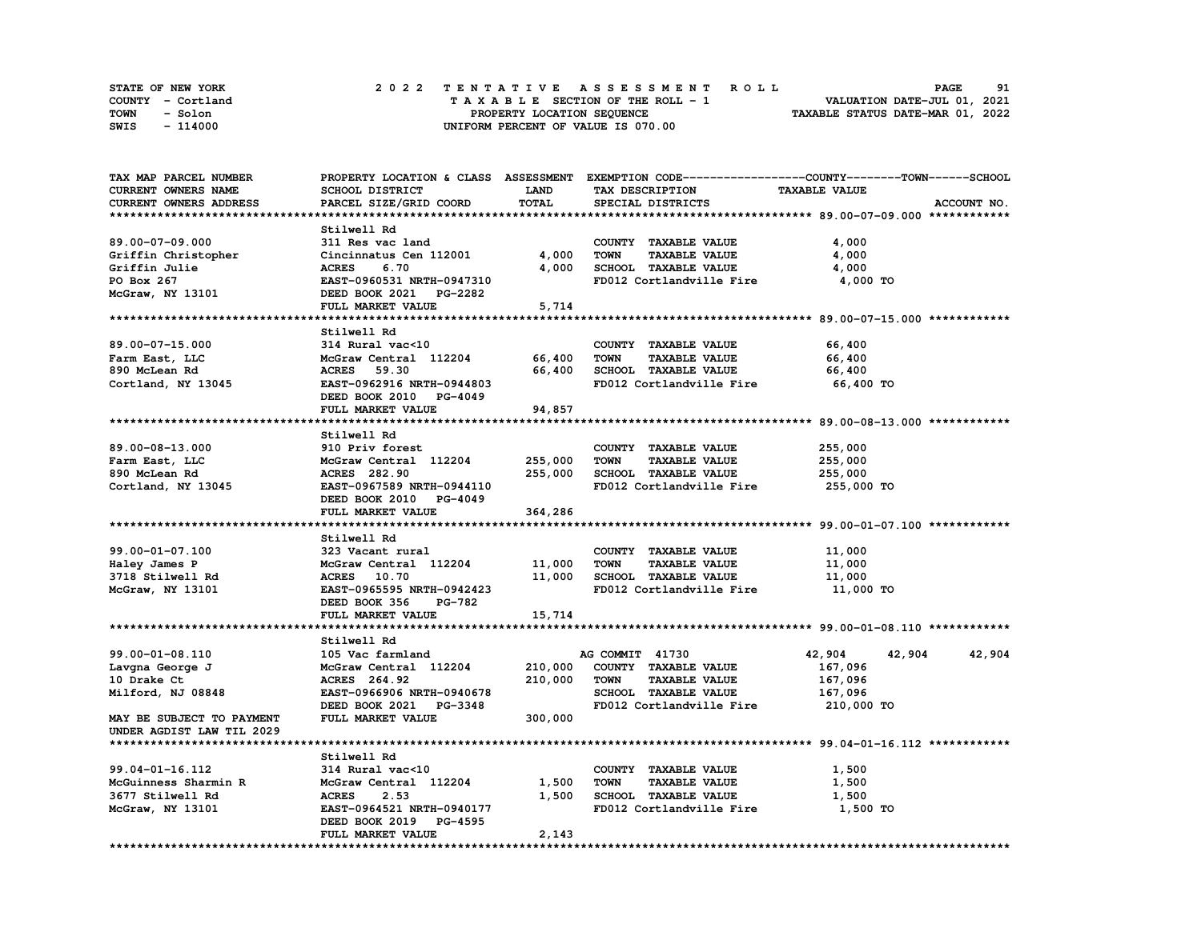STATE OF NEW YORK
COUNTY - Cortland
TOWN - Solon
SWIS - 114000

# 2022 TENTATIVE ASSESSMENT ROLL

TAXABLE SECTION OF THE ROLL - 1
PROPERTY LOCATION SEQUENCE
UNIFORM PERCENT OF VALUE IS 070.00

VALUATION DATE-JUL 01, 2021
TAXABLE STATUS DATE-MAR 01, 2022

| TAX MAP PARCEL NUMBER / CURRENT OWNERS NAME / CURRENT OWNERS ADDRESS | PROPERTY LOCATION & CLASS / SCHOOL DISTRICT / PARCEL SIZE/GRID COORD | ASSESSMENT LAND / TOTAL | EXEMPTION CODE / TAX DESCRIPTION / SPECIAL DISTRICTS | COUNTY TAXABLE VALUE | TOWN | SCHOOL | ACCOUNT NO. |
|---|---|---|---|---|---|---|---|
| **89.00-07-09.000** | Stilwell Rd | | | | | | |
| 89.00-07-09.000 | 311 Res vac land | | COUNTY TAXABLE VALUE | 4,000 | | | |
| Griffin Christopher | Cincinnatus Cen 112001 | 4,000 | TOWN TAXABLE VALUE | 4,000 | | | |
| Griffin Julie | ACRES 6.70 | 4,000 | SCHOOL TAXABLE VALUE | 4,000 | | | |
| PO Box 267 | EAST-0960531 NRTH-0947310 | | FD012 Cortlandville Fire | 4,000 TO | | | |
| McGraw, NY 13101 | DEED BOOK 2021 PG-2282 | | | | | | |
| | FULL MARKET VALUE | 5,714 | | | | | |
| **89.00-07-15.000** | Stilwell Rd | | | | | | |
| 89.00-07-15.000 | 314 Rural vac<10 | | COUNTY TAXABLE VALUE | 66,400 | | | |
| Farm East, LLC | McGraw Central 112204 | 66,400 | TOWN TAXABLE VALUE | 66,400 | | | |
| 890 McLean Rd | ACRES 59.30 | 66,400 | SCHOOL TAXABLE VALUE | 66,400 | | | |
| Cortland, NY 13045 | EAST-0962916 NRTH-0944803 | | FD012 Cortlandville Fire | 66,400 TO | | | |
| | DEED BOOK 2010 PG-4049 | | | | | | |
| | FULL MARKET VALUE | 94,857 | | | | | |
| **89.00-08-13.000** | Stilwell Rd | | | | | | |
| 89.00-08-13.000 | 910 Priv forest | | COUNTY TAXABLE VALUE | 255,000 | | | |
| Farm East, LLC | McGraw Central 112204 | 255,000 | TOWN TAXABLE VALUE | 255,000 | | | |
| 890 McLean Rd | ACRES 282.90 | 255,000 | SCHOOL TAXABLE VALUE | 255,000 | | | |
| Cortland, NY 13045 | EAST-0967589 NRTH-0944110 | | FD012 Cortlandville Fire | 255,000 TO | | | |
| | DEED BOOK 2010 PG-4049 | | | | | | |
| | FULL MARKET VALUE | 364,286 | | | | | |
| **99.00-01-07.100** | Stilwell Rd | | | | | | |
| 99.00-01-07.100 | 323 Vacant rural | | COUNTY TAXABLE VALUE | 11,000 | | | |
| Haley James P | McGraw Central 112204 | 11,000 | TOWN TAXABLE VALUE | 11,000 | | | |
| 3718 Stilwell Rd | ACRES 10.70 | 11,000 | SCHOOL TAXABLE VALUE | 11,000 | | | |
| McGraw, NY 13101 | EAST-0965595 NRTH-0942423 | | FD012 Cortlandville Fire | 11,000 TO | | | |
| | DEED BOOK 356 PG-782 | | | | | | |
| | FULL MARKET VALUE | 15,714 | | | | | |
| **99.00-01-08.110** | Stilwell Rd | | | | | | |
| 99.00-01-08.110 | 105 Vac farmland | | AG COMMIT 41730 | 42,904 | 42,904 | 42,904 | |
| Lavgna George J | McGraw Central 112204 | 210,000 | COUNTY TAXABLE VALUE | 167,096 | | | |
| 10 Drake Ct | ACRES 264.92 | 210,000 | TOWN TAXABLE VALUE | 167,096 | | | |
| Milford, NJ 08848 | EAST-0966906 NRTH-0940678 | | SCHOOL TAXABLE VALUE | 167,096 | | | |
| | DEED BOOK 2021 PG-3348 | | FD012 Cortlandville Fire | 210,000 TO | | | |
| MAY BE SUBJECT TO PAYMENT | FULL MARKET VALUE | 300,000 | | | | | |
| UNDER AGDIST LAW TIL 2029 | | | | | | | |
| **99.04-01-16.112** | Stilwell Rd | | | | | | |
| 99.04-01-16.112 | 314 Rural vac<10 | | COUNTY TAXABLE VALUE | 1,500 | | | |
| McGuinness Sharmin R | McGraw Central 112204 | 1,500 | TOWN TAXABLE VALUE | 1,500 | | | |
| 3677 Stilwell Rd | ACRES 2.53 | 1,500 | SCHOOL TAXABLE VALUE | 1,500 | | | |
| McGraw, NY 13101 | EAST-0964521 NRTH-0940177 | | FD012 Cortlandville Fire | 1,500 TO | | | |
| | DEED BOOK 2019 PG-4595 | | | | | | |
| | FULL MARKET VALUE | 2,143 | | | | | |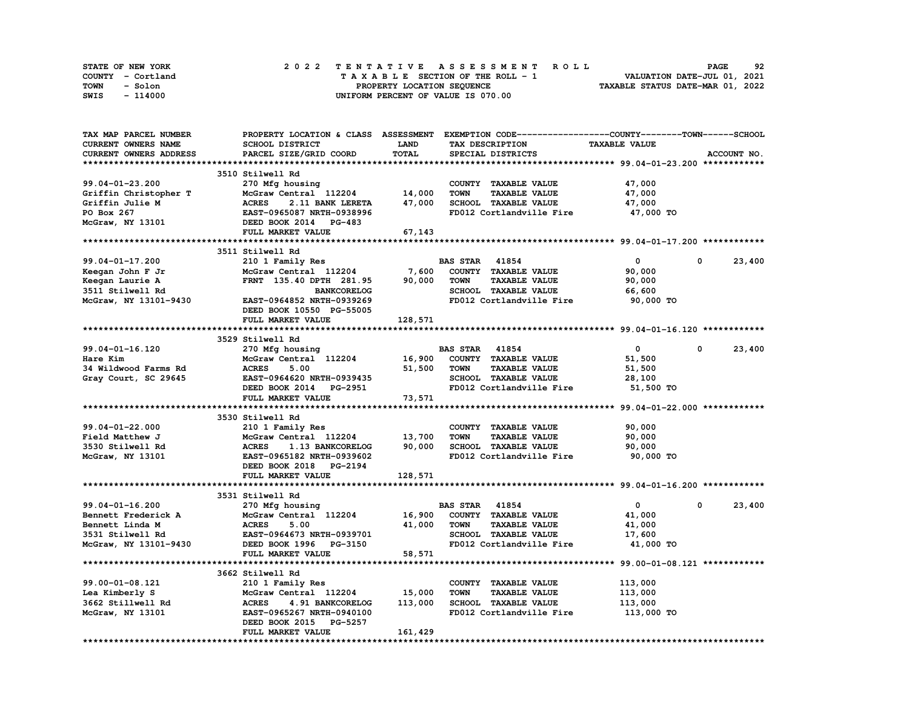STATE OF NEW YORK
COUNTY - Cortland
TOWN - Solon
SWIS - 114000

# 2022 TENTATIVE ASSESSMENT ROLL
TAXABLE SECTION OF THE ROLL - 1
PROPERTY LOCATION SEQUENCE
UNIFORM PERCENT OF VALUE IS 070.00

VALUATION DATE-JUL 01, 2021
TAXABLE STATUS DATE-MAR 01, 2022

| TAX MAP PARCEL NUMBER / CURRENT OWNERS NAME / CURRENT OWNERS ADDRESS | PROPERTY LOCATION & CLASS / SCHOOL DISTRICT / PARCEL SIZE/GRID COORD | ASSESSMENT LAND | TOTAL | EXEMPTION CODE / TAX DESCRIPTION / SPECIAL DISTRICTS | COUNTY TAXABLE VALUE | TOWN | SCHOOL |
|---|---|---|---|---|---|---|---|
| **99.04-01-23.200** | 3510 Stilwell Rd | | | | | | |
| 99.04-01-23.200 | 270 Mfg housing | | | COUNTY TAXABLE VALUE | 47,000 | | |
| Griffin Christopher T | McGraw Central 112204 | 14,000 | | TOWN TAXABLE VALUE | 47,000 | | |
| Griffin Julie M | ACRES 2.11 BANK LERETA | | 47,000 | SCHOOL TAXABLE VALUE | 47,000 | | |
| PO Box 267 | EAST-0965087 NRTH-0938996 | | | FD012 Cortlandville Fire | 47,000 TO | | |
| McGraw, NY 13101 | DEED BOOK 2014 PG-483 | | | | | | |
| | FULL MARKET VALUE | | 67,143 | | | | |
| **99.04-01-17.200** | 3511 Stilwell Rd | | | | | | |
| 99.04-01-17.200 | 210 1 Family Res | | | BAS STAR 41854 | 0 | 0 | 23,400 |
| Keegan John F Jr | McGraw Central 112204 | 7,600 | | COUNTY TAXABLE VALUE | 90,000 | | |
| Keegan Laurie A | FRNT 135.40 DPTH 281.95 | | 90,000 | TOWN TAXABLE VALUE | 90,000 | | |
| 3511 Stilwell Rd | BANKCORELOG | | | SCHOOL TAXABLE VALUE | 66,600 | | |
| McGraw, NY 13101-9430 | EAST-0964852 NRTH-0939269 | | | FD012 Cortlandville Fire | 90,000 TO | | |
| | DEED BOOK 10550 PG-55005 | | | | | | |
| | FULL MARKET VALUE | | 128,571 | | | | |
| **99.04-01-16.120** | 3529 Stilwell Rd | | | | | | |
| 99.04-01-16.120 | 270 Mfg housing | | | BAS STAR 41854 | 0 | 0 | 23,400 |
| Hare Kim | McGraw Central 112204 | 16,900 | | COUNTY TAXABLE VALUE | 51,500 | | |
| 34 Wildwood Farms Rd | ACRES 5.00 | | 51,500 | TOWN TAXABLE VALUE | 51,500 | | |
| Gray Court, SC 29645 | EAST-0964620 NRTH-0939435 | | | SCHOOL TAXABLE VALUE | 28,100 | | |
| | DEED BOOK 2014 PG-2951 | | | FD012 Cortlandville Fire | 51,500 TO | | |
| | FULL MARKET VALUE | | 73,571 | | | | |
| **99.04-01-22.000** | 3530 Stilwell Rd | | | | | | |
| 99.04-01-22.000 | 210 1 Family Res | | | COUNTY TAXABLE VALUE | 90,000 | | |
| Field Matthew J | McGraw Central 112204 | 13,700 | | TOWN TAXABLE VALUE | 90,000 | | |
| 3530 Stilwell Rd | ACRES 1.13 BANKCORELOG | | 90,000 | SCHOOL TAXABLE VALUE | 90,000 | | |
| McGraw, NY 13101 | EAST-0965182 NRTH-0939602 | | | FD012 Cortlandville Fire | 90,000 TO | | |
| | DEED BOOK 2018 PG-2194 | | | | | | |
| | FULL MARKET VALUE | | 128,571 | | | | |
| **99.04-01-16.200** | 3531 Stilwell Rd | | | | | | |
| 99.04-01-16.200 | 270 Mfg housing | | | BAS STAR 41854 | 0 | 0 | 23,400 |
| Bennett Frederick A | McGraw Central 112204 | 16,900 | | COUNTY TAXABLE VALUE | 41,000 | | |
| Bennett Linda M | ACRES 5.00 | | 41,000 | TOWN TAXABLE VALUE | 41,000 | | |
| 3531 Stilwell Rd | EAST-0964673 NRTH-0939701 | | | SCHOOL TAXABLE VALUE | 17,600 | | |
| McGraw, NY 13101-9430 | DEED BOOK 1996 PG-3150 | | | FD012 Cortlandville Fire | 41,000 TO | | |
| | FULL MARKET VALUE | | 58,571 | | | | |
| **99.00-01-08.121** | 3662 Stilwell Rd | | | | | | |
| 99.00-01-08.121 | 210 1 Family Res | | | COUNTY TAXABLE VALUE | 113,000 | | |
| Lea Kimberly S | McGraw Central 112204 | 15,000 | | TOWN TAXABLE VALUE | 113,000 | | |
| 3662 Stillwell Rd | ACRES 4.91 BANKCORELOG | | 113,000 | SCHOOL TAXABLE VALUE | 113,000 | | |
| McGraw, NY 13101 | EAST-0965267 NRTH-0940100 | | | FD012 Cortlandville Fire | 113,000 TO | | |
| | DEED BOOK 2015 PG-5257 | | | | | | |
| | FULL MARKET VALUE | | 161,429 | | | | |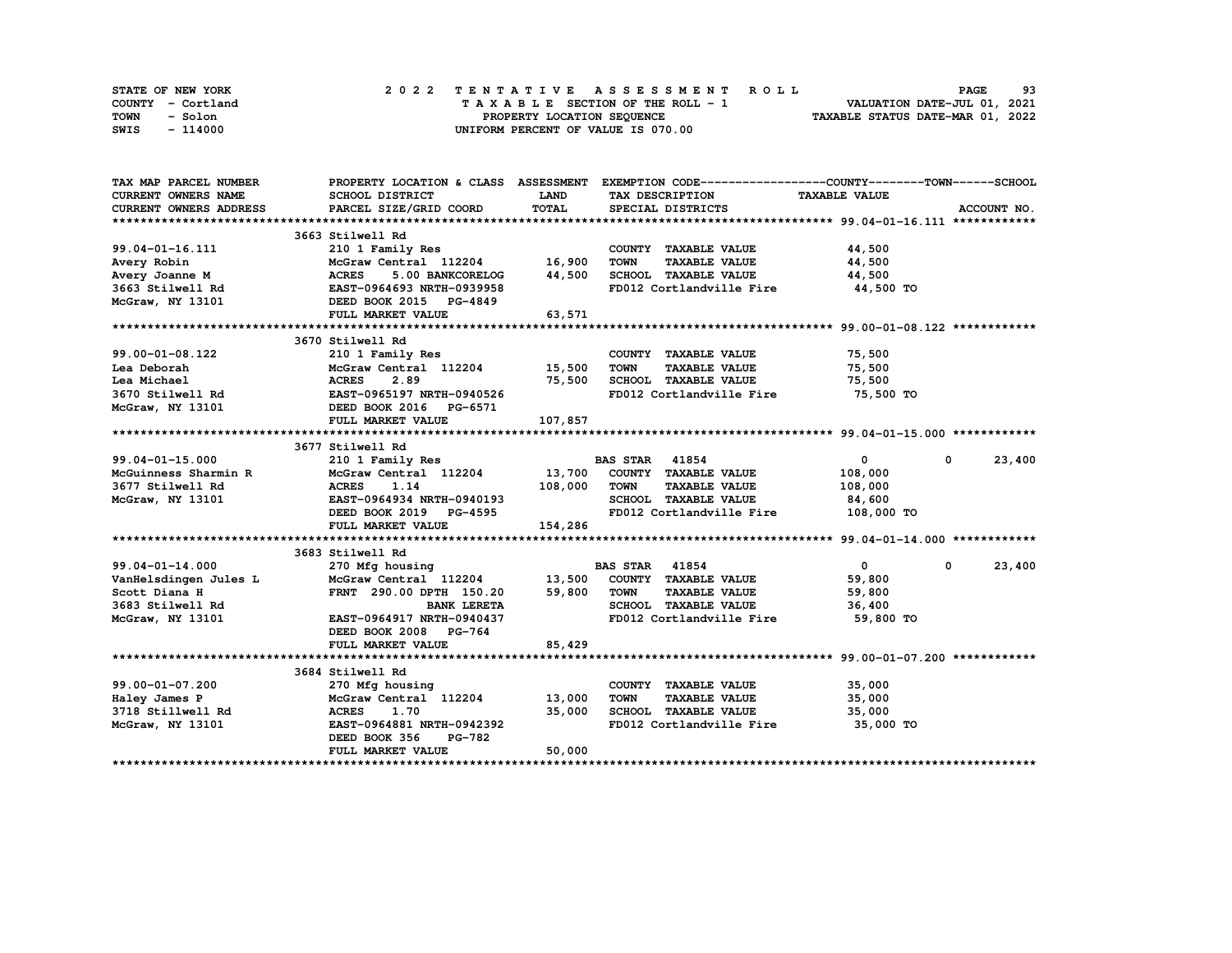STATE OF NEW YORK | 2022 TENTATIVE ASSESSMENT ROLL | VALUATION DATE-JUL 01, 2021
COUNTY - Cortland | TAXABLE SECTION OF THE ROLL - 1 | TAXABLE STATUS DATE-MAR 01, 2022
TOWN - Solon | PROPERTY LOCATION SEQUENCE |
SWIS - 114000 | UNIFORM PERCENT OF VALUE IS 070.00 |

| TAX MAP PARCEL NUMBER / CURRENT OWNERS NAME / CURRENT OWNERS ADDRESS | PROPERTY LOCATION & CLASS / SCHOOL DISTRICT / PARCEL SIZE/GRID COORD | ASSESSMENT LAND | TOTAL | EXEMPTION CODE / TAX DESCRIPTION / SPECIAL DISTRICTS | COUNTY TAXABLE VALUE | TOWN | SCHOOL | ACCOUNT NO. |
|---|---|---|---|---|---|---|---|---|
| **99.04-01-16.111** | 3663 Stilwell Rd | | | | | | | |
| 99.04-01-16.111 | 210 1 Family Res | | | COUNTY TAXABLE VALUE | 44,500 | | | |
| Avery Robin | McGraw Central 112204 | 16,900 | | TOWN TAXABLE VALUE | 44,500 | | | |
| Avery Joanne M | ACRES 5.00 BANKCORELOG | | 44,500 | SCHOOL TAXABLE VALUE | 44,500 | | | |
| 3663 Stilwell Rd | EAST-0964693 NRTH-0939958 | | | FD012 Cortlandville Fire | 44,500 TO | | | |
| McGraw, NY 13101 | DEED BOOK 2015 PG-4849 | | | | | | | |
| | FULL MARKET VALUE | | 63,571 | | | | | |
| **99.00-01-08.122** | 3670 Stilwell Rd | | | | | | | |
| 99.00-01-08.122 | 210 1 Family Res | | | COUNTY TAXABLE VALUE | 75,500 | | | |
| Lea Deborah | McGraw Central 112204 | 15,500 | | TOWN TAXABLE VALUE | 75,500 | | | |
| Lea Michael | ACRES 2.89 | | 75,500 | SCHOOL TAXABLE VALUE | 75,500 | | | |
| 3670 Stilwell Rd | EAST-0965197 NRTH-0940526 | | | FD012 Cortlandville Fire | 75,500 TO | | | |
| McGraw, NY 13101 | DEED BOOK 2016 PG-6571 | | | | | | | |
| | FULL MARKET VALUE | | 107,857 | | | | | |
| **99.04-01-15.000** | 3677 Stilwell Rd | | | | | | | |
| 99.04-01-15.000 | 210 1 Family Res | | | BAS STAR 41854 | 0 | 0 | 23,400 | |
| McGuinness Sharmin R | McGraw Central 112204 | 13,700 | | COUNTY TAXABLE VALUE | 108,000 | | | |
| 3677 Stilwell Rd | ACRES 1.14 | | 108,000 | TOWN TAXABLE VALUE | 108,000 | | | |
| McGraw, NY 13101 | EAST-0964934 NRTH-0940193 | | | SCHOOL TAXABLE VALUE | 84,600 | | | |
| | DEED BOOK 2019 PG-4595 | | | FD012 Cortlandville Fire | 108,000 TO | | | |
| | FULL MARKET VALUE | | 154,286 | | | | | |
| **99.04-01-14.000** | 3683 Stilwell Rd | | | | | | | |
| 99.04-01-14.000 | 270 Mfg housing | | | BAS STAR 41854 | 0 | 0 | 23,400 | |
| VanHelsdingen Jules L | McGraw Central 112204 | 13,500 | | COUNTY TAXABLE VALUE | 59,800 | | | |
| Scott Diana H | FRNT 290.00 DPTH 150.20 | | 59,800 | TOWN TAXABLE VALUE | 59,800 | | | |
| 3683 Stilwell Rd | BANK LERETA | | | SCHOOL TAXABLE VALUE | 36,400 | | | |
| McGraw, NY 13101 | EAST-0964917 NRTH-0940437 | | | FD012 Cortlandville Fire | 59,800 TO | | | |
| | DEED BOOK 2008 PG-764 | | | | | | | |
| | FULL MARKET VALUE | | 85,429 | | | | | |
| **99.00-01-07.200** | 3684 Stilwell Rd | | | | | | | |
| 99.00-01-07.200 | 270 Mfg housing | | | COUNTY TAXABLE VALUE | 35,000 | | | |
| Haley James P | McGraw Central 112204 | 13,000 | | TOWN TAXABLE VALUE | 35,000 | | | |
| 3718 Stillwell Rd | ACRES 1.70 | | 35,000 | SCHOOL TAXABLE VALUE | 35,000 | | | |
| McGraw, NY 13101 | EAST-0964881 NRTH-0942392 | | | FD012 Cortlandville Fire | 35,000 TO | | | |
| | DEED BOOK 356 PG-782 | | | | | | | |
| | FULL MARKET VALUE | | 50,000 | | | | | |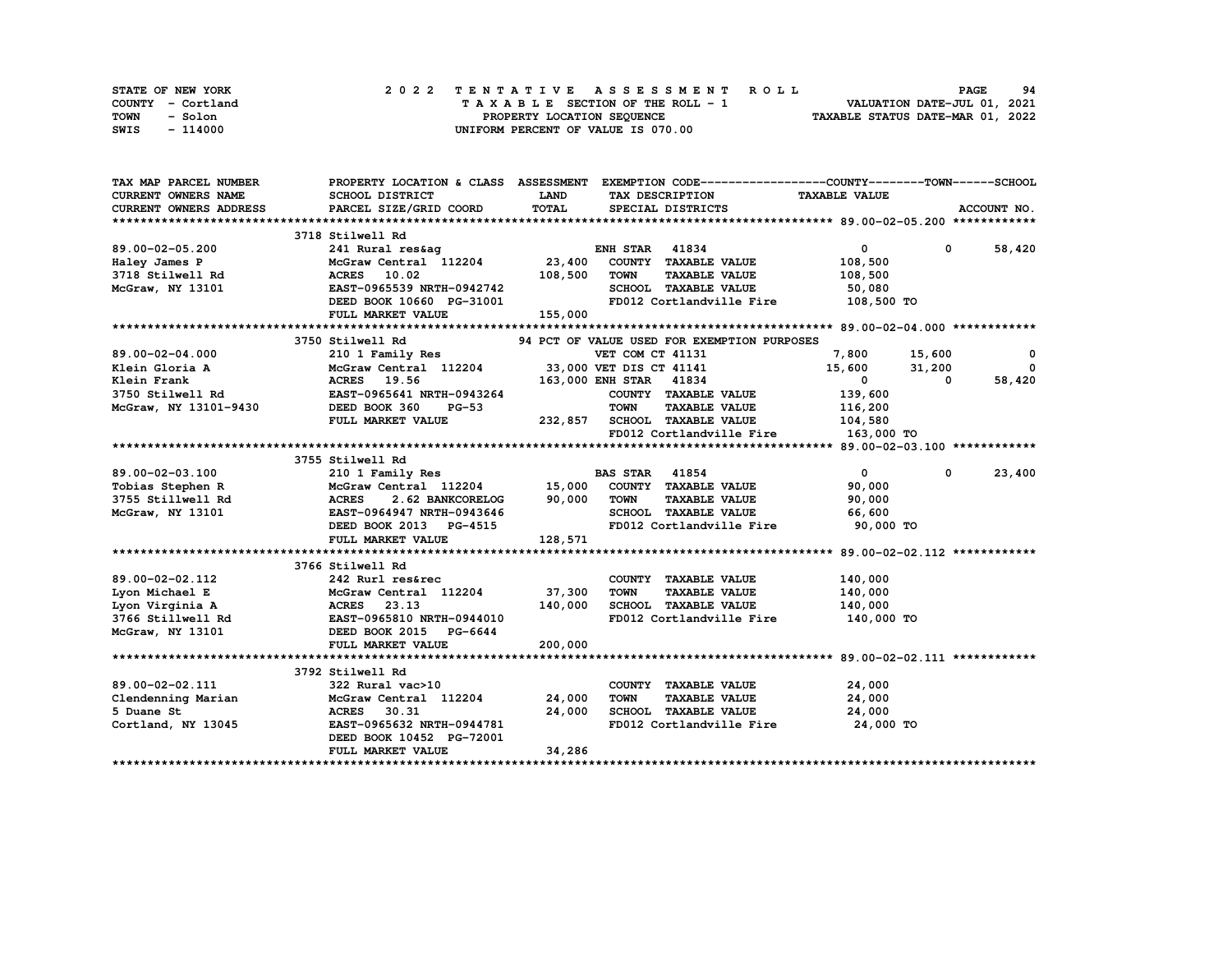STATE OF NEW YORK — 2022 TENTATIVE ASSESSMENT ROLL
COUNTY - Cortland — TAXABLE SECTION OF THE ROLL - 1 — VALUATION DATE-JUL 01, 2021
TOWN - Solon — PROPERTY LOCATION SEQUENCE — TAXABLE STATUS DATE-MAR 01, 2022
SWIS - 114000 — UNIFORM PERCENT OF VALUE IS 070.00

| TAX MAP PARCEL NUMBER / CURRENT OWNERS NAME / CURRENT OWNERS ADDRESS | PROPERTY LOCATION & CLASS / SCHOOL DISTRICT / PARCEL SIZE/GRID COORD | ASSESSMENT LAND / TOTAL | EXEMPTION CODE / TAX DESCRIPTION / SPECIAL DISTRICTS | COUNTY / TAXABLE VALUE | TOWN | SCHOOL / ACCOUNT NO. |
|---|---|---|---|---|---|---|
| **89.00-02-05.200** | 3718 Stilwell Rd | | | | | |
| 89.00-02-05.200 | 241 Rural res&ag | | ENH STAR 41834 | 0 | 0 | 58,420 |
| Haley James P | McGraw Central 112204 | 23,400 | COUNTY TAXABLE VALUE | 108,500 | | |
| 3718 Stilwell Rd | ACRES 10.02 | 108,500 | TOWN TAXABLE VALUE | 108,500 | | |
| McGraw, NY 13101 | EAST-0965539 NRTH-0942742 | | SCHOOL TAXABLE VALUE | 50,080 | | |
| | DEED BOOK 10660 PG-31001 | | FD012 Cortlandville Fire | 108,500 TO | | |
| | FULL MARKET VALUE | 155,000 | | | | |
| **89.00-02-04.000** | 3750 Stilwell Rd | | 94 PCT OF VALUE USED FOR EXEMPTION PURPOSES | | | |
| 89.00-02-04.000 | 210 1 Family Res | | VET COM CT 41131 | 7,800 | 15,600 | 0 |
| Klein Gloria A | McGraw Central 112204 | 33,000 | VET DIS CT 41141 | 15,600 | 31,200 | 0 |
| Klein Frank | ACRES 19.56 | 163,000 | ENH STAR 41834 | 0 | 0 | 58,420 |
| 3750 Stilwell Rd | EAST-0965641 NRTH-0943264 | | COUNTY TAXABLE VALUE | 139,600 | | |
| McGraw, NY 13101-9430 | DEED BOOK 360 PG-53 | | TOWN TAXABLE VALUE | 116,200 | | |
| | FULL MARKET VALUE | 232,857 | SCHOOL TAXABLE VALUE | 104,580 | | |
| | | | FD012 Cortlandville Fire | 163,000 TO | | |
| **89.00-02-03.100** | 3755 Stilwell Rd | | | | | |
| 89.00-02-03.100 | 210 1 Family Res | | BAS STAR 41854 | 0 | 0 | 23,400 |
| Tobias Stephen R | McGraw Central 112204 | 15,000 | COUNTY TAXABLE VALUE | 90,000 | | |
| 3755 Stillwell Rd | ACRES 2.62 BANKCORELOG | 90,000 | TOWN TAXABLE VALUE | 90,000 | | |
| McGraw, NY 13101 | EAST-0964947 NRTH-0943646 | | SCHOOL TAXABLE VALUE | 66,600 | | |
| | DEED BOOK 2013 PG-4515 | | FD012 Cortlandville Fire | 90,000 TO | | |
| | FULL MARKET VALUE | 128,571 | | | | |
| **89.00-02-02.112** | 3766 Stilwell Rd | | | | | |
| 89.00-02-02.112 | 242 Rurl res&rec | | COUNTY TAXABLE VALUE | 140,000 | | |
| Lyon Michael E | McGraw Central 112204 | 37,300 | TOWN TAXABLE VALUE | 140,000 | | |
| Lyon Virginia A | ACRES 23.13 | 140,000 | SCHOOL TAXABLE VALUE | 140,000 | | |
| 3766 Stillwell Rd | EAST-0965810 NRTH-0944010 | | FD012 Cortlandville Fire | 140,000 TO | | |
| McGraw, NY 13101 | DEED BOOK 2015 PG-6644 | | | | | |
| | FULL MARKET VALUE | 200,000 | | | | |
| **89.00-02-02.111** | 3792 Stilwell Rd | | | | | |
| 89.00-02-02.111 | 322 Rural vac>10 | | COUNTY TAXABLE VALUE | 24,000 | | |
| Clendenning Marian | McGraw Central 112204 | 24,000 | TOWN TAXABLE VALUE | 24,000 | | |
| 5 Duane St | ACRES 30.31 | 24,000 | SCHOOL TAXABLE VALUE | 24,000 | | |
| Cortland, NY 13045 | EAST-0965632 NRTH-0944781 | | FD012 Cortlandville Fire | 24,000 TO | | |
| | DEED BOOK 10452 PG-72001 | | | | | |
| | FULL MARKET VALUE | 34,286 | | | | |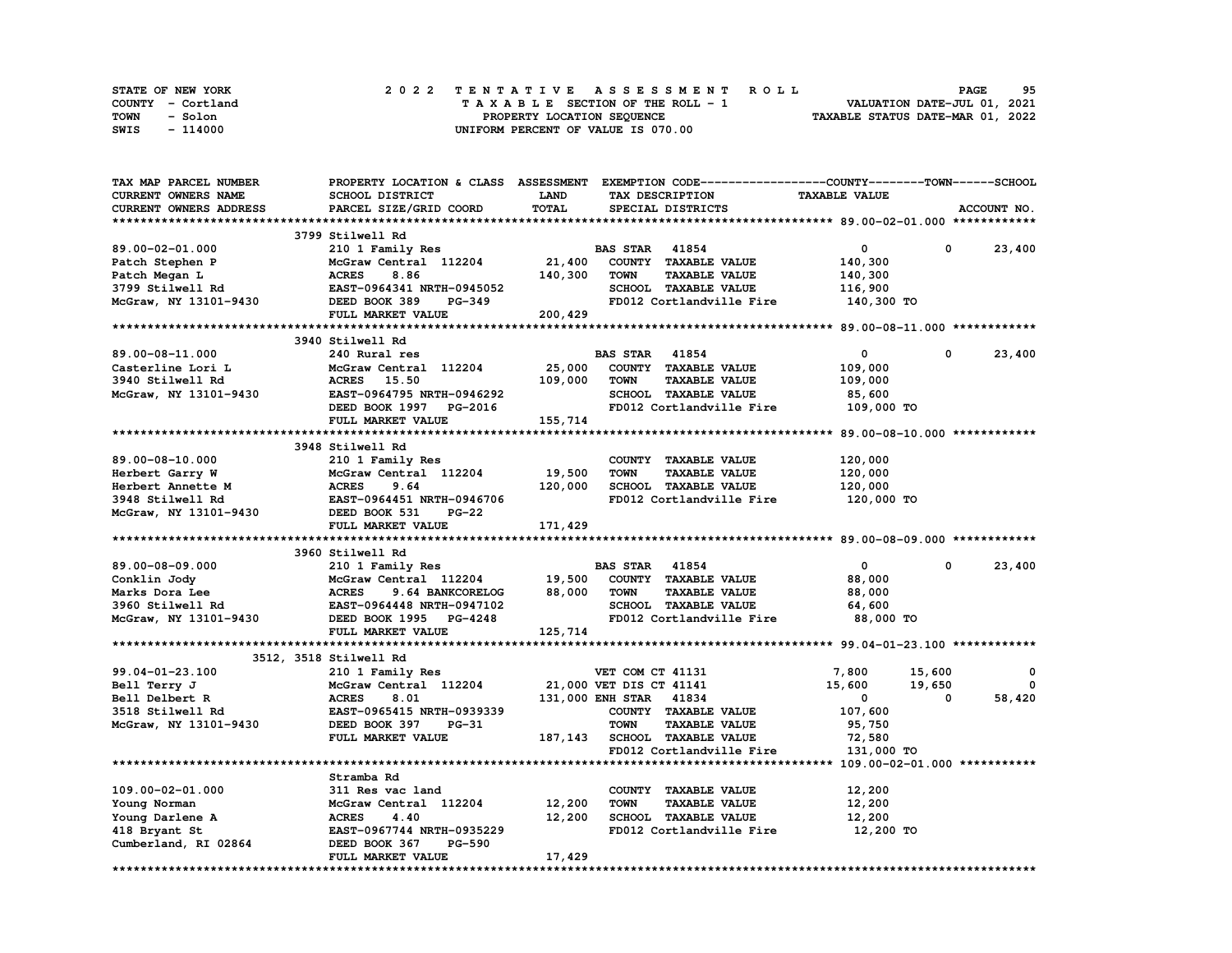STATE OF NEW YORK
COUNTY - Cortland
TOWN - Solon
SWIS - 114000

2022 TENTATIVE ASSESSMENT ROLL
TAXABLE SECTION OF THE ROLL - 1
PROPERTY LOCATION SEQUENCE
UNIFORM PERCENT OF VALUE IS 070.00

VALUATION DATE-JUL 01, 2021
TAXABLE STATUS DATE-MAR 01, 2022

| TAX MAP PARCEL NUMBER / CURRENT OWNERS NAME / CURRENT OWNERS ADDRESS | PROPERTY LOCATION & CLASS / SCHOOL DISTRICT / PARCEL SIZE/GRID COORD | ASSESSMENT LAND / TOTAL | EXEMPTION CODE / TAX DESCRIPTION / SPECIAL DISTRICTS | COUNTY TAXABLE VALUE | TOWN | SCHOOL |
|---|---|---|---|---|---|---|
| **89.00-02-01.000** | 3799 Stilwell Rd | | | | | |
| 89.00-02-01.000 | 210 1 Family Res | | BAS STAR 41854 | 0 | 0 | 23,400 |
| Patch Stephen P | McGraw Central 112204 | 21,400 | COUNTY TAXABLE VALUE | 140,300 | | |
| Patch Megan L | ACRES 8.86 | 140,300 | TOWN TAXABLE VALUE | 140,300 | | |
| 3799 Stilwell Rd | EAST-0964341 NRTH-0945052 | | SCHOOL TAXABLE VALUE | 116,900 | | |
| McGraw, NY 13101-9430 | DEED BOOK 389 PG-349 | | FD012 Cortlandville Fire | 140,300 TO | | |
| | FULL MARKET VALUE | 200,429 | | | | |
| **89.00-08-11.000** | 3940 Stilwell Rd | | | | | |
| 89.00-08-11.000 | 240 Rural res | | BAS STAR 41854 | 0 | 0 | 23,400 |
| Casterline Lori L | McGraw Central 112204 | 25,000 | COUNTY TAXABLE VALUE | 109,000 | | |
| 3940 Stilwell Rd | ACRES 15.50 | 109,000 | TOWN TAXABLE VALUE | 109,000 | | |
| McGraw, NY 13101-9430 | EAST-0964795 NRTH-0946292 | | SCHOOL TAXABLE VALUE | 85,600 | | |
| | DEED BOOK 1997 PG-2016 | | FD012 Cortlandville Fire | 109,000 TO | | |
| | FULL MARKET VALUE | 155,714 | | | | |
| **89.00-08-10.000** | 3948 Stilwell Rd | | | | | |
| 89.00-08-10.000 | 210 1 Family Res | | COUNTY TAXABLE VALUE | 120,000 | | |
| Herbert Garry W | McGraw Central 112204 | 19,500 | TOWN TAXABLE VALUE | 120,000 | | |
| Herbert Annette M | ACRES 9.64 | 120,000 | SCHOOL TAXABLE VALUE | 120,000 | | |
| 3948 Stilwell Rd | EAST-0964451 NRTH-0946706 | | FD012 Cortlandville Fire | 120,000 TO | | |
| McGraw, NY 13101-9430 | DEED BOOK 531 PG-22 | | | | | |
| | FULL MARKET VALUE | 171,429 | | | | |
| **89.00-08-09.000** | 3960 Stilwell Rd | | | | | |
| 89.00-08-09.000 | 210 1 Family Res | | BAS STAR 41854 | 0 | 0 | 23,400 |
| Conklin Jody | McGraw Central 112204 | 19,500 | COUNTY TAXABLE VALUE | 88,000 | | |
| Marks Dora Lee | ACRES 9.64 BANKCORELOG | 88,000 | TOWN TAXABLE VALUE | 88,000 | | |
| 3960 Stilwell Rd | EAST-0964448 NRTH-0947102 | | SCHOOL TAXABLE VALUE | 64,600 | | |
| McGraw, NY 13101-9430 | DEED BOOK 1995 PG-4248 | | FD012 Cortlandville Fire | 88,000 TO | | |
| | FULL MARKET VALUE | 125,714 | | | | |
| **99.04-01-23.100** | 3512, 3518 Stilwell Rd | | | | | |
| 99.04-01-23.100 | 210 1 Family Res | | VET COM CT 41131 | 7,800 | 15,600 | 0 |
| Bell Terry J | McGraw Central 112204 | 21,000 | VET DIS CT 41141 | 15,600 | 19,650 | 0 |
| Bell Delbert R | ACRES 8.01 | 131,000 | ENH STAR 41834 | 0 | 0 | 58,420 |
| 3518 Stilwell Rd | EAST-0965415 NRTH-0939339 | | COUNTY TAXABLE VALUE | 107,600 | | |
| McGraw, NY 13101-9430 | DEED BOOK 397 PG-31 | | TOWN TAXABLE VALUE | 95,750 | | |
| | FULL MARKET VALUE | 187,143 | SCHOOL TAXABLE VALUE | 72,580 | | |
| | | | FD012 Cortlandville Fire | 131,000 TO | | |
| **109.00-02-01.000** | Stramba Rd | | | | | |
| 109.00-02-01.000 | 311 Res vac land | | COUNTY TAXABLE VALUE | 12,200 | | |
| Young Norman | McGraw Central 112204 | 12,200 | TOWN TAXABLE VALUE | 12,200 | | |
| Young Darlene A | ACRES 4.40 | 12,200 | SCHOOL TAXABLE VALUE | 12,200 | | |
| 418 Bryant St | EAST-0967744 NRTH-0935229 | | FD012 Cortlandville Fire | 12,200 TO | | |
| Cumberland, RI 02864 | DEED BOOK 367 PG-590 | | | | | |
| | FULL MARKET VALUE | 17,429 | | | | |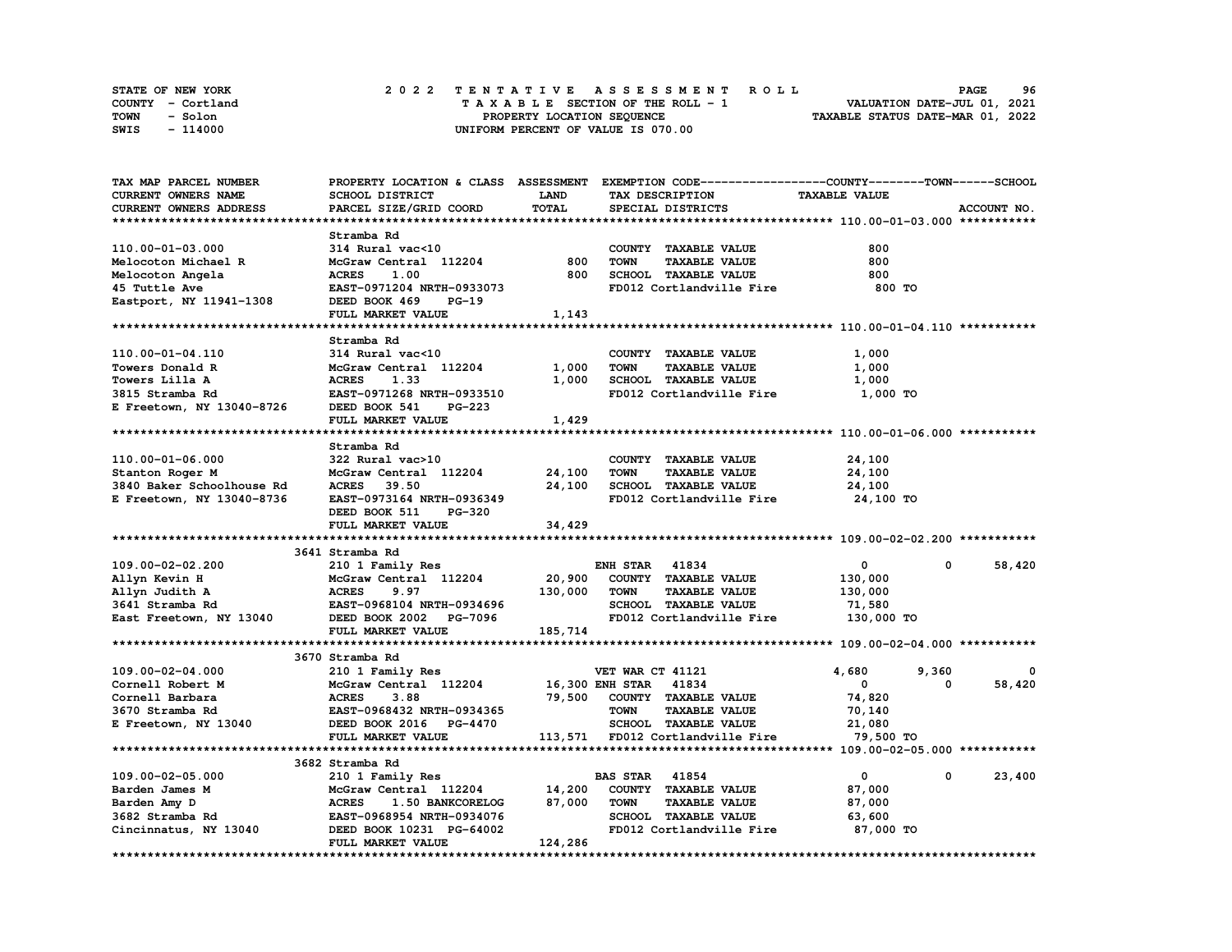STATE OF NEW YORK — COUNTY - Cortland — TOWN - Solon — SWIS - 114000

**2022 TENTATIVE ASSESSMENT ROLL**
TAXABLE SECTION OF THE ROLL - 1
PROPERTY LOCATION SEQUENCE
UNIFORM PERCENT OF VALUE IS 070.00

VALUATION DATE-JUL 01, 2021
TAXABLE STATUS DATE-MAR 01, 2022

| TAX MAP PARCEL NUMBER / CURRENT OWNERS NAME / CURRENT OWNERS ADDRESS | PROPERTY LOCATION & CLASS / SCHOOL DISTRICT / PARCEL SIZE/GRID COORD | ASSESSMENT LAND / TOTAL | EXEMPTION CODE / TAX DESCRIPTION / SPECIAL DISTRICTS | COUNTY TAXABLE VALUE | TOWN | SCHOOL | ACCOUNT NO. |
|---|---|---|---|---|---|---|---|
| **110.00-01-03.000** | Stramba Rd | | | | | | |
| 110.00-01-03.000 | 314 Rural vac<10 | | COUNTY TAXABLE VALUE | 800 | | | |
| Melocoton Michael R | McGraw Central 112204 | 800 | TOWN TAXABLE VALUE | 800 | | | |
| Melocoton Angela | ACRES 1.00 | 800 | SCHOOL TAXABLE VALUE | 800 | | | |
| 45 Tuttle Ave | EAST-0971204 NRTH-0933073 | | FD012 Cortlandville Fire | 800 TO | | | |
| Eastport, NY 11941-1308 | DEED BOOK 469 PG-19 | | | | | | |
| | FULL MARKET VALUE | 1,143 | | | | | |
| **110.00-01-04.110** | Stramba Rd | | | | | | |
| 110.00-01-04.110 | 314 Rural vac<10 | | COUNTY TAXABLE VALUE | 1,000 | | | |
| Towers Donald R | McGraw Central 112204 | 1,000 | TOWN TAXABLE VALUE | 1,000 | | | |
| Towers Lilla A | ACRES 1.33 | 1,000 | SCHOOL TAXABLE VALUE | 1,000 | | | |
| 3815 Stramba Rd | EAST-0971268 NRTH-0933510 | | FD012 Cortlandville Fire | 1,000 TO | | | |
| E Freetown, NY 13040-8726 | DEED BOOK 541 PG-223 | | | | | | |
| | FULL MARKET VALUE | 1,429 | | | | | |
| **110.00-01-06.000** | Stramba Rd | | | | | | |
| 110.00-01-06.000 | 322 Rural vac>10 | | COUNTY TAXABLE VALUE | 24,100 | | | |
| Stanton Roger M | McGraw Central 112204 | 24,100 | TOWN TAXABLE VALUE | 24,100 | | | |
| 3840 Baker Schoolhouse Rd | ACRES 39.50 | 24,100 | SCHOOL TAXABLE VALUE | 24,100 | | | |
| E Freetown, NY 13040-8736 | EAST-0973164 NRTH-0936349 | | FD012 Cortlandville Fire | 24,100 TO | | | |
| | DEED BOOK 511 PG-320 | | | | | | |
| | FULL MARKET VALUE | 34,429 | | | | | |
| **109.00-02-02.200** | 3641 Stramba Rd | | | | | | |
| 109.00-02-02.200 | 210 1 Family Res | | ENH STAR 41834 | 0 | 0 | 58,420 | |
| Allyn Kevin H | McGraw Central 112204 | 20,900 | COUNTY TAXABLE VALUE | 130,000 | | | |
| Allyn Judith A | ACRES 9.97 | 130,000 | TOWN TAXABLE VALUE | 130,000 | | | |
| 3641 Stramba Rd | EAST-0968104 NRTH-0934696 | | SCHOOL TAXABLE VALUE | 71,580 | | | |
| East Freetown, NY 13040 | DEED BOOK 2002 PG-7096 | | FD012 Cortlandville Fire | 130,000 TO | | | |
| | FULL MARKET VALUE | 185,714 | | | | | |
| **109.00-02-04.000** | 3670 Stramba Rd | | | | | | |
| 109.00-02-04.000 | 210 1 Family Res | | VET WAR CT 41121 | 4,680 | 9,360 | 0 | |
| Cornell Robert M | McGraw Central 112204 | 16,300 | ENH STAR 41834 | 0 | 0 | 58,420 | |
| Cornell Barbara | ACRES 3.88 | 79,500 | COUNTY TAXABLE VALUE | 74,820 | | | |
| 3670 Stramba Rd | EAST-0968432 NRTH-0934365 | | TOWN TAXABLE VALUE | 70,140 | | | |
| E Freetown, NY 13040 | DEED BOOK 2016 PG-4470 | | SCHOOL TAXABLE VALUE | 21,080 | | | |
| | FULL MARKET VALUE | 113,571 | FD012 Cortlandville Fire | 79,500 TO | | | |
| **109.00-02-05.000** | 3682 Stramba Rd | | | | | | |
| 109.00-02-05.000 | 210 1 Family Res | | BAS STAR 41854 | 0 | 0 | 23,400 | |
| Barden James M | McGraw Central 112204 | 14,200 | COUNTY TAXABLE VALUE | 87,000 | | | |
| Barden Amy D | ACRES 1.50 BANKCORELOG | 87,000 | TOWN TAXABLE VALUE | 87,000 | | | |
| 3682 Stramba Rd | EAST-0968954 NRTH-0934076 | | SCHOOL TAXABLE VALUE | 63,600 | | | |
| Cincinnatus, NY 13040 | DEED BOOK 10231 PG-64002 | | FD012 Cortlandville Fire | 87,000 TO | | | |
| | FULL MARKET VALUE | 124,286 | | | | | |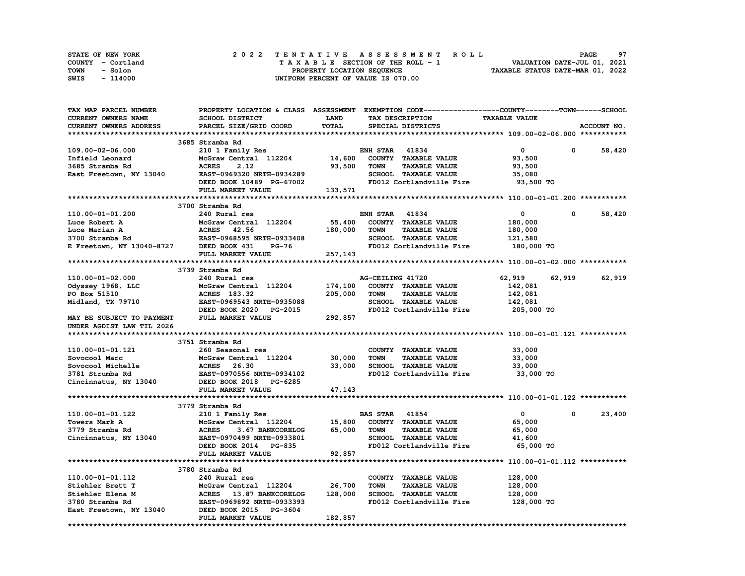STATE OF NEW YORK
COUNTY - Cortland
TOWN - Solon
SWIS - 114000

2022 TENTATIVE ASSESSMENT ROLL
TAXABLE SECTION OF THE ROLL - 1
PROPERTY LOCATION SEQUENCE
UNIFORM PERCENT OF VALUE IS 070.00

VALUATION DATE-JUL 01, 2021
TAXABLE STATUS DATE-MAR 01, 2022

| TAX MAP PARCEL NUMBER / CURRENT OWNERS NAME / CURRENT OWNERS ADDRESS | PROPERTY LOCATION & CLASS / SCHOOL DISTRICT / PARCEL SIZE/GRID COORD | ASSESSMENT LAND | TOTAL | EXEMPTION CODE / TAX DESCRIPTION / SPECIAL DISTRICTS | COUNTY TAXABLE VALUE | TOWN | SCHOOL |
|---|---|---|---|---|---|---|---|
| **109.00-02-06.000** | 3685 Stramba Rd | | | | | | |
| 109.00-02-06.000 | 210 1 Family Res | | | ENH STAR 41834 | 0 | 0 | 58,420 |
| Infield Leonard | McGraw Central 112204 | 14,600 | | COUNTY TAXABLE VALUE | 93,500 | | |
| 3685 Stramba Rd | ACRES 2.12 | | 93,500 | TOWN TAXABLE VALUE | 93,500 | | |
| East Freetown, NY 13040 | EAST-0969320 NRTH-0934289 | | | SCHOOL TAXABLE VALUE | 35,080 | | |
| | DEED BOOK 10489 PG-67002 | | | FD012 Cortlandville Fire | 93,500 TO | | |
| | FULL MARKET VALUE | | 133,571 | | | | |
| **110.00-01-01.200** | 3700 Stramba Rd | | | | | | |
| 110.00-01-01.200 | 240 Rural res | | | ENH STAR 41834 | 0 | 0 | 58,420 |
| Luce Robert A | McGraw Central 112204 | 55,400 | | COUNTY TAXABLE VALUE | 180,000 | | |
| Luce Marian A | ACRES 42.56 | | 180,000 | TOWN TAXABLE VALUE | 180,000 | | |
| 3700 Stramba Rd | EAST-0968595 NRTH-0933408 | | | SCHOOL TAXABLE VALUE | 121,580 | | |
| E Freetown, NY 13040-8727 | DEED BOOK 431 PG-76 | | | FD012 Cortlandville Fire | 180,000 TO | | |
| | FULL MARKET VALUE | | 257,143 | | | | |
| **110.00-01-02.000** | 3739 Stramba Rd | | | | | | |
| 110.00-01-02.000 | 240 Rural res | | | AG-CEILING 41720 | 62,919 | 62,919 | 62,919 |
| Odyssey 1968, LLC | McGraw Central 112204 | 174,100 | | COUNTY TAXABLE VALUE | 142,081 | | |
| PO Box 51510 | ACRES 183.32 | | 205,000 | TOWN TAXABLE VALUE | 142,081 | | |
| Midland, TX 79710 | EAST-0969543 NRTH-0935088 | | | SCHOOL TAXABLE VALUE | 142,081 | | |
| | DEED BOOK 2020 PG-2015 | | | FD012 Cortlandville Fire | 205,000 TO | | |
| MAY BE SUBJECT TO PAYMENT | FULL MARKET VALUE | | 292,857 | | | | |
| UNDER AGDIST LAW TIL 2026 | | | | | | | |
| **110.00-01-01.121** | 3751 Stramba Rd | | | | | | |
| 110.00-01-01.121 | 260 Seasonal res | | | COUNTY TAXABLE VALUE | 33,000 | | |
| Sovocool Marc | McGraw Central 112204 | 30,000 | | TOWN TAXABLE VALUE | 33,000 | | |
| Sovocool Michelle | ACRES 26.30 | | 33,000 | SCHOOL TAXABLE VALUE | 33,000 | | |
| 3781 Strumba Rd | EAST-0970556 NRTH-0934102 | | | FD012 Cortlandville Fire | 33,000 TO | | |
| Cincinnatus, NY 13040 | DEED BOOK 2018 PG-6285 | | | | | | |
| | FULL MARKET VALUE | | 47,143 | | | | |
| **110.00-01-01.122** | 3779 Stramba Rd | | | | | | |
| 110.00-01-01.122 | 210 1 Family Res | | | BAS STAR 41854 | 0 | 0 | 23,400 |
| Towers Mark A | McGraw Central 112204 | 15,800 | | COUNTY TAXABLE VALUE | 65,000 | | |
| 3779 Stramba Rd | ACRES 3.67 BANKCORELOG | | 65,000 | TOWN TAXABLE VALUE | 65,000 | | |
| Cincinnatus, NY 13040 | EAST-0970499 NRTH-0933801 | | | SCHOOL TAXABLE VALUE | 41,600 | | |
| | DEED BOOK 2014 PG-835 | | | FD012 Cortlandville Fire | 65,000 TO | | |
| | FULL MARKET VALUE | | 92,857 | | | | |
| **110.00-01-01.112** | 3780 Stramba Rd | | | | | | |
| 110.00-01-01.112 | 240 Rural res | | | COUNTY TAXABLE VALUE | 128,000 | | |
| Stiehler Brett T | McGraw Central 112204 | 26,700 | | TOWN TAXABLE VALUE | 128,000 | | |
| Stiehler Elena M | ACRES 13.87 BANKCORELOG | | 128,000 | SCHOOL TAXABLE VALUE | 128,000 | | |
| 3780 Stramba Rd | EAST-0969892 NRTH-0933393 | | | FD012 Cortlandville Fire | 128,000 TO | | |
| East Freetown, NY 13040 | DEED BOOK 2015 PG-3604 | | | | | | |
| | FULL MARKET VALUE | | 182,857 | | | | |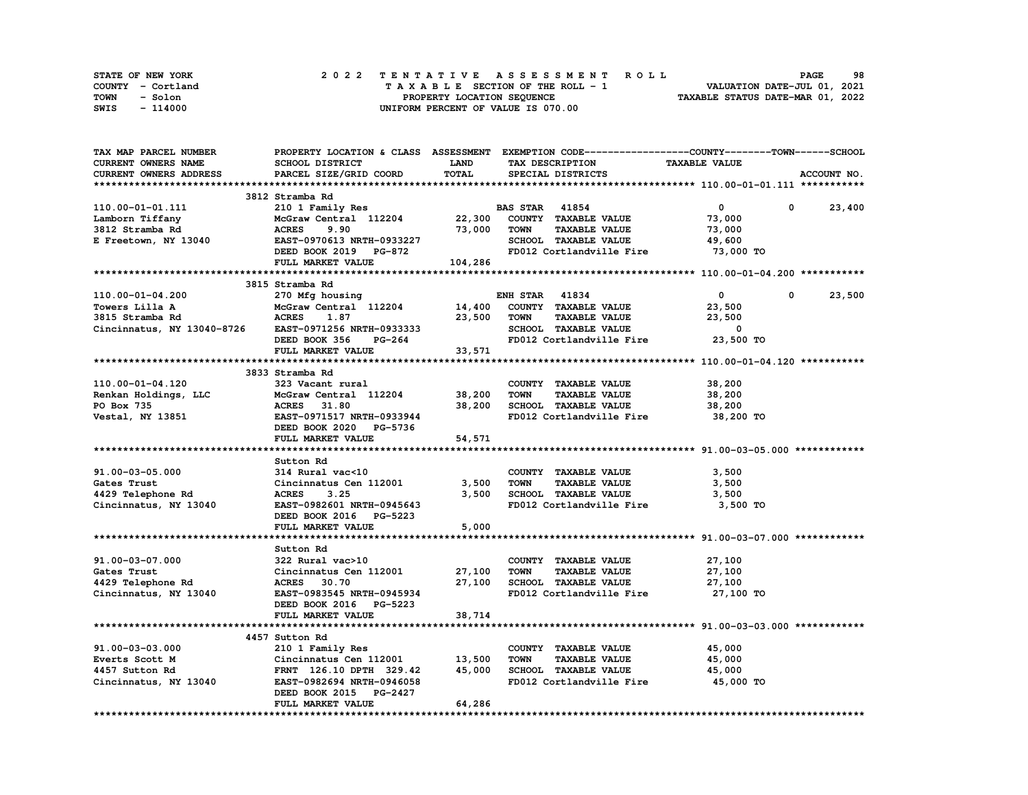STATE OF NEW YORK
COUNTY - Cortland
TOWN - Solon
SWIS - 114000

# 2022 TENTATIVE ASSESSMENT ROLL

TAXABLE SECTION OF THE ROLL - 1
PROPERTY LOCATION SEQUENCE
UNIFORM PERCENT OF VALUE IS 070.00

VALUATION DATE-JUL 01, 2021
TAXABLE STATUS DATE-MAR 01, 2022

| TAX MAP PARCEL NUMBER / CURRENT OWNERS NAME / CURRENT OWNERS ADDRESS | PROPERTY LOCATION & CLASS / SCHOOL DISTRICT / PARCEL SIZE/GRID COORD | ASSESSMENT LAND / TOTAL | EXEMPTION CODE / TAX DESCRIPTION / SPECIAL DISTRICTS | COUNTY TAXABLE VALUE | TOWN | SCHOOL |
|---|---|---|---|---|---|---|
| **110.00-01-01.111** | 3812 Stramba Rd | | | | | |
| 110.00-01-01.111 | 210 1 Family Res | | BAS STAR 41854 | 0 | 0 | 23,400 |
| Lamborn Tiffany | McGraw Central 112204 | 22,300 | COUNTY TAXABLE VALUE | 73,000 | | |
| 3812 Stramba Rd | ACRES 9.90 | 73,000 | TOWN TAXABLE VALUE | 73,000 | | |
| E Freetown, NY 13040 | EAST-0970613 NRTH-0933227 | | SCHOOL TAXABLE VALUE | 49,600 | | |
| | DEED BOOK 2019 PG-872 | | FD012 Cortlandville Fire | 73,000 TO | | |
| | FULL MARKET VALUE | 104,286 | | | | |
| **110.00-01-04.200** | 3815 Stramba Rd | | | | | |
| 110.00-01-04.200 | 270 Mfg housing | | ENH STAR 41834 | 0 | 0 | 23,500 |
| Towers Lilla A | McGraw Central 112204 | 14,400 | COUNTY TAXABLE VALUE | 23,500 | | |
| 3815 Stramba Rd | ACRES 1.87 | 23,500 | TOWN TAXABLE VALUE | 23,500 | | |
| Cincinnatus, NY 13040-8726 | EAST-0971256 NRTH-0933333 | | SCHOOL TAXABLE VALUE | 0 | | |
| | DEED BOOK 356 PG-264 | | FD012 Cortlandville Fire | 23,500 TO | | |
| | FULL MARKET VALUE | 33,571 | | | | |
| **110.00-01-04.120** | 3833 Stramba Rd | | | | | |
| 110.00-01-04.120 | 323 Vacant rural | | COUNTY TAXABLE VALUE | 38,200 | | |
| Renkan Holdings, LLC | McGraw Central 112204 | 38,200 | TOWN TAXABLE VALUE | 38,200 | | |
| PO Box 735 | ACRES 31.80 | 38,200 | SCHOOL TAXABLE VALUE | 38,200 | | |
| Vestal, NY 13851 | EAST-0971517 NRTH-0933944 | | FD012 Cortlandville Fire | 38,200 TO | | |
| | DEED BOOK 2020 PG-5736 | | | | | |
| | FULL MARKET VALUE | 54,571 | | | | |
| **91.00-03-05.000** | Sutton Rd | | | | | |
| 91.00-03-05.000 | 314 Rural vac<10 | | COUNTY TAXABLE VALUE | 3,500 | | |
| Gates Trust | Cincinnatus Cen 112001 | 3,500 | TOWN TAXABLE VALUE | 3,500 | | |
| 4429 Telephone Rd | ACRES 3.25 | 3,500 | SCHOOL TAXABLE VALUE | 3,500 | | |
| Cincinnatus, NY 13040 | EAST-0982601 NRTH-0945643 | | FD012 Cortlandville Fire | 3,500 TO | | |
| | DEED BOOK 2016 PG-5223 | | | | | |
| | FULL MARKET VALUE | 5,000 | | | | |
| **91.00-03-07.000** | Sutton Rd | | | | | |
| 91.00-03-07.000 | 322 Rural vac>10 | | COUNTY TAXABLE VALUE | 27,100 | | |
| Gates Trust | Cincinnatus Cen 112001 | 27,100 | TOWN TAXABLE VALUE | 27,100 | | |
| 4429 Telephone Rd | ACRES 30.70 | 27,100 | SCHOOL TAXABLE VALUE | 27,100 | | |
| Cincinnatus, NY 13040 | EAST-0983545 NRTH-0945934 | | FD012 Cortlandville Fire | 27,100 TO | | |
| | DEED BOOK 2016 PG-5223 | | | | | |
| | FULL MARKET VALUE | 38,714 | | | | |
| **91.00-03-03.000** | 4457 Sutton Rd | | | | | |
| 91.00-03-03.000 | 210 1 Family Res | | COUNTY TAXABLE VALUE | 45,000 | | |
| Everts Scott M | Cincinnatus Cen 112001 | 13,500 | TOWN TAXABLE VALUE | 45,000 | | |
| 4457 Sutton Rd | FRNT 126.10 DPTH 329.42 | 45,000 | SCHOOL TAXABLE VALUE | 45,000 | | |
| Cincinnatus, NY 13040 | EAST-0982694 NRTH-0946058 | | FD012 Cortlandville Fire | 45,000 TO | | |
| | DEED BOOK 2015 PG-2427 | | | | | |
| | FULL MARKET VALUE | 64,286 | | | | |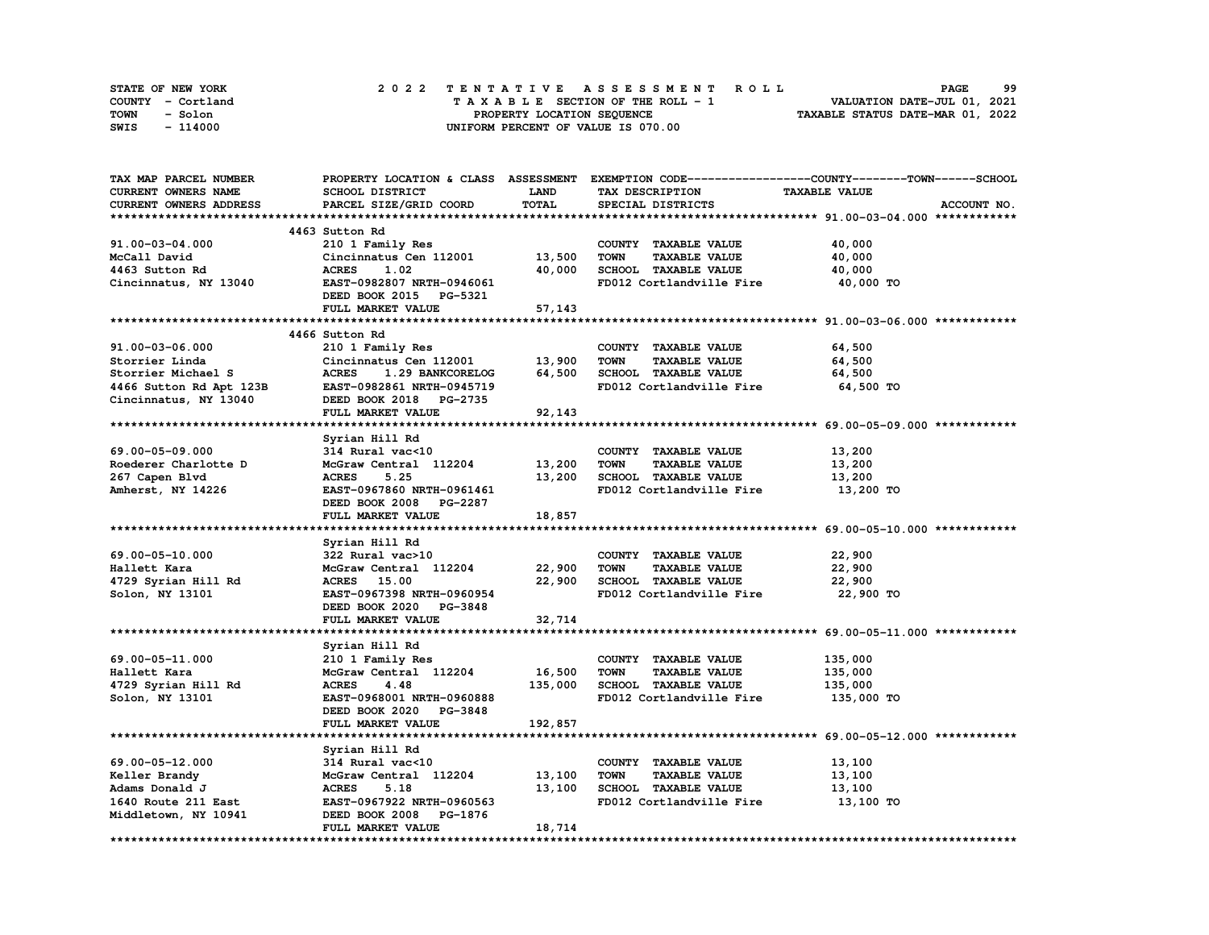STATE OF NEW YORK
COUNTY - Cortland
TOWN - Solon
SWIS - 114000

# 2022 TENTATIVE ASSESSMENT ROLL

TAXABLE SECTION OF THE ROLL - 1
PROPERTY LOCATION SEQUENCE
UNIFORM PERCENT OF VALUE IS 070.00

VALUATION DATE-JUL 01, 2021
TAXABLE STATUS DATE-MAR 01, 2022

| TAX MAP PARCEL NUMBER / CURRENT OWNERS NAME / CURRENT OWNERS ADDRESS | PROPERTY LOCATION & CLASS / SCHOOL DISTRICT / PARCEL SIZE/GRID COORD | ASSESSMENT LAND / TOTAL | EXEMPTION CODE / TAX DESCRIPTION / SPECIAL DISTRICTS | TAXABLE VALUE (COUNTY / TOWN / SCHOOL) | ACCOUNT NO. |
|---|---|---|---|---|---|
| **91.00-03-04.000** | 4463 Sutton Rd | | | | |
| 91.00-03-04.000 | 210 1 Family Res | | COUNTY TAXABLE VALUE | 40,000 | |
| McCall David | Cincinnatus Cen 112001 | 13,500 | TOWN TAXABLE VALUE | 40,000 | |
| 4463 Sutton Rd | ACRES 1.02 | 40,000 | SCHOOL TAXABLE VALUE | 40,000 | |
| Cincinnatus, NY 13040 | EAST-0982807 NRTH-0946061 | | FD012 Cortlandville Fire | 40,000 TO | |
| | DEED BOOK 2015 PG-5321 | | | | |
| | FULL MARKET VALUE | 57,143 | | | |
| **91.00-03-06.000** | 4466 Sutton Rd | | | | |
| 91.00-03-06.000 | 210 1 Family Res | | COUNTY TAXABLE VALUE | 64,500 | |
| Storrier Linda | Cincinnatus Cen 112001 | 13,900 | TOWN TAXABLE VALUE | 64,500 | |
| Storrier Michael S | ACRES 1.29 BANKCORELOG | 64,500 | SCHOOL TAXABLE VALUE | 64,500 | |
| 4466 Sutton Rd Apt 123B | EAST-0982861 NRTH-0945719 | | FD012 Cortlandville Fire | 64,500 TO | |
| Cincinnatus, NY 13040 | DEED BOOK 2018 PG-2735 | | | | |
| | FULL MARKET VALUE | 92,143 | | | |
| **69.00-05-09.000** | Syrian Hill Rd | | | | |
| 69.00-05-09.000 | 314 Rural vac<10 | | COUNTY TAXABLE VALUE | 13,200 | |
| Roederer Charlotte D | McGraw Central 112204 | 13,200 | TOWN TAXABLE VALUE | 13,200 | |
| 267 Capen Blvd | ACRES 5.25 | 13,200 | SCHOOL TAXABLE VALUE | 13,200 | |
| Amherst, NY 14226 | EAST-0967860 NRTH-0961461 | | FD012 Cortlandville Fire | 13,200 TO | |
| | DEED BOOK 2008 PG-2287 | | | | |
| | FULL MARKET VALUE | 18,857 | | | |
| **69.00-05-10.000** | Syrian Hill Rd | | | | |
| 69.00-05-10.000 | 322 Rural vac>10 | | COUNTY TAXABLE VALUE | 22,900 | |
| Hallett Kara | McGraw Central 112204 | 22,900 | TOWN TAXABLE VALUE | 22,900 | |
| 4729 Syrian Hill Rd | ACRES 15.00 | 22,900 | SCHOOL TAXABLE VALUE | 22,900 | |
| Solon, NY 13101 | EAST-0967398 NRTH-0960954 | | FD012 Cortlandville Fire | 22,900 TO | |
| | DEED BOOK 2020 PG-3848 | | | | |
| | FULL MARKET VALUE | 32,714 | | | |
| **69.00-05-11.000** | Syrian Hill Rd | | | | |
| 69.00-05-11.000 | 210 1 Family Res | | COUNTY TAXABLE VALUE | 135,000 | |
| Hallett Kara | McGraw Central 112204 | 16,500 | TOWN TAXABLE VALUE | 135,000 | |
| 4729 Syrian Hill Rd | ACRES 4.48 | 135,000 | SCHOOL TAXABLE VALUE | 135,000 | |
| Solon, NY 13101 | EAST-0968001 NRTH-0960888 | | FD012 Cortlandville Fire | 135,000 TO | |
| | DEED BOOK 2020 PG-3848 | | | | |
| | FULL MARKET VALUE | 192,857 | | | |
| **69.00-05-12.000** | Syrian Hill Rd | | | | |
| 69.00-05-12.000 | 314 Rural vac<10 | | COUNTY TAXABLE VALUE | 13,100 | |
| Keller Brandy | McGraw Central 112204 | 13,100 | TOWN TAXABLE VALUE | 13,100 | |
| Adams Donald J | ACRES 5.18 | 13,100 | SCHOOL TAXABLE VALUE | 13,100 | |
| 1640 Route 211 East | EAST-0967922 NRTH-0960563 | | FD012 Cortlandville Fire | 13,100 TO | |
| Middletown, NY 10941 | DEED BOOK 2008 PG-1876 | | | | |
| | FULL MARKET VALUE | 18,714 | | | |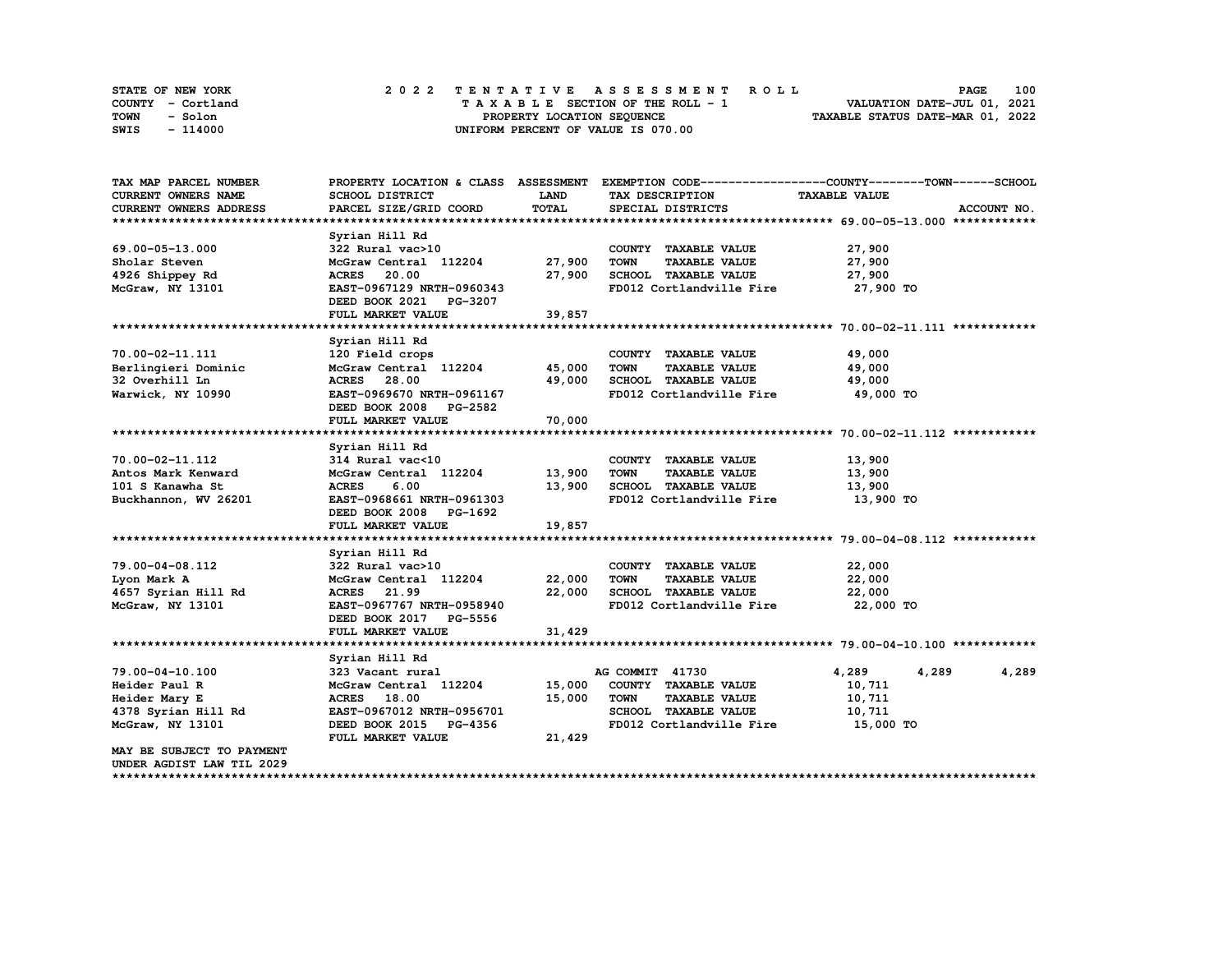STATE OF NEW YORK
COUNTY - Cortland
TOWN - Solon
SWIS - 114000

2 0 2 2 T E N T A T I V E A S S E S S M E N T R O L L
T A X A B L E SECTION OF THE ROLL - 1
PROPERTY LOCATION SEQUENCE
UNIFORM PERCENT OF VALUE IS 070.00

VALUATION DATE-JUL 01, 2021
TAXABLE STATUS DATE-MAR 01, 2022

| TAX MAP PARCEL NUMBER / CURRENT OWNERS NAME / CURRENT OWNERS ADDRESS | PROPERTY LOCATION & CLASS / SCHOOL DISTRICT / PARCEL SIZE/GRID COORD | ASSESSMENT LAND / TOTAL | EXEMPTION CODE / TAX DESCRIPTION / SPECIAL DISTRICTS | COUNTY | TOWN | SCHOOL |
|---|---|---|---|---|---|---|
| **69.00-05-13.000** | Syrian Hill Rd | | | | | |
| 69.00-05-13.000 | 322 Rural vac>10 | | COUNTY TAXABLE VALUE | 27,900 | | |
| Sholar Steven | McGraw Central 112204 | 27,900 | TOWN TAXABLE VALUE | 27,900 | | |
| 4926 Shippey Rd | ACRES 20.00 | 27,900 | SCHOOL TAXABLE VALUE | 27,900 | | |
| McGraw, NY 13101 | EAST-0967129 NRTH-0960343 | | FD012 Cortlandville Fire | 27,900 TO | | |
| | DEED BOOK 2021 PG-3207 | | | | | |
| | FULL MARKET VALUE | 39,857 | | | | |
| **70.00-02-11.111** | Syrian Hill Rd | | | | | |
| 70.00-02-11.111 | 120 Field crops | | COUNTY TAXABLE VALUE | 49,000 | | |
| Berlingieri Dominic | McGraw Central 112204 | 45,000 | TOWN TAXABLE VALUE | 49,000 | | |
| 32 Overhill Ln | ACRES 28.00 | 49,000 | SCHOOL TAXABLE VALUE | 49,000 | | |
| Warwick, NY 10990 | EAST-0969670 NRTH-0961167 | | FD012 Cortlandville Fire | 49,000 TO | | |
| | DEED BOOK 2008 PG-2582 | | | | | |
| | FULL MARKET VALUE | 70,000 | | | | |
| **70.00-02-11.112** | Syrian Hill Rd | | | | | |
| 70.00-02-11.112 | 314 Rural vac<10 | | COUNTY TAXABLE VALUE | 13,900 | | |
| Antos Mark Kenward | McGraw Central 112204 | 13,900 | TOWN TAXABLE VALUE | 13,900 | | |
| 101 S Kanawha St | ACRES 6.00 | 13,900 | SCHOOL TAXABLE VALUE | 13,900 | | |
| Buckhannon, WV 26201 | EAST-0968661 NRTH-0961303 | | FD012 Cortlandville Fire | 13,900 TO | | |
| | DEED BOOK 2008 PG-1692 | | | | | |
| | FULL MARKET VALUE | 19,857 | | | | |
| **79.00-04-08.112** | Syrian Hill Rd | | | | | |
| 79.00-04-08.112 | 322 Rural vac>10 | | COUNTY TAXABLE VALUE | 22,000 | | |
| Lyon Mark A | McGraw Central 112204 | 22,000 | TOWN TAXABLE VALUE | 22,000 | | |
| 4657 Syrian Hill Rd | ACRES 21.99 | 22,000 | SCHOOL TAXABLE VALUE | 22,000 | | |
| McGraw, NY 13101 | EAST-0967767 NRTH-0958940 | | FD012 Cortlandville Fire | 22,000 TO | | |
| | DEED BOOK 2017 PG-5556 | | | | | |
| | FULL MARKET VALUE | 31,429 | | | | |
| **79.00-04-10.100** | Syrian Hill Rd | | | | | |
| 79.00-04-10.100 | 323 Vacant rural | | AG COMMIT 41730 | 4,289 | 4,289 | 4,289 |
| Heider Paul R | McGraw Central 112204 | 15,000 | COUNTY TAXABLE VALUE | 10,711 | | |
| Heider Mary E | ACRES 18.00 | 15,000 | TOWN TAXABLE VALUE | 10,711 | | |
| 4378 Syrian Hill Rd | EAST-0967012 NRTH-0956701 | | SCHOOL TAXABLE VALUE | 10,711 | | |
| McGraw, NY 13101 | DEED BOOK 2015 PG-4356 | | FD012 Cortlandville Fire | 15,000 TO | | |
| | FULL MARKET VALUE | 21,429 | | | | |
| MAY BE SUBJECT TO PAYMENT UNDER AGDIST LAW TIL 2029 | | | | | | |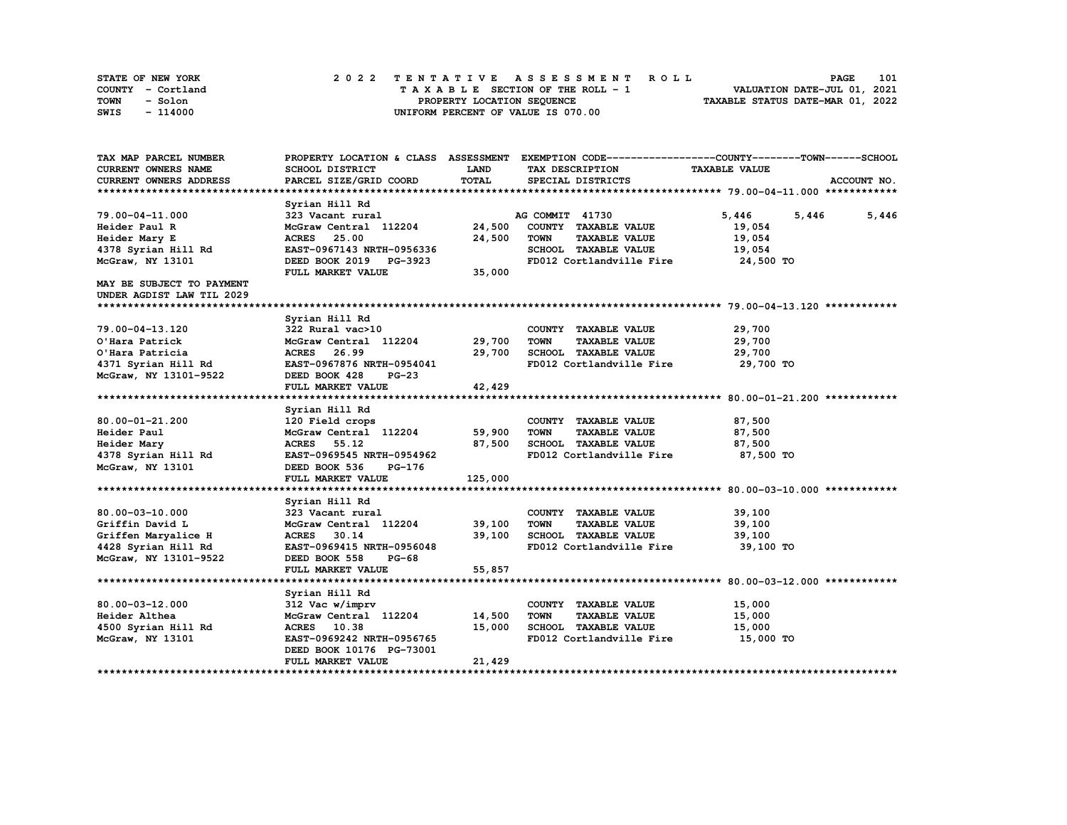STATE OF NEW YORK
COUNTY - Cortland
TOWN - Solon
SWIS - 114000

# 2022 TENTATIVE ASSESSMENT ROLL

TAXABLE SECTION OF THE ROLL - 1
PROPERTY LOCATION SEQUENCE
UNIFORM PERCENT OF VALUE IS 070.00

VALUATION DATE-JUL 01, 2021
TAXABLE STATUS DATE-MAR 01, 2022

| TAX MAP PARCEL NUMBER / CURRENT OWNERS NAME / CURRENT OWNERS ADDRESS | PROPERTY LOCATION & CLASS / SCHOOL DISTRICT / PARCEL SIZE/GRID COORD | ASSESSMENT LAND / TOTAL | EXEMPTION CODE / TAX DESCRIPTION / SPECIAL DISTRICTS | COUNTY TAXABLE VALUE | TOWN | SCHOOL / ACCOUNT NO. |
|---|---|---|---|---|---|---|
| **79.00-04-11.000** | Syrian Hill Rd | | | | | |
| 79.00-04-11.000 | 323 Vacant rural | | AG COMMIT 41730 | 5,446 | 5,446 | 5,446 |
| Heider Paul R | McGraw Central 112204 | 24,500 | COUNTY TAXABLE VALUE | 19,054 | | |
| Heider Mary E | ACRES 25.00 | 24,500 | TOWN TAXABLE VALUE | 19,054 | | |
| 4378 Syrian Hill Rd | EAST-0967143 NRTH-0956336 | | SCHOOL TAXABLE VALUE | 19,054 | | |
| McGraw, NY 13101 | DEED BOOK 2019 PG-3923 | | FD012 Cortlandville Fire | 24,500 TO | | |
| | FULL MARKET VALUE | 35,000 | | | | |
| MAY BE SUBJECT TO PAYMENT | | | | | | |
| UNDER AGDIST LAW TIL 2029 | | | | | | |
| **79.00-04-13.120** | Syrian Hill Rd | | | | | |
| 79.00-04-13.120 | 322 Rural vac>10 | | COUNTY TAXABLE VALUE | 29,700 | | |
| O'Hara Patrick | McGraw Central 112204 | 29,700 | TOWN TAXABLE VALUE | 29,700 | | |
| O'Hara Patricia | ACRES 26.99 | 29,700 | SCHOOL TAXABLE VALUE | 29,700 | | |
| 4371 Syrian Hill Rd | EAST-0967876 NRTH-0954041 | | FD012 Cortlandville Fire | 29,700 TO | | |
| McGraw, NY 13101-9522 | DEED BOOK 428 PG-23 | | | | | |
| | FULL MARKET VALUE | 42,429 | | | | |
| **80.00-01-21.200** | Syrian Hill Rd | | | | | |
| 80.00-01-21.200 | 120 Field crops | | COUNTY TAXABLE VALUE | 87,500 | | |
| Heider Paul | McGraw Central 112204 | 59,900 | TOWN TAXABLE VALUE | 87,500 | | |
| Heider Mary | ACRES 55.12 | 87,500 | SCHOOL TAXABLE VALUE | 87,500 | | |
| 4378 Syrian Hill Rd | EAST-0969545 NRTH-0954962 | | FD012 Cortlandville Fire | 87,500 TO | | |
| McGraw, NY 13101 | DEED BOOK 536 PG-176 | | | | | |
| | FULL MARKET VALUE | 125,000 | | | | |
| **80.00-03-10.000** | Syrian Hill Rd | | | | | |
| 80.00-03-10.000 | 323 Vacant rural | | COUNTY TAXABLE VALUE | 39,100 | | |
| Griffin David L | McGraw Central 112204 | 39,100 | TOWN TAXABLE VALUE | 39,100 | | |
| Griffen Maryalice H | ACRES 30.14 | 39,100 | SCHOOL TAXABLE VALUE | 39,100 | | |
| 4428 Syrian Hill Rd | EAST-0969415 NRTH-0956048 | | FD012 Cortlandville Fire | 39,100 TO | | |
| McGraw, NY 13101-9522 | DEED BOOK 558 PG-68 | | | | | |
| | FULL MARKET VALUE | 55,857 | | | | |
| **80.00-03-12.000** | Syrian Hill Rd | | | | | |
| 80.00-03-12.000 | 312 Vac w/imprv | | COUNTY TAXABLE VALUE | 15,000 | | |
| Heider Althea | McGraw Central 112204 | 14,500 | TOWN TAXABLE VALUE | 15,000 | | |
| 4500 Syrian Hill Rd | ACRES 10.38 | 15,000 | SCHOOL TAXABLE VALUE | 15,000 | | |
| McGraw, NY 13101 | EAST-0969242 NRTH-0956765 | | FD012 Cortlandville Fire | 15,000 TO | | |
| | DEED BOOK 10176 PG-73001 | | | | | |
| | FULL MARKET VALUE | 21,429 | | | | |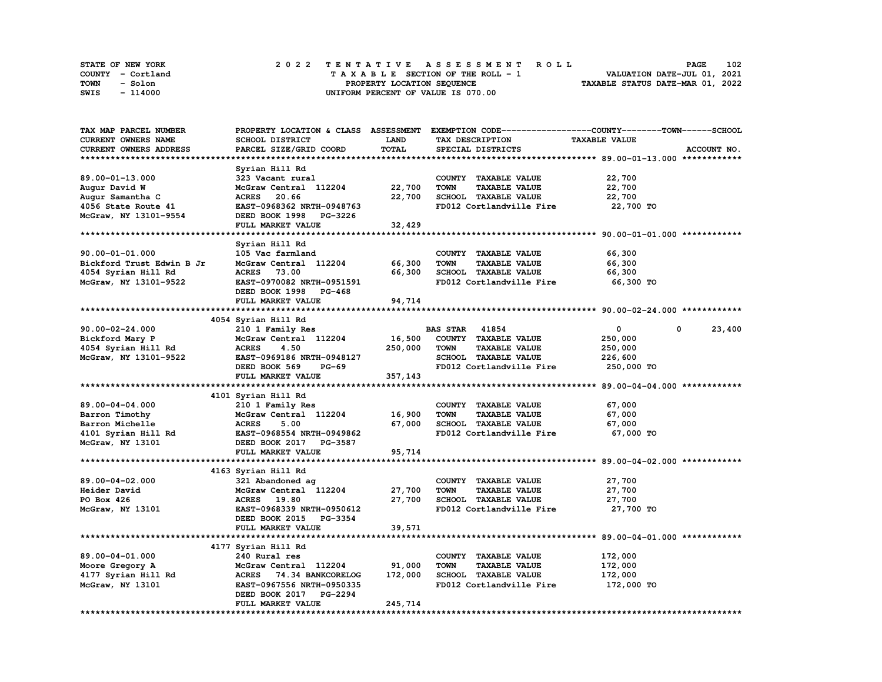STATE OF NEW YORK
COUNTY - Cortland
TOWN - Solon
SWIS - 114000

2 0 2 2 T E N T A T I V E A S S E S S M E N T R O L L
T A X A B L E SECTION OF THE ROLL - 1
PROPERTY LOCATION SEQUENCE
UNIFORM PERCENT OF VALUE IS 070.00

VALUATION DATE-JUL 01, 2021
TAXABLE STATUS DATE-MAR 01, 2022

| TAX MAP PARCEL NUMBER / CURRENT OWNERS NAME / CURRENT OWNERS ADDRESS | PROPERTY LOCATION & CLASS / SCHOOL DISTRICT / PARCEL SIZE/GRID COORD | ASSESSMENT LAND / TOTAL | EXEMPTION CODE / TAX DESCRIPTION / SPECIAL DISTRICTS | COUNTY TAXABLE VALUE | TOWN | SCHOOL | ACCOUNT NO. |
|---|---|---|---|---|---|---|---|
| **89.00-01-13.000** | Syrian Hill Rd | | | | | | |
| 89.00-01-13.000 | 323 Vacant rural | | COUNTY TAXABLE VALUE | 22,700 | | | |
| Augur David W | McGraw Central 112204 | 22,700 | TOWN TAXABLE VALUE | 22,700 | | | |
| Augur Samantha C | ACRES 20.66 | 22,700 | SCHOOL TAXABLE VALUE | 22,700 | | | |
| 4056 State Route 41 | EAST-0968362 NRTH-0948763 | | FD012 Cortlandville Fire | 22,700 TO | | | |
| McGraw, NY 13101-9554 | DEED BOOK 1998 PG-3226 | | | | | | |
| | FULL MARKET VALUE | 32,429 | | | | | |
| **90.00-01-01.000** | Syrian Hill Rd | | | | | | |
| 90.00-01-01.000 | 105 Vac farmland | | COUNTY TAXABLE VALUE | 66,300 | | | |
| Bickford Trust Edwin B Jr | McGraw Central 112204 | 66,300 | TOWN TAXABLE VALUE | 66,300 | | | |
| 4054 Syrian Hill Rd | ACRES 73.00 | 66,300 | SCHOOL TAXABLE VALUE | 66,300 | | | |
| McGraw, NY 13101-9522 | EAST-0970082 NRTH-0951591 | | FD012 Cortlandville Fire | 66,300 TO | | | |
| | DEED BOOK 1998 PG-468 | | | | | | |
| | FULL MARKET VALUE | 94,714 | | | | | |
| **90.00-02-24.000** | 4054 Syrian Hill Rd | | | | | | |
| 90.00-02-24.000 | 210 1 Family Res | | BAS STAR 41854 | 0 | 0 | 23,400 | |
| Bickford Mary P | McGraw Central 112204 | 16,500 | COUNTY TAXABLE VALUE | 250,000 | | | |
| 4054 Syrian Hill Rd | ACRES 4.50 | 250,000 | TOWN TAXABLE VALUE | 250,000 | | | |
| McGraw, NY 13101-9522 | EAST-0969186 NRTH-0948127 | | SCHOOL TAXABLE VALUE | 226,600 | | | |
| | DEED BOOK 569 PG-69 | | FD012 Cortlandville Fire | 250,000 TO | | | |
| | FULL MARKET VALUE | 357,143 | | | | | |
| **89.00-04-04.000** | 4101 Syrian Hill Rd | | | | | | |
| 89.00-04-04.000 | 210 1 Family Res | | COUNTY TAXABLE VALUE | 67,000 | | | |
| Barron Timothy | McGraw Central 112204 | 16,900 | TOWN TAXABLE VALUE | 67,000 | | | |
| Barron Michelle | ACRES 5.00 | 67,000 | SCHOOL TAXABLE VALUE | 67,000 | | | |
| 4101 Syrian Hill Rd | EAST-0968554 NRTH-0949862 | | FD012 Cortlandville Fire | 67,000 TO | | | |
| McGraw, NY 13101 | DEED BOOK 2017 PG-3587 | | | | | | |
| | FULL MARKET VALUE | 95,714 | | | | | |
| **89.00-04-02.000** | 4163 Syrian Hill Rd | | | | | | |
| 89.00-04-02.000 | 321 Abandoned ag | | COUNTY TAXABLE VALUE | 27,700 | | | |
| Heider David | McGraw Central 112204 | 27,700 | TOWN TAXABLE VALUE | 27,700 | | | |
| PO Box 426 | ACRES 19.80 | 27,700 | SCHOOL TAXABLE VALUE | 27,700 | | | |
| McGraw, NY 13101 | EAST-0968339 NRTH-0950612 | | FD012 Cortlandville Fire | 27,700 TO | | | |
| | DEED BOOK 2015 PG-3354 | | | | | | |
| | FULL MARKET VALUE | 39,571 | | | | | |
| **89.00-04-01.000** | 4177 Syrian Hill Rd | | | | | | |
| 89.00-04-01.000 | 240 Rural res | | COUNTY TAXABLE VALUE | 172,000 | | | |
| Moore Gregory A | McGraw Central 112204 | 91,000 | TOWN TAXABLE VALUE | 172,000 | | | |
| 4177 Syrian Hill Rd | ACRES 74.34 BANKCORELOG | 172,000 | SCHOOL TAXABLE VALUE | 172,000 | | | |
| McGraw, NY 13101 | EAST-0967556 NRTH-0950335 | | FD012 Cortlandville Fire | 172,000 TO | | | |
| | DEED BOOK 2017 PG-2294 | | | | | | |
| | FULL MARKET VALUE | 245,714 | | | | | |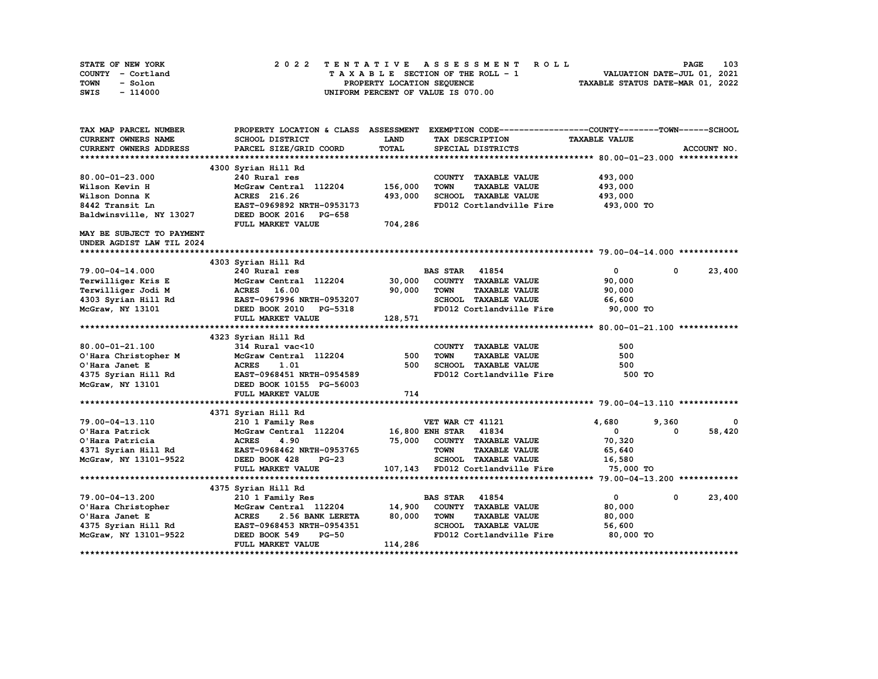STATE OF NEW YORK
COUNTY - Cortland
TOWN - Solon
SWIS - 114000

# 2022 TENTATIVE ASSESSMENT ROLL

TAXABLE SECTION OF THE ROLL - 1
PROPERTY LOCATION SEQUENCE
UNIFORM PERCENT OF VALUE IS 070.00

VALUATION DATE-JUL 01, 2021
TAXABLE STATUS DATE-MAR 01, 2022

| TAX MAP PARCEL NUMBER / CURRENT OWNERS NAME / CURRENT OWNERS ADDRESS | PROPERTY LOCATION & CLASS / SCHOOL DISTRICT / PARCEL SIZE/GRID COORD | ASSESSMENT LAND / TOTAL | EXEMPTION CODE / TAX DESCRIPTION / SPECIAL DISTRICTS | COUNTY TAXABLE VALUE | TOWN | SCHOOL / ACCOUNT NO. |
|---|---|---|---|---|---|---|
| **80.00-01-23.000** | 4300 Syrian Hill Rd | | | | | |
| 80.00-01-23.000 | 240 Rural res | | COUNTY TAXABLE VALUE | 493,000 | | |
| Wilson Kevin H | McGraw Central 112204 | 156,000 | TOWN TAXABLE VALUE | 493,000 | | |
| Wilson Donna K | ACRES 216.26 | 493,000 | SCHOOL TAXABLE VALUE | 493,000 | | |
| 8442 Transit Ln | EAST-0969892 NRTH-0953173 | | FD012 Cortlandville Fire | 493,000 TO | | |
| Baldwinsville, NY 13027 | DEED BOOK 2016 PG-658 | | | | | |
| | FULL MARKET VALUE | 704,286 | | | | |
| MAY BE SUBJECT TO PAYMENT | | | | | | |
| UNDER AGDIST LAW TIL 2024 | | | | | | |
| **79.00-04-14.000** | 4303 Syrian Hill Rd | | | | | |
| 79.00-04-14.000 | 240 Rural res | | BAS STAR 41854 | 0 | 0 | 23,400 |
| Terwilliger Kris E | McGraw Central 112204 | 30,000 | COUNTY TAXABLE VALUE | 90,000 | | |
| Terwilliger Jodi M | ACRES 16.00 | 90,000 | TOWN TAXABLE VALUE | 90,000 | | |
| 4303 Syrian Hill Rd | EAST-0967996 NRTH-0953207 | | SCHOOL TAXABLE VALUE | 66,600 | | |
| McGraw, NY 13101 | DEED BOOK 2010 PG-5318 | | FD012 Cortlandville Fire | 90,000 TO | | |
| | FULL MARKET VALUE | 128,571 | | | | |
| **80.00-01-21.100** | 4323 Syrian Hill Rd | | | | | |
| 80.00-01-21.100 | 314 Rural vac<10 | | COUNTY TAXABLE VALUE | 500 | | |
| O'Hara Christopher M | McGraw Central 112204 | 500 | TOWN TAXABLE VALUE | 500 | | |
| O'Hara Janet E | ACRES 1.01 | 500 | SCHOOL TAXABLE VALUE | 500 | | |
| 4375 Syrian Hill Rd | EAST-0968451 NRTH-0954589 | | FD012 Cortlandville Fire | 500 TO | | |
| McGraw, NY 13101 | DEED BOOK 10155 PG-56003 | | | | | |
| | FULL MARKET VALUE | 714 | | | | |
| **79.00-04-13.110** | 4371 Syrian Hill Rd | | | | | |
| 79.00-04-13.110 | 210 1 Family Res | | VET WAR CT 41121 | 4,680 | 9,360 | 0 |
| O'Hara Patrick | McGraw Central 112204 | 16,800 | ENH STAR 41834 | 0 | 0 | 58,420 |
| O'Hara Patricia | ACRES 4.90 | 75,000 | COUNTY TAXABLE VALUE | 70,320 | | |
| 4371 Syrian Hill Rd | EAST-0968462 NRTH-0953765 | | TOWN TAXABLE VALUE | 65,640 | | |
| McGraw, NY 13101-9522 | DEED BOOK 428 PG-23 | | SCHOOL TAXABLE VALUE | 16,580 | | |
| | FULL MARKET VALUE | 107,143 | FD012 Cortlandville Fire | 75,000 TO | | |
| **79.00-04-13.200** | 4375 Syrian Hill Rd | | | | | |
| 79.00-04-13.200 | 210 1 Family Res | | BAS STAR 41854 | 0 | 0 | 23,400 |
| O'Hara Christopher | McGraw Central 112204 | 14,900 | COUNTY TAXABLE VALUE | 80,000 | | |
| O'Hara Janet E | ACRES 2.56 BANK LERETA | 80,000 | TOWN TAXABLE VALUE | 80,000 | | |
| 4375 Syrian Hill Rd | EAST-0968453 NRTH-0954351 | | SCHOOL TAXABLE VALUE | 56,600 | | |
| McGraw, NY 13101-9522 | DEED BOOK 549 PG-50 | | FD012 Cortlandville Fire | 80,000 TO | | |
| | FULL MARKET VALUE | 114,286 | | | | |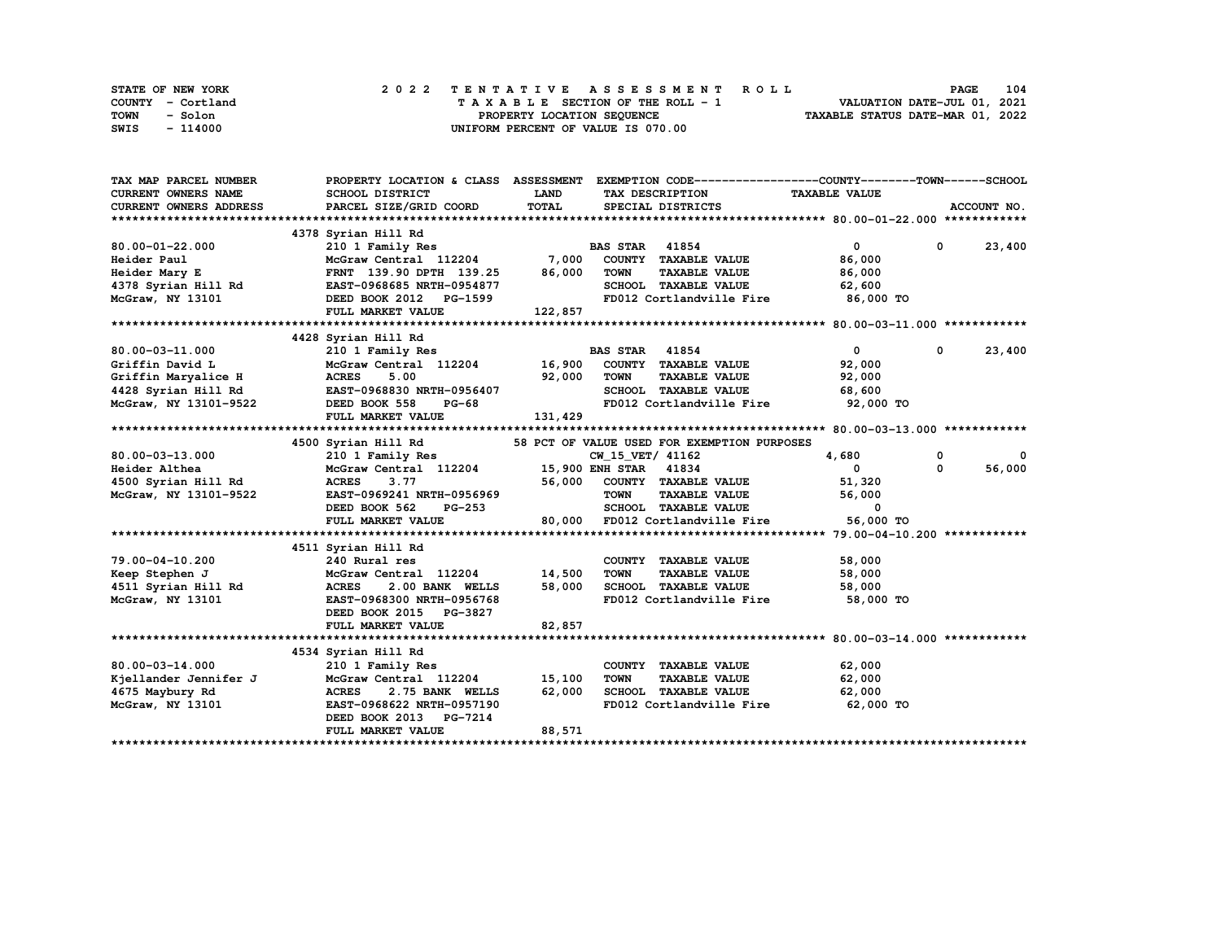STATE OF NEW YORK — COUNTY - Cortland — TOWN - Solon — SWIS - 114000

**2022 TENTATIVE ASSESSMENT ROLL**
TAXABLE SECTION OF THE ROLL - 1
PROPERTY LOCATION SEQUENCE
UNIFORM PERCENT OF VALUE IS 070.00

VALUATION DATE-JUL 01, 2021
TAXABLE STATUS DATE-MAR 01, 2022

| TAX MAP PARCEL NUMBER / CURRENT OWNERS NAME / CURRENT OWNERS ADDRESS | PROPERTY LOCATION & CLASS / SCHOOL DISTRICT / PARCEL SIZE/GRID COORD | ASSESSMENT LAND | TOTAL | EXEMPTION CODE / TAX DESCRIPTION / SPECIAL DISTRICTS | COUNTY TAXABLE VALUE | TOWN | SCHOOL |
|---|---|---|---|---|---|---|---|
| **80.00-01-22.000** | 4378 Syrian Hill Rd | | | | | | |
| 80.00-01-22.000 | 210 1 Family Res | | | BAS STAR 41854 | 0 | 0 | 23,400 |
| Heider Paul | McGraw Central 112204 | 7,000 | | COUNTY TAXABLE VALUE | 86,000 | | |
| Heider Mary E | FRNT 139.90 DPTH 139.25 | | 86,000 | TOWN TAXABLE VALUE | 86,000 | | |
| 4378 Syrian Hill Rd | EAST-0968685 NRTH-0954877 | | | SCHOOL TAXABLE VALUE | 62,600 | | |
| McGraw, NY 13101 | DEED BOOK 2012 PG-1599 | | | FD012 Cortlandville Fire | 86,000 TO | | |
| | FULL MARKET VALUE | | 122,857 | | | | |
| **80.00-03-11.000** | 4428 Syrian Hill Rd | | | | | | |
| 80.00-03-11.000 | 210 1 Family Res | | | BAS STAR 41854 | 0 | 0 | 23,400 |
| Griffin David L | McGraw Central 112204 | 16,900 | | COUNTY TAXABLE VALUE | 92,000 | | |
| Griffin Maryalice H | ACRES 5.00 | | 92,000 | TOWN TAXABLE VALUE | 92,000 | | |
| 4428 Syrian Hill Rd | EAST-0968830 NRTH-0956407 | | | SCHOOL TAXABLE VALUE | 68,600 | | |
| McGraw, NY 13101-9522 | DEED BOOK 558 PG-68 | | | FD012 Cortlandville Fire | 92,000 TO | | |
| | FULL MARKET VALUE | | 131,429 | | | | |
| **80.00-03-13.000** | 4500 Syrian Hill Rd | | | 58 PCT OF VALUE USED FOR EXEMPTION PURPOSES | | | |
| 80.00-03-13.000 | 210 1 Family Res | | | CW_15_VET/ 41162 | 4,680 | 0 | 0 |
| Heider Althea | McGraw Central 112204 | 15,900 | | ENH STAR 41834 | 0 | 0 | 56,000 |
| 4500 Syrian Hill Rd | ACRES 3.77 | | 56,000 | COUNTY TAXABLE VALUE | 51,320 | | |
| McGraw, NY 13101-9522 | EAST-0969241 NRTH-0956969 | | | TOWN TAXABLE VALUE | 56,000 | | |
| | DEED BOOK 562 PG-253 | | | SCHOOL TAXABLE VALUE | 0 | | |
| | FULL MARKET VALUE | | 80,000 | FD012 Cortlandville Fire | 56,000 TO | | |
| **79.00-04-10.200** | 4511 Syrian Hill Rd | | | | | | |
| 79.00-04-10.200 | 240 Rural res | | | COUNTY TAXABLE VALUE | 58,000 | | |
| Keep Stephen J | McGraw Central 112204 | 14,500 | | TOWN TAXABLE VALUE | 58,000 | | |
| 4511 Syrian Hill Rd | ACRES 2.00 BANK WELLS | | 58,000 | SCHOOL TAXABLE VALUE | 58,000 | | |
| McGraw, NY 13101 | EAST-0968300 NRTH-0956768 | | | FD012 Cortlandville Fire | 58,000 TO | | |
| | DEED BOOK 2015 PG-3827 | | | | | | |
| | FULL MARKET VALUE | | 82,857 | | | | |
| **80.00-03-14.000** | 4534 Syrian Hill Rd | | | | | | |
| 80.00-03-14.000 | 210 1 Family Res | | | COUNTY TAXABLE VALUE | 62,000 | | |
| Kjellander Jennifer J | McGraw Central 112204 | 15,100 | | TOWN TAXABLE VALUE | 62,000 | | |
| 4675 Maybury Rd | ACRES 2.75 BANK WELLS | | 62,000 | SCHOOL TAXABLE VALUE | 62,000 | | |
| McGraw, NY 13101 | EAST-0968622 NRTH-0957190 | | | FD012 Cortlandville Fire | 62,000 TO | | |
| | DEED BOOK 2013 PG-7214 | | | | | | |
| | FULL MARKET VALUE | | 88,571 | | | | |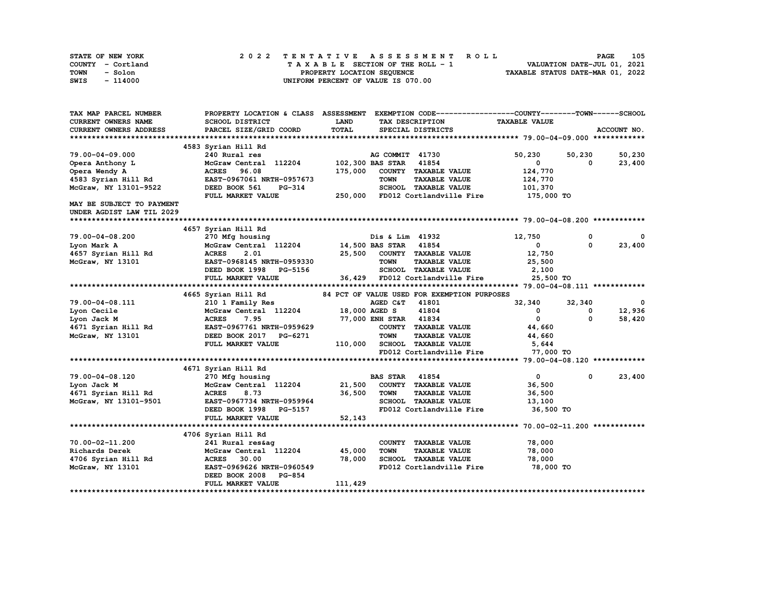STATE OF NEW YORK — COUNTY - Cortland — TOWN - Solon — SWIS - 114000

# 2022 TENTATIVE ASSESSMENT ROLL

TAXABLE SECTION OF THE ROLL - 1 — PROPERTY LOCATION SEQUENCE — UNIFORM PERCENT OF VALUE IS 070.00

VALUATION DATE-JUL 01, 2021 — TAXABLE STATUS DATE-MAR 01, 2022

| TAX MAP PARCEL NUMBER / CURRENT OWNERS NAME / CURRENT OWNERS ADDRESS | PROPERTY LOCATION & CLASS / SCHOOL DISTRICT / PARCEL SIZE/GRID COORD | ASSESSMENT LAND / TOTAL | EXEMPTION CODE / TAX DESCRIPTION / SPECIAL DISTRICTS | COUNTY TAXABLE VALUE | TOWN | SCHOOL |
|---|---|---|---|---|---|---|
| **79.00-04-09.000** | 4583 Syrian Hill Rd | | | | | |
| 79.00-04-09.000 | 240 Rural res | | AG COMMIT 41730 | 50,230 | 50,230 | 50,230 |
| Opera Anthony L | McGraw Central 112204 | 102,300 | BAS STAR 41854 | 0 | 0 | 23,400 |
| Opera Wendy A | ACRES 96.08 | 175,000 | COUNTY TAXABLE VALUE | 124,770 | | |
| 4583 Syrian Hill Rd | EAST-0967061 NRTH-0957673 | | TOWN TAXABLE VALUE | 124,770 | | |
| McGraw, NY 13101-9522 | DEED BOOK 561 PG-314 | | SCHOOL TAXABLE VALUE | 101,370 | | |
| | FULL MARKET VALUE | 250,000 | FD012 Cortlandville Fire | 175,000 TO | | |
| MAY BE SUBJECT TO PAYMENT UNDER AGDIST LAW TIL 2029 | | | | | | |
| **79.00-04-08.200** | 4657 Syrian Hill Rd | | | | | |
| 79.00-04-08.200 | 270 Mfg housing | | Dis & Lim 41932 | 12,750 | 0 | 0 |
| Lyon Mark A | McGraw Central 112204 | 14,500 | BAS STAR 41854 | 0 | 0 | 23,400 |
| 4657 Syrian Hill Rd | ACRES 2.01 | 25,500 | COUNTY TAXABLE VALUE | 12,750 | | |
| McGraw, NY 13101 | EAST-0968145 NRTH-0959330 | | TOWN TAXABLE VALUE | 25,500 | | |
| | DEED BOOK 1998 PG-5156 | | SCHOOL TAXABLE VALUE | 2,100 | | |
| | FULL MARKET VALUE | 36,429 | FD012 Cortlandville Fire | 25,500 TO | | |
| **79.00-04-08.111** | 4665 Syrian Hill Rd | | 84 PCT OF VALUE USED FOR EXEMPTION PURPOSES | | | |
| 79.00-04-08.111 | 210 1 Family Res | | AGED C&T 41801 | 32,340 | 32,340 | 0 |
| Lyon Cecile | McGraw Central 112204 | 18,000 | AGED S 41804 | 0 | 0 | 12,936 |
| Lyon Jack M | ACRES 7.95 | 77,000 | ENH STAR 41834 | 0 | 0 | 58,420 |
| 4671 Syrian Hill Rd | EAST-0967761 NRTH-0959629 | | COUNTY TAXABLE VALUE | 44,660 | | |
| McGraw, NY 13101 | DEED BOOK 2017 PG-6271 | | TOWN TAXABLE VALUE | 44,660 | | |
| | FULL MARKET VALUE | 110,000 | SCHOOL TAXABLE VALUE | 5,644 | | |
| | | | FD012 Cortlandville Fire | 77,000 TO | | |
| **79.00-04-08.120** | 4671 Syrian Hill Rd | | | | | |
| 79.00-04-08.120 | 270 Mfg housing | | BAS STAR 41854 | 0 | 0 | 23,400 |
| Lyon Jack M | McGraw Central 112204 | 21,500 | COUNTY TAXABLE VALUE | 36,500 | | |
| 4671 Syrian Hill Rd | ACRES 8.73 | 36,500 | TOWN TAXABLE VALUE | 36,500 | | |
| McGraw, NY 13101-9501 | EAST-0967734 NRTH-0959964 | | SCHOOL TAXABLE VALUE | 13,100 | | |
| | DEED BOOK 1998 PG-5157 | | FD012 Cortlandville Fire | 36,500 TO | | |
| | FULL MARKET VALUE | 52,143 | | | | |
| **70.00-02-11.200** | 4706 Syrian Hill Rd | | | | | |
| 70.00-02-11.200 | 241 Rural res&ag | | COUNTY TAXABLE VALUE | 78,000 | | |
| Richards Derek | McGraw Central 112204 | 45,000 | TOWN TAXABLE VALUE | 78,000 | | |
| 4706 Syrian Hill Rd | ACRES 30.00 | 78,000 | SCHOOL TAXABLE VALUE | 78,000 | | |
| McGraw, NY 13101 | EAST-0969626 NRTH-0960549 | | FD012 Cortlandville Fire | 78,000 TO | | |
| | DEED BOOK 2008 PG-854 | | | | | |
| | FULL MARKET VALUE | 111,429 | | | | |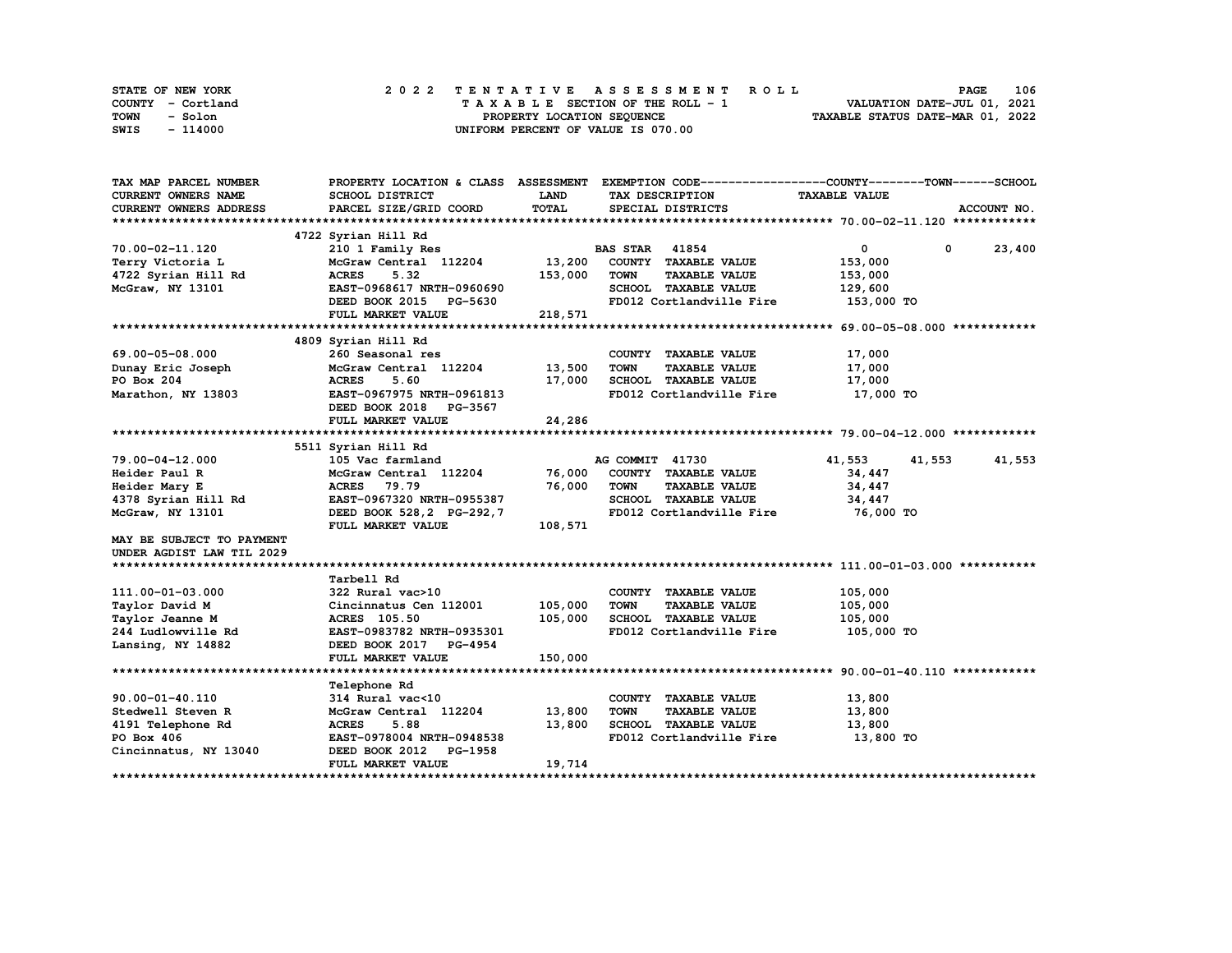STATE OF NEW YORK
COUNTY - Cortland
TOWN - Solon
SWIS - 114000

2022 TENTATIVE ASSESSMENT ROLL
TAXABLE SECTION OF THE ROLL - 1
PROPERTY LOCATION SEQUENCE
UNIFORM PERCENT OF VALUE IS 070.00

VALUATION DATE-JUL 01, 2021
TAXABLE STATUS DATE-MAR 01, 2022

| TAX MAP PARCEL NUMBER / CURRENT OWNERS NAME / CURRENT OWNERS ADDRESS | PROPERTY LOCATION & CLASS / SCHOOL DISTRICT / PARCEL SIZE/GRID COORD | ASSESSMENT LAND / TOTAL | EXEMPTION CODE / TAX DESCRIPTION / SPECIAL DISTRICTS | COUNTY TAXABLE VALUE | TOWN | SCHOOL | ACCOUNT NO. |
|---|---|---|---|---|---|---|---|
| **70.00-02-11.120** | 4722 Syrian Hill Rd | | | | | | |
| 70.00-02-11.120 | 210 1 Family Res | | BAS STAR 41854 | 0 | 0 | 23,400 | |
| Terry Victoria L | McGraw Central 112204 | 13,200 | COUNTY TAXABLE VALUE | 153,000 | | | |
| 4722 Syrian Hill Rd | ACRES 5.32 | 153,000 | TOWN TAXABLE VALUE | 153,000 | | | |
| McGraw, NY 13101 | EAST-0968617 NRTH-0960690 | | SCHOOL TAXABLE VALUE | 129,600 | | | |
| | DEED BOOK 2015 PG-5630 | | FD012 Cortlandville Fire | 153,000 TO | | | |
| | FULL MARKET VALUE | 218,571 | | | | | |
| **69.00-05-08.000** | 4809 Syrian Hill Rd | | | | | | |
| 69.00-05-08.000 | 260 Seasonal res | | COUNTY TAXABLE VALUE | 17,000 | | | |
| Dunay Eric Joseph | McGraw Central 112204 | 13,500 | TOWN TAXABLE VALUE | 17,000 | | | |
| PO Box 204 | ACRES 5.60 | 17,000 | SCHOOL TAXABLE VALUE | 17,000 | | | |
| Marathon, NY 13803 | EAST-0967975 NRTH-0961813 | | FD012 Cortlandville Fire | 17,000 TO | | | |
| | DEED BOOK 2018 PG-3567 | | | | | | |
| | FULL MARKET VALUE | 24,286 | | | | | |
| **79.00-04-12.000** | 5511 Syrian Hill Rd | | | | | | |
| 79.00-04-12.000 | 105 Vac farmland | | AG COMMIT 41730 | 41,553 | 41,553 | 41,553 | |
| Heider Paul R | McGraw Central 112204 | 76,000 | COUNTY TAXABLE VALUE | 34,447 | | | |
| Heider Mary E | ACRES 79.79 | 76,000 | TOWN TAXABLE VALUE | 34,447 | | | |
| 4378 Syrian Hill Rd | EAST-0967320 NRTH-0955387 | | SCHOOL TAXABLE VALUE | 34,447 | | | |
| McGraw, NY 13101 | DEED BOOK 528,2 PG-292,7 | | FD012 Cortlandville Fire | 76,000 TO | | | |
| | FULL MARKET VALUE | 108,571 | | | | | |
| MAY BE SUBJECT TO PAYMENT UNDER AGDIST LAW TIL 2029 | | | | | | | |
| **111.00-01-03.000** | Tarbell Rd | | | | | | |
| 111.00-01-03.000 | 322 Rural vac>10 | | COUNTY TAXABLE VALUE | 105,000 | | | |
| Taylor David M | Cincinnatus Cen 112001 | 105,000 | TOWN TAXABLE VALUE | 105,000 | | | |
| Taylor Jeanne M | ACRES 105.50 | 105,000 | SCHOOL TAXABLE VALUE | 105,000 | | | |
| 244 Ludlowville Rd | EAST-0983782 NRTH-0935301 | | FD012 Cortlandville Fire | 105,000 TO | | | |
| Lansing, NY 14882 | DEED BOOK 2017 PG-4954 | | | | | | |
| | FULL MARKET VALUE | 150,000 | | | | | |
| **90.00-01-40.110** | Telephone Rd | | | | | | |
| 90.00-01-40.110 | 314 Rural vac<10 | | COUNTY TAXABLE VALUE | 13,800 | | | |
| Stedwell Steven R | McGraw Central 112204 | 13,800 | TOWN TAXABLE VALUE | 13,800 | | | |
| 4191 Telephone Rd | ACRES 5.88 | 13,800 | SCHOOL TAXABLE VALUE | 13,800 | | | |
| PO Box 406 | EAST-0978004 NRTH-0948538 | | FD012 Cortlandville Fire | 13,800 TO | | | |
| Cincinnatus, NY 13040 | DEED BOOK 2012 PG-1958 | | | | | | |
| | FULL MARKET VALUE | 19,714 | | | | | |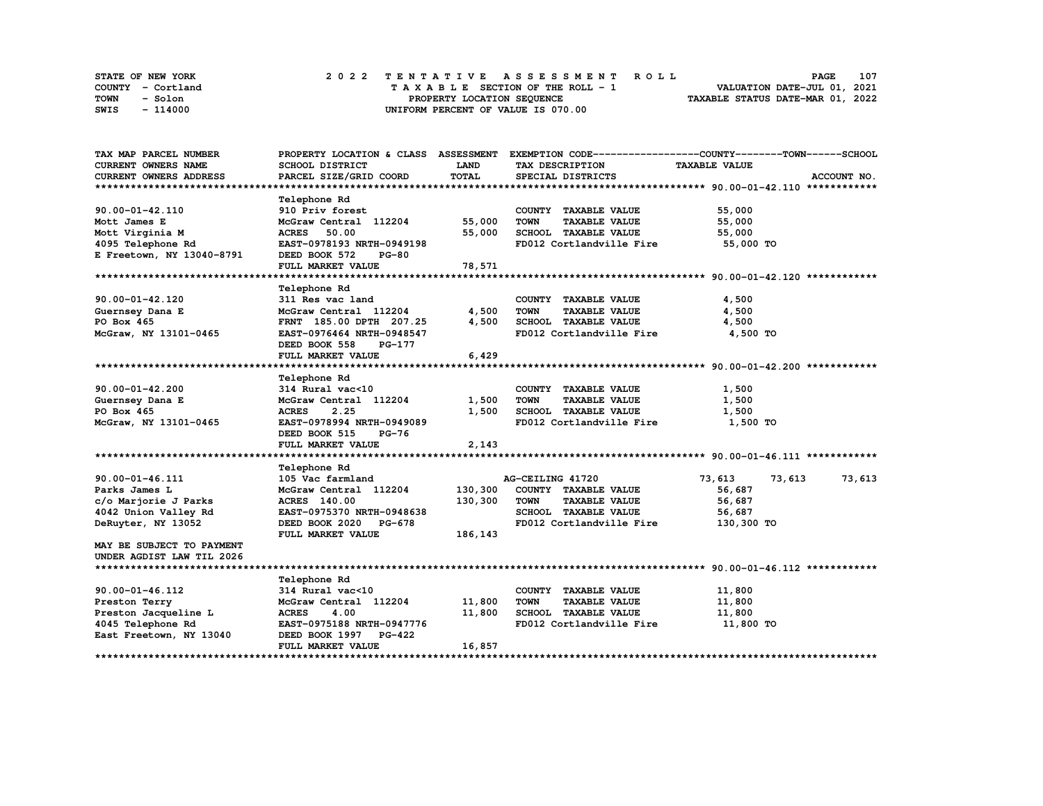STATE OF NEW YORK — COUNTY - Cortland — TOWN - Solon — SWIS - 114000

**2022 TENTATIVE ASSESSMENT ROLL**
TAXABLE SECTION OF THE ROLL - 1
PROPERTY LOCATION SEQUENCE
UNIFORM PERCENT OF VALUE IS 070.00

VALUATION DATE-JUL 01, 2021
TAXABLE STATUS DATE-MAR 01, 2022

| TAX MAP PARCEL NUMBER / CURRENT OWNERS NAME / CURRENT OWNERS ADDRESS | PROPERTY LOCATION & CLASS / SCHOOL DISTRICT / PARCEL SIZE/GRID COORD | ASSESSMENT LAND / TOTAL | EXEMPTION CODE / TAX DESCRIPTION / SPECIAL DISTRICTS | COUNTY | TOWN | SCHOOL / ACCOUNT NO. |
|---|---|---|---|---|---|---|
| **90.00-01-42.110** | Telephone Rd | | | | | |
| 90.00-01-42.110 | 910 Priv forest | | COUNTY TAXABLE VALUE | 55,000 | | |
| Mott James E | McGraw Central 112204 | 55,000 | TOWN TAXABLE VALUE | 55,000 | | |
| Mott Virginia M | ACRES 50.00 | 55,000 | SCHOOL TAXABLE VALUE | 55,000 | | |
| 4095 Telephone Rd | EAST-0978193 NRTH-0949198 | | FD012 Cortlandville Fire | 55,000 TO | | |
| E Freetown, NY 13040-8791 | DEED BOOK 572 PG-80 | | | | | |
| | FULL MARKET VALUE | 78,571 | | | | |
| **90.00-01-42.120** | Telephone Rd | | | | | |
| 90.00-01-42.120 | 311 Res vac land | | COUNTY TAXABLE VALUE | 4,500 | | |
| Guernsey Dana E | McGraw Central 112204 | 4,500 | TOWN TAXABLE VALUE | 4,500 | | |
| PO Box 465 | FRNT 185.00 DPTH 207.25 | 4,500 | SCHOOL TAXABLE VALUE | 4,500 | | |
| McGraw, NY 13101-0465 | EAST-0976464 NRTH-0948547 | | FD012 Cortlandville Fire | 4,500 TO | | |
| | DEED BOOK 558 PG-177 | | | | | |
| | FULL MARKET VALUE | 6,429 | | | | |
| **90.00-01-42.200** | Telephone Rd | | | | | |
| 90.00-01-42.200 | 314 Rural vac<10 | | COUNTY TAXABLE VALUE | 1,500 | | |
| Guernsey Dana E | McGraw Central 112204 | 1,500 | TOWN TAXABLE VALUE | 1,500 | | |
| PO Box 465 | ACRES 2.25 | 1,500 | SCHOOL TAXABLE VALUE | 1,500 | | |
| McGraw, NY 13101-0465 | EAST-0978994 NRTH-0949089 | | FD012 Cortlandville Fire | 1,500 TO | | |
| | DEED BOOK 515 PG-76 | | | | | |
| | FULL MARKET VALUE | 2,143 | | | | |
| **90.00-01-46.111** | Telephone Rd | | | | | |
| 90.00-01-46.111 | 105 Vac farmland | | AG-CEILING 41720 | 73,613 | 73,613 | 73,613 |
| Parks James L | McGraw Central 112204 | 130,300 | COUNTY TAXABLE VALUE | 56,687 | | |
| c/o Marjorie J Parks | ACRES 140.00 | 130,300 | TOWN TAXABLE VALUE | 56,687 | | |
| 4042 Union Valley Rd | EAST-0975370 NRTH-0948638 | | SCHOOL TAXABLE VALUE | 56,687 | | |
| DeRuyter, NY 13052 | DEED BOOK 2020 PG-678 | | FD012 Cortlandville Fire | 130,300 TO | | |
| | FULL MARKET VALUE | 186,143 | | | | |
| MAY BE SUBJECT TO PAYMENT UNDER AGDIST LAW TIL 2026 | | | | | | |
| **90.00-01-46.112** | Telephone Rd | | | | | |
| 90.00-01-46.112 | 314 Rural vac<10 | | COUNTY TAXABLE VALUE | 11,800 | | |
| Preston Terry | McGraw Central 112204 | 11,800 | TOWN TAXABLE VALUE | 11,800 | | |
| Preston Jacqueline L | ACRES 4.00 | 11,800 | SCHOOL TAXABLE VALUE | 11,800 | | |
| 4045 Telephone Rd | EAST-0975188 NRTH-0947776 | | FD012 Cortlandville Fire | 11,800 TO | | |
| East Freetown, NY 13040 | DEED BOOK 1997 PG-422 | | | | | |
| | FULL MARKET VALUE | 16,857 | | | | |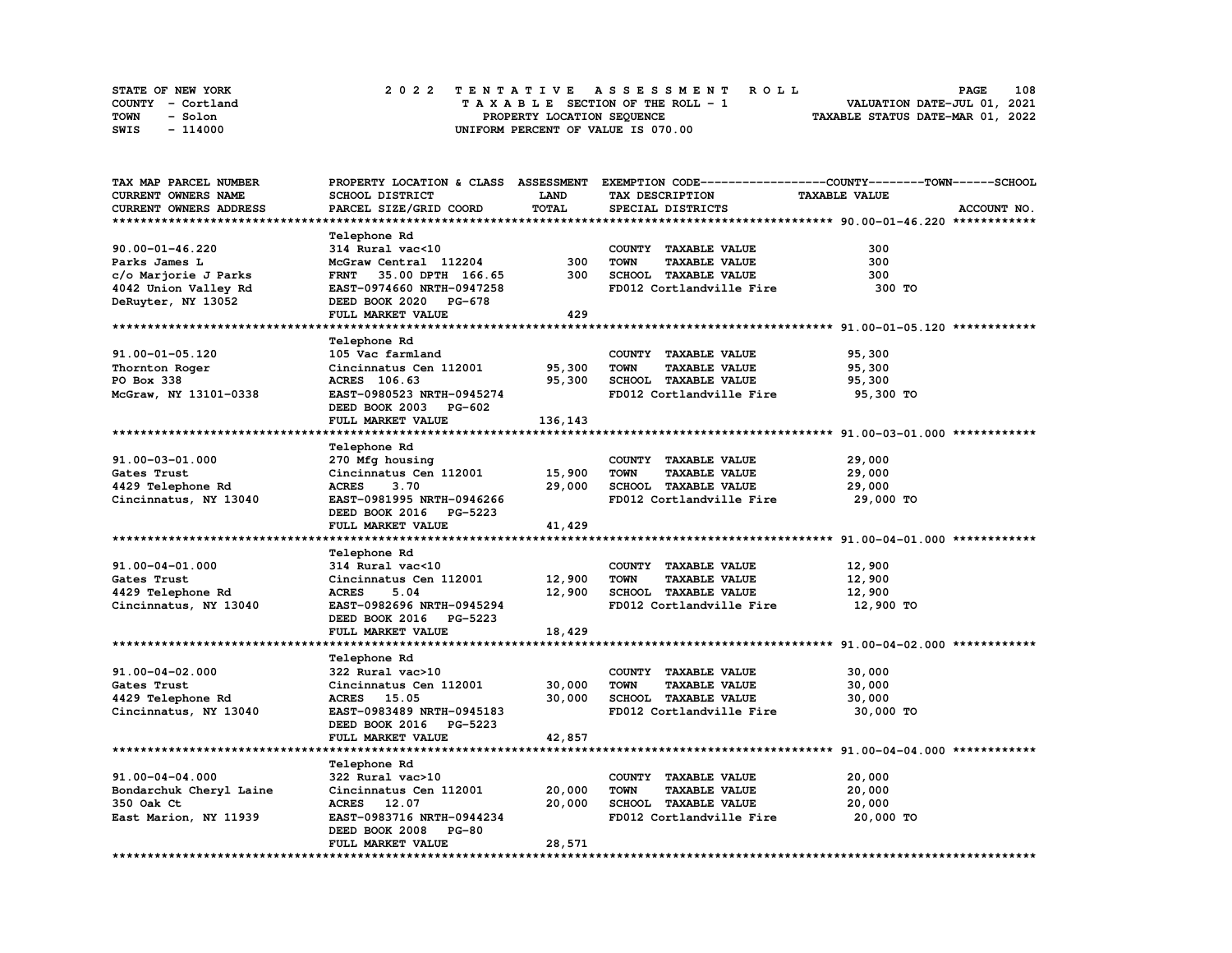STATE OF NEW YORK
COUNTY - Cortland
TOWN - Solon
SWIS - 114000

# 2022 TENTATIVE ASSESSMENT ROLL
TAXABLE SECTION OF THE ROLL - 1
PROPERTY LOCATION SEQUENCE
UNIFORM PERCENT OF VALUE IS 070.00

VALUATION DATE-JUL 01, 2021
TAXABLE STATUS DATE-MAR 01, 2022

| TAX MAP PARCEL NUMBER / CURRENT OWNERS NAME / CURRENT OWNERS ADDRESS | PROPERTY LOCATION & CLASS / SCHOOL DISTRICT / PARCEL SIZE/GRID COORD | ASSESSMENT LAND / TOTAL | EXEMPTION CODE / TAX DESCRIPTION / SPECIAL DISTRICTS | TAXABLE VALUE (COUNTY--TOWN--SCHOOL) | ACCOUNT NO. |
|---|---|---|---|---|---|
| **90.00-01-46.220** | Telephone Rd | | | | |
| 90.00-01-46.220 | 314 Rural vac<10 | | COUNTY TAXABLE VALUE | 300 | |
| Parks James L | McGraw Central 112204 | 300 | TOWN TAXABLE VALUE | 300 | |
| c/o Marjorie J Parks | FRNT 35.00 DPTH 166.65 | 300 | SCHOOL TAXABLE VALUE | 300 | |
| 4042 Union Valley Rd | EAST-0974660 NRTH-0947258 | | FD012 Cortlandville Fire | 300 TO | |
| DeRuyter, NY 13052 | DEED BOOK 2020 PG-678 | | | | |
| | FULL MARKET VALUE | 429 | | | |
| **91.00-01-05.120** | Telephone Rd | | | | |
| 91.00-01-05.120 | 105 Vac farmland | | COUNTY TAXABLE VALUE | 95,300 | |
| Thornton Roger | Cincinnatus Cen 112001 | 95,300 | TOWN TAXABLE VALUE | 95,300 | |
| PO Box 338 | ACRES 106.63 | 95,300 | SCHOOL TAXABLE VALUE | 95,300 | |
| McGraw, NY 13101-0338 | EAST-0980523 NRTH-0945274 | | FD012 Cortlandville Fire | 95,300 TO | |
| | DEED BOOK 2003 PG-602 | | | | |
| | FULL MARKET VALUE | 136,143 | | | |
| **91.00-03-01.000** | Telephone Rd | | | | |
| 91.00-03-01.000 | 270 Mfg housing | | COUNTY TAXABLE VALUE | 29,000 | |
| Gates Trust | Cincinnatus Cen 112001 | 15,900 | TOWN TAXABLE VALUE | 29,000 | |
| 4429 Telephone Rd | ACRES 3.70 | 29,000 | SCHOOL TAXABLE VALUE | 29,000 | |
| Cincinnatus, NY 13040 | EAST-0981995 NRTH-0946266 | | FD012 Cortlandville Fire | 29,000 TO | |
| | DEED BOOK 2016 PG-5223 | | | | |
| | FULL MARKET VALUE | 41,429 | | | |
| **91.00-04-01.000** | Telephone Rd | | | | |
| 91.00-04-01.000 | 314 Rural vac<10 | | COUNTY TAXABLE VALUE | 12,900 | |
| Gates Trust | Cincinnatus Cen 112001 | 12,900 | TOWN TAXABLE VALUE | 12,900 | |
| 4429 Telephone Rd | ACRES 5.04 | 12,900 | SCHOOL TAXABLE VALUE | 12,900 | |
| Cincinnatus, NY 13040 | EAST-0982696 NRTH-0945294 | | FD012 Cortlandville Fire | 12,900 TO | |
| | DEED BOOK 2016 PG-5223 | | | | |
| | FULL MARKET VALUE | 18,429 | | | |
| **91.00-04-02.000** | Telephone Rd | | | | |
| 91.00-04-02.000 | 322 Rural vac>10 | | COUNTY TAXABLE VALUE | 30,000 | |
| Gates Trust | Cincinnatus Cen 112001 | 30,000 | TOWN TAXABLE VALUE | 30,000 | |
| 4429 Telephone Rd | ACRES 15.05 | 30,000 | SCHOOL TAXABLE VALUE | 30,000 | |
| Cincinnatus, NY 13040 | EAST-0983489 NRTH-0945183 | | FD012 Cortlandville Fire | 30,000 TO | |
| | DEED BOOK 2016 PG-5223 | | | | |
| | FULL MARKET VALUE | 42,857 | | | |
| **91.00-04-04.000** | Telephone Rd | | | | |
| 91.00-04-04.000 | 322 Rural vac>10 | | COUNTY TAXABLE VALUE | 20,000 | |
| Bondarchuk Cheryl Laine | Cincinnatus Cen 112001 | 20,000 | TOWN TAXABLE VALUE | 20,000 | |
| 350 Oak Ct | ACRES 12.07 | 20,000 | SCHOOL TAXABLE VALUE | 20,000 | |
| East Marion, NY 11939 | EAST-0983716 NRTH-0944234 | | FD012 Cortlandville Fire | 20,000 TO | |
| | DEED BOOK 2008 PG-80 | | | | |
| | FULL MARKET VALUE | 28,571 | | | |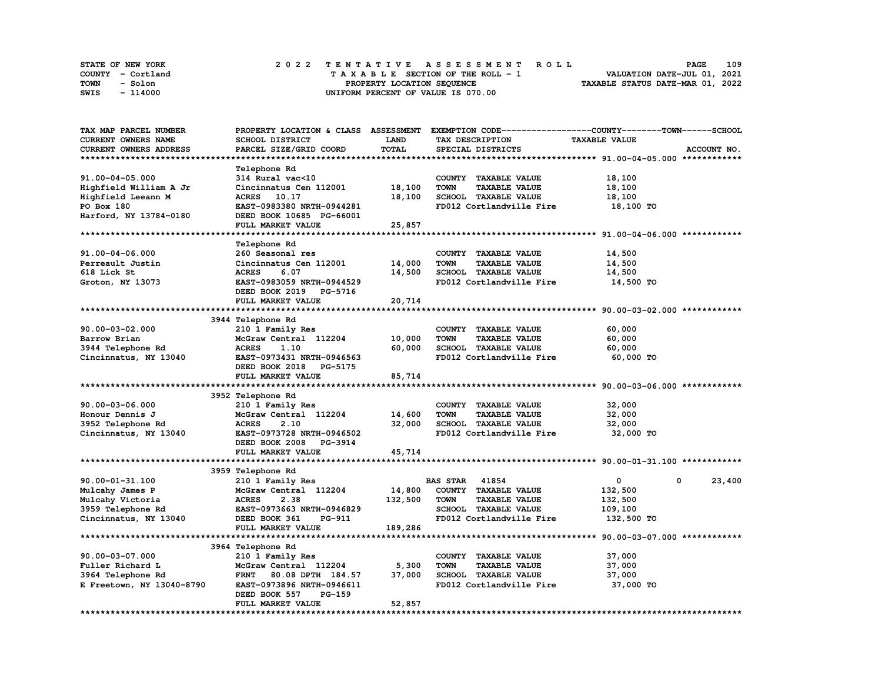STATE OF NEW YORK — 2022 TENTATIVE ASSESSMENT ROLL
COUNTY - Cortland — TAXABLE SECTION OF THE ROLL - 1 — VALUATION DATE-JUL 01, 2021
TOWN - Solon — PROPERTY LOCATION SEQUENCE — TAXABLE STATUS DATE-MAR 01, 2022
SWIS - 114000 — UNIFORM PERCENT OF VALUE IS 070.00

| TAX MAP PARCEL NUMBER / CURRENT OWNERS NAME / CURRENT OWNERS ADDRESS | PROPERTY LOCATION & CLASS / SCHOOL DISTRICT / PARCEL SIZE/GRID COORD | ASSESSMENT LAND / TOTAL | EXEMPTION CODE / TAX DESCRIPTION / SPECIAL DISTRICTS | COUNTY / TAXABLE VALUE | TOWN | SCHOOL / ACCOUNT NO. |
|---|---|---|---|---|---|---|
| **91.00-04-05.000** | Telephone Rd | | | | | |
| 91.00-04-05.000 | 314 Rural vac<10 | | COUNTY TAXABLE VALUE | 18,100 | | |
| Highfield William A Jr | Cincinnatus Cen 112001 | 18,100 | TOWN TAXABLE VALUE | 18,100 | | |
| Highfield Leeann M | ACRES 10.17 | 18,100 | SCHOOL TAXABLE VALUE | 18,100 | | |
| PO Box 180 | EAST-0983380 NRTH-0944281 | | FD012 Cortlandville Fire | 18,100 TO | | |
| Harford, NY 13784-0180 | DEED BOOK 10685 PG-66001 | | | | | |
| | FULL MARKET VALUE | 25,857 | | | | |
| **91.00-04-06.000** | Telephone Rd | | | | | |
| 91.00-04-06.000 | 260 Seasonal res | | COUNTY TAXABLE VALUE | 14,500 | | |
| Perreault Justin | Cincinnatus Cen 112001 | 14,000 | TOWN TAXABLE VALUE | 14,500 | | |
| 618 Lick St | ACRES 6.07 | 14,500 | SCHOOL TAXABLE VALUE | 14,500 | | |
| Groton, NY 13073 | EAST-0983059 NRTH-0944529 | | FD012 Cortlandville Fire | 14,500 TO | | |
| | DEED BOOK 2019 PG-5716 | | | | | |
| | FULL MARKET VALUE | 20,714 | | | | |
| **90.00-03-02.000** | 3944 Telephone Rd | | | | | |
| 90.00-03-02.000 | 210 1 Family Res | | COUNTY TAXABLE VALUE | 60,000 | | |
| Barrow Brian | McGraw Central 112204 | 10,000 | TOWN TAXABLE VALUE | 60,000 | | |
| 3944 Telephone Rd | ACRES 1.10 | 60,000 | SCHOOL TAXABLE VALUE | 60,000 | | |
| Cincinnatus, NY 13040 | EAST-0973431 NRTH-0946563 | | FD012 Cortlandville Fire | 60,000 TO | | |
| | DEED BOOK 2018 PG-5175 | | | | | |
| | FULL MARKET VALUE | 85,714 | | | | |
| **90.00-03-06.000** | 3952 Telephone Rd | | | | | |
| 90.00-03-06.000 | 210 1 Family Res | | COUNTY TAXABLE VALUE | 32,000 | | |
| Honour Dennis J | McGraw Central 112204 | 14,600 | TOWN TAXABLE VALUE | 32,000 | | |
| 3952 Telephone Rd | ACRES 2.10 | 32,000 | SCHOOL TAXABLE VALUE | 32,000 | | |
| Cincinnatus, NY 13040 | EAST-0973728 NRTH-0946502 | | FD012 Cortlandville Fire | 32,000 TO | | |
| | DEED BOOK 2008 PG-3914 | | | | | |
| | FULL MARKET VALUE | 45,714 | | | | |
| **90.00-01-31.100** | 3959 Telephone Rd | | | | | |
| 90.00-01-31.100 | 210 1 Family Res | | BAS STAR 41854 | 0 | 0 | 23,400 |
| Mulcahy James P | McGraw Central 112204 | 14,800 | COUNTY TAXABLE VALUE | 132,500 | | |
| Mulcahy Victoria | ACRES 2.38 | 132,500 | TOWN TAXABLE VALUE | 132,500 | | |
| 3959 Telephone Rd | EAST-0973663 NRTH-0946829 | | SCHOOL TAXABLE VALUE | 109,100 | | |
| Cincinnatus, NY 13040 | DEED BOOK 361 PG-911 | | FD012 Cortlandville Fire | 132,500 TO | | |
| | FULL MARKET VALUE | 189,286 | | | | |
| **90.00-03-07.000** | 3964 Telephone Rd | | | | | |
| 90.00-03-07.000 | 210 1 Family Res | | COUNTY TAXABLE VALUE | 37,000 | | |
| Fuller Richard L | McGraw Central 112204 | 5,300 | TOWN TAXABLE VALUE | 37,000 | | |
| 3964 Telephone Rd | FRNT 80.08 DPTH 184.57 | 37,000 | SCHOOL TAXABLE VALUE | 37,000 | | |
| E Freetown, NY 13040-8790 | EAST-0973896 NRTH-0946611 | | FD012 Cortlandville Fire | 37,000 TO | | |
| | DEED BOOK 557 PG-159 | | | | | |
| | FULL MARKET VALUE | 52,857 | | | | |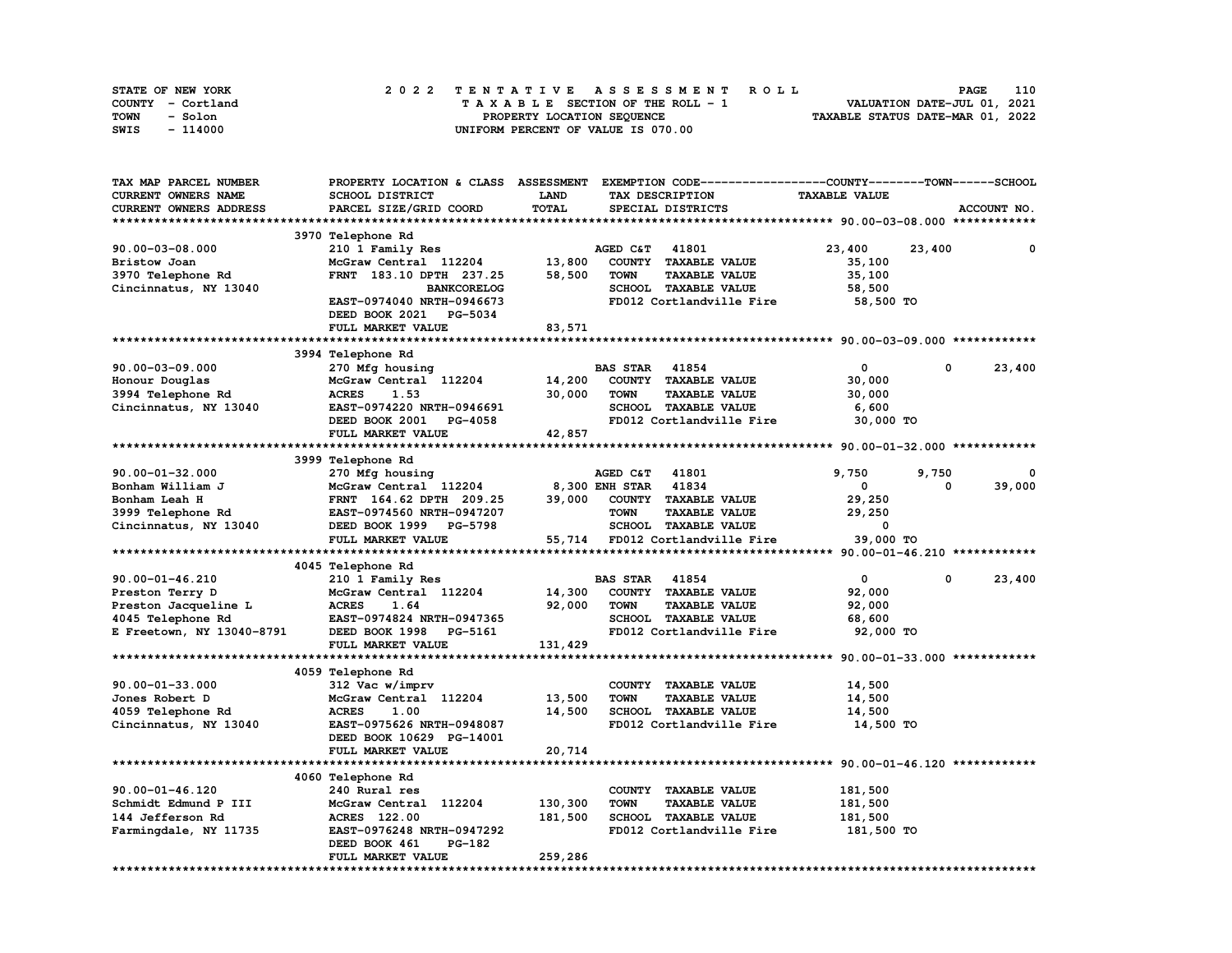STATE OF NEW YORK — 2022 TENTATIVE ASSESSMENT ROLL
COUNTY - Cortland — TAXABLE SECTION OF THE ROLL - 1 — VALUATION DATE-JUL 01, 2021
TOWN - Solon — PROPERTY LOCATION SEQUENCE — TAXABLE STATUS DATE-MAR 01, 2022
SWIS - 114000 — UNIFORM PERCENT OF VALUE IS 070.00

| TAX MAP PARCEL NUMBER / CURRENT OWNERS NAME / CURRENT OWNERS ADDRESS | PROPERTY LOCATION & CLASS / SCHOOL DISTRICT / PARCEL SIZE/GRID COORD | ASSESSMENT LAND / TOTAL | EXEMPTION CODE / TAX DESCRIPTION / SPECIAL DISTRICTS | COUNTY TAXABLE VALUE | TOWN | SCHOOL / ACCOUNT NO. |
|---|---|---|---|---|---|---|
| **90.00-03-08.000** | 3970 Telephone Rd | | | | | |
| 90.00-03-08.000 | 210 1 Family Res | | AGED C&T 41801 | 23,400 | 23,400 | 0 |
| Bristow Joan | McGraw Central 112204 | 13,800 | COUNTY TAXABLE VALUE | 35,100 | | |
| 3970 Telephone Rd | FRNT 183.10 DPTH 237.25 | 58,500 | TOWN TAXABLE VALUE | 35,100 | | |
| Cincinnatus, NY 13040 | BANKCORELOG | | SCHOOL TAXABLE VALUE | 58,500 | | |
| | EAST-0974040 NRTH-0946673 | | FD012 Cortlandville Fire | 58,500 TO | | |
| | DEED BOOK 2021 PG-5034 | | | | | |
| | FULL MARKET VALUE | 83,571 | | | | |
| **90.00-03-09.000** | 3994 Telephone Rd | | | | | |
| 90.00-03-09.000 | 270 Mfg housing | | BAS STAR 41854 | 0 | 0 | 23,400 |
| Honour Douglas | McGraw Central 112204 | 14,200 | COUNTY TAXABLE VALUE | 30,000 | | |
| 3994 Telephone Rd | ACRES 1.53 | 30,000 | TOWN TAXABLE VALUE | 30,000 | | |
| Cincinnatus, NY 13040 | EAST-0974220 NRTH-0946691 | | SCHOOL TAXABLE VALUE | 6,600 | | |
| | DEED BOOK 2001 PG-4058 | | FD012 Cortlandville Fire | 30,000 TO | | |
| | FULL MARKET VALUE | 42,857 | | | | |
| **90.00-01-32.000** | 3999 Telephone Rd | | | | | |
| 90.00-01-32.000 | 270 Mfg housing | | AGED C&T 41801 | 9,750 | 9,750 | 0 |
| Bonham William J | McGraw Central 112204 | 8,300 | ENH STAR 41834 | 0 | 0 | 39,000 |
| Bonham Leah H | FRNT 164.62 DPTH 209.25 | 39,000 | COUNTY TAXABLE VALUE | 29,250 | | |
| 3999 Telephone Rd | EAST-0974560 NRTH-0947207 | | TOWN TAXABLE VALUE | 29,250 | | |
| Cincinnatus, NY 13040 | DEED BOOK 1999 PG-5798 | | SCHOOL TAXABLE VALUE | 0 | | |
| | FULL MARKET VALUE | 55,714 | FD012 Cortlandville Fire | 39,000 TO | | |
| **90.00-01-46.210** | 4045 Telephone Rd | | | | | |
| 90.00-01-46.210 | 210 1 Family Res | | BAS STAR 41854 | 0 | 0 | 23,400 |
| Preston Terry D | McGraw Central 112204 | 14,300 | COUNTY TAXABLE VALUE | 92,000 | | |
| Preston Jacqueline L | ACRES 1.64 | 92,000 | TOWN TAXABLE VALUE | 92,000 | | |
| 4045 Telephone Rd | EAST-0974824 NRTH-0947365 | | SCHOOL TAXABLE VALUE | 68,600 | | |
| E Freetown, NY 13040-8791 | DEED BOOK 1998 PG-5161 | | FD012 Cortlandville Fire | 92,000 TO | | |
| | FULL MARKET VALUE | 131,429 | | | | |
| **90.00-01-33.000** | 4059 Telephone Rd | | | | | |
| 90.00-01-33.000 | 312 Vac w/imprv | | COUNTY TAXABLE VALUE | 14,500 | | |
| Jones Robert D | McGraw Central 112204 | 13,500 | TOWN TAXABLE VALUE | 14,500 | | |
| 4059 Telephone Rd | ACRES 1.00 | 14,500 | SCHOOL TAXABLE VALUE | 14,500 | | |
| Cincinnatus, NY 13040 | EAST-0975626 NRTH-0948087 | | FD012 Cortlandville Fire | 14,500 TO | | |
| | DEED BOOK 10629 PG-14001 | | | | | |
| | FULL MARKET VALUE | 20,714 | | | | |
| **90.00-01-46.120** | 4060 Telephone Rd | | | | | |
| 90.00-01-46.120 | 240 Rural res | | COUNTY TAXABLE VALUE | 181,500 | | |
| Schmidt Edmund P III | McGraw Central 112204 | 130,300 | TOWN TAXABLE VALUE | 181,500 | | |
| 144 Jefferson Rd | ACRES 122.00 | 181,500 | SCHOOL TAXABLE VALUE | 181,500 | | |
| Farmingdale, NY 11735 | EAST-0976248 NRTH-0947292 | | FD012 Cortlandville Fire | 181,500 TO | | |
| | DEED BOOK 461 PG-182 | | | | | |
| | FULL MARKET VALUE | 259,286 | | | | |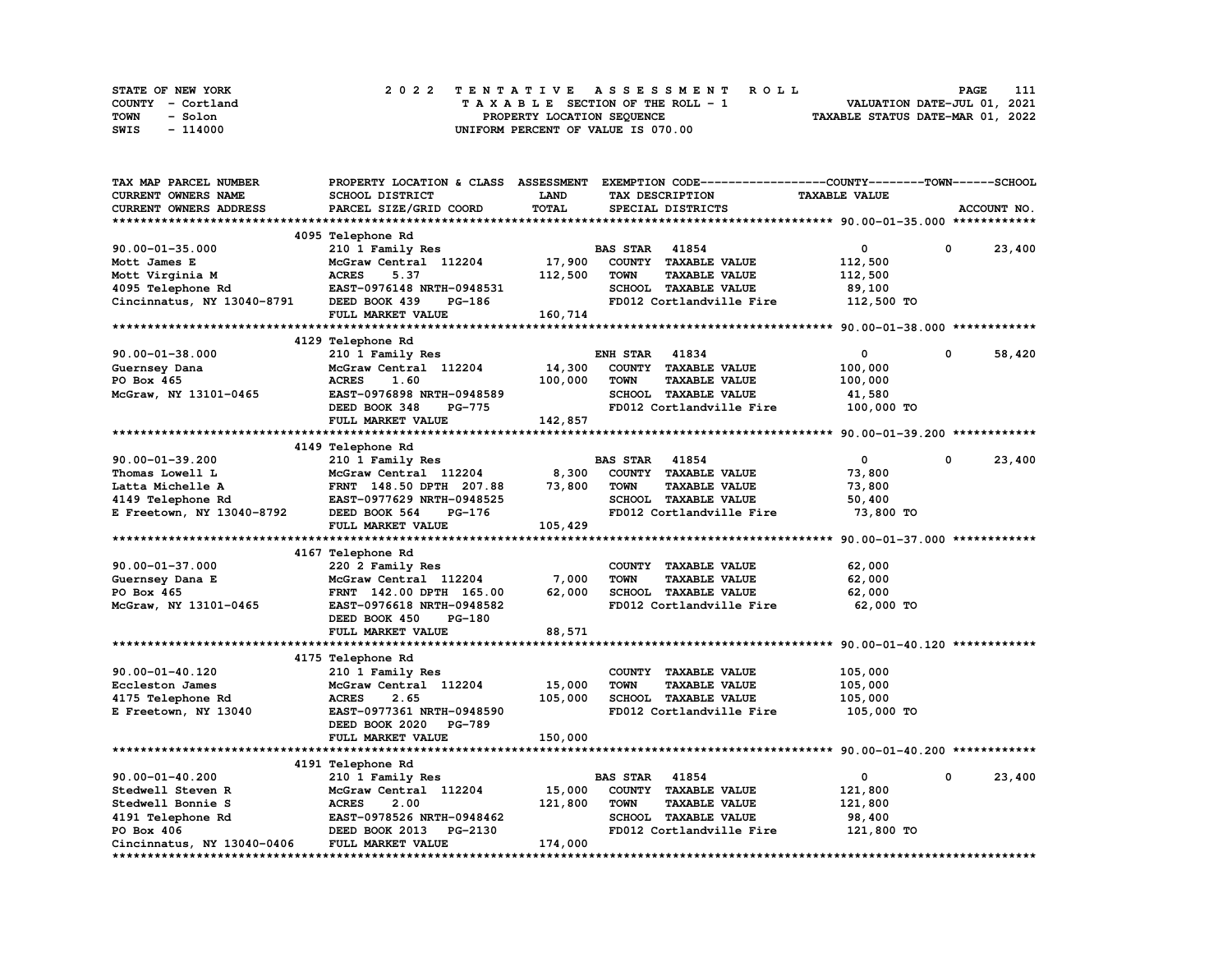STATE OF NEW YORK
COUNTY - Cortland
TOWN - Solon
SWIS - 114000

# 2022 TENTATIVE ASSESSMENT ROLL

TAXABLE SECTION OF THE ROLL - 1
PROPERTY LOCATION SEQUENCE
UNIFORM PERCENT OF VALUE IS 070.00

VALUATION DATE-JUL 01, 2021
TAXABLE STATUS DATE-MAR 01, 2022

| TAX MAP PARCEL NUMBER / CURRENT OWNERS NAME / CURRENT OWNERS ADDRESS | PROPERTY LOCATION & CLASS / SCHOOL DISTRICT / PARCEL SIZE/GRID COORD | ASSESSMENT LAND / TOTAL | EXEMPTION CODE / TAX DESCRIPTION / SPECIAL DISTRICTS | COUNTY TAXABLE VALUE | TOWN | SCHOOL / ACCOUNT NO. |
|---|---|---|---|---|---|---|
| **90.00-01-35.000** | 4095 Telephone Rd | | | | | |
| 90.00-01-35.000 | 210 1 Family Res | | BAS STAR 41854 | 0 | 0 | 23,400 |
| Mott James E | McGraw Central 112204 | 17,900 | COUNTY TAXABLE VALUE | 112,500 | | |
| Mott Virginia M | ACRES 5.37 | 112,500 | TOWN TAXABLE VALUE | 112,500 | | |
| 4095 Telephone Rd | EAST-0976148 NRTH-0948531 | | SCHOOL TAXABLE VALUE | 89,100 | | |
| Cincinnatus, NY 13040-8791 | DEED BOOK 439 PG-186 | | FD012 Cortlandville Fire | 112,500 TO | | |
| | FULL MARKET VALUE | 160,714 | | | | |
| **90.00-01-38.000** | 4129 Telephone Rd | | | | | |
| 90.00-01-38.000 | 210 1 Family Res | | ENH STAR 41834 | 0 | 0 | 58,420 |
| Guernsey Dana | McGraw Central 112204 | 14,300 | COUNTY TAXABLE VALUE | 100,000 | | |
| PO Box 465 | ACRES 1.60 | 100,000 | TOWN TAXABLE VALUE | 100,000 | | |
| McGraw, NY 13101-0465 | EAST-0976898 NRTH-0948589 | | SCHOOL TAXABLE VALUE | 41,580 | | |
| | DEED BOOK 348 PG-775 | | FD012 Cortlandville Fire | 100,000 TO | | |
| | FULL MARKET VALUE | 142,857 | | | | |
| **90.00-01-39.200** | 4149 Telephone Rd | | | | | |
| 90.00-01-39.200 | 210 1 Family Res | | BAS STAR 41854 | 0 | 0 | 23,400 |
| Thomas Lowell L | McGraw Central 112204 | 8,300 | COUNTY TAXABLE VALUE | 73,800 | | |
| Latta Michelle A | FRNT 148.50 DPTH 207.88 | 73,800 | TOWN TAXABLE VALUE | 73,800 | | |
| 4149 Telephone Rd | EAST-0977629 NRTH-0948525 | | SCHOOL TAXABLE VALUE | 50,400 | | |
| E Freetown, NY 13040-8792 | DEED BOOK 564 PG-176 | | FD012 Cortlandville Fire | 73,800 TO | | |
| | FULL MARKET VALUE | 105,429 | | | | |
| **90.00-01-37.000** | 4167 Telephone Rd | | | | | |
| 90.00-01-37.000 | 220 2 Family Res | | COUNTY TAXABLE VALUE | 62,000 | | |
| Guernsey Dana E | McGraw Central 112204 | 7,000 | TOWN TAXABLE VALUE | 62,000 | | |
| PO Box 465 | FRNT 142.00 DPTH 165.00 | 62,000 | SCHOOL TAXABLE VALUE | 62,000 | | |
| McGraw, NY 13101-0465 | EAST-0976618 NRTH-0948582 | | FD012 Cortlandville Fire | 62,000 TO | | |
| | DEED BOOK 450 PG-180 | | | | | |
| | FULL MARKET VALUE | 88,571 | | | | |
| **90.00-01-40.120** | 4175 Telephone Rd | | | | | |
| 90.00-01-40.120 | 210 1 Family Res | | COUNTY TAXABLE VALUE | 105,000 | | |
| Eccleston James | McGraw Central 112204 | 15,000 | TOWN TAXABLE VALUE | 105,000 | | |
| 4175 Telephone Rd | ACRES 2.65 | 105,000 | SCHOOL TAXABLE VALUE | 105,000 | | |
| E Freetown, NY 13040 | EAST-0977361 NRTH-0948590 | | FD012 Cortlandville Fire | 105,000 TO | | |
| | DEED BOOK 2020 PG-789 | | | | | |
| | FULL MARKET VALUE | 150,000 | | | | |
| **90.00-01-40.200** | 4191 Telephone Rd | | | | | |
| 90.00-01-40.200 | 210 1 Family Res | | BAS STAR 41854 | 0 | 0 | 23,400 |
| Stedwell Steven R | McGraw Central 112204 | 15,000 | COUNTY TAXABLE VALUE | 121,800 | | |
| Stedwell Bonnie S | ACRES 2.00 | 121,800 | TOWN TAXABLE VALUE | 121,800 | | |
| 4191 Telephone Rd | EAST-0978526 NRTH-0948462 | | SCHOOL TAXABLE VALUE | 98,400 | | |
| PO Box 406 | DEED BOOK 2013 PG-2130 | | FD012 Cortlandville Fire | 121,800 TO | | |
| Cincinnatus, NY 13040-0406 | FULL MARKET VALUE | 174,000 | | | | |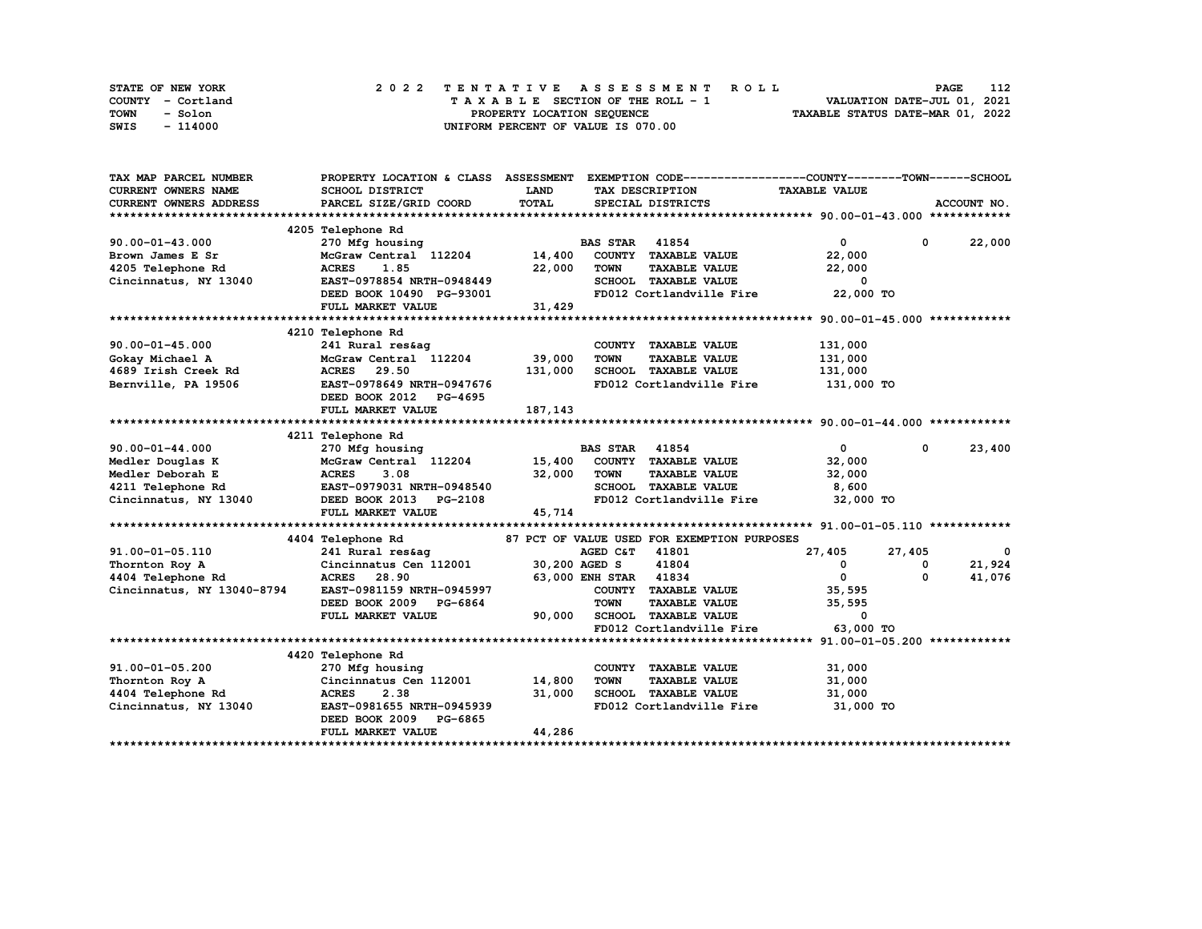STATE OF NEW YORK
COUNTY - Cortland
TOWN - Solon
SWIS - 114000

2022 TENTATIVE ASSESSMENT ROLL
TAXABLE SECTION OF THE ROLL - 1
PROPERTY LOCATION SEQUENCE
UNIFORM PERCENT OF VALUE IS 070.00

VALUATION DATE-JUL 01, 2021
TAXABLE STATUS DATE-MAR 01, 2022

| TAX MAP PARCEL NUMBER / CURRENT OWNERS NAME / CURRENT OWNERS ADDRESS | PROPERTY LOCATION & CLASS / SCHOOL DISTRICT / PARCEL SIZE/GRID COORD | ASSESSMENT LAND / TOTAL | EXEMPTION CODE / TAX DESCRIPTION / SPECIAL DISTRICTS | COUNTY TAXABLE VALUE | TOWN | SCHOOL / ACCOUNT NO. |
|---|---|---|---|---|---|---|
| **90.00-01-43.000** | 4205 Telephone Rd | | | | | |
| 90.00-01-43.000 | 270 Mfg housing | | BAS STAR 41854 | 0 | 0 | 22,000 |
| Brown James E Sr | McGraw Central 112204 | 14,400 | COUNTY TAXABLE VALUE | 22,000 | | |
| 4205 Telephone Rd | ACRES 1.85 | 22,000 | TOWN TAXABLE VALUE | 22,000 | | |
| Cincinnatus, NY 13040 | EAST-0978854 NRTH-0948449 | | SCHOOL TAXABLE VALUE | 0 | | |
| | DEED BOOK 10490 PG-93001 | | FD012 Cortlandville Fire | 22,000 TO | | |
| | FULL MARKET VALUE | 31,429 | | | | |
| **90.00-01-45.000** | 4210 Telephone Rd | | | | | |
| 90.00-01-45.000 | 241 Rural res&ag | | COUNTY TAXABLE VALUE | 131,000 | | |
| Gokay Michael A | McGraw Central 112204 | 39,000 | TOWN TAXABLE VALUE | 131,000 | | |
| 4689 Irish Creek Rd | ACRES 29.50 | 131,000 | SCHOOL TAXABLE VALUE | 131,000 | | |
| Bernville, PA 19506 | EAST-0978649 NRTH-0947676 | | FD012 Cortlandville Fire | 131,000 TO | | |
| | DEED BOOK 2012 PG-4695 | | | | | |
| | FULL MARKET VALUE | 187,143 | | | | |
| **90.00-01-44.000** | 4211 Telephone Rd | | | | | |
| 90.00-01-44.000 | 270 Mfg housing | | BAS STAR 41854 | 0 | 0 | 23,400 |
| Medler Douglas K | McGraw Central 112204 | 15,400 | COUNTY TAXABLE VALUE | 32,000 | | |
| Medler Deborah E | ACRES 3.08 | 32,000 | TOWN TAXABLE VALUE | 32,000 | | |
| 4211 Telephone Rd | EAST-0979031 NRTH-0948540 | | SCHOOL TAXABLE VALUE | 8,600 | | |
| Cincinnatus, NY 13040 | DEED BOOK 2013 PG-2108 | | FD012 Cortlandville Fire | 32,000 TO | | |
| | FULL MARKET VALUE | 45,714 | | | | |
| **91.00-01-05.110** | 4404 Telephone Rd | | 87 PCT OF VALUE USED FOR EXEMPTION PURPOSES | | | |
| 91.00-01-05.110 | 241 Rural res&ag | | AGED C&T 41801 | 27,405 | 27,405 | 0 |
| Thornton Roy A | Cincinnatus Cen 112001 | 30,200 | AGED S 41804 | 0 | 0 | 21,924 |
| 4404 Telephone Rd | ACRES 28.90 | 63,000 | ENH STAR 41834 | 0 | 0 | 41,076 |
| Cincinnatus, NY 13040-8794 | EAST-0981159 NRTH-0945997 | | COUNTY TAXABLE VALUE | 35,595 | | |
| | DEED BOOK 2009 PG-6864 | | TOWN TAXABLE VALUE | 35,595 | | |
| | FULL MARKET VALUE | 90,000 | SCHOOL TAXABLE VALUE | 0 | | |
| | | | FD012 Cortlandville Fire | 63,000 TO | | |
| **91.00-01-05.200** | 4420 Telephone Rd | | | | | |
| 91.00-01-05.200 | 270 Mfg housing | | COUNTY TAXABLE VALUE | 31,000 | | |
| Thornton Roy A | Cincinnatus Cen 112001 | 14,800 | TOWN TAXABLE VALUE | 31,000 | | |
| 4404 Telephone Rd | ACRES 2.38 | 31,000 | SCHOOL TAXABLE VALUE | 31,000 | | |
| Cincinnatus, NY 13040 | EAST-0981655 NRTH-0945939 | | FD012 Cortlandville Fire | 31,000 TO | | |
| | DEED BOOK 2009 PG-6865 | | | | | |
| | FULL MARKET VALUE | 44,286 | | | | |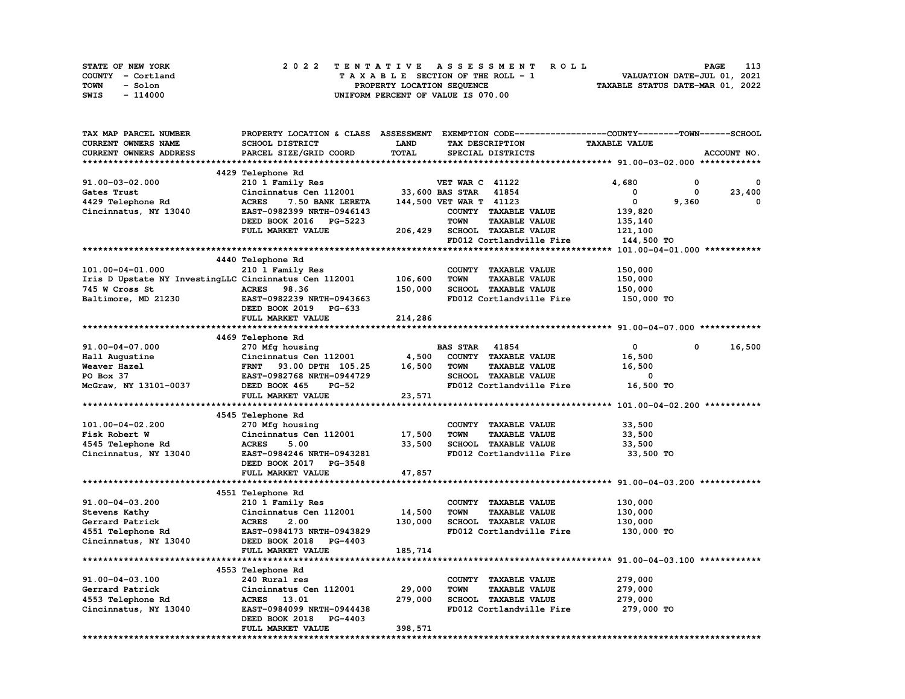STATE OF NEW YORK | COUNTY - Cortland | TOWN - Solon | SWIS - 114000

**2022 TENTATIVE ASSESSMENT ROLL**
TAXABLE SECTION OF THE ROLL - 1
PROPERTY LOCATION SEQUENCE
UNIFORM PERCENT OF VALUE IS 070.00

VALUATION DATE-JUL 01, 2021
TAXABLE STATUS DATE-MAR 01, 2022

| TAX MAP PARCEL NUMBER / CURRENT OWNERS NAME / CURRENT OWNERS ADDRESS | PROPERTY LOCATION & CLASS / SCHOOL DISTRICT / PARCEL SIZE/GRID COORD | ASSESSMENT LAND / TOTAL | EXEMPTION CODE / TAX DESCRIPTION / SPECIAL DISTRICTS | COUNTY TAXABLE VALUE | TOWN | SCHOOL |
|---|---|---|---|---|---|---|
| **91.00-03-02.000** | 4429 Telephone Rd | | | | | |
| 91.00-03-02.000 | 210 1 Family Res | | VET WAR C 41122 | 4,680 | 0 | 0 |
| Gates Trust | Cincinnatus Cen 112001 | 33,600 | BAS STAR 41854 | 0 | 0 | 23,400 |
| 4429 Telephone Rd | ACRES 7.50 BANK LERETA | 144,500 | VET WAR T 41123 | 0 | 9,360 | 0 |
| Cincinnatus, NY 13040 | EAST-0982399 NRTH-0946143 | | COUNTY TAXABLE VALUE | 139,820 | | |
| | DEED BOOK 2016 PG-5223 | | TOWN TAXABLE VALUE | 135,140 | | |
| | FULL MARKET VALUE | 206,429 | SCHOOL TAXABLE VALUE | 121,100 | | |
| | | | FD012 Cortlandville Fire | 144,500 TO | | |
| **101.00-04-01.000** | 4440 Telephone Rd | | | | | |
| 101.00-04-01.000 | 210 1 Family Res | | COUNTY TAXABLE VALUE | 150,000 | | |
| Iris D Upstate NY InvestingLLC | Cincinnatus Cen 112001 | 106,600 | TOWN TAXABLE VALUE | 150,000 | | |
| 745 W Cross St | ACRES 98.36 | 150,000 | SCHOOL TAXABLE VALUE | 150,000 | | |
| Baltimore, MD 21230 | EAST-0982239 NRTH-0943663 | | FD012 Cortlandville Fire | 150,000 TO | | |
| | DEED BOOK 2019 PG-633 | | | | | |
| | FULL MARKET VALUE | 214,286 | | | | |
| **91.00-04-07.000** | 4469 Telephone Rd | | | | | |
| 91.00-04-07.000 | 270 Mfg housing | | BAS STAR 41854 | 0 | 0 | 16,500 |
| Hall Augustine | Cincinnatus Cen 112001 | 4,500 | COUNTY TAXABLE VALUE | 16,500 | | |
| Weaver Hazel | FRNT 93.00 DPTH 105.25 | 16,500 | TOWN TAXABLE VALUE | 16,500 | | |
| PO Box 37 | EAST-0982768 NRTH-0944729 | | SCHOOL TAXABLE VALUE | 0 | | |
| McGraw, NY 13101-0037 | DEED BOOK 465 PG-52 | | FD012 Cortlandville Fire | 16,500 TO | | |
| | FULL MARKET VALUE | 23,571 | | | | |
| **101.00-04-02.200** | 4545 Telephone Rd | | | | | |
| 101.00-04-02.200 | 270 Mfg housing | | COUNTY TAXABLE VALUE | 33,500 | | |
| Fisk Robert W | Cincinnatus Cen 112001 | 17,500 | TOWN TAXABLE VALUE | 33,500 | | |
| 4545 Telephone Rd | ACRES 5.00 | 33,500 | SCHOOL TAXABLE VALUE | 33,500 | | |
| Cincinnatus, NY 13040 | EAST-0984246 NRTH-0943281 | | FD012 Cortlandville Fire | 33,500 TO | | |
| | DEED BOOK 2017 PG-3548 | | | | | |
| | FULL MARKET VALUE | 47,857 | | | | |
| **91.00-04-03.200** | 4551 Telephone Rd | | | | | |
| 91.00-04-03.200 | 210 1 Family Res | | COUNTY TAXABLE VALUE | 130,000 | | |
| Stevens Kathy | Cincinnatus Cen 112001 | 14,500 | TOWN TAXABLE VALUE | 130,000 | | |
| Gerrard Patrick | ACRES 2.00 | 130,000 | SCHOOL TAXABLE VALUE | 130,000 | | |
| 4551 Telephone Rd | EAST-0984173 NRTH-0943829 | | FD012 Cortlandville Fire | 130,000 TO | | |
| Cincinnatus, NY 13040 | DEED BOOK 2018 PG-4403 | | | | | |
| | FULL MARKET VALUE | 185,714 | | | | |
| **91.00-04-03.100** | 4553 Telephone Rd | | | | | |
| 91.00-04-03.100 | 240 Rural res | | COUNTY TAXABLE VALUE | 279,000 | | |
| Gerrard Patrick | Cincinnatus Cen 112001 | 29,000 | TOWN TAXABLE VALUE | 279,000 | | |
| 4553 Telephone Rd | ACRES 13.01 | 279,000 | SCHOOL TAXABLE VALUE | 279,000 | | |
| Cincinnatus, NY 13040 | EAST-0984099 NRTH-0944438 | | FD012 Cortlandville Fire | 279,000 TO | | |
| | DEED BOOK 2018 PG-4403 | | | | | |
| | FULL MARKET VALUE | 398,571 | | | | |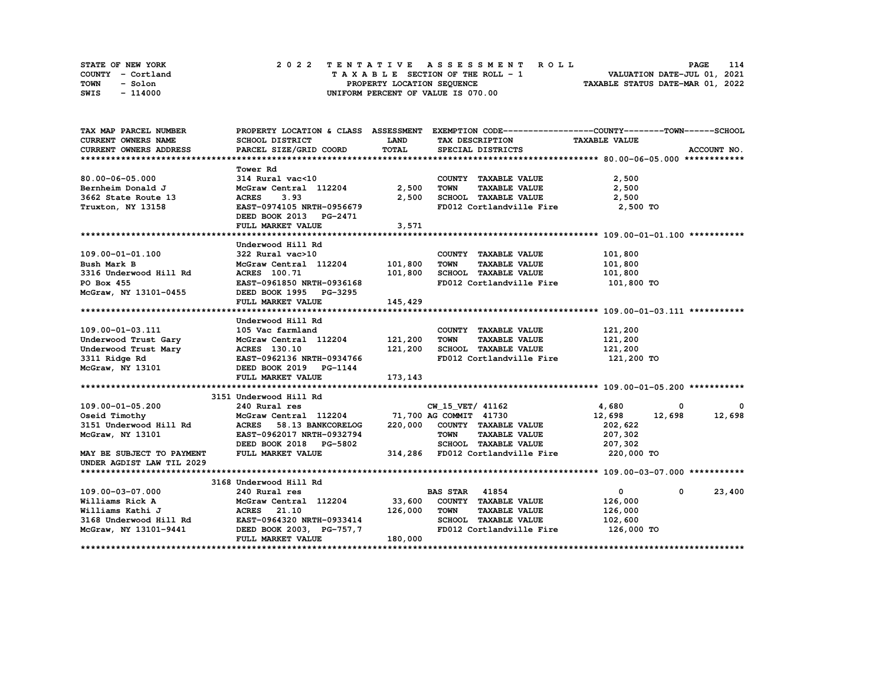STATE OF NEW YORK — 2022 TENTATIVE ASSESSMENT ROLL
COUNTY - Cortland — TAXABLE SECTION OF THE ROLL - 1 — VALUATION DATE-JUL 01, 2021
TOWN - Solon — PROPERTY LOCATION SEQUENCE — TAXABLE STATUS DATE-MAR 01, 2022
SWIS - 114000 — UNIFORM PERCENT OF VALUE IS 070.00

| TAX MAP PARCEL NUMBER / CURRENT OWNERS NAME / CURRENT OWNERS ADDRESS | PROPERTY LOCATION & CLASS / SCHOOL DISTRICT / PARCEL SIZE/GRID COORD | ASSESSMENT LAND / TOTAL | EXEMPTION CODE / TAX DESCRIPTION / SPECIAL DISTRICTS | COUNTY TAXABLE VALUE | TOWN | SCHOOL |
|---|---|---|---|---|---|---|
| **80.00-06-05.000** | Tower Rd | | | | | |
| 80.00-06-05.000 | 314 Rural vac<10 | | COUNTY TAXABLE VALUE | 2,500 | | |
| Bernheim Donald J | McGraw Central 112204 | 2,500 | TOWN TAXABLE VALUE | 2,500 | | |
| 3662 State Route 13 | ACRES 3.93 | 2,500 | SCHOOL TAXABLE VALUE | 2,500 | | |
| Truxton, NY 13158 | EAST-0974105 NRTH-0956679 | | FD012 Cortlandville Fire | 2,500 TO | | |
| | DEED BOOK 2013 PG-2471 | | | | | |
| | FULL MARKET VALUE | 3,571 | | | | |
| **109.00-01-01.100** | Underwood Hill Rd | | | | | |
| 109.00-01-01.100 | 322 Rural vac>10 | | COUNTY TAXABLE VALUE | 101,800 | | |
| Bush Mark B | McGraw Central 112204 | 101,800 | TOWN TAXABLE VALUE | 101,800 | | |
| 3316 Underwood Hill Rd | ACRES 100.71 | 101,800 | SCHOOL TAXABLE VALUE | 101,800 | | |
| PO Box 455 | EAST-0961850 NRTH-0936168 | | FD012 Cortlandville Fire | 101,800 TO | | |
| McGraw, NY 13101-0455 | DEED BOOK 1995 PG-3295 | | | | | |
| | FULL MARKET VALUE | 145,429 | | | | |
| **109.00-01-03.111** | Underwood Hill Rd | | | | | |
| 109.00-01-03.111 | 105 Vac farmland | | COUNTY TAXABLE VALUE | 121,200 | | |
| Underwood Trust Gary | McGraw Central 112204 | 121,200 | TOWN TAXABLE VALUE | 121,200 | | |
| Underwood Trust Mary | ACRES 130.10 | 121,200 | SCHOOL TAXABLE VALUE | 121,200 | | |
| 3311 Ridge Rd | EAST-0962136 NRTH-0934766 | | FD012 Cortlandville Fire | 121,200 TO | | |
| McGraw, NY 13101 | DEED BOOK 2019 PG-1144 | | | | | |
| | FULL MARKET VALUE | 173,143 | | | | |
| **109.00-01-05.200** | 3151 Underwood Hill Rd | | | | | |
| 109.00-01-05.200 | 240 Rural res | | CW_15_VET/ 41162 | 4,680 | 0 | 0 |
| Oseid Timothy | McGraw Central 112204 | 71,700 | AG COMMIT 41730 | 12,698 | 12,698 | 12,698 |
| 3151 Underwood Hill Rd | ACRES 58.13 BANKCORELOG | 220,000 | COUNTY TAXABLE VALUE | 202,622 | | |
| McGraw, NY 13101 | EAST-0962017 NRTH-0932794 | | TOWN TAXABLE VALUE | 207,302 | | |
| | DEED BOOK 2018 PG-5802 | | SCHOOL TAXABLE VALUE | 207,302 | | |
| MAY BE SUBJECT TO PAYMENT | FULL MARKET VALUE | 314,286 | FD012 Cortlandville Fire | 220,000 TO | | |
| UNDER AGDIST LAW TIL 2029 | | | | | | |
| **109.00-03-07.000** | 3168 Underwood Hill Rd | | | | | |
| 109.00-03-07.000 | 240 Rural res | | BAS STAR 41854 | 0 | 0 | 23,400 |
| Williams Rick A | McGraw Central 112204 | 33,600 | COUNTY TAXABLE VALUE | 126,000 | | |
| Williams Kathi J | ACRES 21.10 | 126,000 | TOWN TAXABLE VALUE | 126,000 | | |
| 3168 Underwood Hill Rd | EAST-0964320 NRTH-0933414 | | SCHOOL TAXABLE VALUE | 102,600 | | |
| McGraw, NY 13101-9441 | DEED BOOK 2003, PG-757,7 | | FD012 Cortlandville Fire | 126,000 TO | | |
| | FULL MARKET VALUE | 180,000 | | | | |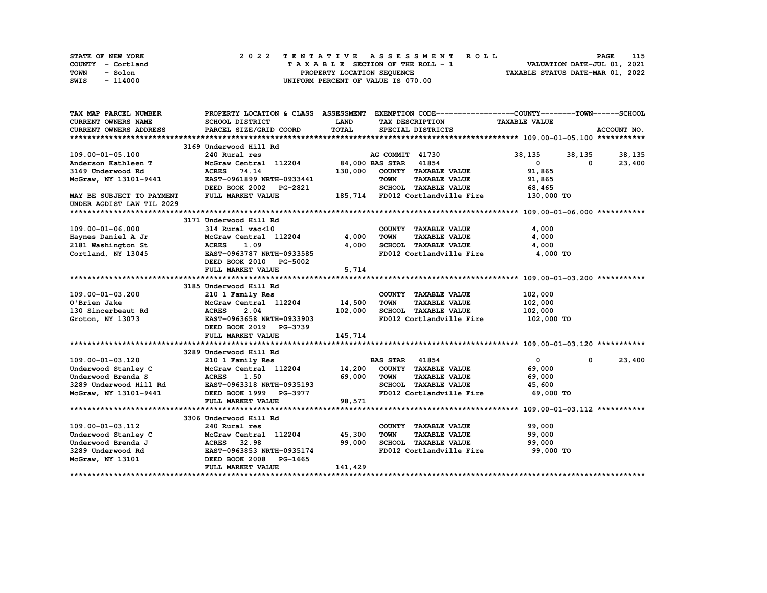STATE OF NEW YORK — COUNTY - Cortland — TOWN - Solon — SWIS - 114000

**2022 TENTATIVE ASSESSMENT ROLL**
TAXABLE SECTION OF THE ROLL - 1
PROPERTY LOCATION SEQUENCE
UNIFORM PERCENT OF VALUE IS 070.00

VALUATION DATE-JUL 01, 2021
TAXABLE STATUS DATE-MAR 01, 2022

| TAX MAP PARCEL NUMBER / CURRENT OWNERS NAME / CURRENT OWNERS ADDRESS | PROPERTY LOCATION & CLASS / SCHOOL DISTRICT / PARCEL SIZE/GRID COORD | ASSESSMENT LAND | TOTAL | EXEMPTION CODE / TAX DESCRIPTION / SPECIAL DISTRICTS | COUNTY | TOWN | SCHOOL |
|---|---|---|---|---|---|---|---|
| **109.00-01-05.100** | 3169 Underwood Hill Rd | | | | | | |
| 109.00-01-05.100 | 240 Rural res | | | AG COMMIT 41730 | 38,135 | 38,135 | 38,135 |
| Anderson Kathleen T | McGraw Central 112204 | 84,000 | | BAS STAR 41854 | 0 | 0 | 23,400 |
| 3169 Underwood Rd | ACRES 74.14 | | 130,000 | COUNTY TAXABLE VALUE | 91,865 | | |
| McGraw, NY 13101-9441 | EAST-0961899 NRTH-0933441 | | | TOWN TAXABLE VALUE | | 91,865 | |
| | DEED BOOK 2002 PG-2821 | | | SCHOOL TAXABLE VALUE | | | 68,465 |
| MAY BE SUBJECT TO PAYMENT UNDER AGDIST LAW TIL 2029 | FULL MARKET VALUE | | 185,714 | FD012 Cortlandville Fire | 130,000 TO | | |
| **109.00-01-06.000** | 3171 Underwood Hill Rd | | | | | | |
| 109.00-01-06.000 | 314 Rural vac<10 | | | COUNTY TAXABLE VALUE | 4,000 | | |
| Haynes Daniel A Jr | McGraw Central 112204 | 4,000 | | TOWN TAXABLE VALUE | | 4,000 | |
| 2181 Washington St | ACRES 1.09 | | 4,000 | SCHOOL TAXABLE VALUE | | | 4,000 |
| Cortland, NY 13045 | EAST-0963787 NRTH-0933585 | | | FD012 Cortlandville Fire | 4,000 TO | | |
| | DEED BOOK 2010 PG-5002 | | | | | | |
| | FULL MARKET VALUE | | 5,714 | | | | |
| **109.00-01-03.200** | 3185 Underwood Hill Rd | | | | | | |
| 109.00-01-03.200 | 210 1 Family Res | | | COUNTY TAXABLE VALUE | 102,000 | | |
| O'Brien Jake | McGraw Central 112204 | 14,500 | | TOWN TAXABLE VALUE | | 102,000 | |
| 130 Sincerbeaut Rd | ACRES 2.04 | | 102,000 | SCHOOL TAXABLE VALUE | | | 102,000 |
| Groton, NY 13073 | EAST-0963658 NRTH-0933903 | | | FD012 Cortlandville Fire | 102,000 TO | | |
| | DEED BOOK 2019 PG-3739 | | | | | | |
| | FULL MARKET VALUE | | 145,714 | | | | |
| **109.00-01-03.120** | 3289 Underwood Hill Rd | | | | | | |
| 109.00-01-03.120 | 210 1 Family Res | | | BAS STAR 41854 | 0 | 0 | 23,400 |
| Underwood Stanley C | McGraw Central 112204 | 14,200 | | COUNTY TAXABLE VALUE | 69,000 | | |
| Underwood Brenda S | ACRES 1.50 | | 69,000 | TOWN TAXABLE VALUE | | 69,000 | |
| 3289 Underwood Hill Rd | EAST-0963318 NRTH-0935193 | | | SCHOOL TAXABLE VALUE | | | 45,600 |
| McGraw, NY 13101-9441 | DEED BOOK 1999 PG-3977 | | | FD012 Cortlandville Fire | 69,000 TO | | |
| | FULL MARKET VALUE | | 98,571 | | | | |
| **109.00-01-03.112** | 3306 Underwood Hill Rd | | | | | | |
| 109.00-01-03.112 | 240 Rural res | | | COUNTY TAXABLE VALUE | 99,000 | | |
| Underwood Stanley C | McGraw Central 112204 | 45,300 | | TOWN TAXABLE VALUE | | 99,000 | |
| Underwood Brenda J | ACRES 32.98 | | 99,000 | SCHOOL TAXABLE VALUE | | | 99,000 |
| 3289 Underwood Rd | EAST-0963853 NRTH-0935174 | | | FD012 Cortlandville Fire | 99,000 TO | | |
| McGraw, NY 13101 | DEED BOOK 2008 PG-1665 | | | | | | |
| | FULL MARKET VALUE | | 141,429 | | | | |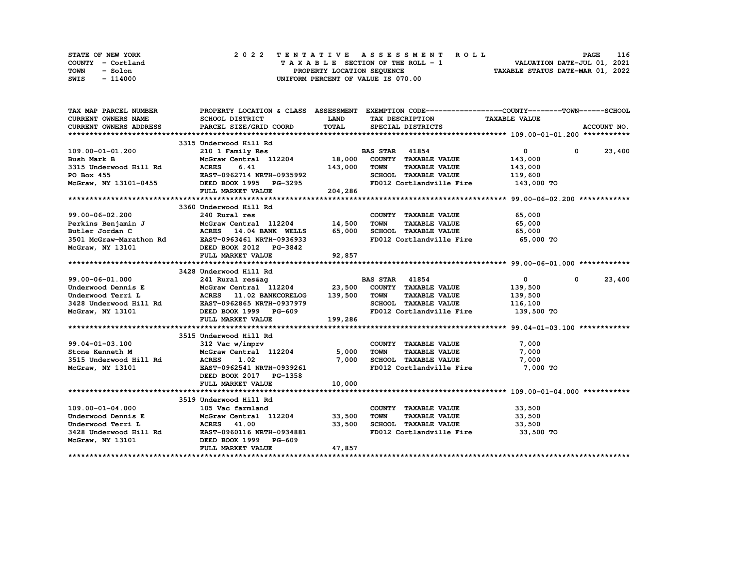STATE OF NEW YORK — 2022 TENTATIVE ASSESSMENT ROLL — PAGE 116
COUNTY - Cortland — TAXABLE SECTION OF THE ROLL - 1 — VALUATION DATE-JUL 01, 2021
TOWN - Solon — PROPERTY LOCATION SEQUENCE — TAXABLE STATUS DATE-MAR 01, 2022
SWIS - 114000 — UNIFORM PERCENT OF VALUE IS 070.00

| TAX MAP PARCEL NUMBER / CURRENT OWNERS NAME / CURRENT OWNERS ADDRESS | PROPERTY LOCATION & CLASS / SCHOOL DISTRICT / PARCEL SIZE/GRID COORD | ASSESSMENT LAND | TOTAL | EXEMPTION CODE / TAX DESCRIPTION / SPECIAL DISTRICTS | COUNTY TAXABLE VALUE | TOWN | SCHOOL |
|---|---|---|---|---|---|---|---|
| **109.00-01-01.200** | 3315 Underwood Hill Rd | | | | | | |
| 109.00-01-01.200 | 210 1 Family Res | | | BAS STAR 41854 | 0 | 0 | 23,400 |
| Bush Mark B | McGraw Central 112204 | 18,000 | | COUNTY TAXABLE VALUE | 143,000 | | |
| 3315 Underwood Hill Rd | ACRES 6.41 | | 143,000 | TOWN TAXABLE VALUE | 143,000 | | |
| PO Box 455 | EAST-0962714 NRTH-0935992 | | | SCHOOL TAXABLE VALUE | 119,600 | | |
| McGraw, NY 13101-0455 | DEED BOOK 1995 PG-3295 | | | FD012 Cortlandville Fire | 143,000 TO | | |
| | FULL MARKET VALUE | | 204,286 | | | | |
| **99.00-06-02.200** | 3360 Underwood Hill Rd | | | | | | |
| 99.00-06-02.200 | 240 Rural res | | | COUNTY TAXABLE VALUE | 65,000 | | |
| Perkins Benjamin J | McGraw Central 112204 | 14,500 | | TOWN TAXABLE VALUE | 65,000 | | |
| Butler Jordan C | ACRES 14.04 BANK WELLS | | 65,000 | SCHOOL TAXABLE VALUE | 65,000 | | |
| 3501 McGraw-Marathon Rd | EAST-0963461 NRTH-0936933 | | | FD012 Cortlandville Fire | 65,000 TO | | |
| McGraw, NY 13101 | DEED BOOK 2012 PG-3842 | | | | | | |
| | FULL MARKET VALUE | | 92,857 | | | | |
| **99.00-06-01.000** | 3428 Underwood Hill Rd | | | | | | |
| 99.00-06-01.000 | 241 Rural res&ag | | | BAS STAR 41854 | 0 | 0 | 23,400 |
| Underwood Dennis E | McGraw Central 112204 | 23,500 | | COUNTY TAXABLE VALUE | 139,500 | | |
| Underwood Terri L | ACRES 11.02 BANKCORELOG | | 139,500 | TOWN TAXABLE VALUE | 139,500 | | |
| 3428 Underwood Hill Rd | EAST-0962865 NRTH-0937979 | | | SCHOOL TAXABLE VALUE | 116,100 | | |
| McGraw, NY 13101 | DEED BOOK 1999 PG-609 | | | FD012 Cortlandville Fire | 139,500 TO | | |
| | FULL MARKET VALUE | | 199,286 | | | | |
| **99.04-01-03.100** | 3515 Underwood Hill Rd | | | | | | |
| 99.04-01-03.100 | 312 Vac w/imprv | | | COUNTY TAXABLE VALUE | 7,000 | | |
| Stone Kenneth M | McGraw Central 112204 | 5,000 | | TOWN TAXABLE VALUE | 7,000 | | |
| 3515 Underwood Hill Rd | ACRES 1.02 | | 7,000 | SCHOOL TAXABLE VALUE | 7,000 | | |
| McGraw, NY 13101 | EAST-0962541 NRTH-0939261 | | | FD012 Cortlandville Fire | 7,000 TO | | |
| | DEED BOOK 2017 PG-1358 | | | | | | |
| | FULL MARKET VALUE | | 10,000 | | | | |
| **109.00-01-04.000** | 3519 Underwood Hill Rd | | | | | | |
| 109.00-01-04.000 | 105 Vac farmland | | | COUNTY TAXABLE VALUE | 33,500 | | |
| Underwood Dennis E | McGraw Central 112204 | 33,500 | | TOWN TAXABLE VALUE | 33,500 | | |
| Underwood Terri L | ACRES 41.00 | | 33,500 | SCHOOL TAXABLE VALUE | 33,500 | | |
| 3428 Underwood Hill Rd | EAST-0960116 NRTH-0934881 | | | FD012 Cortlandville Fire | 33,500 TO | | |
| McGraw, NY 13101 | DEED BOOK 1999 PG-609 | | | | | | |
| | FULL MARKET VALUE | | 47,857 | | | | |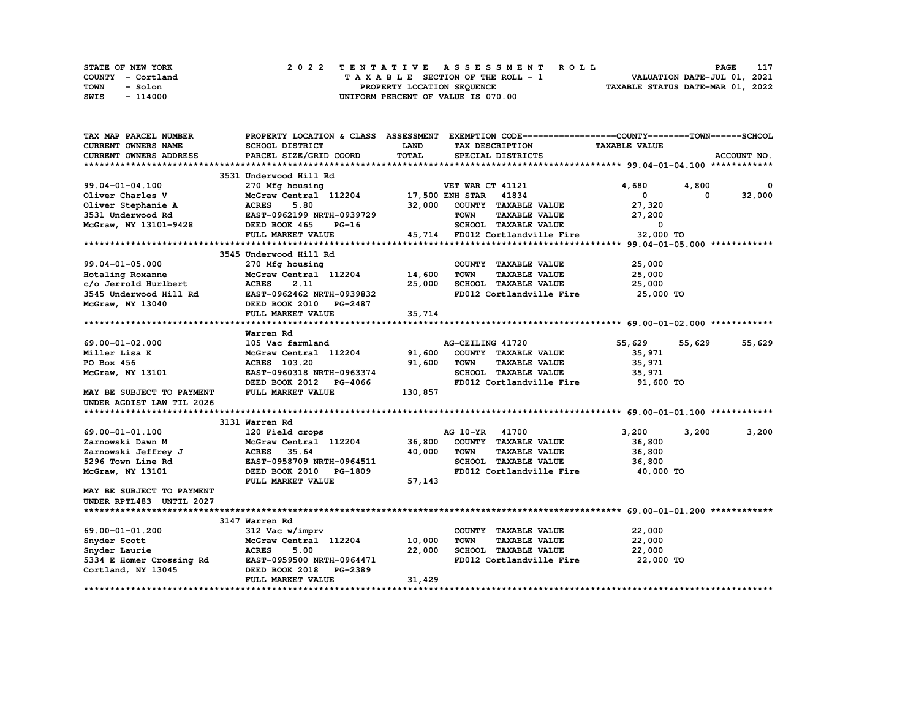STATE OF NEW YORK &nbsp;&nbsp;&nbsp; 2 0 2 2 &nbsp; T E N T A T I V E &nbsp; A S S E S S M E N T &nbsp; R O L L

COUNTY - Cortland &nbsp;&nbsp;&nbsp; T A X A B L E SECTION OF THE ROLL - 1 &nbsp;&nbsp;&nbsp; VALUATION DATE-JUL 01, 2021

TOWN - Solon &nbsp;&nbsp;&nbsp; PROPERTY LOCATION SEQUENCE &nbsp;&nbsp;&nbsp; TAXABLE STATUS DATE-MAR 01, 2022

SWIS - 114000 &nbsp;&nbsp;&nbsp; UNIFORM PERCENT OF VALUE IS 070.00

| TAX MAP PARCEL NUMBER / CURRENT OWNERS NAME / CURRENT OWNERS ADDRESS | PROPERTY LOCATION & CLASS / SCHOOL DISTRICT / PARCEL SIZE/GRID COORD | ASSESSMENT LAND / TOTAL | EXEMPTION CODE / TAX DESCRIPTION / SPECIAL DISTRICTS | COUNTY TAXABLE VALUE | TOWN | SCHOOL / ACCOUNT NO. |
|---|---|---|---|---|---|---|
| | 3531 Underwood Hill Rd | | | | | |
| 99.04-01-04.100 | 270 Mfg housing | | VET WAR CT 41121 | 4,680 | 4,800 | 0 |
| Oliver Charles V | McGraw Central 112204 | 17,500 | ENH STAR 41834 | 0 | 0 | 32,000 |
| Oliver Stephanie A | ACRES 5.80 | 32,000 | COUNTY TAXABLE VALUE | 27,320 | | |
| 3531 Underwood Rd | EAST-0962199 NRTH-0939729 | | TOWN TAXABLE VALUE | 27,200 | | |
| McGraw, NY 13101-9428 | DEED BOOK 465 PG-16 | | SCHOOL TAXABLE VALUE | 0 | | |
| | FULL MARKET VALUE | 45,714 | FD012 Cortlandville Fire | 32,000 TO | | |
| | 3545 Underwood Hill Rd | | | | | |
| 99.04-01-05.000 | 270 Mfg housing | | COUNTY TAXABLE VALUE | 25,000 | | |
| Hotaling Roxanne | McGraw Central 112204 | 14,600 | TOWN TAXABLE VALUE | 25,000 | | |
| c/o Jerrold Hurlbert | ACRES 2.11 | 25,000 | SCHOOL TAXABLE VALUE | 25,000 | | |
| 3545 Underwood Hill Rd | EAST-0962462 NRTH-0939832 | | FD012 Cortlandville Fire | 25,000 TO | | |
| McGraw, NY 13040 | DEED BOOK 2010 PG-2487 | | | | | |
| | FULL MARKET VALUE | 35,714 | | | | |
| | Warren Rd | | | | | |
| 69.00-01-02.000 | 105 Vac farmland | | AG-CEILING 41720 | 55,629 | 55,629 | 55,629 |
| Miller Lisa K | McGraw Central 112204 | 91,600 | COUNTY TAXABLE VALUE | 35,971 | | |
| PO Box 456 | ACRES 103.20 | 91,600 | TOWN TAXABLE VALUE | 35,971 | | |
| McGraw, NY 13101 | EAST-0960318 NRTH-0963374 | | SCHOOL TAXABLE VALUE | 35,971 | | |
| | DEED BOOK 2012 PG-4066 | | FD012 Cortlandville Fire | 91,600 TO | | |
| MAY BE SUBJECT TO PAYMENT | FULL MARKET VALUE | 130,857 | | | | |
| UNDER AGDIST LAW TIL 2026 | | | | | | |
| | 3131 Warren Rd | | | | | |
| 69.00-01-01.100 | 120 Field crops | | AG 10-YR 41700 | 3,200 | 3,200 | 3,200 |
| Zarnowski Dawn M | McGraw Central 112204 | 36,800 | COUNTY TAXABLE VALUE | 36,800 | | |
| Zarnowski Jeffrey J | ACRES 35.64 | 40,000 | TOWN TAXABLE VALUE | 36,800 | | |
| 5296 Town Line Rd | EAST-0958709 NRTH-0964511 | | SCHOOL TAXABLE VALUE | 36,800 | | |
| McGraw, NY 13101 | DEED BOOK 2010 PG-1809 | | FD012 Cortlandville Fire | 40,000 TO | | |
| | FULL MARKET VALUE | 57,143 | | | | |
| MAY BE SUBJECT TO PAYMENT | | | | | | |
| UNDER RPTL483 UNTIL 2027 | | | | | | |
| | 3147 Warren Rd | | | | | |
| 69.00-01-01.200 | 312 Vac w/imprv | | COUNTY TAXABLE VALUE | 22,000 | | |
| Snyder Scott | McGraw Central 112204 | 10,000 | TOWN TAXABLE VALUE | 22,000 | | |
| Snyder Laurie | ACRES 5.00 | 22,000 | SCHOOL TAXABLE VALUE | 22,000 | | |
| 5334 E Homer Crossing Rd | EAST-0959500 NRTH-0964471 | | FD012 Cortlandville Fire | 22,000 TO | | |
| Cortland, NY 13045 | DEED BOOK 2018 PG-2389 | | | | | |
| | FULL MARKET VALUE | 31,429 | | | | |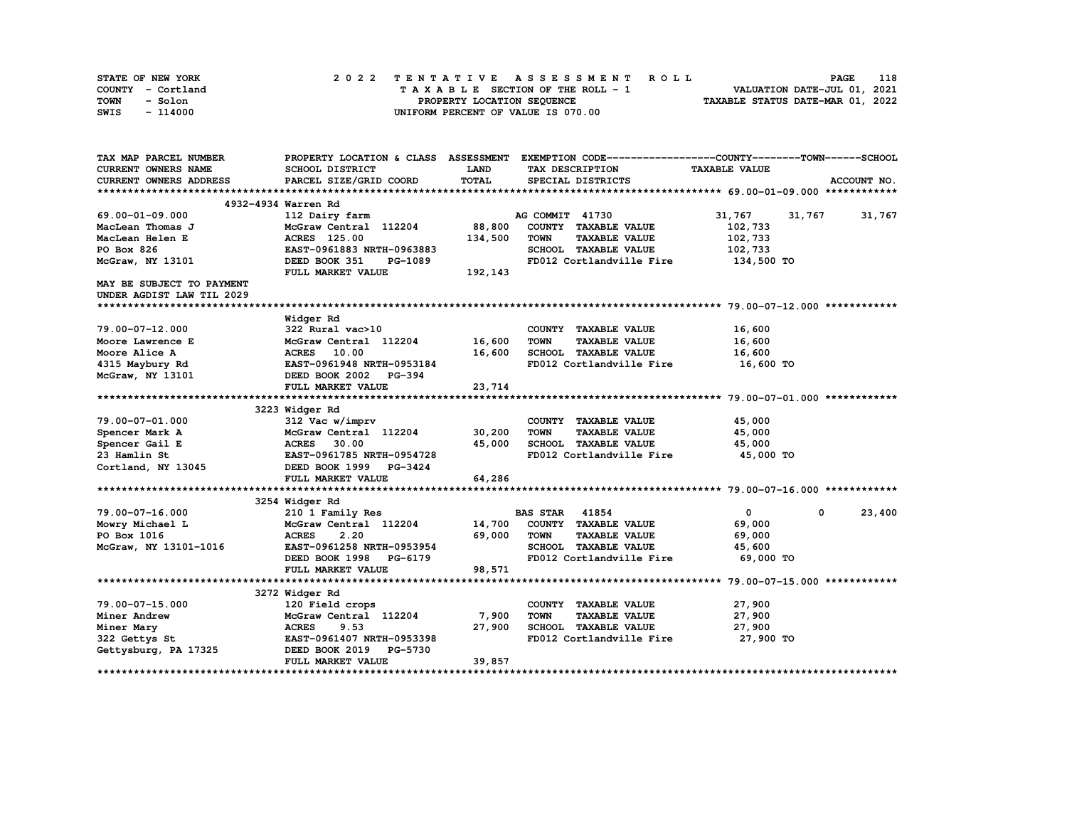STATE OF NEW YORK — 2022 TENTATIVE ASSESSMENT ROLL
COUNTY - Cortland — TAXABLE SECTION OF THE ROLL - 1 — VALUATION DATE-JUL 01, 2021
TOWN - Solon — PROPERTY LOCATION SEQUENCE — TAXABLE STATUS DATE-MAR 01, 2022
SWIS - 114000 — UNIFORM PERCENT OF VALUE IS 070.00

| TAX MAP PARCEL NUMBER / CURRENT OWNERS NAME / CURRENT OWNERS ADDRESS | PROPERTY LOCATION & CLASS / SCHOOL DISTRICT / PARCEL SIZE/GRID COORD | ASSESSMENT LAND | TOTAL | EXEMPTION CODE / TAX DESCRIPTION / SPECIAL DISTRICTS | COUNTY TAXABLE VALUE | TOWN | SCHOOL |
|---|---|---|---|---|---|---|---|
| **69.00-01-09.000** | 4932-4934 Warren Rd | | | | | | |
| 69.00-01-09.000 | 112 Dairy farm | | | AG COMMIT 41730 | 31,767 | 31,767 | 31,767 |
| MacLean Thomas J | McGraw Central 112204 | 88,800 | | COUNTY TAXABLE VALUE | 102,733 | | |
| MacLean Helen E | ACRES 125.00 | | 134,500 | TOWN TAXABLE VALUE | 102,733 | | |
| PO Box 826 | EAST-0961883 NRTH-0963883 | | | SCHOOL TAXABLE VALUE | 102,733 | | |
| McGraw, NY 13101 | DEED BOOK 351 PG-1089 | | | FD012 Cortlandville Fire | 134,500 TO | | |
| | FULL MARKET VALUE | | 192,143 | | | | |
| MAY BE SUBJECT TO PAYMENT UNDER AGDIST LAW TIL 2029 | | | | | | | |
| **79.00-07-12.000** | Widger Rd | | | | | | |
| 79.00-07-12.000 | 322 Rural vac>10 | | | COUNTY TAXABLE VALUE | 16,600 | | |
| Moore Lawrence E | McGraw Central 112204 | 16,600 | | TOWN TAXABLE VALUE | 16,600 | | |
| Moore Alice A | ACRES 10.00 | | 16,600 | SCHOOL TAXABLE VALUE | 16,600 | | |
| 4315 Maybury Rd | EAST-0961948 NRTH-0953184 | | | FD012 Cortlandville Fire | 16,600 TO | | |
| McGraw, NY 13101 | DEED BOOK 2002 PG-394 | | | | | | |
| | FULL MARKET VALUE | | 23,714 | | | | |
| **79.00-07-01.000** | 3223 Widger Rd | | | | | | |
| 79.00-07-01.000 | 312 Vac w/imprv | | | COUNTY TAXABLE VALUE | 45,000 | | |
| Spencer Mark A | McGraw Central 112204 | 30,200 | | TOWN TAXABLE VALUE | 45,000 | | |
| Spencer Gail E | ACRES 30.00 | | 45,000 | SCHOOL TAXABLE VALUE | 45,000 | | |
| 23 Hamlin St | EAST-0961785 NRTH-0954728 | | | FD012 Cortlandville Fire | 45,000 TO | | |
| Cortland, NY 13045 | DEED BOOK 1999 PG-3424 | | | | | | |
| | FULL MARKET VALUE | | 64,286 | | | | |
| **79.00-07-16.000** | 3254 Widger Rd | | | | | | |
| 79.00-07-16.000 | 210 1 Family Res | | | BAS STAR 41854 | 0 | 0 | 23,400 |
| Mowry Michael L | McGraw Central 112204 | 14,700 | | COUNTY TAXABLE VALUE | 69,000 | | |
| PO Box 1016 | ACRES 2.20 | | 69,000 | TOWN TAXABLE VALUE | 69,000 | | |
| McGraw, NY 13101-1016 | EAST-0961258 NRTH-0953954 | | | SCHOOL TAXABLE VALUE | 45,600 | | |
| | DEED BOOK 1998 PG-6179 | | | FD012 Cortlandville Fire | 69,000 TO | | |
| | FULL MARKET VALUE | | 98,571 | | | | |
| **79.00-07-15.000** | 3272 Widger Rd | | | | | | |
| 79.00-07-15.000 | 120 Field crops | | | COUNTY TAXABLE VALUE | 27,900 | | |
| Miner Andrew | McGraw Central 112204 | 7,900 | | TOWN TAXABLE VALUE | 27,900 | | |
| Miner Mary | ACRES 9.53 | | 27,900 | SCHOOL TAXABLE VALUE | 27,900 | | |
| 322 Gettys St | EAST-0961407 NRTH-0953398 | | | FD012 Cortlandville Fire | 27,900 TO | | |
| Gettysburg, PA 17325 | DEED BOOK 2019 PG-5730 | | | | | | |
| | FULL MARKET VALUE | | 39,857 | | | | |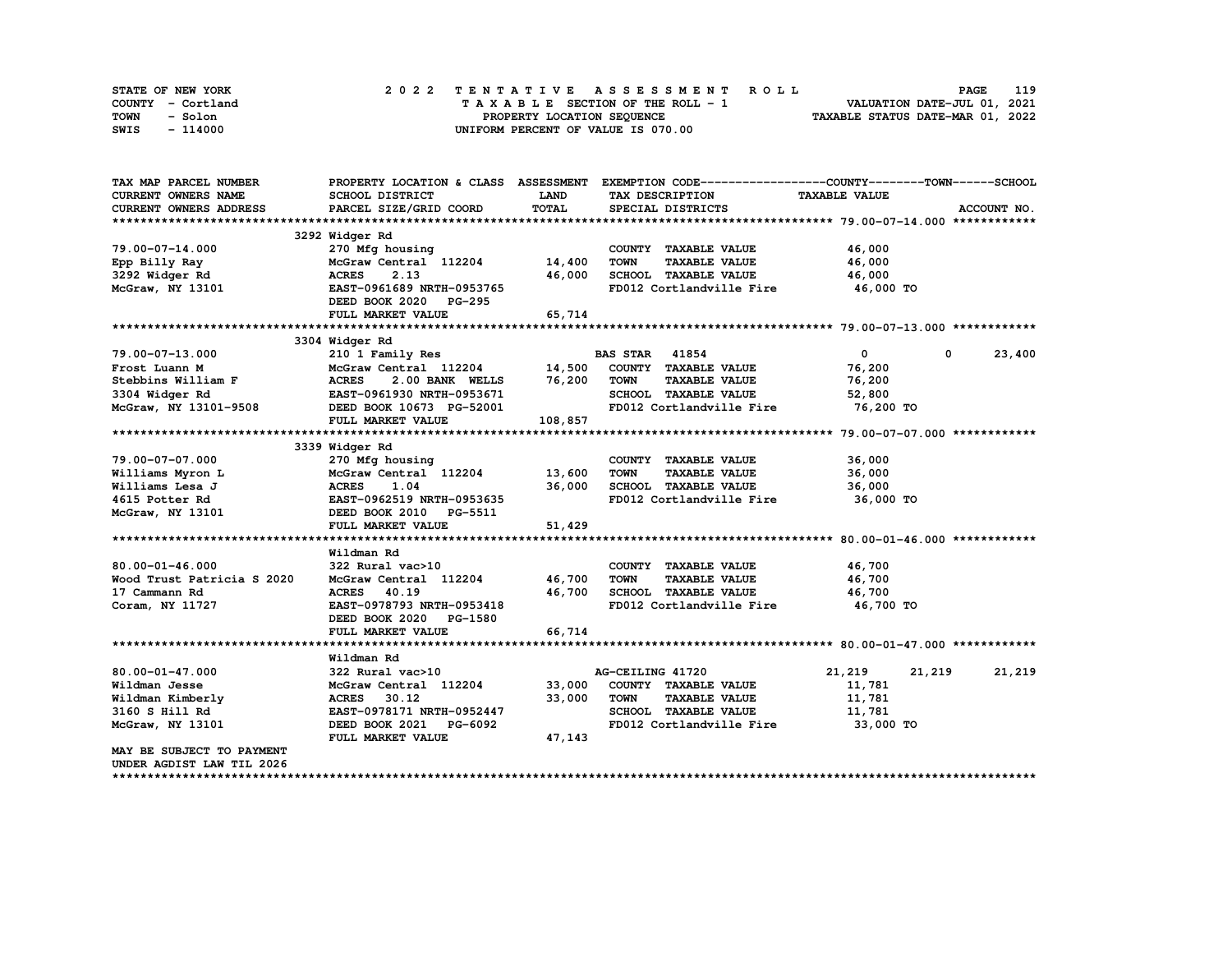STATE OF NEW YORK — 2022 TENTATIVE ASSESSMENT ROLL — PAGE 119
COUNTY - Cortland — TAXABLE SECTION OF THE ROLL - 1 — VALUATION DATE-JUL 01, 2021
TOWN - Solon — PROPERTY LOCATION SEQUENCE — TAXABLE STATUS DATE-MAR 01, 2022
SWIS - 114000 — UNIFORM PERCENT OF VALUE IS 070.00

| TAX MAP PARCEL NUMBER / CURRENT OWNERS NAME / CURRENT OWNERS ADDRESS | PROPERTY LOCATION & CLASS / SCHOOL DISTRICT / PARCEL SIZE/GRID COORD | ASSESSMENT LAND / TOTAL | EXEMPTION CODE / TAX DESCRIPTION / SPECIAL DISTRICTS | COUNTY TAXABLE VALUE | TOWN | SCHOOL |
|---|---|---|---|---|---|---|
| **79.00-07-14.000** | 3292 Widger Rd | | | | | |
| 79.00-07-14.000 | 270 Mfg housing | | COUNTY TAXABLE VALUE | 46,000 | | |
| Epp Billy Ray | McGraw Central 112204 | 14,400 | TOWN TAXABLE VALUE | 46,000 | | |
| 3292 Widger Rd | ACRES 2.13 | 46,000 | SCHOOL TAXABLE VALUE | 46,000 | | |
| McGraw, NY 13101 | EAST-0961689 NRTH-0953765 | | FD012 Cortlandville Fire | 46,000 TO | | |
| | DEED BOOK 2020 PG-295 | | | | | |
| | FULL MARKET VALUE | 65,714 | | | | |
| **79.00-07-13.000** | 3304 Widger Rd | | | | | |
| 79.00-07-13.000 | 210 1 Family Res | | BAS STAR 41854 | 0 | 0 | 23,400 |
| Frost Luann M | McGraw Central 112204 | 14,500 | COUNTY TAXABLE VALUE | 76,200 | | |
| Stebbins William F | ACRES 2.00 BANK WELLS | 76,200 | TOWN TAXABLE VALUE | 76,200 | | |
| 3304 Widger Rd | EAST-0961930 NRTH-0953671 | | SCHOOL TAXABLE VALUE | 52,800 | | |
| McGraw, NY 13101-9508 | DEED BOOK 10673 PG-52001 | | FD012 Cortlandville Fire | 76,200 TO | | |
| | FULL MARKET VALUE | 108,857 | | | | |
| **79.00-07-07.000** | 3339 Widger Rd | | | | | |
| 79.00-07-07.000 | 270 Mfg housing | | COUNTY TAXABLE VALUE | 36,000 | | |
| Williams Myron L | McGraw Central 112204 | 13,600 | TOWN TAXABLE VALUE | 36,000 | | |
| Williams Lesa J | ACRES 1.04 | 36,000 | SCHOOL TAXABLE VALUE | 36,000 | | |
| 4615 Potter Rd | EAST-0962519 NRTH-0953635 | | FD012 Cortlandville Fire | 36,000 TO | | |
| McGraw, NY 13101 | DEED BOOK 2010 PG-5511 | | | | | |
| | FULL MARKET VALUE | 51,429 | | | | |
| **80.00-01-46.000** | Wildman Rd | | | | | |
| 80.00-01-46.000 | 322 Rural vac>10 | | COUNTY TAXABLE VALUE | 46,700 | | |
| Wood Trust Patricia S 2020 | McGraw Central 112204 | 46,700 | TOWN TAXABLE VALUE | 46,700 | | |
| 17 Cammann Rd | ACRES 40.19 | 46,700 | SCHOOL TAXABLE VALUE | 46,700 | | |
| Coram, NY 11727 | EAST-0978793 NRTH-0953418 | | FD012 Cortlandville Fire | 46,700 TO | | |
| | DEED BOOK 2020 PG-1580 | | | | | |
| | FULL MARKET VALUE | 66,714 | | | | |
| **80.00-01-47.000** | Wildman Rd | | | | | |
| 80.00-01-47.000 | 322 Rural vac>10 | | AG-CEILING 41720 | 21,219 | 21,219 | 21,219 |
| Wildman Jesse | McGraw Central 112204 | 33,000 | COUNTY TAXABLE VALUE | 11,781 | | |
| Wildman Kimberly | ACRES 30.12 | 33,000 | TOWN TAXABLE VALUE | 11,781 | | |
| 3160 S Hill Rd | EAST-0978171 NRTH-0952447 | | SCHOOL TAXABLE VALUE | 11,781 | | |
| McGraw, NY 13101 | DEED BOOK 2021 PG-6092 | | FD012 Cortlandville Fire | 33,000 TO | | |
| | FULL MARKET VALUE | 47,143 | | | | |
| MAY BE SUBJECT TO PAYMENT UNDER AGDIST LAW TIL 2026 | | | | | | |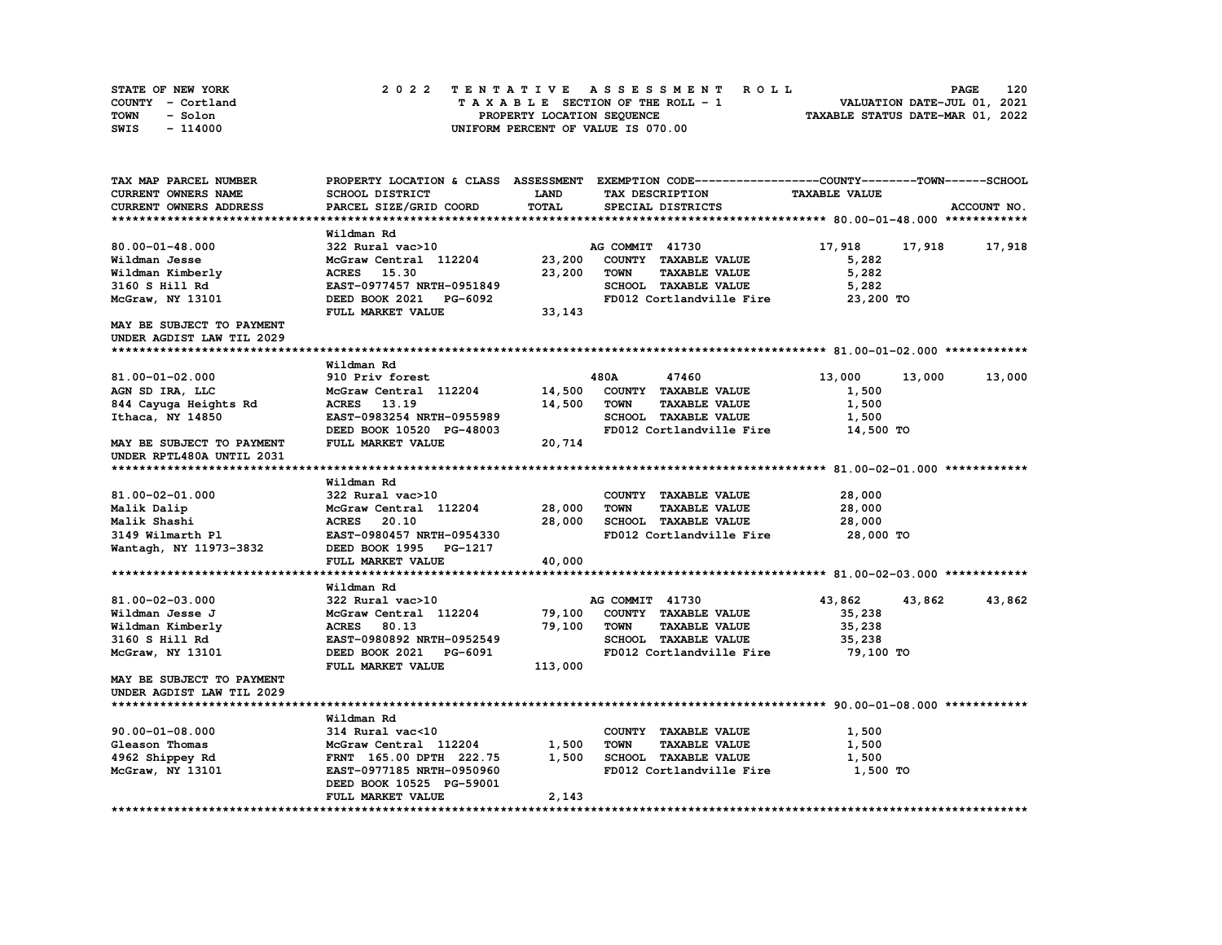STATE OF NEW YORK
COUNTY - Cortland
TOWN - Solon
SWIS - 114000

# 2022 TENTATIVE ASSESSMENT ROLL
TAXABLE SECTION OF THE ROLL - 1
PROPERTY LOCATION SEQUENCE
UNIFORM PERCENT OF VALUE IS 070.00

VALUATION DATE-JUL 01, 2021
TAXABLE STATUS DATE-MAR 01, 2022

| TAX MAP PARCEL NUMBER / CURRENT OWNERS NAME / CURRENT OWNERS ADDRESS | PROPERTY LOCATION & CLASS / SCHOOL DISTRICT / PARCEL SIZE/GRID COORD | ASSESSMENT LAND / TOTAL | EXEMPTION CODE / TAX DESCRIPTION / SPECIAL DISTRICTS | COUNTY | TOWN | SCHOOL |
|---|---|---|---|---|---|---|
| **80.00-01-48.000** | Wildman Rd | | | | | |
| 80.00-01-48.000 | 322 Rural vac>10 | | AG COMMIT 41730 | 17,918 | 17,918 | 17,918 |
| Wildman Jesse | McGraw Central 112204 | 23,200 | COUNTY TAXABLE VALUE | 5,282 | | |
| Wildman Kimberly | ACRES 15.30 | 23,200 | TOWN TAXABLE VALUE | 5,282 | | |
| 3160 S Hill Rd | EAST-0977457 NRTH-0951849 | | SCHOOL TAXABLE VALUE | 5,282 | | |
| McGraw, NY 13101 | DEED BOOK 2021 PG-6092 | | FD012 Cortlandville Fire | 23,200 TO | | |
| | FULL MARKET VALUE | 33,143 | | | | |
| MAY BE SUBJECT TO PAYMENT UNDER AGDIST LAW TIL 2029 | | | | | | |
| **81.00-01-02.000** | Wildman Rd | | | | | |
| 81.00-01-02.000 | 910 Priv forest | | 480A 47460 | 13,000 | 13,000 | 13,000 |
| AGN SD IRA, LLC | McGraw Central 112204 | 14,500 | COUNTY TAXABLE VALUE | 1,500 | | |
| 844 Cayuga Heights Rd | ACRES 13.19 | 14,500 | TOWN TAXABLE VALUE | 1,500 | | |
| Ithaca, NY 14850 | EAST-0983254 NRTH-0955989 | | SCHOOL TAXABLE VALUE | 1,500 | | |
| | DEED BOOK 10520 PG-48003 | | FD012 Cortlandville Fire | 14,500 TO | | |
| MAY BE SUBJECT TO PAYMENT UNDER RPTL480A UNTIL 2031 | FULL MARKET VALUE | 20,714 | | | | |
| **81.00-02-01.000** | Wildman Rd | | | | | |
| 81.00-02-01.000 | 322 Rural vac>10 | | COUNTY TAXABLE VALUE | 28,000 | | |
| Malik Dalip | McGraw Central 112204 | 28,000 | TOWN TAXABLE VALUE | 28,000 | | |
| Malik Shashi | ACRES 20.10 | 28,000 | SCHOOL TAXABLE VALUE | 28,000 | | |
| 3149 Wilmarth Pl | EAST-0980457 NRTH-0954330 | | FD012 Cortlandville Fire | 28,000 TO | | |
| Wantagh, NY 11973-3832 | DEED BOOK 1995 PG-1217 | | | | | |
| | FULL MARKET VALUE | 40,000 | | | | |
| **81.00-02-03.000** | Wildman Rd | | | | | |
| 81.00-02-03.000 | 322 Rural vac>10 | | AG COMMIT 41730 | 43,862 | 43,862 | 43,862 |
| Wildman Jesse J | McGraw Central 112204 | 79,100 | COUNTY TAXABLE VALUE | 35,238 | | |
| Wildman Kimberly | ACRES 80.13 | 79,100 | TOWN TAXABLE VALUE | 35,238 | | |
| 3160 S Hill Rd | EAST-0980892 NRTH-0952549 | | SCHOOL TAXABLE VALUE | 35,238 | | |
| McGraw, NY 13101 | DEED BOOK 2021 PG-6091 | | FD012 Cortlandville Fire | 79,100 TO | | |
| | FULL MARKET VALUE | 113,000 | | | | |
| MAY BE SUBJECT TO PAYMENT UNDER AGDIST LAW TIL 2029 | | | | | | |
| **90.00-01-08.000** | Wildman Rd | | | | | |
| 90.00-01-08.000 | 314 Rural vac<10 | | COUNTY TAXABLE VALUE | 1,500 | | |
| Gleason Thomas | McGraw Central 112204 | 1,500 | TOWN TAXABLE VALUE | 1,500 | | |
| 4962 Shippey Rd | FRNT 165.00 DPTH 222.75 | 1,500 | SCHOOL TAXABLE VALUE | 1,500 | | |
| McGraw, NY 13101 | EAST-0977185 NRTH-0950960 | | FD012 Cortlandville Fire | 1,500 TO | | |
| | DEED BOOK 10525 PG-59001 | | | | | |
| | FULL MARKET VALUE | 2,143 | | | | |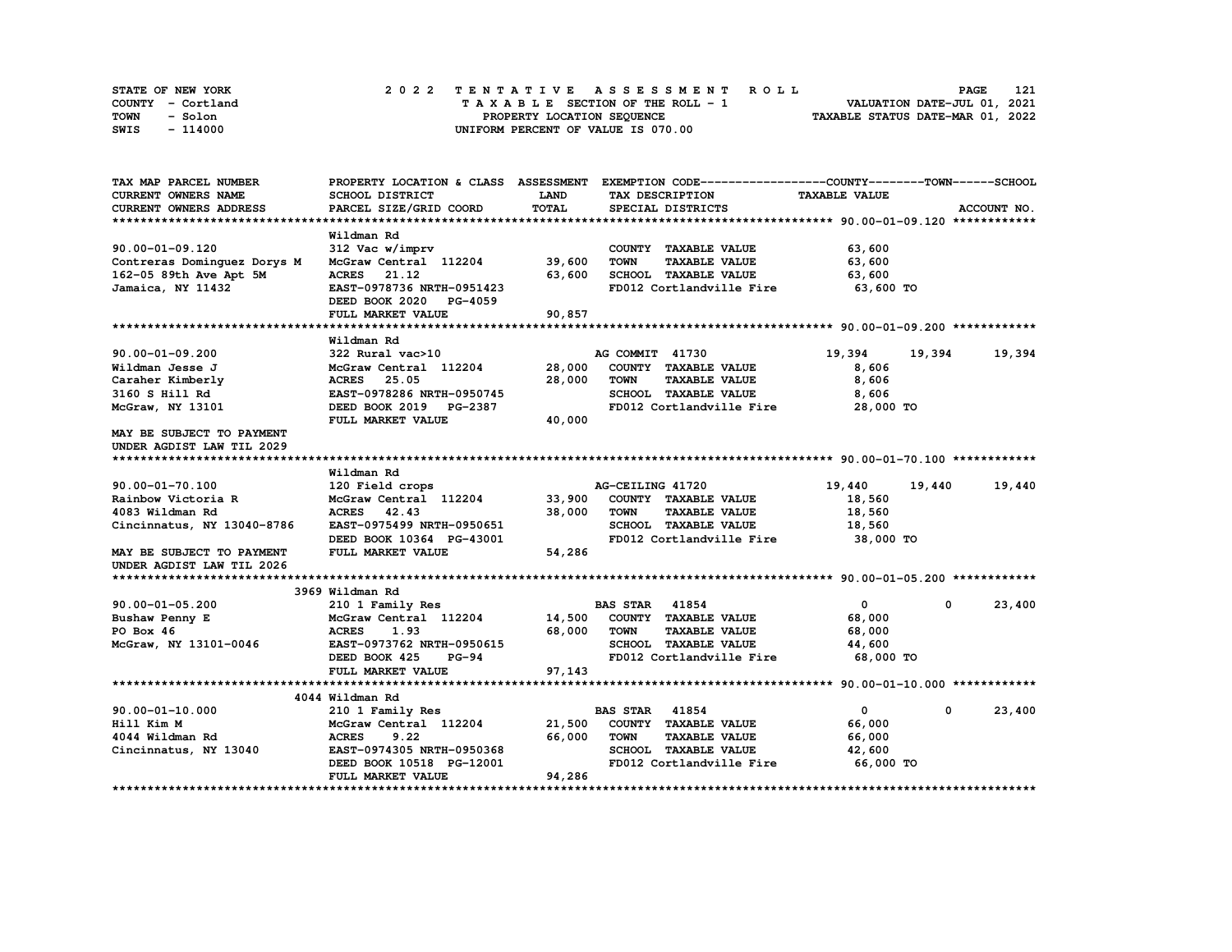STATE OF NEW YORK
COUNTY - Cortland
TOWN - Solon
SWIS - 114000

# 2022 TENTATIVE ASSESSMENT ROLL

TAXABLE SECTION OF THE ROLL - 1
PROPERTY LOCATION SEQUENCE
UNIFORM PERCENT OF VALUE IS 070.00

VALUATION DATE-JUL 01, 2021
TAXABLE STATUS DATE-MAR 01, 2022

| TAX MAP PARCEL NUMBER / CURRENT OWNERS NAME / CURRENT OWNERS ADDRESS | PROPERTY LOCATION & CLASS / SCHOOL DISTRICT / PARCEL SIZE/GRID COORD | ASSESSMENT LAND / TOTAL | EXEMPTION CODE / TAX DESCRIPTION / SPECIAL DISTRICTS | COUNTY | TOWN | SCHOOL |
|---|---|---|---|---|---|---|
| **90.00-01-09.120** | Wildman Rd | | | | | |
| 90.00-01-09.120 | 312 Vac w/imprv | | COUNTY TAXABLE VALUE | 63,600 | | |
| Contreras Dominguez Dorys M | McGraw Central 112204 | 39,600 | TOWN TAXABLE VALUE | 63,600 | | |
| 162-05 89th Ave Apt 5M | ACRES 21.12 | 63,600 | SCHOOL TAXABLE VALUE | 63,600 | | |
| Jamaica, NY 11432 | EAST-0978736 NRTH-0951423 | | FD012 Cortlandville Fire | 63,600 TO | | |
| | DEED BOOK 2020 PG-4059 | | | | | |
| | FULL MARKET VALUE | 90,857 | | | | |
| **90.00-01-09.200** | Wildman Rd | | | | | |
| 90.00-01-09.200 | 322 Rural vac>10 | | AG COMMIT 41730 | 19,394 | 19,394 | 19,394 |
| Wildman Jesse J | McGraw Central 112204 | 28,000 | COUNTY TAXABLE VALUE | 8,606 | | |
| Caraher Kimberly | ACRES 25.05 | 28,000 | TOWN TAXABLE VALUE | 8,606 | | |
| 3160 S Hill Rd | EAST-0978286 NRTH-0950745 | | SCHOOL TAXABLE VALUE | 8,606 | | |
| McGraw, NY 13101 | DEED BOOK 2019 PG-2387 | | FD012 Cortlandville Fire | 28,000 TO | | |
| | FULL MARKET VALUE | 40,000 | | | | |
| MAY BE SUBJECT TO PAYMENT UNDER AGDIST LAW TIL 2029 | | | | | | |
| **90.00-01-70.100** | Wildman Rd | | | | | |
| 90.00-01-70.100 | 120 Field crops | | AG-CEILING 41720 | 19,440 | 19,440 | 19,440 |
| Rainbow Victoria R | McGraw Central 112204 | 33,900 | COUNTY TAXABLE VALUE | 18,560 | | |
| 4083 Wildman Rd | ACRES 42.43 | 38,000 | TOWN TAXABLE VALUE | 18,560 | | |
| Cincinnatus, NY 13040-8786 | EAST-0975499 NRTH-0950651 | | SCHOOL TAXABLE VALUE | 18,560 | | |
| | DEED BOOK 10364 PG-43001 | | FD012 Cortlandville Fire | 38,000 TO | | |
| MAY BE SUBJECT TO PAYMENT UNDER AGDIST LAW TIL 2026 | FULL MARKET VALUE | 54,286 | | | | |
| **90.00-01-05.200** | 3969 Wildman Rd | | | | | |
| 90.00-01-05.200 | 210 1 Family Res | | BAS STAR 41854 | 0 | 0 | 23,400 |
| Bushaw Penny E | McGraw Central 112204 | 14,500 | COUNTY TAXABLE VALUE | 68,000 | | |
| PO Box 46 | ACRES 1.93 | 68,000 | TOWN TAXABLE VALUE | 68,000 | | |
| McGraw, NY 13101-0046 | EAST-0973762 NRTH-0950615 | | SCHOOL TAXABLE VALUE | 44,600 | | |
| | DEED BOOK 425 PG-94 | | FD012 Cortlandville Fire | 68,000 TO | | |
| | FULL MARKET VALUE | 97,143 | | | | |
| **90.00-01-10.000** | 4044 Wildman Rd | | | | | |
| 90.00-01-10.000 | 210 1 Family Res | | BAS STAR 41854 | 0 | 0 | 23,400 |
| Hill Kim M | McGraw Central 112204 | 21,500 | COUNTY TAXABLE VALUE | 66,000 | | |
| 4044 Wildman Rd | ACRES 9.22 | 66,000 | TOWN TAXABLE VALUE | 66,000 | | |
| Cincinnatus, NY 13040 | EAST-0974305 NRTH-0950368 | | SCHOOL TAXABLE VALUE | 42,600 | | |
| | DEED BOOK 10518 PG-12001 | | FD012 Cortlandville Fire | 66,000 TO | | |
| | FULL MARKET VALUE | 94,286 | | | | |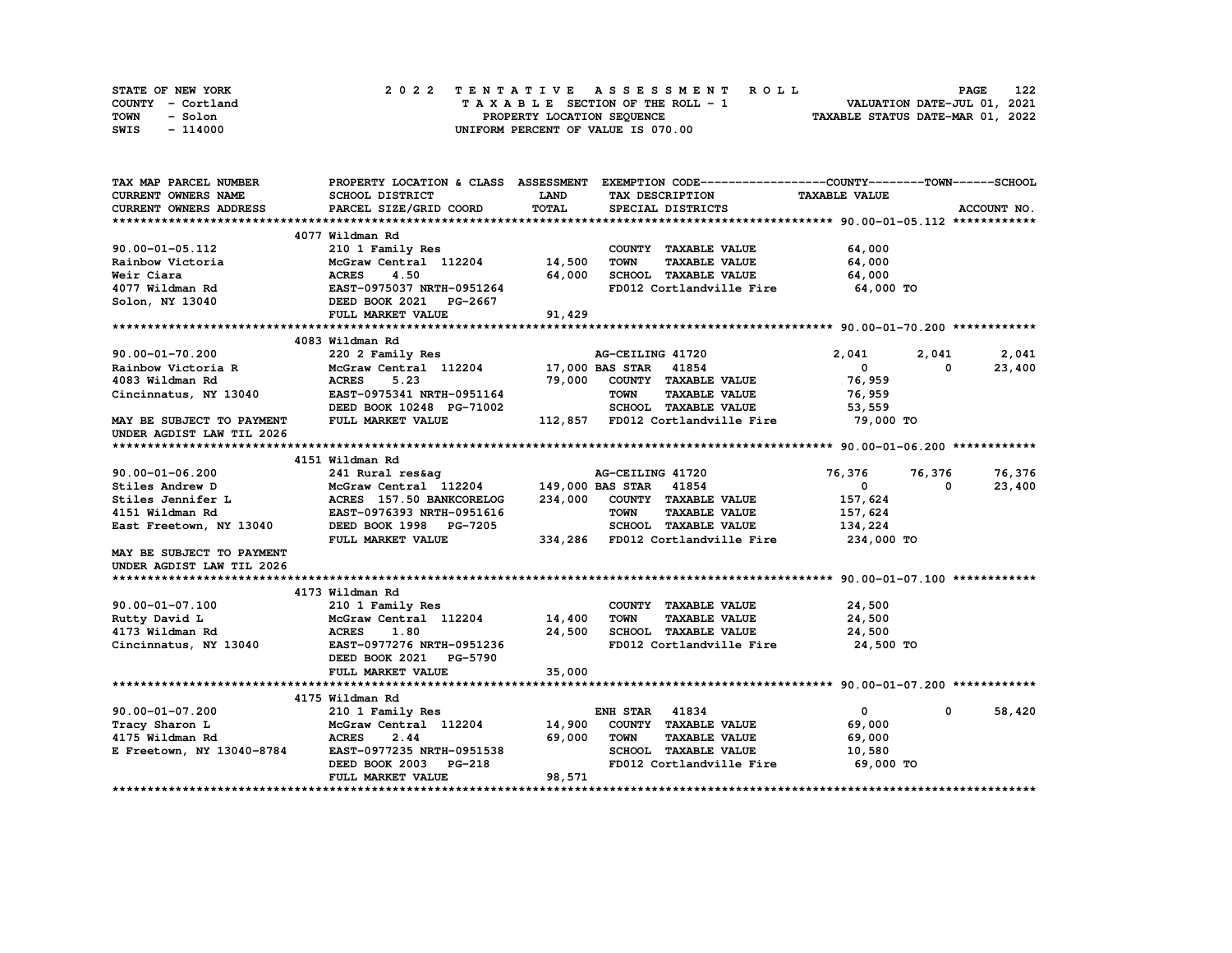STATE OF NEW YORK
COUNTY - Cortland
TOWN - Solon
SWIS - 114000

2022 TENTATIVE ASSESSMENT ROLL
TAXABLE SECTION OF THE ROLL - 1
PROPERTY LOCATION SEQUENCE
UNIFORM PERCENT OF VALUE IS 070.00

VALUATION DATE-JUL 01, 2021
TAXABLE STATUS DATE-MAR 01, 2022

| TAX MAP PARCEL NUMBER / CURRENT OWNERS NAME / CURRENT OWNERS ADDRESS | PROPERTY LOCATION & CLASS / SCHOOL DISTRICT / PARCEL SIZE/GRID COORD | ASSESSMENT LAND / TOTAL | EXEMPTION CODE / TAX DESCRIPTION / SPECIAL DISTRICTS | COUNTY TAXABLE VALUE | TOWN | SCHOOL |
|---|---|---|---|---|---|---|
| **90.00-01-05.112** | 4077 Wildman Rd | | | | | |
| 90.00-01-05.112 | 210 1 Family Res | | COUNTY TAXABLE VALUE | 64,000 | | |
| Rainbow Victoria | McGraw Central 112204 | 14,500 | TOWN TAXABLE VALUE | 64,000 | | |
| Weir Ciara | ACRES 4.50 | 64,000 | SCHOOL TAXABLE VALUE | 64,000 | | |
| 4077 Wildman Rd | EAST-0975037 NRTH-0951264 | | FD012 Cortlandville Fire | 64,000 TO | | |
| Solon, NY 13040 | DEED BOOK 2021 PG-2667 | | | | | |
| | FULL MARKET VALUE | 91,429 | | | | |
| **90.00-01-70.200** | 4083 Wildman Rd | | | | | |
| 90.00-01-70.200 | 220 2 Family Res | | AG-CEILING 41720 | 2,041 | 2,041 | 2,041 |
| Rainbow Victoria R | McGraw Central 112204 | 17,000 | BAS STAR 41854 | 0 | 0 | 23,400 |
| 4083 Wildman Rd | ACRES 5.23 | 79,000 | COUNTY TAXABLE VALUE | 76,959 | | |
| Cincinnatus, NY 13040 | EAST-0975341 NRTH-0951164 | | TOWN TAXABLE VALUE | 76,959 | | |
| | DEED BOOK 10248 PG-71002 | | SCHOOL TAXABLE VALUE | 53,559 | | |
| MAY BE SUBJECT TO PAYMENT | FULL MARKET VALUE | 112,857 | FD012 Cortlandville Fire | 79,000 TO | | |
| UNDER AGDIST LAW TIL 2026 | | | | | | |
| **90.00-01-06.200** | 4151 Wildman Rd | | | | | |
| 90.00-01-06.200 | 241 Rural res&ag | | AG-CEILING 41720 | 76,376 | 76,376 | 76,376 |
| Stiles Andrew D | McGraw Central 112204 | 149,000 | BAS STAR 41854 | 0 | 0 | 23,400 |
| Stiles Jennifer L | ACRES 157.50 BANKCORELOG | 234,000 | COUNTY TAXABLE VALUE | 157,624 | | |
| 4151 Wildman Rd | EAST-0976393 NRTH-0951616 | | TOWN TAXABLE VALUE | 157,624 | | |
| East Freetown, NY 13040 | DEED BOOK 1998 PG-7205 | | SCHOOL TAXABLE VALUE | 134,224 | | |
| | FULL MARKET VALUE | 334,286 | FD012 Cortlandville Fire | 234,000 TO | | |
| MAY BE SUBJECT TO PAYMENT | | | | | | |
| UNDER AGDIST LAW TIL 2026 | | | | | | |
| **90.00-01-07.100** | 4173 Wildman Rd | | | | | |
| 90.00-01-07.100 | 210 1 Family Res | | COUNTY TAXABLE VALUE | 24,500 | | |
| Rutty David L | McGraw Central 112204 | 14,400 | TOWN TAXABLE VALUE | 24,500 | | |
| 4173 Wildman Rd | ACRES 1.80 | 24,500 | SCHOOL TAXABLE VALUE | 24,500 | | |
| Cincinnatus, NY 13040 | EAST-0977276 NRTH-0951236 | | FD012 Cortlandville Fire | 24,500 TO | | |
| | DEED BOOK 2021 PG-5790 | | | | | |
| | FULL MARKET VALUE | 35,000 | | | | |
| **90.00-01-07.200** | 4175 Wildman Rd | | | | | |
| 90.00-01-07.200 | 210 1 Family Res | | ENH STAR 41834 | 0 | 0 | 58,420 |
| Tracy Sharon L | McGraw Central 112204 | 14,900 | COUNTY TAXABLE VALUE | 69,000 | | |
| 4175 Wildman Rd | ACRES 2.44 | 69,000 | TOWN TAXABLE VALUE | 69,000 | | |
| E Freetown, NY 13040-8784 | EAST-0977235 NRTH-0951538 | | SCHOOL TAXABLE VALUE | 10,580 | | |
| | DEED BOOK 2003 PG-218 | | FD012 Cortlandville Fire | 69,000 TO | | |
| | FULL MARKET VALUE | 98,571 | | | | |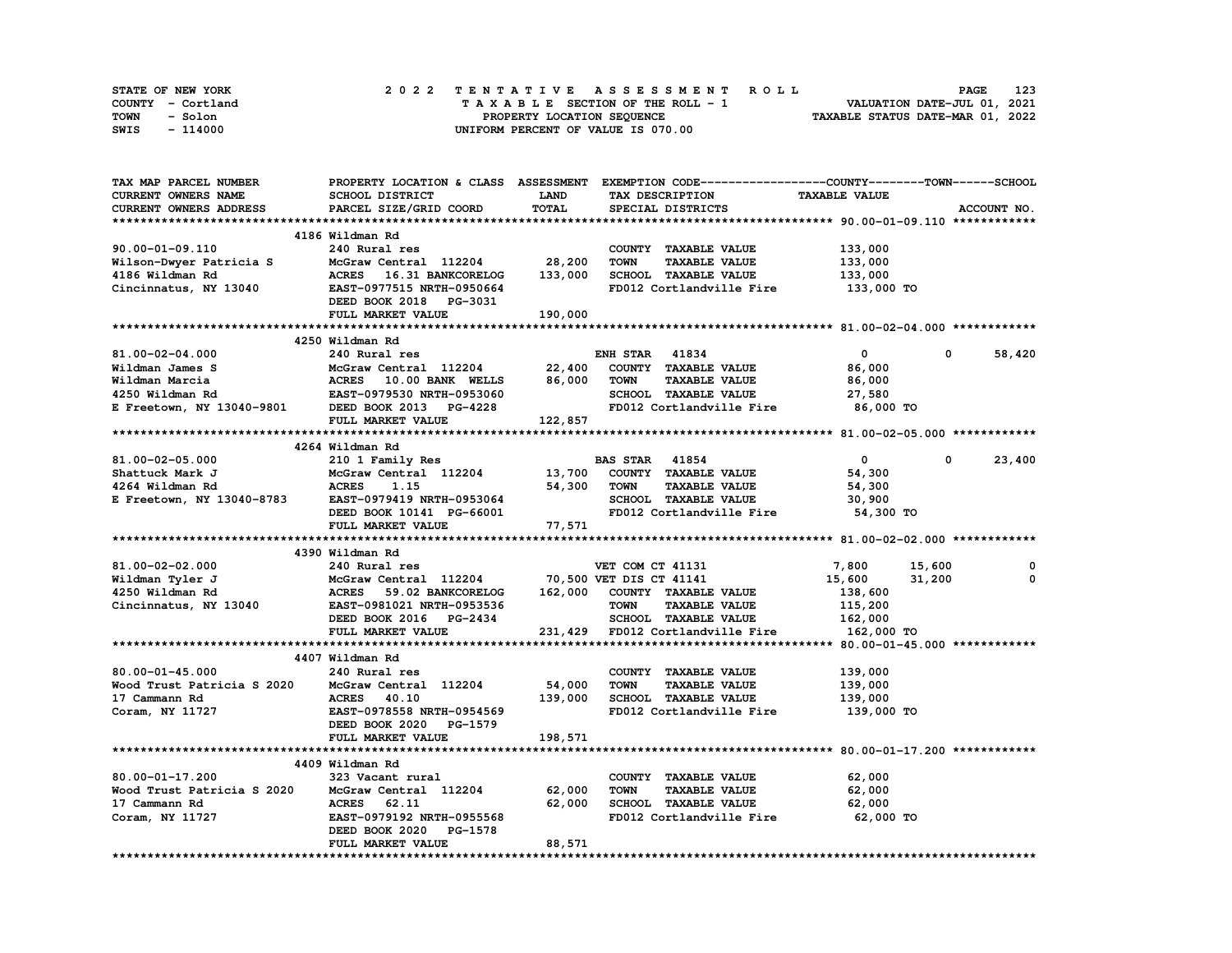STATE OF NEW YORK — 2022 TENTATIVE ASSESSMENT ROLL
COUNTY - Cortland — TAXABLE SECTION OF THE ROLL - 1 — VALUATION DATE-JUL 01, 2021
TOWN - Solon — PROPERTY LOCATION SEQUENCE — TAXABLE STATUS DATE-MAR 01, 2022
SWIS - 114000 — UNIFORM PERCENT OF VALUE IS 070.00

| TAX MAP PARCEL NUMBER / CURRENT OWNERS NAME / CURRENT OWNERS ADDRESS | PROPERTY LOCATION & CLASS / SCHOOL DISTRICT / PARCEL SIZE/GRID COORD | ASSESSMENT LAND | TOTAL | EXEMPTION CODE / TAX DESCRIPTION / SPECIAL DISTRICTS | COUNTY TAXABLE VALUE | TOWN | SCHOOL | ACCOUNT NO. |
|---|---|---|---|---|---|---|---|---|
| **90.00-01-09.110** | 4186 Wildman Rd | | | | | | | |
| 90.00-01-09.110 | 240 Rural res | | | COUNTY TAXABLE VALUE | 133,000 | | | |
| Wilson-Dwyer Patricia S | McGraw Central 112204 | 28,200 | | TOWN TAXABLE VALUE | 133,000 | | | |
| 4186 Wildman Rd | ACRES 16.31 BANKCORELOG | | 133,000 | SCHOOL TAXABLE VALUE | 133,000 | | | |
| Cincinnatus, NY 13040 | EAST-0977515 NRTH-0950664 | | | FD012 Cortlandville Fire | 133,000 TO | | | |
| | DEED BOOK 2018 PG-3031 | | | | | | | |
| | FULL MARKET VALUE | | 190,000 | | | | | |
| **81.00-02-04.000** | 4250 Wildman Rd | | | | | | | |
| 81.00-02-04.000 | 240 Rural res | | | ENH STAR 41834 | 0 | 0 | 58,420 | |
| Wildman James S | McGraw Central 112204 | 22,400 | | COUNTY TAXABLE VALUE | 86,000 | | | |
| Wildman Marcia | ACRES 10.00 BANK WELLS | | 86,000 | TOWN TAXABLE VALUE | 86,000 | | | |
| 4250 Wildman Rd | EAST-0979530 NRTH-0953060 | | | SCHOOL TAXABLE VALUE | 27,580 | | | |
| E Freetown, NY 13040-9801 | DEED BOOK 2013 PG-4228 | | | FD012 Cortlandville Fire | 86,000 TO | | | |
| | FULL MARKET VALUE | | 122,857 | | | | | |
| **81.00-02-05.000** | 4264 Wildman Rd | | | | | | | |
| 81.00-02-05.000 | 210 1 Family Res | | | BAS STAR 41854 | 0 | 0 | 23,400 | |
| Shattuck Mark J | McGraw Central 112204 | 13,700 | | COUNTY TAXABLE VALUE | 54,300 | | | |
| 4264 Wildman Rd | ACRES 1.15 | | 54,300 | TOWN TAXABLE VALUE | 54,300 | | | |
| E Freetown, NY 13040-8783 | EAST-0979419 NRTH-0953064 | | | SCHOOL TAXABLE VALUE | 30,900 | | | |
| | DEED BOOK 10141 PG-66001 | | | FD012 Cortlandville Fire | 54,300 TO | | | |
| | FULL MARKET VALUE | | 77,571 | | | | | |
| **81.00-02-02.000** | 4390 Wildman Rd | | | | | | | |
| 81.00-02-02.000 | 240 Rural res | | | VET COM CT 41131 | 7,800 | 15,600 | 0 | |
| Wildman Tyler J | McGraw Central 112204 | 70,500 | | VET DIS CT 41141 | 15,600 | 31,200 | 0 | |
| 4250 Wildman Rd | ACRES 59.02 BANKCORELOG | | 162,000 | COUNTY TAXABLE VALUE | 138,600 | | | |
| Cincinnatus, NY 13040 | EAST-0981021 NRTH-0953536 | | | TOWN TAXABLE VALUE | 115,200 | | | |
| | DEED BOOK 2016 PG-2434 | | | SCHOOL TAXABLE VALUE | 162,000 | | | |
| | FULL MARKET VALUE | | 231,429 | FD012 Cortlandville Fire | 162,000 TO | | | |
| **80.00-01-45.000** | 4407 Wildman Rd | | | | | | | |
| 80.00-01-45.000 | 240 Rural res | | | COUNTY TAXABLE VALUE | 139,000 | | | |
| Wood Trust Patricia S 2020 | McGraw Central 112204 | 54,000 | | TOWN TAXABLE VALUE | 139,000 | | | |
| 17 Cammann Rd | ACRES 40.10 | | 139,000 | SCHOOL TAXABLE VALUE | 139,000 | | | |
| Coram, NY 11727 | EAST-0978558 NRTH-0954569 | | | FD012 Cortlandville Fire | 139,000 TO | | | |
| | DEED BOOK 2020 PG-1579 | | | | | | | |
| | FULL MARKET VALUE | | 198,571 | | | | | |
| **80.00-01-17.200** | 4409 Wildman Rd | | | | | | | |
| 80.00-01-17.200 | 323 Vacant rural | | | COUNTY TAXABLE VALUE | 62,000 | | | |
| Wood Trust Patricia S 2020 | McGraw Central 112204 | 62,000 | | TOWN TAXABLE VALUE | 62,000 | | | |
| 17 Cammann Rd | ACRES 62.11 | | 62,000 | SCHOOL TAXABLE VALUE | 62,000 | | | |
| Coram, NY 11727 | EAST-0979192 NRTH-0955568 | | | FD012 Cortlandville Fire | 62,000 TO | | | |
| | DEED BOOK 2020 PG-1578 | | | | | | | |
| | FULL MARKET VALUE | | 88,571 | | | | | |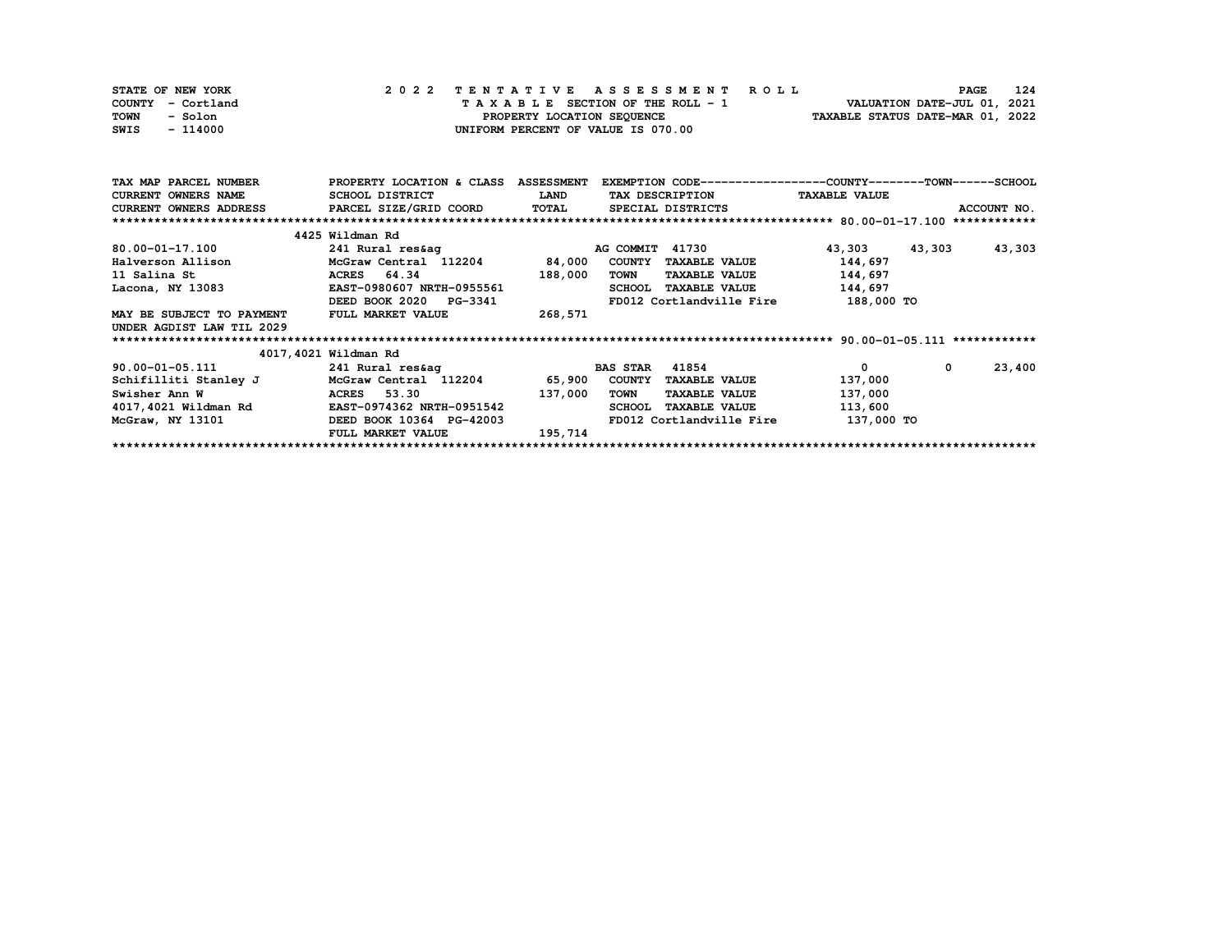STATE OF NEW YORK
COUNTY - Cortland
TOWN - Solon
SWIS - 114000

**2 0 2 2 T E N T A T I V E A S S E S S M E N T R O L L**
T A X A B L E SECTION OF THE ROLL - 1
PROPERTY LOCATION SEQUENCE
UNIFORM PERCENT OF VALUE IS 070.00

VALUATION DATE-JUL 01, 2021
TAXABLE STATUS DATE-MAR 01, 2022

| TAX MAP PARCEL NUMBER / CURRENT OWNERS NAME / CURRENT OWNERS ADDRESS | PROPERTY LOCATION & CLASS / SCHOOL DISTRICT / PARCEL SIZE/GRID COORD | ASSESSMENT LAND / TOTAL | EXEMPTION CODE / TAX DESCRIPTION / SPECIAL DISTRICTS | COUNTY TAXABLE VALUE | TOWN | SCHOOL / ACCOUNT NO. |
|---|---|---|---|---|---|---|
| **80.00-01-17.100** | 4425 Wildman Rd | | | | | |
| 80.00-01-17.100 | 241 Rural res&ag | | AG COMMIT 41730 | 43,303 | 43,303 | 43,303 |
| Halverson Allison | McGraw Central 112204 | 84,000 | COUNTY TAXABLE VALUE | 144,697 | | |
| 11 Salina St | ACRES 64.34 | 188,000 | TOWN TAXABLE VALUE | 144,697 | | |
| Lacona, NY 13083 | EAST-0980607 NRTH-0955561 | | SCHOOL TAXABLE VALUE | 144,697 | | |
| | DEED BOOK 2020 PG-3341 | | FD012 Cortlandville Fire | 188,000 TO | | |
| MAY BE SUBJECT TO PAYMENT | FULL MARKET VALUE | 268,571 | | | | |
| UNDER AGDIST LAW TIL 2029 | | | | | | |
| **90.00-01-05.111** | 4017,4021 Wildman Rd | | | | | |
| 90.00-01-05.111 | 241 Rural res&ag | | BAS STAR 41854 | 0 | 0 | 23,400 |
| Schifilliti Stanley J | McGraw Central 112204 | 65,900 | COUNTY TAXABLE VALUE | 137,000 | | |
| Swisher Ann W | ACRES 53.30 | 137,000 | TOWN TAXABLE VALUE | 137,000 | | |
| 4017,4021 Wildman Rd | EAST-0974362 NRTH-0951542 | | SCHOOL TAXABLE VALUE | 113,600 | | |
| McGraw, NY 13101 | DEED BOOK 10364 PG-42003 | | FD012 Cortlandville Fire | 137,000 TO | | |
| | FULL MARKET VALUE | 195,714 | | | | |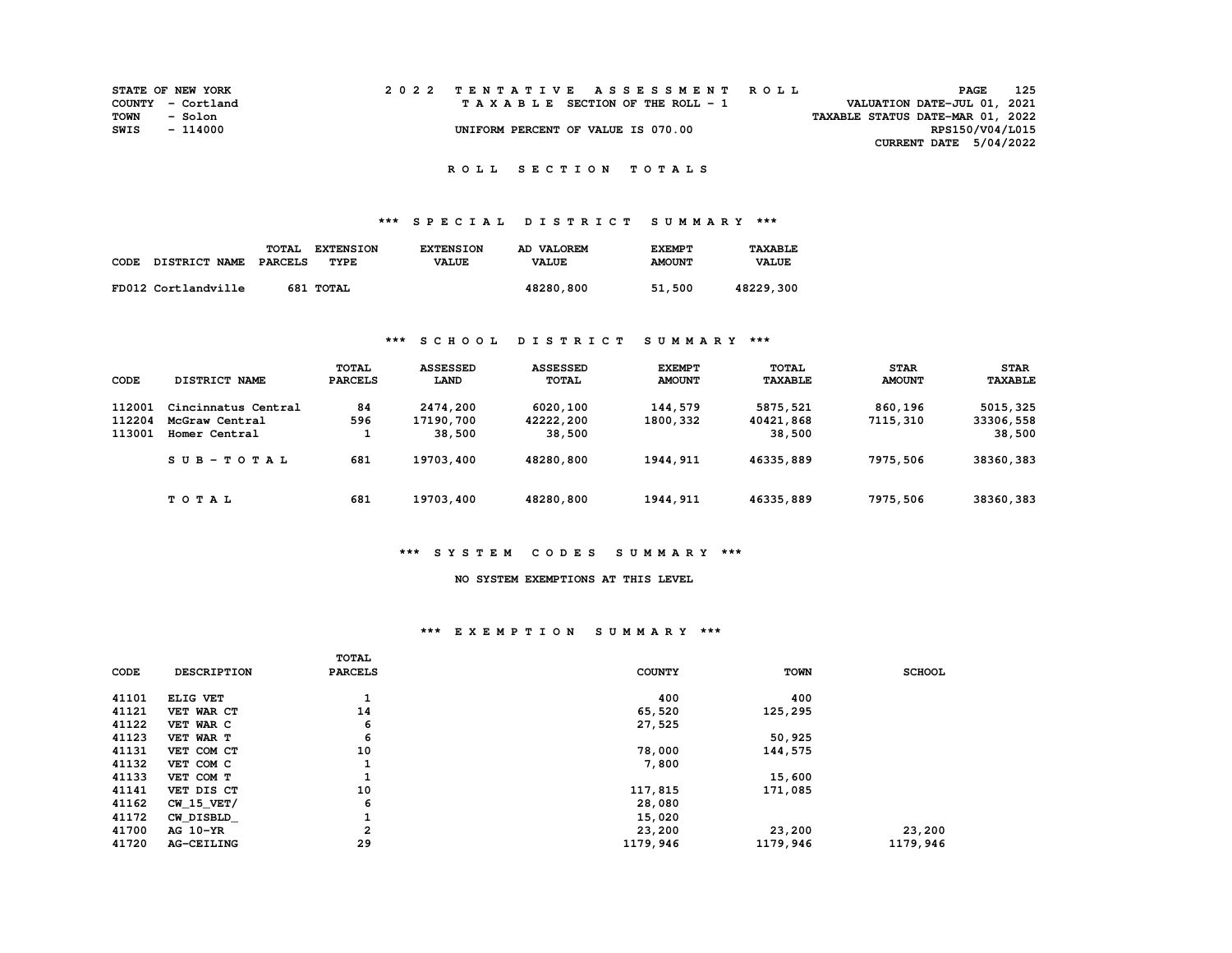STATE OF NEW YORK
COUNTY - Cortland
TOWN - Solon
SWIS - 114000

# 2022 TENTATIVE ASSESSMENT ROLL

TAXABLE SECTION OF THE ROLL - 1

UNIFORM PERCENT OF VALUE IS 070.00

VALUATION DATE-JUL 01, 2021
TAXABLE STATUS DATE-MAR 01, 2022
RPS150/V04/L015
CURRENT DATE 5/04/2022

## ROLL SECTION TOTALS

### *** SPECIAL DISTRICT SUMMARY ***

| CODE DISTRICT NAME | TOTAL PARCELS | EXTENSION TYPE | EXTENSION VALUE | AD VALOREM VALUE | EXEMPT AMOUNT | TAXABLE VALUE |
|---|---|---|---|---|---|---|
| FD012 Cortlandville | 681 | TOTAL | | 48280,800 | 51,500 | 48229,300 |

### *** SCHOOL DISTRICT SUMMARY ***

| CODE | DISTRICT NAME | TOTAL PARCELS | ASSESSED LAND | ASSESSED TOTAL | EXEMPT AMOUNT | TOTAL TAXABLE | STAR AMOUNT | STAR TAXABLE |
|---|---|---|---|---|---|---|---|---|
| 112001 | Cincinnatus Central | 84 | 2474,200 | 6020,100 | 144,579 | 5875,521 | 860,196 | 5015,325 |
| 112204 | McGraw Central | 596 | 17190,700 | 42222,200 | 1800,332 | 40421,868 | 7115,310 | 33306,558 |
| 113001 | Homer Central | 1 | 38,500 | 38,500 | | 38,500 | | 38,500 |
| | SUB-TOTAL | 681 | 19703,400 | 48280,800 | 1944,911 | 46335,889 | 7975,506 | 38360,383 |
| | TOTAL | 681 | 19703,400 | 48280,800 | 1944,911 | 46335,889 | 7975,506 | 38360,383 |

### *** SYSTEM CODES SUMMARY ***

NO SYSTEM EXEMPTIONS AT THIS LEVEL

### *** EXEMPTION SUMMARY ***

| CODE | DESCRIPTION | TOTAL PARCELS | COUNTY | TOWN | SCHOOL |
|---|---|---|---|---|---|
| 41101 | ELIG VET | 1 | 400 | 400 | |
| 41121 | VET WAR CT | 14 | 65,520 | 125,295 | |
| 41122 | VET WAR C | 6 | 27,525 | | |
| 41123 | VET WAR T | 6 | | 50,925 | |
| 41131 | VET COM CT | 10 | 78,000 | 144,575 | |
| 41132 | VET COM C | 1 | 7,800 | | |
| 41133 | VET COM T | 1 | | 15,600 | |
| 41141 | VET DIS CT | 10 | 117,815 | 171,085 | |
| 41162 | CW_15_VET/ | 6 | 28,080 | | |
| 41172 | CW_DISBLD_ | 1 | 15,020 | | |
| 41700 | AG 10-YR | 2 | 23,200 | 23,200 | 23,200 |
| 41720 | AG-CEILING | 29 | 1179,946 | 1179,946 | 1179,946 |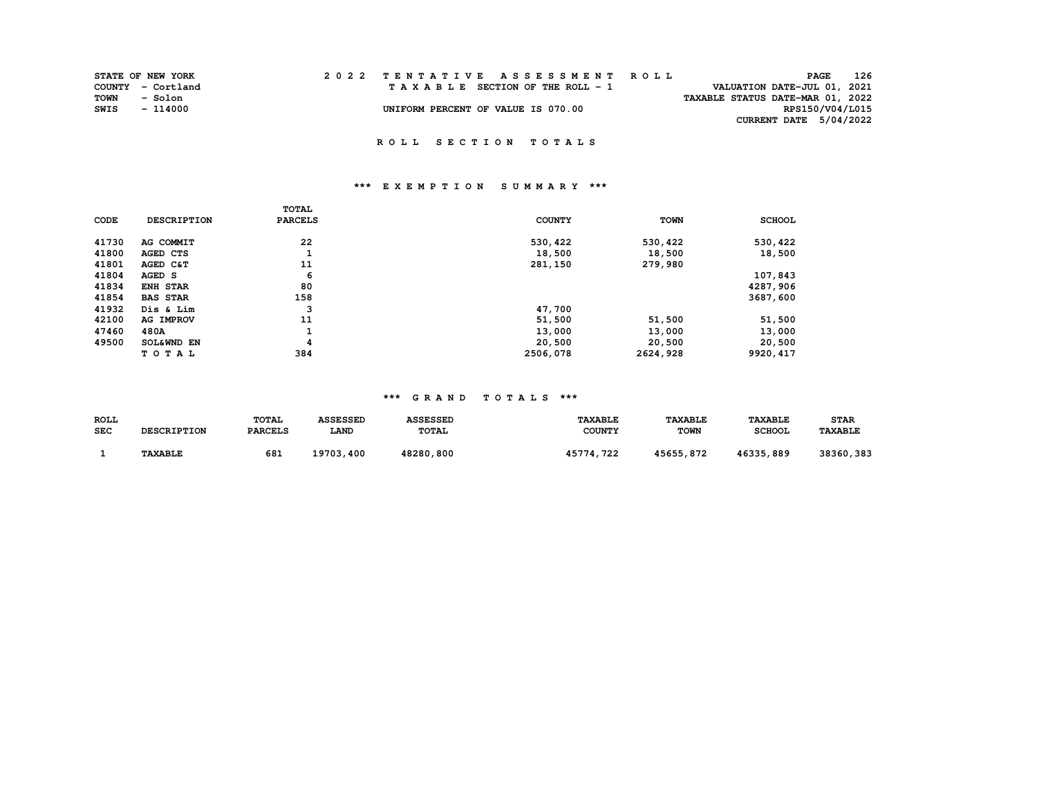STATE OF NEW YORK | 2 0 2 2 TENTATIVE ASSESSMENT ROLL | VALUATION DATE-JUL 01, 2021
COUNTY - Cortland | TAXABLE SECTION OF THE ROLL - 1 | TAXABLE STATUS DATE-MAR 01, 2022
TOWN - Solon | UNIFORM PERCENT OF VALUE IS 070.00 | RPS150/V04/L015
SWIS - 114000 | | CURRENT DATE 5/04/2022

## ROLL SECTION TOTALS

### *** EXEMPTION SUMMARY ***

| CODE | DESCRIPTION | TOTAL PARCELS | COUNTY | TOWN | SCHOOL |
|---|---|---|---|---|---|
| 41730 | AG COMMIT | 22 | 530,422 | 530,422 | 530,422 |
| 41800 | AGED CTS | 1 | 18,500 | 18,500 | 18,500 |
| 41801 | AGED C&T | 11 | 281,150 | 279,980 | |
| 41804 | AGED S | 6 | | | 107,843 |
| 41834 | ENH STAR | 80 | | | 4287,906 |
| 41854 | BAS STAR | 158 | | | 3687,600 |
| 41932 | Dis & Lim | 3 | 47,700 | | |
| 42100 | AG IMPROV | 11 | 51,500 | 51,500 | 51,500 |
| 47460 | 480A | 1 | 13,000 | 13,000 | 13,000 |
| 49500 | SOL&WND EN | 4 | 20,500 | 20,500 | 20,500 |
| | T O T A L | 384 | 2506,078 | 2624,928 | 9920,417 |

### *** GRAND TOTALS ***

| ROLL SEC | DESCRIPTION | TOTAL PARCELS | ASSESSED LAND | ASSESSED TOTAL | TAXABLE COUNTY | TAXABLE TOWN | TAXABLE SCHOOL | STAR TAXABLE |
|---|---|---|---|---|---|---|---|---|
| 1 | TAXABLE | 681 | 19703,400 | 48280,800 | 45774,722 | 45655,872 | 46335,889 | 38360,383 |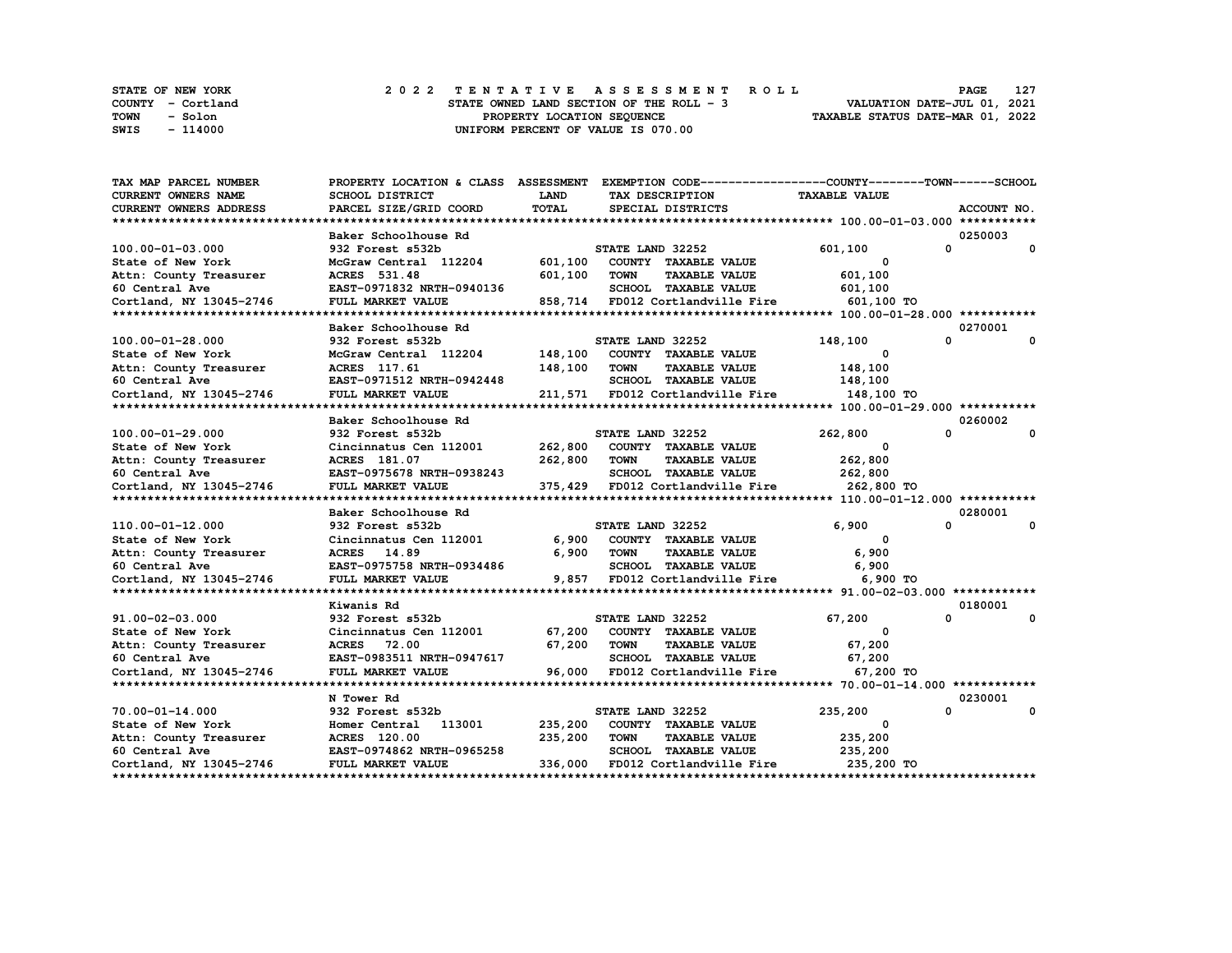STATE OF NEW YORK
COUNTY - Cortland
TOWN - Solon
SWIS - 114000

# 2022 TENTATIVE ASSESSMENT ROLL

STATE OWNED LAND SECTION OF THE ROLL - 3
PROPERTY LOCATION SEQUENCE
UNIFORM PERCENT OF VALUE IS 070.00

VALUATION DATE-JUL 01, 2021
TAXABLE STATUS DATE-MAR 01, 2022

| TAX MAP PARCEL NUMBER / CURRENT OWNERS NAME / CURRENT OWNERS ADDRESS | PROPERTY LOCATION & CLASS / SCHOOL DISTRICT / PARCEL SIZE/GRID COORD | ASSESSMENT LAND / TOTAL | EXEMPTION CODE / TAX DESCRIPTION / SPECIAL DISTRICTS | COUNTY TAXABLE VALUE | TOWN | SCHOOL / ACCOUNT NO. |
|---|---|---|---|---|---|---|
| 100.00-01-03.000 | Baker Schoolhouse Rd | | | | | 0250003 |
| | 932 Forest s532b | | STATE LAND 32252 | 601,100 | 0 | 0 |
| State of New York | McGraw Central 112204 | 601,100 | COUNTY TAXABLE VALUE | 0 | | |
| Attn: County Treasurer | ACRES 531.48 | 601,100 | TOWN TAXABLE VALUE | 601,100 | | |
| 60 Central Ave | EAST-0971832 NRTH-0940136 | | SCHOOL TAXABLE VALUE | 601,100 | | |
| Cortland, NY 13045-2746 | FULL MARKET VALUE | 858,714 | FD012 Cortlandville Fire | 601,100 TO | | |
| 100.00-01-28.000 | Baker Schoolhouse Rd | | | | | 0270001 |
| | 932 Forest s532b | | STATE LAND 32252 | 148,100 | 0 | 0 |
| State of New York | McGraw Central 112204 | 148,100 | COUNTY TAXABLE VALUE | 0 | | |
| Attn: County Treasurer | ACRES 117.61 | 148,100 | TOWN TAXABLE VALUE | 148,100 | | |
| 60 Central Ave | EAST-0971512 NRTH-0942448 | | SCHOOL TAXABLE VALUE | 148,100 | | |
| Cortland, NY 13045-2746 | FULL MARKET VALUE | 211,571 | FD012 Cortlandville Fire | 148,100 TO | | |
| 100.00-01-29.000 | Baker Schoolhouse Rd | | | | | 0260002 |
| | 932 Forest s532b | | STATE LAND 32252 | 262,800 | 0 | 0 |
| State of New York | Cincinnatus Cen 112001 | 262,800 | COUNTY TAXABLE VALUE | 0 | | |
| Attn: County Treasurer | ACRES 181.07 | 262,800 | TOWN TAXABLE VALUE | 262,800 | | |
| 60 Central Ave | EAST-0975678 NRTH-0938243 | | SCHOOL TAXABLE VALUE | 262,800 | | |
| Cortland, NY 13045-2746 | FULL MARKET VALUE | 375,429 | FD012 Cortlandville Fire | 262,800 TO | | |
| 110.00-01-12.000 | Baker Schoolhouse Rd | | | | | 0280001 |
| | 932 Forest s532b | | STATE LAND 32252 | 6,900 | 0 | 0 |
| State of New York | Cincinnatus Cen 112001 | 6,900 | COUNTY TAXABLE VALUE | 0 | | |
| Attn: County Treasurer | ACRES 14.89 | 6,900 | TOWN TAXABLE VALUE | 6,900 | | |
| 60 Central Ave | EAST-0975758 NRTH-0934486 | | SCHOOL TAXABLE VALUE | 6,900 | | |
| Cortland, NY 13045-2746 | FULL MARKET VALUE | 9,857 | FD012 Cortlandville Fire | 6,900 TO | | |
| 91.00-02-03.000 | Kiwanis Rd | | | | | 0180001 |
| | 932 Forest s532b | | STATE LAND 32252 | 67,200 | 0 | 0 |
| State of New York | Cincinnatus Cen 112001 | 67,200 | COUNTY TAXABLE VALUE | 0 | | |
| Attn: County Treasurer | ACRES 72.00 | 67,200 | TOWN TAXABLE VALUE | 67,200 | | |
| 60 Central Ave | EAST-0983511 NRTH-0947617 | | SCHOOL TAXABLE VALUE | 67,200 | | |
| Cortland, NY 13045-2746 | FULL MARKET VALUE | 96,000 | FD012 Cortlandville Fire | 67,200 TO | | |
| 70.00-01-14.000 | N Tower Rd | | | | | 0230001 |
| | 932 Forest s532b | | STATE LAND 32252 | 235,200 | 0 | 0 |
| State of New York | Homer Central 113001 | 235,200 | COUNTY TAXABLE VALUE | 0 | | |
| Attn: County Treasurer | ACRES 120.00 | 235,200 | TOWN TAXABLE VALUE | 235,200 | | |
| 60 Central Ave | EAST-0974862 NRTH-0965258 | | SCHOOL TAXABLE VALUE | 235,200 | | |
| Cortland, NY 13045-2746 | FULL MARKET VALUE | 336,000 | FD012 Cortlandville Fire | 235,200 TO | | |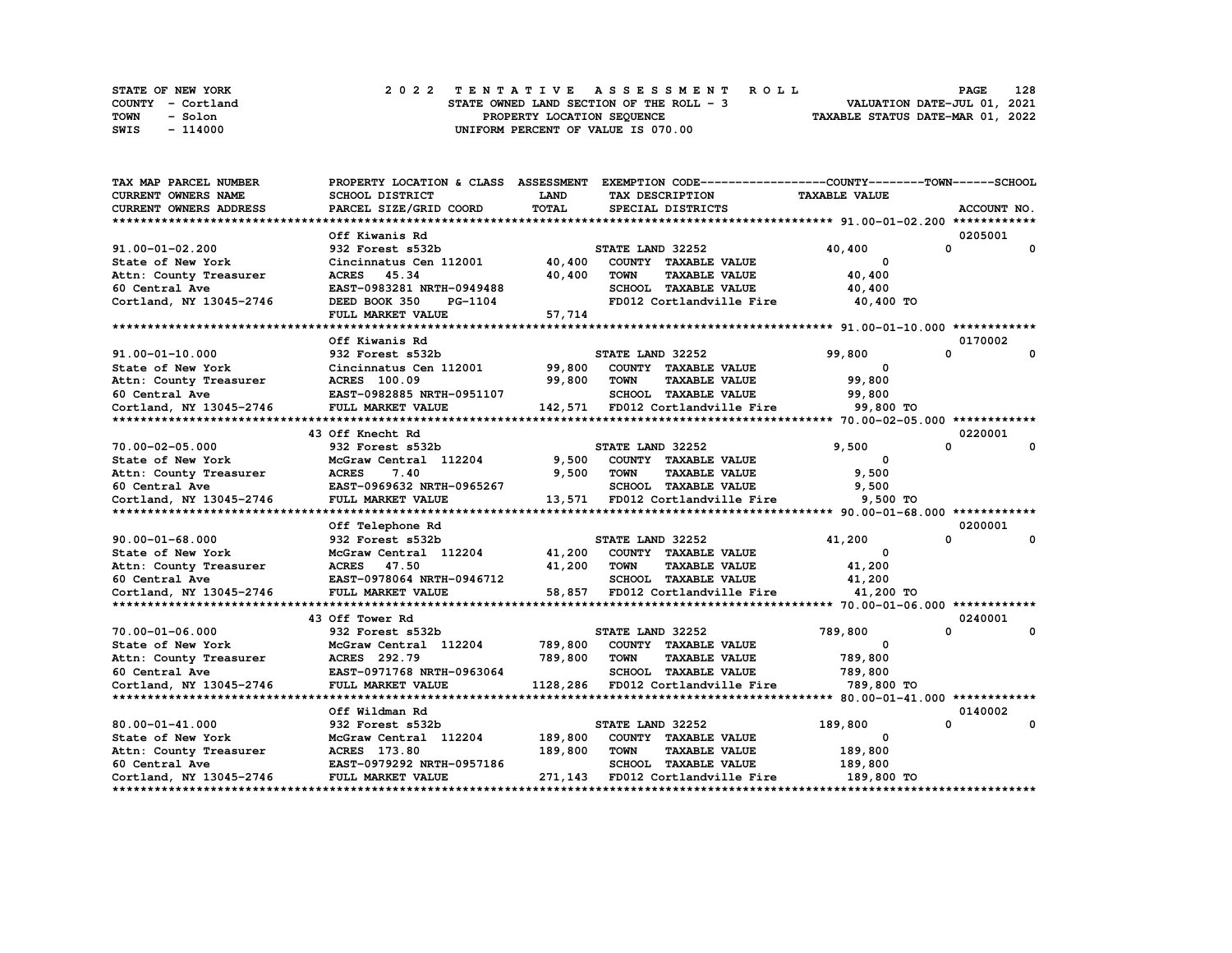STATE OF NEW YORK
COUNTY - Cortland
TOWN - Solon
SWIS - 114000

# 2022 TENTATIVE ASSESSMENT ROLL

STATE OWNED LAND SECTION OF THE ROLL - 3
PROPERTY LOCATION SEQUENCE
UNIFORM PERCENT OF VALUE IS 070.00

VALUATION DATE-JUL 01, 2021
TAXABLE STATUS DATE-MAR 01, 2022

| TAX MAP PARCEL NUMBER / CURRENT OWNERS NAME / CURRENT OWNERS ADDRESS | PROPERTY LOCATION & CLASS / SCHOOL DISTRICT / PARCEL SIZE/GRID COORD | ASSESSMENT LAND / TOTAL | EXEMPTION CODE / TAX DESCRIPTION / SPECIAL DISTRICTS | COUNTY TAXABLE VALUE | TOWN | SCHOOL / ACCOUNT NO. |
|---|---|---|---|---|---|---|
| 91.00-01-02.200 | Off Kiwanis Rd | | | | | 0205001 |
| | 932 Forest s532b | | STATE LAND 32252 | 40,400 | 0 | 0 |
| State of New York | Cincinnatus Cen 112001 | 40,400 | COUNTY TAXABLE VALUE | 0 | | |
| Attn: County Treasurer | ACRES 45.34 | 40,400 | TOWN TAXABLE VALUE | 40,400 | | |
| 60 Central Ave | EAST-0983281 NRTH-0949488 | | SCHOOL TAXABLE VALUE | 40,400 | | |
| Cortland, NY 13045-2746 | DEED BOOK 350 PG-1104 | | FD012 Cortlandville Fire | 40,400 TO | | |
| | FULL MARKET VALUE | 57,714 | | | | |
| 91.00-01-10.000 | Off Kiwanis Rd | | | | | 0170002 |
| | 932 Forest s532b | | STATE LAND 32252 | 99,800 | 0 | 0 |
| State of New York | Cincinnatus Cen 112001 | 99,800 | COUNTY TAXABLE VALUE | 0 | | |
| Attn: County Treasurer | ACRES 100.09 | 99,800 | TOWN TAXABLE VALUE | 99,800 | | |
| 60 Central Ave | EAST-0982885 NRTH-0951107 | | SCHOOL TAXABLE VALUE | 99,800 | | |
| Cortland, NY 13045-2746 | FULL MARKET VALUE | 142,571 | FD012 Cortlandville Fire | 99,800 TO | | |
| 70.00-02-05.000 | 43 Off Knecht Rd | | | | | 0220001 |
| | 932 Forest s532b | | STATE LAND 32252 | 9,500 | 0 | 0 |
| State of New York | McGraw Central 112204 | 9,500 | COUNTY TAXABLE VALUE | 0 | | |
| Attn: County Treasurer | ACRES 7.40 | 9,500 | TOWN TAXABLE VALUE | 9,500 | | |
| 60 Central Ave | EAST-0969632 NRTH-0965267 | | SCHOOL TAXABLE VALUE | 9,500 | | |
| Cortland, NY 13045-2746 | FULL MARKET VALUE | 13,571 | FD012 Cortlandville Fire | 9,500 TO | | |
| 90.00-01-68.000 | Off Telephone Rd | | | | | 0200001 |
| | 932 Forest s532b | | STATE LAND 32252 | 41,200 | 0 | 0 |
| State of New York | McGraw Central 112204 | 41,200 | COUNTY TAXABLE VALUE | 0 | | |
| Attn: County Treasurer | ACRES 47.50 | 41,200 | TOWN TAXABLE VALUE | 41,200 | | |
| 60 Central Ave | EAST-0978064 NRTH-0946712 | | SCHOOL TAXABLE VALUE | 41,200 | | |
| Cortland, NY 13045-2746 | FULL MARKET VALUE | 58,857 | FD012 Cortlandville Fire | 41,200 TO | | |
| 70.00-01-06.000 | 43 Off Tower Rd | | | | | 0240001 |
| | 932 Forest s532b | | STATE LAND 32252 | 789,800 | 0 | 0 |
| State of New York | McGraw Central 112204 | 789,800 | COUNTY TAXABLE VALUE | 0 | | |
| Attn: County Treasurer | ACRES 292.79 | 789,800 | TOWN TAXABLE VALUE | 789,800 | | |
| 60 Central Ave | EAST-0971768 NRTH-0963064 | | SCHOOL TAXABLE VALUE | 789,800 | | |
| Cortland, NY 13045-2746 | FULL MARKET VALUE | 1128,286 | FD012 Cortlandville Fire | 789,800 TO | | |
| 80.00-01-41.000 | Off Wildman Rd | | | | | 0140002 |
| | 932 Forest s532b | | STATE LAND 32252 | 189,800 | 0 | 0 |
| State of New York | McGraw Central 112204 | 189,800 | COUNTY TAXABLE VALUE | 0 | | |
| Attn: County Treasurer | ACRES 173.80 | 189,800 | TOWN TAXABLE VALUE | 189,800 | | |
| 60 Central Ave | EAST-0979292 NRTH-0957186 | | SCHOOL TAXABLE VALUE | 189,800 | | |
| Cortland, NY 13045-2746 | FULL MARKET VALUE | 271,143 | FD012 Cortlandville Fire | 189,800 TO | | |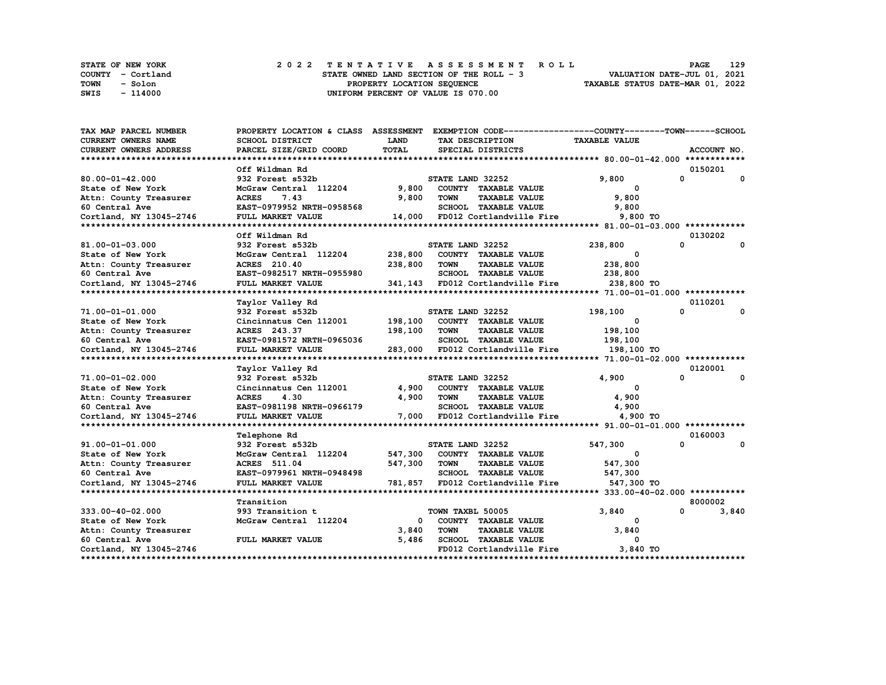STATE OF NEW YORK — 2022 TENTATIVE ASSESSMENT ROLL
COUNTY - Cortland — STATE OWNED LAND SECTION OF THE ROLL - 3 — VALUATION DATE-JUL 01, 2021
TOWN - Solon — PROPERTY LOCATION SEQUENCE — TAXABLE STATUS DATE-MAR 01, 2022
SWIS - 114000 — UNIFORM PERCENT OF VALUE IS 070.00

| TAX MAP PARCEL NUMBER / CURRENT OWNERS NAME / CURRENT OWNERS ADDRESS | PROPERTY LOCATION & CLASS / SCHOOL DISTRICT / PARCEL SIZE/GRID COORD | ASSESSMENT LAND / TOTAL | EXEMPTION CODE / TAX DESCRIPTION / SPECIAL DISTRICTS | COUNTY | TOWN | SCHOOL / ACCOUNT NO. |
|---|---|---|---|---|---|---|
| 80.00-01-42.000 | Off Wildman Rd | | | | | 0150201 |
| | 932 Forest s532b | | STATE LAND 32252 | 9,800 | 0 | 0 |
| State of New York | McGraw Central 112204 | 9,800 | COUNTY TAXABLE VALUE | 0 | | |
| Attn: County Treasurer | ACRES 7.43 | 9,800 | TOWN TAXABLE VALUE | | 9,800 | |
| 60 Central Ave | EAST-0979952 NRTH-0958568 | | SCHOOL TAXABLE VALUE | | | 9,800 |
| Cortland, NY 13045-2746 | FULL MARKET VALUE | 14,000 | FD012 Cortlandville Fire | 9,800 TO | | |
| 81.00-01-03.000 | Off Wildman Rd | | | | | 0130202 |
| | 932 Forest s532b | | STATE LAND 32252 | 238,800 | 0 | 0 |
| State of New York | McGraw Central 112204 | 238,800 | COUNTY TAXABLE VALUE | 0 | | |
| Attn: County Treasurer | ACRES 210.40 | 238,800 | TOWN TAXABLE VALUE | | 238,800 | |
| 60 Central Ave | EAST-0982517 NRTH-0955980 | | SCHOOL TAXABLE VALUE | | | 238,800 |
| Cortland, NY 13045-2746 | FULL MARKET VALUE | 341,143 | FD012 Cortlandville Fire | 238,800 TO | | |
| 71.00-01-01.000 | Taylor Valley Rd | | | | | 0110201 |
| | 932 Forest s532b | | STATE LAND 32252 | 198,100 | 0 | 0 |
| State of New York | Cincinnatus Cen 112001 | 198,100 | COUNTY TAXABLE VALUE | 0 | | |
| Attn: County Treasurer | ACRES 243.37 | 198,100 | TOWN TAXABLE VALUE | | 198,100 | |
| 60 Central Ave | EAST-0981572 NRTH-0965036 | | SCHOOL TAXABLE VALUE | | | 198,100 |
| Cortland, NY 13045-2746 | FULL MARKET VALUE | 283,000 | FD012 Cortlandville Fire | 198,100 TO | | |
| 71.00-01-02.000 | Taylor Valley Rd | | | | | 0120001 |
| | 932 Forest s532b | | STATE LAND 32252 | 4,900 | 0 | 0 |
| State of New York | Cincinnatus Cen 112001 | 4,900 | COUNTY TAXABLE VALUE | 0 | | |
| Attn: County Treasurer | ACRES 4.30 | 4,900 | TOWN TAXABLE VALUE | | 4,900 | |
| 60 Central Ave | EAST-0981198 NRTH-0966179 | | SCHOOL TAXABLE VALUE | | | 4,900 |
| Cortland, NY 13045-2746 | FULL MARKET VALUE | 7,000 | FD012 Cortlandville Fire | 4,900 TO | | |
| 91.00-01-01.000 | Telephone Rd | | | | | 0160003 |
| | 932 Forest s532b | | STATE LAND 32252 | 547,300 | 0 | 0 |
| State of New York | McGraw Central 112204 | 547,300 | COUNTY TAXABLE VALUE | 0 | | |
| Attn: County Treasurer | ACRES 511.04 | 547,300 | TOWN TAXABLE VALUE | | 547,300 | |
| 60 Central Ave | EAST-0979961 NRTH-0948498 | | SCHOOL TAXABLE VALUE | | | 547,300 |
| Cortland, NY 13045-2746 | FULL MARKET VALUE | 781,857 | FD012 Cortlandville Fire | 547,300 TO | | |
| 333.00-40-02.000 | Transition | | | | | 8000002 |
| | 993 Transition t | | TOWN TAXBL 50005 | 3,840 | 0 | 3,840 |
| State of New York | McGraw Central 112204 | 0 | COUNTY TAXABLE VALUE | 0 | | |
| Attn: County Treasurer | | 3,840 | TOWN TAXABLE VALUE | | 3,840 | |
| 60 Central Ave | FULL MARKET VALUE | 5,486 | SCHOOL TAXABLE VALUE | | | 0 |
| Cortland, NY 13045-2746 | | | FD012 Cortlandville Fire | 3,840 TO | | |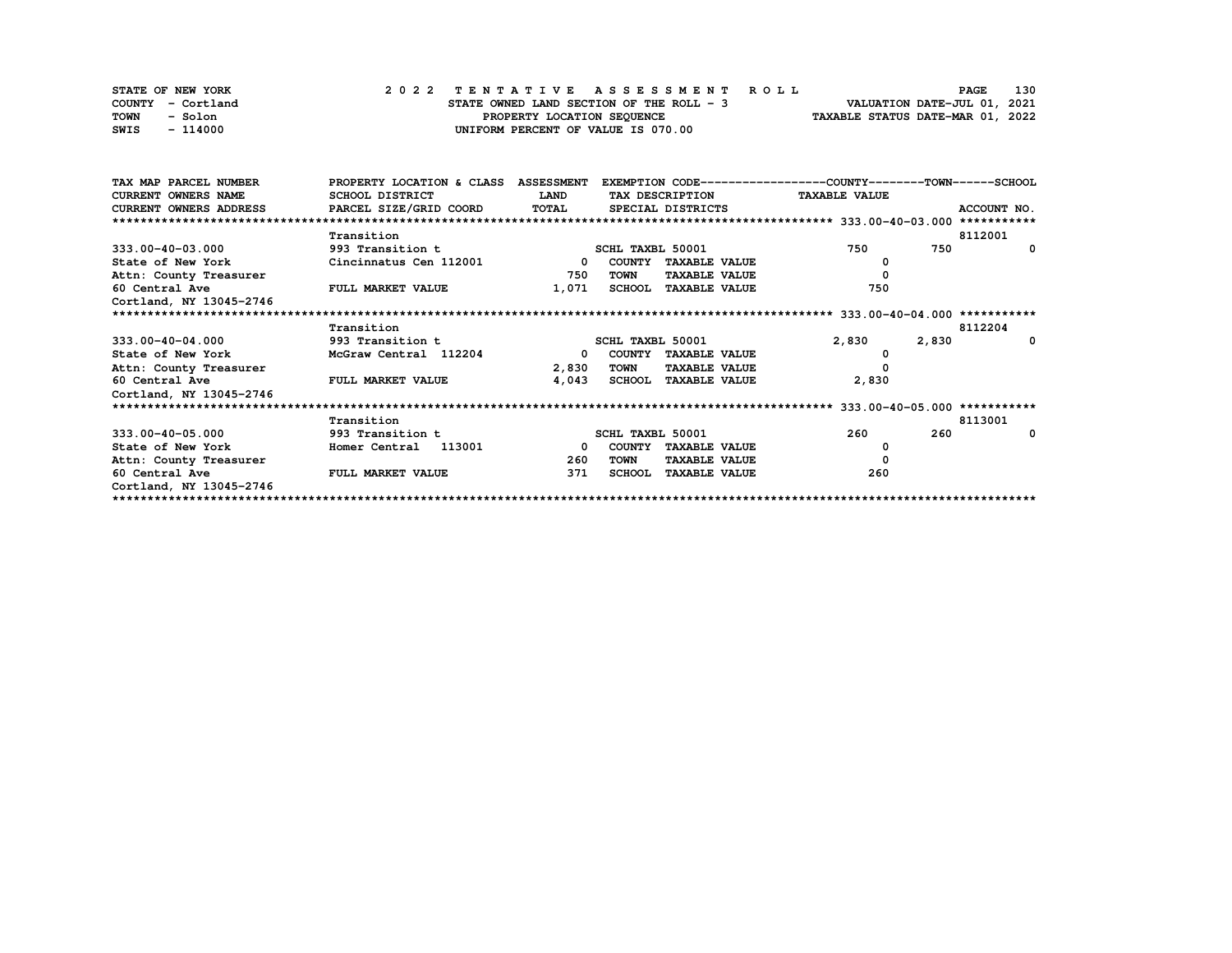STATE OF NEW YORK
COUNTY - Cortland
TOWN - Solon
SWIS - 114000

**2 0 2 2 T E N T A T I V E A S S E S S M E N T R O L L**
STATE OWNED LAND SECTION OF THE ROLL - 3
PROPERTY LOCATION SEQUENCE
UNIFORM PERCENT OF VALUE IS 070.00

VALUATION DATE-JUL 01, 2021
TAXABLE STATUS DATE-MAR 01, 2022

| TAX MAP PARCEL NUMBER / CURRENT OWNERS NAME / CURRENT OWNERS ADDRESS | PROPERTY LOCATION & CLASS / SCHOOL DISTRICT / PARCEL SIZE/GRID COORD | ASSESSMENT LAND / TOTAL | EXEMPTION CODE / TAX DESCRIPTION / SPECIAL DISTRICTS | COUNTY TAXABLE VALUE | TOWN | SCHOOL / ACCOUNT NO. |
|---|---|---|---|---|---|---|
| **333.00-40-03.000** | Transition | | | | | 8112001 |
| 333.00-40-03.000 | 993 Transition t | | SCHL TAXBL 50001 | 750 | 750 | 0 |
| State of New York | Cincinnatus Cen 112001 | 0 | COUNTY TAXABLE VALUE | 0 | | |
| Attn: County Treasurer | | 750 | TOWN TAXABLE VALUE | 0 | | |
| 60 Central Ave | FULL MARKET VALUE | 1,071 | SCHOOL TAXABLE VALUE | 750 | | |
| Cortland, NY 13045-2746 | | | | | | |
| **333.00-40-04.000** | Transition | | | | | 8112204 |
| 333.00-40-04.000 | 993 Transition t | | SCHL TAXBL 50001 | 2,830 | 2,830 | 0 |
| State of New York | McGraw Central 112204 | 0 | COUNTY TAXABLE VALUE | 0 | | |
| Attn: County Treasurer | | 2,830 | TOWN TAXABLE VALUE | 0 | | |
| 60 Central Ave | FULL MARKET VALUE | 4,043 | SCHOOL TAXABLE VALUE | 2,830 | | |
| Cortland, NY 13045-2746 | | | | | | |
| **333.00-40-05.000** | Transition | | | | | 8113001 |
| 333.00-40-05.000 | 993 Transition t | | SCHL TAXBL 50001 | 260 | 260 | 0 |
| State of New York | Homer Central 113001 | 0 | COUNTY TAXABLE VALUE | 0 | | |
| Attn: County Treasurer | | 260 | TOWN TAXABLE VALUE | 0 | | |
| 60 Central Ave | FULL MARKET VALUE | 371 | SCHOOL TAXABLE VALUE | 260 | | |
| Cortland, NY 13045-2746 | | | | | | |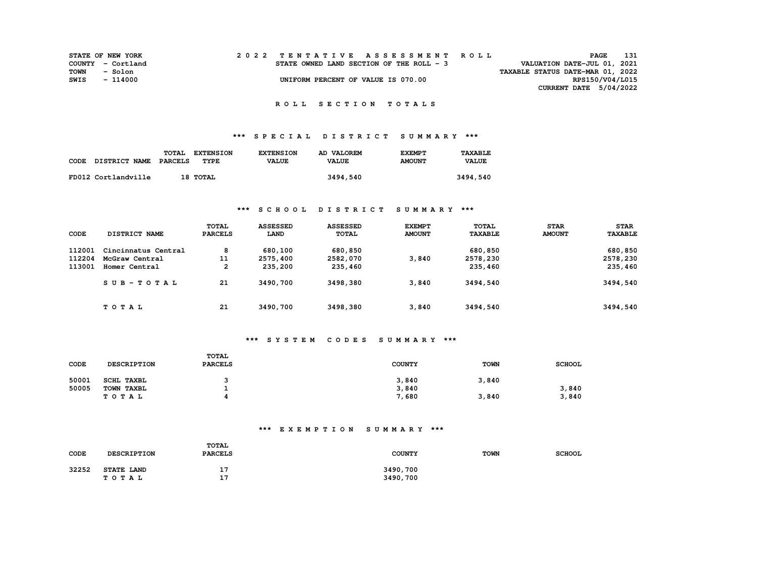## R O L L   S E C T I O N   T O T A L S

### *** S P E C I A L   D I S T R I C T   S U M M A R Y ***

| CODE DISTRICT NAME | TOTAL PARCELS | EXTENSION TYPE | EXTENSION VALUE | AD VALOREM VALUE | EXEMPT AMOUNT | TAXABLE VALUE |
|---|---|---|---|---|---|---|
| FD012 Cortlandville | 18 | TOTAL | | 3494,540 | | 3494,540 |

### *** S C H O O L   D I S T R I C T   S U M M A R Y ***

| CODE | DISTRICT NAME | TOTAL PARCELS | ASSESSED LAND | ASSESSED TOTAL | EXEMPT AMOUNT | TOTAL TAXABLE | STAR AMOUNT | STAR TAXABLE |
|---|---|---|---|---|---|---|---|---|
| 112001 | Cincinnatus Central | 8 | 680,100 | 680,850 | | 680,850 | | 680,850 |
| 112204 | McGraw Central | 11 | 2575,400 | 2582,070 | 3,840 | 2578,230 | | 2578,230 |
| 113001 | Homer Central | 2 | 235,200 | 235,460 | | 235,460 | | 235,460 |
| | S U B - T O T A L | 21 | 3490,700 | 3498,380 | 3,840 | 3494,540 | | 3494,540 |
| | T O T A L | 21 | 3490,700 | 3498,380 | 3,840 | 3494,540 | | 3494,540 |

### *** S Y S T E M   C O D E S   S U M M A R Y ***

| CODE | DESCRIPTION | TOTAL PARCELS | COUNTY | TOWN | SCHOOL |
|---|---|---|---|---|---|
| 50001 | SCHL TAXBL | 3 | 3,840 | 3,840 | |
| 50005 | TOWN TAXBL | 1 | 3,840 | | 3,840 |
| | T O T A L | 4 | 7,680 | 3,840 | 3,840 |

### *** E X E M P T I O N   S U M M A R Y ***

| CODE | DESCRIPTION | TOTAL PARCELS | COUNTY | TOWN | SCHOOL |
|---|---|---|---|---|---|
| 32252 | STATE LAND | 17 | 3490,700 | | |
| | T O T A L | 17 | 3490,700 | | |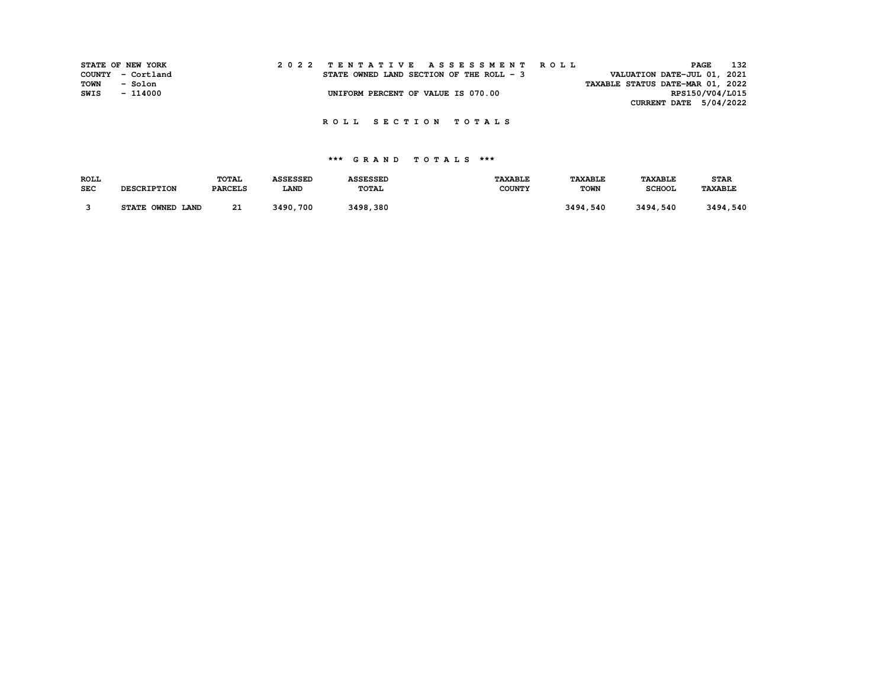STATE OF NEW YORK
COUNTY - Cortland
TOWN - Solon
SWIS - 114000

**2 0 2 2 T E N T A T I V E A S S E S S M E N T R O L L**

STATE OWNED LAND SECTION OF THE ROLL - 3

UNIFORM PERCENT OF VALUE IS 070.00

VALUATION DATE-JUL 01, 2021
TAXABLE STATUS DATE-MAR 01, 2022
RPS150/V04/L015
CURRENT DATE 5/04/2022

## R O L L S E C T I O N T O T A L S

### *** G R A N D T O T A L S ***

| ROLL SEC | DESCRIPTION | TOTAL PARCELS | ASSESSED LAND | ASSESSED TOTAL | TAXABLE COUNTY | TAXABLE TOWN | TAXABLE SCHOOL | STAR TAXABLE |
|---|---|---|---|---|---|---|---|---|
| 3 | STATE OWNED LAND | 21 | 3490,700 | 3498,380 | | 3494,540 | 3494,540 | 3494,540 |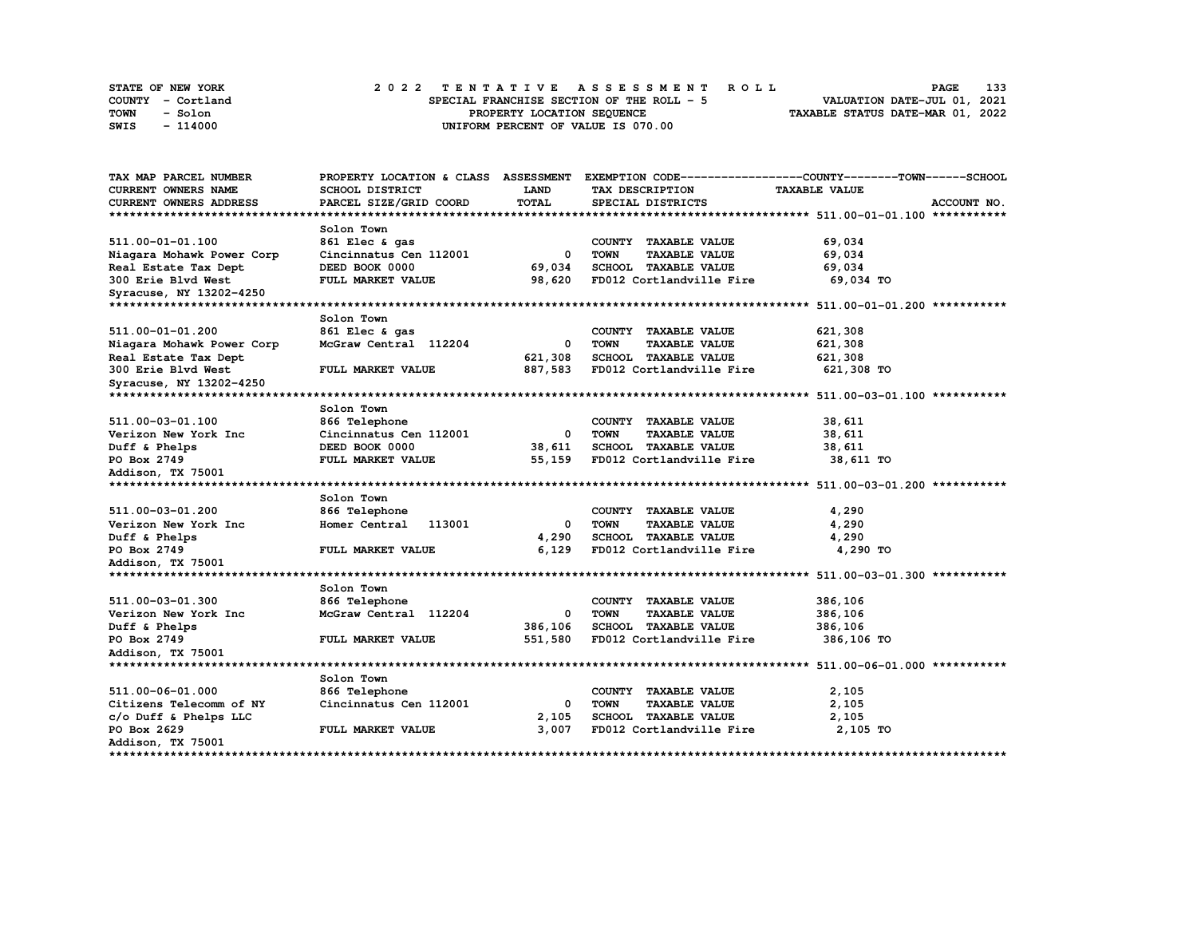STATE OF NEW YORK
COUNTY - Cortland
TOWN - Solon
SWIS - 114000

# 2022 TENTATIVE ASSESSMENT ROLL

SPECIAL FRANCHISE SECTION OF THE ROLL - 5
PROPERTY LOCATION SEQUENCE
UNIFORM PERCENT OF VALUE IS 070.00

VALUATION DATE-JUL 01, 2021
TAXABLE STATUS DATE-MAR 01, 2022

| TAX MAP PARCEL NUMBER / CURRENT OWNERS NAME / CURRENT OWNERS ADDRESS | PROPERTY LOCATION & CLASS / SCHOOL DISTRICT / PARCEL SIZE/GRID COORD | ASSESSMENT LAND / TOTAL | EXEMPTION CODE / TAX DESCRIPTION / SPECIAL DISTRICTS | TAXABLE VALUE (COUNTY--TOWN--SCHOOL) | ACCOUNT NO. |
|---|---|---|---|---|---|
| 511.00-01-01.100 | Solon Town | | | | |
| 511.00-01-01.100 | 861 Elec & gas | | COUNTY TAXABLE VALUE | 69,034 | |
| Niagara Mohawk Power Corp | Cincinnatus Cen 112001 | 0 | TOWN TAXABLE VALUE | 69,034 | |
| Real Estate Tax Dept | DEED BOOK 0000 | 69,034 | SCHOOL TAXABLE VALUE | 69,034 | |
| 300 Erie Blvd West | FULL MARKET VALUE | 98,620 | FD012 Cortlandville Fire | 69,034 TO | |
| Syracuse, NY 13202-4250 | | | | | |
| 511.00-01-01.200 | Solon Town | | | | |
| 511.00-01-01.200 | 861 Elec & gas | | COUNTY TAXABLE VALUE | 621,308 | |
| Niagara Mohawk Power Corp | McGraw Central 112204 | 0 | TOWN TAXABLE VALUE | 621,308 | |
| Real Estate Tax Dept | | 621,308 | SCHOOL TAXABLE VALUE | 621,308 | |
| 300 Erie Blvd West | FULL MARKET VALUE | 887,583 | FD012 Cortlandville Fire | 621,308 TO | |
| Syracuse, NY 13202-4250 | | | | | |
| 511.00-03-01.100 | Solon Town | | | | |
| 511.00-03-01.100 | 866 Telephone | | COUNTY TAXABLE VALUE | 38,611 | |
| Verizon New York Inc | Cincinnatus Cen 112001 | 0 | TOWN TAXABLE VALUE | 38,611 | |
| Duff & Phelps | DEED BOOK 0000 | 38,611 | SCHOOL TAXABLE VALUE | 38,611 | |
| PO Box 2749 | FULL MARKET VALUE | 55,159 | FD012 Cortlandville Fire | 38,611 TO | |
| Addison, TX 75001 | | | | | |
| 511.00-03-01.200 | Solon Town | | | | |
| 511.00-03-01.200 | 866 Telephone | | COUNTY TAXABLE VALUE | 4,290 | |
| Verizon New York Inc | Homer Central 113001 | 0 | TOWN TAXABLE VALUE | 4,290 | |
| Duff & Phelps | | 4,290 | SCHOOL TAXABLE VALUE | 4,290 | |
| PO Box 2749 | FULL MARKET VALUE | 6,129 | FD012 Cortlandville Fire | 4,290 TO | |
| Addison, TX 75001 | | | | | |
| 511.00-03-01.300 | Solon Town | | | | |
| 511.00-03-01.300 | 866 Telephone | | COUNTY TAXABLE VALUE | 386,106 | |
| Verizon New York Inc | McGraw Central 112204 | 0 | TOWN TAXABLE VALUE | 386,106 | |
| Duff & Phelps | | 386,106 | SCHOOL TAXABLE VALUE | 386,106 | |
| PO Box 2749 | FULL MARKET VALUE | 551,580 | FD012 Cortlandville Fire | 386,106 TO | |
| Addison, TX 75001 | | | | | |
| 511.00-06-01.000 | Solon Town | | | | |
| 511.00-06-01.000 | 866 Telephone | | COUNTY TAXABLE VALUE | 2,105 | |
| Citizens Telecomm of NY | Cincinnatus Cen 112001 | 0 | TOWN TAXABLE VALUE | 2,105 | |
| c/o Duff & Phelps LLC | | 2,105 | SCHOOL TAXABLE VALUE | 2,105 | |
| PO Box 2629 | FULL MARKET VALUE | 3,007 | FD012 Cortlandville Fire | 2,105 TO | |
| Addison, TX 75001 | | | | | |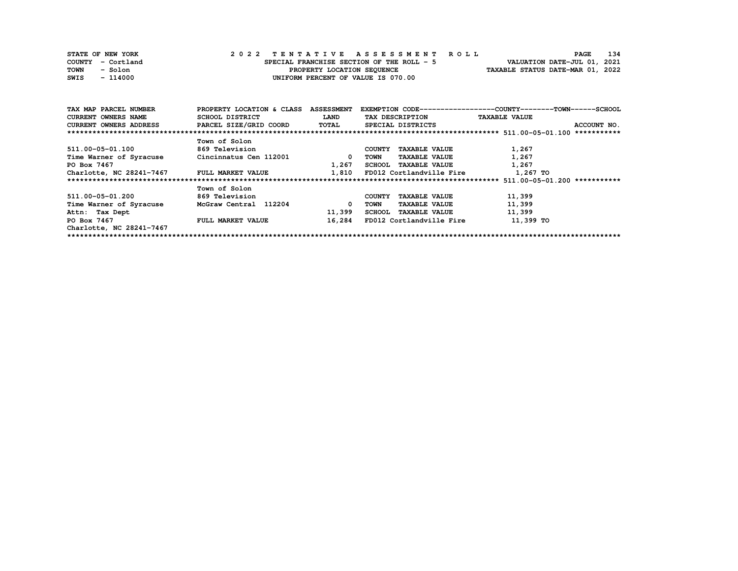STATE OF NEW YORK
COUNTY - Cortland
TOWN - Solon
SWIS - 114000

# 2022 TENTATIVE ASSESSMENT ROLL

SPECIAL FRANCHISE SECTION OF THE ROLL - 5
PROPERTY LOCATION SEQUENCE
UNIFORM PERCENT OF VALUE IS 070.00

VALUATION DATE-JUL 01, 2021
TAXABLE STATUS DATE-MAR 01, 2022

| TAX MAP PARCEL NUMBER / CURRENT OWNERS NAME / CURRENT OWNERS ADDRESS | PROPERTY LOCATION & CLASS / SCHOOL DISTRICT / PARCEL SIZE/GRID COORD | ASSESSMENT LAND / TOTAL | EXEMPTION CODE / TAX DESCRIPTION / SPECIAL DISTRICTS | TAXABLE VALUE (COUNTY / TOWN / SCHOOL) | ACCOUNT NO. |
|---|---|---|---|---|---|
| **511.00-05-01.100** | Town of Solon | | | | |
| 511.00-05-01.100 | 869 Television | | COUNTY TAXABLE VALUE | 1,267 | |
| Time Warner of Syracuse | Cincinnatus Cen 112001 | 0 | TOWN TAXABLE VALUE | 1,267 | |
| PO Box 7467 | | 1,267 | SCHOOL TAXABLE VALUE | 1,267 | |
| Charlotte, NC 28241-7467 | FULL MARKET VALUE | 1,810 | FD012 Cortlandville Fire | 1,267 TO | |
| **511.00-05-01.200** | Town of Solon | | | | |
| 511.00-05-01.200 | 869 Television | | COUNTY TAXABLE VALUE | 11,399 | |
| Time Warner of Syracuse | McGraw Central 112204 | 0 | TOWN TAXABLE VALUE | 11,399 | |
| Attn: Tax Dept | | 11,399 | SCHOOL TAXABLE VALUE | 11,399 | |
| PO Box 7467 | FULL MARKET VALUE | 16,284 | FD012 Cortlandville Fire | 11,399 TO | |
| Charlotte, NC 28241-7467 | | | | | |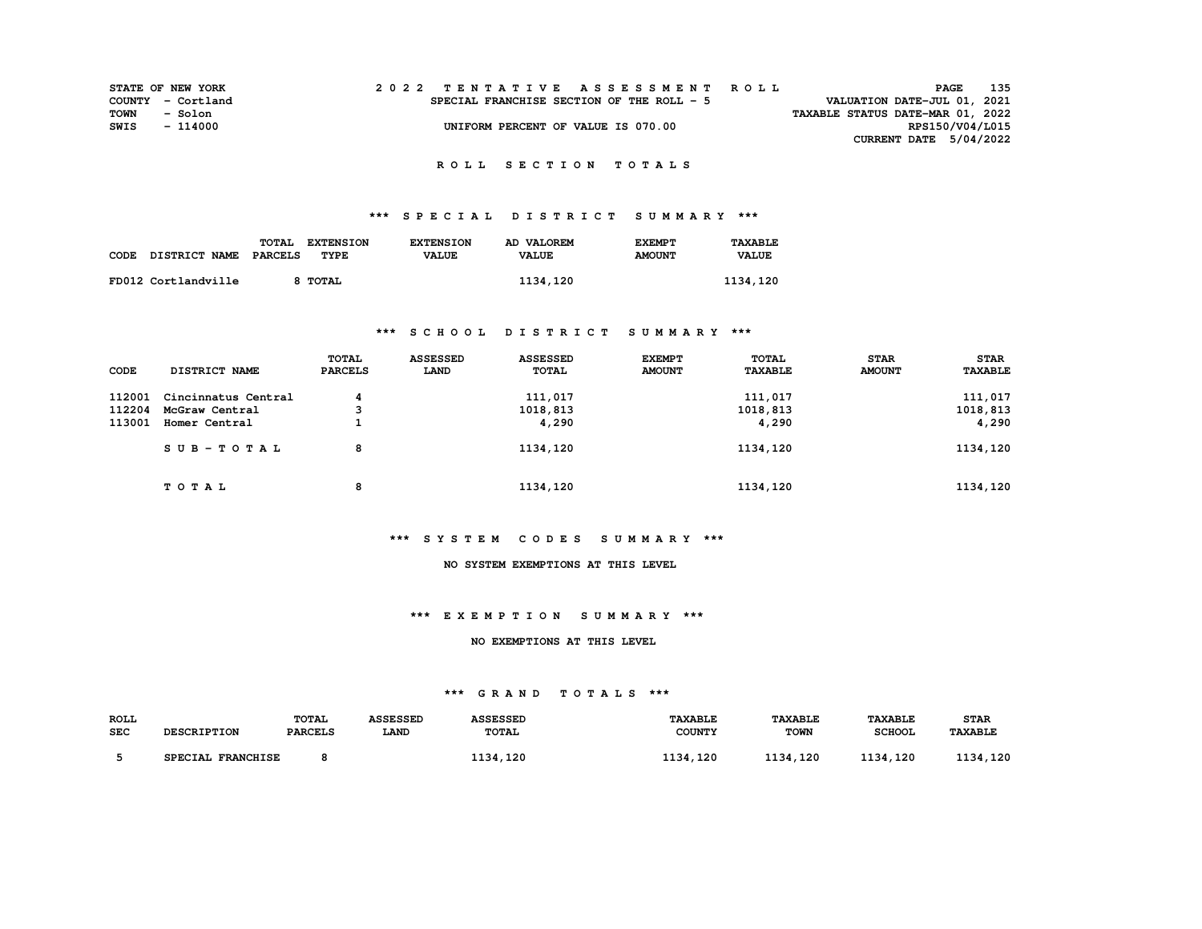STATE OF NEW YORK
COUNTY - Cortland
TOWN - Solon
SWIS - 114000

# 2022 TENTATIVE ASSESSMENT ROLL

SPECIAL FRANCHISE SECTION OF THE ROLL - 5

UNIFORM PERCENT OF VALUE IS 070.00

VALUATION DATE-JUL 01, 2021
TAXABLE STATUS DATE-MAR 01, 2022
RPS150/V04/L015
CURRENT DATE 5/04/2022

## ROLL SECTION TOTALS

### *** SPECIAL DISTRICT SUMMARY ***

| CODE | DISTRICT NAME | TOTAL PARCELS | EXTENSION TYPE | EXTENSION VALUE | AD VALOREM VALUE | EXEMPT AMOUNT | TAXABLE VALUE |
|---|---|---|---|---|---|---|---|
| FD012 | Cortlandville | 8 | TOTAL | | 1134,120 | | 1134,120 |

### *** SCHOOL DISTRICT SUMMARY ***

| CODE | DISTRICT NAME | TOTAL PARCELS | ASSESSED LAND | ASSESSED TOTAL | EXEMPT AMOUNT | TOTAL TAXABLE | STAR AMOUNT | STAR TAXABLE |
|---|---|---|---|---|---|---|---|---|
| 112001 | Cincinnatus Central | 4 | | 111,017 | | 111,017 | | 111,017 |
| 112204 | McGraw Central | 3 | | 1018,813 | | 1018,813 | | 1018,813 |
| 113001 | Homer Central | 1 | | 4,290 | | 4,290 | | 4,290 |
| | SUB-TOTAL | 8 | | 1134,120 | | 1134,120 | | 1134,120 |
| | TOTAL | 8 | | 1134,120 | | 1134,120 | | 1134,120 |

### *** SYSTEM CODES SUMMARY ***

NO SYSTEM EXEMPTIONS AT THIS LEVEL

### *** EXEMPTION SUMMARY ***

NO EXEMPTIONS AT THIS LEVEL

### *** GRAND TOTALS ***

| ROLL SEC | DESCRIPTION | TOTAL PARCELS | ASSESSED LAND | ASSESSED TOTAL | TAXABLE COUNTY | TAXABLE TOWN | TAXABLE SCHOOL | STAR TAXABLE |
|---|---|---|---|---|---|---|---|---|
| 5 | SPECIAL FRANCHISE | 8 | | 1134,120 | 1134,120 | 1134,120 | 1134,120 | 1134,120 |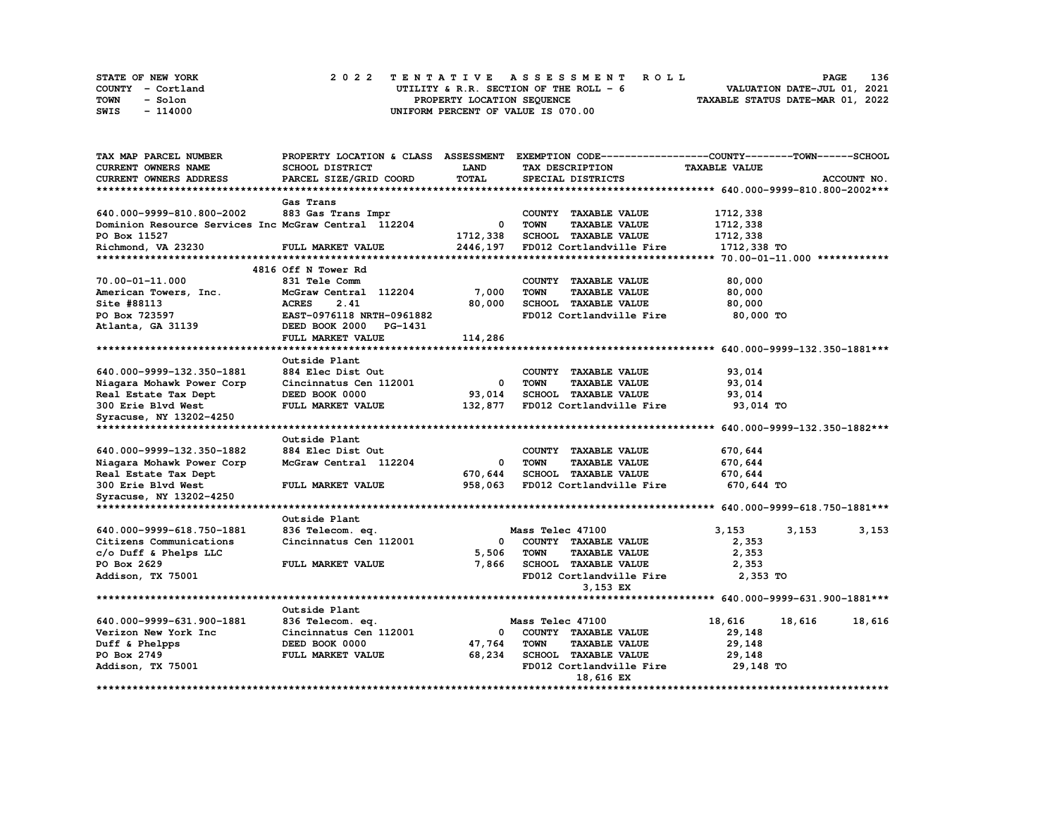STATE OF NEW YORK
COUNTY - Cortland
TOWN - Solon
SWIS - 114000

2022 TENTATIVE ASSESSMENT ROLL
UTILITY & R.R. SECTION OF THE ROLL - 6
PROPERTY LOCATION SEQUENCE
UNIFORM PERCENT OF VALUE IS 070.00

VALUATION DATE-JUL 01, 2021
TAXABLE STATUS DATE-MAR 01, 2022

```
TAX MAP PARCEL NUMBER          PROPERTY LOCATION & CLASS  ASSESSMENT  EXEMPTION CODE------------------COUNTY--------TOWN------SCHOOL
CURRENT OWNERS NAME            SCHOOL DISTRICT               LAND      TAX DESCRIPTION             TAXABLE VALUE
CURRENT OWNERS ADDRESS         PARCEL SIZE/GRID COORD        TOTAL     SPECIAL DISTRICTS                                  ACCOUNT NO.
******************************************************************************************* 640.000-9999-810.800-2002***
                               Gas Trans
640.000-9999-810.800-2002      883 Gas Trans Impr                      COUNTY  TAXABLE VALUE          1712,338
Dominion Resource Services Inc McGraw Central  112204       0       TOWN    TAXABLE VALUE          1712,338
PO Box 11527                                              1712,338    SCHOOL  TAXABLE VALUE          1712,338
Richmond, VA 23230             FULL MARKET VALUE          2446,197    FD012 Cortlandville Fire        1712,338 TO
******************************************************************************************* 70.00-01-11.000 ************
                               4816 Off N Tower Rd
70.00-01-11.000                831 Tele Comm                           COUNTY  TAXABLE VALUE            80,000
American Towers, Inc.          McGraw Central  112204      7,000    TOWN    TAXABLE VALUE            80,000
Site #88113                    ACRES     2.41              80,000    SCHOOL  TAXABLE VALUE            80,000
PO Box 723597                  EAST-0976118 NRTH-0961882             FD012 Cortlandville Fire          80,000 TO
Atlanta, GA 31139              DEED BOOK 2000   PG-1431
                               FULL MARKET VALUE          114,286
******************************************************************************************* 640.000-9999-132.350-1881***
                               Outside Plant
640.000-9999-132.350-1881      884 Elec Dist Out                       COUNTY  TAXABLE VALUE            93,014
Niagara Mohawk Power Corp      Cincinnatus Cen 112001          0    TOWN    TAXABLE VALUE            93,014
Real Estate Tax Dept           DEED BOOK 0000              93,014    SCHOOL  TAXABLE VALUE            93,014
300 Erie Blvd West             FULL MARKET VALUE          132,877    FD012 Cortlandville Fire          93,014 TO
Syracuse, NY 13202-4250
******************************************************************************************* 640.000-9999-132.350-1882***
                               Outside Plant
640.000-9999-132.350-1882      884 Elec Dist Out                       COUNTY  TAXABLE VALUE           670,644
Niagara Mohawk Power Corp      McGraw Central  112204          0    TOWN    TAXABLE VALUE           670,644
Real Estate Tax Dept                                      670,644    SCHOOL  TAXABLE VALUE           670,644
300 Erie Blvd West             FULL MARKET VALUE          958,063    FD012 Cortlandville Fire         670,644 TO
Syracuse, NY 13202-4250
******************************************************************************************* 640.000-9999-618.750-1881***
                               Outside Plant
640.000-9999-618.750-1881      836 Telecom. eq.                        Mass Telec 47100                 3,153       3,153       3,153
Citizens Communications        Cincinnatus Cen 112001          0    COUNTY  TAXABLE VALUE             2,353
c/o Duff & Phelps LLC                                       5,506    TOWN    TAXABLE VALUE             2,353
PO Box 2629                    FULL MARKET VALUE            7,866    SCHOOL  TAXABLE VALUE             2,353
Addison, TX 75001                                                    FD012 Cortlandville Fire           2,353 TO
                                                                            3,153 EX
******************************************************************************************* 640.000-9999-631.900-1881***
                               Outside Plant
640.000-9999-631.900-1881      836 Telecom. eq.                        Mass Telec 47100                18,616      18,616      18,616
Verizon New York Inc           Cincinnatus Cen 112001          0    COUNTY  TAXABLE VALUE            29,148
Duff & Phelpps                 DEED BOOK 0000              47,764    TOWN    TAXABLE VALUE            29,148
PO Box 2749                    FULL MARKET VALUE           68,234    SCHOOL  TAXABLE VALUE            29,148
Addison, TX 75001                                                    FD012 Cortlandville Fire          29,148 TO
                                                                            18,616 EX
**************************************************************************************************************************
```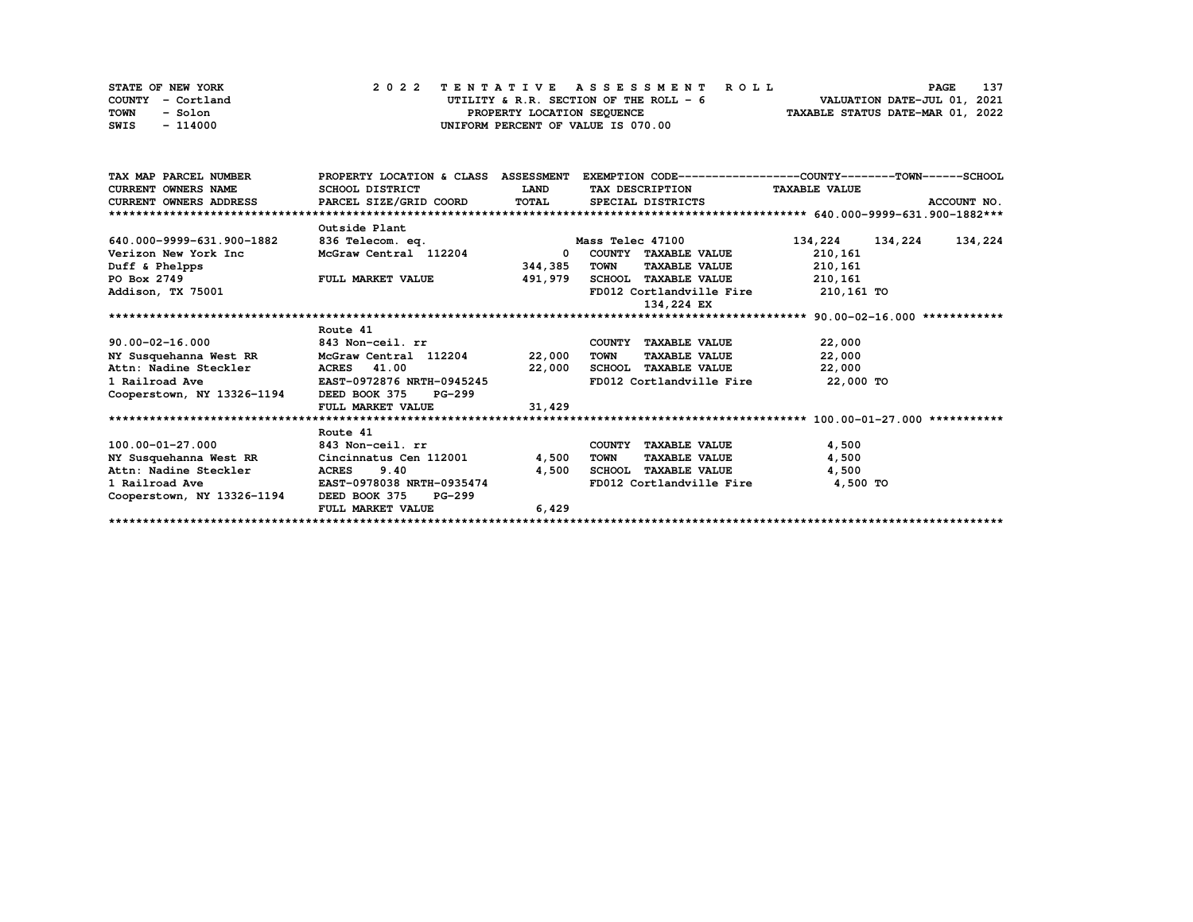STATE OF NEW YORK
COUNTY - Cortland
TOWN - Solon
SWIS - 114000

# 2022 TENTATIVE ASSESSMENT ROLL

UTILITY & R.R. SECTION OF THE ROLL - 6
PROPERTY LOCATION SEQUENCE
UNIFORM PERCENT OF VALUE IS 070.00

VALUATION DATE-JUL 01, 2021
TAXABLE STATUS DATE-MAR 01, 2022

| TAX MAP PARCEL NUMBER / CURRENT OWNERS NAME / CURRENT OWNERS ADDRESS | PROPERTY LOCATION & CLASS / SCHOOL DISTRICT / PARCEL SIZE/GRID COORD | ASSESSMENT LAND / TOTAL | EXEMPTION CODE / TAX DESCRIPTION / SPECIAL DISTRICTS | COUNTY | TOWN | SCHOOL |
|---|---|---|---|---|---|---|
| **640.000-9999-631.900-1882** | Outside Plant | | | | | |
| 640.000-9999-631.900-1882 | 836 Telecom. eq. | | Mass Telec 47100 | 134,224 | 134,224 | 134,224 |
| Verizon New York Inc | McGraw Central 112204 | 0 | COUNTY TAXABLE VALUE | 210,161 | | |
| Duff & Phelpps | | 344,385 | TOWN TAXABLE VALUE | 210,161 | | |
| PO Box 2749 | FULL MARKET VALUE | 491,979 | SCHOOL TAXABLE VALUE | 210,161 | | |
| Addison, TX 75001 | | | FD012 Cortlandville Fire | 210,161 TO | | |
| | | | 134,224 EX | | | |
| **90.00-02-16.000** | Route 41 | | | | | |
| 90.00-02-16.000 | 843 Non-ceil. rr | | COUNTY TAXABLE VALUE | 22,000 | | |
| NY Susquehanna West RR | McGraw Central 112204 | 22,000 | TOWN TAXABLE VALUE | 22,000 | | |
| Attn: Nadine Steckler | ACRES 41.00 | 22,000 | SCHOOL TAXABLE VALUE | 22,000 | | |
| 1 Railroad Ave | EAST-0972876 NRTH-0945245 | | FD012 Cortlandville Fire | 22,000 TO | | |
| Cooperstown, NY 13326-1194 | DEED BOOK 375 PG-299 | | | | | |
| | FULL MARKET VALUE | 31,429 | | | | |
| **100.00-01-27.000** | Route 41 | | | | | |
| 100.00-01-27.000 | 843 Non-ceil. rr | | COUNTY TAXABLE VALUE | 4,500 | | |
| NY Susquehanna West RR | Cincinnatus Cen 112001 | 4,500 | TOWN TAXABLE VALUE | 4,500 | | |
| Attn: Nadine Steckler | ACRES 9.40 | 4,500 | SCHOOL TAXABLE VALUE | 4,500 | | |
| 1 Railroad Ave | EAST-0978038 NRTH-0935474 | | FD012 Cortlandville Fire | 4,500 TO | | |
| Cooperstown, NY 13326-1194 | DEED BOOK 375 PG-299 | | | | | |
| | FULL MARKET VALUE | 6,429 | | | | |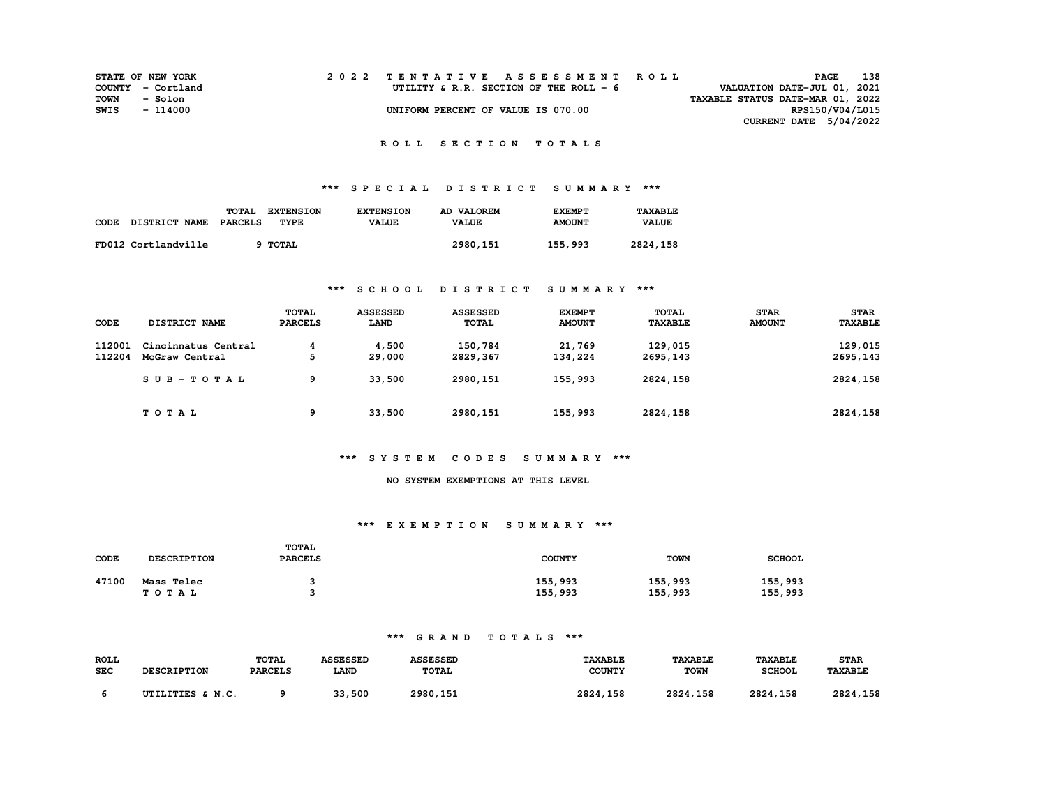STATE OF NEW YORK
COUNTY - Cortland
TOWN - Solon
SWIS - 114000

2022 TENTATIVE ASSESSMENT ROLL
UTILITY & R.R. SECTION OF THE ROLL - 6
UNIFORM PERCENT OF VALUE IS 070.00

VALUATION DATE-JUL 01, 2021
TAXABLE STATUS DATE-MAR 01, 2022
RPS150/V04/L015
CURRENT DATE 5/04/2022

## ROLL SECTION TOTALS

### *** SPECIAL DISTRICT SUMMARY ***

| CODE DISTRICT NAME | TOTAL PARCELS | EXTENSION TYPE | EXTENSION VALUE | AD VALOREM VALUE | EXEMPT AMOUNT | TAXABLE VALUE |
|---|---|---|---|---|---|---|
| FD012 Cortlandville | 9 | TOTAL | | 2980,151 | 155,993 | 2824,158 |

### *** SCHOOL DISTRICT SUMMARY ***

| CODE | DISTRICT NAME | TOTAL PARCELS | ASSESSED LAND | ASSESSED TOTAL | EXEMPT AMOUNT | TOTAL TAXABLE | STAR AMOUNT | STAR TAXABLE |
|---|---|---|---|---|---|---|---|---|
| 112001 | Cincinnatus Central | 4 | 4,500 | 150,784 | 21,769 | 129,015 | | 129,015 |
| 112204 | McGraw Central | 5 | 29,000 | 2829,367 | 134,224 | 2695,143 | | 2695,143 |
| | SUB-TOTAL | 9 | 33,500 | 2980,151 | 155,993 | 2824,158 | | 2824,158 |
| | TOTAL | 9 | 33,500 | 2980,151 | 155,993 | 2824,158 | | 2824,158 |

### *** SYSTEM CODES SUMMARY ***

NO SYSTEM EXEMPTIONS AT THIS LEVEL

### *** EXEMPTION SUMMARY ***

| CODE | DESCRIPTION | TOTAL PARCELS | COUNTY | TOWN | SCHOOL |
|---|---|---|---|---|---|
| 47100 | Mass Telec | 3 | 155,993 | 155,993 | 155,993 |
| | TOTAL | 3 | 155,993 | 155,993 | 155,993 |

### *** GRAND TOTALS ***

| ROLL SEC | DESCRIPTION | TOTAL PARCELS | ASSESSED LAND | ASSESSED TOTAL | TAXABLE COUNTY | TAXABLE TOWN | TAXABLE SCHOOL | STAR TAXABLE |
|---|---|---|---|---|---|---|---|---|
| 6 | UTILITIES & N.C. | 9 | 33,500 | 2980,151 | 2824,158 | 2824,158 | 2824,158 | 2824,158 |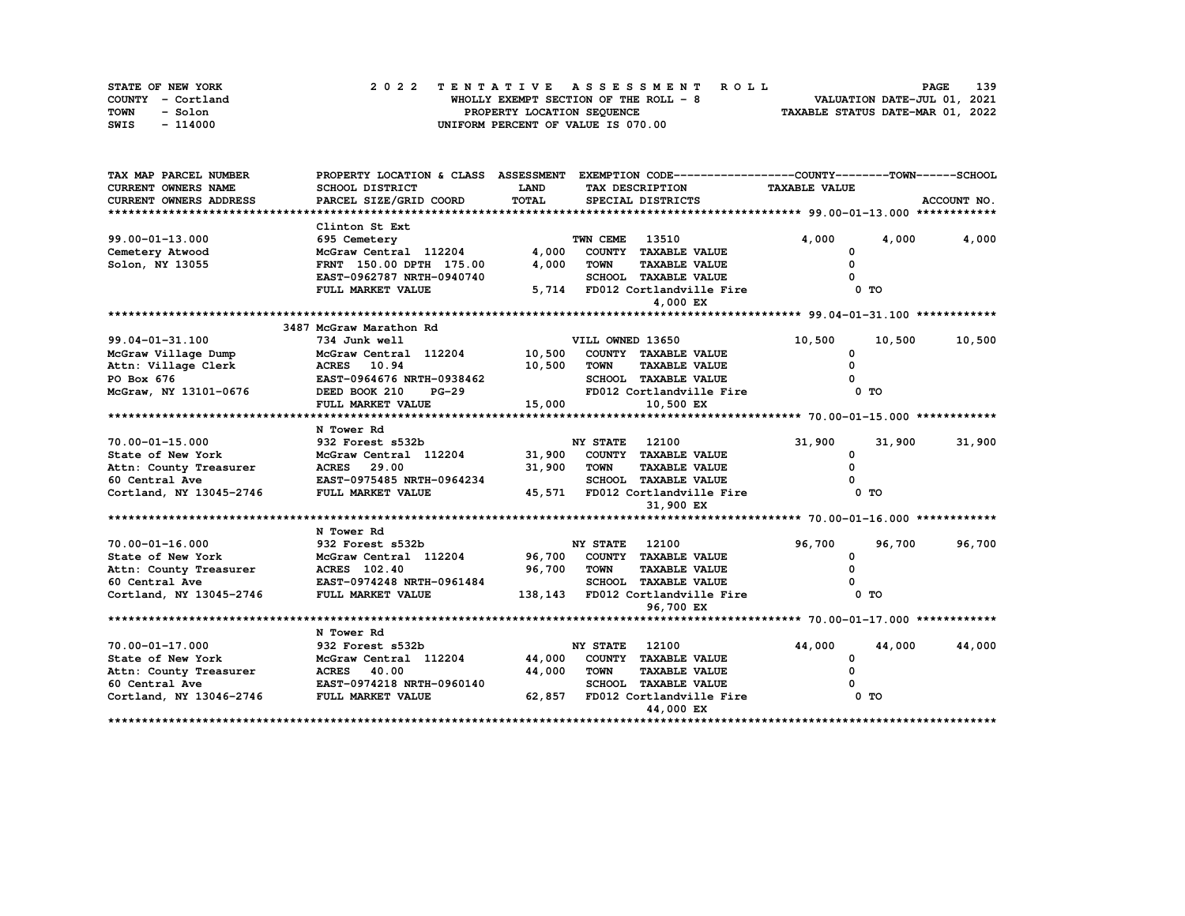STATE OF NEW YORK
COUNTY - Cortland
TOWN - Solon
SWIS - 114000

**2022 TENTATIVE ASSESSMENT ROLL**
WHOLLY EXEMPT SECTION OF THE ROLL - 8
PROPERTY LOCATION SEQUENCE
UNIFORM PERCENT OF VALUE IS 070.00

VALUATION DATE-JUL 01, 2021
TAXABLE STATUS DATE-MAR 01, 2022

| TAX MAP PARCEL NUMBER / CURRENT OWNERS NAME / CURRENT OWNERS ADDRESS | PROPERTY LOCATION & CLASS / SCHOOL DISTRICT / PARCEL SIZE/GRID COORD | ASSESSMENT LAND / TOTAL | EXEMPTION CODE / TAX DESCRIPTION / SPECIAL DISTRICTS | COUNTY TAXABLE VALUE | TOWN | SCHOOL |
|---|---|---|---|---|---|---|
| **99.00-01-13.000** | Clinton St Ext | | | | | |
| 99.00-01-13.000 | 695 Cemetery | | TWN CEME 13510 | 4,000 | 4,000 | 4,000 |
| Cemetery Atwood | McGraw Central 112204 | 4,000 | COUNTY TAXABLE VALUE | 0 | | |
| Solon, NY 13055 | FRNT 150.00 DPTH 175.00 | 4,000 | TOWN TAXABLE VALUE | 0 | | |
| | EAST-0962787 NRTH-0940740 | | SCHOOL TAXABLE VALUE | 0 | | |
| | FULL MARKET VALUE | 5,714 | FD012 Cortlandville Fire 4,000 EX | 0 TO | | |
| **99.04-01-31.100** | 3487 McGraw Marathon Rd | | | | | |
| 99.04-01-31.100 | 734 Junk well | | VILL OWNED 13650 | 10,500 | 10,500 | 10,500 |
| McGraw Village Dump | McGraw Central 112204 | 10,500 | COUNTY TAXABLE VALUE | 0 | | |
| Attn: Village Clerk | ACRES 10.94 | 10,500 | TOWN TAXABLE VALUE | 0 | | |
| PO Box 676 | EAST-0964676 NRTH-0938462 | | SCHOOL TAXABLE VALUE | 0 | | |
| McGraw, NY 13101-0676 | DEED BOOK 210 PG-29 | | FD012 Cortlandville Fire | 0 TO | | |
| | FULL MARKET VALUE | 15,000 | 10,500 EX | | | |
| **70.00-01-15.000** | N Tower Rd | | | | | |
| 70.00-01-15.000 | 932 Forest s532b | | NY STATE 12100 | 31,900 | 31,900 | 31,900 |
| State of New York | McGraw Central 112204 | 31,900 | COUNTY TAXABLE VALUE | 0 | | |
| Attn: County Treasurer | ACRES 29.00 | 31,900 | TOWN TAXABLE VALUE | 0 | | |
| 60 Central Ave | EAST-0975485 NRTH-0964234 | | SCHOOL TAXABLE VALUE | 0 | | |
| Cortland, NY 13045-2746 | FULL MARKET VALUE | 45,571 | FD012 Cortlandville Fire 31,900 EX | 0 TO | | |
| **70.00-01-16.000** | N Tower Rd | | | | | |
| 70.00-01-16.000 | 932 Forest s532b | | NY STATE 12100 | 96,700 | 96,700 | 96,700 |
| State of New York | McGraw Central 112204 | 96,700 | COUNTY TAXABLE VALUE | 0 | | |
| Attn: County Treasurer | ACRES 102.40 | 96,700 | TOWN TAXABLE VALUE | 0 | | |
| 60 Central Ave | EAST-0974248 NRTH-0961484 | | SCHOOL TAXABLE VALUE | 0 | | |
| Cortland, NY 13045-2746 | FULL MARKET VALUE | 138,143 | FD012 Cortlandville Fire 96,700 EX | 0 TO | | |
| **70.00-01-17.000** | N Tower Rd | | | | | |
| 70.00-01-17.000 | 932 Forest s532b | | NY STATE 12100 | 44,000 | 44,000 | 44,000 |
| State of New York | McGraw Central 112204 | 44,000 | COUNTY TAXABLE VALUE | 0 | | |
| Attn: County Treasurer | ACRES 40.00 | 44,000 | TOWN TAXABLE VALUE | 0 | | |
| 60 Central Ave | EAST-0974218 NRTH-0960140 | | SCHOOL TAXABLE VALUE | 0 | | |
| Cortland, NY 13046-2746 | FULL MARKET VALUE | 62,857 | FD012 Cortlandville Fire 44,000 EX | 0 TO | | |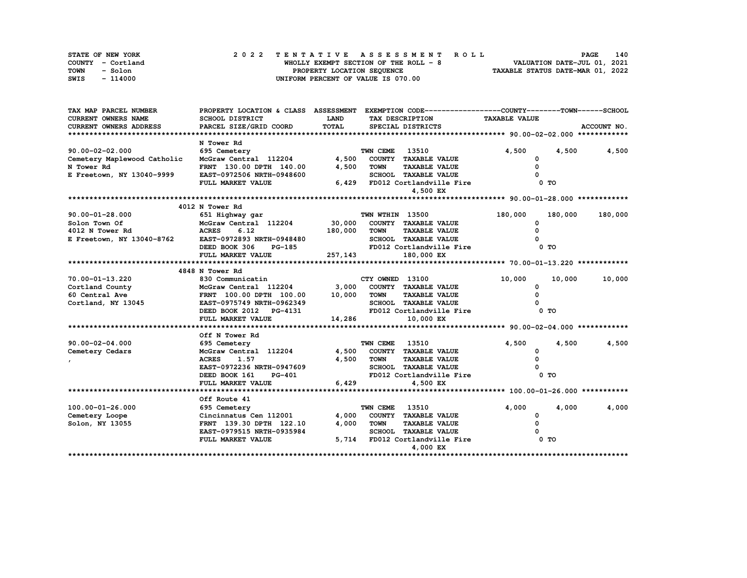STATE OF NEW YORK | COUNTY - Cortland | TOWN - Solon | SWIS - 114000

**2022 TENTATIVE ASSESSMENT ROLL**
WHOLLY EXEMPT SECTION OF THE ROLL - 8
PROPERTY LOCATION SEQUENCE
UNIFORM PERCENT OF VALUE IS 070.00

VALUATION DATE-JUL 01, 2021
TAXABLE STATUS DATE-MAR 01, 2022

| TAX MAP PARCEL NUMBER / CURRENT OWNERS NAME / CURRENT OWNERS ADDRESS | PROPERTY LOCATION & CLASS / SCHOOL DISTRICT / PARCEL SIZE/GRID COORD | ASSESSMENT LAND / TOTAL | EXEMPTION CODE / TAX DESCRIPTION / SPECIAL DISTRICTS | COUNTY TAXABLE VALUE | TOWN | SCHOOL |
|---|---|---|---|---|---|---|
| **90.00-02-02.000** | N Tower Rd | | | | | |
| 90.00-02-02.000 | 695 Cemetery | | TWN CEME 13510 | 4,500 | 4,500 | 4,500 |
| Cemetery Maplewood Catholic | McGraw Central 112204 | 4,500 | COUNTY TAXABLE VALUE | 0 | | |
| N Tower Rd | FRNT 130.00 DPTH 140.00 | 4,500 | TOWN TAXABLE VALUE | 0 | | |
| E Freetown, NY 13040-9999 | EAST-0972506 NRTH-0948600 | | SCHOOL TAXABLE VALUE | 0 | | |
| | FULL MARKET VALUE | 6,429 | FD012 Cortlandville Fire 4,500 EX | 0 TO | | |
| **90.00-01-28.000** | 4012 N Tower Rd | | | | | |
| 90.00-01-28.000 | 651 Highway gar | | TWN WTHIN 13500 | 180,000 | 180,000 | 180,000 |
| Solon Town Of | McGraw Central 112204 | 30,000 | COUNTY TAXABLE VALUE | 0 | | |
| 4012 N Tower Rd | ACRES 6.12 | 180,000 | TOWN TAXABLE VALUE | 0 | | |
| E Freetown, NY 13040-8762 | EAST-0972893 NRTH-0948480 | | SCHOOL TAXABLE VALUE | 0 | | |
| | DEED BOOK 306 PG-185 | | FD012 Cortlandville Fire | 0 TO | | |
| | FULL MARKET VALUE | 257,143 | 180,000 EX | | | |
| **70.00-01-13.220** | 4848 N Tower Rd | | | | | |
| 70.00-01-13.220 | 830 Communicatin | | CTY OWNED 13100 | 10,000 | 10,000 | 10,000 |
| Cortland County | McGraw Central 112204 | 3,000 | COUNTY TAXABLE VALUE | 0 | | |
| 60 Central Ave | FRNT 100.00 DPTH 100.00 | 10,000 | TOWN TAXABLE VALUE | 0 | | |
| Cortland, NY 13045 | EAST-0975749 NRTH-0962349 | | SCHOOL TAXABLE VALUE | 0 | | |
| | DEED BOOK 2012 PG-4131 | | FD012 Cortlandville Fire | 0 TO | | |
| | FULL MARKET VALUE | 14,286 | 10,000 EX | | | |
| **90.00-02-04.000** | Off N Tower Rd | | | | | |
| 90.00-02-04.000 | 695 Cemetery | | TWN CEME 13510 | 4,500 | 4,500 | 4,500 |
| Cemetery Cedars | McGraw Central 112204 | 4,500 | COUNTY TAXABLE VALUE | 0 | | |
| , | ACRES 1.57 | 4,500 | TOWN TAXABLE VALUE | 0 | | |
| | EAST-0972236 NRTH-0947609 | | SCHOOL TAXABLE VALUE | 0 | | |
| | DEED BOOK 161 PG-401 | | FD012 Cortlandville Fire | 0 TO | | |
| | FULL MARKET VALUE | 6,429 | 4,500 EX | | | |
| **100.00-01-26.000** | Off Route 41 | | | | | |
| 100.00-01-26.000 | 695 Cemetery | | TWN CEME 13510 | 4,000 | 4,000 | 4,000 |
| Cemetery Loope | Cincinnatus Cen 112001 | 4,000 | COUNTY TAXABLE VALUE | 0 | | |
| Solon, NY 13055 | FRNT 139.30 DPTH 122.10 | 4,000 | TOWN TAXABLE VALUE | 0 | | |
| | EAST-0979515 NRTH-0935984 | | SCHOOL TAXABLE VALUE | 0 | | |
| | FULL MARKET VALUE | 5,714 | FD012 Cortlandville Fire 4,000 EX | 0 TO | | |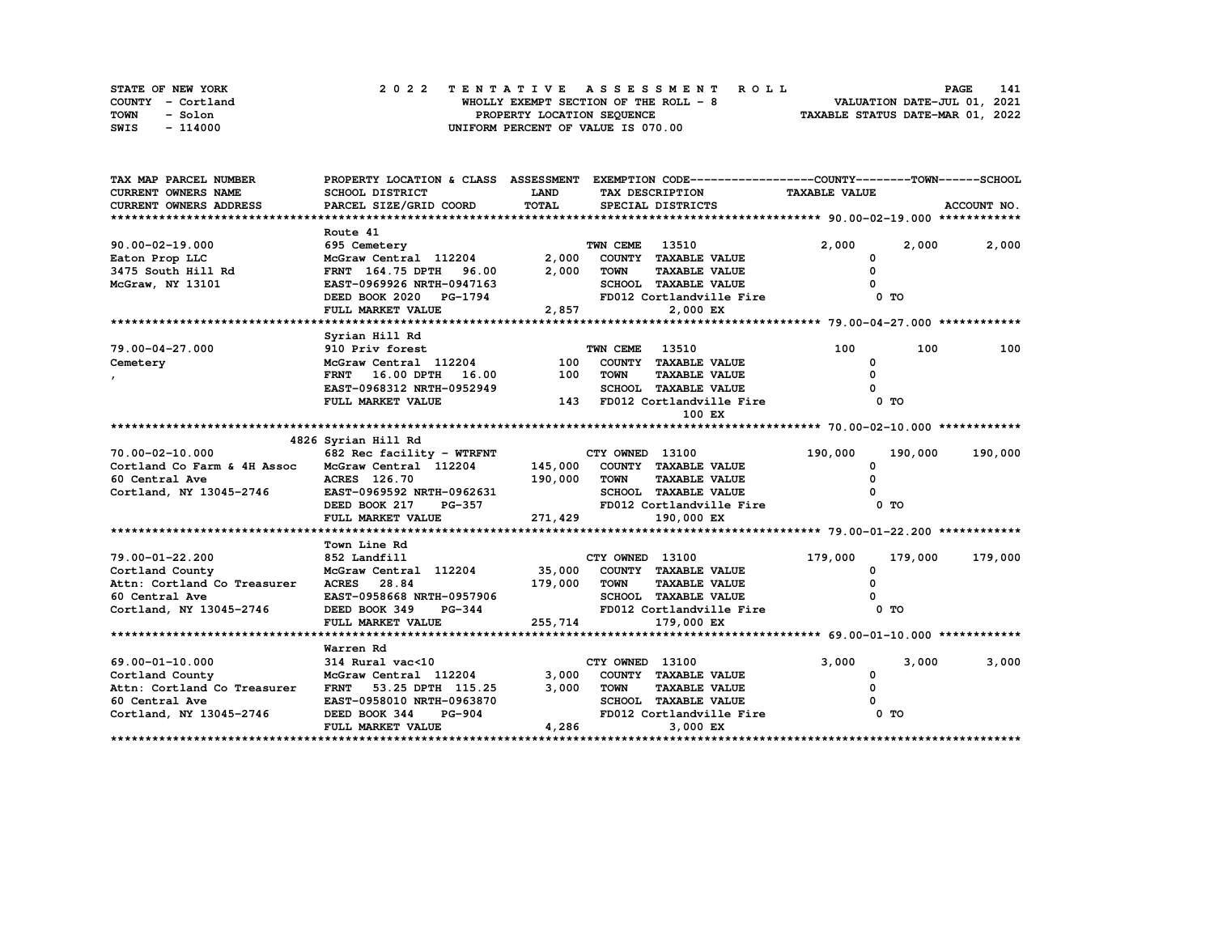STATE OF NEW YORK
COUNTY - Cortland
TOWN - Solon
SWIS - 114000

**2022 TENTATIVE ASSESSMENT ROLL**
WHOLLY EXEMPT SECTION OF THE ROLL - 8
PROPERTY LOCATION SEQUENCE
UNIFORM PERCENT OF VALUE IS 070.00

VALUATION DATE-JUL 01, 2021
TAXABLE STATUS DATE-MAR 01, 2022

| TAX MAP PARCEL NUMBER / CURRENT OWNERS NAME / CURRENT OWNERS ADDRESS | PROPERTY LOCATION & CLASS / SCHOOL DISTRICT / PARCEL SIZE/GRID COORD | ASSESSMENT LAND / TOTAL | EXEMPTION CODE / TAX DESCRIPTION / SPECIAL DISTRICTS | COUNTY TAXABLE VALUE | TOWN | SCHOOL |
|---|---|---|---|---|---|---|
| **90.00-02-19.000** | Route 41 | | | | | |
| 90.00-02-19.000 | 695 Cemetery | | TWN CEME 13510 | 2,000 | 2,000 | 2,000 |
| Eaton Prop LLC | McGraw Central 112204 | 2,000 | COUNTY TAXABLE VALUE | 0 | | |
| 3475 South Hill Rd | FRNT 164.75 DPTH 96.00 | 2,000 | TOWN TAXABLE VALUE | 0 | | |
| McGraw, NY 13101 | EAST-0969926 NRTH-0947163 | | SCHOOL TAXABLE VALUE | 0 | | |
| | DEED BOOK 2020 PG-1794 | | FD012 Cortlandville Fire | 0 TO | | |
| | FULL MARKET VALUE | 2,857 | 2,000 EX | | | |
| **79.00-04-27.000** | Syrian Hill Rd | | | | | |
| 79.00-04-27.000 | 910 Priv forest | | TWN CEME 13510 | 100 | 100 | 100 |
| Cemetery | McGraw Central 112204 | 100 | COUNTY TAXABLE VALUE | 0 | | |
| , | FRNT 16.00 DPTH 16.00 | 100 | TOWN TAXABLE VALUE | 0 | | |
| | EAST-0968312 NRTH-0952949 | | SCHOOL TAXABLE VALUE | 0 | | |
| | FULL MARKET VALUE | 143 | FD012 Cortlandville Fire | 0 TO | | |
| | | | 100 EX | | | |
| **70.00-02-10.000** | 4826 Syrian Hill Rd | | | | | |
| 70.00-02-10.000 | 682 Rec facility - WTRFNT | | CTY OWNED 13100 | 190,000 | 190,000 | 190,000 |
| Cortland Co Farm & 4H Assoc | McGraw Central 112204 | 145,000 | COUNTY TAXABLE VALUE | 0 | | |
| 60 Central Ave | ACRES 126.70 | 190,000 | TOWN TAXABLE VALUE | 0 | | |
| Cortland, NY 13045-2746 | EAST-0969592 NRTH-0962631 | | SCHOOL TAXABLE VALUE | 0 | | |
| | DEED BOOK 217 PG-357 | | FD012 Cortlandville Fire | 0 TO | | |
| | FULL MARKET VALUE | 271,429 | 190,000 EX | | | |
| **79.00-01-22.200** | Town Line Rd | | | | | |
| 79.00-01-22.200 | 852 Landfill | | CTY OWNED 13100 | 179,000 | 179,000 | 179,000 |
| Cortland County | McGraw Central 112204 | 35,000 | COUNTY TAXABLE VALUE | 0 | | |
| Attn: Cortland Co Treasurer | ACRES 28.84 | 179,000 | TOWN TAXABLE VALUE | 0 | | |
| 60 Central Ave | EAST-0958668 NRTH-0957906 | | SCHOOL TAXABLE VALUE | 0 | | |
| Cortland, NY 13045-2746 | DEED BOOK 349 PG-344 | | FD012 Cortlandville Fire | 0 TO | | |
| | FULL MARKET VALUE | 255,714 | 179,000 EX | | | |
| **69.00-01-10.000** | Warren Rd | | | | | |
| 69.00-01-10.000 | 314 Rural vac<10 | | CTY OWNED 13100 | 3,000 | 3,000 | 3,000 |
| Cortland County | McGraw Central 112204 | 3,000 | COUNTY TAXABLE VALUE | 0 | | |
| Attn: Cortland Co Treasurer | FRNT 53.25 DPTH 115.25 | 3,000 | TOWN TAXABLE VALUE | 0 | | |
| 60 Central Ave | EAST-0958010 NRTH-0963870 | | SCHOOL TAXABLE VALUE | 0 | | |
| Cortland, NY 13045-2746 | DEED BOOK 344 PG-904 | | FD012 Cortlandville Fire | 0 TO | | |
| | FULL MARKET VALUE | 4,286 | 3,000 EX | | | |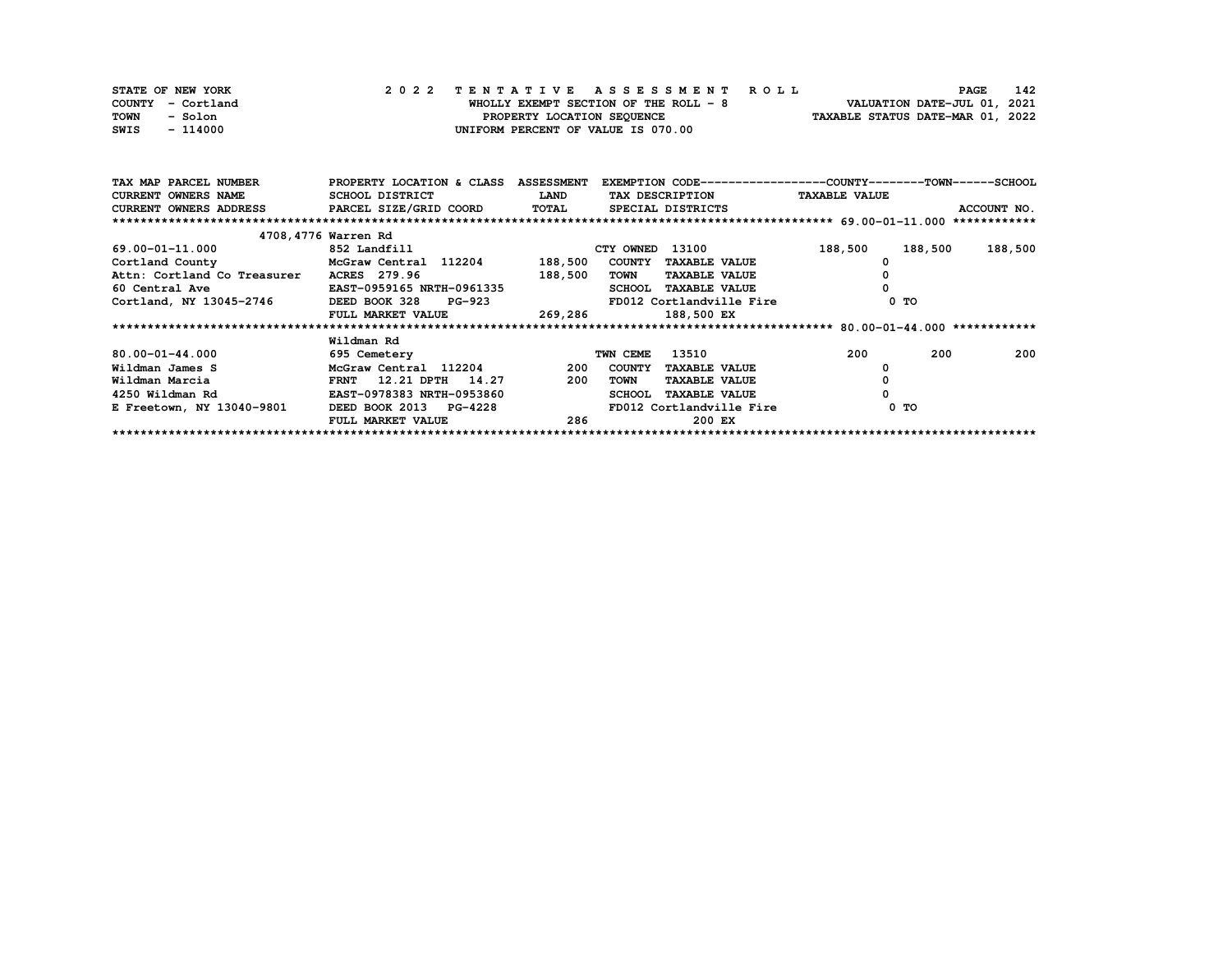STATE OF NEW YORK — 2 0 2 2 T E N T A T I V E A S S E S S M E N T R O L L

COUNTY - Cortland — WHOLLY EXEMPT SECTION OF THE ROLL - 8 — VALUATION DATE-JUL 01, 2021

TOWN - Solon — PROPERTY LOCATION SEQUENCE — TAXABLE STATUS DATE-MAR 01, 2022

SWIS - 114000 — UNIFORM PERCENT OF VALUE IS 070.00

| TAX MAP PARCEL NUMBER / CURRENT OWNERS NAME / CURRENT OWNERS ADDRESS | PROPERTY LOCATION & CLASS / SCHOOL DISTRICT / PARCEL SIZE/GRID COORD | ASSESSMENT LAND / TOTAL | EXEMPTION CODE / TAX DESCRIPTION / SPECIAL DISTRICTS | COUNTY TAXABLE VALUE | TOWN | SCHOOL / ACCOUNT NO. |
|---|---|---|---|---|---|---|
| **69.00-01-11.000** | 4708,4776 Warren Rd | | | | | |
| 69.00-01-11.000 | 852 Landfill | | CTY OWNED 13100 | 188,500 | 188,500 | 188,500 |
| Cortland County | McGraw Central 112204 | 188,500 | COUNTY TAXABLE VALUE | 0 | | |
| Attn: Cortland Co Treasurer | ACRES 279.96 | 188,500 | TOWN TAXABLE VALUE | 0 | | |
| 60 Central Ave | EAST-0959165 NRTH-0961335 | | SCHOOL TAXABLE VALUE | 0 | | |
| Cortland, NY 13045-2746 | DEED BOOK 328 PG-923 | | FD012 Cortlandville Fire | 0 TO | | |
| | FULL MARKET VALUE | 269,286 | 188,500 EX | | | |
| **80.00-01-44.000** | Wildman Rd | | | | | |
| 80.00-01-44.000 | 695 Cemetery | | TWN CEME 13510 | 200 | 200 | 200 |
| Wildman James S | McGraw Central 112204 | 200 | COUNTY TAXABLE VALUE | 0 | | |
| Wildman Marcia | FRNT 12.21 DPTH 14.27 | 200 | TOWN TAXABLE VALUE | 0 | | |
| 4250 Wildman Rd | EAST-0978383 NRTH-0953860 | | SCHOOL TAXABLE VALUE | 0 | | |
| E Freetown, NY 13040-9801 | DEED BOOK 2013 PG-4228 | | FD012 Cortlandville Fire | 0 TO | | |
| | FULL MARKET VALUE | 286 | 200 EX | | | |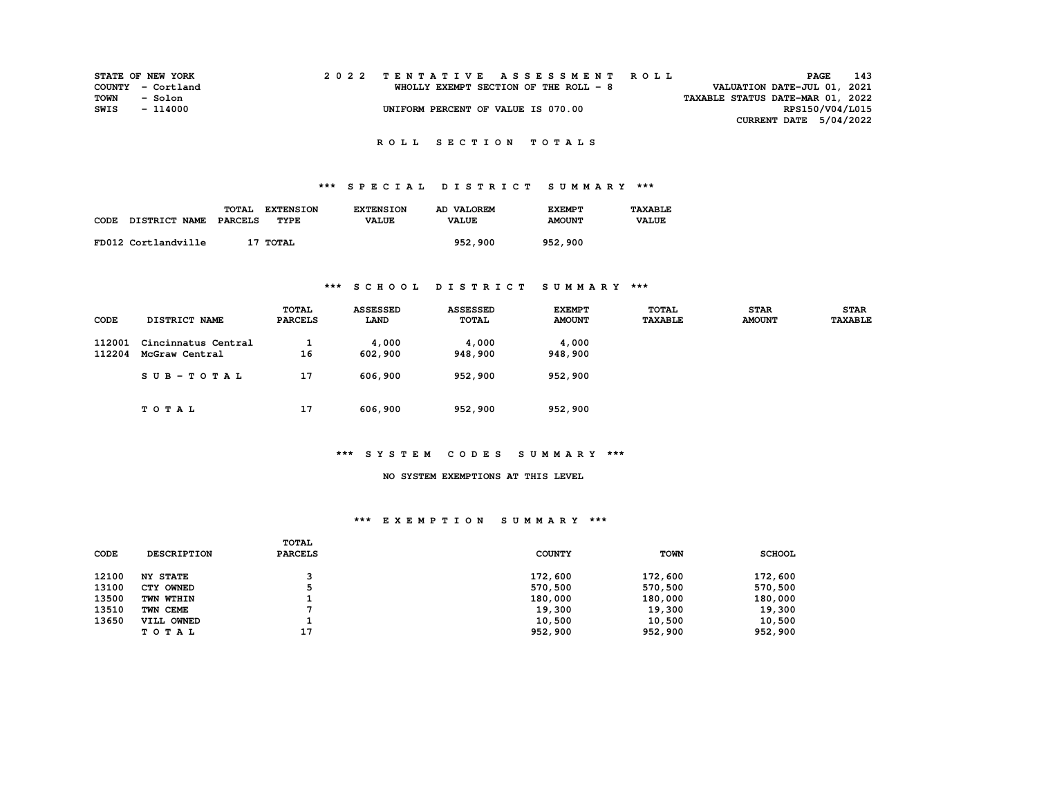STATE OF NEW YORK
COUNTY - Cortland
TOWN - Solon
SWIS - 114000

# 2022 TENTATIVE ASSESSMENT ROLL

WHOLLY EXEMPT SECTION OF THE ROLL - 8

UNIFORM PERCENT OF VALUE IS 070.00

VALUATION DATE-JUL 01, 2021
TAXABLE STATUS DATE-MAR 01, 2022
RPS150/V04/L015
CURRENT DATE 5/04/2022

## ROLL SECTION TOTALS

### *** SPECIAL DISTRICT SUMMARY ***

| CODE | DISTRICT NAME | TOTAL PARCELS | EXTENSION TYPE | EXTENSION VALUE | AD VALOREM VALUE | EXEMPT AMOUNT | TAXABLE VALUE |
|---|---|---|---|---|---|---|---|
| FD012 | Cortlandville | 17 | TOTAL | | 952,900 | 952,900 | |

### *** SCHOOL DISTRICT SUMMARY ***

| CODE | DISTRICT NAME | TOTAL PARCELS | ASSESSED LAND | ASSESSED TOTAL | EXEMPT AMOUNT | TOTAL TAXABLE | STAR AMOUNT | STAR TAXABLE |
|---|---|---|---|---|---|---|---|---|
| 112001 | Cincinnatus Central | 1 | 4,000 | 4,000 | 4,000 | | | |
| 112204 | McGraw Central | 16 | 602,900 | 948,900 | 948,900 | | | |
| | SUB-TOTAL | 17 | 606,900 | 952,900 | 952,900 | | | |
| | TOTAL | 17 | 606,900 | 952,900 | 952,900 | | | |

### *** SYSTEM CODES SUMMARY ***

NO SYSTEM EXEMPTIONS AT THIS LEVEL

### *** EXEMPTION SUMMARY ***

| CODE | DESCRIPTION | TOTAL PARCELS | COUNTY | TOWN | SCHOOL |
|---|---|---|---|---|---|
| 12100 | NY STATE | 3 | 172,600 | 172,600 | 172,600 |
| 13100 | CTY OWNED | 5 | 570,500 | 570,500 | 570,500 |
| 13500 | TWN WTHIN | 1 | 180,000 | 180,000 | 180,000 |
| 13510 | TWN CEME | 7 | 19,300 | 19,300 | 19,300 |
| 13650 | VILL OWNED | 1 | 10,500 | 10,500 | 10,500 |
| | TOTAL | 17 | 952,900 | 952,900 | 952,900 |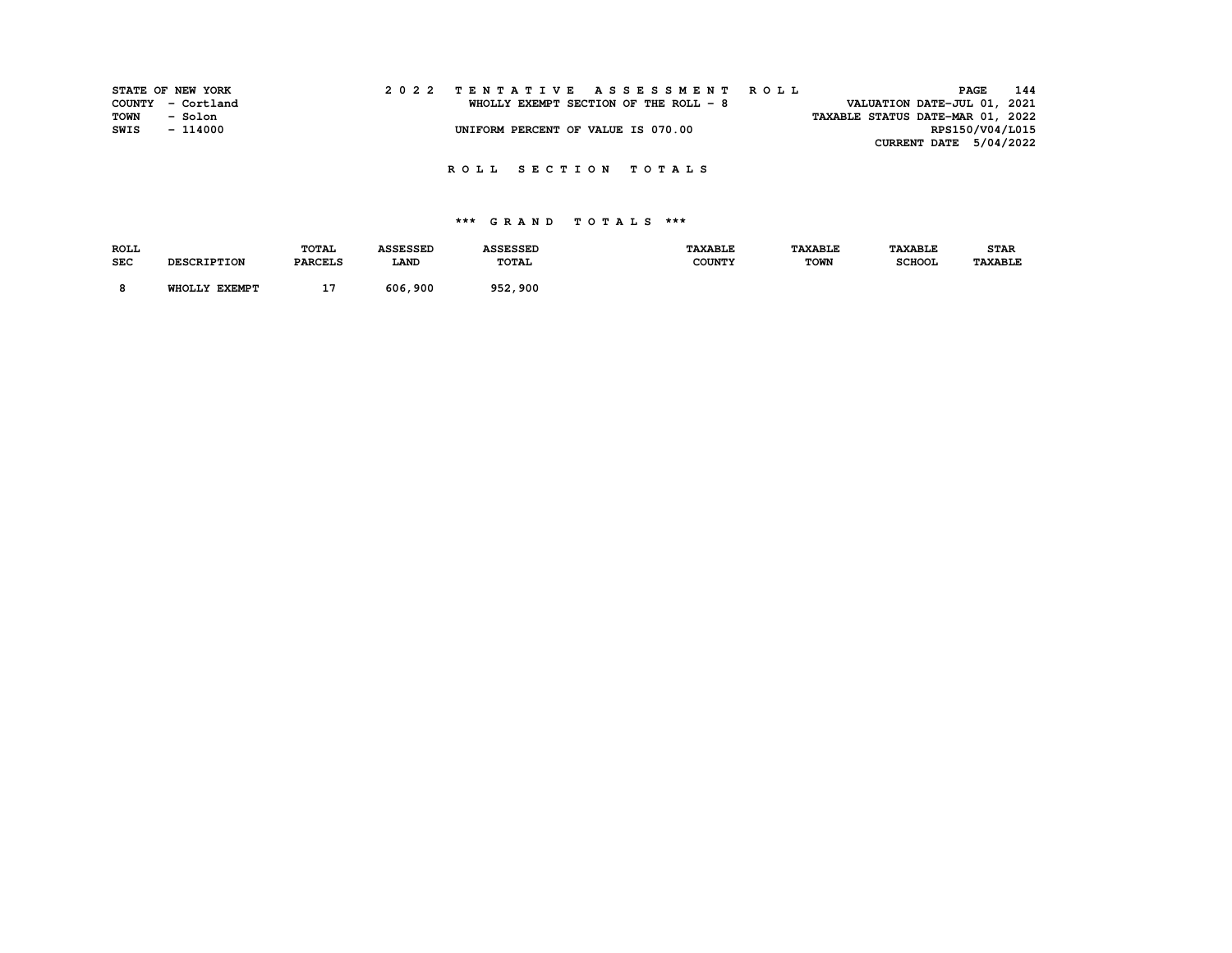STATE OF NEW YORK
COUNTY - Cortland
TOWN - Solon
SWIS - 114000

2022 TENTATIVE ASSESSMENT ROLL

WHOLLY EXEMPT SECTION OF THE ROLL - 8

UNIFORM PERCENT OF VALUE IS 070.00

VALUATION DATE-JUL 01, 2021
TAXABLE STATUS DATE-MAR 01, 2022
RPS150/V04/L015
CURRENT DATE 5/04/2022

## ROLL SECTION TOTALS

### *** GRAND TOTALS ***

| ROLL SEC | DESCRIPTION | TOTAL PARCELS | ASSESSED LAND | ASSESSED TOTAL | TAXABLE COUNTY | TAXABLE TOWN | TAXABLE SCHOOL | STAR TAXABLE |
|---|---|---|---|---|---|---|---|---|
| 8 | WHOLLY EXEMPT | 17 | 606,900 | 952,900 | | | | |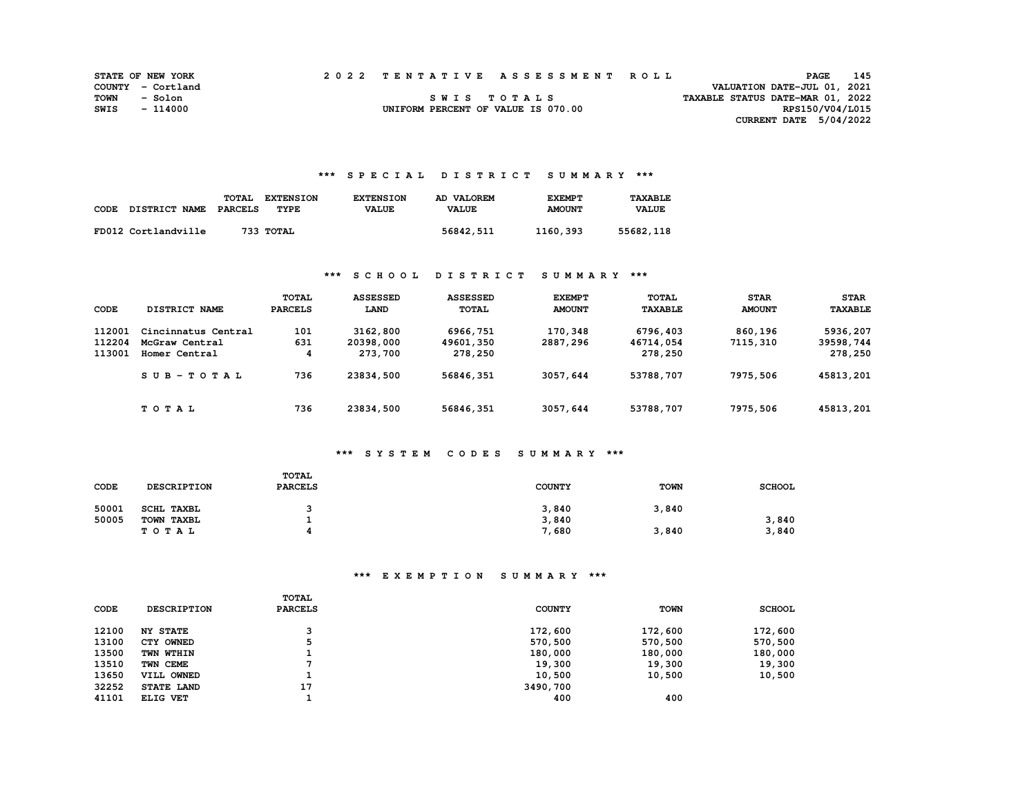STATE OF NEW YORK
COUNTY - Cortland
TOWN - Solon
SWIS - 114000

2022 TENTATIVE ASSESSMENT ROLL

SWIS TOTALS

UNIFORM PERCENT OF VALUE IS 070.00

VALUATION DATE-JUL 01, 2021
TAXABLE STATUS DATE-MAR 01, 2022
RPS150/V04/L015
CURRENT DATE 5/04/2022

## *** SPECIAL DISTRICT SUMMARY ***

| CODE | DISTRICT NAME | TOTAL PARCELS | EXTENSION TYPE | EXTENSION VALUE | AD VALOREM VALUE | EXEMPT AMOUNT | TAXABLE VALUE |
|---|---|---|---|---|---|---|---|
| FD012 | Cortlandville | 733 | TOTAL | | 56842,511 | 1160,393 | 55682,118 |

## *** SCHOOL DISTRICT SUMMARY ***

| CODE | DISTRICT NAME | TOTAL PARCELS | ASSESSED LAND | ASSESSED TOTAL | EXEMPT AMOUNT | TOTAL TAXABLE | STAR AMOUNT | STAR TAXABLE |
|---|---|---|---|---|---|---|---|---|
| 112001 | Cincinnatus Central | 101 | 3162,800 | 6966,751 | 170,348 | 6796,403 | 860,196 | 5936,207 |
| 112204 | McGraw Central | 631 | 20398,000 | 49601,350 | 2887,296 | 46714,054 | 7115,310 | 39598,744 |
| 113001 | Homer Central | 4 | 273,700 | 278,250 | | 278,250 | | 278,250 |
| | SUB-TOTAL | 736 | 23834,500 | 56846,351 | 3057,644 | 53788,707 | 7975,506 | 45813,201 |
| | TOTAL | 736 | 23834,500 | 56846,351 | 3057,644 | 53788,707 | 7975,506 | 45813,201 |

## *** SYSTEM CODES SUMMARY ***

| CODE | DESCRIPTION | TOTAL PARCELS | COUNTY | TOWN | SCHOOL |
|---|---|---|---|---|---|
| 50001 | SCHL TAXBL | 3 | 3,840 | 3,840 | |
| 50005 | TOWN TAXBL | 1 | 3,840 | | 3,840 |
| | TOTAL | 4 | 7,680 | 3,840 | 3,840 |

## *** EXEMPTION SUMMARY ***

| CODE | DESCRIPTION | TOTAL PARCELS | COUNTY | TOWN | SCHOOL |
|---|---|---|---|---|---|
| 12100 | NY STATE | 3 | 172,600 | 172,600 | 172,600 |
| 13100 | CTY OWNED | 5 | 570,500 | 570,500 | 570,500 |
| 13500 | TWN WTHIN | 1 | 180,000 | 180,000 | 180,000 |
| 13510 | TWN CEME | 7 | 19,300 | 19,300 | 19,300 |
| 13650 | VILL OWNED | 1 | 10,500 | 10,500 | 10,500 |
| 32252 | STATE LAND | 17 | 3490,700 | | |
| 41101 | ELIG VET | 1 | 400 | 400 | |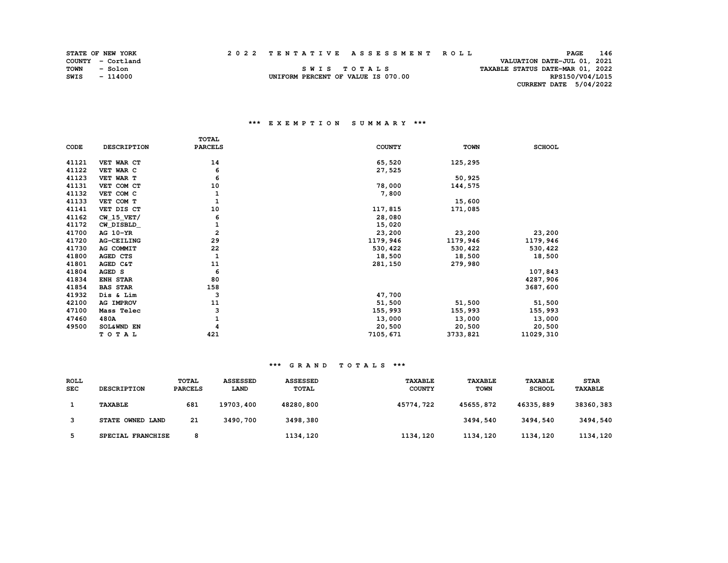STATE OF NEW YORK
COUNTY - Cortland
TOWN - Solon
SWIS - 114000

# 2022 TENTATIVE ASSESSMENT ROLL

SWIS TOTALS
UNIFORM PERCENT OF VALUE IS 070.00

VALUATION DATE-JUL 01, 2021
TAXABLE STATUS DATE-MAR 01, 2022
RPS150/V04/L015
CURRENT DATE 5/04/2022

## *** EXEMPTION SUMMARY ***

| CODE | DESCRIPTION | TOTAL PARCELS | COUNTY | TOWN | SCHOOL |
|---|---|---|---|---|---|
| 41121 | VET WAR CT | 14 | 65,520 | 125,295 | |
| 41122 | VET WAR C | 6 | 27,525 | | |
| 41123 | VET WAR T | 6 | | 50,925 | |
| 41131 | VET COM CT | 10 | 78,000 | 144,575 | |
| 41132 | VET COM C | 1 | 7,800 | | |
| 41133 | VET COM T | 1 | | 15,600 | |
| 41141 | VET DIS CT | 10 | 117,815 | 171,085 | |
| 41162 | CW_15_VET/ | 6 | 28,080 | | |
| 41172 | CW_DISBLD_ | 1 | 15,020 | | |
| 41700 | AG 10-YR | 2 | 23,200 | 23,200 | 23,200 |
| 41720 | AG-CEILING | 29 | 1179,946 | 1179,946 | 1179,946 |
| 41730 | AG COMMIT | 22 | 530,422 | 530,422 | 530,422 |
| 41800 | AGED CTS | 1 | 18,500 | 18,500 | 18,500 |
| 41801 | AGED C&T | 11 | 281,150 | 279,980 | |
| 41804 | AGED S | 6 | | | 107,843 |
| 41834 | ENH STAR | 80 | | | 4287,906 |
| 41854 | BAS STAR | 158 | | | 3687,600 |
| 41932 | Dis & Lim | 3 | 47,700 | | |
| 42100 | AG IMPROV | 11 | 51,500 | 51,500 | 51,500 |
| 47100 | Mass Telec | 3 | 155,993 | 155,993 | 155,993 |
| 47460 | 480A | 1 | 13,000 | 13,000 | 13,000 |
| 49500 | SOL&WND EN | 4 | 20,500 | 20,500 | 20,500 |
| | TOTAL | 421 | 7105,671 | 3733,821 | 11029,310 |

## *** GRAND TOTALS ***

| ROLL SEC | DESCRIPTION | TOTAL PARCELS | ASSESSED LAND | ASSESSED TOTAL | TAXABLE COUNTY | TAXABLE TOWN | TAXABLE SCHOOL | STAR TAXABLE |
|---|---|---|---|---|---|---|---|---|
| 1 | TAXABLE | 681 | 19703,400 | 48280,800 | 45774,722 | 45655,872 | 46335,889 | 38360,383 |
| 3 | STATE OWNED LAND | 21 | 3490,700 | 3498,380 | | 3494,540 | 3494,540 | 3494,540 |
| 5 | SPECIAL FRANCHISE | 8 | | 1134,120 | 1134,120 | 1134,120 | 1134,120 | 1134,120 |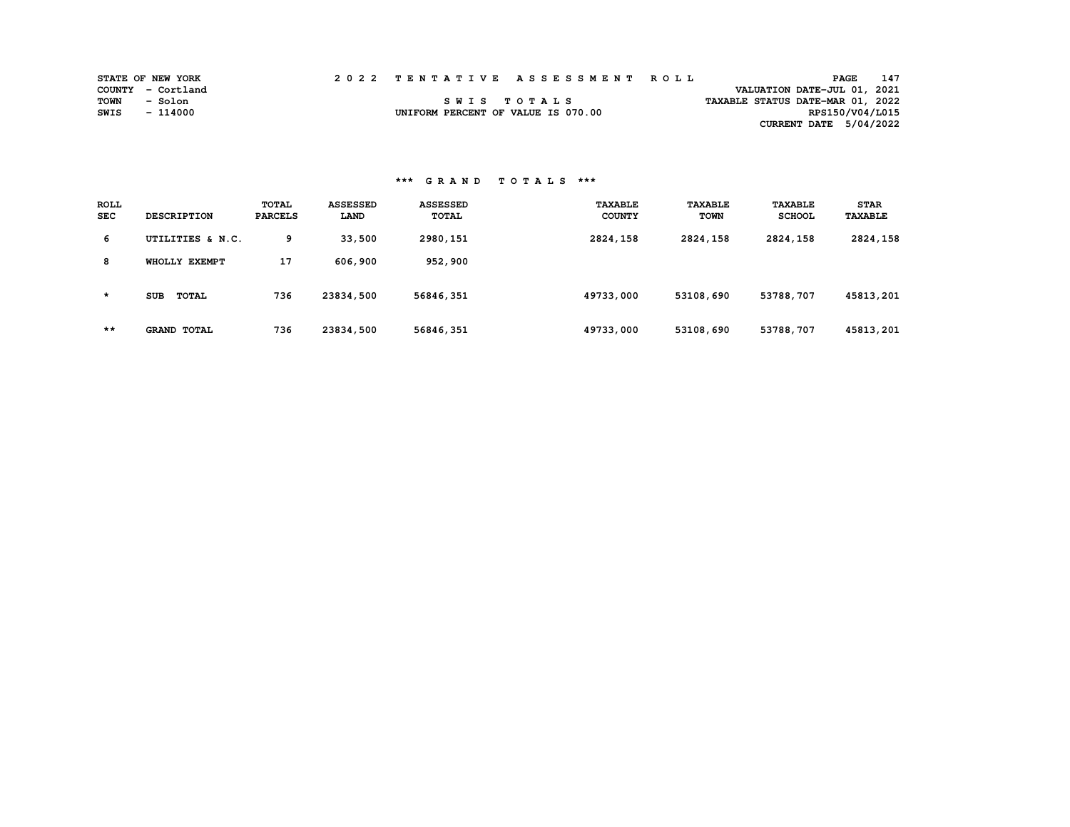STATE OF NEW YORK
COUNTY - Cortland
TOWN - Solon
SWIS - 114000

# 2022 TENTATIVE ASSESSMENT ROLL

SWIS TOTALS

UNIFORM PERCENT OF VALUE IS 070.00

VALUATION DATE-JUL 01, 2021
TAXABLE STATUS DATE-MAR 01, 2022
RPS150/V04/L015
CURRENT DATE 5/04/2022

## *** GRAND TOTALS ***

| ROLL SEC | DESCRIPTION | TOTAL PARCELS | ASSESSED LAND | ASSESSED TOTAL | TAXABLE COUNTY | TAXABLE TOWN | TAXABLE SCHOOL | STAR TAXABLE |
|---|---|---|---|---|---|---|---|---|
| 6 | UTILITIES & N.C. | 9 | 33,500 | 2980,151 | 2824,158 | 2824,158 | 2824,158 | 2824,158 |
| 8 | WHOLLY EXEMPT | 17 | 606,900 | 952,900 | | | | |
| * | SUB TOTAL | 736 | 23834,500 | 56846,351 | 49733,000 | 53108,690 | 53788,707 | 45813,201 |
| ** | GRAND TOTAL | 736 | 23834,500 | 56846,351 | 49733,000 | 53108,690 | 53788,707 | 45813,201 |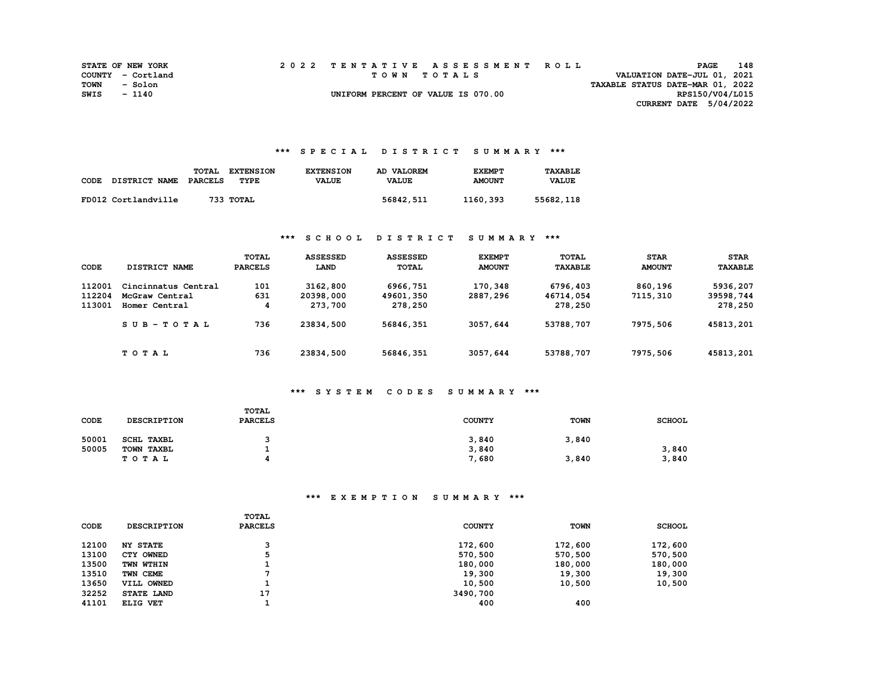STATE OF NEW YORK
COUNTY - Cortland
TOWN - Solon
SWIS - 1140

# 2022 TENTATIVE ASSESSMENT ROLL

TOWN TOTALS

UNIFORM PERCENT OF VALUE IS 070.00

VALUATION DATE-JUL 01, 2021
TAXABLE STATUS DATE-MAR 01, 2022
RPS150/V04/L015
CURRENT DATE 5/04/2022

## *** SPECIAL DISTRICT SUMMARY ***

| CODE | DISTRICT NAME | TOTAL PARCELS | EXTENSION TYPE | EXTENSION VALUE | AD VALOREM VALUE | EXEMPT AMOUNT | TAXABLE VALUE |
|---|---|---|---|---|---|---|---|
| FD012 | Cortlandville | 733 | TOTAL | | 56842,511 | 1160,393 | 55682,118 |

## *** SCHOOL DISTRICT SUMMARY ***

| CODE | DISTRICT NAME | TOTAL PARCELS | ASSESSED LAND | ASSESSED TOTAL | EXEMPT AMOUNT | TOTAL TAXABLE | STAR AMOUNT | STAR TAXABLE |
|---|---|---|---|---|---|---|---|---|
| 112001 | Cincinnatus Central | 101 | 3162,800 | 6966,751 | 170,348 | 6796,403 | 860,196 | 5936,207 |
| 112204 | McGraw Central | 631 | 20398,000 | 49601,350 | 2887,296 | 46714,054 | 7115,310 | 39598,744 |
| 113001 | Homer Central | 4 | 273,700 | 278,250 | | 278,250 | | 278,250 |
| | SUB-TOTAL | 736 | 23834,500 | 56846,351 | 3057,644 | 53788,707 | 7975,506 | 45813,201 |
| | TOTAL | 736 | 23834,500 | 56846,351 | 3057,644 | 53788,707 | 7975,506 | 45813,201 |

## *** SYSTEM CODES SUMMARY ***

| CODE | DESCRIPTION | TOTAL PARCELS | COUNTY | TOWN | SCHOOL |
|---|---|---|---|---|---|
| 50001 | SCHL TAXBL | 3 | 3,840 | 3,840 | |
| 50005 | TOWN TAXBL | 1 | 3,840 | | 3,840 |
| | TOTAL | 4 | 7,680 | 3,840 | 3,840 |

## *** EXEMPTION SUMMARY ***

| CODE | DESCRIPTION | TOTAL PARCELS | COUNTY | TOWN | SCHOOL |
|---|---|---|---|---|---|
| 12100 | NY STATE | 3 | 172,600 | 172,600 | 172,600 |
| 13100 | CTY OWNED | 5 | 570,500 | 570,500 | 570,500 |
| 13500 | TWN WTHIN | 1 | 180,000 | 180,000 | 180,000 |
| 13510 | TWN CEME | 7 | 19,300 | 19,300 | 19,300 |
| 13650 | VILL OWNED | 1 | 10,500 | 10,500 | 10,500 |
| 32252 | STATE LAND | 17 | 3490,700 | | |
| 41101 | ELIG VET | 1 | 400 | 400 | |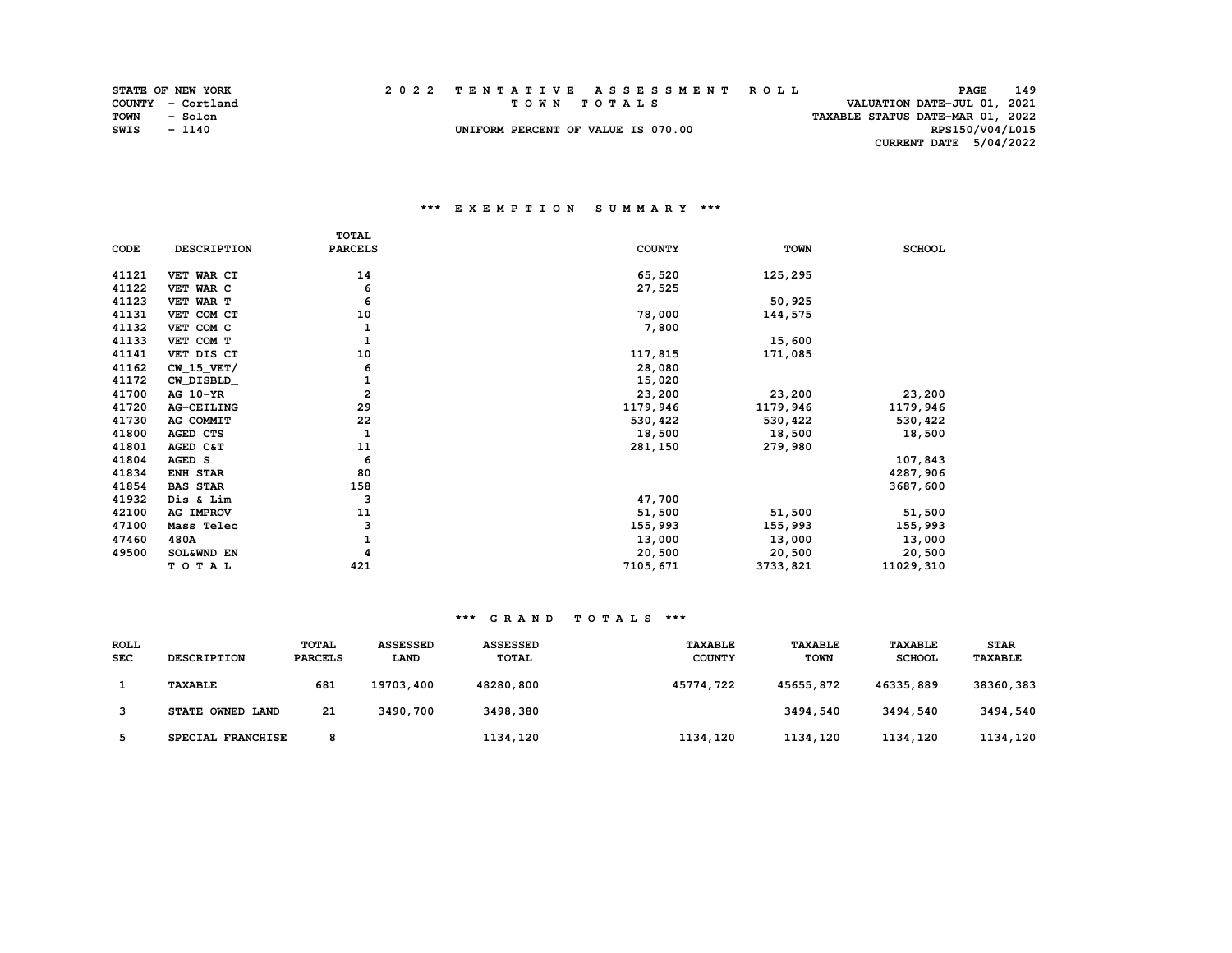STATE OF NEW YORK
COUNTY - Cortland
TOWN - Solon
SWIS - 1140

2022 TENTATIVE ASSESSMENT ROLL
TOWN TOTALS
UNIFORM PERCENT OF VALUE IS 070.00

VALUATION DATE-JUL 01, 2021
TAXABLE STATUS DATE-MAR 01, 2022
RPS150/V04/L015
CURRENT DATE 5/04/2022

### *** EXEMPTION SUMMARY ***

| CODE | DESCRIPTION | TOTAL PARCELS | COUNTY | TOWN | SCHOOL |
|---|---|---|---|---|---|
| 41121 | VET WAR CT | 14 | 65,520 | 125,295 | |
| 41122 | VET WAR C | 6 | 27,525 | | |
| 41123 | VET WAR T | 6 | | 50,925 | |
| 41131 | VET COM CT | 10 | 78,000 | 144,575 | |
| 41132 | VET COM C | 1 | 7,800 | | |
| 41133 | VET COM T | 1 | | 15,600 | |
| 41141 | VET DIS CT | 10 | 117,815 | 171,085 | |
| 41162 | CW_15_VET/ | 6 | 28,080 | | |
| 41172 | CW_DISBLD_ | 1 | 15,020 | | |
| 41700 | AG 10-YR | 2 | 23,200 | 23,200 | 23,200 |
| 41720 | AG-CEILING | 29 | 1179,946 | 1179,946 | 1179,946 |
| 41730 | AG COMMIT | 22 | 530,422 | 530,422 | 530,422 |
| 41800 | AGED CTS | 1 | 18,500 | 18,500 | 18,500 |
| 41801 | AGED C&T | 11 | 281,150 | 279,980 | |
| 41804 | AGED S | 6 | | | 107,843 |
| 41834 | ENH STAR | 80 | | | 4287,906 |
| 41854 | BAS STAR | 158 | | | 3687,600 |
| 41932 | Dis & Lim | 3 | 47,700 | | |
| 42100 | AG IMPROV | 11 | 51,500 | 51,500 | 51,500 |
| 47100 | Mass Telec | 3 | 155,993 | 155,993 | 155,993 |
| 47460 | 480A | 1 | 13,000 | 13,000 | 13,000 |
| 49500 | SOL&WND EN | 4 | 20,500 | 20,500 | 20,500 |
| | T O T A L | 421 | 7105,671 | 3733,821 | 11029,310 |

### *** GRAND TOTALS ***

| ROLL SEC | DESCRIPTION | TOTAL PARCELS | ASSESSED LAND | ASSESSED TOTAL | TAXABLE COUNTY | TAXABLE TOWN | TAXABLE SCHOOL | STAR TAXABLE |
|---|---|---|---|---|---|---|---|---|
| 1 | TAXABLE | 681 | 19703,400 | 48280,800 | 45774,722 | 45655,872 | 46335,889 | 38360,383 |
| 3 | STATE OWNED LAND | 21 | 3490,700 | 3498,380 | | 3494,540 | 3494,540 | 3494,540 |
| 5 | SPECIAL FRANCHISE | 8 | | 1134,120 | 1134,120 | 1134,120 | 1134,120 | 1134,120 |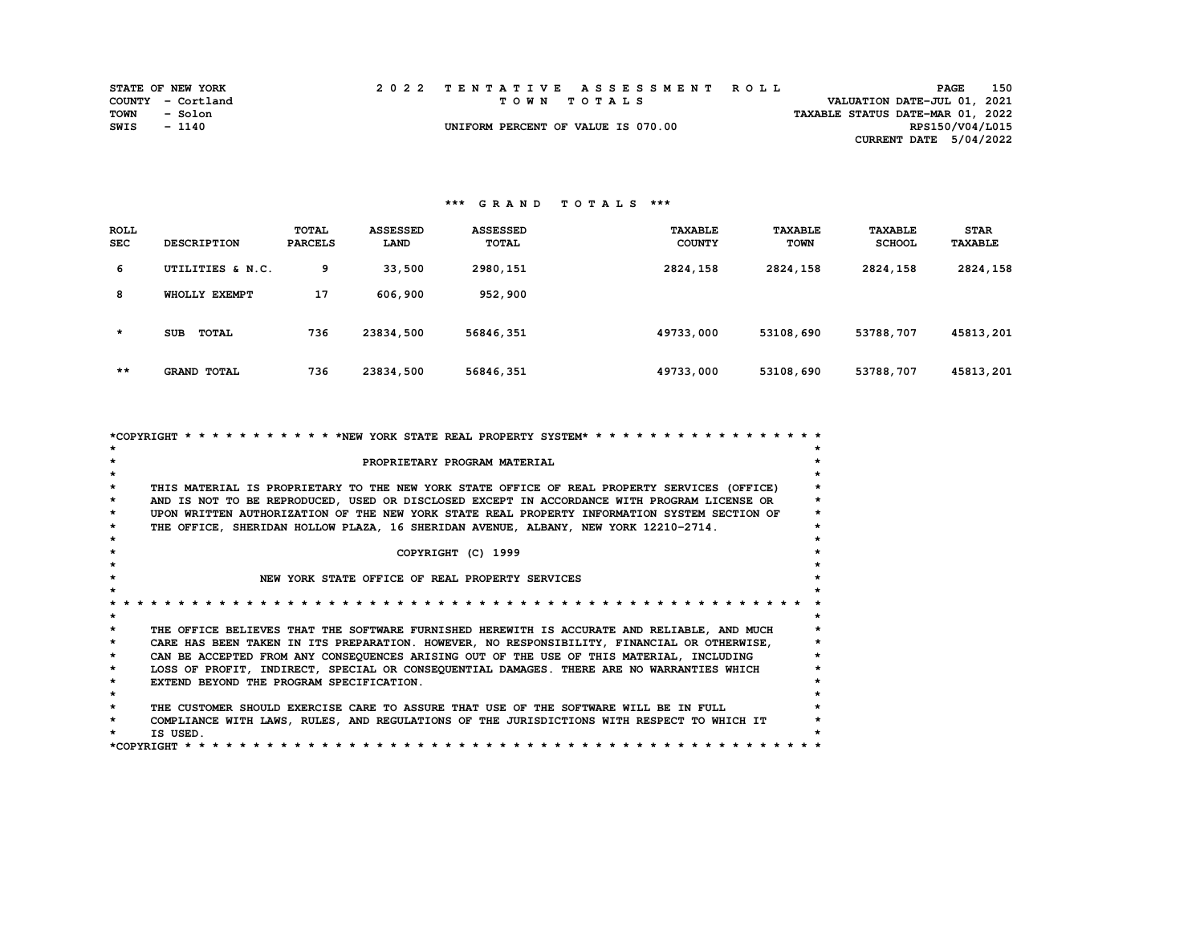STATE OF NEW YORK
COUNTY - Cortland
TOWN - Solon
SWIS - 1140

# 2022 TENTATIVE ASSESSMENT ROLL

TOWN TOTALS

UNIFORM PERCENT OF VALUE IS 070.00

VALUATION DATE-JUL 01, 2021
TAXABLE STATUS DATE-MAR 01, 2022
RPS150/V04/L015
CURRENT DATE 5/04/2022

## *** GRAND TOTALS ***

| ROLL SEC | DESCRIPTION | TOTAL PARCELS | ASSESSED LAND | ASSESSED TOTAL | TAXABLE COUNTY | TAXABLE TOWN | TAXABLE SCHOOL | STAR TAXABLE |
|---|---|---|---|---|---|---|---|---|
| 6 | UTILITIES & N.C. | 9 | 33,500 | 2980,151 | 2824,158 | 2824,158 | 2824,158 | 2824,158 |
| 8 | WHOLLY EXEMPT | 17 | 606,900 | 952,900 | | | | |
| * | SUB TOTAL | 736 | 23834,500 | 56846,351 | 49733,000 | 53108,690 | 53788,707 | 45813,201 |
| ** | GRAND TOTAL | 736 | 23834,500 | 56846,351 | 49733,000 | 53108,690 | 53788,707 | 45813,201 |

*COPYRIGHT * * * * * * * * * * * *NEW YORK STATE REAL PROPERTY SYSTEM* * * * * * * * * * * * * * * * * *

PROPRIETARY PROGRAM MATERIAL

THIS MATERIAL IS PROPRIETARY TO THE NEW YORK STATE OFFICE OF REAL PROPERTY SERVICES (OFFICE) AND IS NOT TO BE REPRODUCED, USED OR DISCLOSED EXCEPT IN ACCORDANCE WITH PROGRAM LICENSE OR UPON WRITTEN AUTHORIZATION OF THE NEW YORK STATE REAL PROPERTY INFORMATION SYSTEM SECTION OF THE OFFICE, SHERIDAN HOLLOW PLAZA, 16 SHERIDAN AVENUE, ALBANY, NEW YORK 12210-2714.

COPYRIGHT (C) 1999

NEW YORK STATE OFFICE OF REAL PROPERTY SERVICES

THE OFFICE BELIEVES THAT THE SOFTWARE FURNISHED HEREWITH IS ACCURATE AND RELIABLE, AND MUCH CARE HAS BEEN TAKEN IN ITS PREPARATION. HOWEVER, NO RESPONSIBILITY, FINANCIAL OR OTHERWISE, CAN BE ACCEPTED FROM ANY CONSEQUENCES ARISING OUT OF THE USE OF THIS MATERIAL, INCLUDING LOSS OF PROFIT, INDIRECT, SPECIAL OR CONSEQUENTIAL DAMAGES. THERE ARE NO WARRANTIES WHICH EXTEND BEYOND THE PROGRAM SPECIFICATION.

THE CUSTOMER SHOULD EXERCISE CARE TO ASSURE THAT USE OF THE SOFTWARE WILL BE IN FULL COMPLIANCE WITH LAWS, RULES, AND REGULATIONS OF THE JURISDICTIONS WITH RESPECT TO WHICH IT IS USED.

*COPYRIGHT * * * * * * * * * * * * * * * * * * * * * * * * * * * * * * * * * * * * * * * * * * * * * *